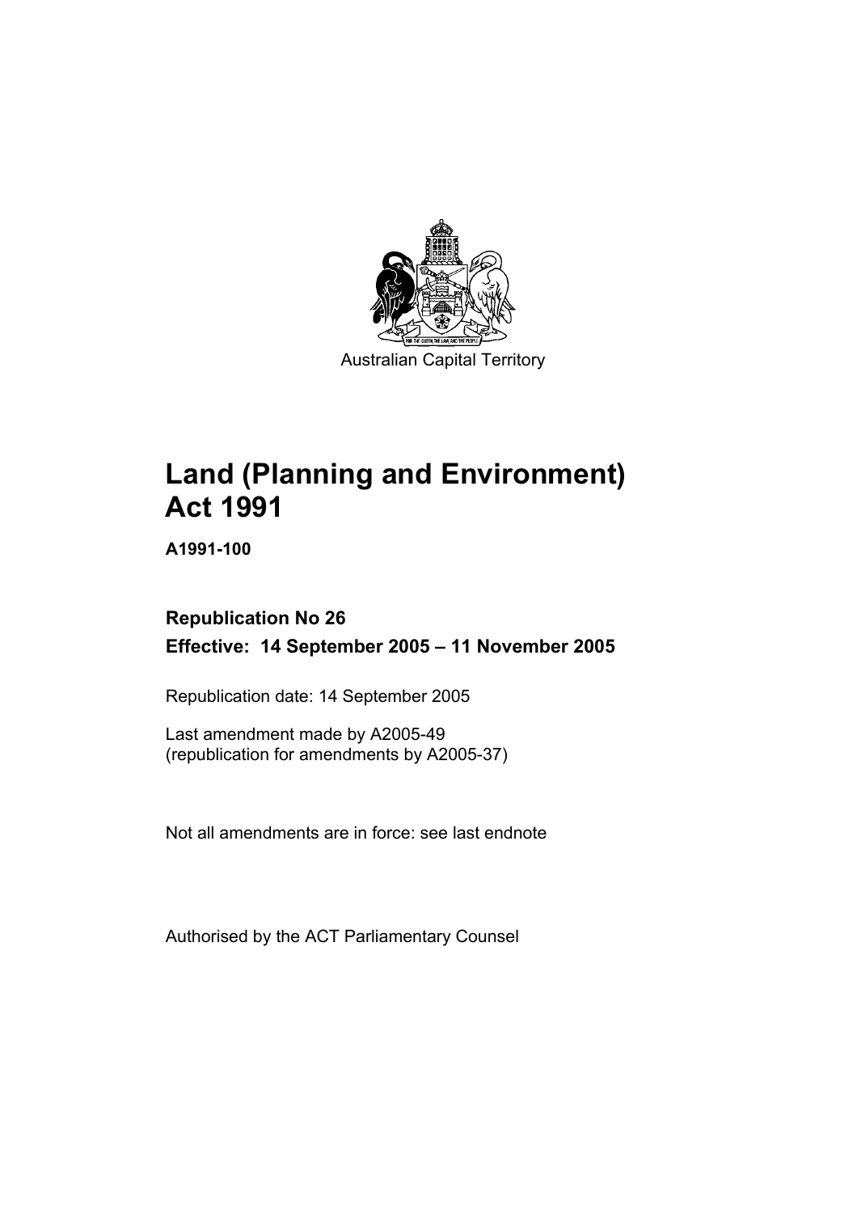Australian Capital Territory

# Land (Planning and Environment) Act 1991

**A1991-100**

**Republication No 26**

**Effective: 14 September 2005 – 11 November 2005**

Republication date: 14 September 2005

Last amendment made by A2005-49
(republication for amendments by A2005-37)

Not all amendments are in force: see last endnote

Authorised by the ACT Parliamentary Counsel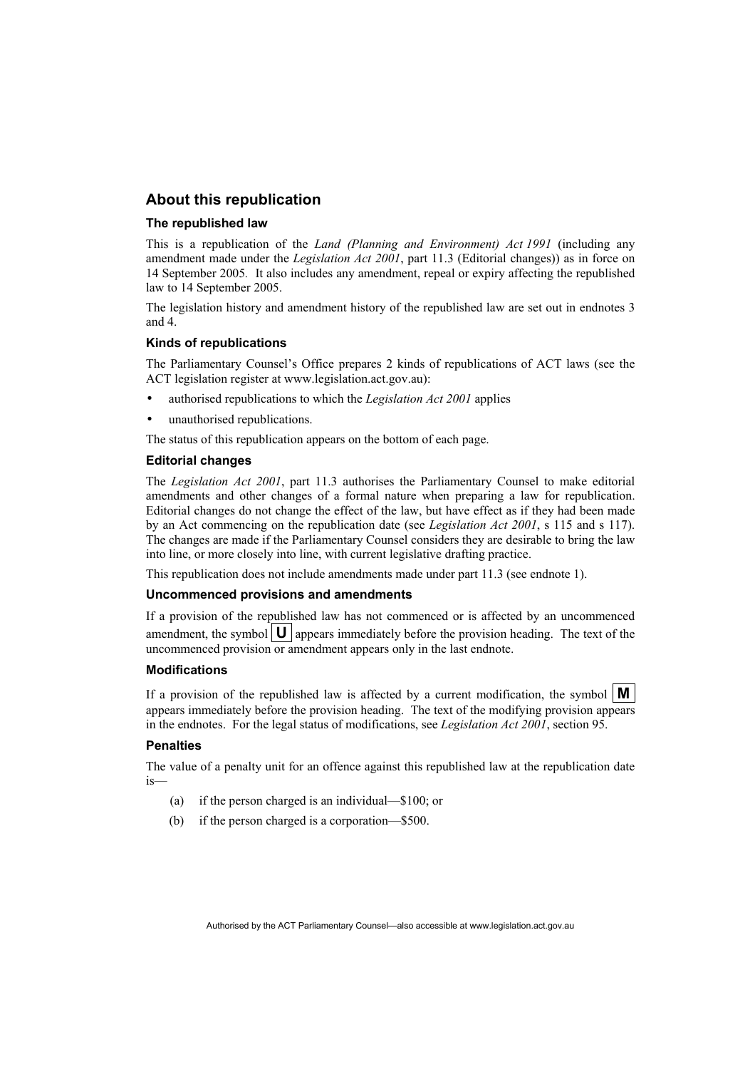## About this republication

### The republished law

This is a republication of the *Land (Planning and Environment) Act 1991* (including any amendment made under the *Legislation Act 2001*, part 11.3 (Editorial changes)) as in force on 14 September 2005*.* It also includes any amendment, repeal or expiry affecting the republished law to 14 September 2005.

The legislation history and amendment history of the republished law are set out in endnotes 3 and 4.

### Kinds of republications

The Parliamentary Counsel's Office prepares 2 kinds of republications of ACT laws (see the ACT legislation register at www.legislation.act.gov.au):

- authorised republications to which the *Legislation Act 2001* applies
- unauthorised republications.

The status of this republication appears on the bottom of each page.

### Editorial changes

The *Legislation Act 2001*, part 11.3 authorises the Parliamentary Counsel to make editorial amendments and other changes of a formal nature when preparing a law for republication. Editorial changes do not change the effect of the law, but have effect as if they had been made by an Act commencing on the republication date (see *Legislation Act 2001*, s 115 and s 117). The changes are made if the Parliamentary Counsel considers they are desirable to bring the law into line, or more closely into line, with current legislative drafting practice.

This republication does not include amendments made under part 11.3 (see endnote 1).

### Uncommenced provisions and amendments

If a provision of the republished law has not commenced or is affected by an uncommenced amendment, the symbol **U** appears immediately before the provision heading. The text of the uncommenced provision or amendment appears only in the last endnote.

### Modifications

If a provision of the republished law is affected by a current modification, the symbol **M** appears immediately before the provision heading. The text of the modifying provision appears in the endnotes. For the legal status of modifications, see *Legislation Act 2001*, section 95.

### Penalties

The value of a penalty unit for an offence against this republished law at the republication date is—

(a) if the person charged is an individual—$100; or

(b) if the person charged is a corporation—$500.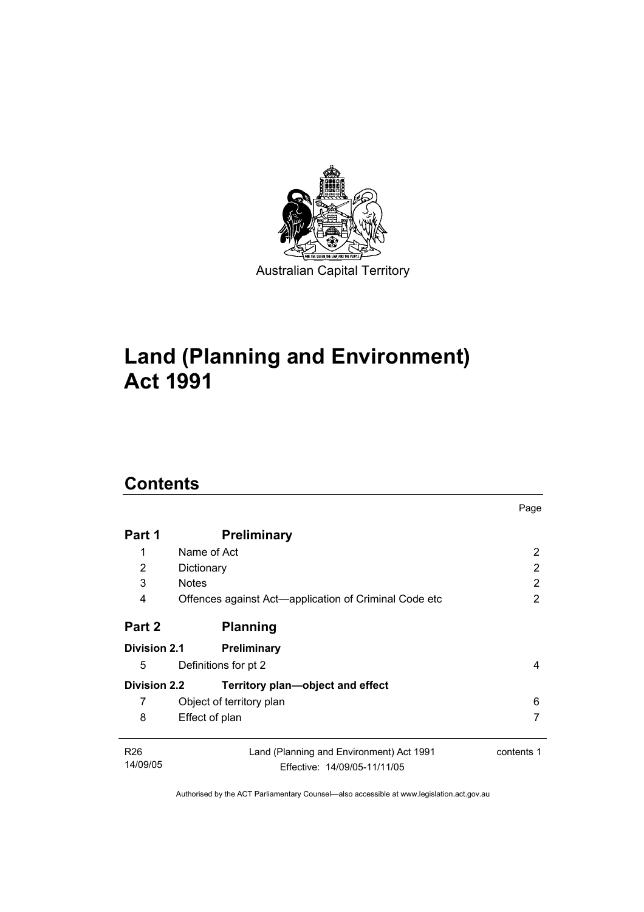Australian Capital Territory

# Land (Planning and Environment) Act 1991

## Contents

| | | Page |
|---|---|---|
| **Part 1** | **Preliminary** | |
| 1 | Name of Act | 2 |
| 2 | Dictionary | 2 |
| 3 | Notes | 2 |
| 4 | Offences against Act—application of Criminal Code etc | 2 |
| **Part 2** | **Planning** | |
| **Division 2.1** | **Preliminary** | |
| 5 | Definitions for pt 2 | 4 |
| **Division 2.2** | **Territory plan—object and effect** | |
| 7 | Object of territory plan | 6 |
| 8 | Effect of plan | 7 |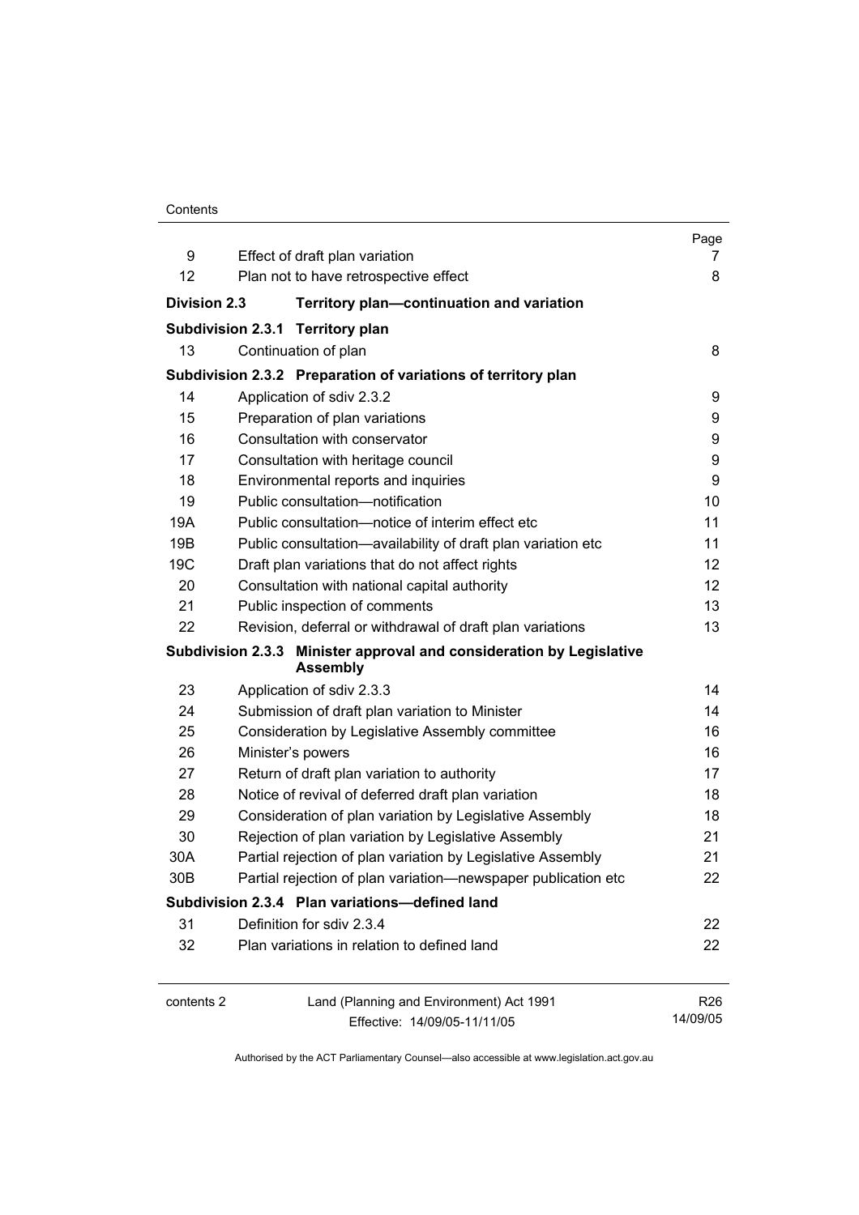| | | Page |
|---|---|---|
| 9 | Effect of draft plan variation | 7 |
| 12 | Plan not to have retrospective effect | 8 |
| **Division 2.3** | **Territory plan—continuation and variation** | |
| **Subdivision 2.3.1** | **Territory plan** | |
| 13 | Continuation of plan | 8 |
| **Subdivision 2.3.2** | **Preparation of variations of territory plan** | |
| 14 | Application of sdiv 2.3.2 | 9 |
| 15 | Preparation of plan variations | 9 |
| 16 | Consultation with conservator | 9 |
| 17 | Consultation with heritage council | 9 |
| 18 | Environmental reports and inquiries | 9 |
| 19 | Public consultation—notification | 10 |
| 19A | Public consultation—notice of interim effect etc | 11 |
| 19B | Public consultation—availability of draft plan variation etc | 11 |
| 19C | Draft plan variations that do not affect rights | 12 |
| 20 | Consultation with national capital authority | 12 |
| 21 | Public inspection of comments | 13 |
| 22 | Revision, deferral or withdrawal of draft plan variations | 13 |
| **Subdivision 2.3.3** | **Minister approval and consideration by Legislative Assembly** | |
| 23 | Application of sdiv 2.3.3 | 14 |
| 24 | Submission of draft plan variation to Minister | 14 |
| 25 | Consideration by Legislative Assembly committee | 16 |
| 26 | Minister's powers | 16 |
| 27 | Return of draft plan variation to authority | 17 |
| 28 | Notice of revival of deferred draft plan variation | 18 |
| 29 | Consideration of plan variation by Legislative Assembly | 18 |
| 30 | Rejection of plan variation by Legislative Assembly | 21 |
| 30A | Partial rejection of plan variation by Legislative Assembly | 21 |
| 30B | Partial rejection of plan variation—newspaper publication etc | 22 |
| **Subdivision 2.3.4** | **Plan variations—defined land** | |
| 31 | Definition for sdiv 2.3.4 | 22 |
| 32 | Plan variations in relation to defined land | 22 |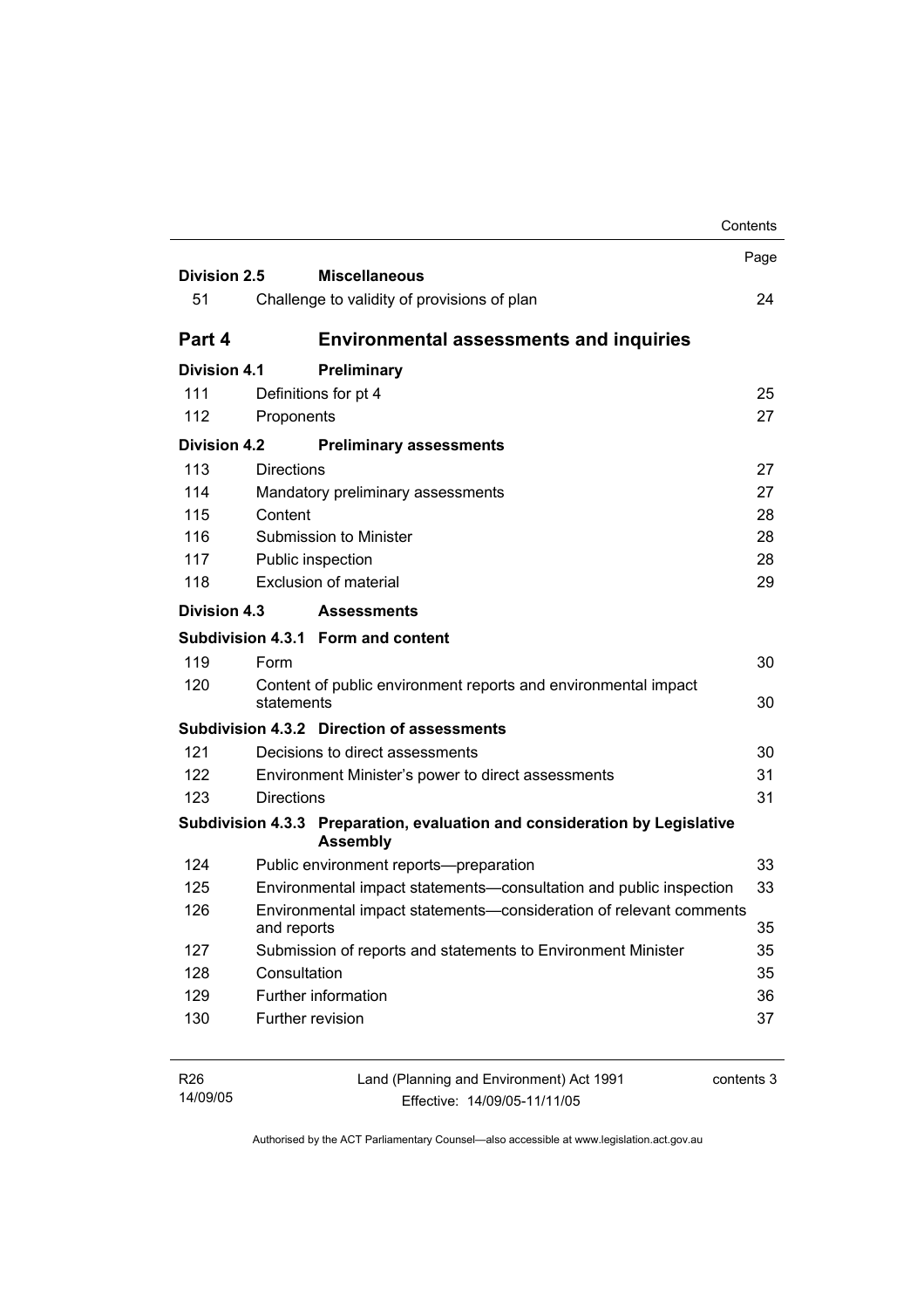| | | Page |
|---|---|---|
| **Division 2.5** | **Miscellaneous** | |
| 51 | Challenge to validity of provisions of plan | 24 |
| **Part 4** | **Environmental assessments and inquiries** | |
| **Division 4.1** | **Preliminary** | |
| 111 | Definitions for pt 4 | 25 |
| 112 | Proponents | 27 |
| **Division 4.2** | **Preliminary assessments** | |
| 113 | Directions | 27 |
| 114 | Mandatory preliminary assessments | 27 |
| 115 | Content | 28 |
| 116 | Submission to Minister | 28 |
| 117 | Public inspection | 28 |
| 118 | Exclusion of material | 29 |
| **Division 4.3** | **Assessments** | |
| **Subdivision 4.3.1** | **Form and content** | |
| 119 | Form | 30 |
| 120 | Content of public environment reports and environmental impact statements | 30 |
| **Subdivision 4.3.2** | **Direction of assessments** | |
| 121 | Decisions to direct assessments | 30 |
| 122 | Environment Minister's power to direct assessments | 31 |
| 123 | Directions | 31 |
| **Subdivision 4.3.3** | **Preparation, evaluation and consideration by Legislative Assembly** | |
| 124 | Public environment reports—preparation | 33 |
| 125 | Environmental impact statements—consultation and public inspection | 33 |
| 126 | Environmental impact statements—consideration of relevant comments and reports | 35 |
| 127 | Submission of reports and statements to Environment Minister | 35 |
| 128 | Consultation | 35 |
| 129 | Further information | 36 |
| 130 | Further revision | 37 |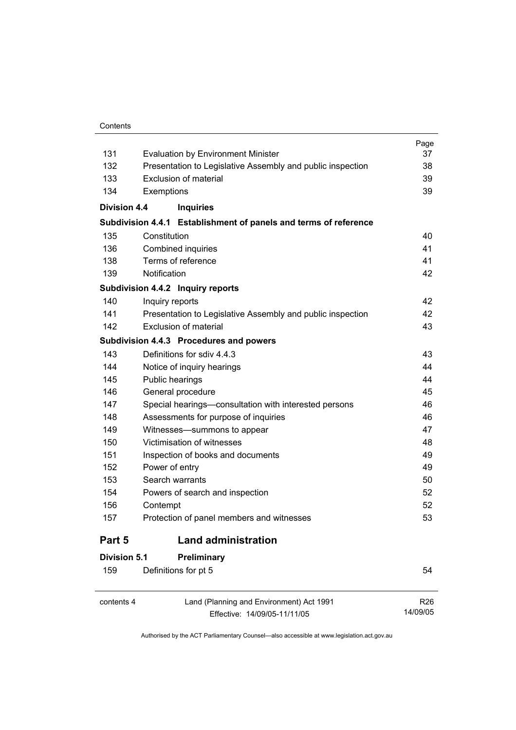| | | Page |
|---|---|---|
| 131 | Evaluation by Environment Minister | 37 |
| 132 | Presentation to Legislative Assembly and public inspection | 38 |
| 133 | Exclusion of material | 39 |
| 134 | Exemptions | 39 |
| **Division 4.4** | **Inquiries** | |
| **Subdivision 4.4.1** | **Establishment of panels and terms of reference** | |
| 135 | Constitution | 40 |
| 136 | Combined inquiries | 41 |
| 138 | Terms of reference | 41 |
| 139 | Notification | 42 |
| **Subdivision 4.4.2** | **Inquiry reports** | |
| 140 | Inquiry reports | 42 |
| 141 | Presentation to Legislative Assembly and public inspection | 42 |
| 142 | Exclusion of material | 43 |
| **Subdivision 4.4.3** | **Procedures and powers** | |
| 143 | Definitions for sdiv 4.4.3 | 43 |
| 144 | Notice of inquiry hearings | 44 |
| 145 | Public hearings | 44 |
| 146 | General procedure | 45 |
| 147 | Special hearings—consultation with interested persons | 46 |
| 148 | Assessments for purpose of inquiries | 46 |
| 149 | Witnesses—summons to appear | 47 |
| 150 | Victimisation of witnesses | 48 |
| 151 | Inspection of books and documents | 49 |
| 152 | Power of entry | 49 |
| 153 | Search warrants | 50 |
| 154 | Powers of search and inspection | 52 |
| 156 | Contempt | 52 |
| 157 | Protection of panel members and witnesses | 53 |
| **Part 5** | **Land administration** | |
| **Division 5.1** | **Preliminary** | |
| 159 | Definitions for pt 5 | 54 |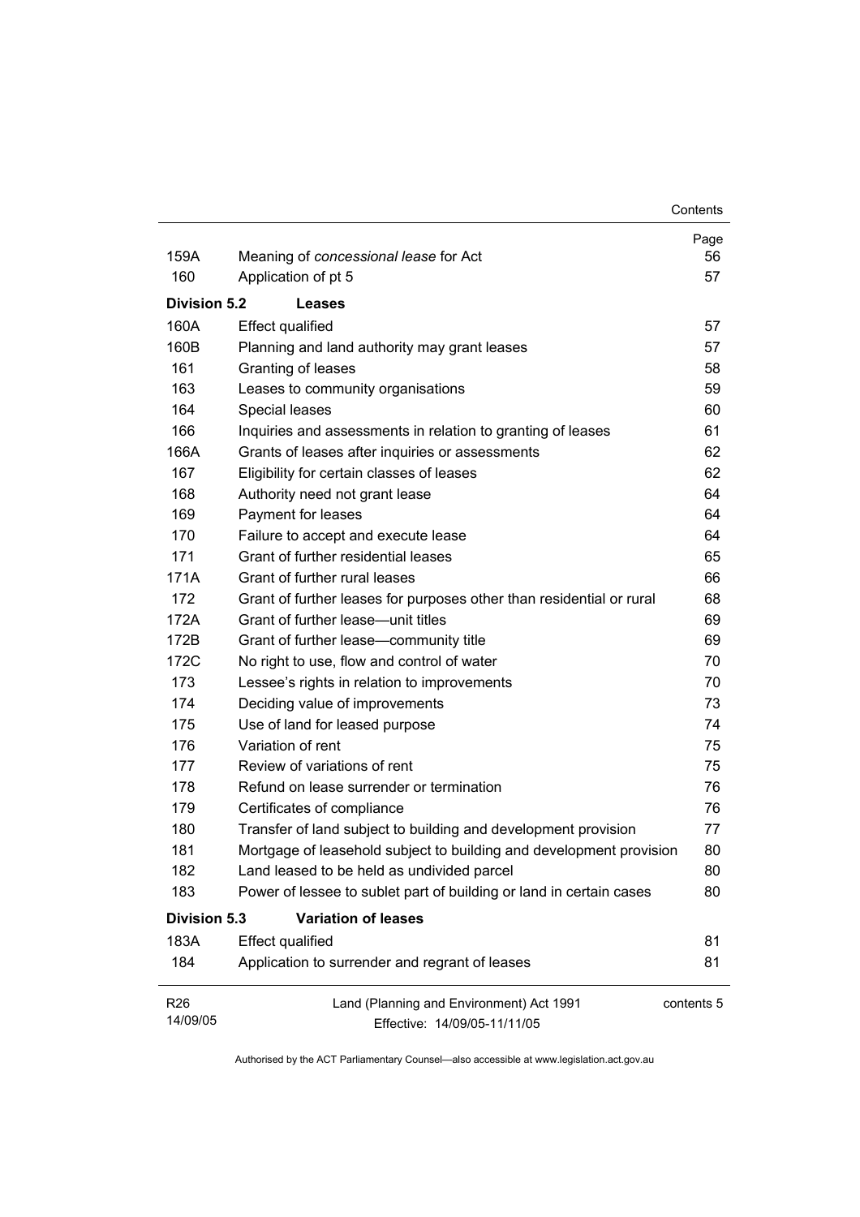| | | Page |
|---|---|---|
| 159A | Meaning of *concessional lease* for Act | 56 |
| 160 | Application of pt 5 | 57 |
| **Division 5.2** | **Leases** | |
| 160A | Effect qualified | 57 |
| 160B | Planning and land authority may grant leases | 57 |
| 161 | Granting of leases | 58 |
| 163 | Leases to community organisations | 59 |
| 164 | Special leases | 60 |
| 166 | Inquiries and assessments in relation to granting of leases | 61 |
| 166A | Grants of leases after inquiries or assessments | 62 |
| 167 | Eligibility for certain classes of leases | 62 |
| 168 | Authority need not grant lease | 64 |
| 169 | Payment for leases | 64 |
| 170 | Failure to accept and execute lease | 64 |
| 171 | Grant of further residential leases | 65 |
| 171A | Grant of further rural leases | 66 |
| 172 | Grant of further leases for purposes other than residential or rural | 68 |
| 172A | Grant of further lease—unit titles | 69 |
| 172B | Grant of further lease—community title | 69 |
| 172C | No right to use, flow and control of water | 70 |
| 173 | Lessee's rights in relation to improvements | 70 |
| 174 | Deciding value of improvements | 73 |
| 175 | Use of land for leased purpose | 74 |
| 176 | Variation of rent | 75 |
| 177 | Review of variations of rent | 75 |
| 178 | Refund on lease surrender or termination | 76 |
| 179 | Certificates of compliance | 76 |
| 180 | Transfer of land subject to building and development provision | 77 |
| 181 | Mortgage of leasehold subject to building and development provision | 80 |
| 182 | Land leased to be held as undivided parcel | 80 |
| 183 | Power of lessee to sublet part of building or land in certain cases | 80 |
| **Division 5.3** | **Variation of leases** | |
| 183A | Effect qualified | 81 |
| 184 | Application to surrender and regrant of leases | 81 |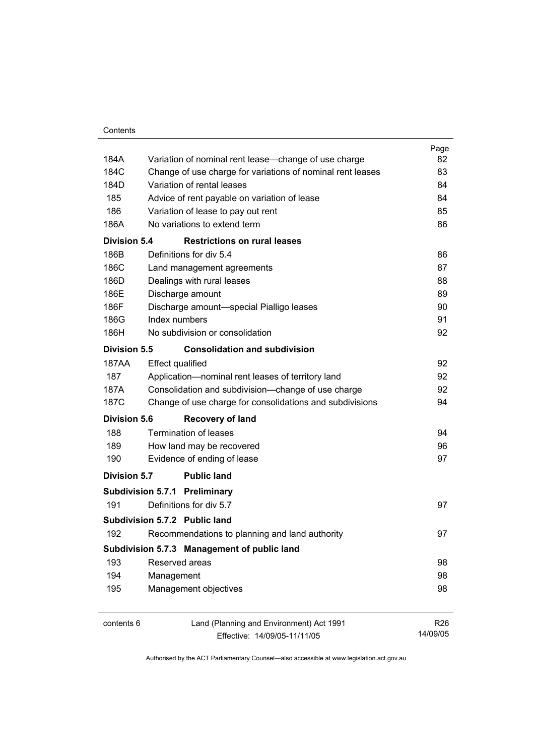| | | Page |
|---|---|---|
| 184A | Variation of nominal rent lease—change of use charge | 82 |
| 184C | Change of use charge for variations of nominal rent leases | 83 |
| 184D | Variation of rental leases | 84 |
| 185 | Advice of rent payable on variation of lease | 84 |
| 186 | Variation of lease to pay out rent | 85 |
| 186A | No variations to extend term | 86 |
| **Division 5.4** | **Restrictions on rural leases** | |
| 186B | Definitions for div 5.4 | 86 |
| 186C | Land management agreements | 87 |
| 186D | Dealings with rural leases | 88 |
| 186E | Discharge amount | 89 |
| 186F | Discharge amount—special Pialligo leases | 90 |
| 186G | Index numbers | 91 |
| 186H | No subdivision or consolidation | 92 |
| **Division 5.5** | **Consolidation and subdivision** | |
| 187AA | Effect qualified | 92 |
| 187 | Application—nominal rent leases of territory land | 92 |
| 187A | Consolidation and subdivision—change of use charge | 92 |
| 187C | Change of use charge for consolidations and subdivisions | 94 |
| **Division 5.6** | **Recovery of land** | |
| 188 | Termination of leases | 94 |
| 189 | How land may be recovered | 96 |
| 190 | Evidence of ending of lease | 97 |
| **Division 5.7** | **Public land** | |
| **Subdivision 5.7.1** | **Preliminary** | |
| 191 | Definitions for div 5.7 | 97 |
| **Subdivision 5.7.2** | **Public land** | |
| 192 | Recommendations to planning and land authority | 97 |
| **Subdivision 5.7.3** | **Management of public land** | |
| 193 | Reserved areas | 98 |
| 194 | Management | 98 |
| 195 | Management objectives | 98 |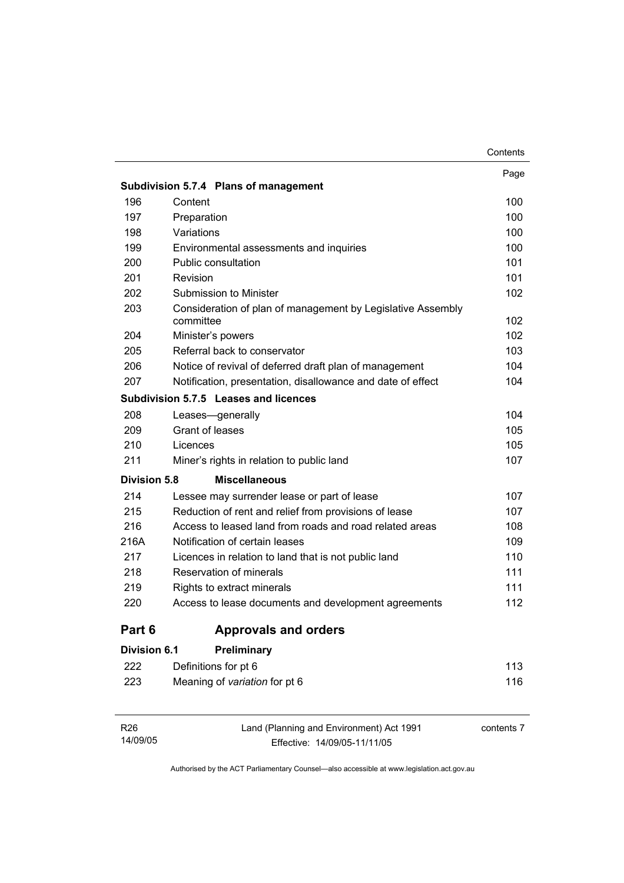| | | Page |
|---|---|---|
| **Subdivision 5.7.4** | **Plans of management** | |
| 196 | Content | 100 |
| 197 | Preparation | 100 |
| 198 | Variations | 100 |
| 199 | Environmental assessments and inquiries | 100 |
| 200 | Public consultation | 101 |
| 201 | Revision | 101 |
| 202 | Submission to Minister | 102 |
| 203 | Consideration of plan of management by Legislative Assembly committee | 102 |
| 204 | Minister's powers | 102 |
| 205 | Referral back to conservator | 103 |
| 206 | Notice of revival of deferred draft plan of management | 104 |
| 207 | Notification, presentation, disallowance and date of effect | 104 |
| **Subdivision 5.7.5** | **Leases and licences** | |
| 208 | Leases—generally | 104 |
| 209 | Grant of leases | 105 |
| 210 | Licences | 105 |
| 211 | Miner's rights in relation to public land | 107 |
| **Division 5.8** | **Miscellaneous** | |
| 214 | Lessee may surrender lease or part of lease | 107 |
| 215 | Reduction of rent and relief from provisions of lease | 107 |
| 216 | Access to leased land from roads and road related areas | 108 |
| 216A | Notification of certain leases | 109 |
| 217 | Licences in relation to land that is not public land | 110 |
| 218 | Reservation of minerals | 111 |
| 219 | Rights to extract minerals | 111 |
| 220 | Access to lease documents and development agreements | 112 |

## Part 6 Approvals and orders

| | | |
|---|---|---|
| **Division 6.1** | **Preliminary** | |
| 222 | Definitions for pt 6 | 113 |
| 223 | Meaning of *variation* for pt 6 | 116 |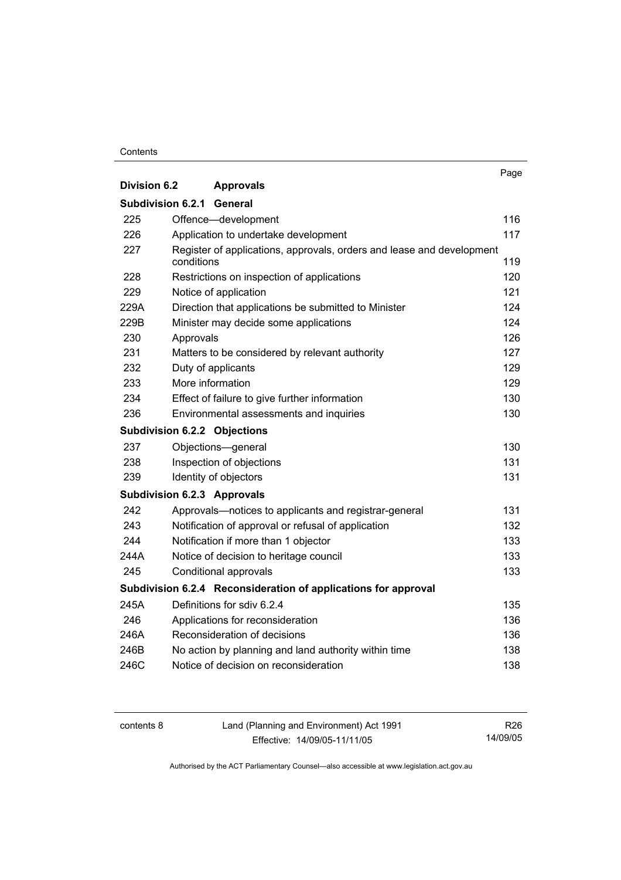| | | Page |
|---|---|---|
| **Division 6.2** | **Approvals** | |
| **Subdivision 6.2.1** | **General** | |
| 225 | Offence—development | 116 |
| 226 | Application to undertake development | 117 |
| 227 | Register of applications, approvals, orders and lease and development conditions | 119 |
| 228 | Restrictions on inspection of applications | 120 |
| 229 | Notice of application | 121 |
| 229A | Direction that applications be submitted to Minister | 124 |
| 229B | Minister may decide some applications | 124 |
| 230 | Approvals | 126 |
| 231 | Matters to be considered by relevant authority | 127 |
| 232 | Duty of applicants | 129 |
| 233 | More information | 129 |
| 234 | Effect of failure to give further information | 130 |
| 236 | Environmental assessments and inquiries | 130 |
| **Subdivision 6.2.2** | **Objections** | |
| 237 | Objections—general | 130 |
| 238 | Inspection of objections | 131 |
| 239 | Identity of objectors | 131 |
| **Subdivision 6.2.3** | **Approvals** | |
| 242 | Approvals—notices to applicants and registrar-general | 131 |
| 243 | Notification of approval or refusal of application | 132 |
| 244 | Notification if more than 1 objector | 133 |
| 244A | Notice of decision to heritage council | 133 |
| 245 | Conditional approvals | 133 |
| **Subdivision 6.2.4** | **Reconsideration of applications for approval** | |
| 245A | Definitions for sdiv 6.2.4 | 135 |
| 246 | Applications for reconsideration | 136 |
| 246A | Reconsideration of decisions | 136 |
| 246B | No action by planning and land authority within time | 138 |
| 246C | Notice of decision on reconsideration | 138 |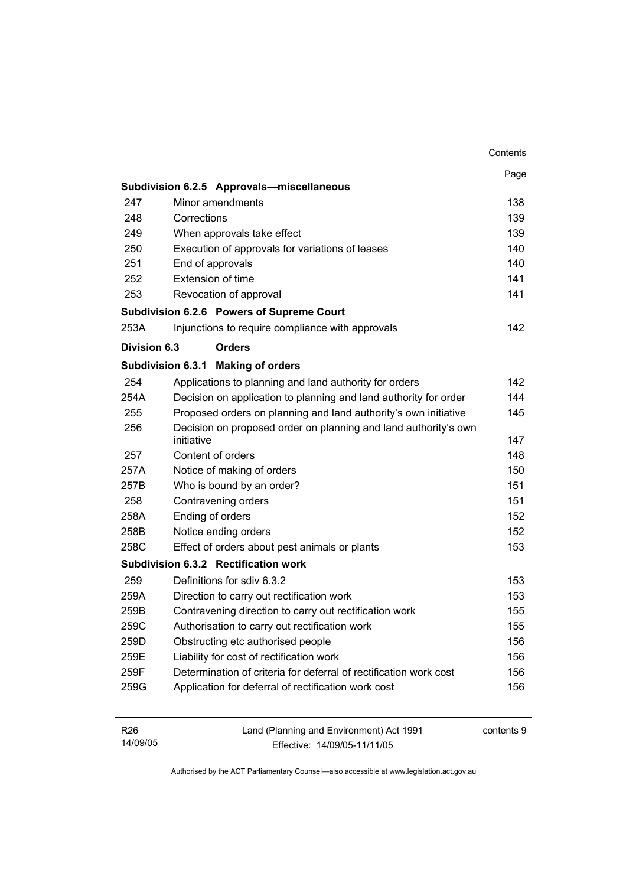| | | Page |
|---|---|---|
| **Subdivision 6.2.5** | **Approvals—miscellaneous** | |
| 247 | Minor amendments | 138 |
| 248 | Corrections | 139 |
| 249 | When approvals take effect | 139 |
| 250 | Execution of approvals for variations of leases | 140 |
| 251 | End of approvals | 140 |
| 252 | Extension of time | 141 |
| 253 | Revocation of approval | 141 |
| **Subdivision 6.2.6** | **Powers of Supreme Court** | |
| 253A | Injunctions to require compliance with approvals | 142 |
| **Division 6.3** | **Orders** | |
| **Subdivision 6.3.1** | **Making of orders** | |
| 254 | Applications to planning and land authority for orders | 142 |
| 254A | Decision on application to planning and land authority for order | 144 |
| 255 | Proposed orders on planning and land authority's own initiative | 145 |
| 256 | Decision on proposed order on planning and land authority's own initiative | 147 |
| 257 | Content of orders | 148 |
| 257A | Notice of making of orders | 150 |
| 257B | Who is bound by an order? | 151 |
| 258 | Contravening orders | 151 |
| 258A | Ending of orders | 152 |
| 258B | Notice ending orders | 152 |
| 258C | Effect of orders about pest animals or plants | 153 |
| **Subdivision 6.3.2** | **Rectification work** | |
| 259 | Definitions for sdiv 6.3.2 | 153 |
| 259A | Direction to carry out rectification work | 153 |
| 259B | Contravening direction to carry out rectification work | 155 |
| 259C | Authorisation to carry out rectification work | 155 |
| 259D | Obstructing etc authorised people | 156 |
| 259E | Liability for cost of rectification work | 156 |
| 259F | Determination of criteria for deferral of rectification work cost | 156 |
| 259G | Application for deferral of rectification work cost | 156 |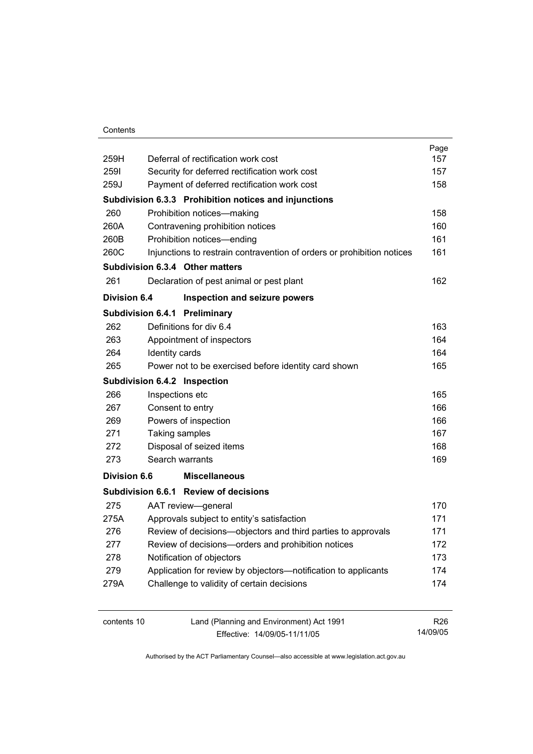| | | Page |
|---|---|---|
| 259H | Deferral of rectification work cost | 157 |
| 259I | Security for deferred rectification work cost | 157 |
| 259J | Payment of deferred rectification work cost | 158 |
| **Subdivision 6.3.3** | **Prohibition notices and injunctions** | |
| 260 | Prohibition notices—making | 158 |
| 260A | Contravening prohibition notices | 160 |
| 260B | Prohibition notices—ending | 161 |
| 260C | Injunctions to restrain contravention of orders or prohibition notices | 161 |
| **Subdivision 6.3.4** | **Other matters** | |
| 261 | Declaration of pest animal or pest plant | 162 |
| **Division 6.4** | **Inspection and seizure powers** | |
| **Subdivision 6.4.1** | **Preliminary** | |
| 262 | Definitions for div 6.4 | 163 |
| 263 | Appointment of inspectors | 164 |
| 264 | Identity cards | 164 |
| 265 | Power not to be exercised before identity card shown | 165 |
| **Subdivision 6.4.2** | **Inspection** | |
| 266 | Inspections etc | 165 |
| 267 | Consent to entry | 166 |
| 269 | Powers of inspection | 166 |
| 271 | Taking samples | 167 |
| 272 | Disposal of seized items | 168 |
| 273 | Search warrants | 169 |
| **Division 6.6** | **Miscellaneous** | |
| **Subdivision 6.6.1** | **Review of decisions** | |
| 275 | AAT review—general | 170 |
| 275A | Approvals subject to entity's satisfaction | 171 |
| 276 | Review of decisions—objectors and third parties to approvals | 171 |
| 277 | Review of decisions—orders and prohibition notices | 172 |
| 278 | Notification of objectors | 173 |
| 279 | Application for review by objectors—notification to applicants | 174 |
| 279A | Challenge to validity of certain decisions | 174 |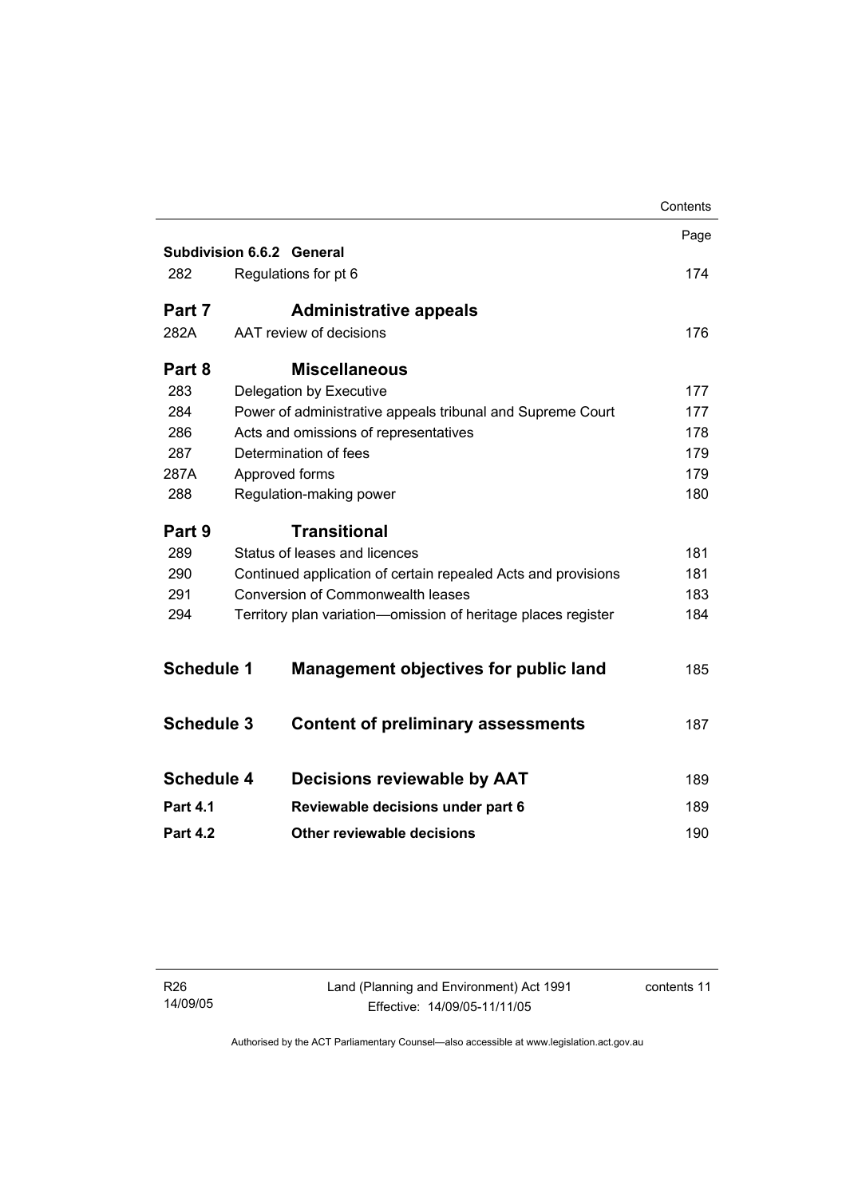| | | Page |
|---|---|---|
| **Subdivision 6.6.2** | **General** | |
| 282 | Regulations for pt 6 | 174 |
| **Part 7** | **Administrative appeals** | |
| 282A | AAT review of decisions | 176 |
| **Part 8** | **Miscellaneous** | |
| 283 | Delegation by Executive | 177 |
| 284 | Power of administrative appeals tribunal and Supreme Court | 177 |
| 286 | Acts and omissions of representatives | 178 |
| 287 | Determination of fees | 179 |
| 287A | Approved forms | 179 |
| 288 | Regulation-making power | 180 |
| **Part 9** | **Transitional** | |
| 289 | Status of leases and licences | 181 |
| 290 | Continued application of certain repealed Acts and provisions | 181 |
| 291 | Conversion of Commonwealth leases | 183 |
| 294 | Territory plan variation—omission of heritage places register | 184 |
| **Schedule 1** | **Management objectives for public land** | 185 |
| **Schedule 3** | **Content of preliminary assessments** | 187 |
| **Schedule 4** | **Decisions reviewable by AAT** | 189 |
| **Part 4.1** | **Reviewable decisions under part 6** | 189 |
| **Part 4.2** | **Other reviewable decisions** | 190 |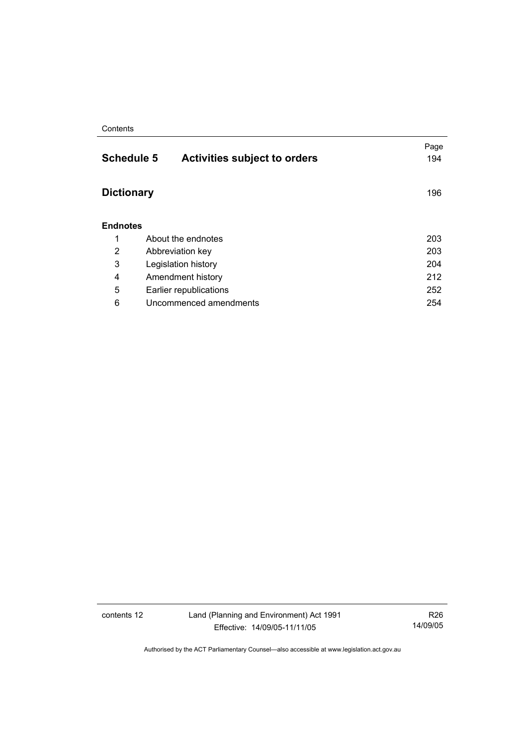| | | Page |
|---|---|---|
| **Schedule 5** | **Activities subject to orders** | 194 |
| **Dictionary** | | 196 |
| **Endnotes** | | |
| 1 | About the endnotes | 203 |
| 2 | Abbreviation key | 203 |
| 3 | Legislation history | 204 |
| 4 | Amendment history | 212 |
| 5 | Earlier republications | 252 |
| 6 | Uncommenced amendments | 254 |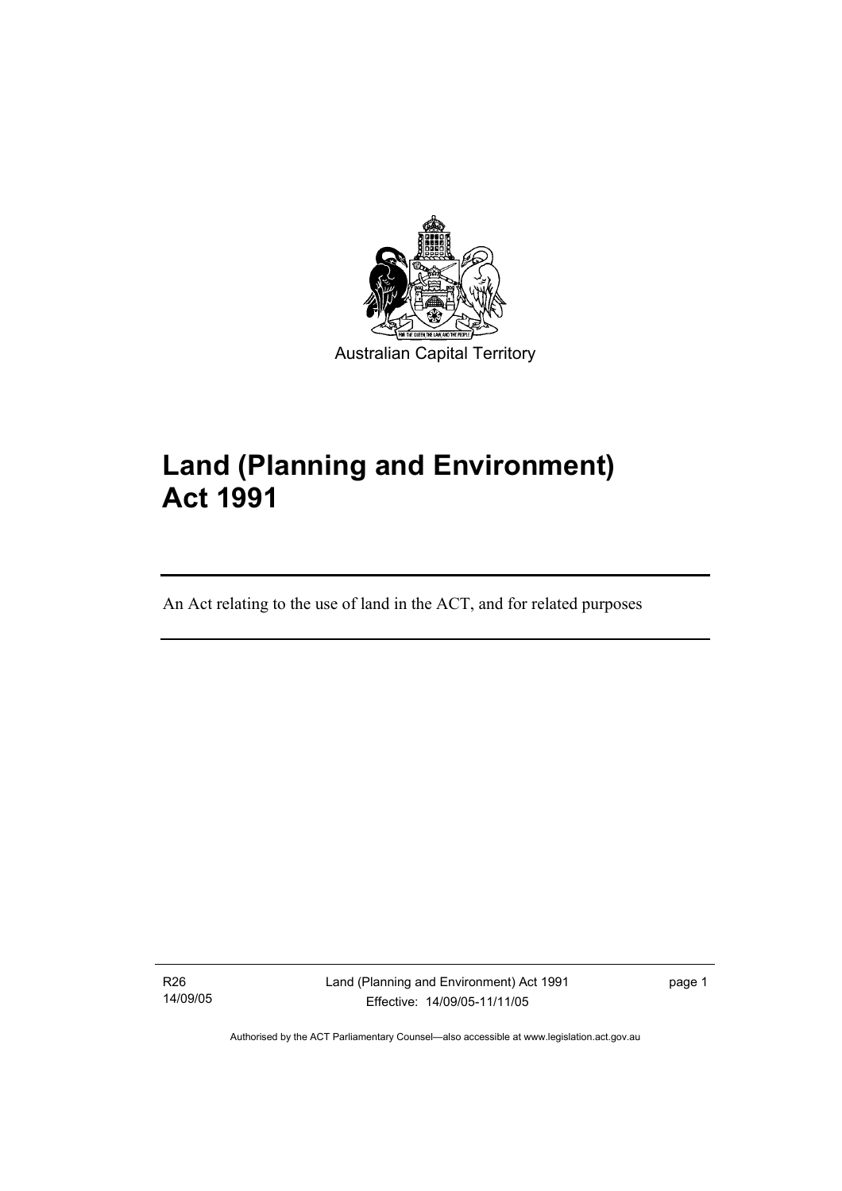Australian Capital Territory

# Land (Planning and Environment) Act 1991

An Act relating to the use of land in the ACT, and for related purposes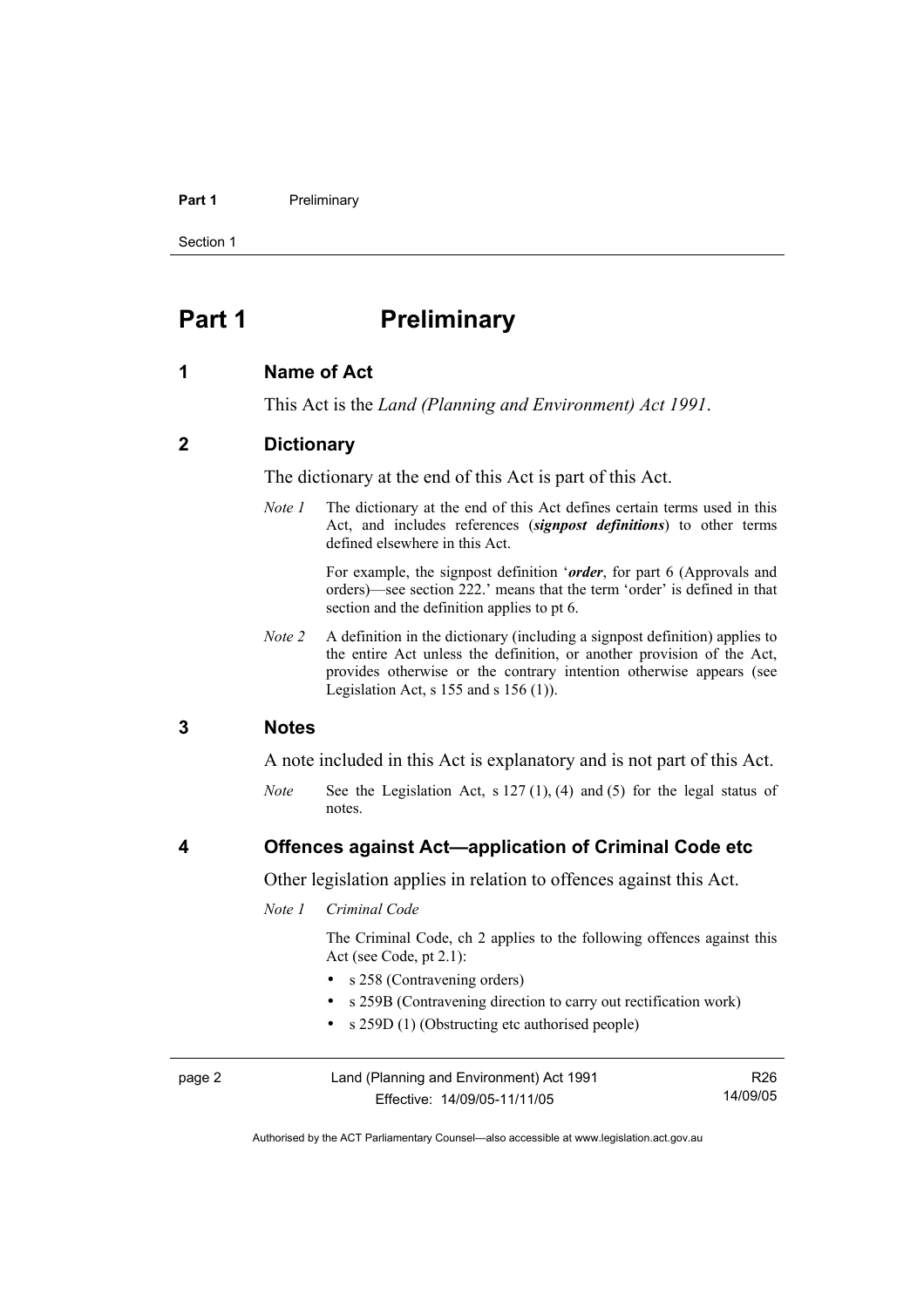# Part 1 Preliminary

## 1 Name of Act

This Act is the *Land (Planning and Environment) Act 1991*.

## 2 Dictionary

The dictionary at the end of this Act is part of this Act.

*Note 1* The dictionary at the end of this Act defines certain terms used in this Act, and includes references (***signpost definitions***) to other terms defined elsewhere in this Act.

For example, the signpost definition '***order***, for part 6 (Approvals and orders)—see section 222.' means that the term 'order' is defined in that section and the definition applies to pt 6.

*Note 2* A definition in the dictionary (including a signpost definition) applies to the entire Act unless the definition, or another provision of the Act, provides otherwise or the contrary intention otherwise appears (see Legislation Act, s 155 and s 156 (1)).

## 3 Notes

A note included in this Act is explanatory and is not part of this Act.

*Note* See the Legislation Act, s 127 (1), (4) and (5) for the legal status of notes.

## 4 Offences against Act—application of Criminal Code etc

Other legislation applies in relation to offences against this Act.

*Note 1* *Criminal Code*

The Criminal Code, ch 2 applies to the following offences against this Act (see Code, pt 2.1):

- s 258 (Contravening orders)
- s 259B (Contravening direction to carry out rectification work)
- s 259D (1) (Obstructing etc authorised people)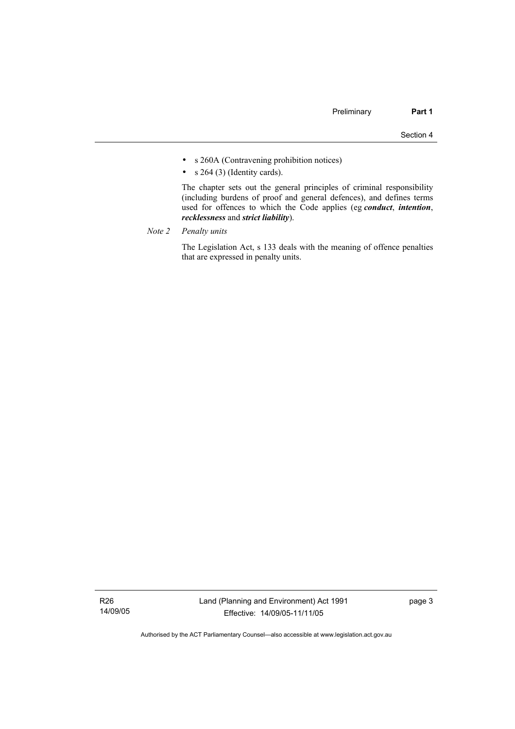- s 260A (Contravening prohibition notices)
- s 264 (3) (Identity cards).

The chapter sets out the general principles of criminal responsibility (including burdens of proof and general defences), and defines terms used for offences to which the Code applies (eg ***conduct***, ***intention***, ***recklessness*** and ***strict liability***).

*Note 2 Penalty units*

The Legislation Act, s 133 deals with the meaning of offence penalties that are expressed in penalty units.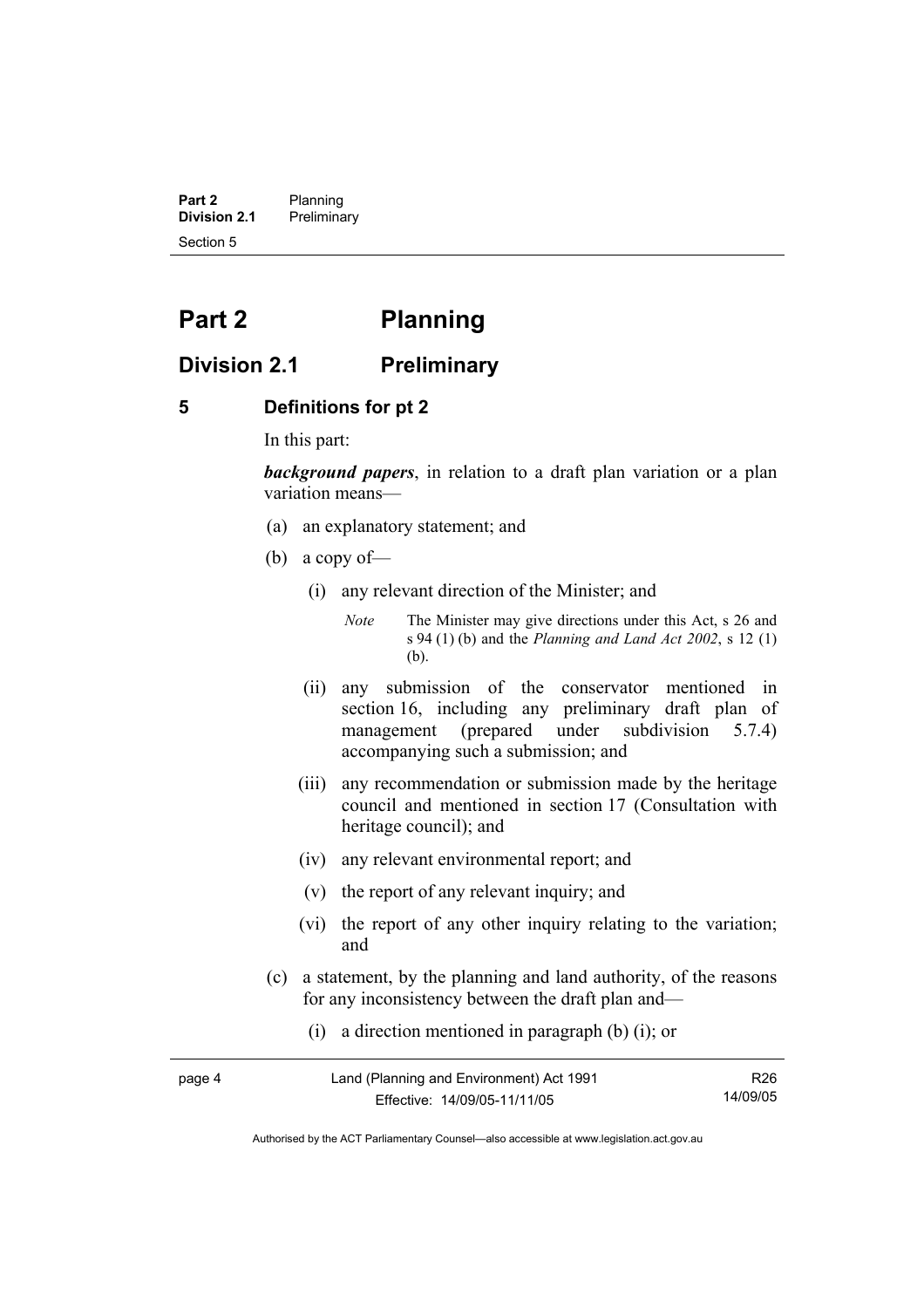# Part 2 Planning

## Division 2.1 Preliminary

### 5 Definitions for pt 2

In this part:

***background papers***, in relation to a draft plan variation or a plan variation means—

(a) an explanatory statement; and

(b) a copy of—

(i) any relevant direction of the Minister; and

*Note* The Minister may give directions under this Act, s 26 and s 94 (1) (b) and the *Planning and Land Act 2002*, s 12 (1) (b).

(ii) any submission of the conservator mentioned in section 16, including any preliminary draft plan of management (prepared under subdivision 5.7.4) accompanying such a submission; and

(iii) any recommendation or submission made by the heritage council and mentioned in section 17 (Consultation with heritage council); and

(iv) any relevant environmental report; and

(v) the report of any relevant inquiry; and

(vi) the report of any other inquiry relating to the variation; and

(c) a statement, by the planning and land authority, of the reasons for any inconsistency between the draft plan and—

(i) a direction mentioned in paragraph (b) (i); or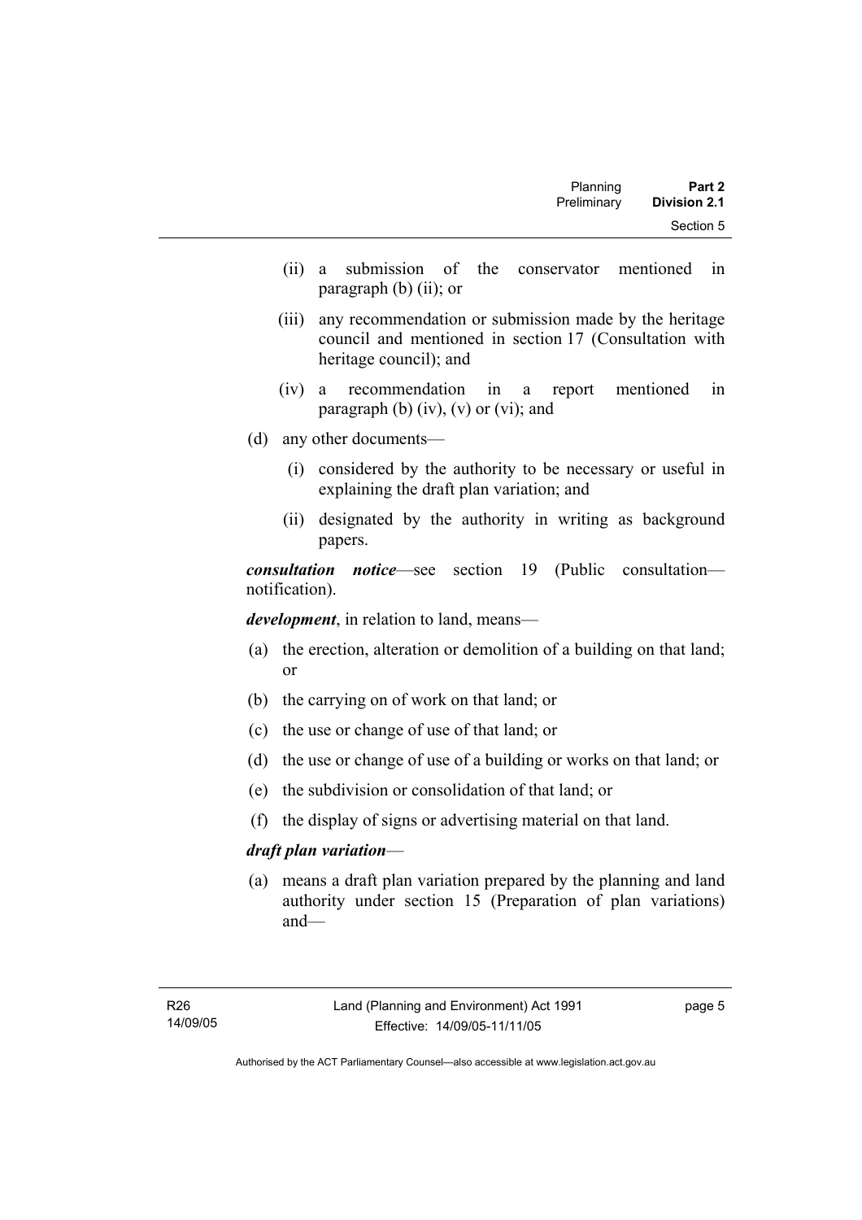(ii) a submission of the conservator mentioned in paragraph (b) (ii); or

(iii) any recommendation or submission made by the heritage council and mentioned in section 17 (Consultation with heritage council); and

(iv) a recommendation in a report mentioned in paragraph (b) (iv), (v) or (vi); and

(d) any other documents—

(i) considered by the authority to be necessary or useful in explaining the draft plan variation; and

(ii) designated by the authority in writing as background papers.

***consultation notice***—see section 19 (Public consultation—notification).

***development***, in relation to land, means—

(a) the erection, alteration or demolition of a building on that land; or

(b) the carrying on of work on that land; or

(c) the use or change of use of that land; or

(d) the use or change of use of a building or works on that land; or

(e) the subdivision or consolidation of that land; or

(f) the display of signs or advertising material on that land.

***draft plan variation***—

(a) means a draft plan variation prepared by the planning and land authority under section 15 (Preparation of plan variations) and—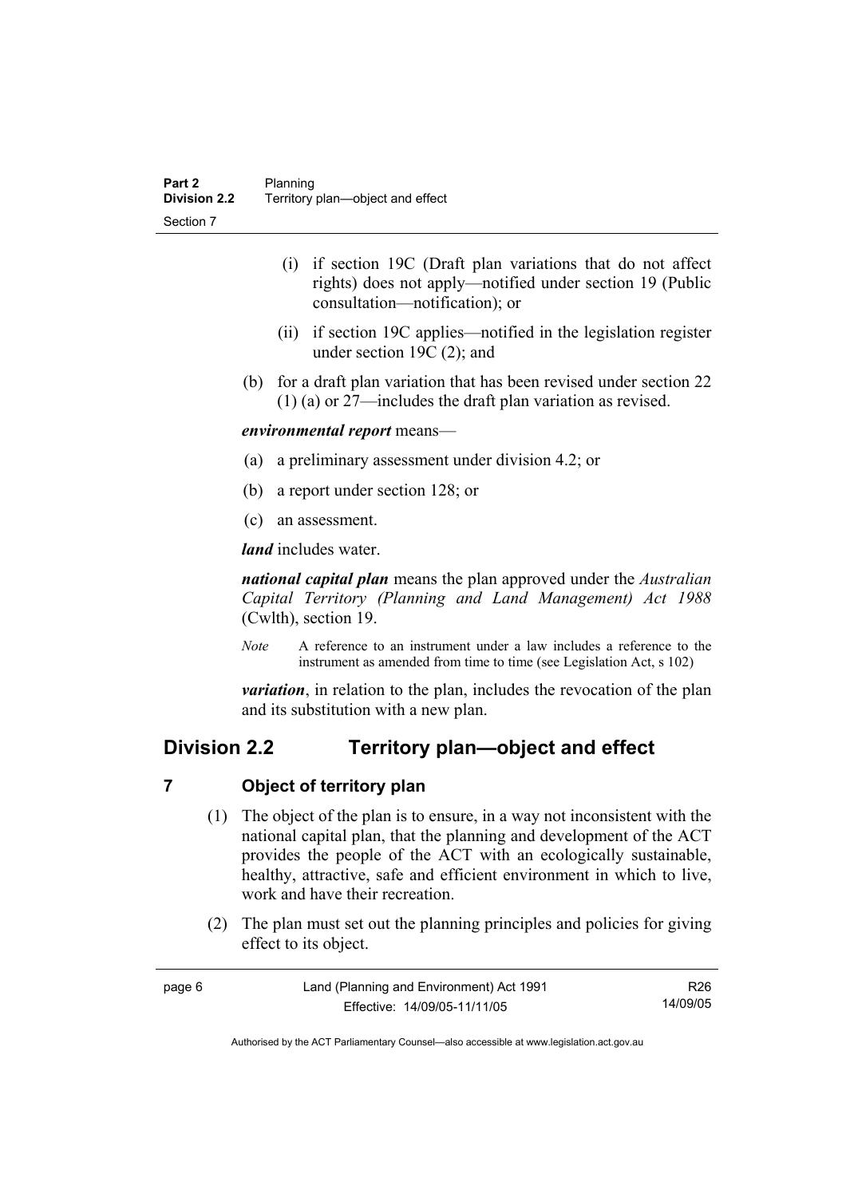(i) if section 19C (Draft plan variations that do not affect rights) does not apply—notified under section 19 (Public consultation—notification); or

(ii) if section 19C applies—notified in the legislation register under section 19C (2); and

(b) for a draft plan variation that has been revised under section 22 (1) (a) or 27—includes the draft plan variation as revised.

***environmental report*** means—

(a) a preliminary assessment under division 4.2; or

(b) a report under section 128; or

(c) an assessment.

***land*** includes water.

***national capital plan*** means the plan approved under the *Australian Capital Territory (Planning and Land Management) Act 1988* (Cwlth), section 19.

*Note* A reference to an instrument under a law includes a reference to the instrument as amended from time to time (see Legislation Act, s 102)

***variation***, in relation to the plan, includes the revocation of the plan and its substitution with a new plan.

## Division 2.2 Territory plan—object and effect

### 7 Object of territory plan

(1) The object of the plan is to ensure, in a way not inconsistent with the national capital plan, that the planning and development of the ACT provides the people of the ACT with an ecologically sustainable, healthy, attractive, safe and efficient environment in which to live, work and have their recreation.

(2) The plan must set out the planning principles and policies for giving effect to its object.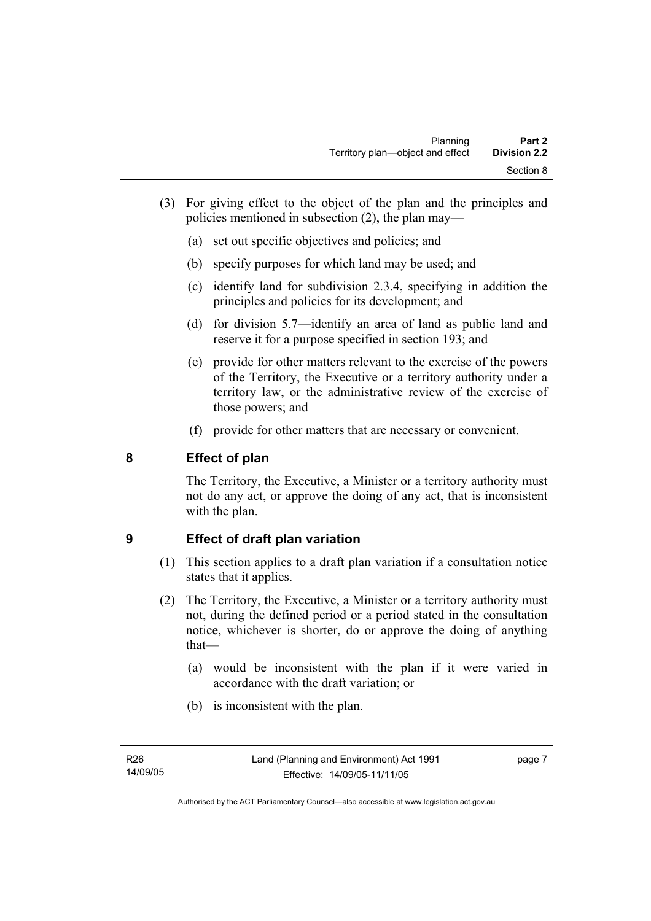(3) For giving effect to the object of the plan and the principles and policies mentioned in subsection (2), the plan may—

(a) set out specific objectives and policies; and

(b) specify purposes for which land may be used; and

(c) identify land for subdivision 2.3.4, specifying in addition the principles and policies for its development; and

(d) for division 5.7—identify an area of land as public land and reserve it for a purpose specified in section 193; and

(e) provide for other matters relevant to the exercise of the powers of the Territory, the Executive or a territory authority under a territory law, or the administrative review of the exercise of those powers; and

(f) provide for other matters that are necessary or convenient.

## 8 Effect of plan

The Territory, the Executive, a Minister or a territory authority must not do any act, or approve the doing of any act, that is inconsistent with the plan.

## 9 Effect of draft plan variation

(1) This section applies to a draft plan variation if a consultation notice states that it applies.

(2) The Territory, the Executive, a Minister or a territory authority must not, during the defined period or a period stated in the consultation notice, whichever is shorter, do or approve the doing of anything that—

(a) would be inconsistent with the plan if it were varied in accordance with the draft variation; or

(b) is inconsistent with the plan.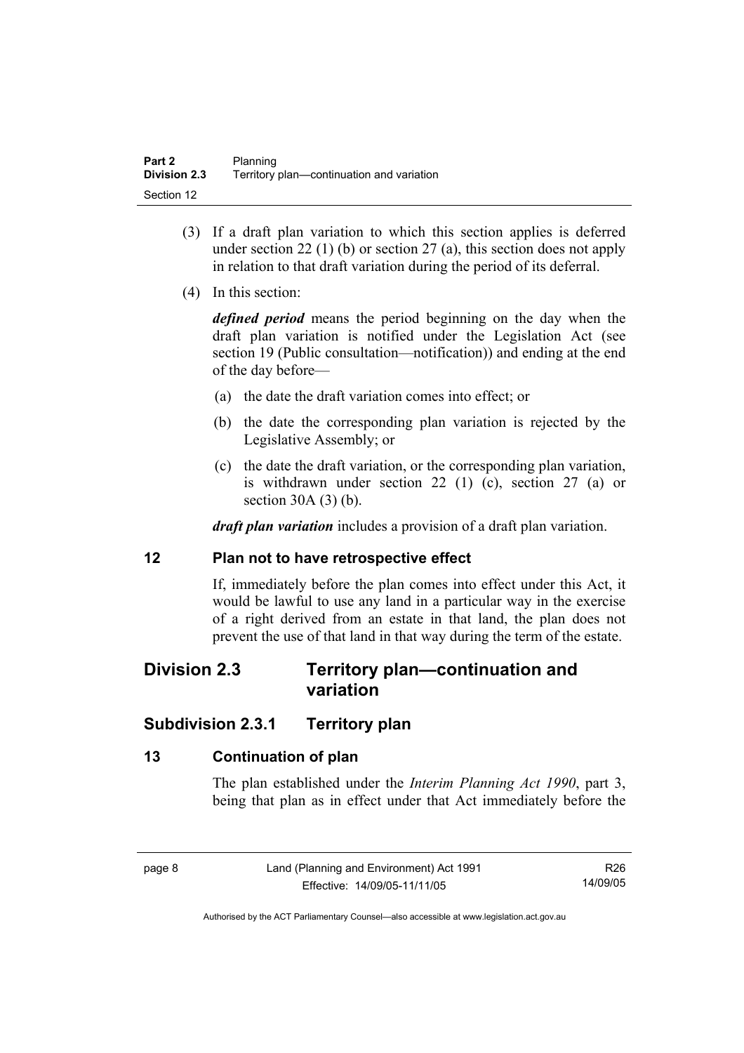(3) If a draft plan variation to which this section applies is deferred under section 22 (1) (b) or section 27 (a), this section does not apply in relation to that draft variation during the period of its deferral.

(4) In this section:

***defined period*** means the period beginning on the day when the draft plan variation is notified under the Legislation Act (see section 19 (Public consultation—notification)) and ending at the end of the day before—

(a) the date the draft variation comes into effect; or

(b) the date the corresponding plan variation is rejected by the Legislative Assembly; or

(c) the date the draft variation, or the corresponding plan variation, is withdrawn under section 22 (1) (c), section 27 (a) or section 30A (3) (b).

***draft plan variation*** includes a provision of a draft plan variation.

### 12 Plan not to have retrospective effect

If, immediately before the plan comes into effect under this Act, it would be lawful to use any land in a particular way in the exercise of a right derived from an estate in that land, the plan does not prevent the use of that land in that way during the term of the estate.

## Division 2.3 Territory plan—continuation and variation

## Subdivision 2.3.1 Territory plan

### 13 Continuation of plan

The plan established under the *Interim Planning Act 1990*, part 3, being that plan as in effect under that Act immediately before the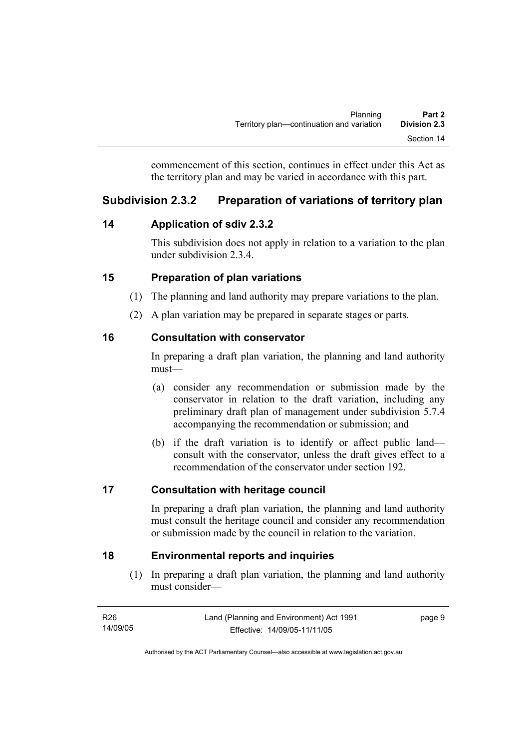commencement of this section, continues in effect under this Act as the territory plan and may be varied in accordance with this part.

## Subdivision 2.3.2 Preparation of variations of territory plan

### 14 Application of sdiv 2.3.2

This subdivision does not apply in relation to a variation to the plan under subdivision 2.3.4.

### 15 Preparation of plan variations

(1) The planning and land authority may prepare variations to the plan.

(2) A plan variation may be prepared in separate stages or parts.

### 16 Consultation with conservator

In preparing a draft plan variation, the planning and land authority must—

(a) consider any recommendation or submission made by the conservator in relation to the draft variation, including any preliminary draft plan of management under subdivision 5.7.4 accompanying the recommendation or submission; and

(b) if the draft variation is to identify or affect public land—consult with the conservator, unless the draft gives effect to a recommendation of the conservator under section 192.

### 17 Consultation with heritage council

In preparing a draft plan variation, the planning and land authority must consult the heritage council and consider any recommendation or submission made by the council in relation to the variation.

### 18 Environmental reports and inquiries

(1) In preparing a draft plan variation, the planning and land authority must consider—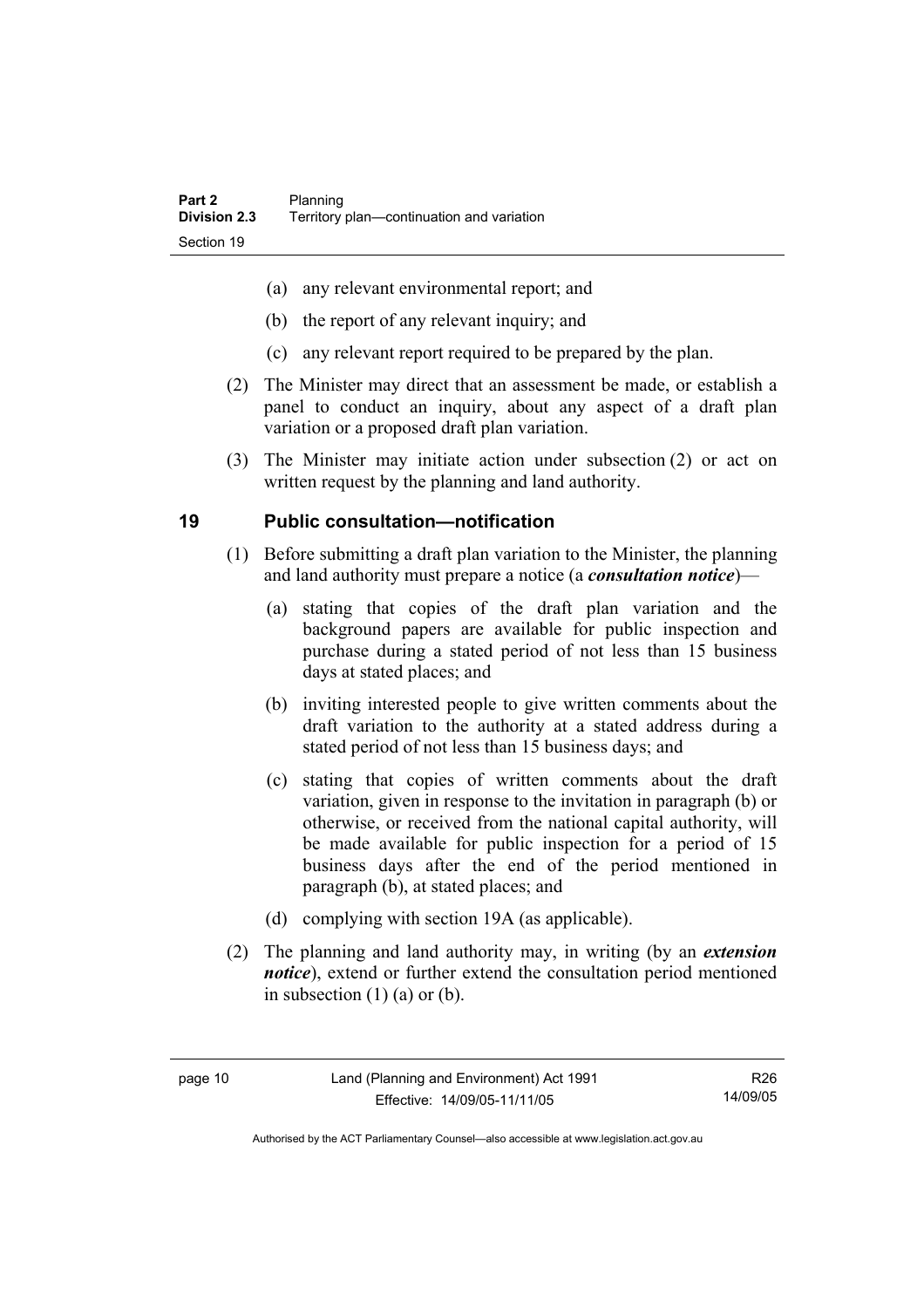(a) any relevant environmental report; and

(b) the report of any relevant inquiry; and

(c) any relevant report required to be prepared by the plan.

(2) The Minister may direct that an assessment be made, or establish a panel to conduct an inquiry, about any aspect of a draft plan variation or a proposed draft plan variation.

(3) The Minister may initiate action under subsection (2) or act on written request by the planning and land authority.

## 19 Public consultation—notification

(1) Before submitting a draft plan variation to the Minister, the planning and land authority must prepare a notice (a ***consultation notice***)—

(a) stating that copies of the draft plan variation and the background papers are available for public inspection and purchase during a stated period of not less than 15 business days at stated places; and

(b) inviting interested people to give written comments about the draft variation to the authority at a stated address during a stated period of not less than 15 business days; and

(c) stating that copies of written comments about the draft variation, given in response to the invitation in paragraph (b) or otherwise, or received from the national capital authority, will be made available for public inspection for a period of 15 business days after the end of the period mentioned in paragraph (b), at stated places; and

(d) complying with section 19A (as applicable).

(2) The planning and land authority may, in writing (by an ***extension notice***), extend or further extend the consultation period mentioned in subsection (1) (a) or (b).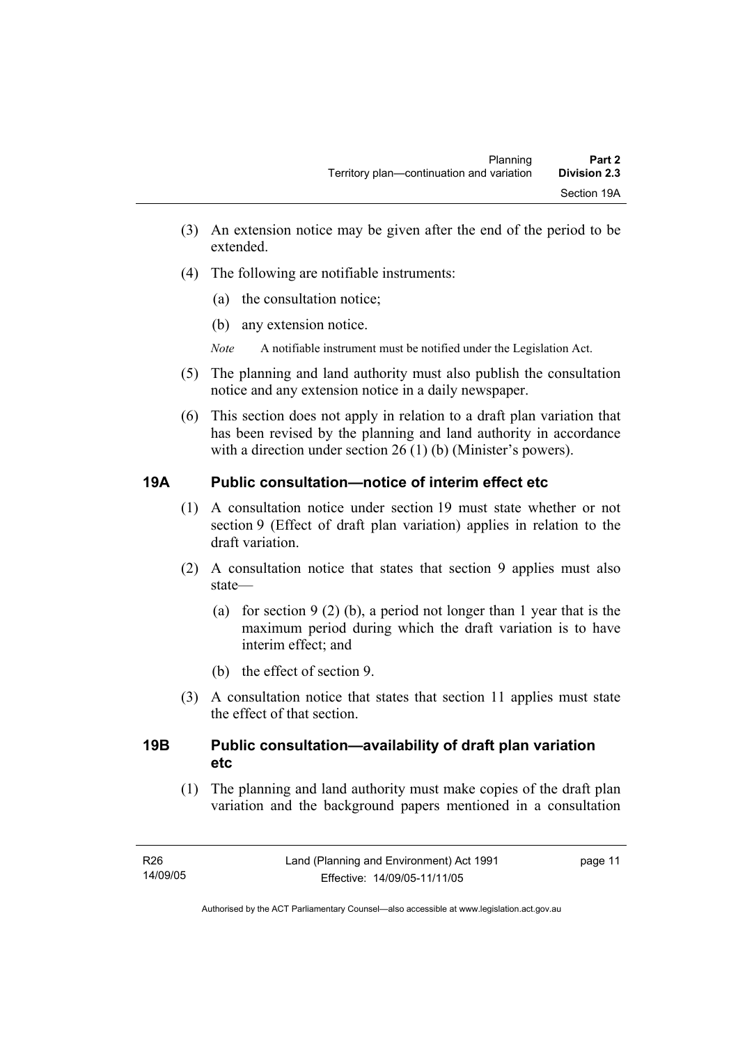(3) An extension notice may be given after the end of the period to be extended.

(4) The following are notifiable instruments:

(a) the consultation notice;

(b) any extension notice.

*Note* A notifiable instrument must be notified under the Legislation Act.

(5) The planning and land authority must also publish the consultation notice and any extension notice in a daily newspaper.

(6) This section does not apply in relation to a draft plan variation that has been revised by the planning and land authority in accordance with a direction under section 26 (1) (b) (Minister's powers).

## 19A Public consultation—notice of interim effect etc

(1) A consultation notice under section 19 must state whether or not section 9 (Effect of draft plan variation) applies in relation to the draft variation.

(2) A consultation notice that states that section 9 applies must also state—

(a) for section 9 (2) (b), a period not longer than 1 year that is the maximum period during which the draft variation is to have interim effect; and

(b) the effect of section 9.

(3) A consultation notice that states that section 11 applies must state the effect of that section.

## 19B Public consultation—availability of draft plan variation etc

(1) The planning and land authority must make copies of the draft plan variation and the background papers mentioned in a consultation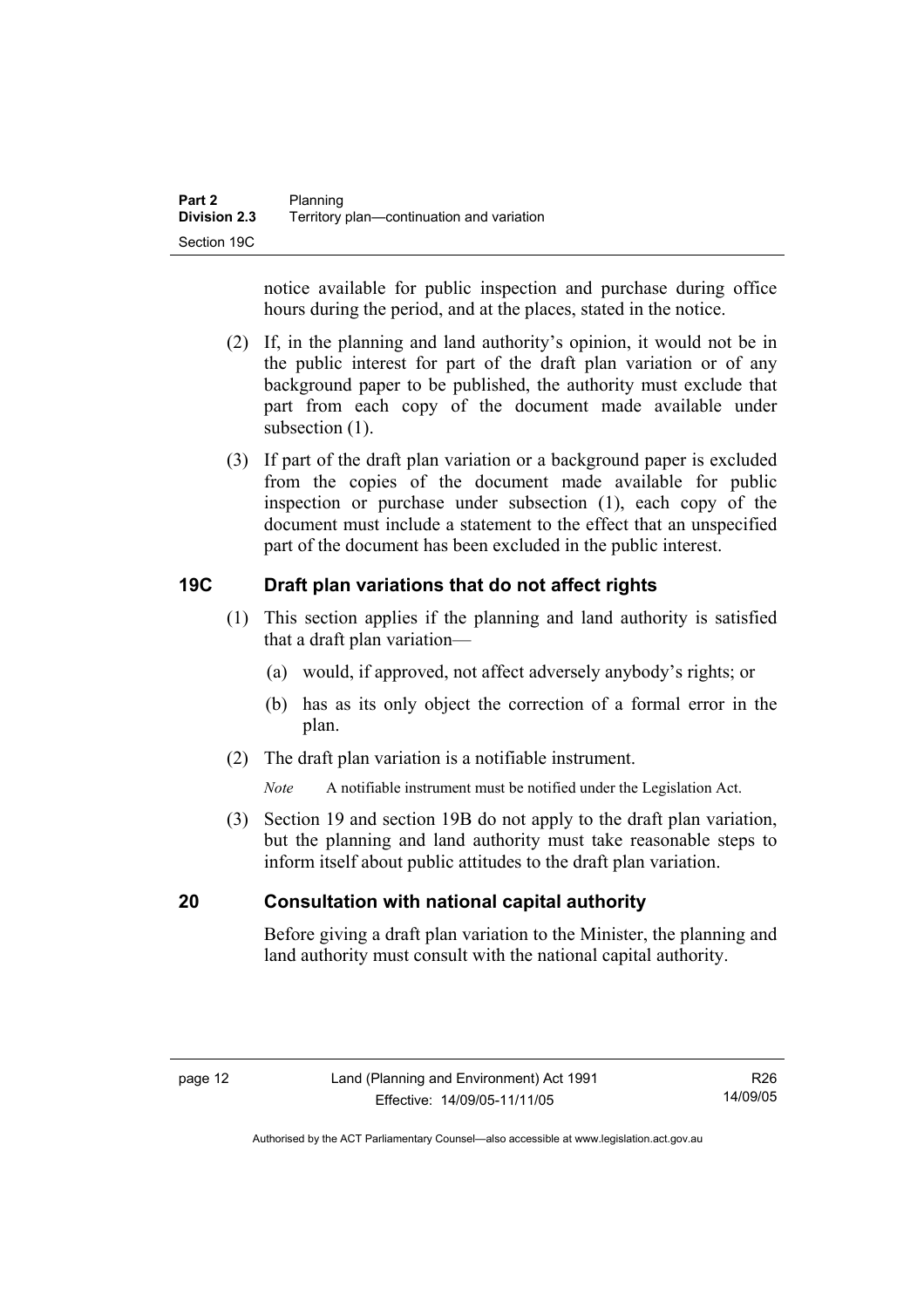notice available for public inspection and purchase during office hours during the period, and at the places, stated in the notice.

(2) If, in the planning and land authority's opinion, it would not be in the public interest for part of the draft plan variation or of any background paper to be published, the authority must exclude that part from each copy of the document made available under subsection (1).

(3) If part of the draft plan variation or a background paper is excluded from the copies of the document made available for public inspection or purchase under subsection (1), each copy of the document must include a statement to the effect that an unspecified part of the document has been excluded in the public interest.

## 19C Draft plan variations that do not affect rights

(1) This section applies if the planning and land authority is satisfied that a draft plan variation—

(a) would, if approved, not affect adversely anybody's rights; or

(b) has as its only object the correction of a formal error in the plan.

(2) The draft plan variation is a notifiable instrument.

*Note* A notifiable instrument must be notified under the Legislation Act.

(3) Section 19 and section 19B do not apply to the draft plan variation, but the planning and land authority must take reasonable steps to inform itself about public attitudes to the draft plan variation.

## 20 Consultation with national capital authority

Before giving a draft plan variation to the Minister, the planning and land authority must consult with the national capital authority.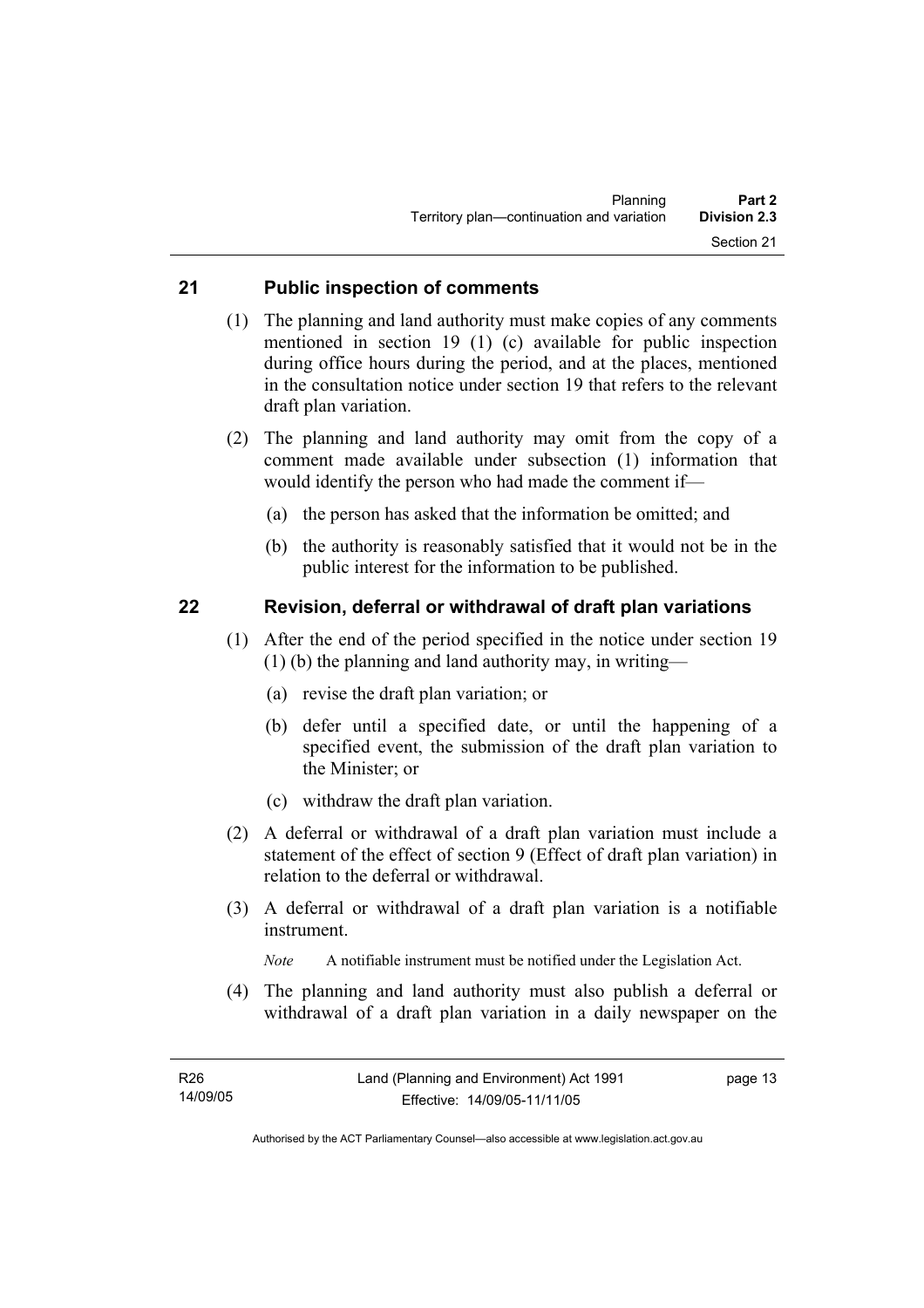## 21 Public inspection of comments

(1) The planning and land authority must make copies of any comments mentioned in section 19 (1) (c) available for public inspection during office hours during the period, and at the places, mentioned in the consultation notice under section 19 that refers to the relevant draft plan variation.

(2) The planning and land authority may omit from the copy of a comment made available under subsection (1) information that would identify the person who had made the comment if—

(a) the person has asked that the information be omitted; and

(b) the authority is reasonably satisfied that it would not be in the public interest for the information to be published.

## 22 Revision, deferral or withdrawal of draft plan variations

(1) After the end of the period specified in the notice under section 19 (1) (b) the planning and land authority may, in writing—

(a) revise the draft plan variation; or

(b) defer until a specified date, or until the happening of a specified event, the submission of the draft plan variation to the Minister; or

(c) withdraw the draft plan variation.

(2) A deferral or withdrawal of a draft plan variation must include a statement of the effect of section 9 (Effect of draft plan variation) in relation to the deferral or withdrawal.

(3) A deferral or withdrawal of a draft plan variation is a notifiable instrument.

*Note* A notifiable instrument must be notified under the Legislation Act.

(4) The planning and land authority must also publish a deferral or withdrawal of a draft plan variation in a daily newspaper on the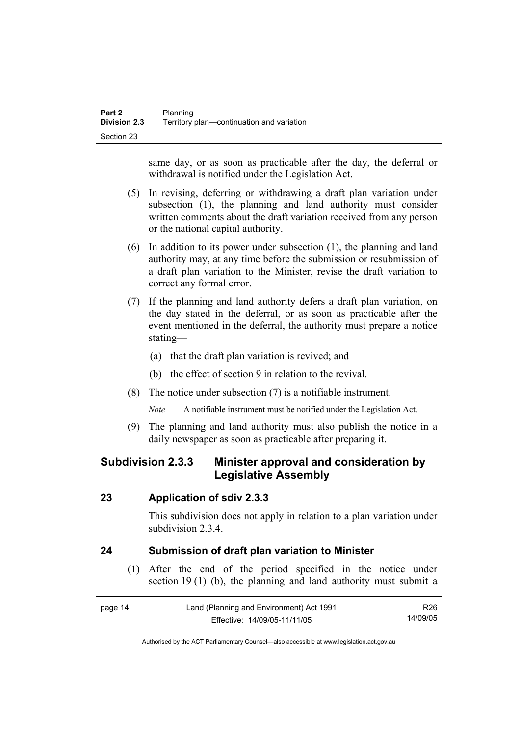same day, or as soon as practicable after the day, the deferral or withdrawal is notified under the Legislation Act.

(5) In revising, deferring or withdrawing a draft plan variation under subsection (1), the planning and land authority must consider written comments about the draft variation received from any person or the national capital authority.

(6) In addition to its power under subsection (1), the planning and land authority may, at any time before the submission or resubmission of a draft plan variation to the Minister, revise the draft variation to correct any formal error.

(7) If the planning and land authority defers a draft plan variation, on the day stated in the deferral, or as soon as practicable after the event mentioned in the deferral, the authority must prepare a notice stating—

(a) that the draft plan variation is revived; and

(b) the effect of section 9 in relation to the revival.

(8) The notice under subsection (7) is a notifiable instrument.

*Note* A notifiable instrument must be notified under the Legislation Act.

(9) The planning and land authority must also publish the notice in a daily newspaper as soon as practicable after preparing it.

### Subdivision 2.3.3 Minister approval and consideration by Legislative Assembly

#### 23 Application of sdiv 2.3.3

This subdivision does not apply in relation to a plan variation under subdivision 2.3.4.

#### 24 Submission of draft plan variation to Minister

(1) After the end of the period specified in the notice under section 19 (1) (b), the planning and land authority must submit a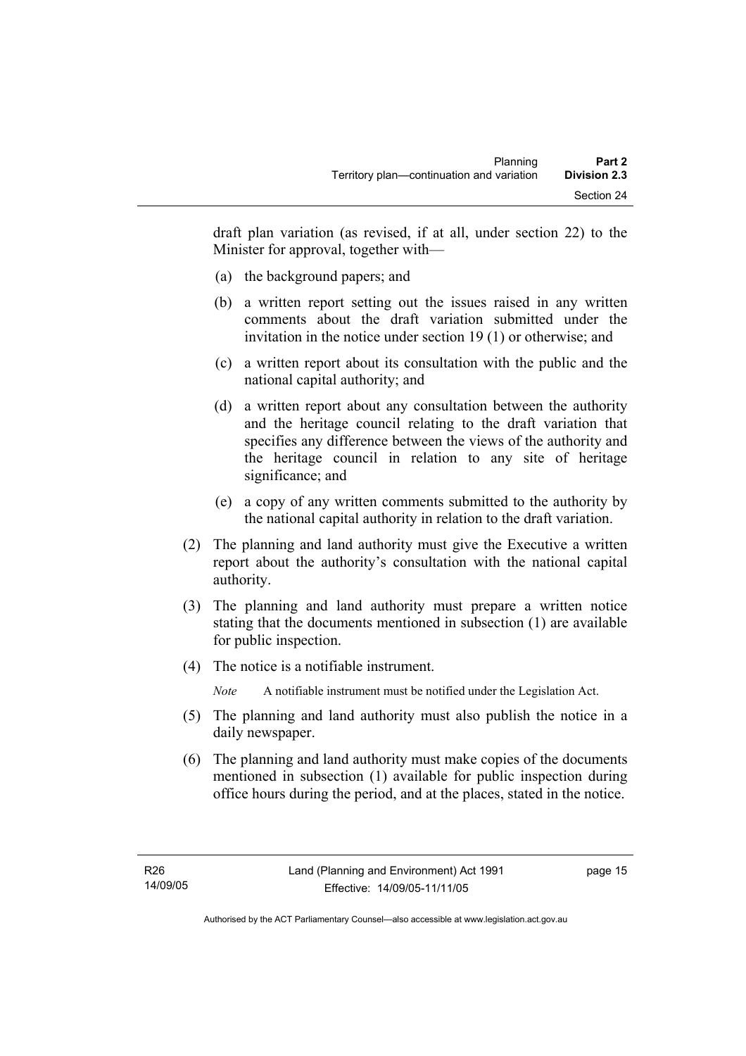draft plan variation (as revised, if at all, under section 22) to the Minister for approval, together with—

(a) the background papers; and

(b) a written report setting out the issues raised in any written comments about the draft variation submitted under the invitation in the notice under section 19 (1) or otherwise; and

(c) a written report about its consultation with the public and the national capital authority; and

(d) a written report about any consultation between the authority and the heritage council relating to the draft variation that specifies any difference between the views of the authority and the heritage council in relation to any site of heritage significance; and

(e) a copy of any written comments submitted to the authority by the national capital authority in relation to the draft variation.

(2) The planning and land authority must give the Executive a written report about the authority's consultation with the national capital authority.

(3) The planning and land authority must prepare a written notice stating that the documents mentioned in subsection (1) are available for public inspection.

(4) The notice is a notifiable instrument.

*Note* A notifiable instrument must be notified under the Legislation Act.

(5) The planning and land authority must also publish the notice in a daily newspaper.

(6) The planning and land authority must make copies of the documents mentioned in subsection (1) available for public inspection during office hours during the period, and at the places, stated in the notice.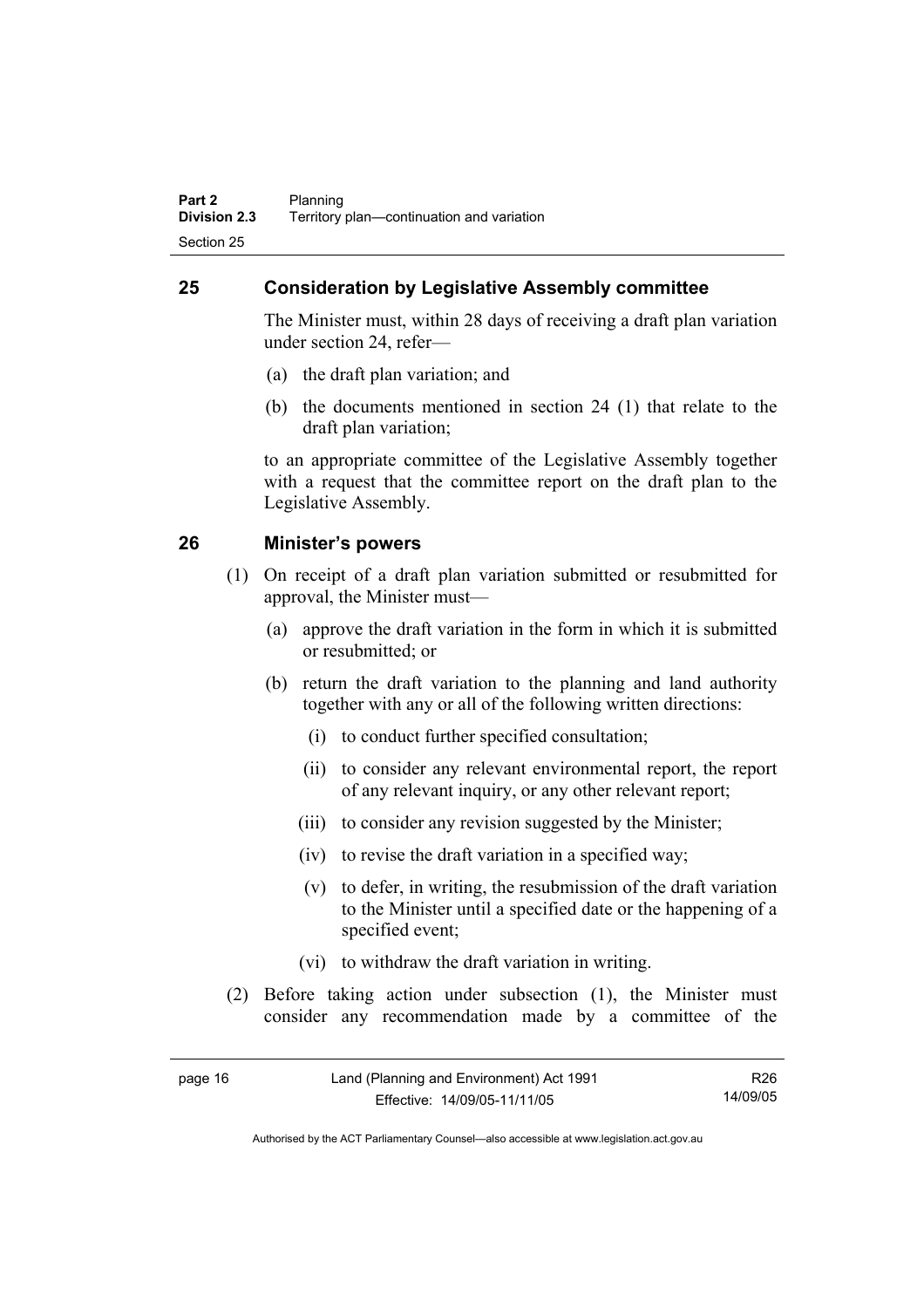## 25 Consideration by Legislative Assembly committee

The Minister must, within 28 days of receiving a draft plan variation under section 24, refer—

(a) the draft plan variation; and

(b) the documents mentioned in section 24 (1) that relate to the draft plan variation;

to an appropriate committee of the Legislative Assembly together with a request that the committee report on the draft plan to the Legislative Assembly.

## 26 Minister's powers

(1) On receipt of a draft plan variation submitted or resubmitted for approval, the Minister must—

(a) approve the draft variation in the form in which it is submitted or resubmitted; or

(b) return the draft variation to the planning and land authority together with any or all of the following written directions:

(i) to conduct further specified consultation;

(ii) to consider any relevant environmental report, the report of any relevant inquiry, or any other relevant report;

(iii) to consider any revision suggested by the Minister;

(iv) to revise the draft variation in a specified way;

(v) to defer, in writing, the resubmission of the draft variation to the Minister until a specified date or the happening of a specified event;

(vi) to withdraw the draft variation in writing.

(2) Before taking action under subsection (1), the Minister must consider any recommendation made by a committee of the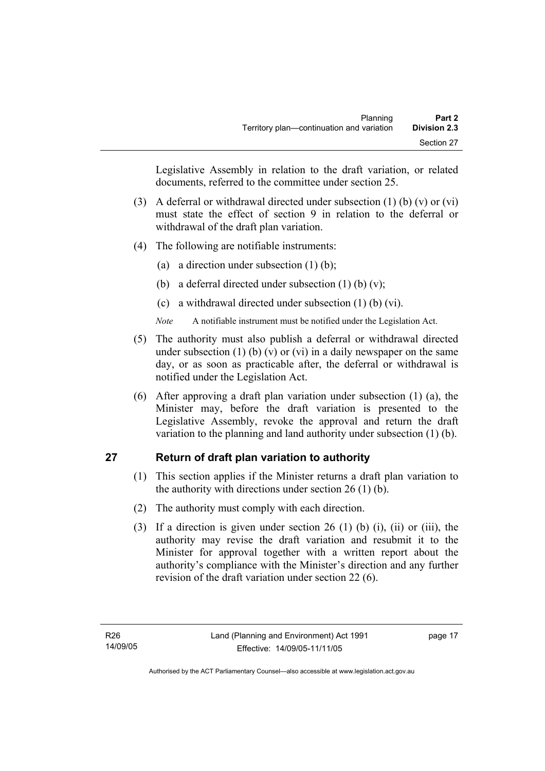Legislative Assembly in relation to the draft variation, or related documents, referred to the committee under section 25.

(3) A deferral or withdrawal directed under subsection (1) (b) (v) or (vi) must state the effect of section 9 in relation to the deferral or withdrawal of the draft plan variation.

(4) The following are notifiable instruments:

(a) a direction under subsection (1) (b);

(b) a deferral directed under subsection (1) (b) (v);

(c) a withdrawal directed under subsection (1) (b) (vi).

*Note* A notifiable instrument must be notified under the Legislation Act.

(5) The authority must also publish a deferral or withdrawal directed under subsection (1) (b) (v) or (vi) in a daily newspaper on the same day, or as soon as practicable after, the deferral or withdrawal is notified under the Legislation Act.

(6) After approving a draft plan variation under subsection (1) (a), the Minister may, before the draft variation is presented to the Legislative Assembly, revoke the approval and return the draft variation to the planning and land authority under subsection (1) (b).

## 27 Return of draft plan variation to authority

(1) This section applies if the Minister returns a draft plan variation to the authority with directions under section 26 (1) (b).

(2) The authority must comply with each direction.

(3) If a direction is given under section 26 (1) (b) (i), (ii) or (iii), the authority may revise the draft variation and resubmit it to the Minister for approval together with a written report about the authority's compliance with the Minister's direction and any further revision of the draft variation under section 22 (6).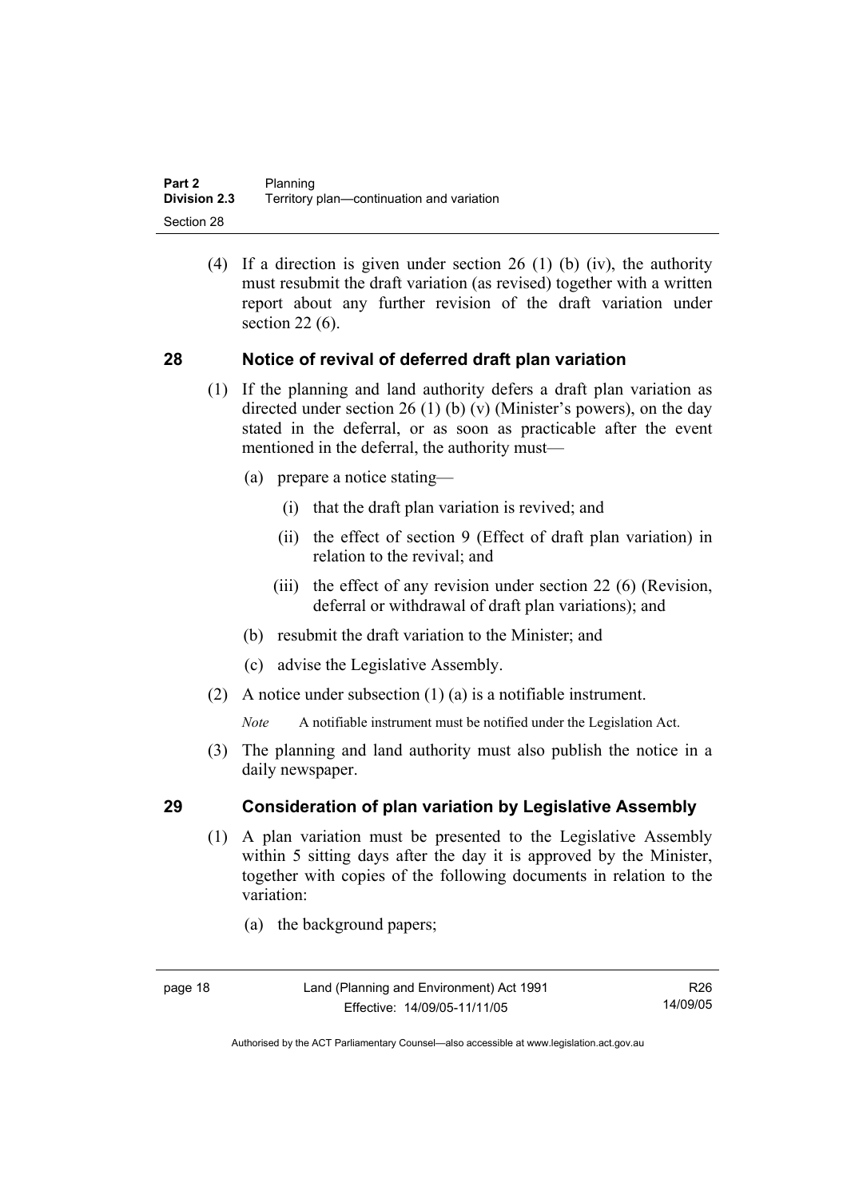(4) If a direction is given under section 26 (1) (b) (iv), the authority must resubmit the draft variation (as revised) together with a written report about any further revision of the draft variation under section 22 (6).

## 28 Notice of revival of deferred draft plan variation

(1) If the planning and land authority defers a draft plan variation as directed under section 26 (1) (b) (v) (Minister's powers), on the day stated in the deferral, or as soon as practicable after the event mentioned in the deferral, the authority must—

- (a) prepare a notice stating—
  - (i) that the draft plan variation is revived; and
  - (ii) the effect of section 9 (Effect of draft plan variation) in relation to the revival; and
  - (iii) the effect of any revision under section 22 (6) (Revision, deferral or withdrawal of draft plan variations); and
- (b) resubmit the draft variation to the Minister; and
- (c) advise the Legislative Assembly.

(2) A notice under subsection (1) (a) is a notifiable instrument.

*Note* A notifiable instrument must be notified under the Legislation Act.

(3) The planning and land authority must also publish the notice in a daily newspaper.

## 29 Consideration of plan variation by Legislative Assembly

(1) A plan variation must be presented to the Legislative Assembly within 5 sitting days after the day it is approved by the Minister, together with copies of the following documents in relation to the variation:

- (a) the background papers;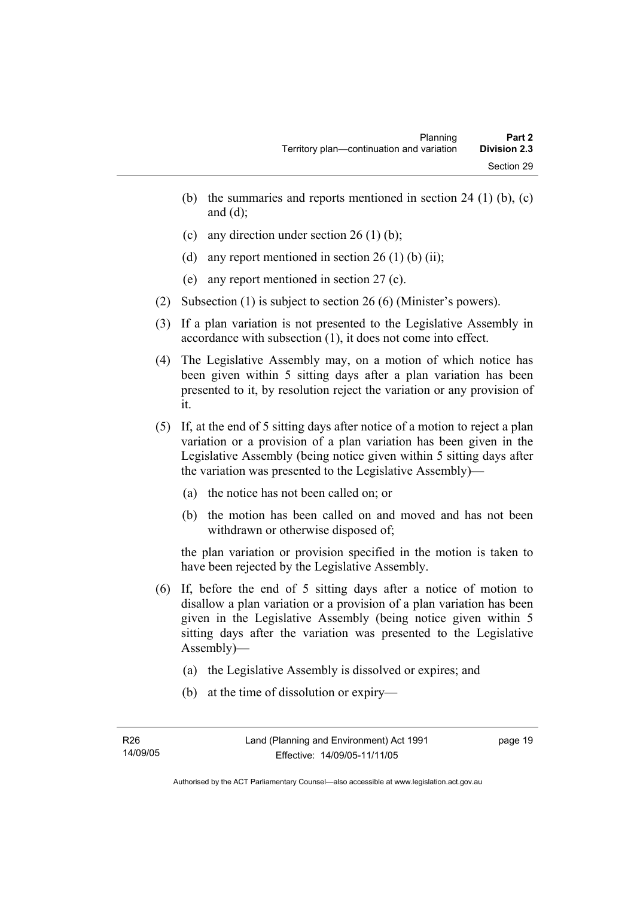(b) the summaries and reports mentioned in section 24 (1) (b), (c) and (d);

(c) any direction under section 26 (1) (b);

(d) any report mentioned in section 26 (1) (b) (ii);

(e) any report mentioned in section 27 (c).

(2) Subsection (1) is subject to section 26 (6) (Minister's powers).

(3) If a plan variation is not presented to the Legislative Assembly in accordance with subsection (1), it does not come into effect.

(4) The Legislative Assembly may, on a motion of which notice has been given within 5 sitting days after a plan variation has been presented to it, by resolution reject the variation or any provision of it.

(5) If, at the end of 5 sitting days after notice of a motion to reject a plan variation or a provision of a plan variation has been given in the Legislative Assembly (being notice given within 5 sitting days after the variation was presented to the Legislative Assembly)—

(a) the notice has not been called on; or

(b) the motion has been called on and moved and has not been withdrawn or otherwise disposed of;

the plan variation or provision specified in the motion is taken to have been rejected by the Legislative Assembly.

(6) If, before the end of 5 sitting days after a notice of motion to disallow a plan variation or a provision of a plan variation has been given in the Legislative Assembly (being notice given within 5 sitting days after the variation was presented to the Legislative Assembly)—

(a) the Legislative Assembly is dissolved or expires; and

(b) at the time of dissolution or expiry—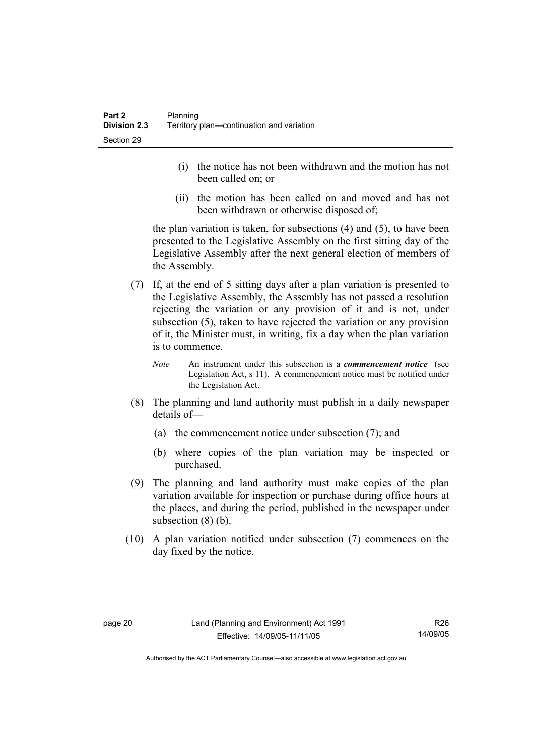(i) the notice has not been withdrawn and the motion has not been called on; or

(ii) the motion has been called on and moved and has not been withdrawn or otherwise disposed of;

the plan variation is taken, for subsections (4) and (5), to have been presented to the Legislative Assembly on the first sitting day of the Legislative Assembly after the next general election of members of the Assembly.

(7) If, at the end of 5 sitting days after a plan variation is presented to the Legislative Assembly, the Assembly has not passed a resolution rejecting the variation or any provision of it and is not, under subsection (5), taken to have rejected the variation or any provision of it, the Minister must, in writing, fix a day when the plan variation is to commence.

*Note* An instrument under this subsection is a ***commencement notice*** (see Legislation Act, s 11). A commencement notice must be notified under the Legislation Act.

(8) The planning and land authority must publish in a daily newspaper details of—

(a) the commencement notice under subsection (7); and

(b) where copies of the plan variation may be inspected or purchased.

(9) The planning and land authority must make copies of the plan variation available for inspection or purchase during office hours at the places, and during the period, published in the newspaper under subsection (8) (b).

(10) A plan variation notified under subsection (7) commences on the day fixed by the notice.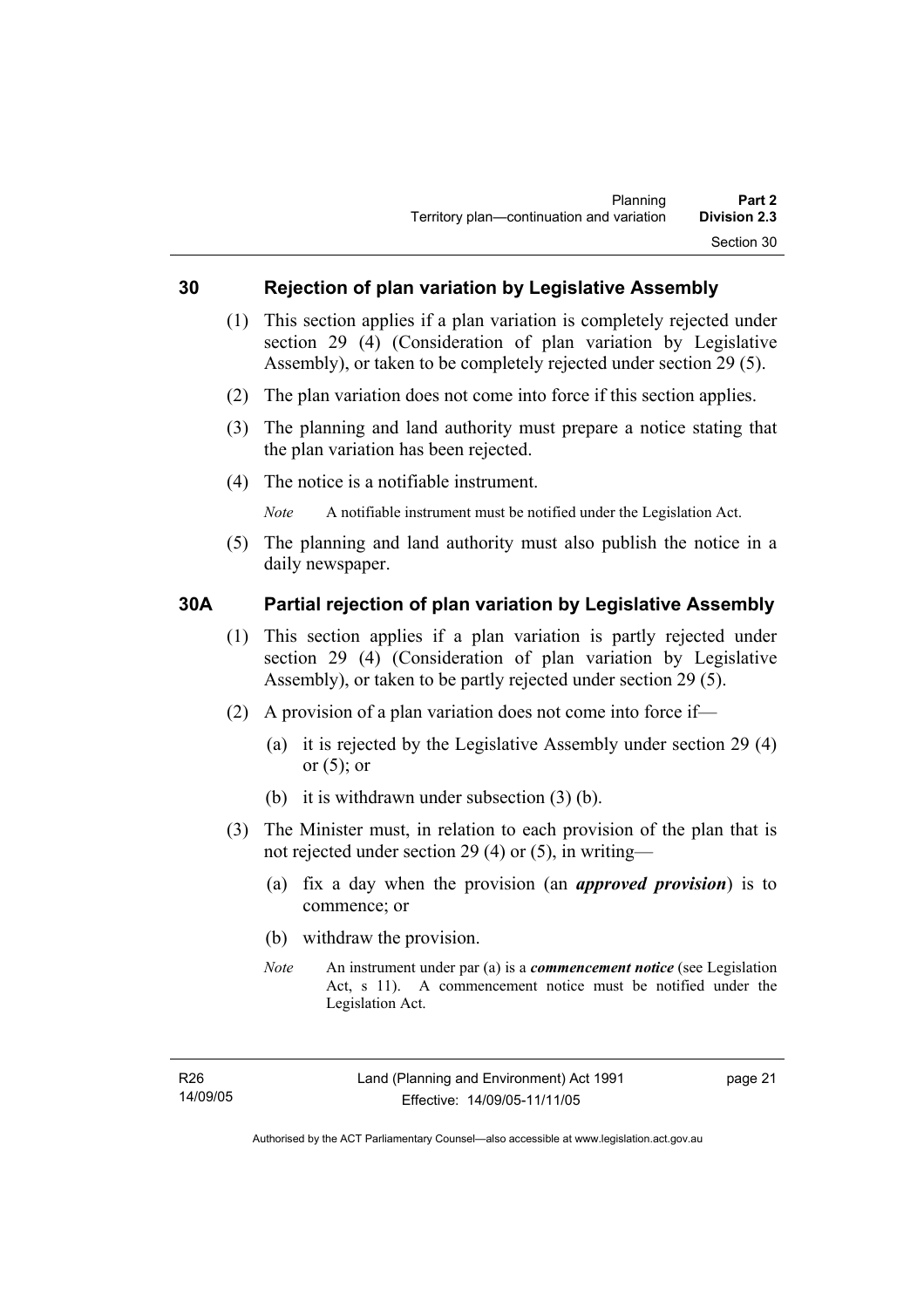## 30 Rejection of plan variation by Legislative Assembly

(1) This section applies if a plan variation is completely rejected under section 29 (4) (Consideration of plan variation by Legislative Assembly), or taken to be completely rejected under section 29 (5).

(2) The plan variation does not come into force if this section applies.

(3) The planning and land authority must prepare a notice stating that the plan variation has been rejected.

(4) The notice is a notifiable instrument.

*Note* A notifiable instrument must be notified under the Legislation Act.

(5) The planning and land authority must also publish the notice in a daily newspaper.

## 30A Partial rejection of plan variation by Legislative Assembly

(1) This section applies if a plan variation is partly rejected under section 29 (4) (Consideration of plan variation by Legislative Assembly), or taken to be partly rejected under section 29 (5).

(2) A provision of a plan variation does not come into force if—

(a) it is rejected by the Legislative Assembly under section 29 (4) or (5); or

(b) it is withdrawn under subsection (3) (b).

(3) The Minister must, in relation to each provision of the plan that is not rejected under section 29 (4) or (5), in writing—

(a) fix a day when the provision (an ***approved provision***) is to commence; or

(b) withdraw the provision.

*Note* An instrument under par (a) is a ***commencement notice*** (see Legislation Act, s 11). A commencement notice must be notified under the Legislation Act.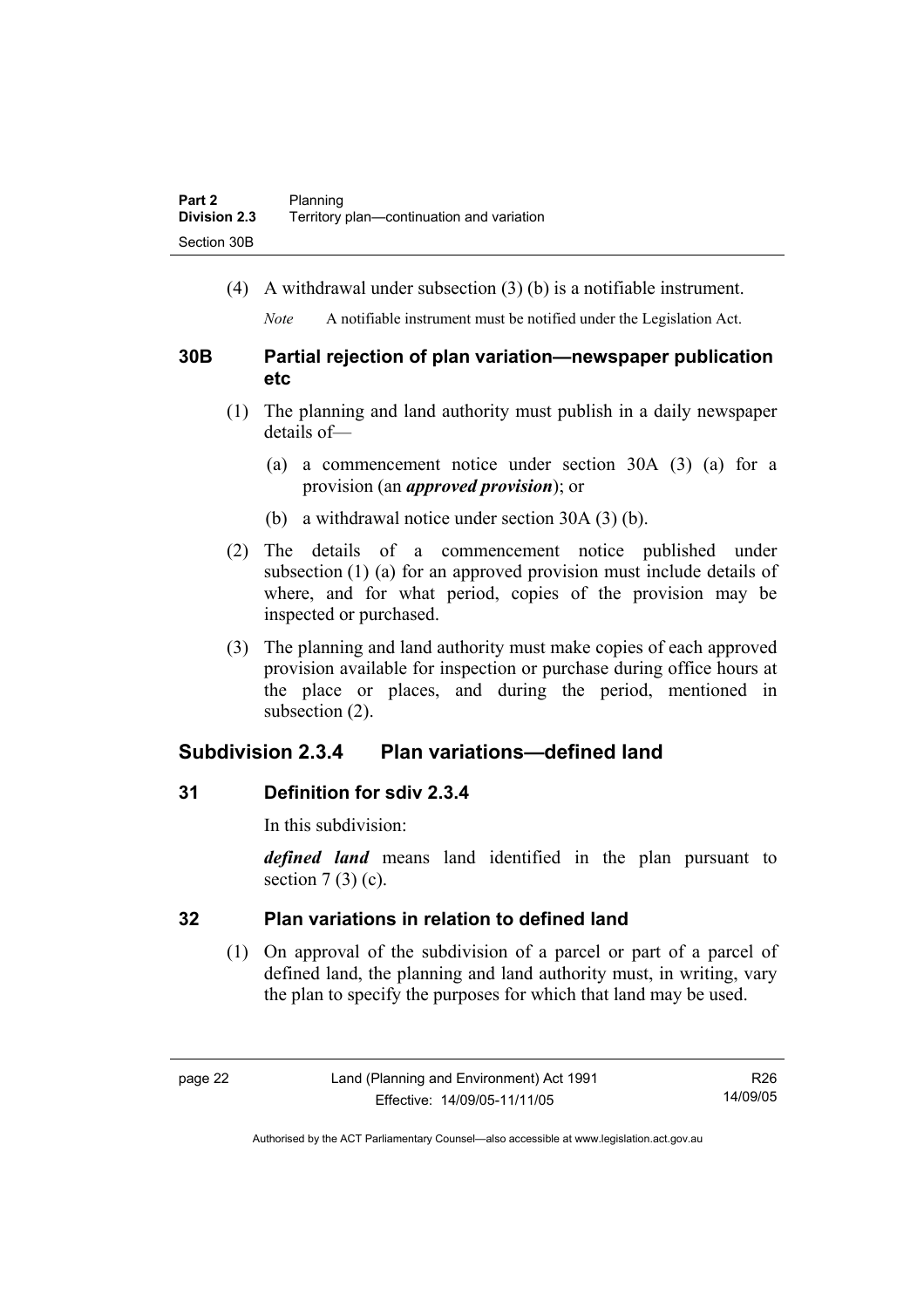(4) A withdrawal under subsection (3) (b) is a notifiable instrument.

*Note* A notifiable instrument must be notified under the Legislation Act.

### 30B Partial rejection of plan variation—newspaper publication etc

(1) The planning and land authority must publish in a daily newspaper details of—

(a) a commencement notice under section 30A (3) (a) for a provision (an ***approved provision***); or

(b) a withdrawal notice under section 30A (3) (b).

(2) The details of a commencement notice published under subsection (1) (a) for an approved provision must include details of where, and for what period, copies of the provision may be inspected or purchased.

(3) The planning and land authority must make copies of each approved provision available for inspection or purchase during office hours at the place or places, and during the period, mentioned in subsection (2).

## Subdivision 2.3.4 Plan variations—defined land

### 31 Definition for sdiv 2.3.4

In this subdivision:

***defined land*** means land identified in the plan pursuant to section 7 (3) (c).

### 32 Plan variations in relation to defined land

(1) On approval of the subdivision of a parcel or part of a parcel of defined land, the planning and land authority must, in writing, vary the plan to specify the purposes for which that land may be used.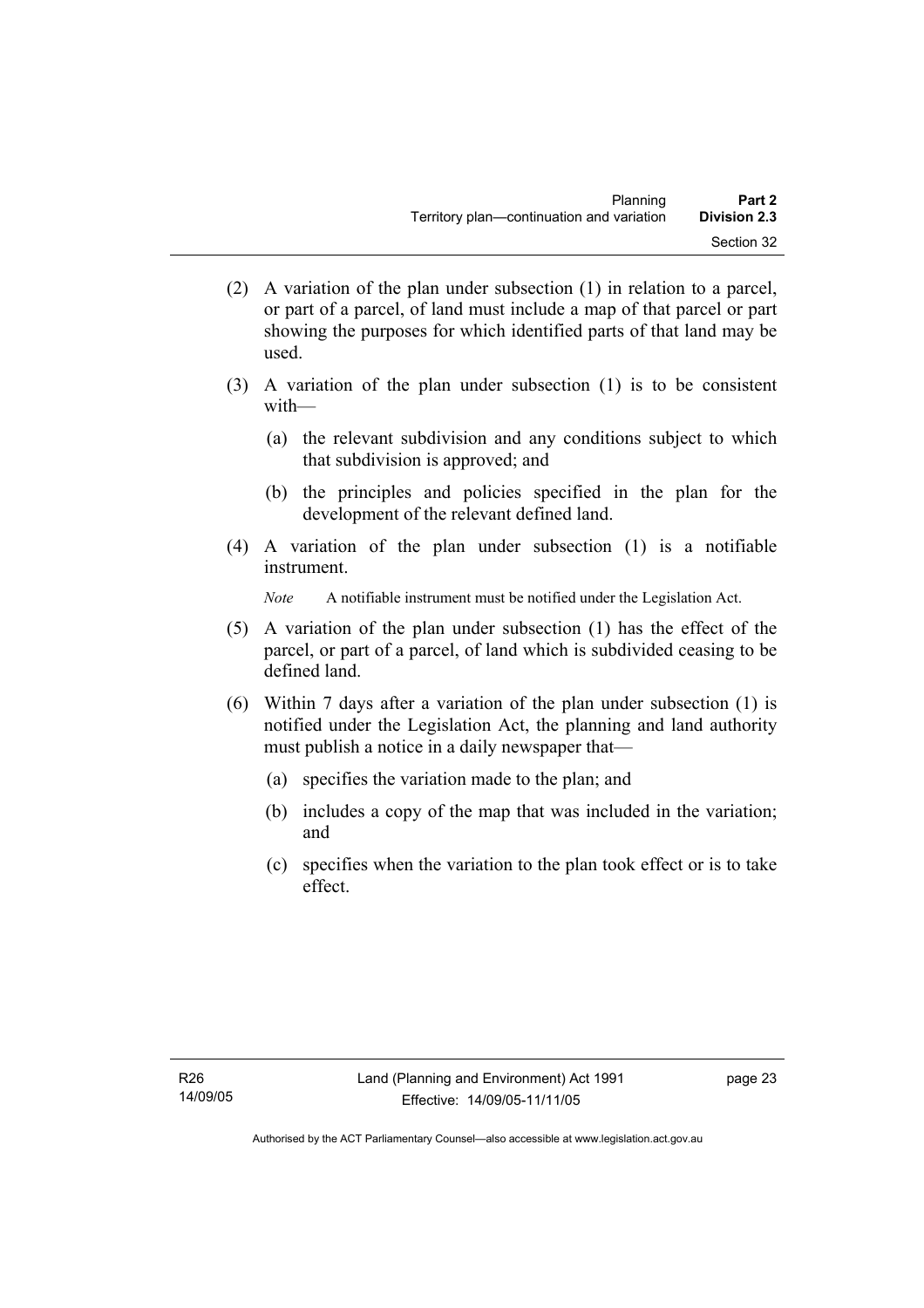(2) A variation of the plan under subsection (1) in relation to a parcel, or part of a parcel, of land must include a map of that parcel or part showing the purposes for which identified parts of that land may be used.

(3) A variation of the plan under subsection (1) is to be consistent with—

  (a) the relevant subdivision and any conditions subject to which that subdivision is approved; and

  (b) the principles and policies specified in the plan for the development of the relevant defined land.

(4) A variation of the plan under subsection (1) is a notifiable instrument.

  *Note* A notifiable instrument must be notified under the Legislation Act.

(5) A variation of the plan under subsection (1) has the effect of the parcel, or part of a parcel, of land which is subdivided ceasing to be defined land.

(6) Within 7 days after a variation of the plan under subsection (1) is notified under the Legislation Act, the planning and land authority must publish a notice in a daily newspaper that—

  (a) specifies the variation made to the plan; and

  (b) includes a copy of the map that was included in the variation; and

  (c) specifies when the variation to the plan took effect or is to take effect.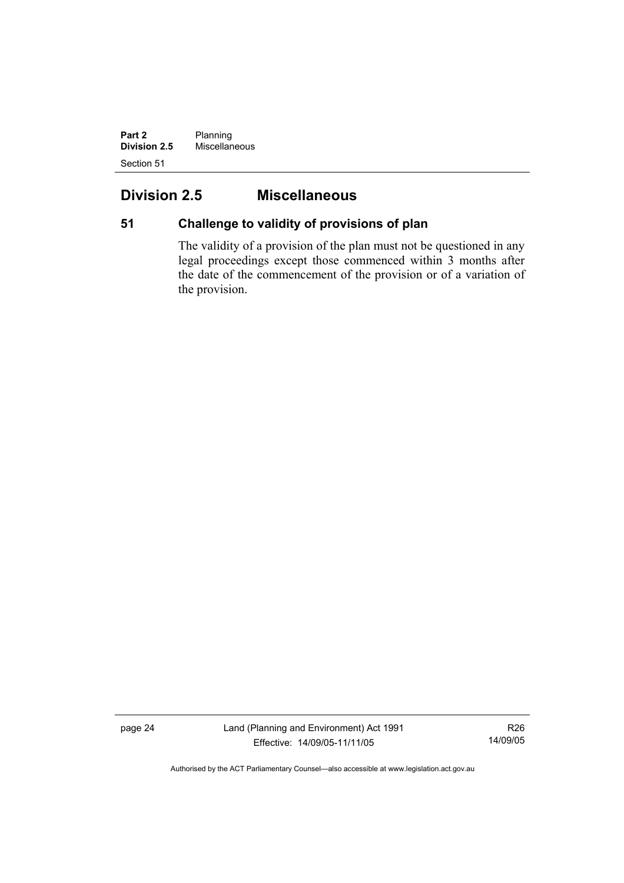## Division 2.5 Miscellaneous

### 51 Challenge to validity of provisions of plan

The validity of a provision of the plan must not be questioned in any legal proceedings except those commenced within 3 months after the date of the commencement of the provision or of a variation of the provision.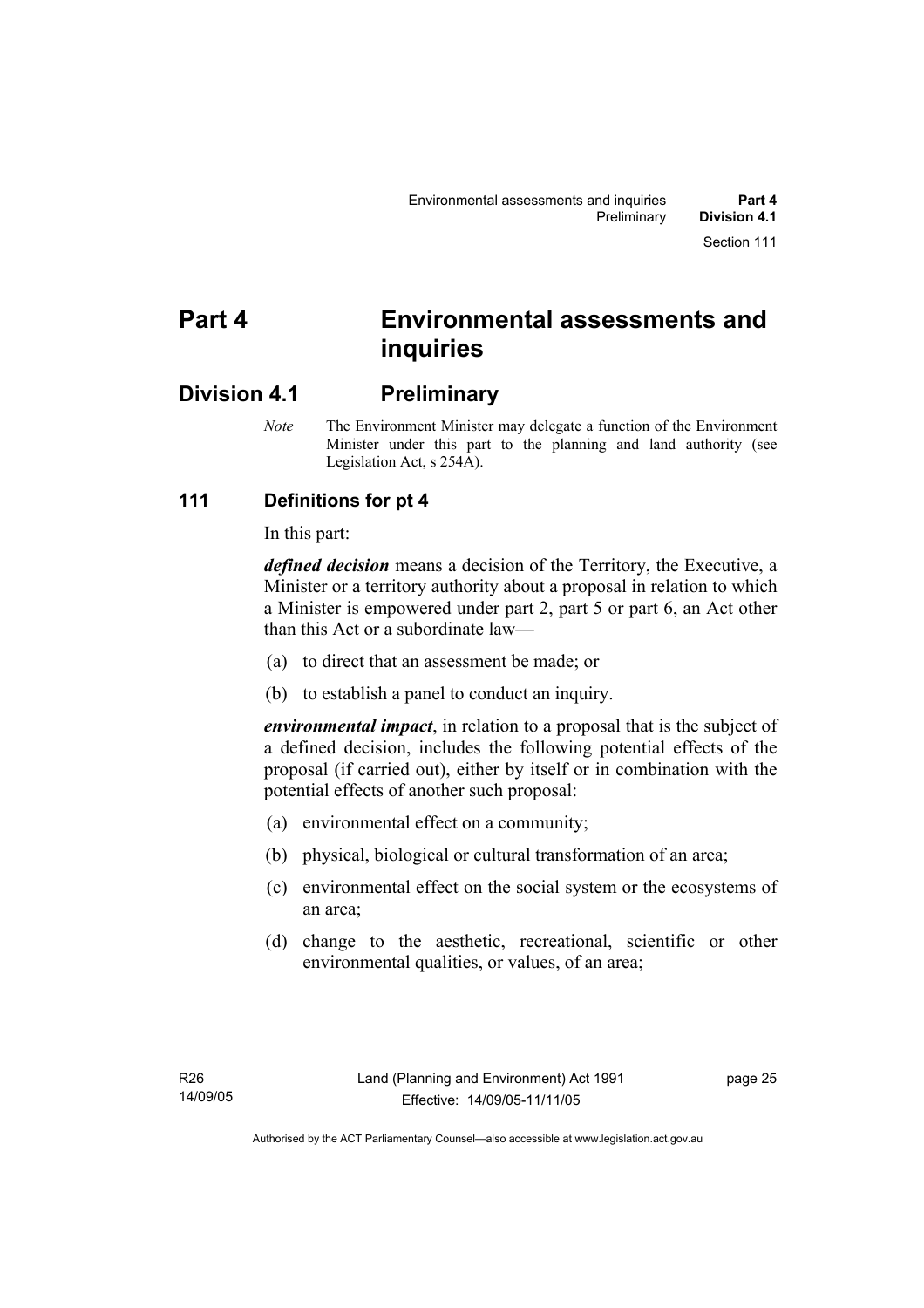# Part 4 Environmental assessments and inquiries

## Division 4.1 Preliminary

*Note* The Environment Minister may delegate a function of the Environment Minister under this part to the planning and land authority (see Legislation Act, s 254A).

### 111 Definitions for pt 4

In this part:

***defined decision*** means a decision of the Territory, the Executive, a Minister or a territory authority about a proposal in relation to which a Minister is empowered under part 2, part 5 or part 6, an Act other than this Act or a subordinate law—

(a) to direct that an assessment be made; or

(b) to establish a panel to conduct an inquiry.

***environmental impact***, in relation to a proposal that is the subject of a defined decision, includes the following potential effects of the proposal (if carried out), either by itself or in combination with the potential effects of another such proposal:

(a) environmental effect on a community;

(b) physical, biological or cultural transformation of an area;

(c) environmental effect on the social system or the ecosystems of an area;

(d) change to the aesthetic, recreational, scientific or other environmental qualities, or values, of an area;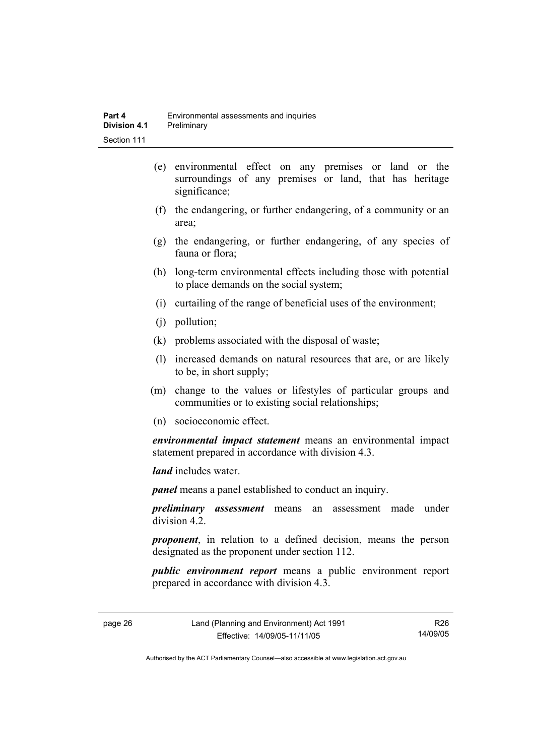(e) environmental effect on any premises or land or the surroundings of any premises or land, that has heritage significance;

(f) the endangering, or further endangering, of a community or an area;

(g) the endangering, or further endangering, of any species of fauna or flora;

(h) long-term environmental effects including those with potential to place demands on the social system;

(i) curtailing of the range of beneficial uses of the environment;

(j) pollution;

(k) problems associated with the disposal of waste;

(l) increased demands on natural resources that are, or are likely to be, in short supply;

(m) change to the values or lifestyles of particular groups and communities or to existing social relationships;

(n) socioeconomic effect.

***environmental impact statement*** means an environmental impact statement prepared in accordance with division 4.3.

***land*** includes water.

***panel*** means a panel established to conduct an inquiry.

***preliminary assessment*** means an assessment made under division 4.2.

***proponent***, in relation to a defined decision, means the person designated as the proponent under section 112.

***public environment report*** means a public environment report prepared in accordance with division 4.3.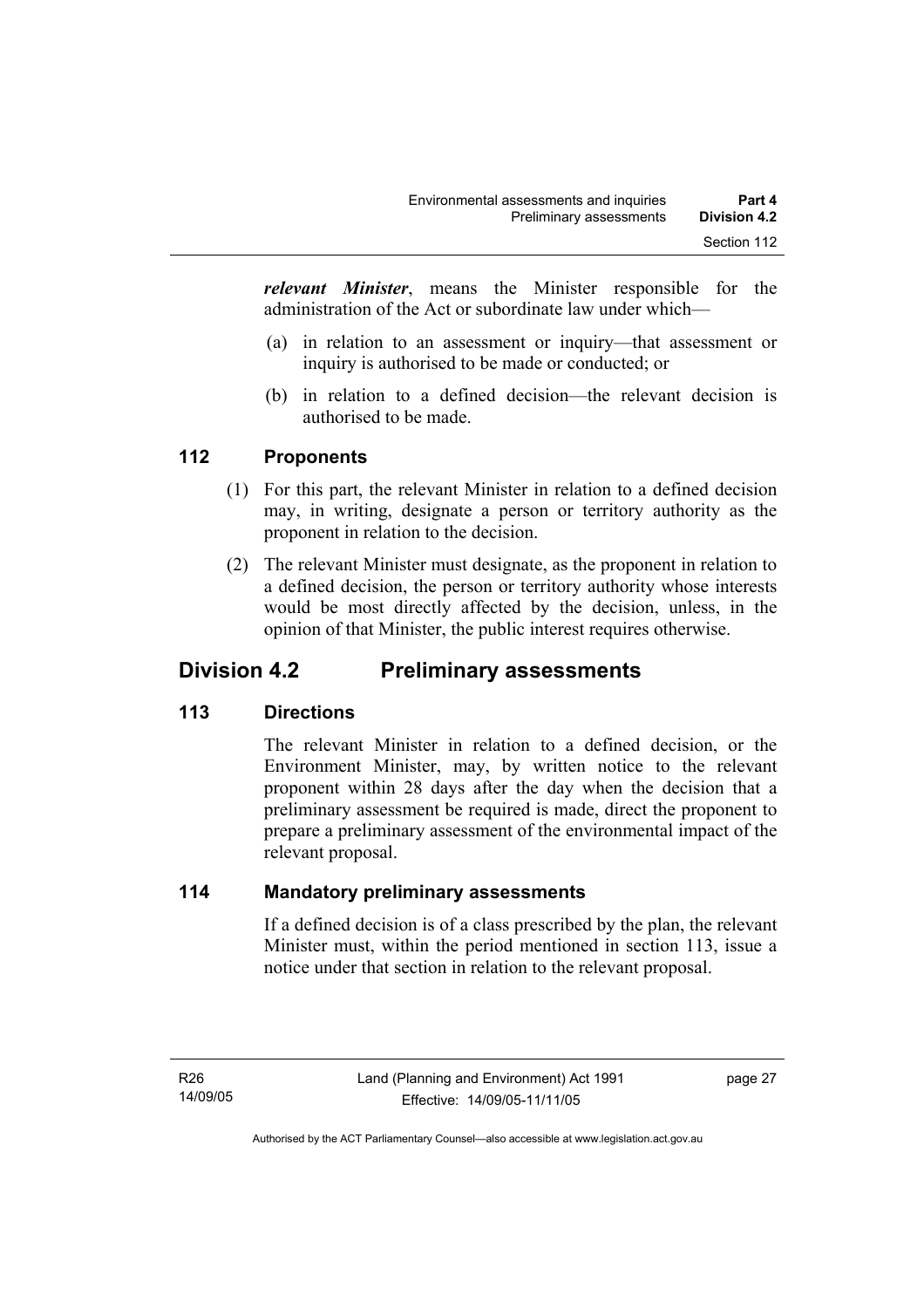***relevant Minister***, means the Minister responsible for the administration of the Act or subordinate law under which—

(a) in relation to an assessment or inquiry—that assessment or inquiry is authorised to be made or conducted; or

(b) in relation to a defined decision—the relevant decision is authorised to be made.

### 112 Proponents

(1) For this part, the relevant Minister in relation to a defined decision may, in writing, designate a person or territory authority as the proponent in relation to the decision.

(2) The relevant Minister must designate, as the proponent in relation to a defined decision, the person or territory authority whose interests would be most directly affected by the decision, unless, in the opinion of that Minister, the public interest requires otherwise.

## Division 4.2 Preliminary assessments

### 113 Directions

The relevant Minister in relation to a defined decision, or the Environment Minister, may, by written notice to the relevant proponent within 28 days after the day when the decision that a preliminary assessment be required is made, direct the proponent to prepare a preliminary assessment of the environmental impact of the relevant proposal.

### 114 Mandatory preliminary assessments

If a defined decision is of a class prescribed by the plan, the relevant Minister must, within the period mentioned in section 113, issue a notice under that section in relation to the relevant proposal.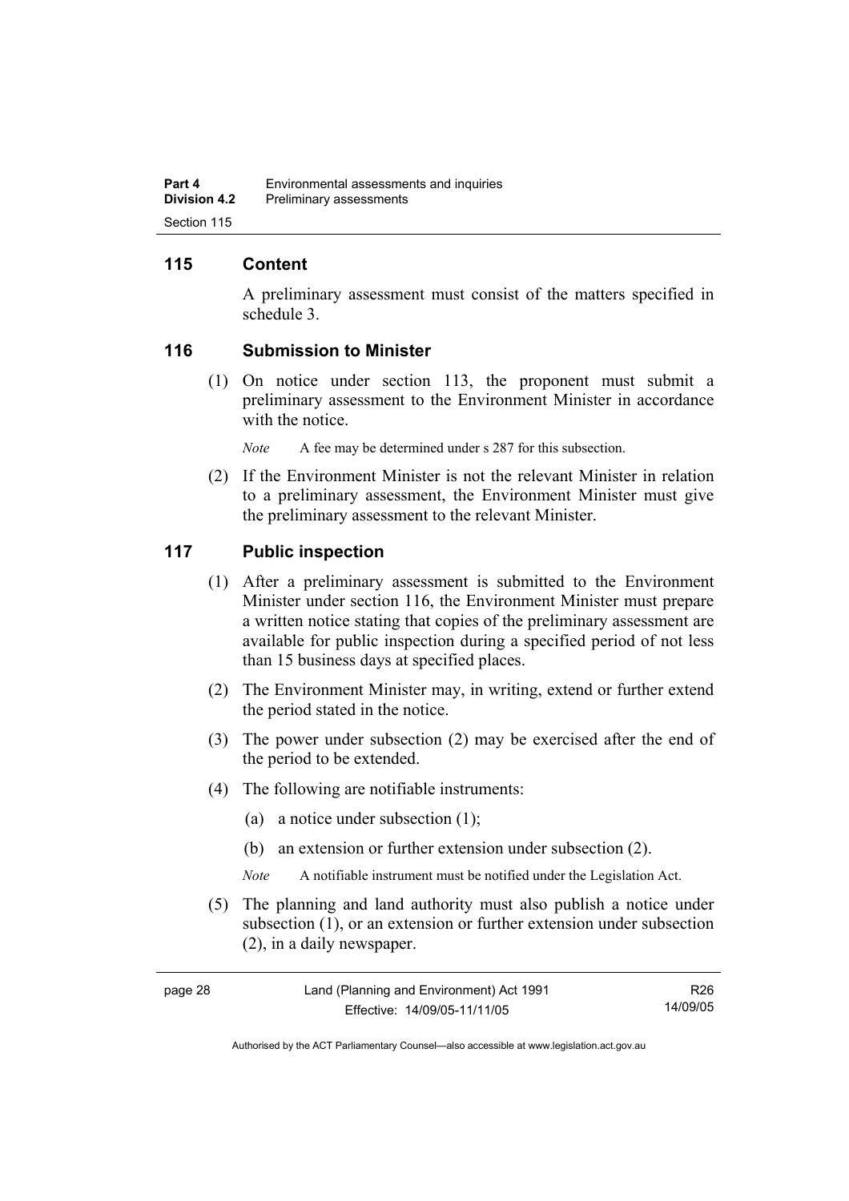## 115 Content

A preliminary assessment must consist of the matters specified in schedule 3.

## 116 Submission to Minister

(1) On notice under section 113, the proponent must submit a preliminary assessment to the Environment Minister in accordance with the notice.

*Note* A fee may be determined under s 287 for this subsection.

(2) If the Environment Minister is not the relevant Minister in relation to a preliminary assessment, the Environment Minister must give the preliminary assessment to the relevant Minister.

## 117 Public inspection

(1) After a preliminary assessment is submitted to the Environment Minister under section 116, the Environment Minister must prepare a written notice stating that copies of the preliminary assessment are available for public inspection during a specified period of not less than 15 business days at specified places.

(2) The Environment Minister may, in writing, extend or further extend the period stated in the notice.

(3) The power under subsection (2) may be exercised after the end of the period to be extended.

(4) The following are notifiable instruments:

(a) a notice under subsection (1);

(b) an extension or further extension under subsection (2).

*Note* A notifiable instrument must be notified under the Legislation Act.

(5) The planning and land authority must also publish a notice under subsection (1), or an extension or further extension under subsection (2), in a daily newspaper.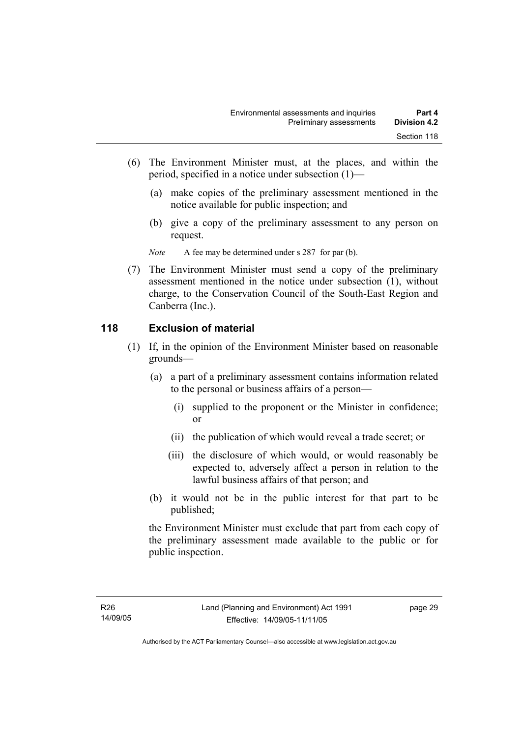(6) The Environment Minister must, at the places, and within the period, specified in a notice under subsection (1)—

(a) make copies of the preliminary assessment mentioned in the notice available for public inspection; and

(b) give a copy of the preliminary assessment to any person on request.

*Note* A fee may be determined under s 287 for par (b).

(7) The Environment Minister must send a copy of the preliminary assessment mentioned in the notice under subsection (1), without charge, to the Conservation Council of the South-East Region and Canberra (Inc.).

## 118 Exclusion of material

(1) If, in the opinion of the Environment Minister based on reasonable grounds—

(a) a part of a preliminary assessment contains information related to the personal or business affairs of a person—

(i) supplied to the proponent or the Minister in confidence; or

(ii) the publication of which would reveal a trade secret; or

(iii) the disclosure of which would, or would reasonably be expected to, adversely affect a person in relation to the lawful business affairs of that person; and

(b) it would not be in the public interest for that part to be published;

the Environment Minister must exclude that part from each copy of the preliminary assessment made available to the public or for public inspection.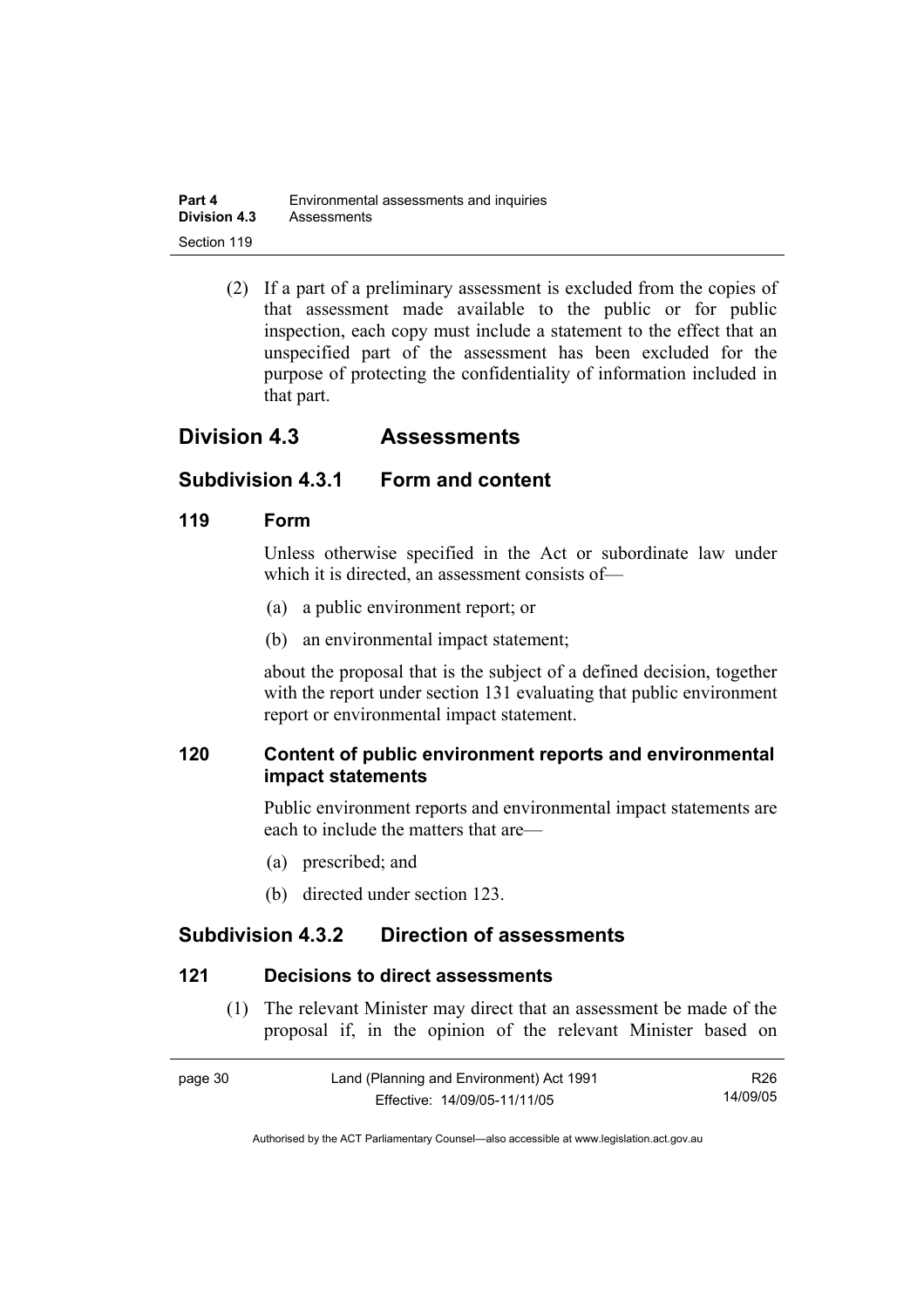(2) If a part of a preliminary assessment is excluded from the copies of that assessment made available to the public or for public inspection, each copy must include a statement to the effect that an unspecified part of the assessment has been excluded for the purpose of protecting the confidentiality of information included in that part.

## Division 4.3 Assessments

### Subdivision 4.3.1 Form and content

#### 119 Form

Unless otherwise specified in the Act or subordinate law under which it is directed, an assessment consists of—

(a) a public environment report; or

(b) an environmental impact statement;

about the proposal that is the subject of a defined decision, together with the report under section 131 evaluating that public environment report or environmental impact statement.

#### 120 Content of public environment reports and environmental impact statements

Public environment reports and environmental impact statements are each to include the matters that are—

(a) prescribed; and

(b) directed under section 123.

### Subdivision 4.3.2 Direction of assessments

#### 121 Decisions to direct assessments

(1) The relevant Minister may direct that an assessment be made of the proposal if, in the opinion of the relevant Minister based on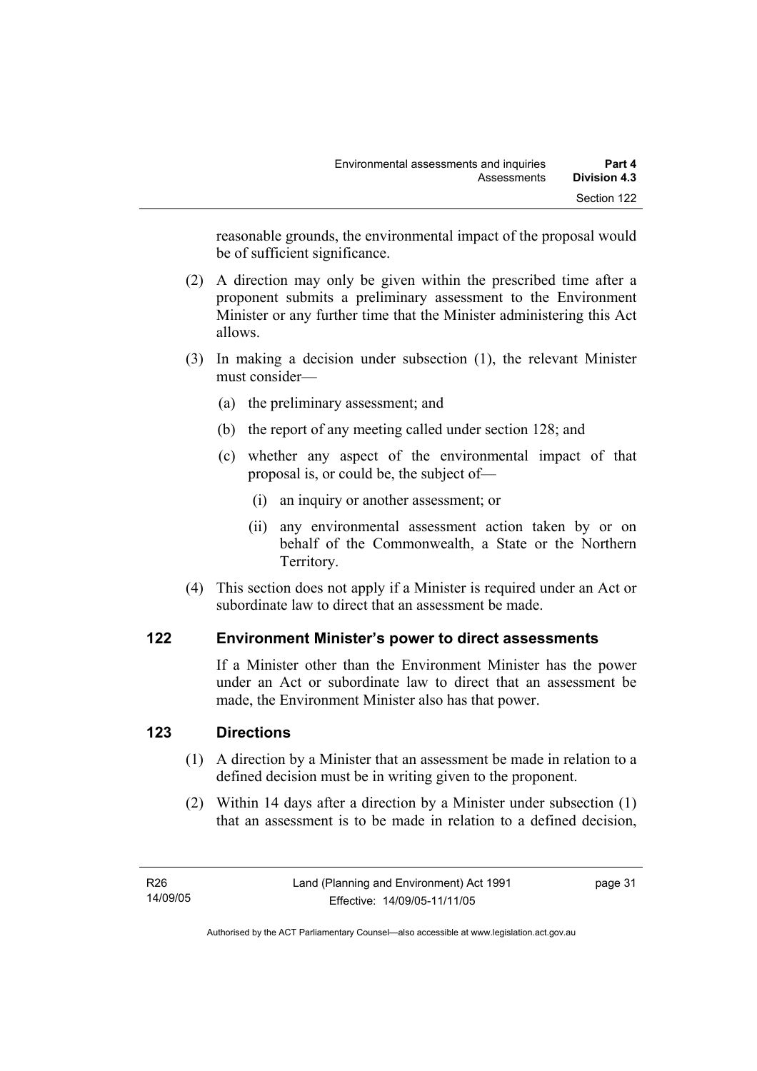reasonable grounds, the environmental impact of the proposal would be of sufficient significance.

(2) A direction may only be given within the prescribed time after a proponent submits a preliminary assessment to the Environment Minister or any further time that the Minister administering this Act allows.

(3) In making a decision under subsection (1), the relevant Minister must consider—

(a) the preliminary assessment; and

(b) the report of any meeting called under section 128; and

(c) whether any aspect of the environmental impact of that proposal is, or could be, the subject of—

(i) an inquiry or another assessment; or

(ii) any environmental assessment action taken by or on behalf of the Commonwealth, a State or the Northern Territory.

(4) This section does not apply if a Minister is required under an Act or subordinate law to direct that an assessment be made.

## 122 Environment Minister's power to direct assessments

If a Minister other than the Environment Minister has the power under an Act or subordinate law to direct that an assessment be made, the Environment Minister also has that power.

## 123 Directions

(1) A direction by a Minister that an assessment be made in relation to a defined decision must be in writing given to the proponent.

(2) Within 14 days after a direction by a Minister under subsection (1) that an assessment is to be made in relation to a defined decision,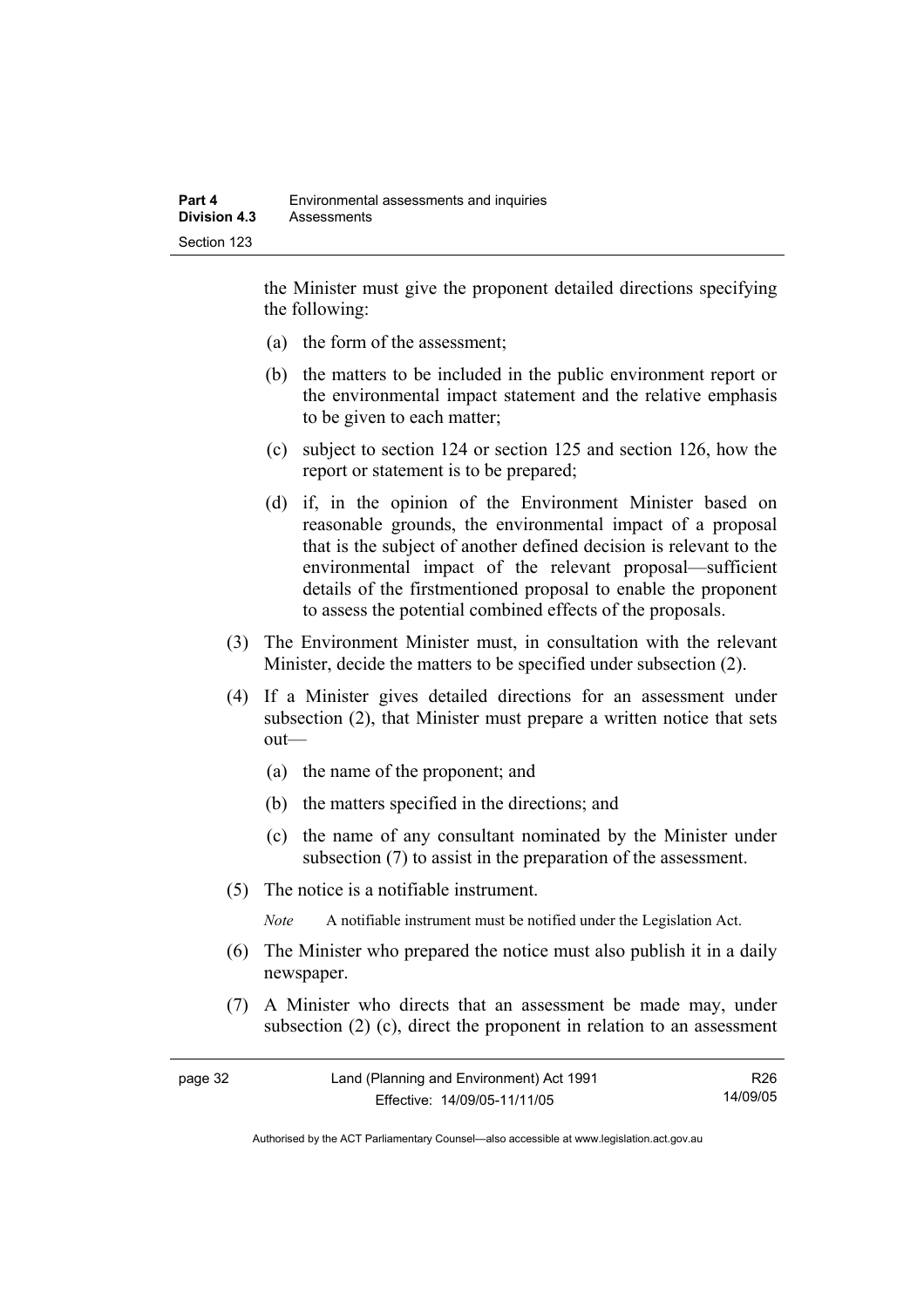the Minister must give the proponent detailed directions specifying the following:

(a) the form of the assessment;

(b) the matters to be included in the public environment report or the environmental impact statement and the relative emphasis to be given to each matter;

(c) subject to section 124 or section 125 and section 126, how the report or statement is to be prepared;

(d) if, in the opinion of the Environment Minister based on reasonable grounds, the environmental impact of a proposal that is the subject of another defined decision is relevant to the environmental impact of the relevant proposal—sufficient details of the firstmentioned proposal to enable the proponent to assess the potential combined effects of the proposals.

(3) The Environment Minister must, in consultation with the relevant Minister, decide the matters to be specified under subsection (2).

(4) If a Minister gives detailed directions for an assessment under subsection (2), that Minister must prepare a written notice that sets out—

(a) the name of the proponent; and

(b) the matters specified in the directions; and

(c) the name of any consultant nominated by the Minister under subsection (7) to assist in the preparation of the assessment.

(5) The notice is a notifiable instrument.

*Note* A notifiable instrument must be notified under the Legislation Act.

(6) The Minister who prepared the notice must also publish it in a daily newspaper.

(7) A Minister who directs that an assessment be made may, under subsection (2) (c), direct the proponent in relation to an assessment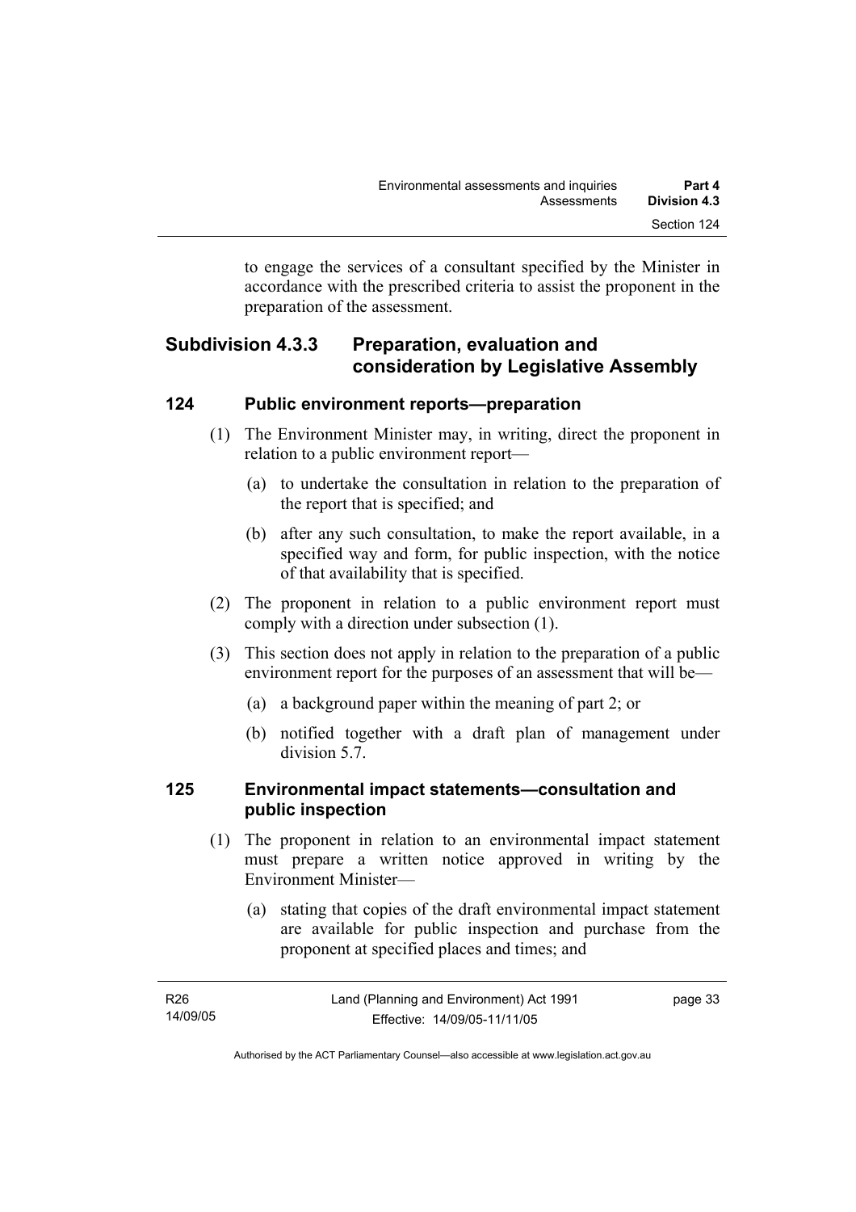to engage the services of a consultant specified by the Minister in accordance with the prescribed criteria to assist the proponent in the preparation of the assessment.

## Subdivision 4.3.3 Preparation, evaluation and consideration by Legislative Assembly

### 124 Public environment reports—preparation

(1) The Environment Minister may, in writing, direct the proponent in relation to a public environment report—

(a) to undertake the consultation in relation to the preparation of the report that is specified; and

(b) after any such consultation, to make the report available, in a specified way and form, for public inspection, with the notice of that availability that is specified.

(2) The proponent in relation to a public environment report must comply with a direction under subsection (1).

(3) This section does not apply in relation to the preparation of a public environment report for the purposes of an assessment that will be—

(a) a background paper within the meaning of part 2; or

(b) notified together with a draft plan of management under division 5.7.

### 125 Environmental impact statements—consultation and public inspection

(1) The proponent in relation to an environmental impact statement must prepare a written notice approved in writing by the Environment Minister—

(a) stating that copies of the draft environmental impact statement are available for public inspection and purchase from the proponent at specified places and times; and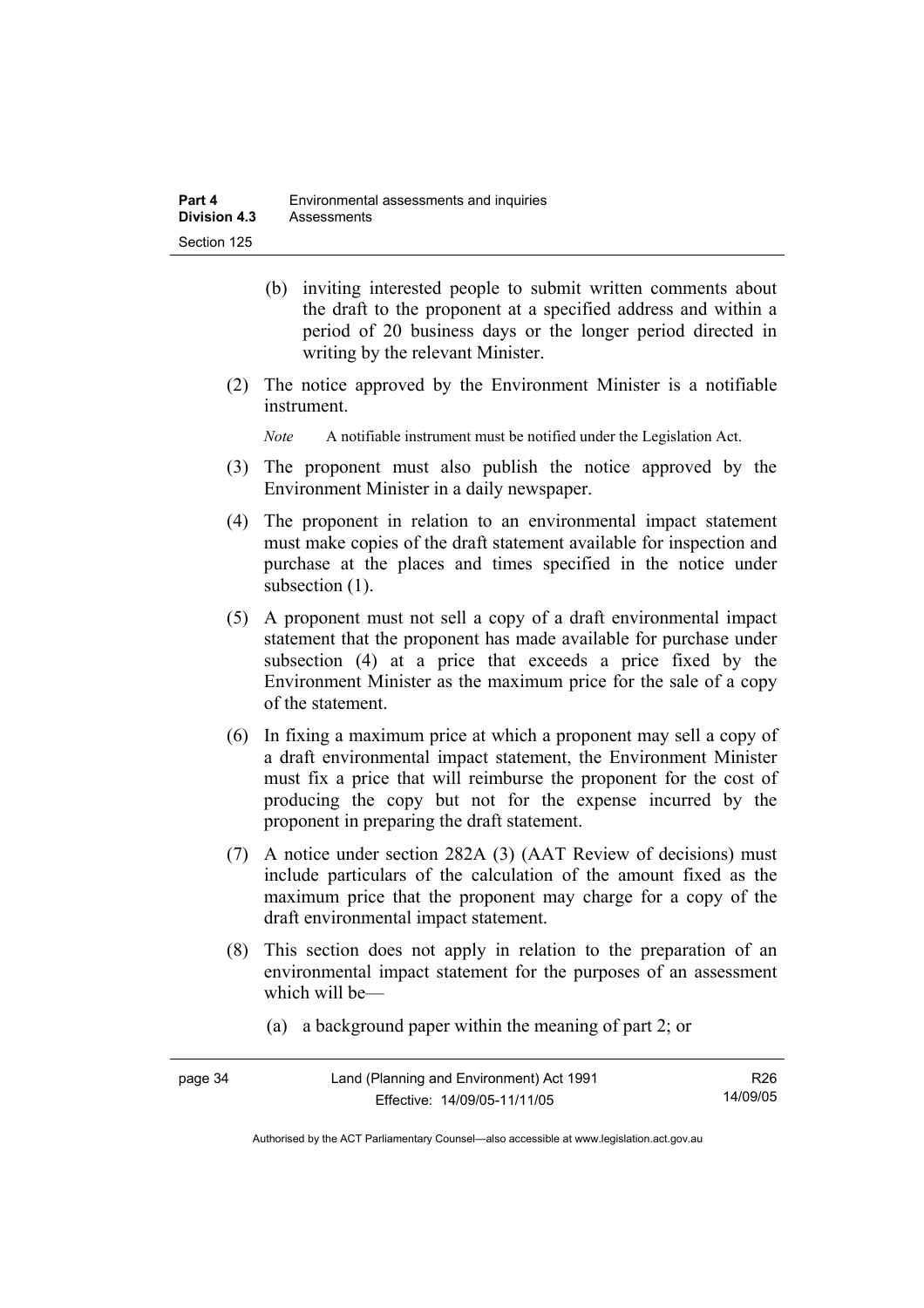(b) inviting interested people to submit written comments about the draft to the proponent at a specified address and within a period of 20 business days or the longer period directed in writing by the relevant Minister.

(2) The notice approved by the Environment Minister is a notifiable instrument.

*Note* A notifiable instrument must be notified under the Legislation Act.

(3) The proponent must also publish the notice approved by the Environment Minister in a daily newspaper.

(4) The proponent in relation to an environmental impact statement must make copies of the draft statement available for inspection and purchase at the places and times specified in the notice under subsection (1).

(5) A proponent must not sell a copy of a draft environmental impact statement that the proponent has made available for purchase under subsection (4) at a price that exceeds a price fixed by the Environment Minister as the maximum price for the sale of a copy of the statement.

(6) In fixing a maximum price at which a proponent may sell a copy of a draft environmental impact statement, the Environment Minister must fix a price that will reimburse the proponent for the cost of producing the copy but not for the expense incurred by the proponent in preparing the draft statement.

(7) A notice under section 282A (3) (AAT Review of decisions) must include particulars of the calculation of the amount fixed as the maximum price that the proponent may charge for a copy of the draft environmental impact statement.

(8) This section does not apply in relation to the preparation of an environmental impact statement for the purposes of an assessment which will be—

(a) a background paper within the meaning of part 2; or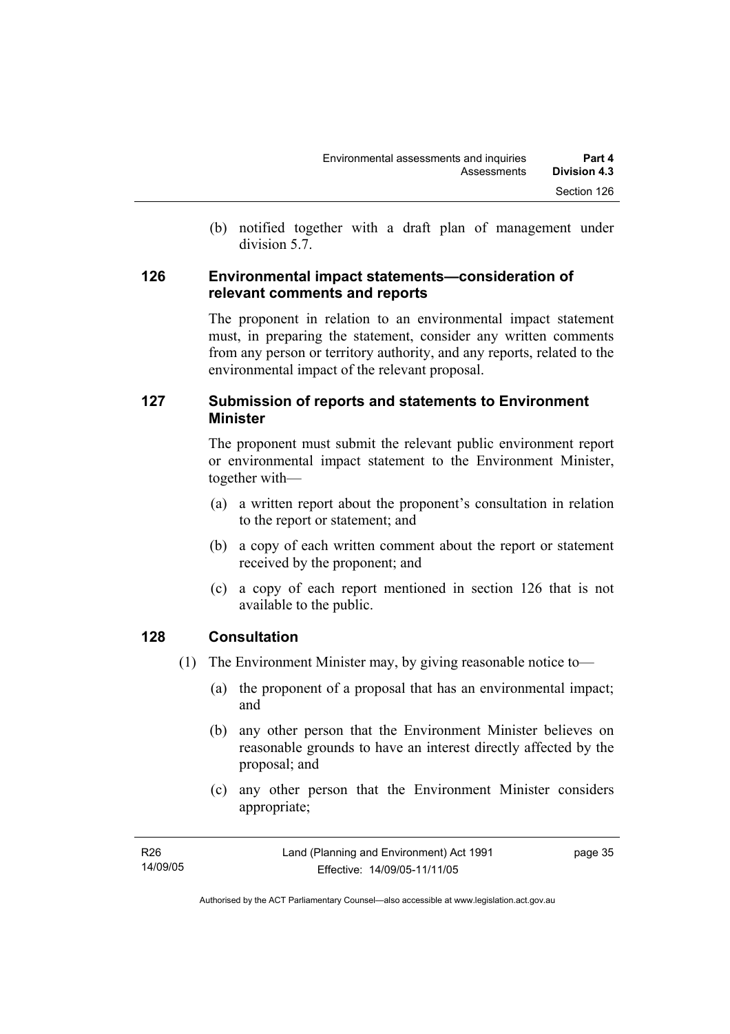(b) notified together with a draft plan of management under division 5.7.

### 126 Environmental impact statements—consideration of relevant comments and reports

The proponent in relation to an environmental impact statement must, in preparing the statement, consider any written comments from any person or territory authority, and any reports, related to the environmental impact of the relevant proposal.

### 127 Submission of reports and statements to Environment Minister

The proponent must submit the relevant public environment report or environmental impact statement to the Environment Minister, together with—

(a) a written report about the proponent's consultation in relation to the report or statement; and

(b) a copy of each written comment about the report or statement received by the proponent; and

(c) a copy of each report mentioned in section 126 that is not available to the public.

### 128 Consultation

(1) The Environment Minister may, by giving reasonable notice to—

(a) the proponent of a proposal that has an environmental impact; and

(b) any other person that the Environment Minister believes on reasonable grounds to have an interest directly affected by the proposal; and

(c) any other person that the Environment Minister considers appropriate;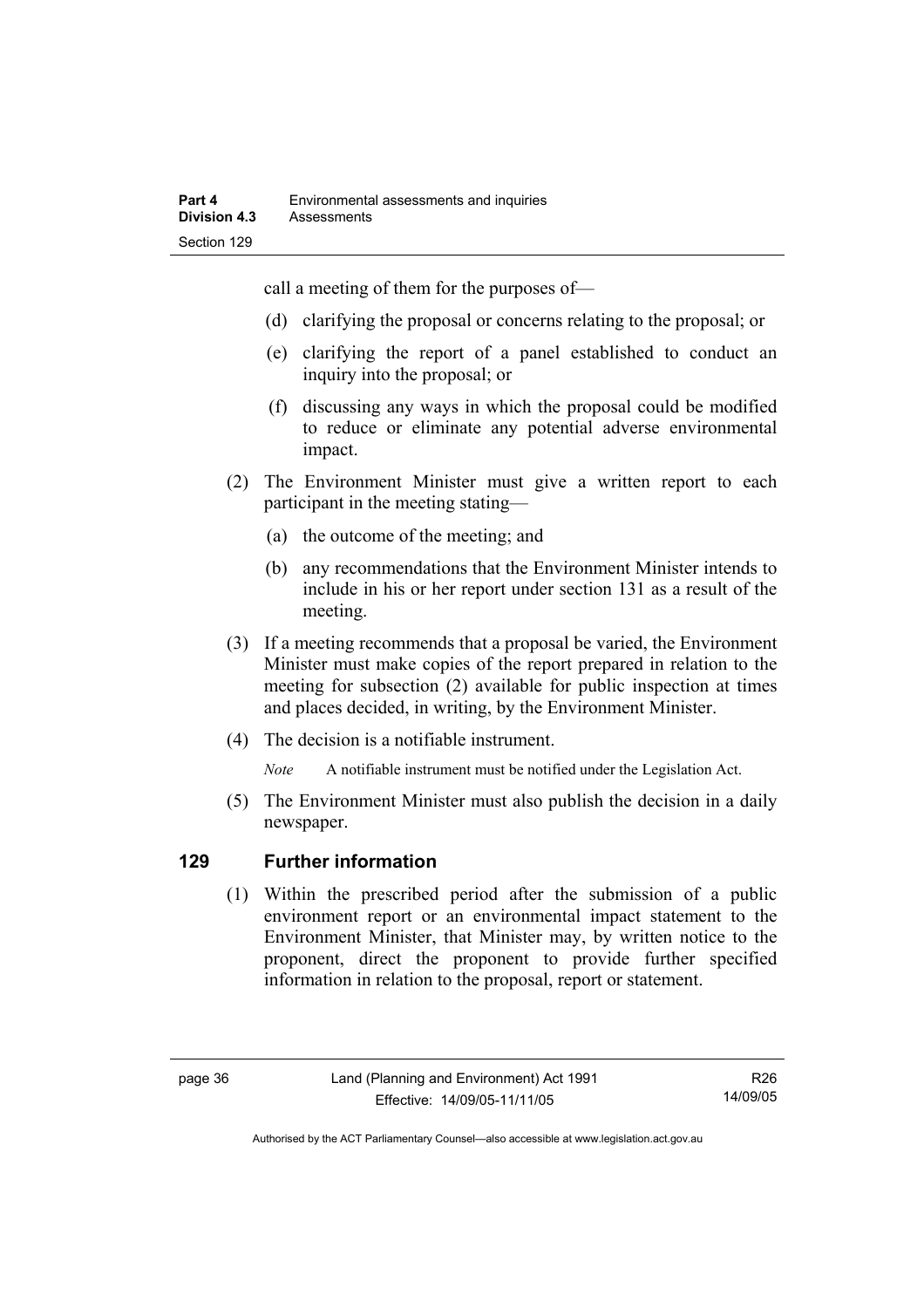call a meeting of them for the purposes of—

(d) clarifying the proposal or concerns relating to the proposal; or

(e) clarifying the report of a panel established to conduct an inquiry into the proposal; or

(f) discussing any ways in which the proposal could be modified to reduce or eliminate any potential adverse environmental impact.

(2) The Environment Minister must give a written report to each participant in the meeting stating—

(a) the outcome of the meeting; and

(b) any recommendations that the Environment Minister intends to include in his or her report under section 131 as a result of the meeting.

(3) If a meeting recommends that a proposal be varied, the Environment Minister must make copies of the report prepared in relation to the meeting for subsection (2) available for public inspection at times and places decided, in writing, by the Environment Minister.

(4) The decision is a notifiable instrument.

*Note* A notifiable instrument must be notified under the Legislation Act.

(5) The Environment Minister must also publish the decision in a daily newspaper.

## 129 Further information

(1) Within the prescribed period after the submission of a public environment report or an environmental impact statement to the Environment Minister, that Minister may, by written notice to the proponent, direct the proponent to provide further specified information in relation to the proposal, report or statement.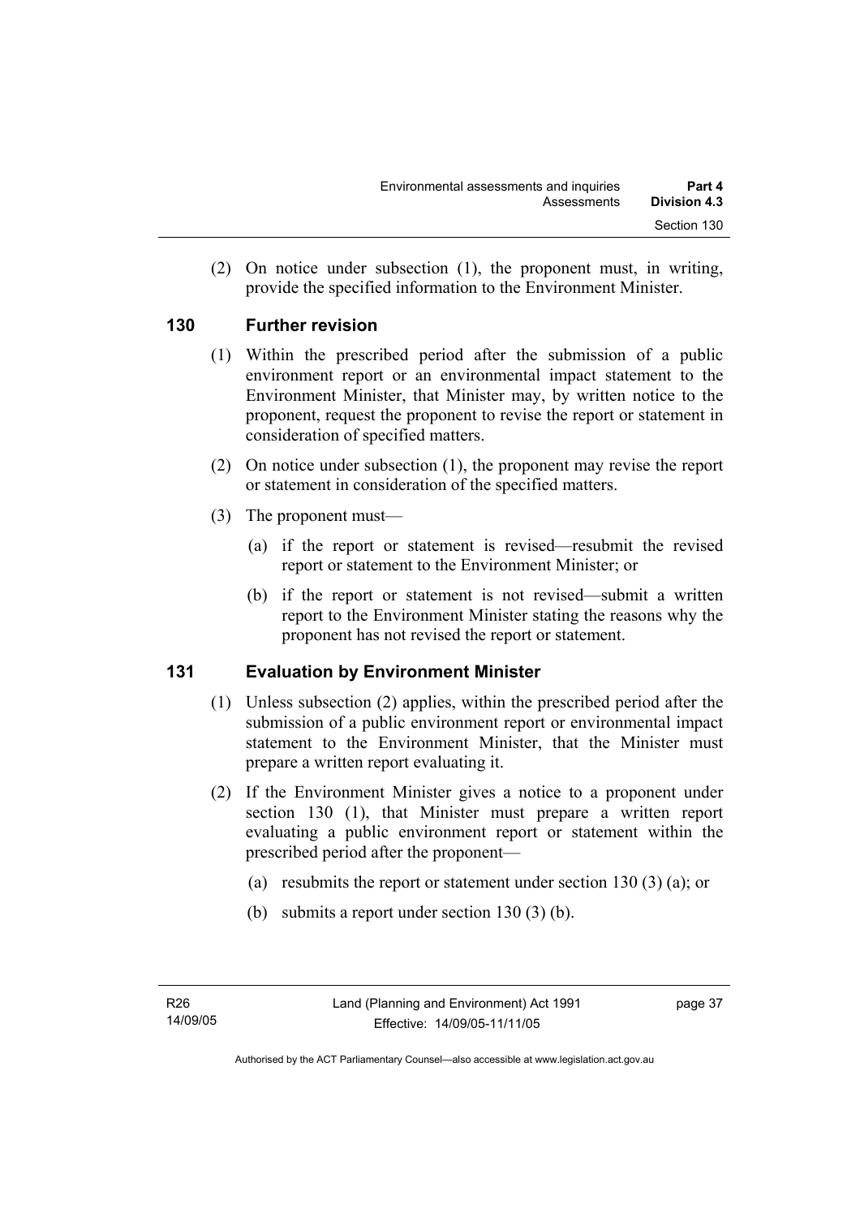(2) On notice under subsection (1), the proponent must, in writing, provide the specified information to the Environment Minister.

## 130 Further revision

(1) Within the prescribed period after the submission of a public environment report or an environmental impact statement to the Environment Minister, that Minister may, by written notice to the proponent, request the proponent to revise the report or statement in consideration of specified matters.

(2) On notice under subsection (1), the proponent may revise the report or statement in consideration of the specified matters.

(3) The proponent must—

(a) if the report or statement is revised—resubmit the revised report or statement to the Environment Minister; or

(b) if the report or statement is not revised—submit a written report to the Environment Minister stating the reasons why the proponent has not revised the report or statement.

## 131 Evaluation by Environment Minister

(1) Unless subsection (2) applies, within the prescribed period after the submission of a public environment report or environmental impact statement to the Environment Minister, that the Minister must prepare a written report evaluating it.

(2) If the Environment Minister gives a notice to a proponent under section 130 (1), that Minister must prepare a written report evaluating a public environment report or statement within the prescribed period after the proponent—

(a) resubmits the report or statement under section 130 (3) (a); or

(b) submits a report under section 130 (3) (b).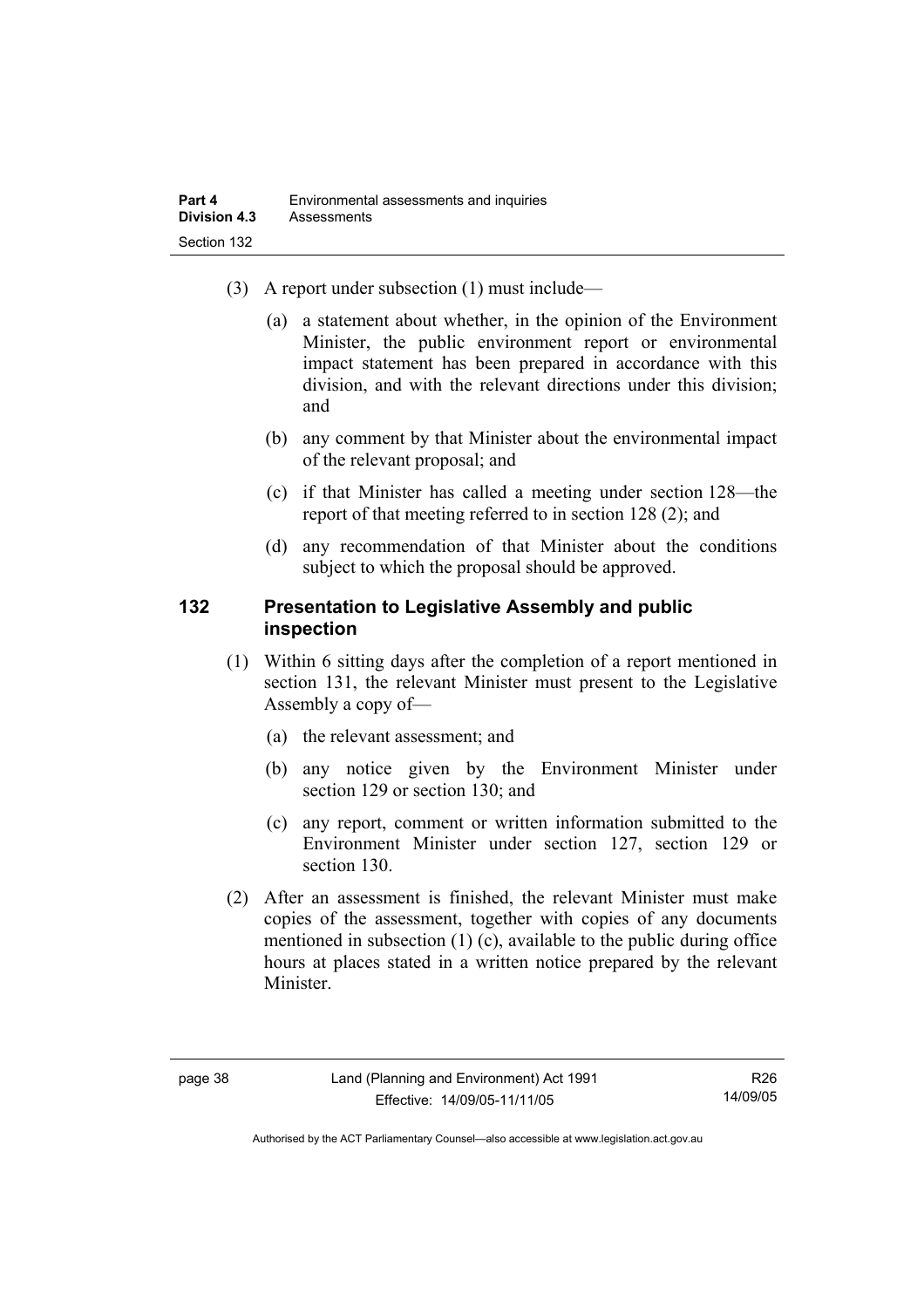(3) A report under subsection (1) must include—

(a) a statement about whether, in the opinion of the Environment Minister, the public environment report or environmental impact statement has been prepared in accordance with this division, and with the relevant directions under this division; and

(b) any comment by that Minister about the environmental impact of the relevant proposal; and

(c) if that Minister has called a meeting under section 128—the report of that meeting referred to in section 128 (2); and

(d) any recommendation of that Minister about the conditions subject to which the proposal should be approved.

### 132 Presentation to Legislative Assembly and public inspection

(1) Within 6 sitting days after the completion of a report mentioned in section 131, the relevant Minister must present to the Legislative Assembly a copy of—

(a) the relevant assessment; and

(b) any notice given by the Environment Minister under section 129 or section 130; and

(c) any report, comment or written information submitted to the Environment Minister under section 127, section 129 or section 130.

(2) After an assessment is finished, the relevant Minister must make copies of the assessment, together with copies of any documents mentioned in subsection (1) (c), available to the public during office hours at places stated in a written notice prepared by the relevant Minister.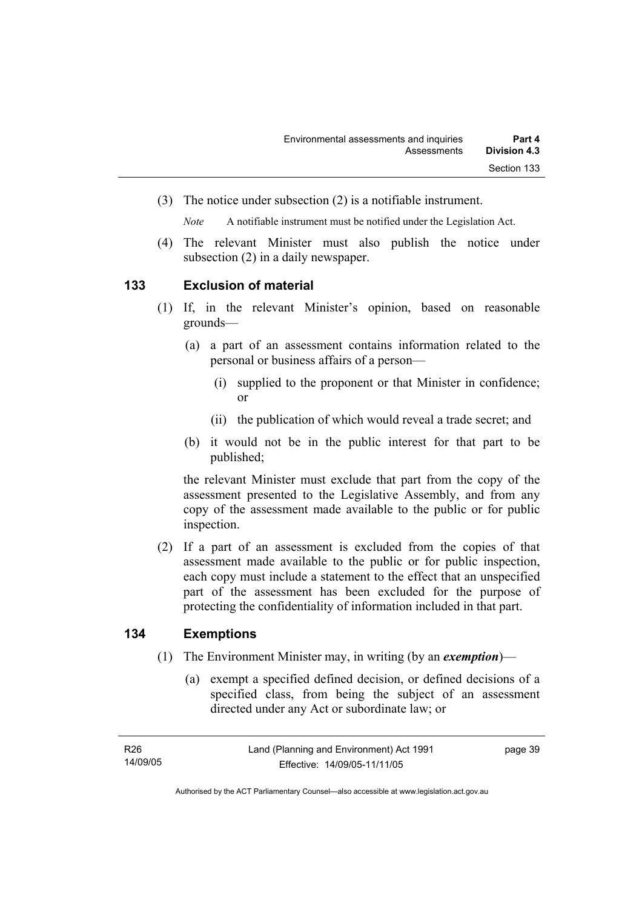(3) The notice under subsection (2) is a notifiable instrument.

*Note* A notifiable instrument must be notified under the Legislation Act.

(4) The relevant Minister must also publish the notice under subsection (2) in a daily newspaper.

## 133 Exclusion of material

(1) If, in the relevant Minister's opinion, based on reasonable grounds—

(a) a part of an assessment contains information related to the personal or business affairs of a person—

(i) supplied to the proponent or that Minister in confidence; or

(ii) the publication of which would reveal a trade secret; and

(b) it would not be in the public interest for that part to be published;

the relevant Minister must exclude that part from the copy of the assessment presented to the Legislative Assembly, and from any copy of the assessment made available to the public or for public inspection.

(2) If a part of an assessment is excluded from the copies of that assessment made available to the public or for public inspection, each copy must include a statement to the effect that an unspecified part of the assessment has been excluded for the purpose of protecting the confidentiality of information included in that part.

## 134 Exemptions

(1) The Environment Minister may, in writing (by an ***exemption***)—

(a) exempt a specified defined decision, or defined decisions of a specified class, from being the subject of an assessment directed under any Act or subordinate law; or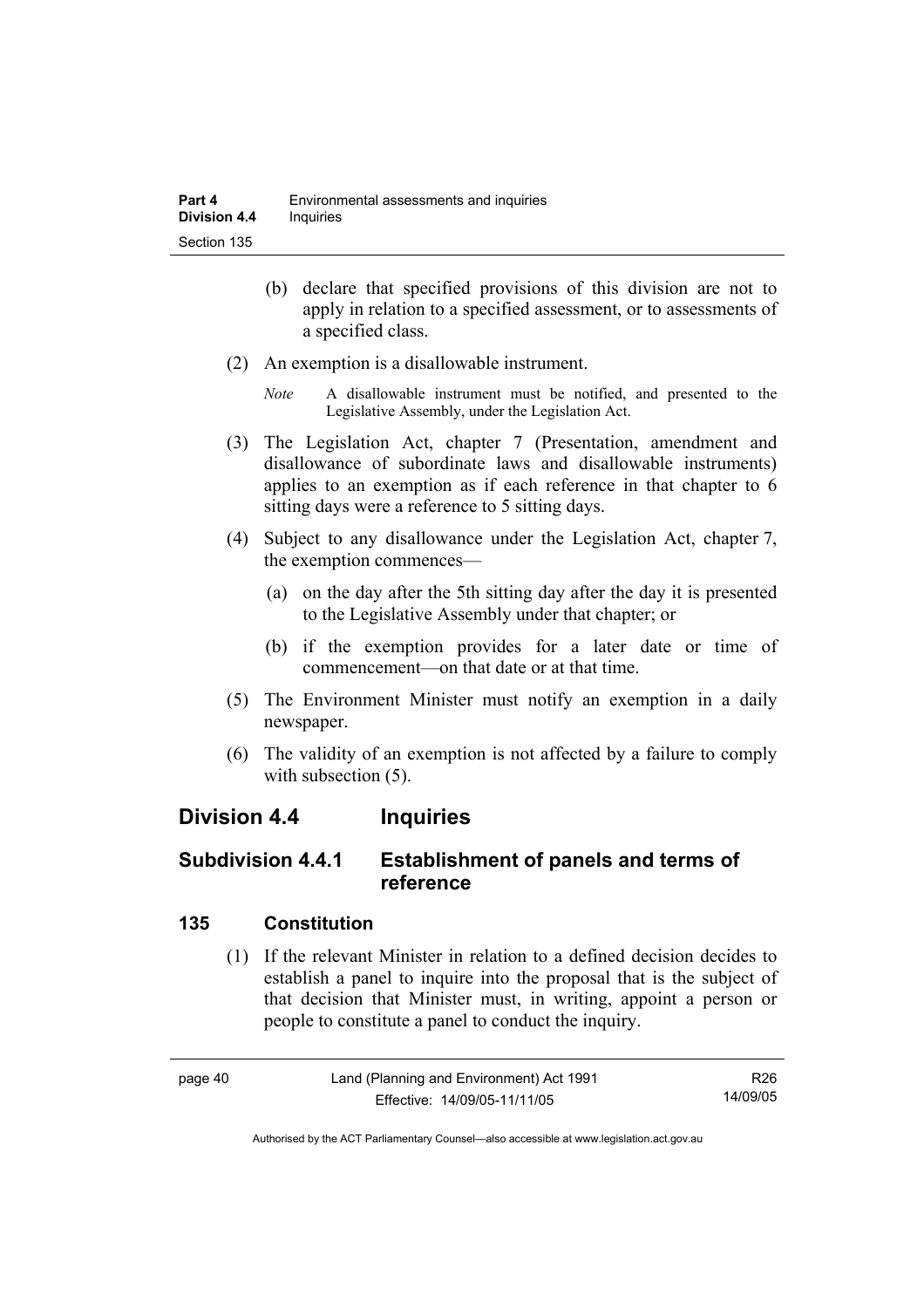(b) declare that specified provisions of this division are not to apply in relation to a specified assessment, or to assessments of a specified class.

(2) An exemption is a disallowable instrument.

*Note* A disallowable instrument must be notified, and presented to the Legislative Assembly, under the Legislation Act.

(3) The Legislation Act, chapter 7 (Presentation, amendment and disallowance of subordinate laws and disallowable instruments) applies to an exemption as if each reference in that chapter to 6 sitting days were a reference to 5 sitting days.

(4) Subject to any disallowance under the Legislation Act, chapter 7, the exemption commences—

(a) on the day after the 5th sitting day after the day it is presented to the Legislative Assembly under that chapter; or

(b) if the exemption provides for a later date or time of commencement—on that date or at that time.

(5) The Environment Minister must notify an exemption in a daily newspaper.

(6) The validity of an exemption is not affected by a failure to comply with subsection (5).

## Division 4.4 Inquiries

### Subdivision 4.4.1 Establishment of panels and terms of reference

#### 135 Constitution

(1) If the relevant Minister in relation to a defined decision decides to establish a panel to inquire into the proposal that is the subject of that decision that Minister must, in writing, appoint a person or people to constitute a panel to conduct the inquiry.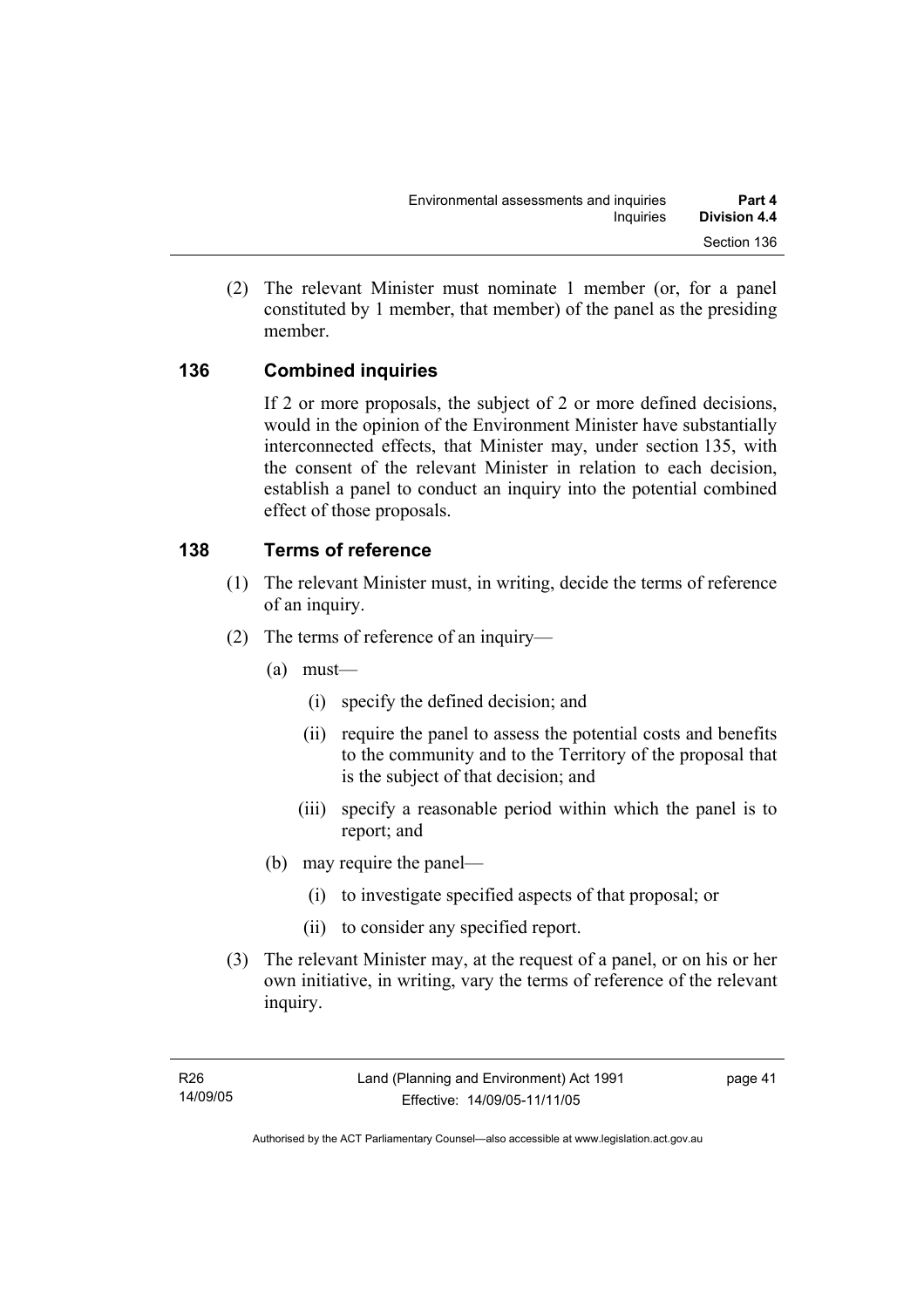(2) The relevant Minister must nominate 1 member (or, for a panel constituted by 1 member, that member) of the panel as the presiding member.

## 136 Combined inquiries

If 2 or more proposals, the subject of 2 or more defined decisions, would in the opinion of the Environment Minister have substantially interconnected effects, that Minister may, under section 135, with the consent of the relevant Minister in relation to each decision, establish a panel to conduct an inquiry into the potential combined effect of those proposals.

## 138 Terms of reference

(1) The relevant Minister must, in writing, decide the terms of reference of an inquiry.

(2) The terms of reference of an inquiry—

(a) must—

(i) specify the defined decision; and

(ii) require the panel to assess the potential costs and benefits to the community and to the Territory of the proposal that is the subject of that decision; and

(iii) specify a reasonable period within which the panel is to report; and

(b) may require the panel—

(i) to investigate specified aspects of that proposal; or

(ii) to consider any specified report.

(3) The relevant Minister may, at the request of a panel, or on his or her own initiative, in writing, vary the terms of reference of the relevant inquiry.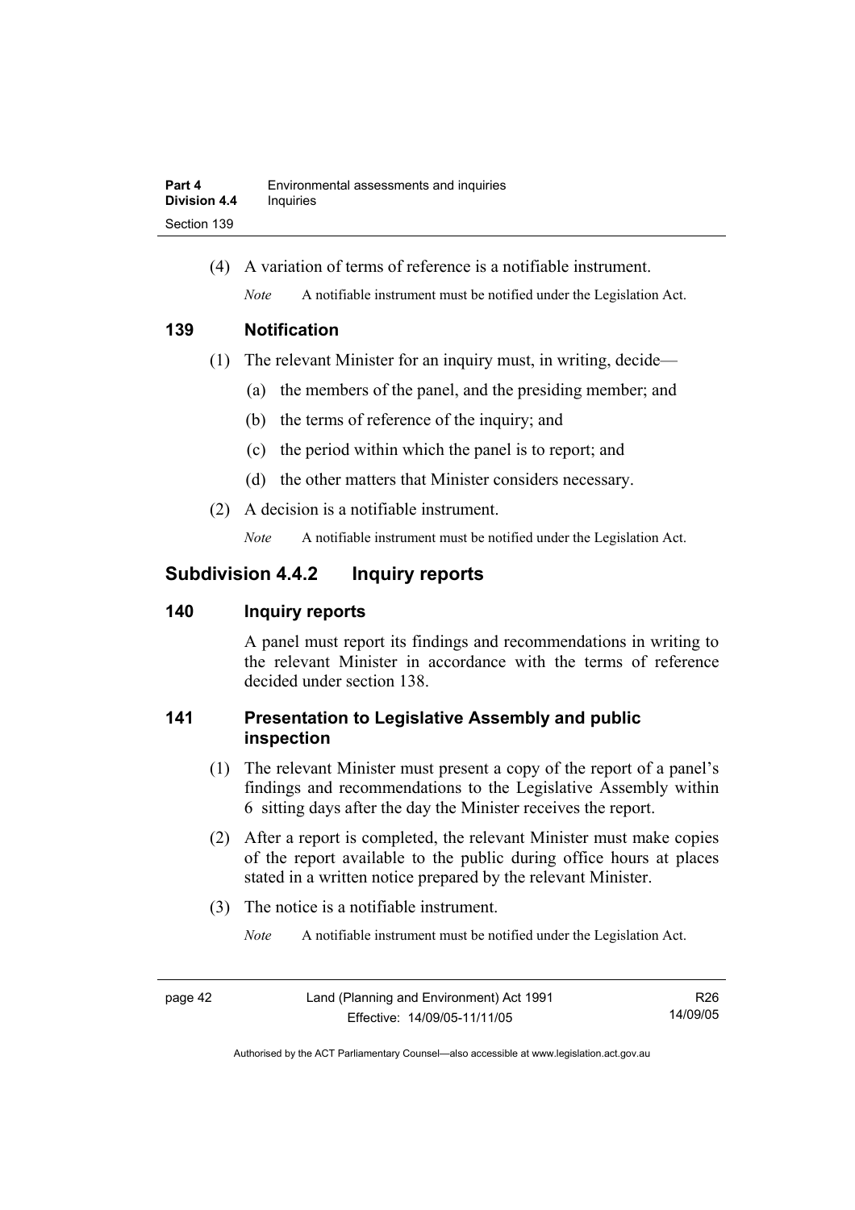(4) A variation of terms of reference is a notifiable instrument.

*Note* A notifiable instrument must be notified under the Legislation Act.

### 139 Notification

(1) The relevant Minister for an inquiry must, in writing, decide—

(a) the members of the panel, and the presiding member; and

(b) the terms of reference of the inquiry; and

(c) the period within which the panel is to report; and

(d) the other matters that Minister considers necessary.

(2) A decision is a notifiable instrument.

*Note* A notifiable instrument must be notified under the Legislation Act.

## Subdivision 4.4.2 Inquiry reports

### 140 Inquiry reports

A panel must report its findings and recommendations in writing to the relevant Minister in accordance with the terms of reference decided under section 138.

### 141 Presentation to Legislative Assembly and public inspection

(1) The relevant Minister must present a copy of the report of a panel's findings and recommendations to the Legislative Assembly within 6 sitting days after the day the Minister receives the report.

(2) After a report is completed, the relevant Minister must make copies of the report available to the public during office hours at places stated in a written notice prepared by the relevant Minister.

(3) The notice is a notifiable instrument.

*Note* A notifiable instrument must be notified under the Legislation Act.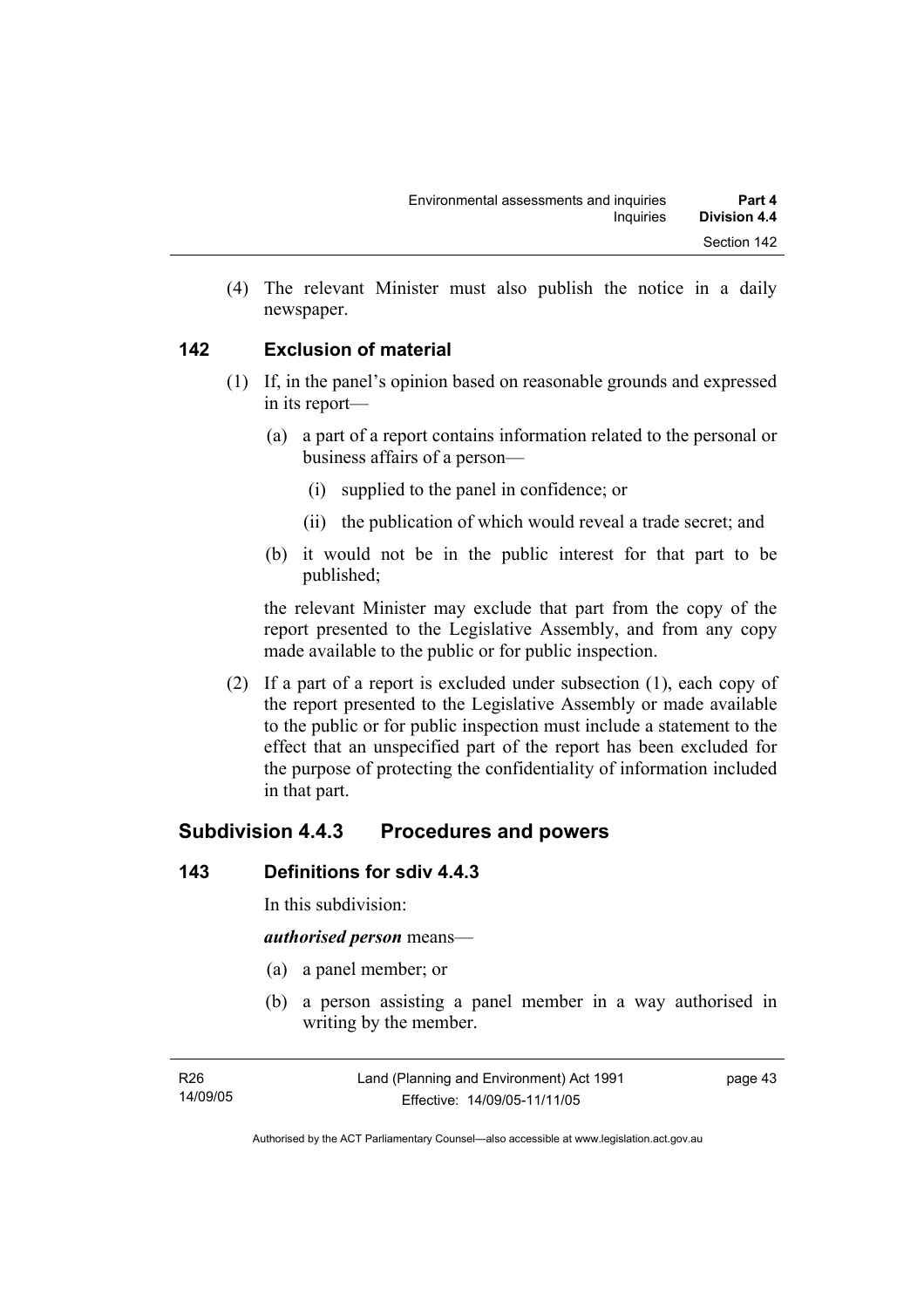(4) The relevant Minister must also publish the notice in a daily newspaper.

## 142 Exclusion of material

(1) If, in the panel's opinion based on reasonable grounds and expressed in its report—

(a) a part of a report contains information related to the personal or business affairs of a person—

(i) supplied to the panel in confidence; or

(ii) the publication of which would reveal a trade secret; and

(b) it would not be in the public interest for that part to be published;

the relevant Minister may exclude that part from the copy of the report presented to the Legislative Assembly, and from any copy made available to the public or for public inspection.

(2) If a part of a report is excluded under subsection (1), each copy of the report presented to the Legislative Assembly or made available to the public or for public inspection must include a statement to the effect that an unspecified part of the report has been excluded for the purpose of protecting the confidentiality of information included in that part.

# Subdivision 4.4.3 Procedures and powers

## 143 Definitions for sdiv 4.4.3

In this subdivision:

***authorised person*** means—

(a) a panel member; or

(b) a person assisting a panel member in a way authorised in writing by the member.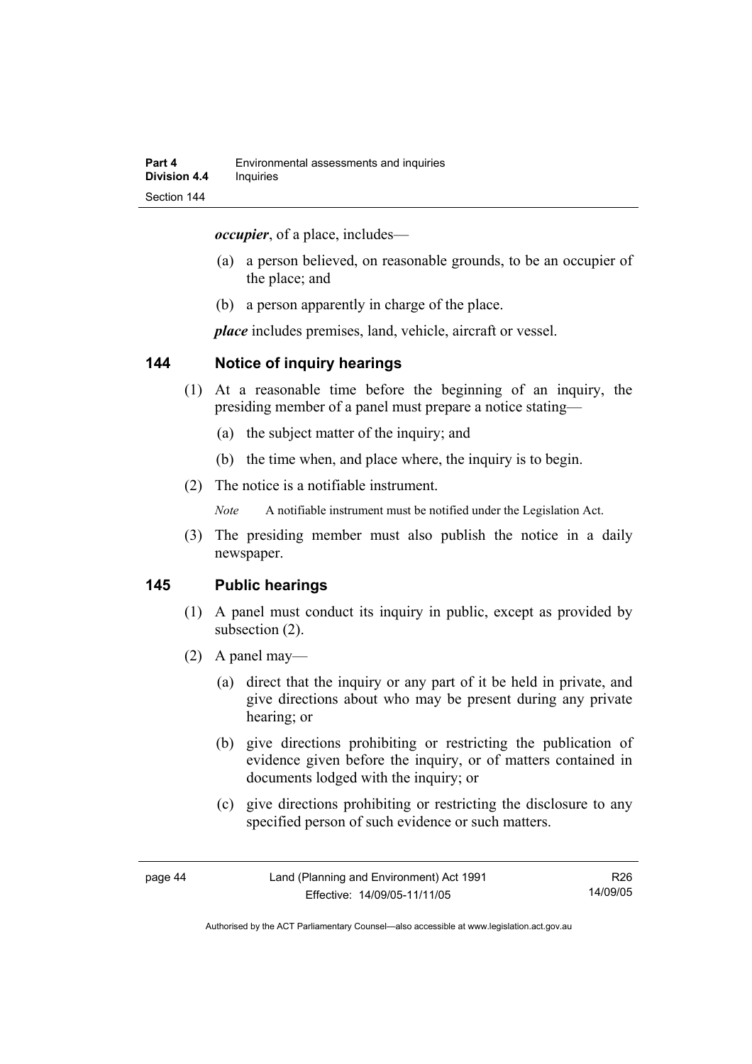***occupier***, of a place, includes—

(a) a person believed, on reasonable grounds, to be an occupier of the place; and

(b) a person apparently in charge of the place.

***place*** includes premises, land, vehicle, aircraft or vessel.

## 144 Notice of inquiry hearings

(1) At a reasonable time before the beginning of an inquiry, the presiding member of a panel must prepare a notice stating—

(a) the subject matter of the inquiry; and

(b) the time when, and place where, the inquiry is to begin.

(2) The notice is a notifiable instrument.

*Note* A notifiable instrument must be notified under the Legislation Act.

(3) The presiding member must also publish the notice in a daily newspaper.

## 145 Public hearings

(1) A panel must conduct its inquiry in public, except as provided by subsection (2).

(2) A panel may—

(a) direct that the inquiry or any part of it be held in private, and give directions about who may be present during any private hearing; or

(b) give directions prohibiting or restricting the publication of evidence given before the inquiry, or of matters contained in documents lodged with the inquiry; or

(c) give directions prohibiting or restricting the disclosure to any specified person of such evidence or such matters.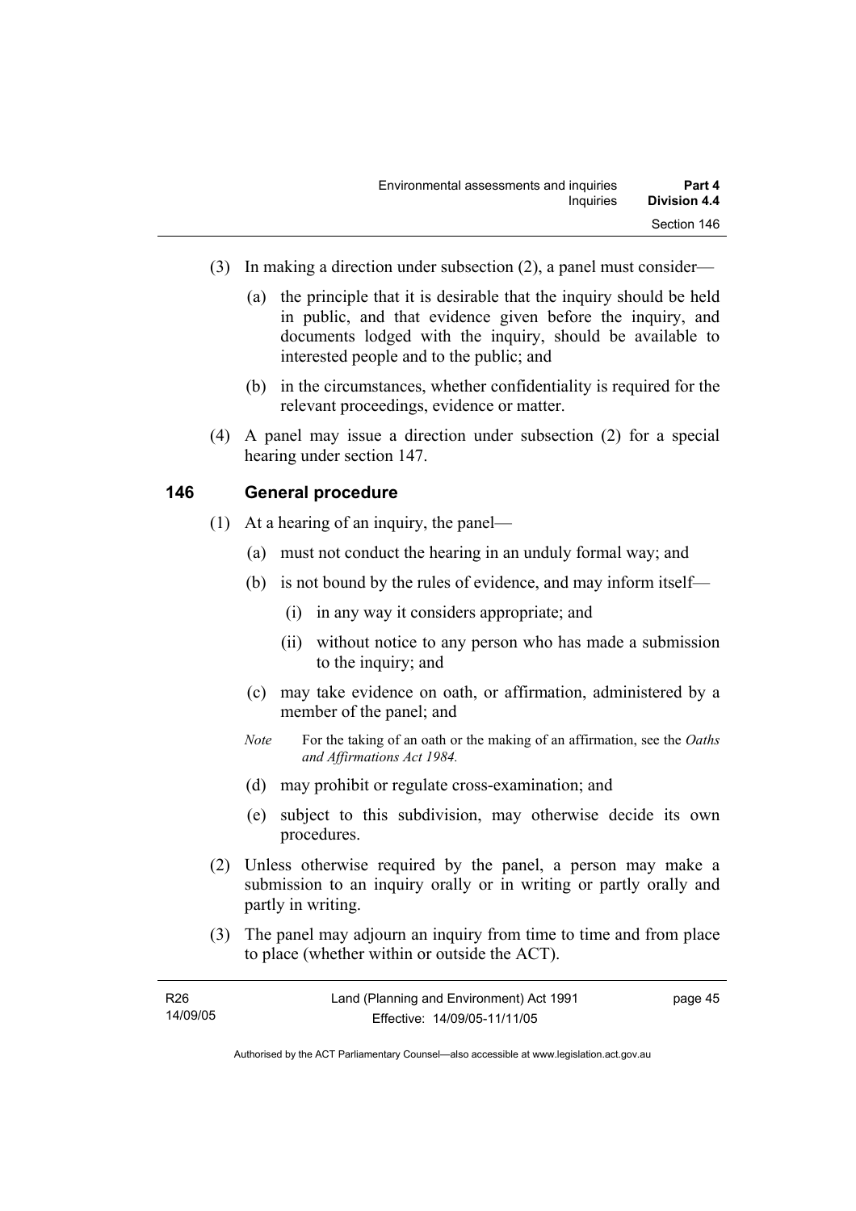(3) In making a direction under subsection (2), a panel must consider—

(a) the principle that it is desirable that the inquiry should be held in public, and that evidence given before the inquiry, and documents lodged with the inquiry, should be available to interested people and to the public; and

(b) in the circumstances, whether confidentiality is required for the relevant proceedings, evidence or matter.

(4) A panel may issue a direction under subsection (2) for a special hearing under section 147.

## 146 General procedure

(1) At a hearing of an inquiry, the panel—

(a) must not conduct the hearing in an unduly formal way; and

(b) is not bound by the rules of evidence, and may inform itself—

(i) in any way it considers appropriate; and

(ii) without notice to any person who has made a submission to the inquiry; and

(c) may take evidence on oath, or affirmation, administered by a member of the panel; and

*Note* For the taking of an oath or the making of an affirmation, see the *Oaths and Affirmations Act 1984.*

(d) may prohibit or regulate cross-examination; and

(e) subject to this subdivision, may otherwise decide its own procedures.

(2) Unless otherwise required by the panel, a person may make a submission to an inquiry orally or in writing or partly orally and partly in writing.

(3) The panel may adjourn an inquiry from time to time and from place to place (whether within or outside the ACT).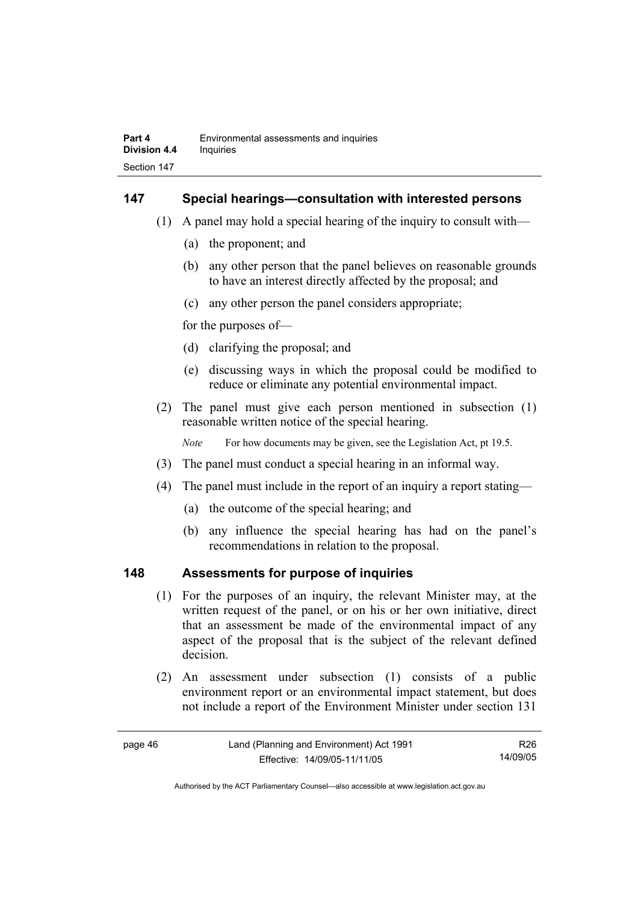## 147 Special hearings—consultation with interested persons

(1) A panel may hold a special hearing of the inquiry to consult with—

(a) the proponent; and

(b) any other person that the panel believes on reasonable grounds to have an interest directly affected by the proposal; and

(c) any other person the panel considers appropriate;

for the purposes of—

(d) clarifying the proposal; and

(e) discussing ways in which the proposal could be modified to reduce or eliminate any potential environmental impact.

(2) The panel must give each person mentioned in subsection (1) reasonable written notice of the special hearing.

*Note* For how documents may be given, see the Legislation Act, pt 19.5.

(3) The panel must conduct a special hearing in an informal way.

(4) The panel must include in the report of an inquiry a report stating—

(a) the outcome of the special hearing; and

(b) any influence the special hearing has had on the panel's recommendations in relation to the proposal.

## 148 Assessments for purpose of inquiries

(1) For the purposes of an inquiry, the relevant Minister may, at the written request of the panel, or on his or her own initiative, direct that an assessment be made of the environmental impact of any aspect of the proposal that is the subject of the relevant defined decision.

(2) An assessment under subsection (1) consists of a public environment report or an environmental impact statement, but does not include a report of the Environment Minister under section 131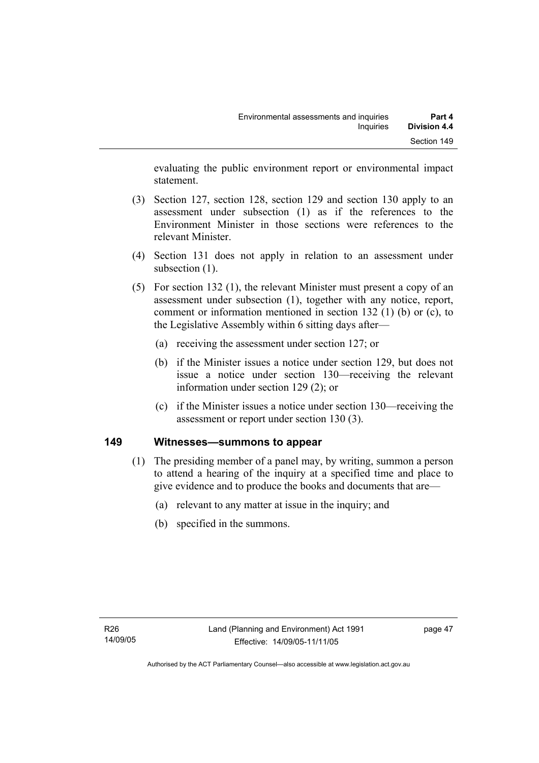evaluating the public environment report or environmental impact statement.

(3) Section 127, section 128, section 129 and section 130 apply to an assessment under subsection (1) as if the references to the Environment Minister in those sections were references to the relevant Minister.

(4) Section 131 does not apply in relation to an assessment under subsection (1).

(5) For section 132 (1), the relevant Minister must present a copy of an assessment under subsection (1), together with any notice, report, comment or information mentioned in section 132 (1) (b) or (c), to the Legislative Assembly within 6 sitting days after—

(a) receiving the assessment under section 127; or

(b) if the Minister issues a notice under section 129, but does not issue a notice under section 130—receiving the relevant information under section 129 (2); or

(c) if the Minister issues a notice under section 130—receiving the assessment or report under section 130 (3).

## 149 Witnesses—summons to appear

(1) The presiding member of a panel may, by writing, summon a person to attend a hearing of the inquiry at a specified time and place to give evidence and to produce the books and documents that are—

(a) relevant to any matter at issue in the inquiry; and

(b) specified in the summons.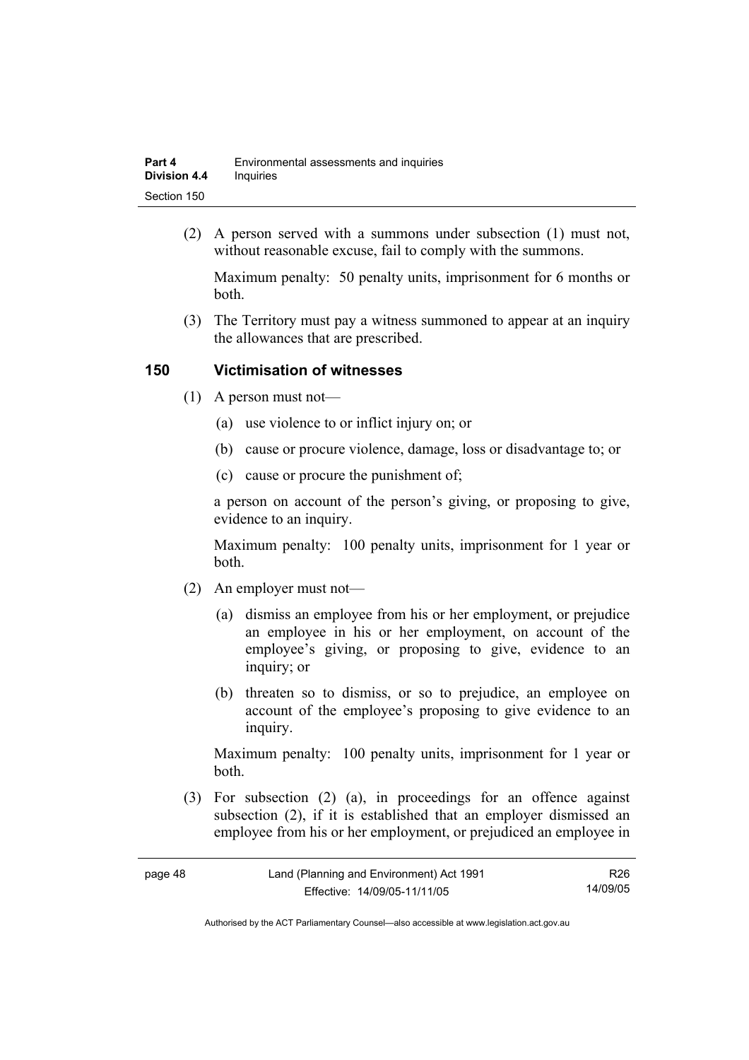(2) A person served with a summons under subsection (1) must not, without reasonable excuse, fail to comply with the summons.

Maximum penalty: 50 penalty units, imprisonment for 6 months or both.

(3) The Territory must pay a witness summoned to appear at an inquiry the allowances that are prescribed.

## 150 Victimisation of witnesses

(1) A person must not—

(a) use violence to or inflict injury on; or

(b) cause or procure violence, damage, loss or disadvantage to; or

(c) cause or procure the punishment of;

a person on account of the person's giving, or proposing to give, evidence to an inquiry.

Maximum penalty: 100 penalty units, imprisonment for 1 year or both.

(2) An employer must not—

(a) dismiss an employee from his or her employment, or prejudice an employee in his or her employment, on account of the employee's giving, or proposing to give, evidence to an inquiry; or

(b) threaten so to dismiss, or so to prejudice, an employee on account of the employee's proposing to give evidence to an inquiry.

Maximum penalty: 100 penalty units, imprisonment for 1 year or both.

(3) For subsection (2) (a), in proceedings for an offence against subsection (2), if it is established that an employer dismissed an employee from his or her employment, or prejudiced an employee in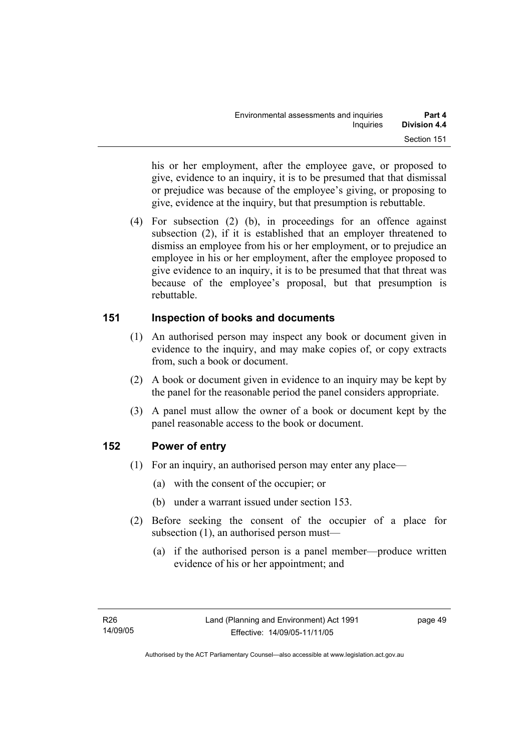his or her employment, after the employee gave, or proposed to give, evidence to an inquiry, it is to be presumed that that dismissal or prejudice was because of the employee's giving, or proposing to give, evidence at the inquiry, but that presumption is rebuttable.

(4) For subsection (2) (b), in proceedings for an offence against subsection (2), if it is established that an employer threatened to dismiss an employee from his or her employment, or to prejudice an employee in his or her employment, after the employee proposed to give evidence to an inquiry, it is to be presumed that that threat was because of the employee's proposal, but that presumption is rebuttable.

## 151 Inspection of books and documents

(1) An authorised person may inspect any book or document given in evidence to the inquiry, and may make copies of, or copy extracts from, such a book or document.

(2) A book or document given in evidence to an inquiry may be kept by the panel for the reasonable period the panel considers appropriate.

(3) A panel must allow the owner of a book or document kept by the panel reasonable access to the book or document.

## 152 Power of entry

(1) For an inquiry, an authorised person may enter any place—

(a) with the consent of the occupier; or

(b) under a warrant issued under section 153.

(2) Before seeking the consent of the occupier of a place for subsection (1), an authorised person must—

(a) if the authorised person is a panel member—produce written evidence of his or her appointment; and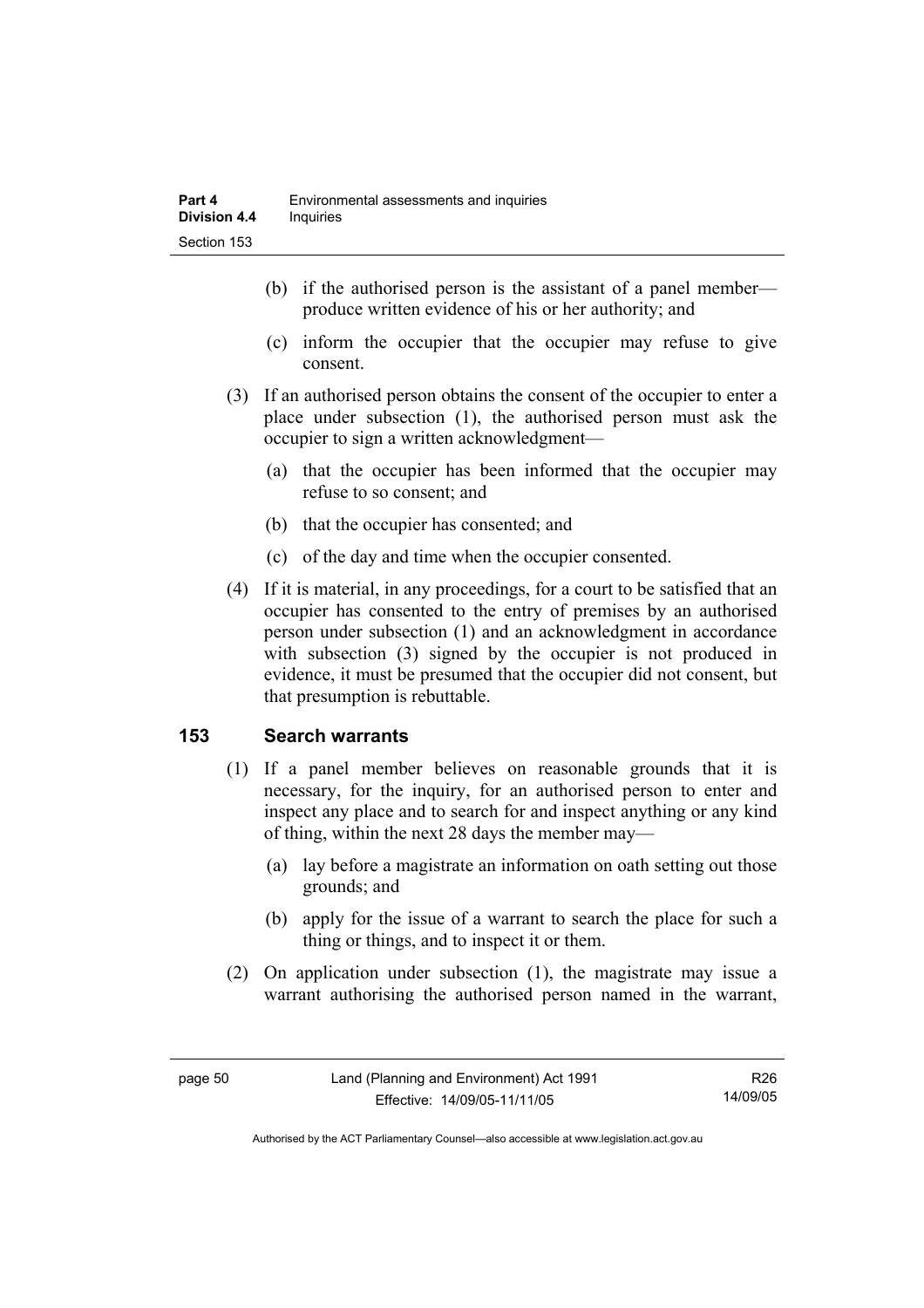(b) if the authorised person is the assistant of a panel member—produce written evidence of his or her authority; and

(c) inform the occupier that the occupier may refuse to give consent.

(3) If an authorised person obtains the consent of the occupier to enter a place under subsection (1), the authorised person must ask the occupier to sign a written acknowledgment—

(a) that the occupier has been informed that the occupier may refuse to so consent; and

(b) that the occupier has consented; and

(c) of the day and time when the occupier consented.

(4) If it is material, in any proceedings, for a court to be satisfied that an occupier has consented to the entry of premises by an authorised person under subsection (1) and an acknowledgment in accordance with subsection (3) signed by the occupier is not produced in evidence, it must be presumed that the occupier did not consent, but that presumption is rebuttable.

## 153 Search warrants

(1) If a panel member believes on reasonable grounds that it is necessary, for the inquiry, for an authorised person to enter and inspect any place and to search for and inspect anything or any kind of thing, within the next 28 days the member may—

(a) lay before a magistrate an information on oath setting out those grounds; and

(b) apply for the issue of a warrant to search the place for such a thing or things, and to inspect it or them.

(2) On application under subsection (1), the magistrate may issue a warrant authorising the authorised person named in the warrant,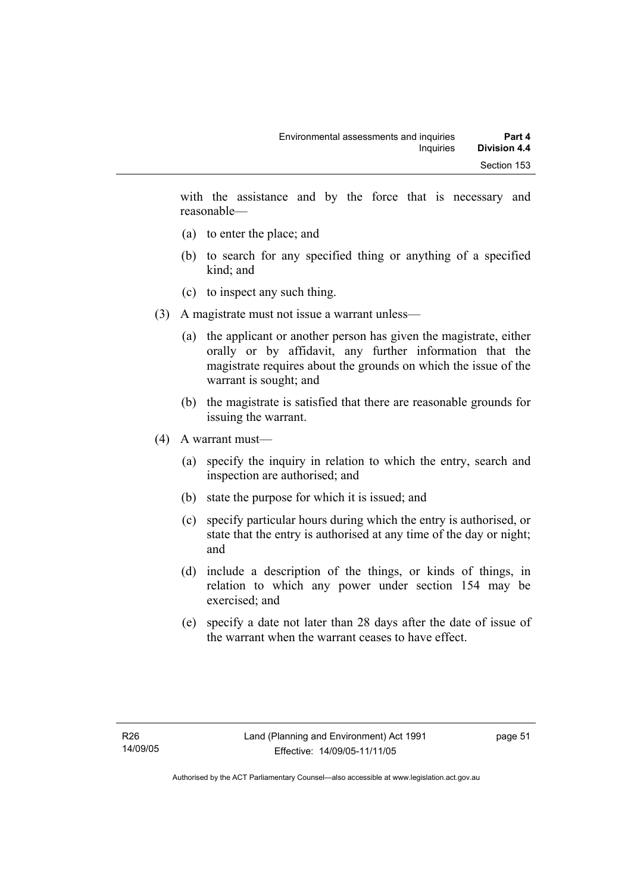with the assistance and by the force that is necessary and reasonable—

(a) to enter the place; and

(b) to search for any specified thing or anything of a specified kind; and

(c) to inspect any such thing.

(3) A magistrate must not issue a warrant unless—

(a) the applicant or another person has given the magistrate, either orally or by affidavit, any further information that the magistrate requires about the grounds on which the issue of the warrant is sought; and

(b) the magistrate is satisfied that there are reasonable grounds for issuing the warrant.

(4) A warrant must—

(a) specify the inquiry in relation to which the entry, search and inspection are authorised; and

(b) state the purpose for which it is issued; and

(c) specify particular hours during which the entry is authorised, or state that the entry is authorised at any time of the day or night; and

(d) include a description of the things, or kinds of things, in relation to which any power under section 154 may be exercised; and

(e) specify a date not later than 28 days after the date of issue of the warrant when the warrant ceases to have effect.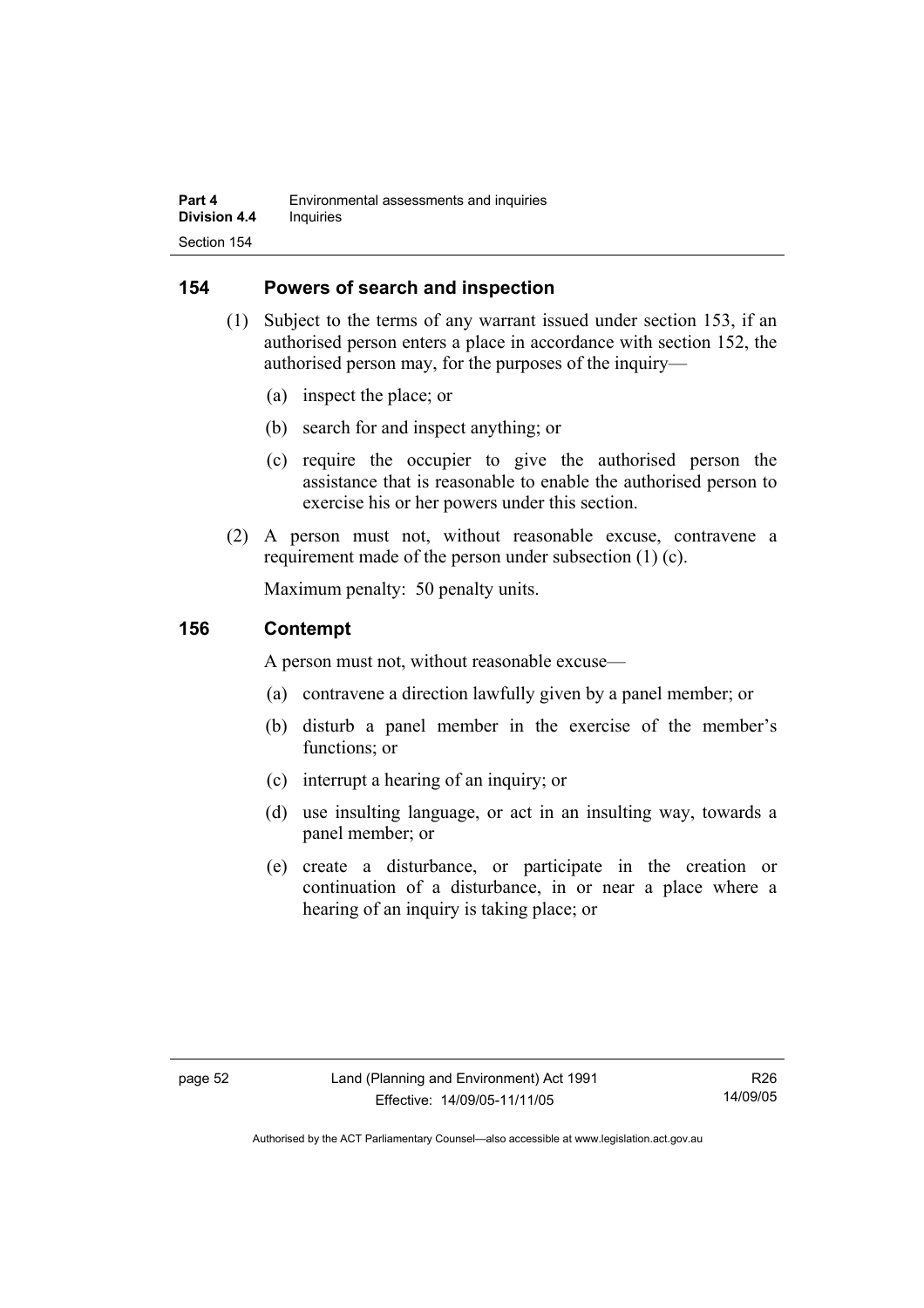## 154 Powers of search and inspection

(1) Subject to the terms of any warrant issued under section 153, if an authorised person enters a place in accordance with section 152, the authorised person may, for the purposes of the inquiry—

(a) inspect the place; or

(b) search for and inspect anything; or

(c) require the occupier to give the authorised person the assistance that is reasonable to enable the authorised person to exercise his or her powers under this section.

(2) A person must not, without reasonable excuse, contravene a requirement made of the person under subsection (1) (c).

Maximum penalty: 50 penalty units.

## 156 Contempt

A person must not, without reasonable excuse—

(a) contravene a direction lawfully given by a panel member; or

(b) disturb a panel member in the exercise of the member's functions; or

(c) interrupt a hearing of an inquiry; or

(d) use insulting language, or act in an insulting way, towards a panel member; or

(e) create a disturbance, or participate in the creation or continuation of a disturbance, in or near a place where a hearing of an inquiry is taking place; or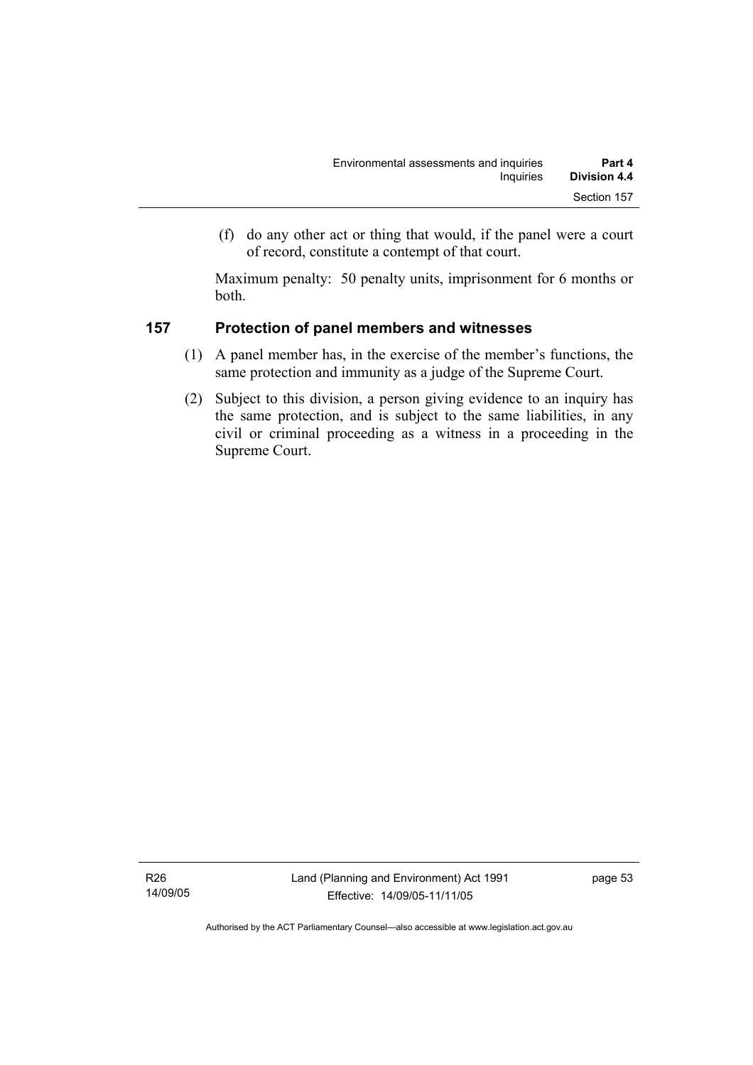(f) do any other act or thing that would, if the panel were a court of record, constitute a contempt of that court.

Maximum penalty: 50 penalty units, imprisonment for 6 months or both.

### 157 Protection of panel members and witnesses

(1) A panel member has, in the exercise of the member's functions, the same protection and immunity as a judge of the Supreme Court.

(2) Subject to this division, a person giving evidence to an inquiry has the same protection, and is subject to the same liabilities, in any civil or criminal proceeding as a witness in a proceeding in the Supreme Court.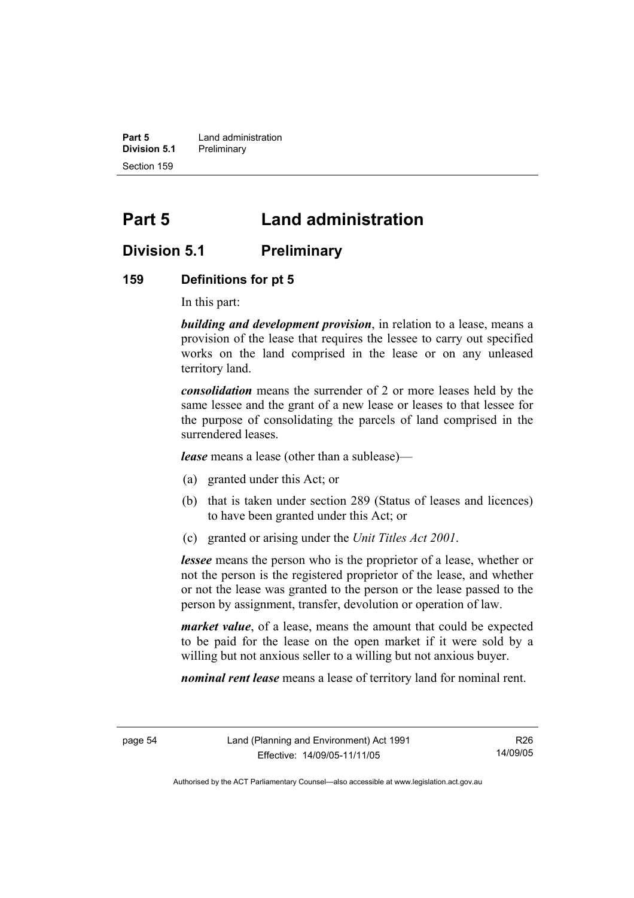# Part 5 Land administration

## Division 5.1 Preliminary

### 159 Definitions for pt 5

In this part:

***building and development provision***, in relation to a lease, means a provision of the lease that requires the lessee to carry out specified works on the land comprised in the lease or on any unleased territory land.

***consolidation*** means the surrender of 2 or more leases held by the same lessee and the grant of a new lease or leases to that lessee for the purpose of consolidating the parcels of land comprised in the surrendered leases.

***lease*** means a lease (other than a sublease)—

(a) granted under this Act; or

(b) that is taken under section 289 (Status of leases and licences) to have been granted under this Act; or

(c) granted or arising under the *Unit Titles Act 2001*.

***lessee*** means the person who is the proprietor of a lease, whether or not the person is the registered proprietor of the lease, and whether or not the lease was granted to the person or the lease passed to the person by assignment, transfer, devolution or operation of law.

***market value***, of a lease, means the amount that could be expected to be paid for the lease on the open market if it were sold by a willing but not anxious seller to a willing but not anxious buyer.

***nominal rent lease*** means a lease of territory land for nominal rent.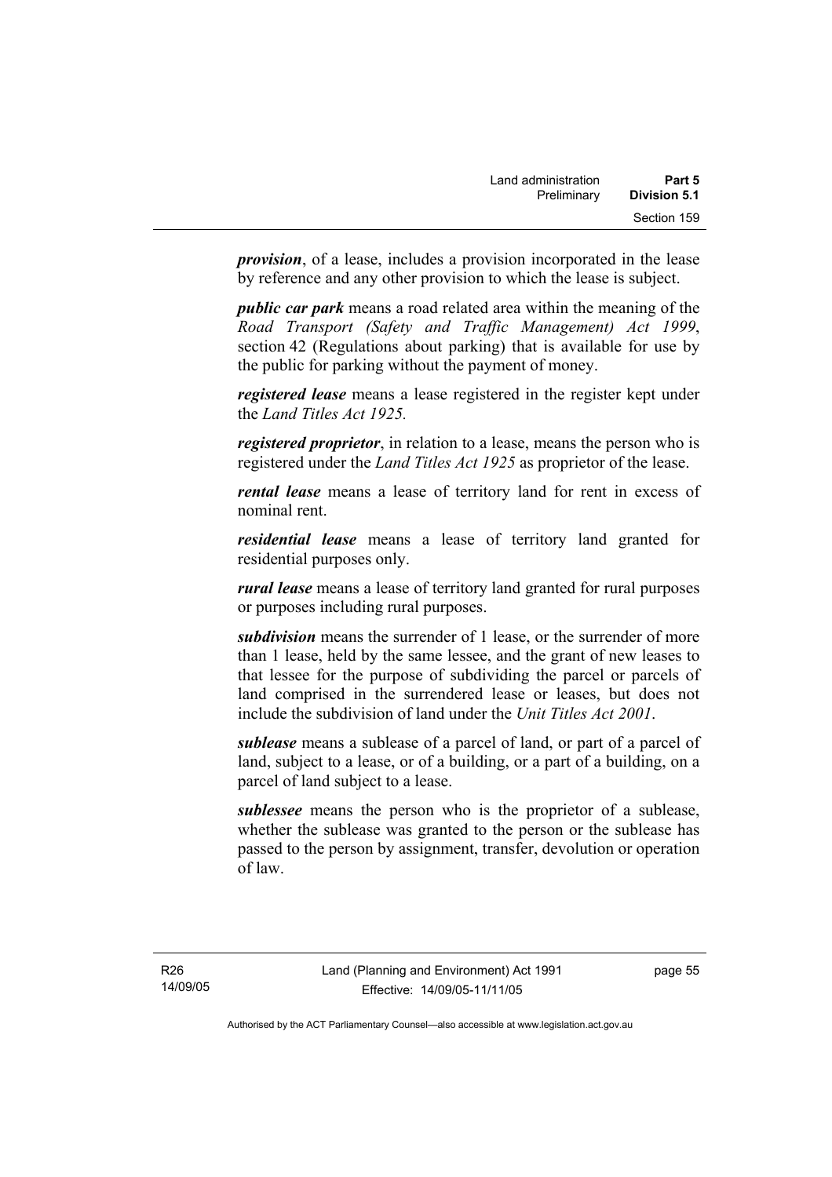***provision***, of a lease, includes a provision incorporated in the lease by reference and any other provision to which the lease is subject.

***public car park*** means a road related area within the meaning of the *Road Transport (Safety and Traffic Management) Act 1999*, section 42 (Regulations about parking) that is available for use by the public for parking without the payment of money.

***registered lease*** means a lease registered in the register kept under the *Land Titles Act 1925.*

***registered proprietor***, in relation to a lease, means the person who is registered under the *Land Titles Act 1925* as proprietor of the lease.

***rental lease*** means a lease of territory land for rent in excess of nominal rent.

***residential lease*** means a lease of territory land granted for residential purposes only.

***rural lease*** means a lease of territory land granted for rural purposes or purposes including rural purposes.

***subdivision*** means the surrender of 1 lease, or the surrender of more than 1 lease, held by the same lessee, and the grant of new leases to that lessee for the purpose of subdividing the parcel or parcels of land comprised in the surrendered lease or leases, but does not include the subdivision of land under the *Unit Titles Act 2001*.

***sublease*** means a sublease of a parcel of land, or part of a parcel of land, subject to a lease, or of a building, or a part of a building, on a parcel of land subject to a lease.

***sublessee*** means the person who is the proprietor of a sublease, whether the sublease was granted to the person or the sublease has passed to the person by assignment, transfer, devolution or operation of law.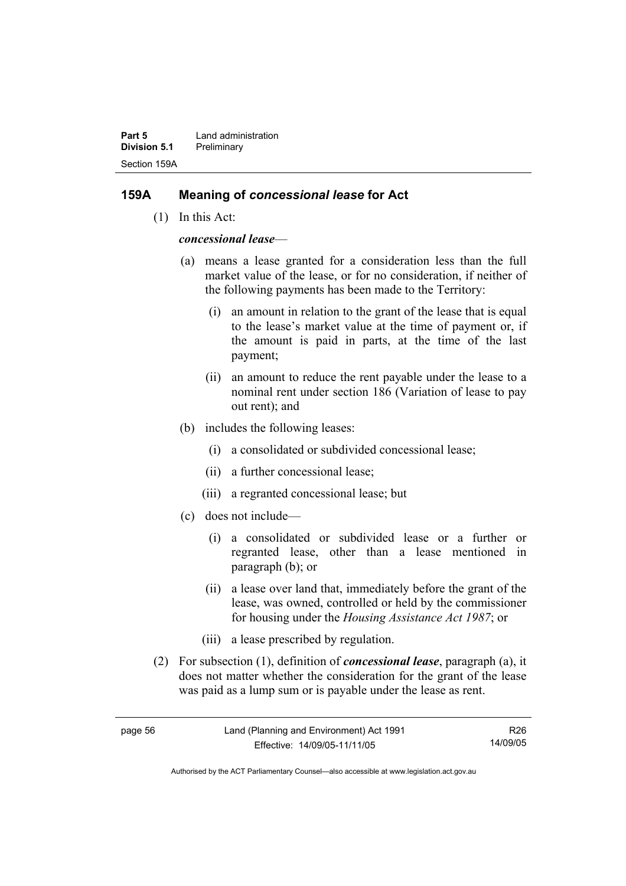## 159A Meaning of *concessional lease* for Act

(1) In this Act:

***concessional lease***—

(a) means a lease granted for a consideration less than the full market value of the lease, or for no consideration, if neither of the following payments has been made to the Territory:

(i) an amount in relation to the grant of the lease that is equal to the lease's market value at the time of payment or, if the amount is paid in parts, at the time of the last payment;

(ii) an amount to reduce the rent payable under the lease to a nominal rent under section 186 (Variation of lease to pay out rent); and

(b) includes the following leases:

(i) a consolidated or subdivided concessional lease;

(ii) a further concessional lease;

(iii) a regranted concessional lease; but

(c) does not include—

(i) a consolidated or subdivided lease or a further or regranted lease, other than a lease mentioned in paragraph (b); or

(ii) a lease over land that, immediately before the grant of the lease, was owned, controlled or held by the commissioner for housing under the *Housing Assistance Act 1987*; or

(iii) a lease prescribed by regulation.

(2) For subsection (1), definition of ***concessional lease***, paragraph (a), it does not matter whether the consideration for the grant of the lease was paid as a lump sum or is payable under the lease as rent.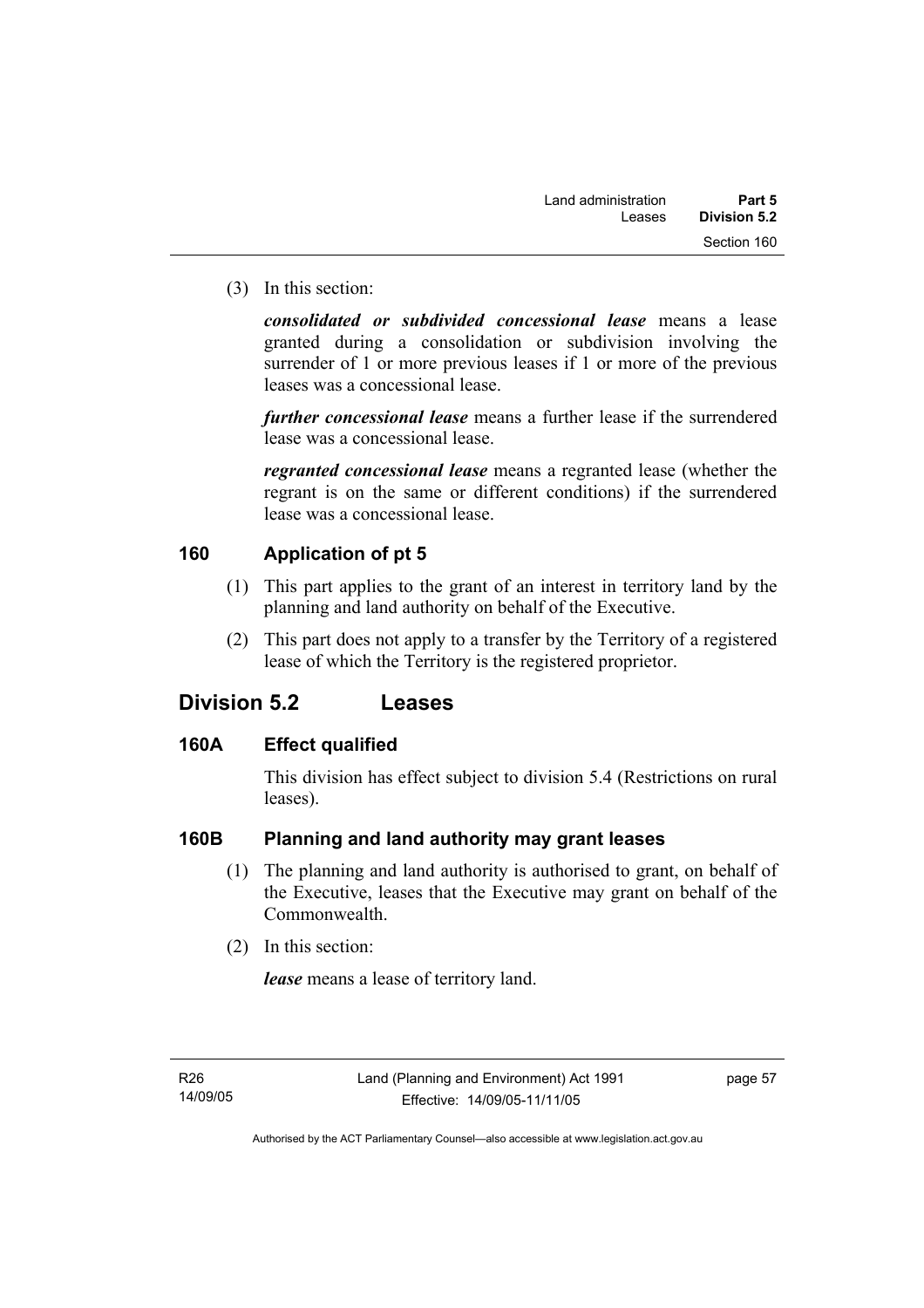(3) In this section:

***consolidated or subdivided concessional lease*** means a lease granted during a consolidation or subdivision involving the surrender of 1 or more previous leases if 1 or more of the previous leases was a concessional lease.

***further concessional lease*** means a further lease if the surrendered lease was a concessional lease.

***regranted concessional lease*** means a regranted lease (whether the regrant is on the same or different conditions) if the surrendered lease was a concessional lease.

### 160 Application of pt 5

(1) This part applies to the grant of an interest in territory land by the planning and land authority on behalf of the Executive.

(2) This part does not apply to a transfer by the Territory of a registered lease of which the Territory is the registered proprietor.

## Division 5.2 Leases

### 160A Effect qualified

This division has effect subject to division 5.4 (Restrictions on rural leases).

### 160B Planning and land authority may grant leases

(1) The planning and land authority is authorised to grant, on behalf of the Executive, leases that the Executive may grant on behalf of the Commonwealth.

(2) In this section:

***lease*** means a lease of territory land.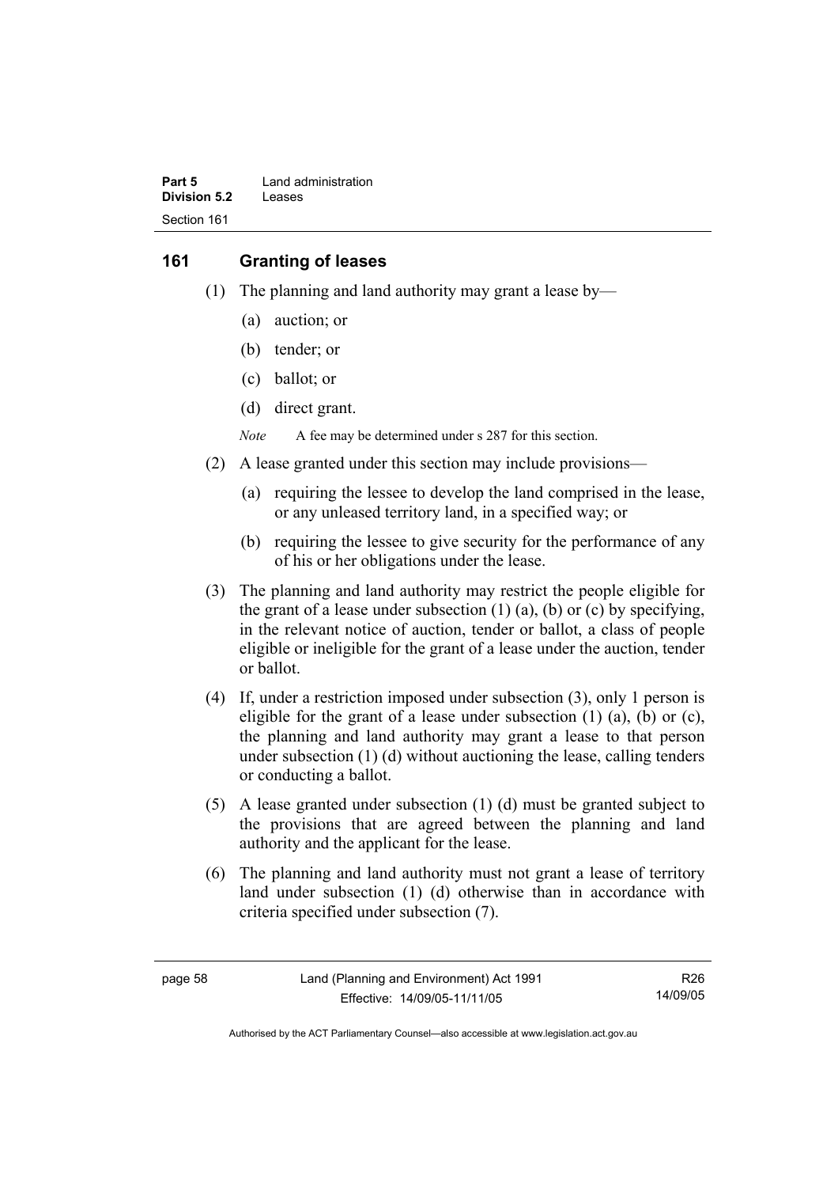## 161 Granting of leases

(1) The planning and land authority may grant a lease by—

(a) auction; or

(b) tender; or

(c) ballot; or

(d) direct grant.

*Note* A fee may be determined under s 287 for this section.

(2) A lease granted under this section may include provisions—

(a) requiring the lessee to develop the land comprised in the lease, or any unleased territory land, in a specified way; or

(b) requiring the lessee to give security for the performance of any of his or her obligations under the lease.

(3) The planning and land authority may restrict the people eligible for the grant of a lease under subsection (1) (a), (b) or (c) by specifying, in the relevant notice of auction, tender or ballot, a class of people eligible or ineligible for the grant of a lease under the auction, tender or ballot.

(4) If, under a restriction imposed under subsection (3), only 1 person is eligible for the grant of a lease under subsection (1) (a), (b) or (c), the planning and land authority may grant a lease to that person under subsection (1) (d) without auctioning the lease, calling tenders or conducting a ballot.

(5) A lease granted under subsection (1) (d) must be granted subject to the provisions that are agreed between the planning and land authority and the applicant for the lease.

(6) The planning and land authority must not grant a lease of territory land under subsection (1) (d) otherwise than in accordance with criteria specified under subsection (7).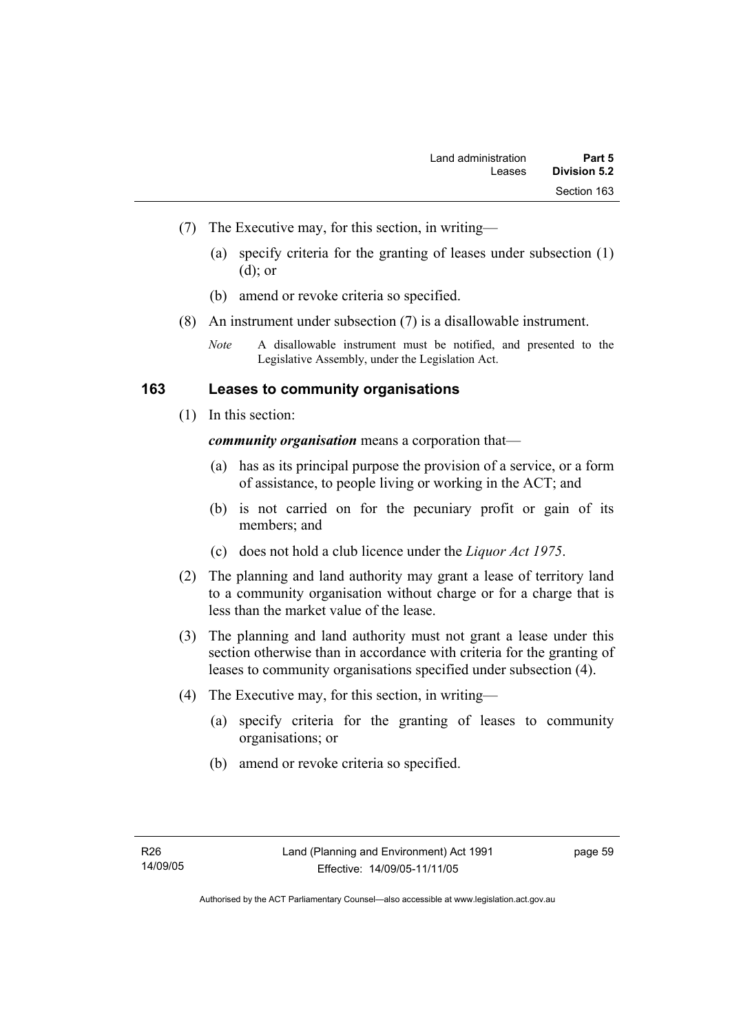(7) The Executive may, for this section, in writing—

(a) specify criteria for the granting of leases under subsection (1) (d); or

(b) amend or revoke criteria so specified.

(8) An instrument under subsection (7) is a disallowable instrument.

*Note* A disallowable instrument must be notified, and presented to the Legislative Assembly, under the Legislation Act.

## 163 Leases to community organisations

(1) In this section:

***community organisation*** means a corporation that—

(a) has as its principal purpose the provision of a service, or a form of assistance, to people living or working in the ACT; and

(b) is not carried on for the pecuniary profit or gain of its members; and

(c) does not hold a club licence under the *Liquor Act 1975*.

(2) The planning and land authority may grant a lease of territory land to a community organisation without charge or for a charge that is less than the market value of the lease.

(3) The planning and land authority must not grant a lease under this section otherwise than in accordance with criteria for the granting of leases to community organisations specified under subsection (4).

(4) The Executive may, for this section, in writing—

(a) specify criteria for the granting of leases to community organisations; or

(b) amend or revoke criteria so specified.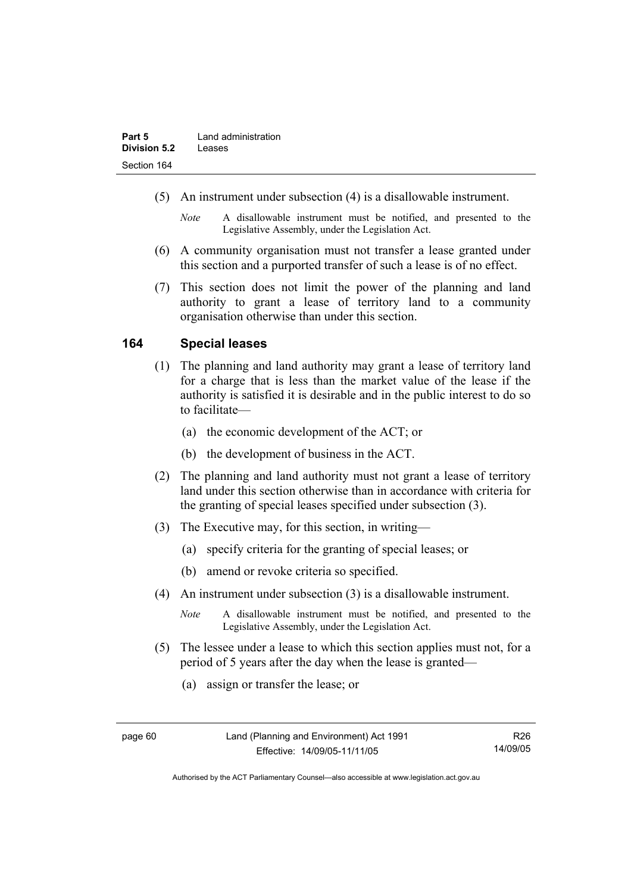(5) An instrument under subsection (4) is a disallowable instrument.

*Note* A disallowable instrument must be notified, and presented to the Legislative Assembly, under the Legislation Act.

(6) A community organisation must not transfer a lease granted under this section and a purported transfer of such a lease is of no effect.

(7) This section does not limit the power of the planning and land authority to grant a lease of territory land to a community organisation otherwise than under this section.

## 164 Special leases

(1) The planning and land authority may grant a lease of territory land for a charge that is less than the market value of the lease if the authority is satisfied it is desirable and in the public interest to do so to facilitate—

(a) the economic development of the ACT; or

(b) the development of business in the ACT.

(2) The planning and land authority must not grant a lease of territory land under this section otherwise than in accordance with criteria for the granting of special leases specified under subsection (3).

(3) The Executive may, for this section, in writing—

(a) specify criteria for the granting of special leases; or

(b) amend or revoke criteria so specified.

(4) An instrument under subsection (3) is a disallowable instrument.

*Note* A disallowable instrument must be notified, and presented to the Legislative Assembly, under the Legislation Act.

(5) The lessee under a lease to which this section applies must not, for a period of 5 years after the day when the lease is granted—

(a) assign or transfer the lease; or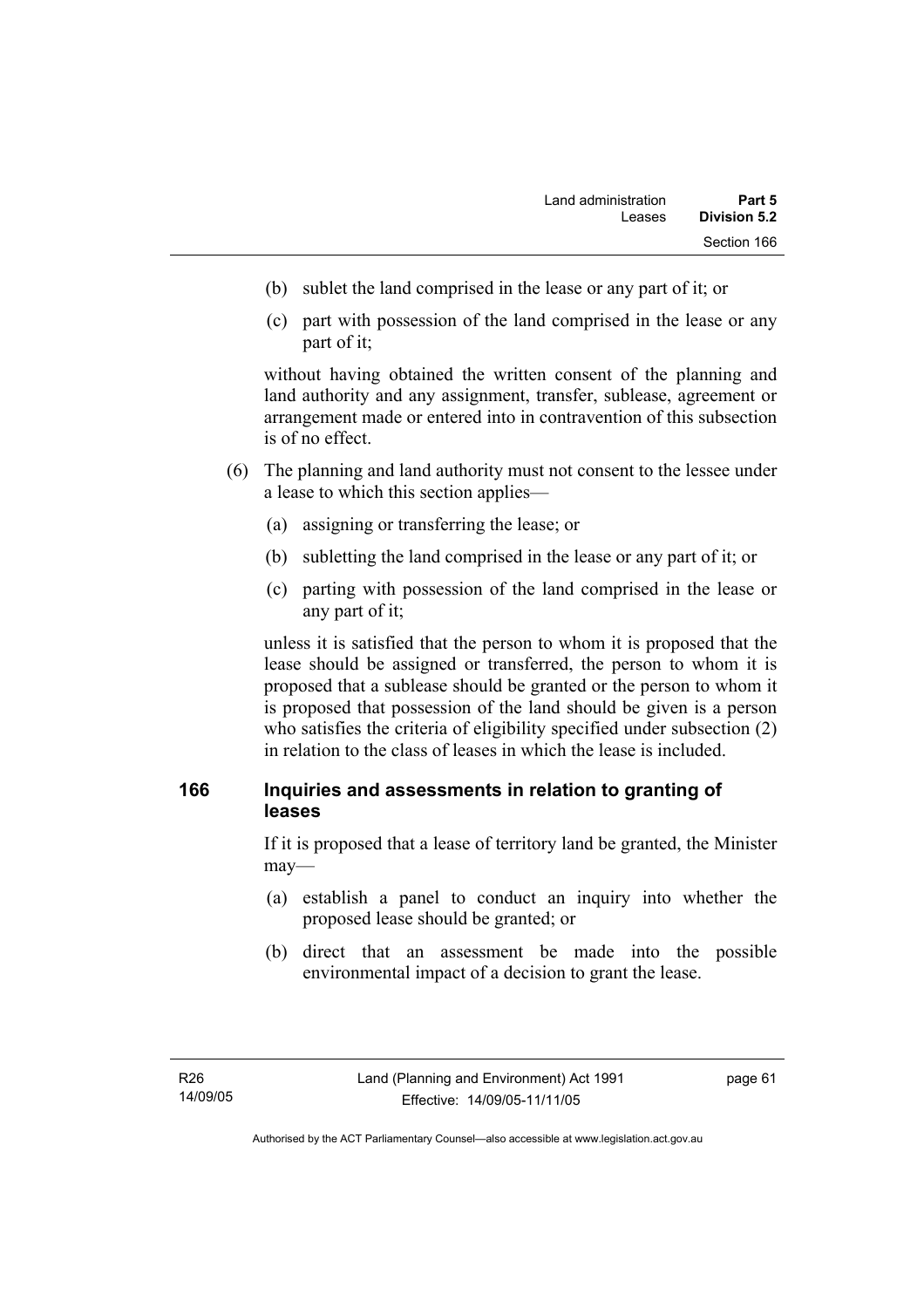(b) sublet the land comprised in the lease or any part of it; or

(c) part with possession of the land comprised in the lease or any part of it;

without having obtained the written consent of the planning and land authority and any assignment, transfer, sublease, agreement or arrangement made or entered into in contravention of this subsection is of no effect.

(6) The planning and land authority must not consent to the lessee under a lease to which this section applies—

(a) assigning or transferring the lease; or

(b) subletting the land comprised in the lease or any part of it; or

(c) parting with possession of the land comprised in the lease or any part of it;

unless it is satisfied that the person to whom it is proposed that the lease should be assigned or transferred, the person to whom it is proposed that a sublease should be granted or the person to whom it is proposed that possession of the land should be given is a person who satisfies the criteria of eligibility specified under subsection (2) in relation to the class of leases in which the lease is included.

### 166 Inquiries and assessments in relation to granting of leases

If it is proposed that a lease of territory land be granted, the Minister may—

(a) establish a panel to conduct an inquiry into whether the proposed lease should be granted; or

(b) direct that an assessment be made into the possible environmental impact of a decision to grant the lease.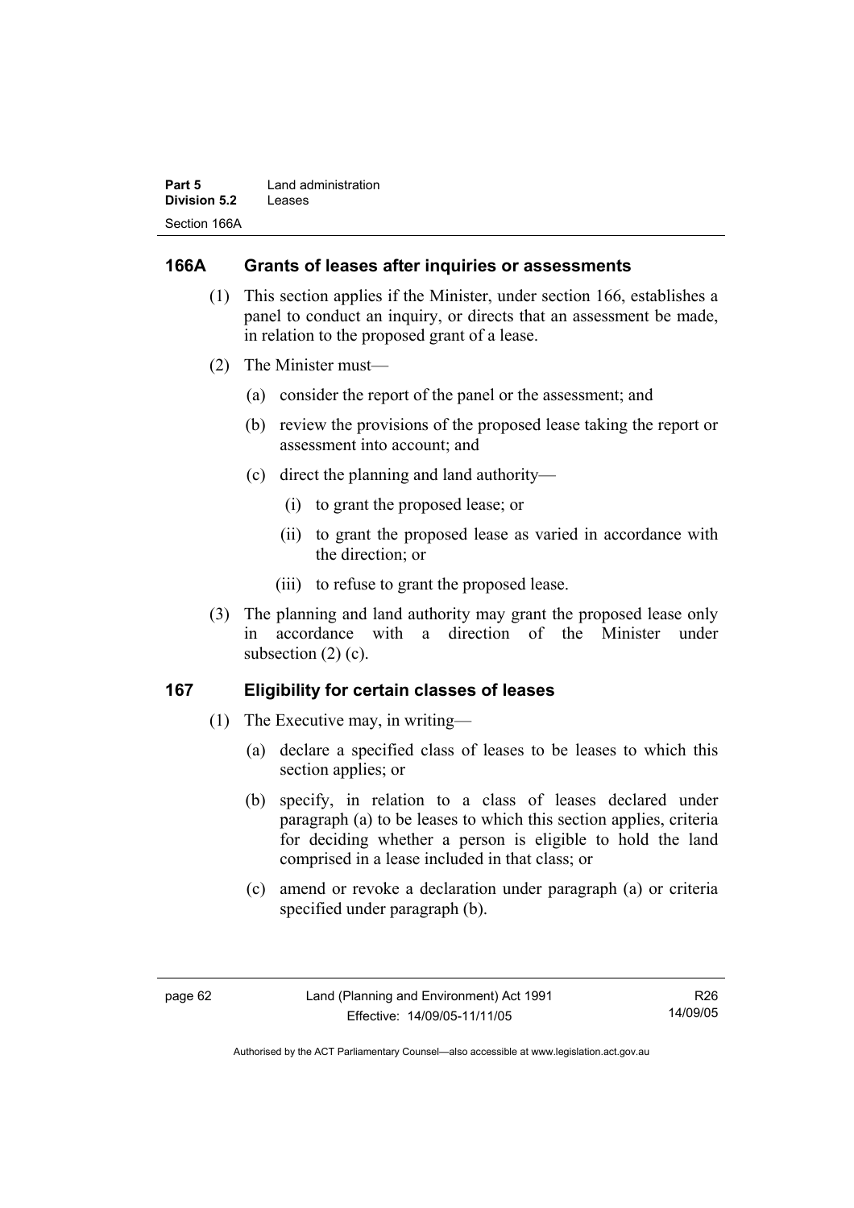## 166A Grants of leases after inquiries or assessments

(1) This section applies if the Minister, under section 166, establishes a panel to conduct an inquiry, or directs that an assessment be made, in relation to the proposed grant of a lease.

(2) The Minister must—

(a) consider the report of the panel or the assessment; and

(b) review the provisions of the proposed lease taking the report or assessment into account; and

(c) direct the planning and land authority—

(i) to grant the proposed lease; or

(ii) to grant the proposed lease as varied in accordance with the direction; or

(iii) to refuse to grant the proposed lease.

(3) The planning and land authority may grant the proposed lease only in accordance with a direction of the Minister under subsection (2) (c).

## 167 Eligibility for certain classes of leases

(1) The Executive may, in writing—

(a) declare a specified class of leases to be leases to which this section applies; or

(b) specify, in relation to a class of leases declared under paragraph (a) to be leases to which this section applies, criteria for deciding whether a person is eligible to hold the land comprised in a lease included in that class; or

(c) amend or revoke a declaration under paragraph (a) or criteria specified under paragraph (b).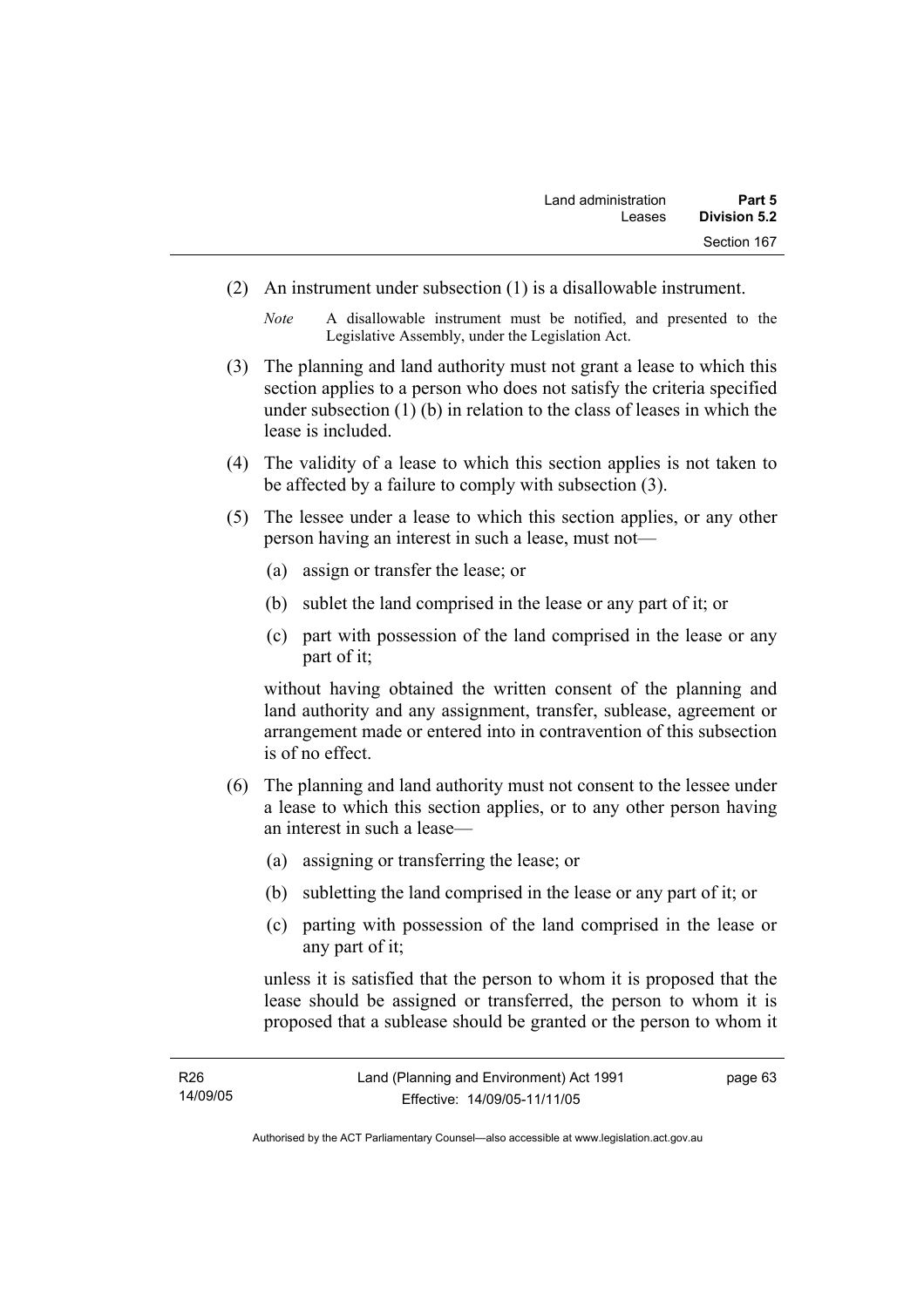(2) An instrument under subsection (1) is a disallowable instrument.

*Note* A disallowable instrument must be notified, and presented to the Legislative Assembly, under the Legislation Act.

(3) The planning and land authority must not grant a lease to which this section applies to a person who does not satisfy the criteria specified under subsection (1) (b) in relation to the class of leases in which the lease is included.

(4) The validity of a lease to which this section applies is not taken to be affected by a failure to comply with subsection (3).

(5) The lessee under a lease to which this section applies, or any other person having an interest in such a lease, must not—

(a) assign or transfer the lease; or

(b) sublet the land comprised in the lease or any part of it; or

(c) part with possession of the land comprised in the lease or any part of it;

without having obtained the written consent of the planning and land authority and any assignment, transfer, sublease, agreement or arrangement made or entered into in contravention of this subsection is of no effect.

(6) The planning and land authority must not consent to the lessee under a lease to which this section applies, or to any other person having an interest in such a lease—

(a) assigning or transferring the lease; or

(b) subletting the land comprised in the lease or any part of it; or

(c) parting with possession of the land comprised in the lease or any part of it;

unless it is satisfied that the person to whom it is proposed that the lease should be assigned or transferred, the person to whom it is proposed that a sublease should be granted or the person to whom it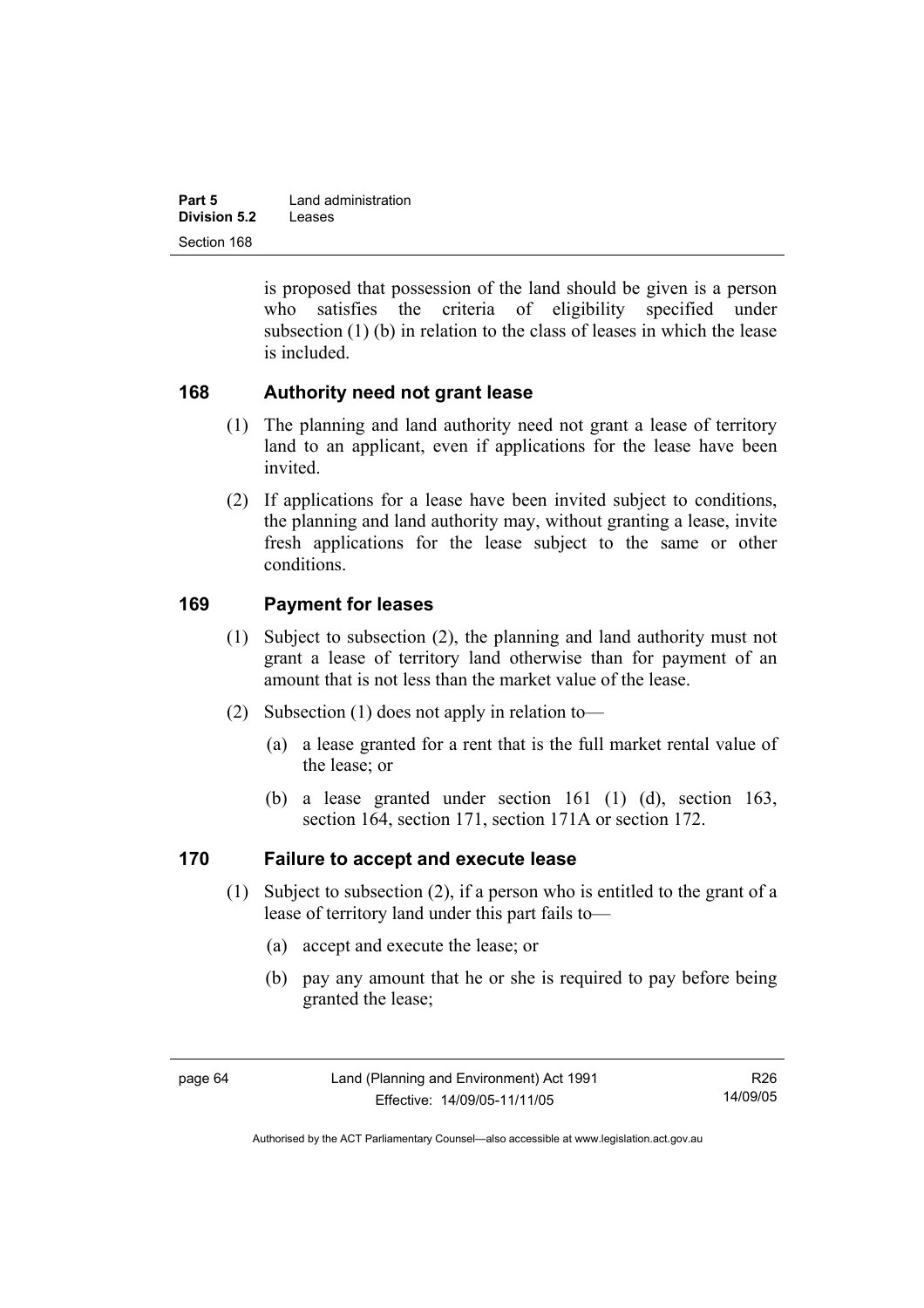is proposed that possession of the land should be given is a person who satisfies the criteria of eligibility specified under subsection (1) (b) in relation to the class of leases in which the lease is included.

## 168 Authority need not grant lease

(1) The planning and land authority need not grant a lease of territory land to an applicant, even if applications for the lease have been invited.

(2) If applications for a lease have been invited subject to conditions, the planning and land authority may, without granting a lease, invite fresh applications for the lease subject to the same or other conditions.

## 169 Payment for leases

(1) Subject to subsection (2), the planning and land authority must not grant a lease of territory land otherwise than for payment of an amount that is not less than the market value of the lease.

(2) Subsection (1) does not apply in relation to—

(a) a lease granted for a rent that is the full market rental value of the lease; or

(b) a lease granted under section 161 (1) (d), section 163, section 164, section 171, section 171A or section 172.

## 170 Failure to accept and execute lease

(1) Subject to subsection (2), if a person who is entitled to the grant of a lease of territory land under this part fails to—

(a) accept and execute the lease; or

(b) pay any amount that he or she is required to pay before being granted the lease;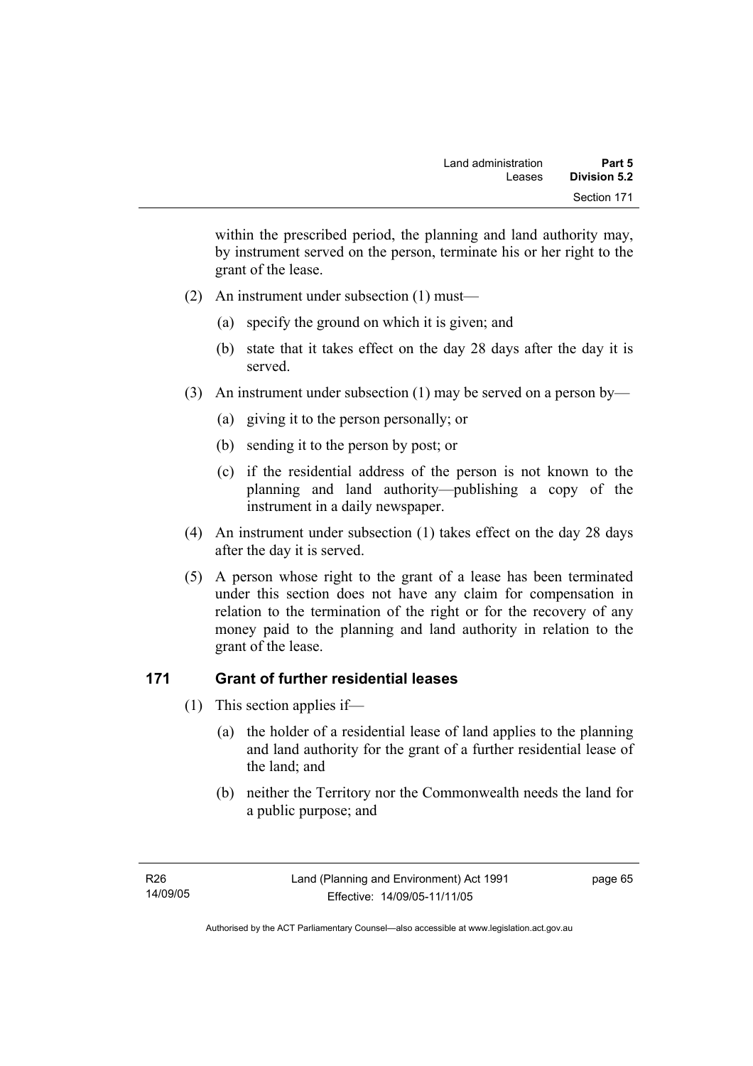within the prescribed period, the planning and land authority may, by instrument served on the person, terminate his or her right to the grant of the lease.

(2) An instrument under subsection (1) must—

(a) specify the ground on which it is given; and

(b) state that it takes effect on the day 28 days after the day it is served.

(3) An instrument under subsection (1) may be served on a person by—

(a) giving it to the person personally; or

(b) sending it to the person by post; or

(c) if the residential address of the person is not known to the planning and land authority—publishing a copy of the instrument in a daily newspaper.

(4) An instrument under subsection (1) takes effect on the day 28 days after the day it is served.

(5) A person whose right to the grant of a lease has been terminated under this section does not have any claim for compensation in relation to the termination of the right or for the recovery of any money paid to the planning and land authority in relation to the grant of the lease.

## 171 Grant of further residential leases

(1) This section applies if—

(a) the holder of a residential lease of land applies to the planning and land authority for the grant of a further residential lease of the land; and

(b) neither the Territory nor the Commonwealth needs the land for a public purpose; and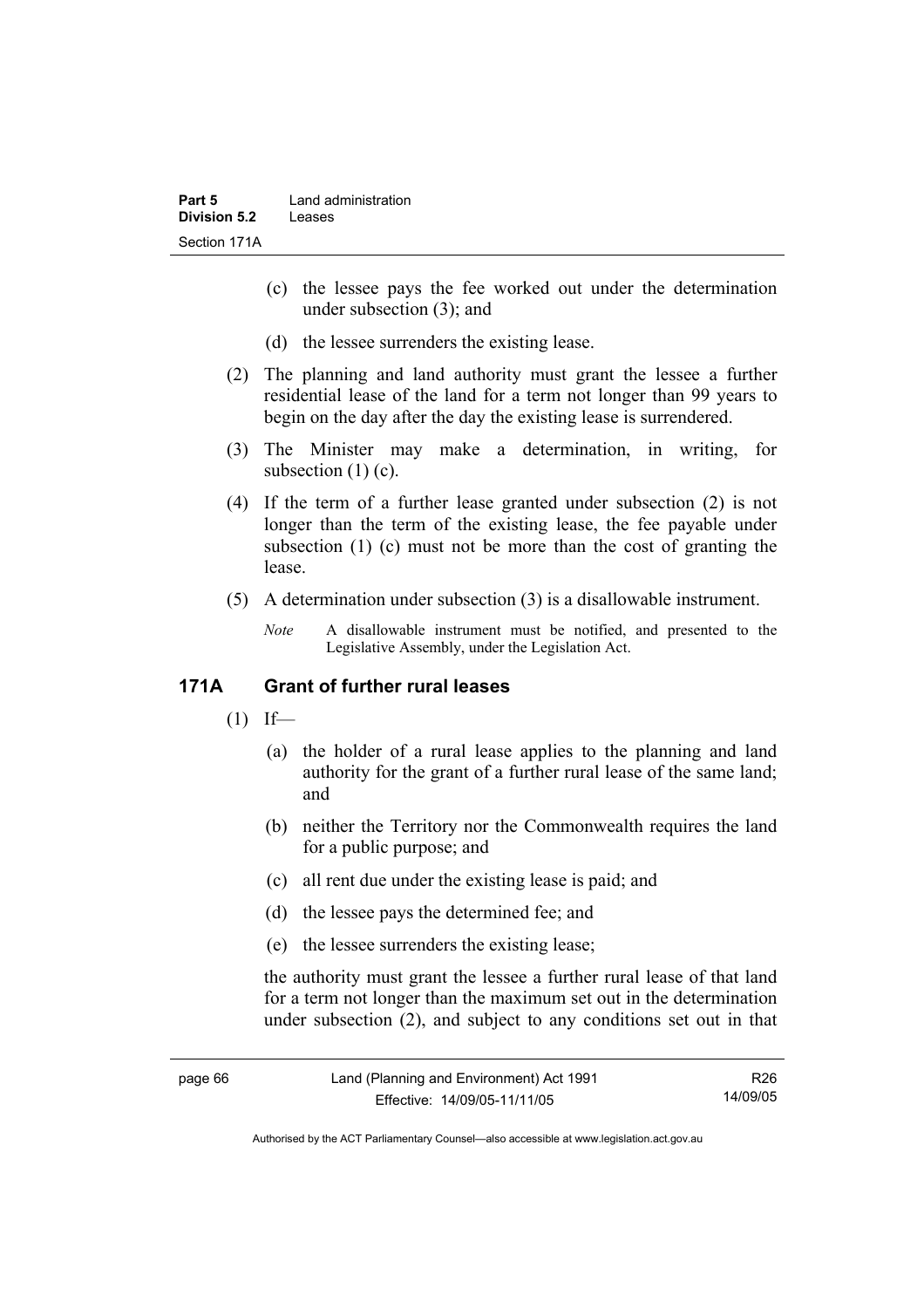(c) the lessee pays the fee worked out under the determination under subsection (3); and

(d) the lessee surrenders the existing lease.

(2) The planning and land authority must grant the lessee a further residential lease of the land for a term not longer than 99 years to begin on the day after the day the existing lease is surrendered.

(3) The Minister may make a determination, in writing, for subsection (1) (c).

(4) If the term of a further lease granted under subsection (2) is not longer than the term of the existing lease, the fee payable under subsection (1) (c) must not be more than the cost of granting the lease.

(5) A determination under subsection (3) is a disallowable instrument.

*Note* A disallowable instrument must be notified, and presented to the Legislative Assembly, under the Legislation Act.

### 171A Grant of further rural leases

(1) If—

(a) the holder of a rural lease applies to the planning and land authority for the grant of a further rural lease of the same land; and

(b) neither the Territory nor the Commonwealth requires the land for a public purpose; and

(c) all rent due under the existing lease is paid; and

(d) the lessee pays the determined fee; and

(e) the lessee surrenders the existing lease;

the authority must grant the lessee a further rural lease of that land for a term not longer than the maximum set out in the determination under subsection (2), and subject to any conditions set out in that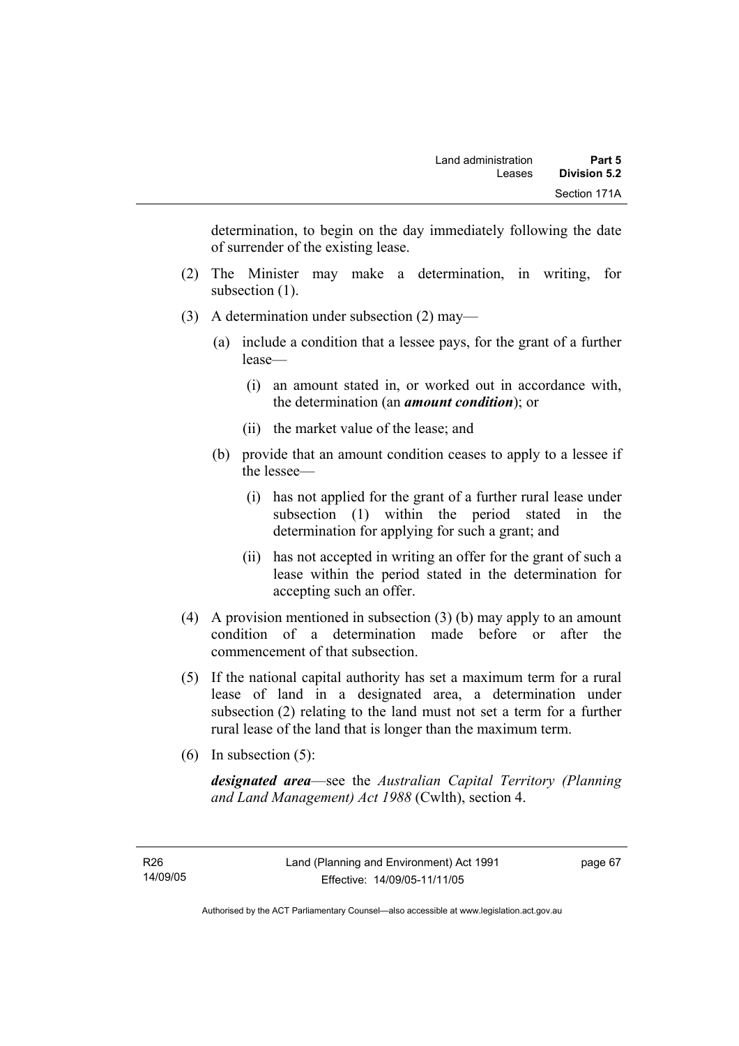determination, to begin on the day immediately following the date of surrender of the existing lease.

(2) The Minister may make a determination, in writing, for subsection (1).

(3) A determination under subsection (2) may—

(a) include a condition that a lessee pays, for the grant of a further lease—

(i) an amount stated in, or worked out in accordance with, the determination (an ***amount condition***); or

(ii) the market value of the lease; and

(b) provide that an amount condition ceases to apply to a lessee if the lessee—

(i) has not applied for the grant of a further rural lease under subsection (1) within the period stated in the determination for applying for such a grant; and

(ii) has not accepted in writing an offer for the grant of such a lease within the period stated in the determination for accepting such an offer.

(4) A provision mentioned in subsection (3) (b) may apply to an amount condition of a determination made before or after the commencement of that subsection.

(5) If the national capital authority has set a maximum term for a rural lease of land in a designated area, a determination under subsection (2) relating to the land must not set a term for a further rural lease of the land that is longer than the maximum term.

(6) In subsection (5):

***designated area***—see the *Australian Capital Territory (Planning and Land Management) Act 1988* (Cwlth), section 4.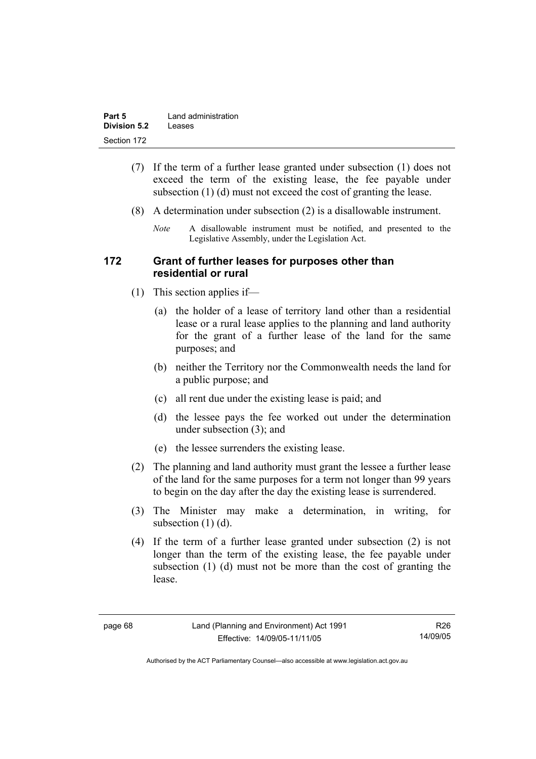(7) If the term of a further lease granted under subsection (1) does not exceed the term of the existing lease, the fee payable under subsection (1) (d) must not exceed the cost of granting the lease.

(8) A determination under subsection (2) is a disallowable instrument.

*Note* A disallowable instrument must be notified, and presented to the Legislative Assembly, under the Legislation Act.

## 172 Grant of further leases for purposes other than residential or rural

(1) This section applies if—

(a) the holder of a lease of territory land other than a residential lease or a rural lease applies to the planning and land authority for the grant of a further lease of the land for the same purposes; and

(b) neither the Territory nor the Commonwealth needs the land for a public purpose; and

(c) all rent due under the existing lease is paid; and

(d) the lessee pays the fee worked out under the determination under subsection (3); and

(e) the lessee surrenders the existing lease.

(2) The planning and land authority must grant the lessee a further lease of the land for the same purposes for a term not longer than 99 years to begin on the day after the day the existing lease is surrendered.

(3) The Minister may make a determination, in writing, for subsection (1) (d).

(4) If the term of a further lease granted under subsection (2) is not longer than the term of the existing lease, the fee payable under subsection (1) (d) must not be more than the cost of granting the lease.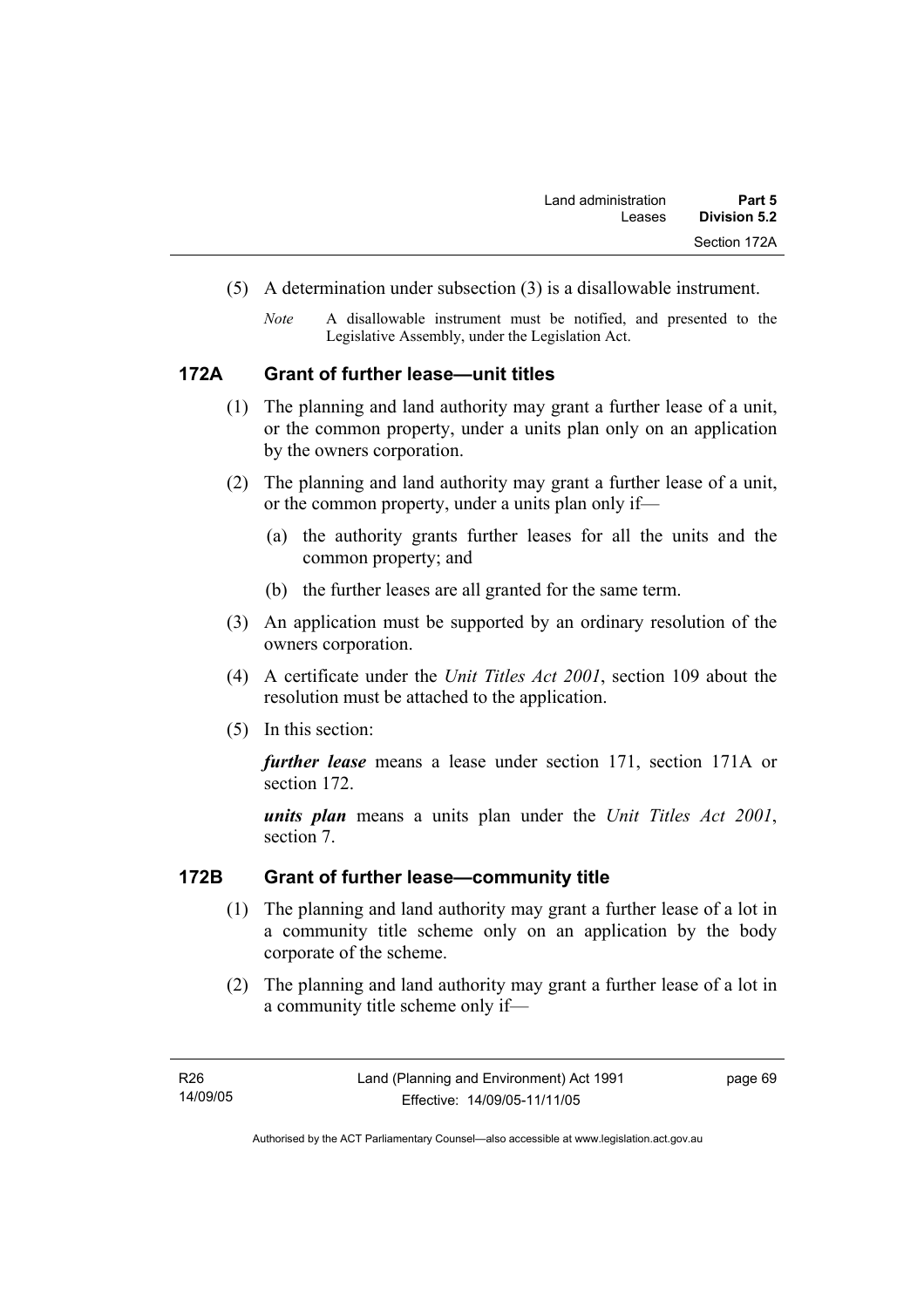(5) A determination under subsection (3) is a disallowable instrument.

*Note* A disallowable instrument must be notified, and presented to the Legislative Assembly, under the Legislation Act.

## 172A Grant of further lease—unit titles

(1) The planning and land authority may grant a further lease of a unit, or the common property, under a units plan only on an application by the owners corporation.

(2) The planning and land authority may grant a further lease of a unit, or the common property, under a units plan only if—

(a) the authority grants further leases for all the units and the common property; and

(b) the further leases are all granted for the same term.

(3) An application must be supported by an ordinary resolution of the owners corporation.

(4) A certificate under the *Unit Titles Act 2001*, section 109 about the resolution must be attached to the application.

(5) In this section:

***further lease*** means a lease under section 171, section 171A or section 172.

***units plan*** means a units plan under the *Unit Titles Act 2001*, section 7.

## 172B Grant of further lease—community title

(1) The planning and land authority may grant a further lease of a lot in a community title scheme only on an application by the body corporate of the scheme.

(2) The planning and land authority may grant a further lease of a lot in a community title scheme only if—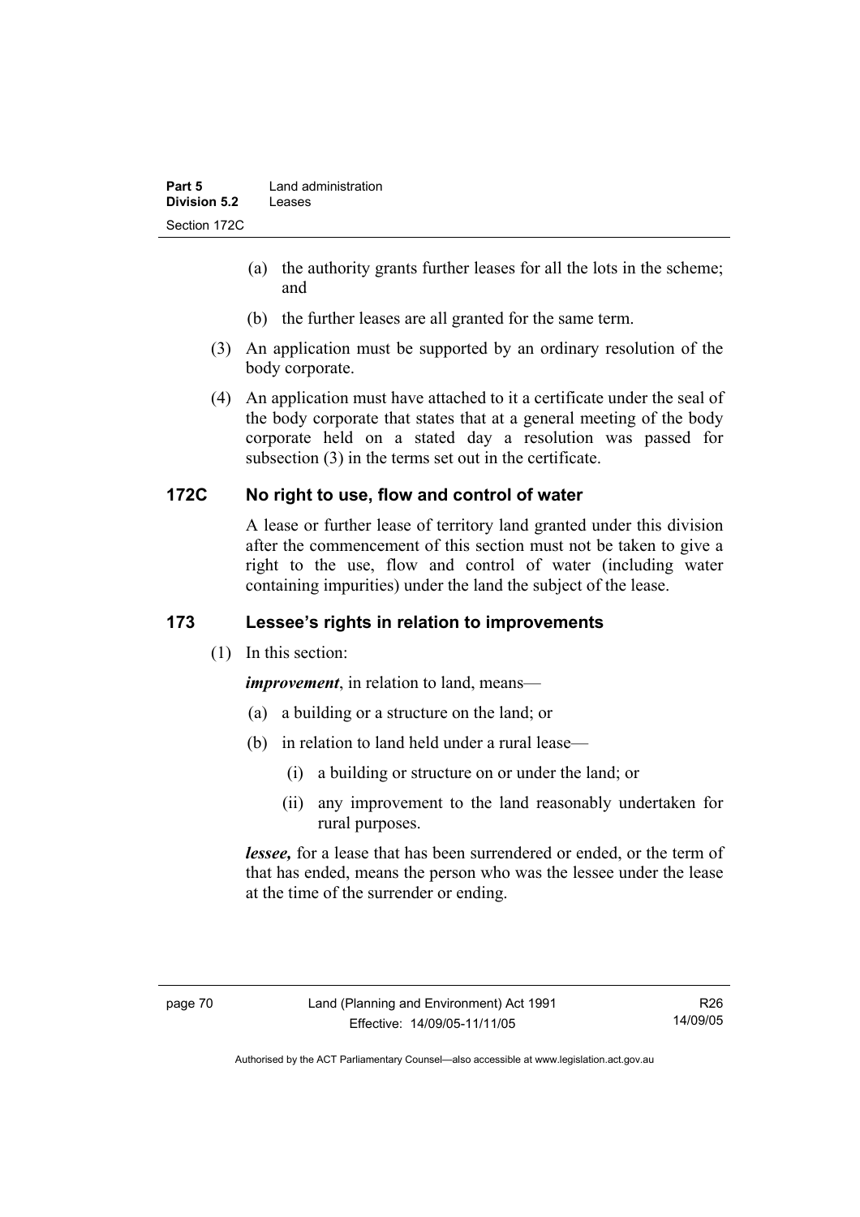(a) the authority grants further leases for all the lots in the scheme; and

(b) the further leases are all granted for the same term.

(3) An application must be supported by an ordinary resolution of the body corporate.

(4) An application must have attached to it a certificate under the seal of the body corporate that states that at a general meeting of the body corporate held on a stated day a resolution was passed for subsection (3) in the terms set out in the certificate.

## 172C No right to use, flow and control of water

A lease or further lease of territory land granted under this division after the commencement of this section must not be taken to give a right to the use, flow and control of water (including water containing impurities) under the land the subject of the lease.

## 173 Lessee's rights in relation to improvements

(1) In this section:

***improvement***, in relation to land, means—

(a) a building or a structure on the land; or

(b) in relation to land held under a rural lease—

(i) a building or structure on or under the land; or

(ii) any improvement to the land reasonably undertaken for rural purposes.

***lessee,*** for a lease that has been surrendered or ended, or the term of that has ended, means the person who was the lessee under the lease at the time of the surrender or ending.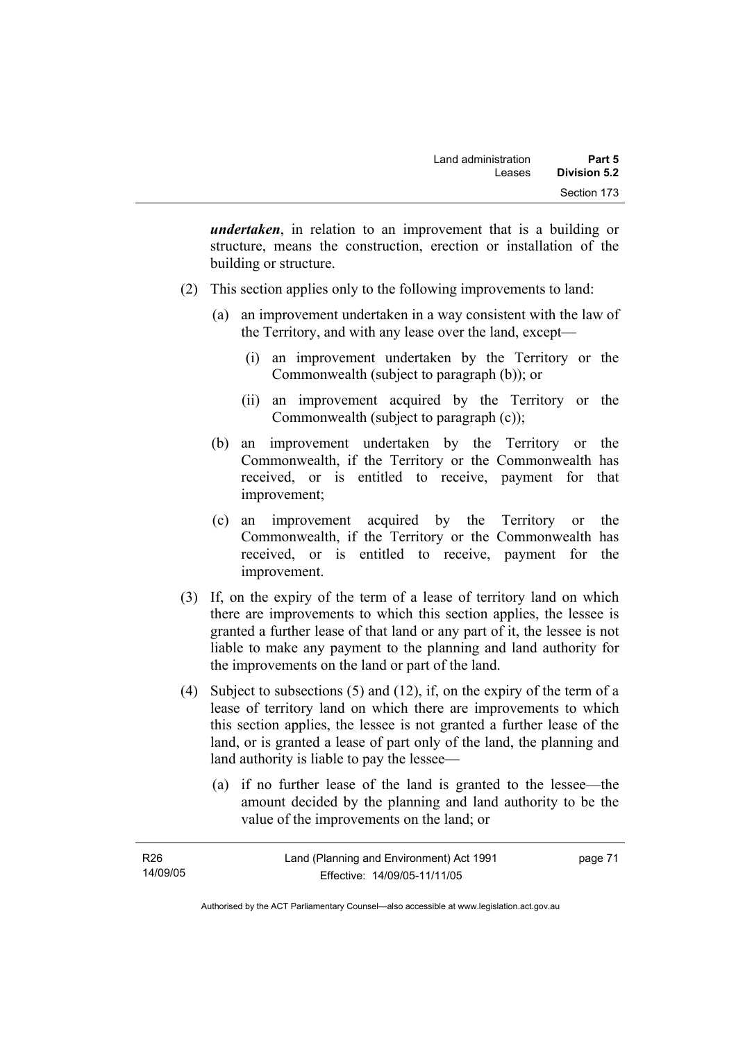***undertaken***, in relation to an improvement that is a building or structure, means the construction, erection or installation of the building or structure.

(2) This section applies only to the following improvements to land:

(a) an improvement undertaken in a way consistent with the law of the Territory, and with any lease over the land, except—

(i) an improvement undertaken by the Territory or the Commonwealth (subject to paragraph (b)); or

(ii) an improvement acquired by the Territory or the Commonwealth (subject to paragraph (c));

(b) an improvement undertaken by the Territory or the Commonwealth, if the Territory or the Commonwealth has received, or is entitled to receive, payment for that improvement;

(c) an improvement acquired by the Territory or the Commonwealth, if the Territory or the Commonwealth has received, or is entitled to receive, payment for the improvement.

(3) If, on the expiry of the term of a lease of territory land on which there are improvements to which this section applies, the lessee is granted a further lease of that land or any part of it, the lessee is not liable to make any payment to the planning and land authority for the improvements on the land or part of the land.

(4) Subject to subsections (5) and (12), if, on the expiry of the term of a lease of territory land on which there are improvements to which this section applies, the lessee is not granted a further lease of the land, or is granted a lease of part only of the land, the planning and land authority is liable to pay the lessee—

(a) if no further lease of the land is granted to the lessee—the amount decided by the planning and land authority to be the value of the improvements on the land; or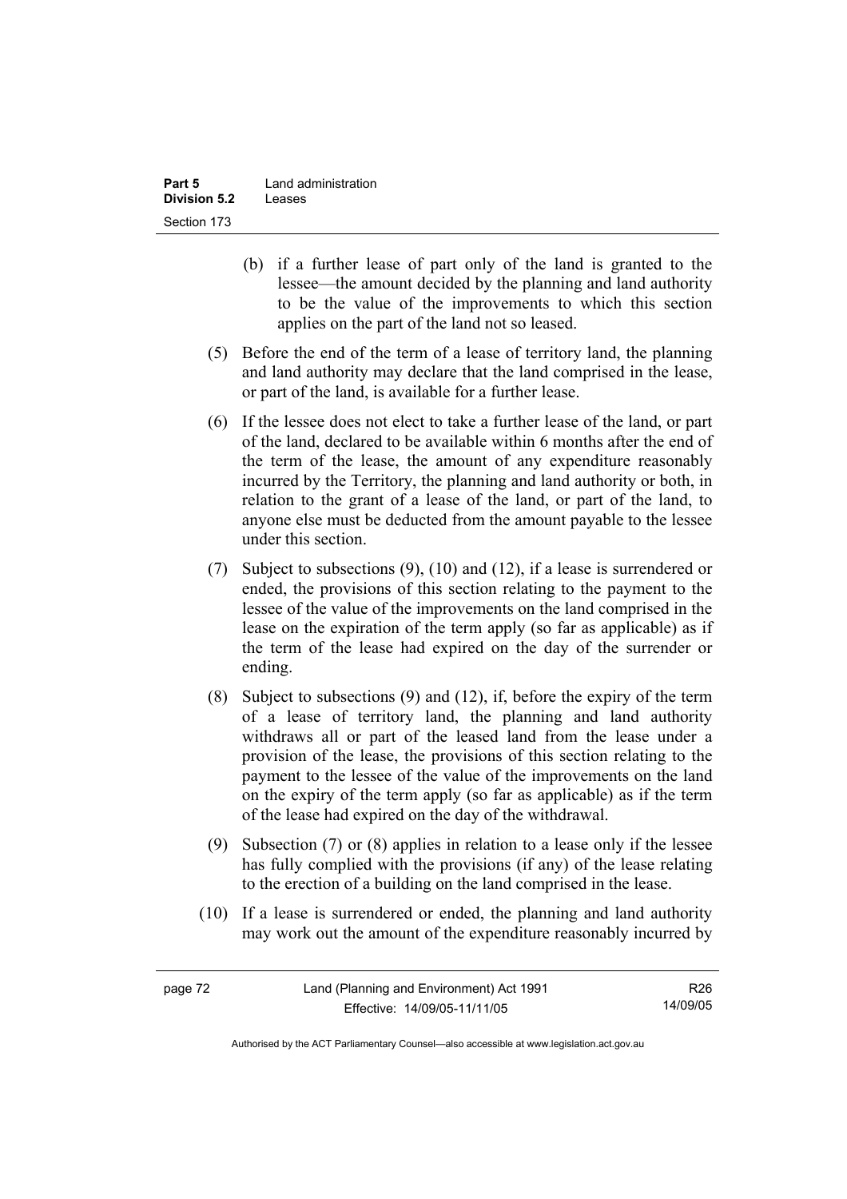(b) if a further lease of part only of the land is granted to the lessee—the amount decided by the planning and land authority to be the value of the improvements to which this section applies on the part of the land not so leased.

(5) Before the end of the term of a lease of territory land, the planning and land authority may declare that the land comprised in the lease, or part of the land, is available for a further lease.

(6) If the lessee does not elect to take a further lease of the land, or part of the land, declared to be available within 6 months after the end of the term of the lease, the amount of any expenditure reasonably incurred by the Territory, the planning and land authority or both, in relation to the grant of a lease of the land, or part of the land, to anyone else must be deducted from the amount payable to the lessee under this section.

(7) Subject to subsections (9), (10) and (12), if a lease is surrendered or ended, the provisions of this section relating to the payment to the lessee of the value of the improvements on the land comprised in the lease on the expiration of the term apply (so far as applicable) as if the term of the lease had expired on the day of the surrender or ending.

(8) Subject to subsections (9) and (12), if, before the expiry of the term of a lease of territory land, the planning and land authority withdraws all or part of the leased land from the lease under a provision of the lease, the provisions of this section relating to the payment to the lessee of the value of the improvements on the land on the expiry of the term apply (so far as applicable) as if the term of the lease had expired on the day of the withdrawal.

(9) Subsection (7) or (8) applies in relation to a lease only if the lessee has fully complied with the provisions (if any) of the lease relating to the erection of a building on the land comprised in the lease.

(10) If a lease is surrendered or ended, the planning and land authority may work out the amount of the expenditure reasonably incurred by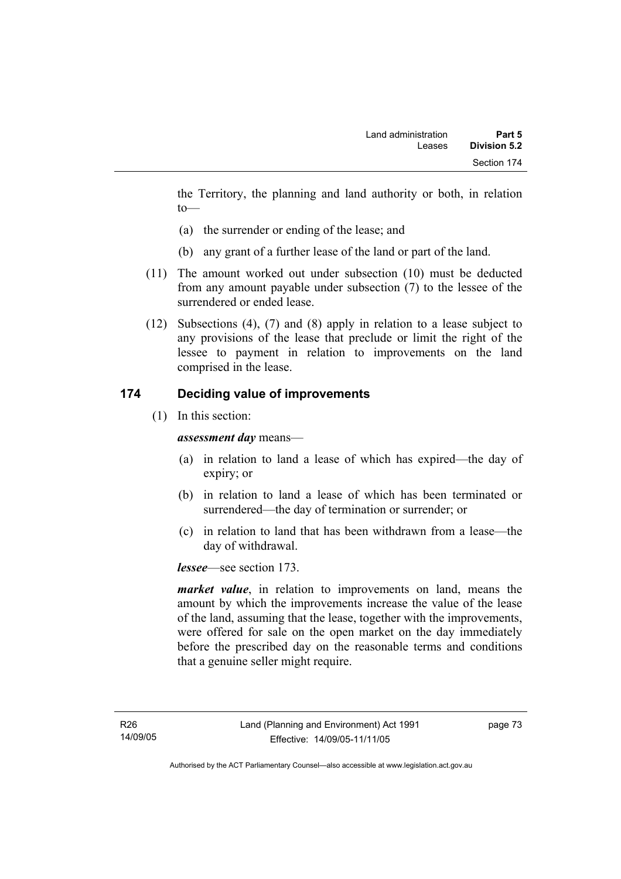the Territory, the planning and land authority or both, in relation to—

(a) the surrender or ending of the lease; and

(b) any grant of a further lease of the land or part of the land.

(11) The amount worked out under subsection (10) must be deducted from any amount payable under subsection (7) to the lessee of the surrendered or ended lease.

(12) Subsections (4), (7) and (8) apply in relation to a lease subject to any provisions of the lease that preclude or limit the right of the lessee to payment in relation to improvements on the land comprised in the lease.

## 174 Deciding value of improvements

(1) In this section:

***assessment day*** means—

(a) in relation to land a lease of which has expired—the day of expiry; or

(b) in relation to land a lease of which has been terminated or surrendered—the day of termination or surrender; or

(c) in relation to land that has been withdrawn from a lease—the day of withdrawal.

***lessee***—see section 173.

***market value***, in relation to improvements on land, means the amount by which the improvements increase the value of the lease of the land, assuming that the lease, together with the improvements, were offered for sale on the open market on the day immediately before the prescribed day on the reasonable terms and conditions that a genuine seller might require.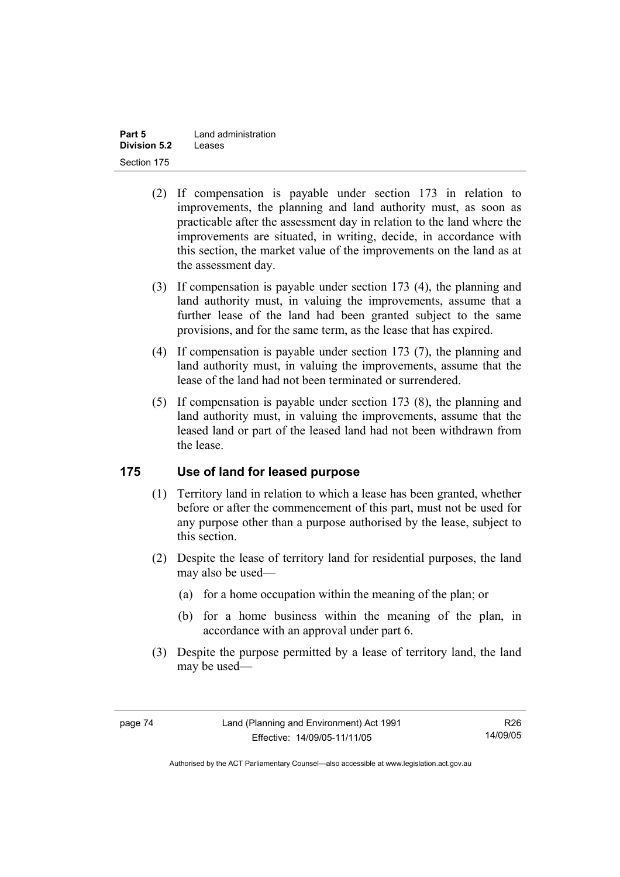(2) If compensation is payable under section 173 in relation to improvements, the planning and land authority must, as soon as practicable after the assessment day in relation to the land where the improvements are situated, in writing, decide, in accordance with this section, the market value of the improvements on the land as at the assessment day.

(3) If compensation is payable under section 173 (4), the planning and land authority must, in valuing the improvements, assume that a further lease of the land had been granted subject to the same provisions, and for the same term, as the lease that has expired.

(4) If compensation is payable under section 173 (7), the planning and land authority must, in valuing the improvements, assume that the lease of the land had not been terminated or surrendered.

(5) If compensation is payable under section 173 (8), the planning and land authority must, in valuing the improvements, assume that the leased land or part of the leased land had not been withdrawn from the lease.

## 175 Use of land for leased purpose

(1) Territory land in relation to which a lease has been granted, whether before or after the commencement of this part, must not be used for any purpose other than a purpose authorised by the lease, subject to this section.

(2) Despite the lease of territory land for residential purposes, the land may also be used—

(a) for a home occupation within the meaning of the plan; or

(b) for a home business within the meaning of the plan, in accordance with an approval under part 6.

(3) Despite the purpose permitted by a lease of territory land, the land may be used—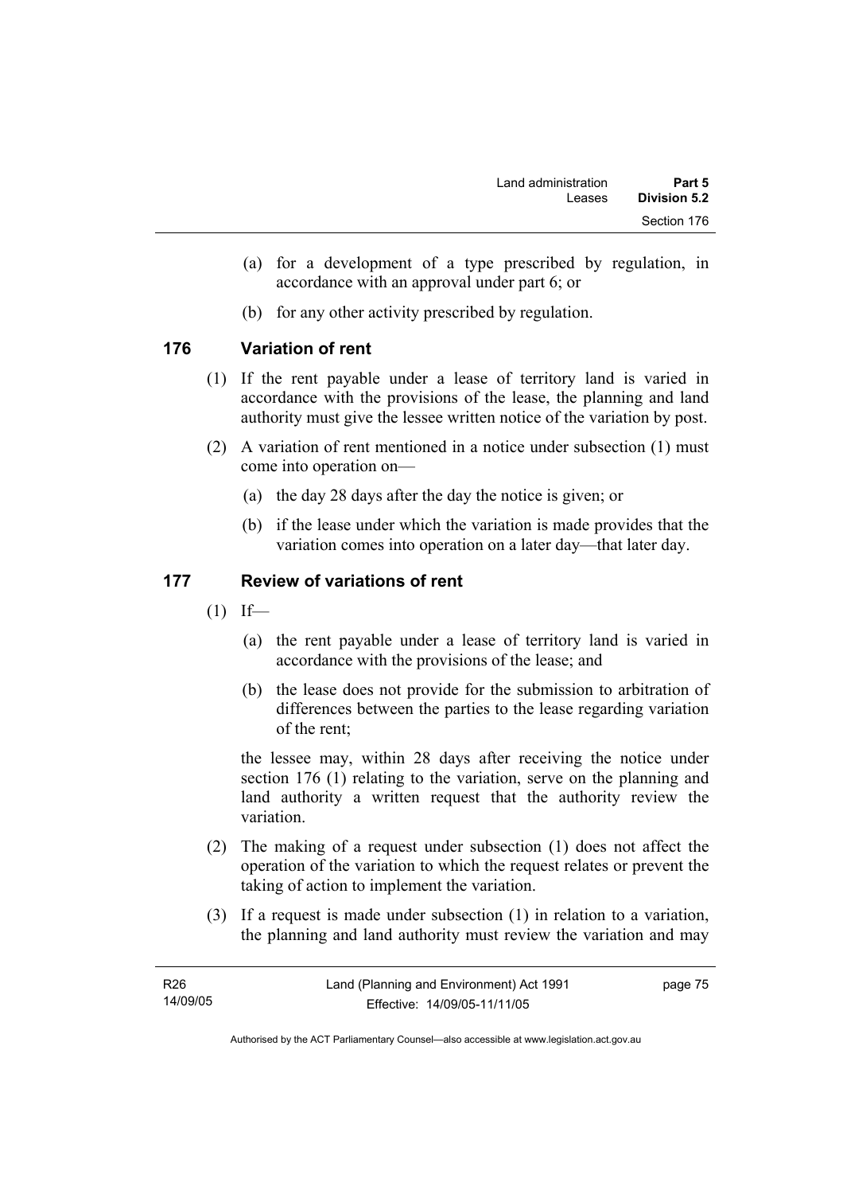(a) for a development of a type prescribed by regulation, in accordance with an approval under part 6; or

(b) for any other activity prescribed by regulation.

## 176 Variation of rent

(1) If the rent payable under a lease of territory land is varied in accordance with the provisions of the lease, the planning and land authority must give the lessee written notice of the variation by post.

(2) A variation of rent mentioned in a notice under subsection (1) must come into operation on—

(a) the day 28 days after the day the notice is given; or

(b) if the lease under which the variation is made provides that the variation comes into operation on a later day—that later day.

## 177 Review of variations of rent

(1) If—

(a) the rent payable under a lease of territory land is varied in accordance with the provisions of the lease; and

(b) the lease does not provide for the submission to arbitration of differences between the parties to the lease regarding variation of the rent;

the lessee may, within 28 days after receiving the notice under section 176 (1) relating to the variation, serve on the planning and land authority a written request that the authority review the variation.

(2) The making of a request under subsection (1) does not affect the operation of the variation to which the request relates or prevent the taking of action to implement the variation.

(3) If a request is made under subsection (1) in relation to a variation, the planning and land authority must review the variation and may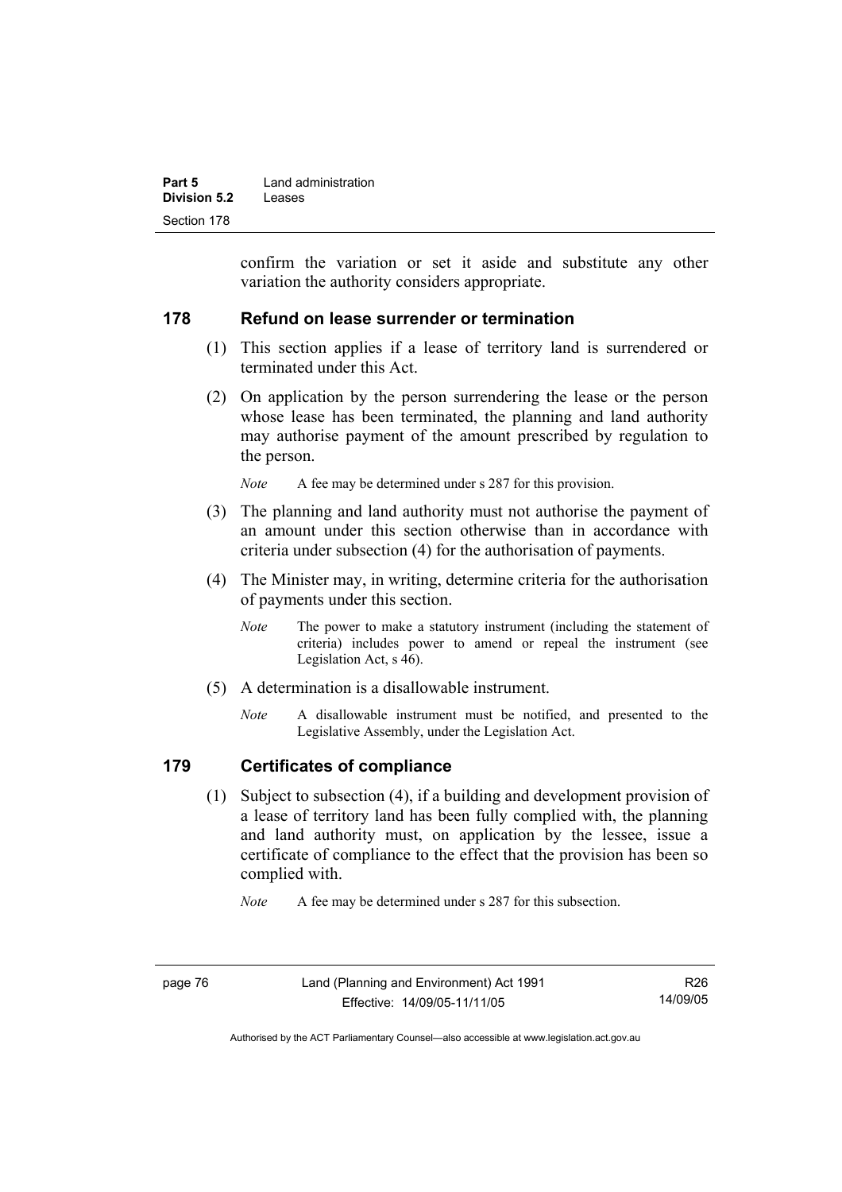confirm the variation or set it aside and substitute any other variation the authority considers appropriate.

## 178 Refund on lease surrender or termination

(1) This section applies if a lease of territory land is surrendered or terminated under this Act.

(2) On application by the person surrendering the lease or the person whose lease has been terminated, the planning and land authority may authorise payment of the amount prescribed by regulation to the person.

*Note* A fee may be determined under s 287 for this provision.

(3) The planning and land authority must not authorise the payment of an amount under this section otherwise than in accordance with criteria under subsection (4) for the authorisation of payments.

(4) The Minister may, in writing, determine criteria for the authorisation of payments under this section.

*Note* The power to make a statutory instrument (including the statement of criteria) includes power to amend or repeal the instrument (see Legislation Act, s 46).

(5) A determination is a disallowable instrument.

*Note* A disallowable instrument must be notified, and presented to the Legislative Assembly, under the Legislation Act.

## 179 Certificates of compliance

(1) Subject to subsection (4), if a building and development provision of a lease of territory land has been fully complied with, the planning and land authority must, on application by the lessee, issue a certificate of compliance to the effect that the provision has been so complied with.

*Note* A fee may be determined under s 287 for this subsection.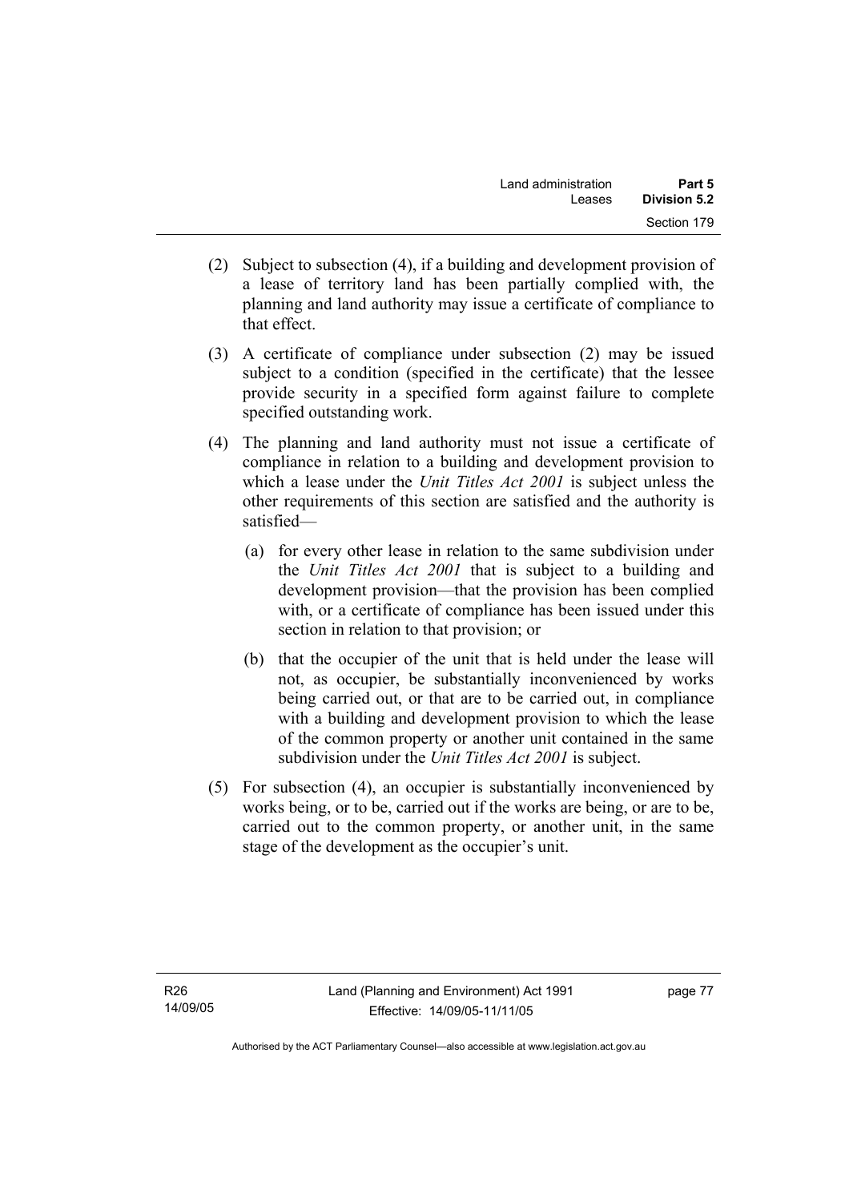(2) Subject to subsection (4), if a building and development provision of a lease of territory land has been partially complied with, the planning and land authority may issue a certificate of compliance to that effect.

(3) A certificate of compliance under subsection (2) may be issued subject to a condition (specified in the certificate) that the lessee provide security in a specified form against failure to complete specified outstanding work.

(4) The planning and land authority must not issue a certificate of compliance in relation to a building and development provision to which a lease under the *Unit Titles Act 2001* is subject unless the other requirements of this section are satisfied and the authority is satisfied—

(a) for every other lease in relation to the same subdivision under the *Unit Titles Act 2001* that is subject to a building and development provision—that the provision has been complied with, or a certificate of compliance has been issued under this section in relation to that provision; or

(b) that the occupier of the unit that is held under the lease will not, as occupier, be substantially inconvenienced by works being carried out, or that are to be carried out, in compliance with a building and development provision to which the lease of the common property or another unit contained in the same subdivision under the *Unit Titles Act 2001* is subject.

(5) For subsection (4), an occupier is substantially inconvenienced by works being, or to be, carried out if the works are being, or are to be, carried out to the common property, or another unit, in the same stage of the development as the occupier's unit.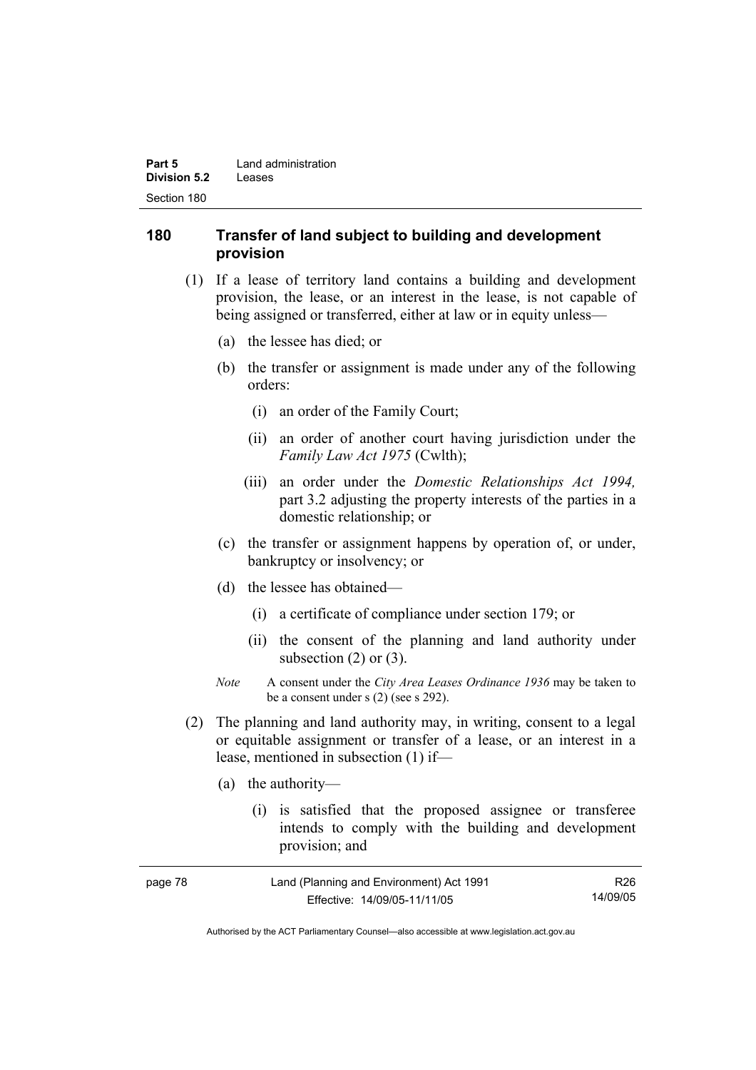## 180 Transfer of land subject to building and development provision

(1) If a lease of territory land contains a building and development provision, the lease, or an interest in the lease, is not capable of being assigned or transferred, either at law or in equity unless—

(a) the lessee has died; or

(b) the transfer or assignment is made under any of the following orders:

(i) an order of the Family Court;

(ii) an order of another court having jurisdiction under the *Family Law Act 1975* (Cwlth);

(iii) an order under the *Domestic Relationships Act 1994,* part 3.2 adjusting the property interests of the parties in a domestic relationship; or

(c) the transfer or assignment happens by operation of, or under, bankruptcy or insolvency; or

(d) the lessee has obtained—

(i) a certificate of compliance under section 179; or

(ii) the consent of the planning and land authority under subsection (2) or (3).

*Note* A consent under the *City Area Leases Ordinance 1936* may be taken to be a consent under s (2) (see s 292).

(2) The planning and land authority may, in writing, consent to a legal or equitable assignment or transfer of a lease, or an interest in a lease, mentioned in subsection (1) if—

(a) the authority—

(i) is satisfied that the proposed assignee or transferee intends to comply with the building and development provision; and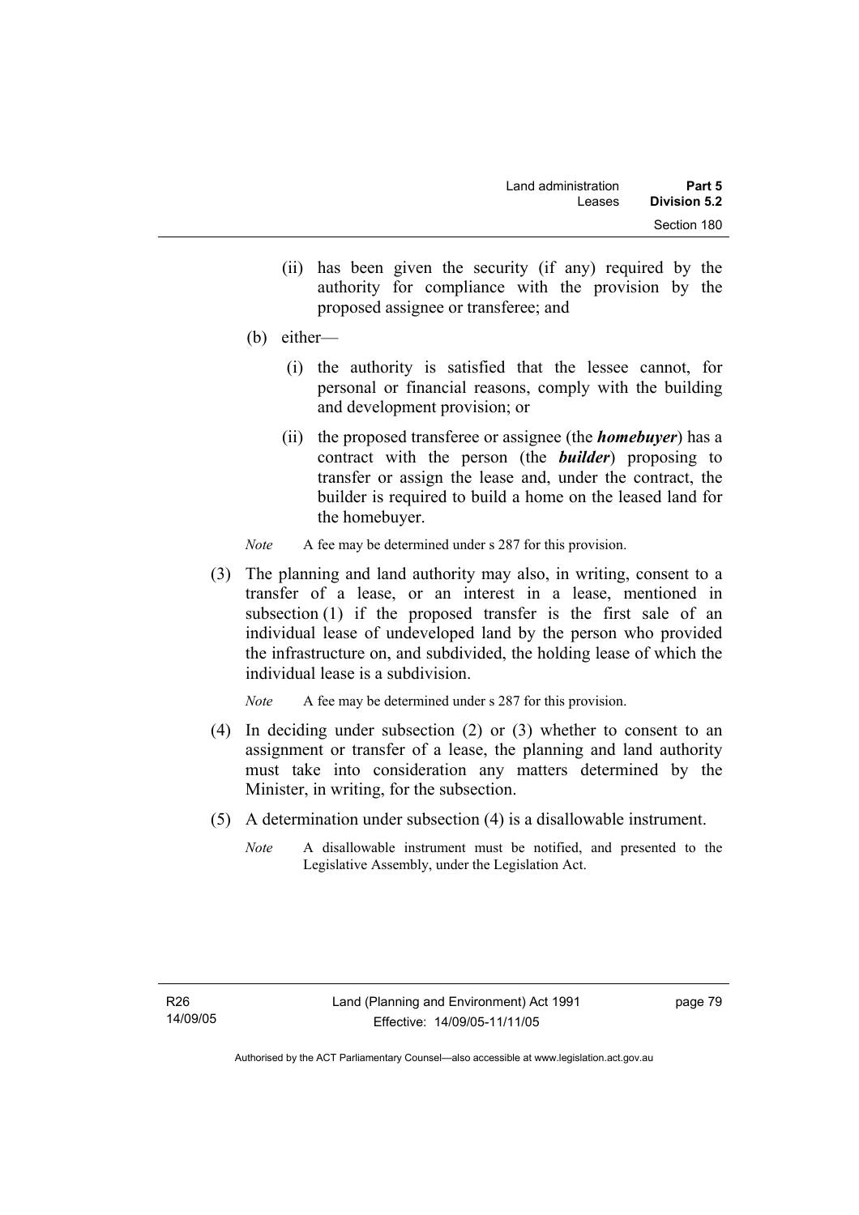(ii) has been given the security (if any) required by the authority for compliance with the provision by the proposed assignee or transferee; and

(b) either—

(i) the authority is satisfied that the lessee cannot, for personal or financial reasons, comply with the building and development provision; or

(ii) the proposed transferee or assignee (the ***homebuyer***) has a contract with the person (the ***builder***) proposing to transfer or assign the lease and, under the contract, the builder is required to build a home on the leased land for the homebuyer.

*Note* A fee may be determined under s 287 for this provision.

(3) The planning and land authority may also, in writing, consent to a transfer of a lease, or an interest in a lease, mentioned in subsection (1) if the proposed transfer is the first sale of an individual lease of undeveloped land by the person who provided the infrastructure on, and subdivided, the holding lease of which the individual lease is a subdivision.

*Note* A fee may be determined under s 287 for this provision.

(4) In deciding under subsection (2) or (3) whether to consent to an assignment or transfer of a lease, the planning and land authority must take into consideration any matters determined by the Minister, in writing, for the subsection.

(5) A determination under subsection (4) is a disallowable instrument.

*Note* A disallowable instrument must be notified, and presented to the Legislative Assembly, under the Legislation Act.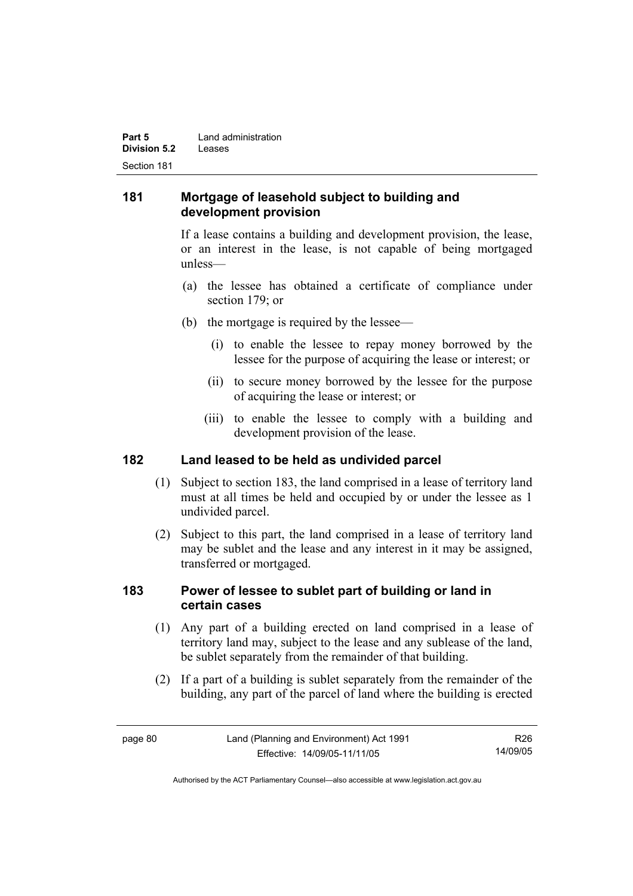## 181 Mortgage of leasehold subject to building and development provision

If a lease contains a building and development provision, the lease, or an interest in the lease, is not capable of being mortgaged unless—

(a) the lessee has obtained a certificate of compliance under section 179; or

(b) the mortgage is required by the lessee—

(i) to enable the lessee to repay money borrowed by the lessee for the purpose of acquiring the lease or interest; or

(ii) to secure money borrowed by the lessee for the purpose of acquiring the lease or interest; or

(iii) to enable the lessee to comply with a building and development provision of the lease.

## 182 Land leased to be held as undivided parcel

(1) Subject to section 183, the land comprised in a lease of territory land must at all times be held and occupied by or under the lessee as 1 undivided parcel.

(2) Subject to this part, the land comprised in a lease of territory land may be sublet and the lease and any interest in it may be assigned, transferred or mortgaged.

## 183 Power of lessee to sublet part of building or land in certain cases

(1) Any part of a building erected on land comprised in a lease of territory land may, subject to the lease and any sublease of the land, be sublet separately from the remainder of that building.

(2) If a part of a building is sublet separately from the remainder of the building, any part of the parcel of land where the building is erected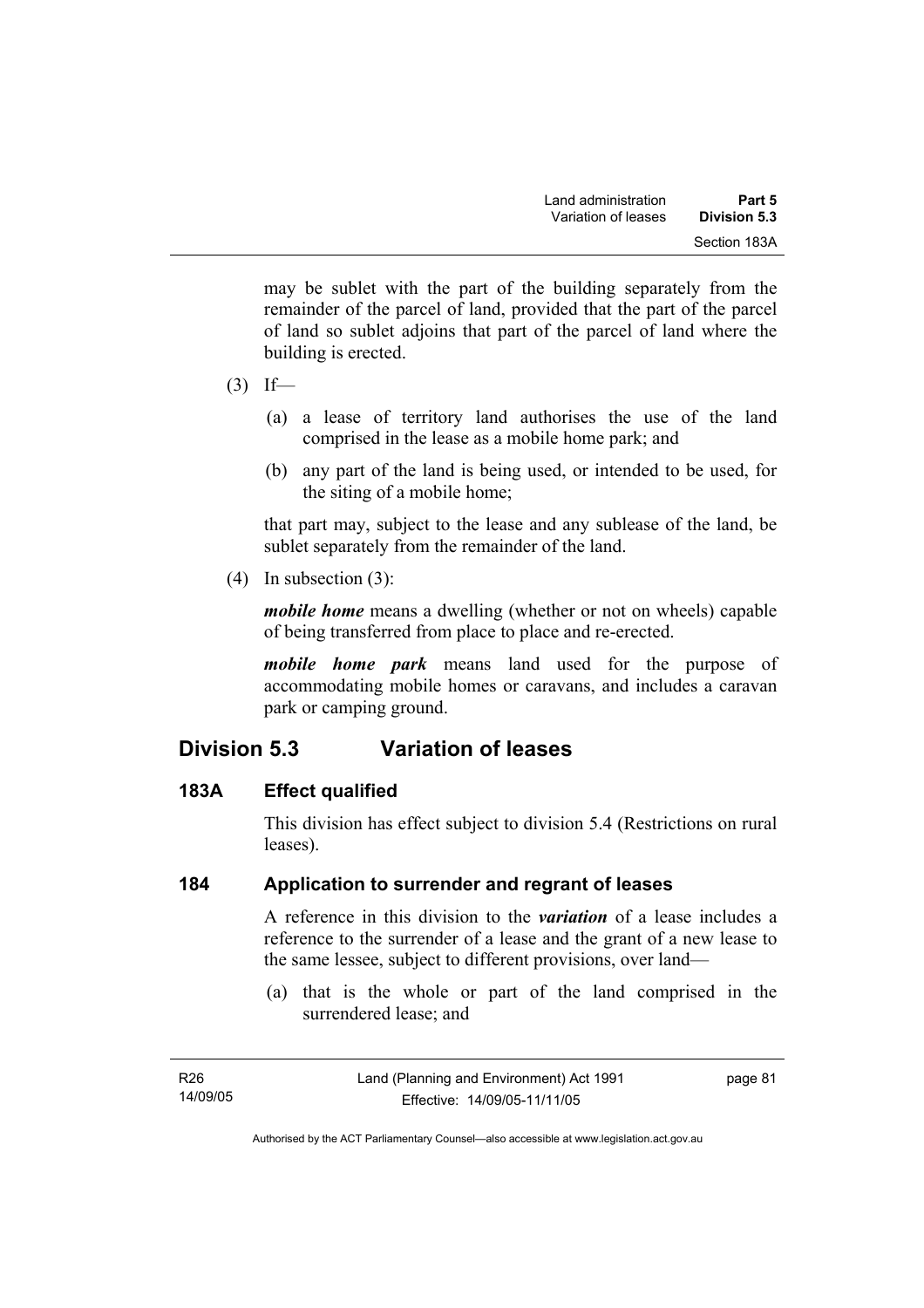may be sublet with the part of the building separately from the remainder of the parcel of land, provided that the part of the parcel of land so sublet adjoins that part of the parcel of land where the building is erected.

(3) If—

(a) a lease of territory land authorises the use of the land comprised in the lease as a mobile home park; and

(b) any part of the land is being used, or intended to be used, for the siting of a mobile home;

that part may, subject to the lease and any sublease of the land, be sublet separately from the remainder of the land.

(4) In subsection (3):

***mobile home*** means a dwelling (whether or not on wheels) capable of being transferred from place to place and re-erected.

***mobile home park*** means land used for the purpose of accommodating mobile homes or caravans, and includes a caravan park or camping ground.

## Division 5.3 Variation of leases

### 183A Effect qualified

This division has effect subject to division 5.4 (Restrictions on rural leases).

### 184 Application to surrender and regrant of leases

A reference in this division to the ***variation*** of a lease includes a reference to the surrender of a lease and the grant of a new lease to the same lessee, subject to different provisions, over land—

(a) that is the whole or part of the land comprised in the surrendered lease; and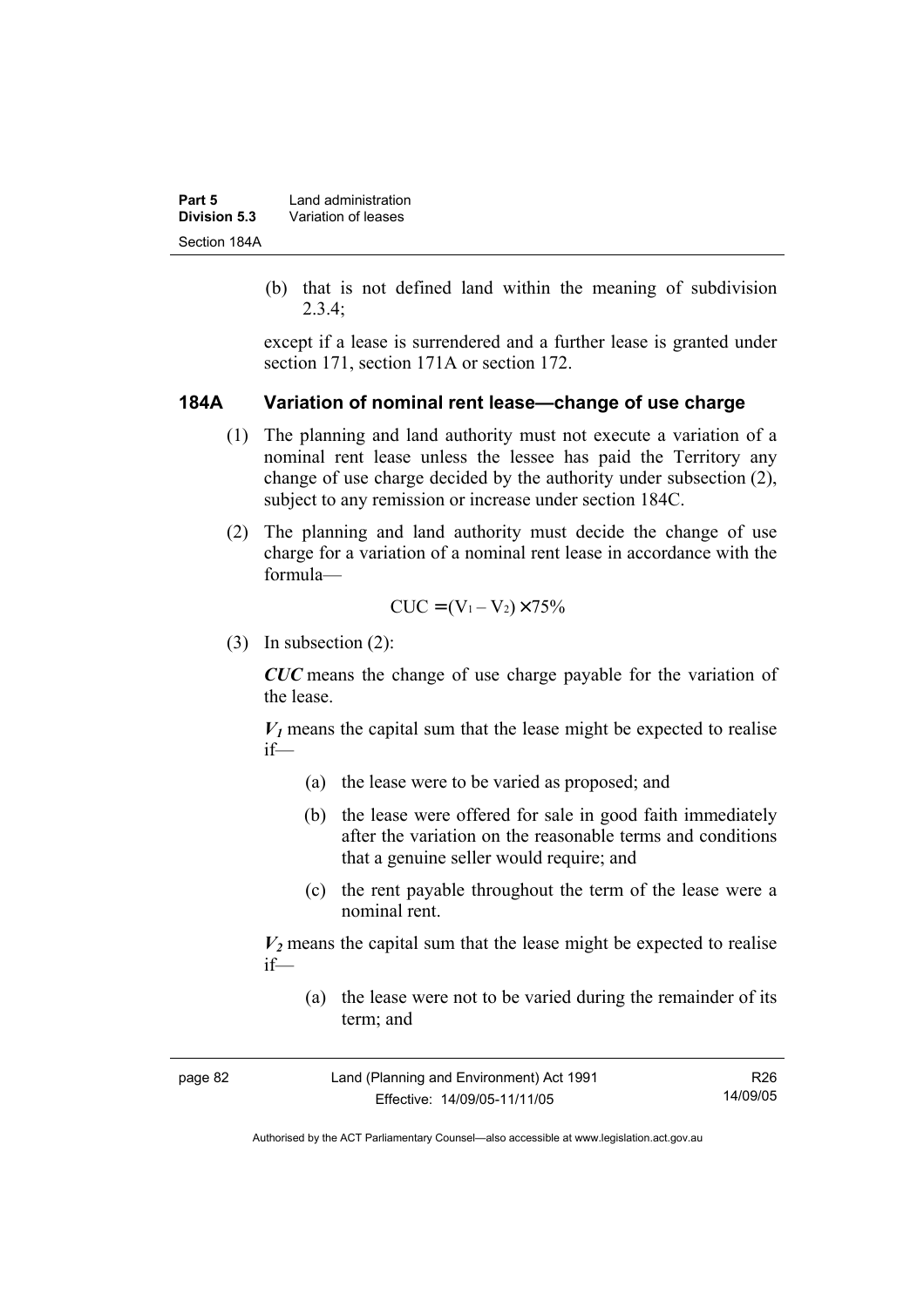(b) that is not defined land within the meaning of subdivision 2.3.4;

except if a lease is surrendered and a further lease is granted under section 171, section 171A or section 172.

### 184A Variation of nominal rent lease—change of use charge

(1) The planning and land authority must not execute a variation of a nominal rent lease unless the lessee has paid the Territory any change of use charge decided by the authority under subsection (2), subject to any remission or increase under section 184C.

(2) The planning and land authority must decide the change of use charge for a variation of a nominal rent lease in accordance with the formula—

$$CUC = (V_1 - V_2) \times 75\%$$

(3) In subsection (2):

***CUC*** means the change of use charge payable for the variation of the lease.

***$V_1$*** means the capital sum that the lease might be expected to realise if—

- (a) the lease were to be varied as proposed; and
- (b) the lease were offered for sale in good faith immediately after the variation on the reasonable terms and conditions that a genuine seller would require; and
- (c) the rent payable throughout the term of the lease were a nominal rent.

***$V_2$*** means the capital sum that the lease might be expected to realise if—

- (a) the lease were not to be varied during the remainder of its term; and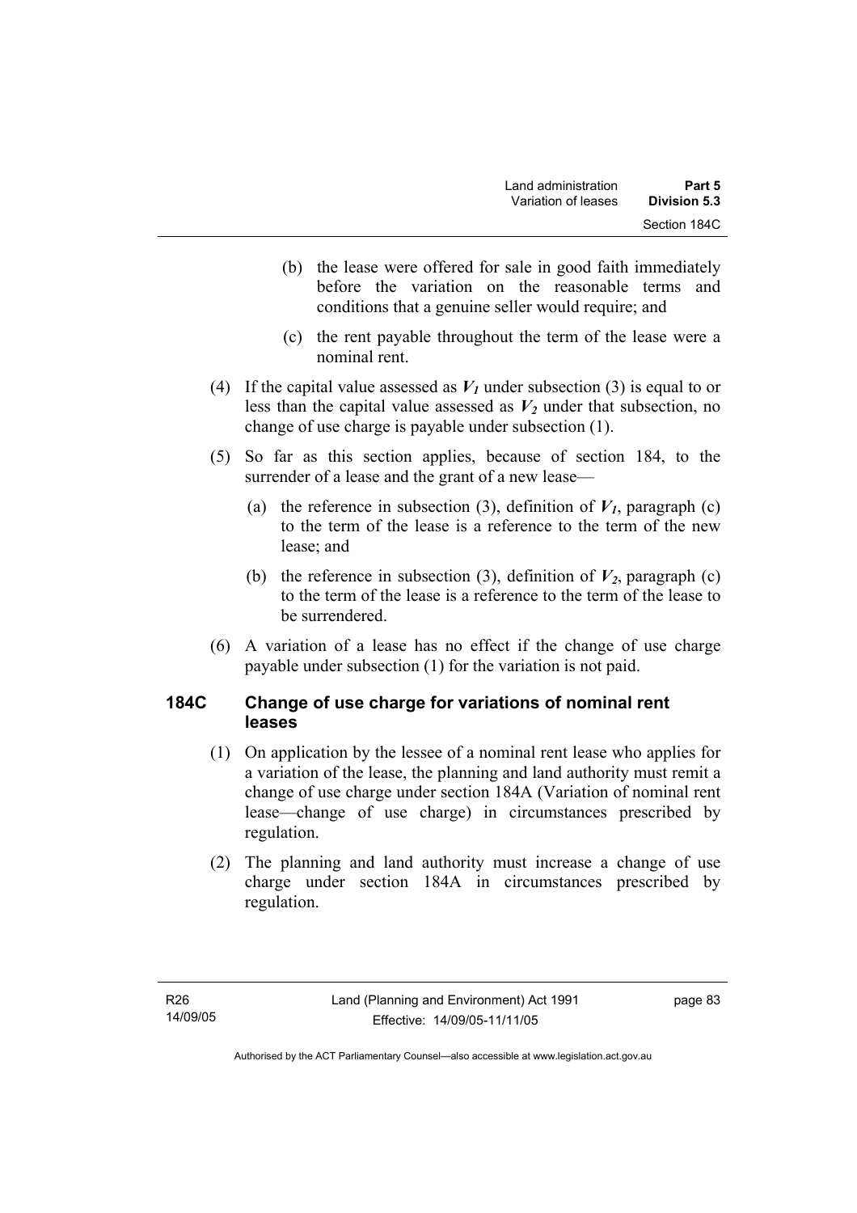(b) the lease were offered for sale in good faith immediately before the variation on the reasonable terms and conditions that a genuine seller would require; and

(c) the rent payable throughout the term of the lease were a nominal rent.

(4) If the capital value assessed as $V_1$ under subsection (3) is equal to or less than the capital value assessed as $V_2$ under that subsection, no change of use charge is payable under subsection (1).

(5) So far as this section applies, because of section 184, to the surrender of a lease and the grant of a new lease—

(a) the reference in subsection (3), definition of $V_1$, paragraph (c) to the term of the lease is a reference to the term of the new lease; and

(b) the reference in subsection (3), definition of $V_2$, paragraph (c) to the term of the lease is a reference to the term of the lease to be surrendered.

(6) A variation of a lease has no effect if the change of use charge payable under subsection (1) for the variation is not paid.

### 184C Change of use charge for variations of nominal rent leases

(1) On application by the lessee of a nominal rent lease who applies for a variation of the lease, the planning and land authority must remit a change of use charge under section 184A (Variation of nominal rent lease—change of use charge) in circumstances prescribed by regulation.

(2) The planning and land authority must increase a change of use charge under section 184A in circumstances prescribed by regulation.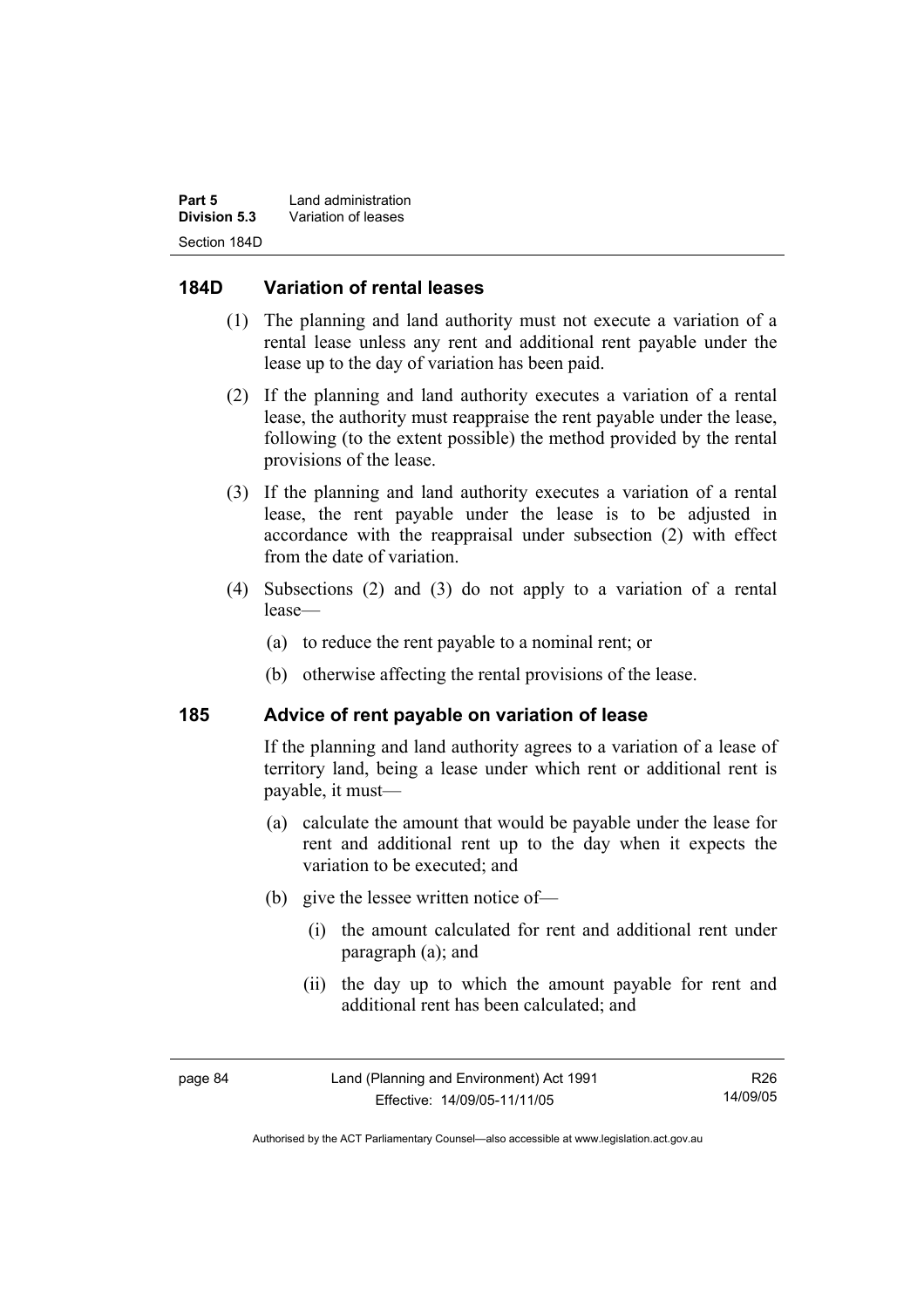## 184D Variation of rental leases

(1) The planning and land authority must not execute a variation of a rental lease unless any rent and additional rent payable under the lease up to the day of variation has been paid.

(2) If the planning and land authority executes a variation of a rental lease, the authority must reappraise the rent payable under the lease, following (to the extent possible) the method provided by the rental provisions of the lease.

(3) If the planning and land authority executes a variation of a rental lease, the rent payable under the lease is to be adjusted in accordance with the reappraisal under subsection (2) with effect from the date of variation.

(4) Subsections (2) and (3) do not apply to a variation of a rental lease—

(a) to reduce the rent payable to a nominal rent; or

(b) otherwise affecting the rental provisions of the lease.

## 185 Advice of rent payable on variation of lease

If the planning and land authority agrees to a variation of a lease of territory land, being a lease under which rent or additional rent is payable, it must—

(a) calculate the amount that would be payable under the lease for rent and additional rent up to the day when it expects the variation to be executed; and

(b) give the lessee written notice of—

(i) the amount calculated for rent and additional rent under paragraph (a); and

(ii) the day up to which the amount payable for rent and additional rent has been calculated; and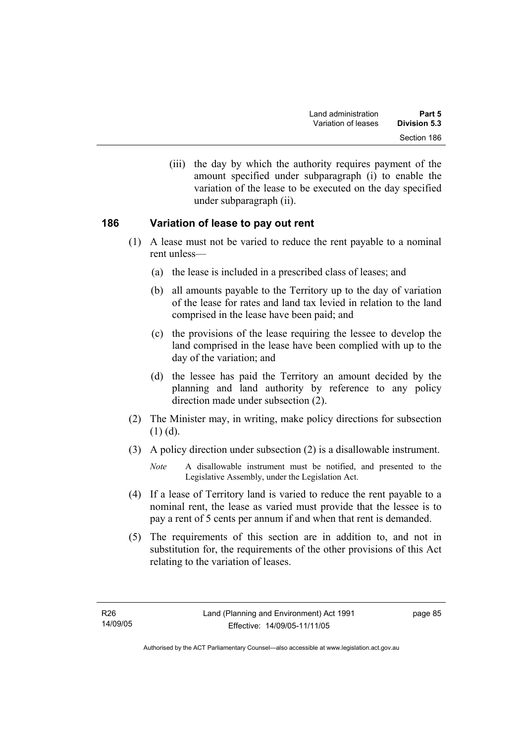(iii) the day by which the authority requires payment of the amount specified under subparagraph (i) to enable the variation of the lease to be executed on the day specified under subparagraph (ii).

### 186 Variation of lease to pay out rent

(1) A lease must not be varied to reduce the rent payable to a nominal rent unless—

(a) the lease is included in a prescribed class of leases; and

(b) all amounts payable to the Territory up to the day of variation of the lease for rates and land tax levied in relation to the land comprised in the lease have been paid; and

(c) the provisions of the lease requiring the lessee to develop the land comprised in the lease have been complied with up to the day of the variation; and

(d) the lessee has paid the Territory an amount decided by the planning and land authority by reference to any policy direction made under subsection (2).

(2) The Minister may, in writing, make policy directions for subsection (1) (d).

(3) A policy direction under subsection (2) is a disallowable instrument.

*Note* A disallowable instrument must be notified, and presented to the Legislative Assembly, under the Legislation Act.

(4) If a lease of Territory land is varied to reduce the rent payable to a nominal rent, the lease as varied must provide that the lessee is to pay a rent of 5 cents per annum if and when that rent is demanded.

(5) The requirements of this section are in addition to, and not in substitution for, the requirements of the other provisions of this Act relating to the variation of leases.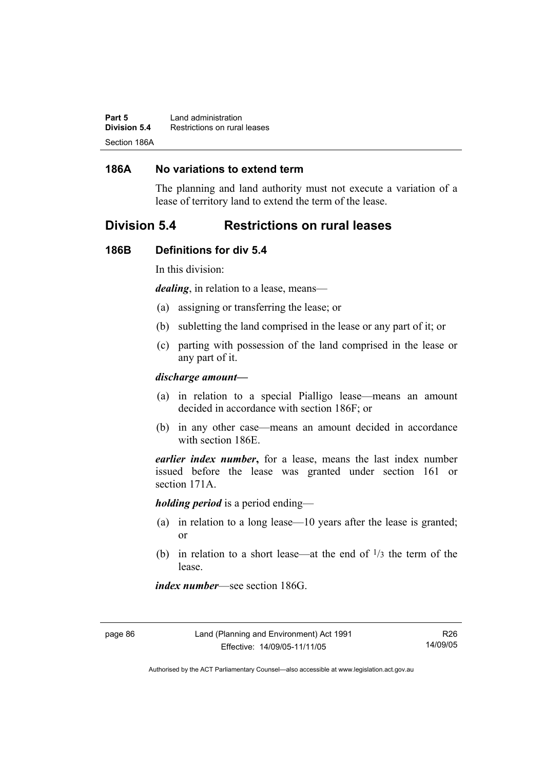### 186A No variations to extend term

The planning and land authority must not execute a variation of a lease of territory land to extend the term of the lease.

## Division 5.4 Restrictions on rural leases

### 186B Definitions for div 5.4

In this division:

***dealing***, in relation to a lease, means—

(a) assigning or transferring the lease; or

(b) subletting the land comprised in the lease or any part of it; or

(c) parting with possession of the land comprised in the lease or any part of it.

***discharge amount—***

(a) in relation to a special Pialligo lease—means an amount decided in accordance with section 186F; or

(b) in any other case—means an amount decided in accordance with section 186E.

***earlier index number*****,** for a lease, means the last index number issued before the lease was granted under section 161 or section 171A.

***holding period*** is a period ending—

(a) in relation to a long lease—10 years after the lease is granted; or

(b) in relation to a short lease—at the end of $^{1}/_{3}$ the term of the lease.

***index number***—see section 186G.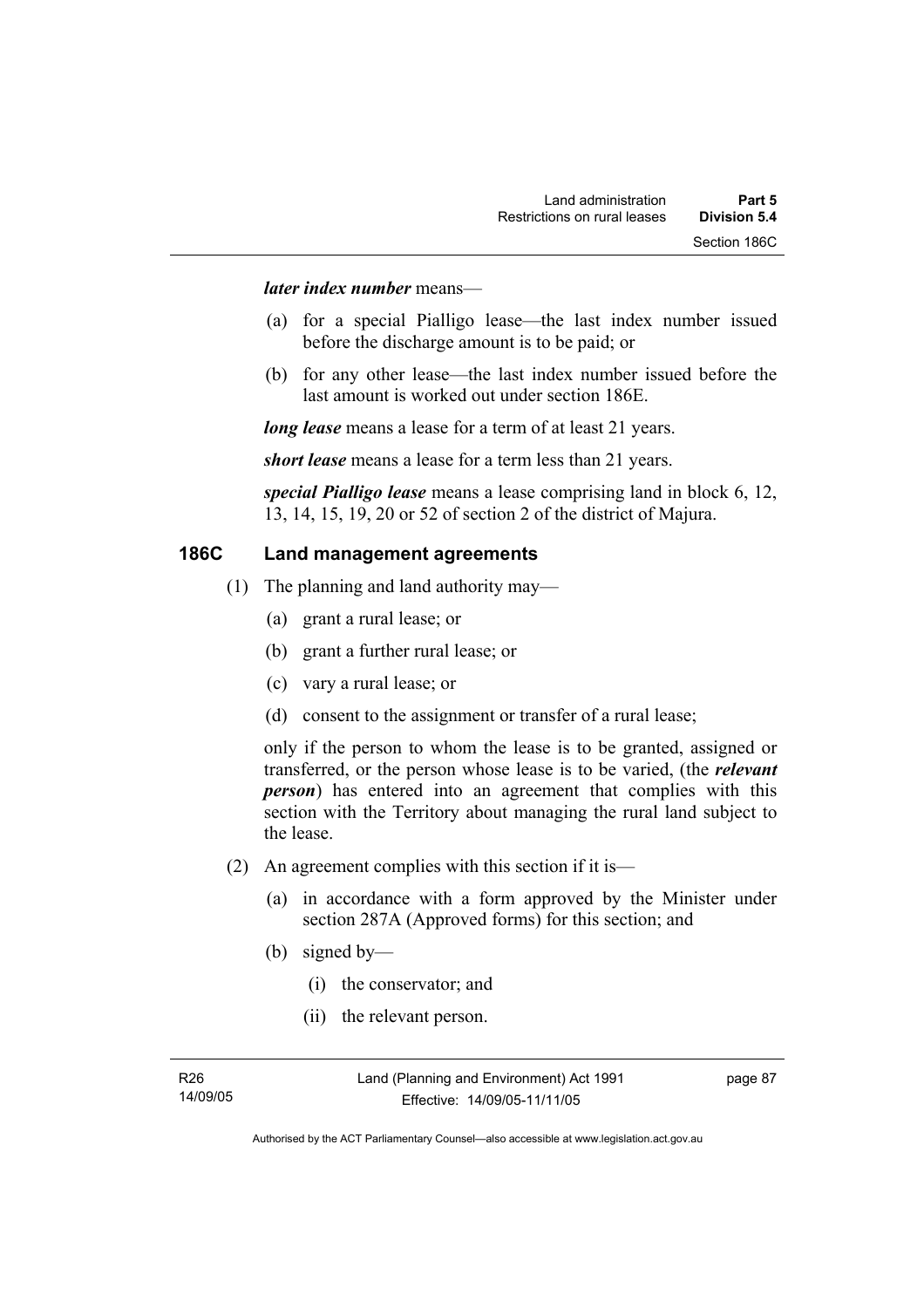***later index number*** means—

(a) for a special Pialligo lease—the last index number issued before the discharge amount is to be paid; or

(b) for any other lease—the last index number issued before the last amount is worked out under section 186E.

***long lease*** means a lease for a term of at least 21 years.

***short lease*** means a lease for a term less than 21 years.

***special Pialligo lease*** means a lease comprising land in block 6, 12, 13, 14, 15, 19, 20 or 52 of section 2 of the district of Majura.

## 186C Land management agreements

(1) The planning and land authority may—

(a) grant a rural lease; or

(b) grant a further rural lease; or

(c) vary a rural lease; or

(d) consent to the assignment or transfer of a rural lease;

only if the person to whom the lease is to be granted, assigned or transferred, or the person whose lease is to be varied, (the ***relevant person***) has entered into an agreement that complies with this section with the Territory about managing the rural land subject to the lease.

(2) An agreement complies with this section if it is—

(a) in accordance with a form approved by the Minister under section 287A (Approved forms) for this section; and

(b) signed by—

(i) the conservator; and

(ii) the relevant person.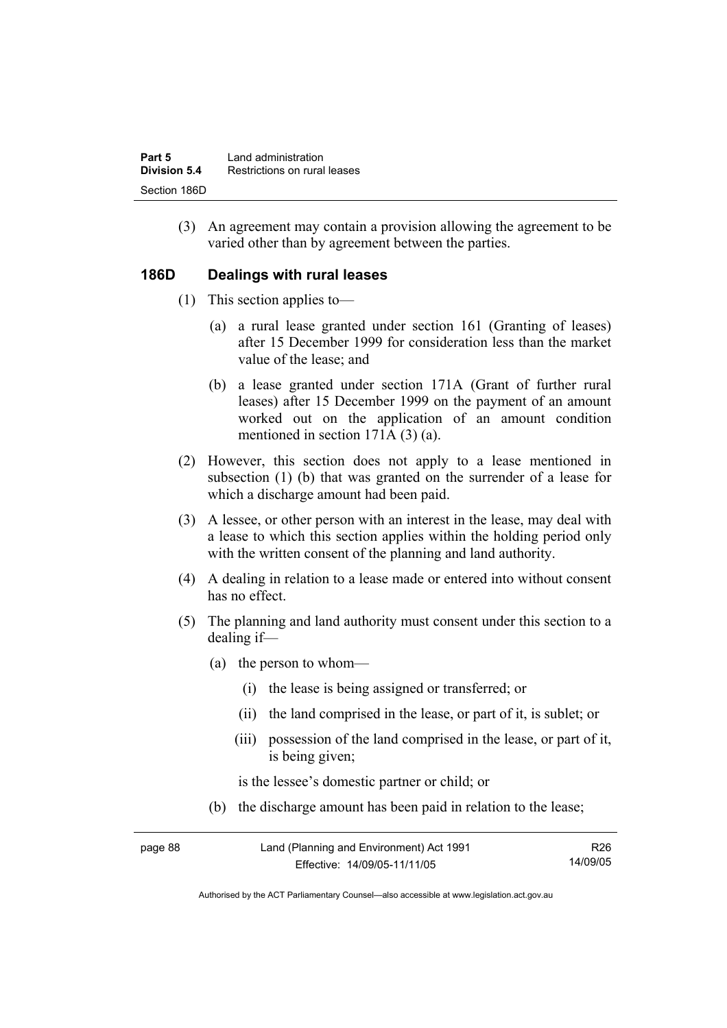(3) An agreement may contain a provision allowing the agreement to be varied other than by agreement between the parties.

## 186D Dealings with rural leases

(1) This section applies to—

(a) a rural lease granted under section 161 (Granting of leases) after 15 December 1999 for consideration less than the market value of the lease; and

(b) a lease granted under section 171A (Grant of further rural leases) after 15 December 1999 on the payment of an amount worked out on the application of an amount condition mentioned in section 171A (3) (a).

(2) However, this section does not apply to a lease mentioned in subsection (1) (b) that was granted on the surrender of a lease for which a discharge amount had been paid.

(3) A lessee, or other person with an interest in the lease, may deal with a lease to which this section applies within the holding period only with the written consent of the planning and land authority.

(4) A dealing in relation to a lease made or entered into without consent has no effect.

(5) The planning and land authority must consent under this section to a dealing if—

(a) the person to whom—

(i) the lease is being assigned or transferred; or

(ii) the land comprised in the lease, or part of it, is sublet; or

(iii) possession of the land comprised in the lease, or part of it, is being given;

is the lessee's domestic partner or child; or

(b) the discharge amount has been paid in relation to the lease;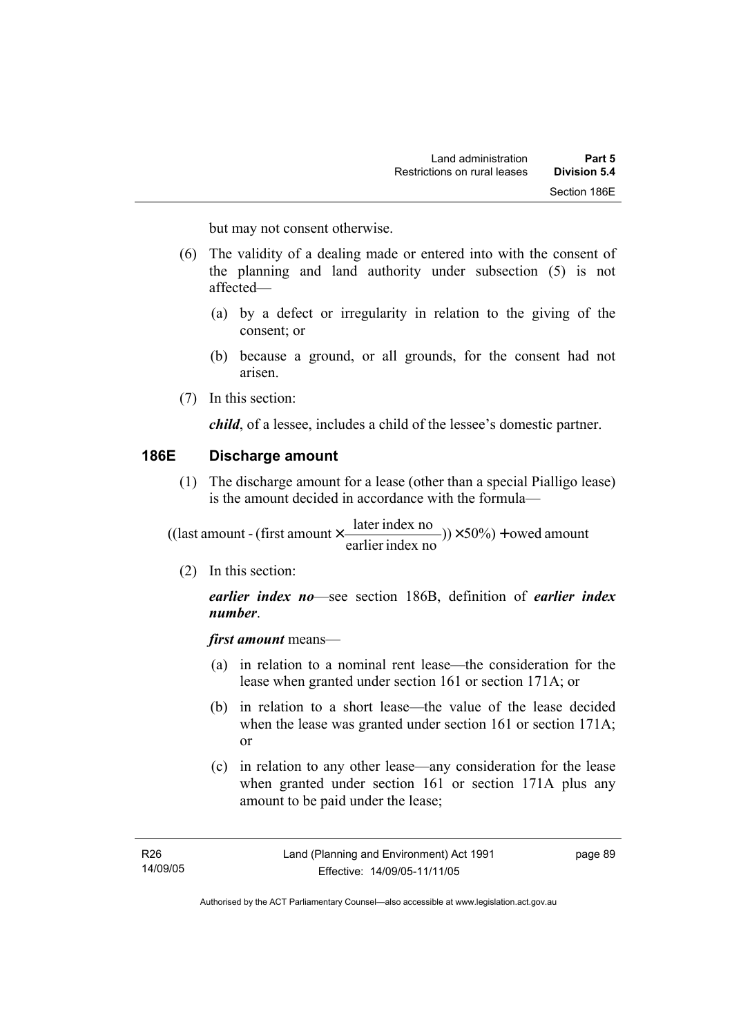but may not consent otherwise.

(6) The validity of a dealing made or entered into with the consent of the planning and land authority under subsection (5) is not affected—

(a) by a defect or irregularity in relation to the giving of the consent; or

(b) because a ground, or all grounds, for the consent had not arisen.

(7) In this section:

***child***, of a lessee, includes a child of the lessee's domestic partner.

## 186E Discharge amount

(1) The discharge amount for a lease (other than a special Pialligo lease) is the amount decided in accordance with the formula—

$$((\text{last amount} - (\text{first amount} \times \frac{\text{later index no}}{\text{earlier index no}})) \times 50\%) + \text{owed amount}$$

(2) In this section:

***earlier index no***—see section 186B, definition of ***earlier index number***.

***first amount*** means—

(a) in relation to a nominal rent lease—the consideration for the lease when granted under section 161 or section 171A; or

(b) in relation to a short lease—the value of the lease decided when the lease was granted under section 161 or section 171A; or

(c) in relation to any other lease—any consideration for the lease when granted under section 161 or section 171A plus any amount to be paid under the lease;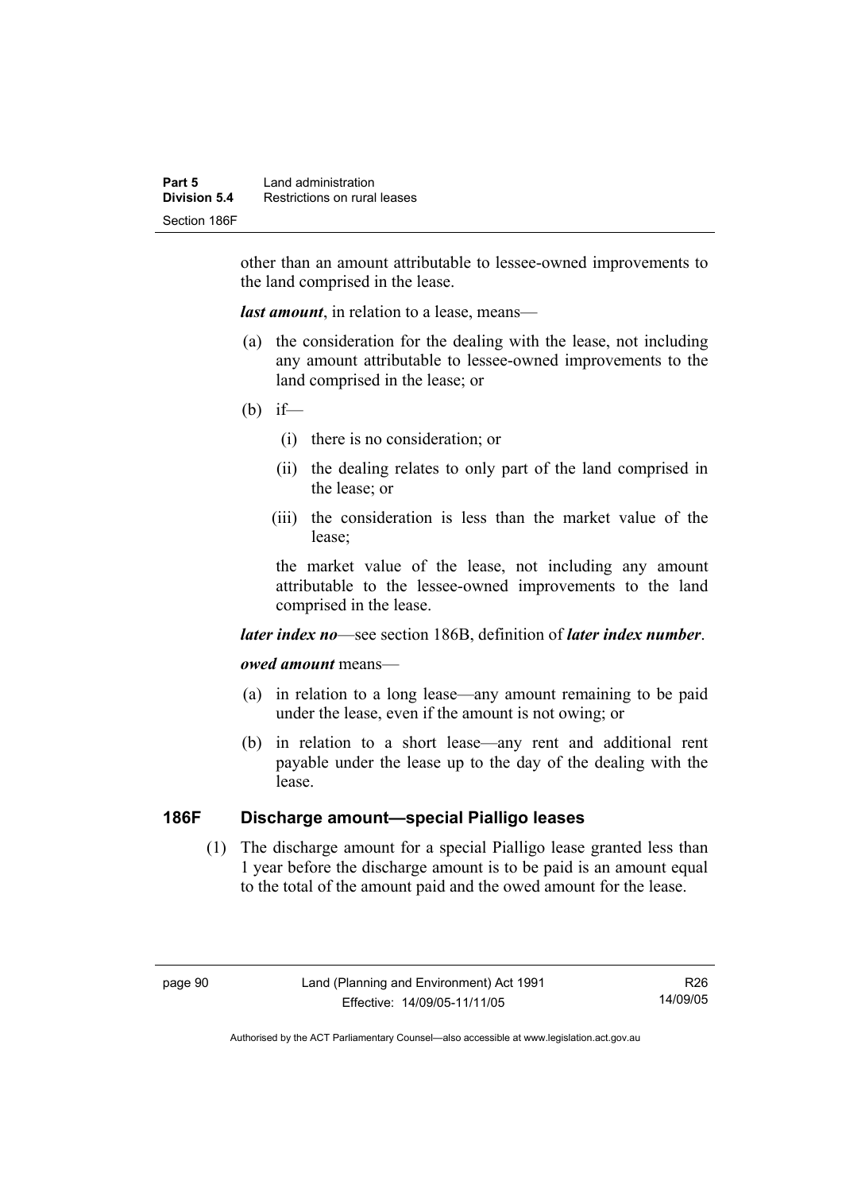other than an amount attributable to lessee-owned improvements to the land comprised in the lease.

***last amount***, in relation to a lease, means—

(a) the consideration for the dealing with the lease, not including any amount attributable to lessee-owned improvements to the land comprised in the lease; or

(b) if—

(i) there is no consideration; or

(ii) the dealing relates to only part of the land comprised in the lease; or

(iii) the consideration is less than the market value of the lease;

the market value of the lease, not including any amount attributable to the lessee-owned improvements to the land comprised in the lease.

***later index no***—see section 186B, definition of ***later index number***.

***owed amount*** means—

(a) in relation to a long lease—any amount remaining to be paid under the lease, even if the amount is not owing; or

(b) in relation to a short lease—any rent and additional rent payable under the lease up to the day of the dealing with the lease.

## 186F Discharge amount—special Pialligo leases

(1) The discharge amount for a special Pialligo lease granted less than 1 year before the discharge amount is to be paid is an amount equal to the total of the amount paid and the owed amount for the lease.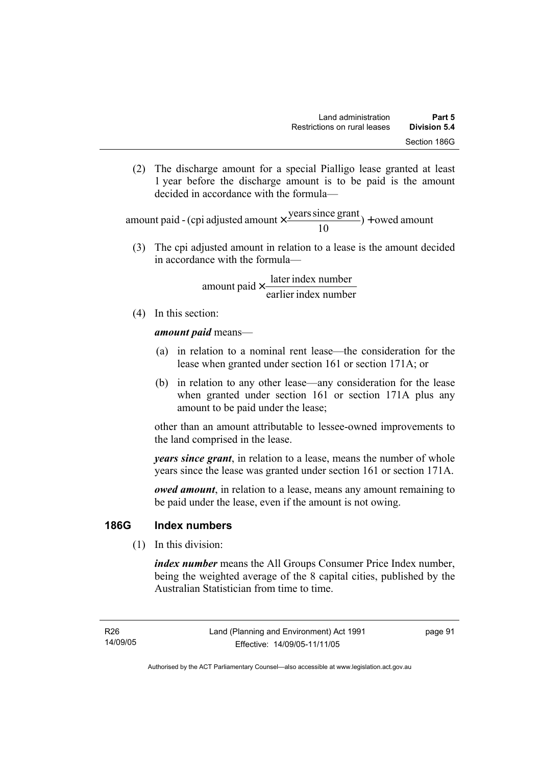(2) The discharge amount for a special Pialligo lease granted at least 1 year before the discharge amount is to be paid is the amount decided in accordance with the formula—

$$\text{amount paid} - (\text{cpi adjusted amount} \times \frac{\text{years since grant}}{10}) + \text{owed amount}$$

(3) The cpi adjusted amount in relation to a lease is the amount decided in accordance with the formula—

$$\text{amount paid} \times \frac{\text{later index number}}{\text{earlier index number}}$$

(4) In this section:

***amount paid*** means—

(a) in relation to a nominal rent lease—the consideration for the lease when granted under section 161 or section 171A; or

(b) in relation to any other lease—any consideration for the lease when granted under section 161 or section 171A plus any amount to be paid under the lease;

other than an amount attributable to lessee-owned improvements to the land comprised in the lease.

***years since grant***, in relation to a lease, means the number of whole years since the lease was granted under section 161 or section 171A.

***owed amount***, in relation to a lease, means any amount remaining to be paid under the lease, even if the amount is not owing.

## 186G Index numbers

(1) In this division:

***index number*** means the All Groups Consumer Price Index number, being the weighted average of the 8 capital cities, published by the Australian Statistician from time to time.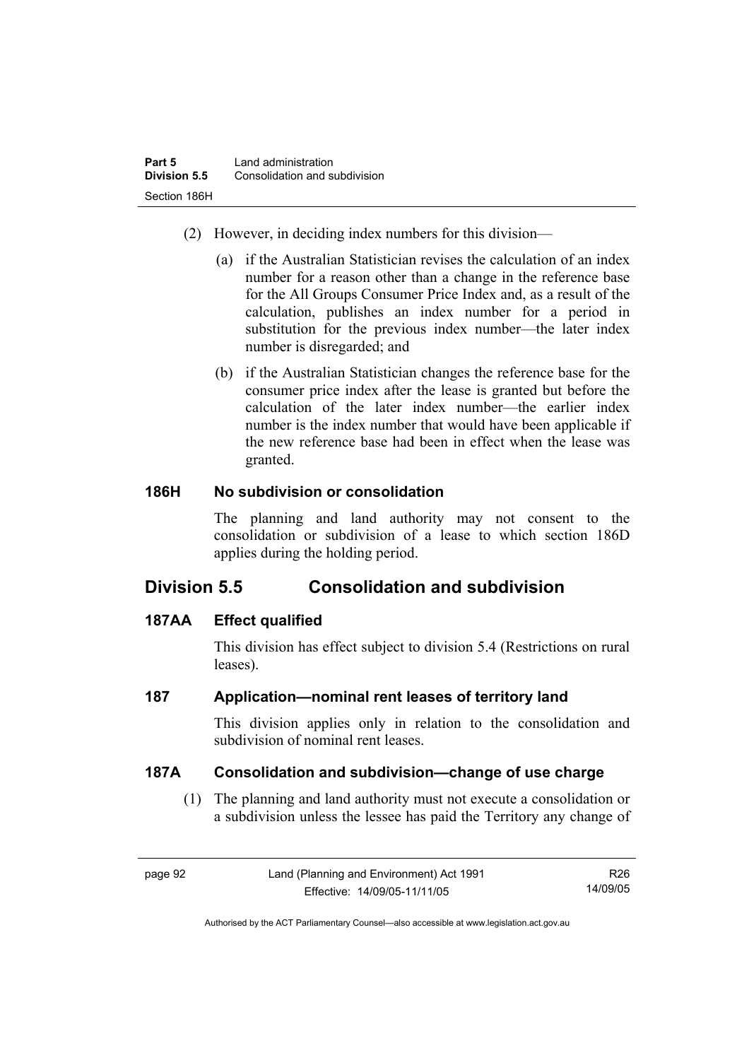(2) However, in deciding index numbers for this division—

(a) if the Australian Statistician revises the calculation of an index number for a reason other than a change in the reference base for the All Groups Consumer Price Index and, as a result of the calculation, publishes an index number for a period in substitution for the previous index number—the later index number is disregarded; and

(b) if the Australian Statistician changes the reference base for the consumer price index after the lease is granted but before the calculation of the later index number—the earlier index number is the index number that would have been applicable if the new reference base had been in effect when the lease was granted.

### 186H No subdivision or consolidation

The planning and land authority may not consent to the consolidation or subdivision of a lease to which section 186D applies during the holding period.

## Division 5.5 Consolidation and subdivision

### 187AA Effect qualified

This division has effect subject to division 5.4 (Restrictions on rural leases).

### 187 Application—nominal rent leases of territory land

This division applies only in relation to the consolidation and subdivision of nominal rent leases.

### 187A Consolidation and subdivision—change of use charge

(1) The planning and land authority must not execute a consolidation or a subdivision unless the lessee has paid the Territory any change of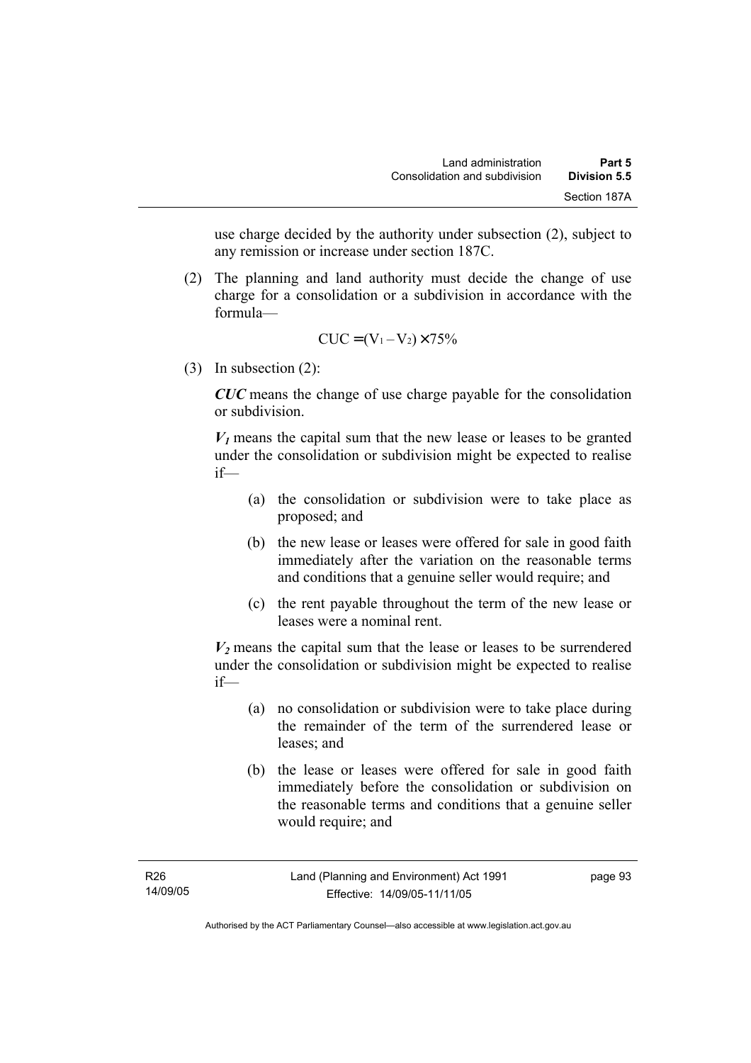use charge decided by the authority under subsection (2), subject to any remission or increase under section 187C.

(2) The planning and land authority must decide the change of use charge for a consolidation or a subdivision in accordance with the formula—

$$CUC = (V_1 - V_2) \times 75\%$$

(3) In subsection (2):

***CUC*** means the change of use charge payable for the consolidation or subdivision.

***$V_1$*** means the capital sum that the new lease or leases to be granted under the consolidation or subdivision might be expected to realise if—

(a) the consolidation or subdivision were to take place as proposed; and

(b) the new lease or leases were offered for sale in good faith immediately after the variation on the reasonable terms and conditions that a genuine seller would require; and

(c) the rent payable throughout the term of the new lease or leases were a nominal rent.

***$V_2$*** means the capital sum that the lease or leases to be surrendered under the consolidation or subdivision might be expected to realise if—

(a) no consolidation or subdivision were to take place during the remainder of the term of the surrendered lease or leases; and

(b) the lease or leases were offered for sale in good faith immediately before the consolidation or subdivision on the reasonable terms and conditions that a genuine seller would require; and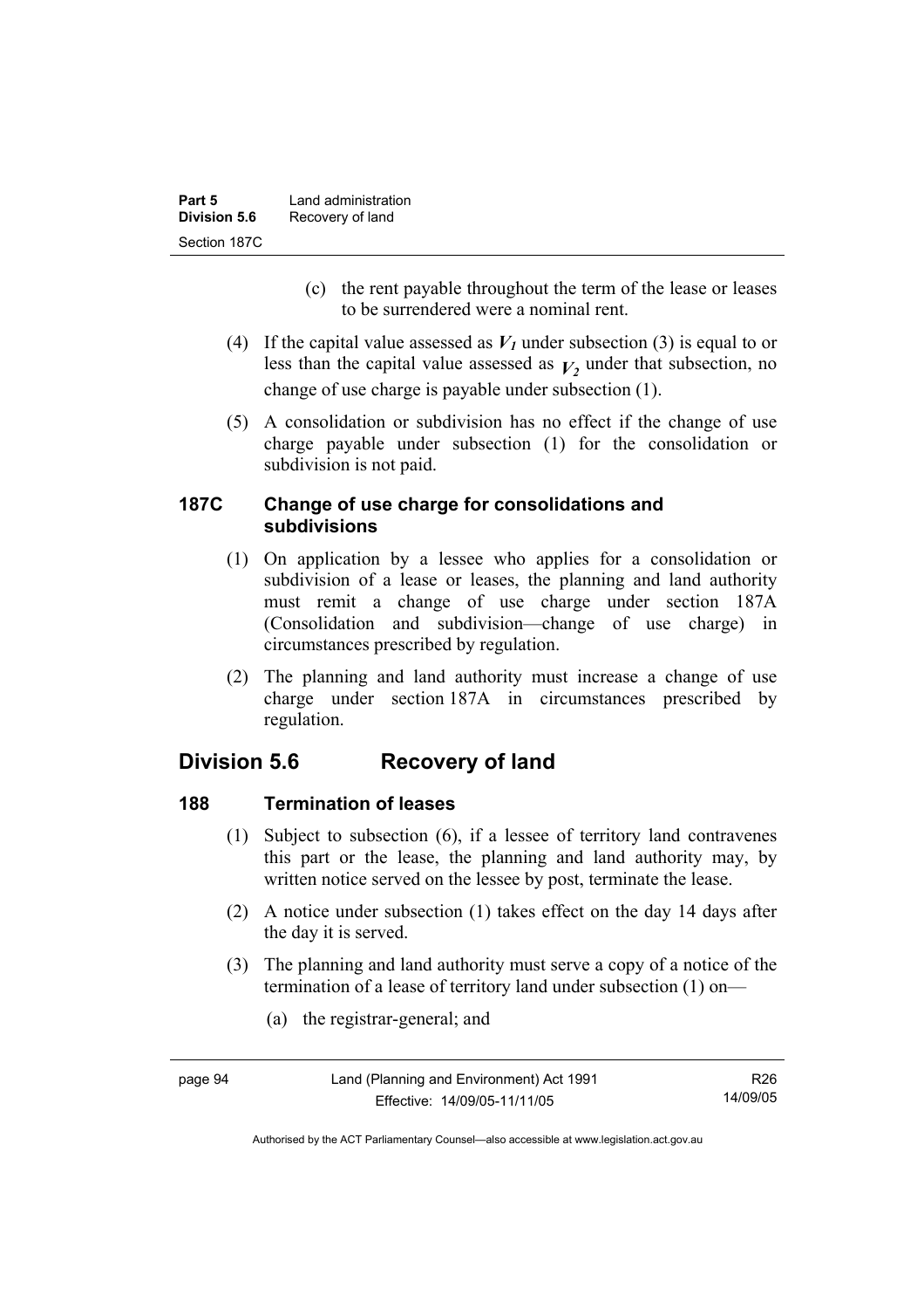(c) the rent payable throughout the term of the lease or leases to be surrendered were a nominal rent.

(4) If the capital value assessed as $V_1$ under subsection (3) is equal to or less than the capital value assessed as $V_2$ under that subsection, no change of use charge is payable under subsection (1).

(5) A consolidation or subdivision has no effect if the change of use charge payable under subsection (1) for the consolidation or subdivision is not paid.

### 187C Change of use charge for consolidations and subdivisions

(1) On application by a lessee who applies for a consolidation or subdivision of a lease or leases, the planning and land authority must remit a change of use charge under section 187A (Consolidation and subdivision—change of use charge) in circumstances prescribed by regulation.

(2) The planning and land authority must increase a change of use charge under section 187A in circumstances prescribed by regulation.

## Division 5.6 Recovery of land

### 188 Termination of leases

(1) Subject to subsection (6), if a lessee of territory land contravenes this part or the lease, the planning and land authority may, by written notice served on the lessee by post, terminate the lease.

(2) A notice under subsection (1) takes effect on the day 14 days after the day it is served.

(3) The planning and land authority must serve a copy of a notice of the termination of a lease of territory land under subsection (1) on—

(a) the registrar-general; and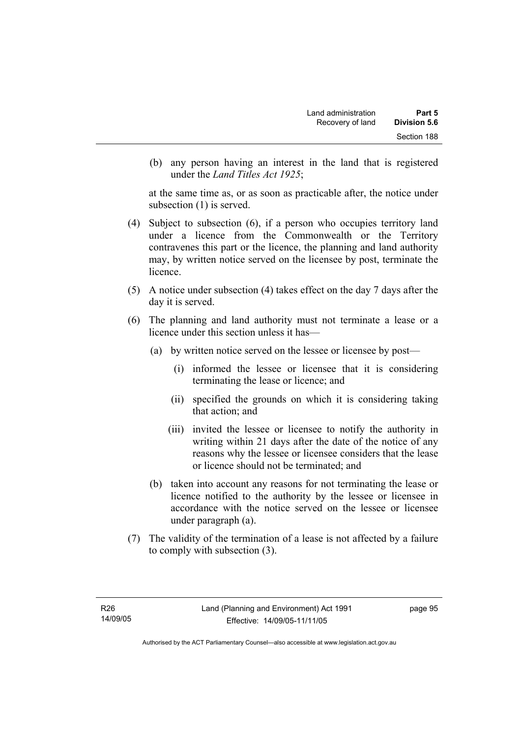(b) any person having an interest in the land that is registered under the *Land Titles Act 1925*;

at the same time as, or as soon as practicable after, the notice under subsection (1) is served.

(4) Subject to subsection (6), if a person who occupies territory land under a licence from the Commonwealth or the Territory contravenes this part or the licence, the planning and land authority may, by written notice served on the licensee by post, terminate the licence.

(5) A notice under subsection (4) takes effect on the day 7 days after the day it is served.

(6) The planning and land authority must not terminate a lease or a licence under this section unless it has—

(a) by written notice served on the lessee or licensee by post—

(i) informed the lessee or licensee that it is considering terminating the lease or licence; and

(ii) specified the grounds on which it is considering taking that action; and

(iii) invited the lessee or licensee to notify the authority in writing within 21 days after the date of the notice of any reasons why the lessee or licensee considers that the lease or licence should not be terminated; and

(b) taken into account any reasons for not terminating the lease or licence notified to the authority by the lessee or licensee in accordance with the notice served on the lessee or licensee under paragraph (a).

(7) The validity of the termination of a lease is not affected by a failure to comply with subsection (3).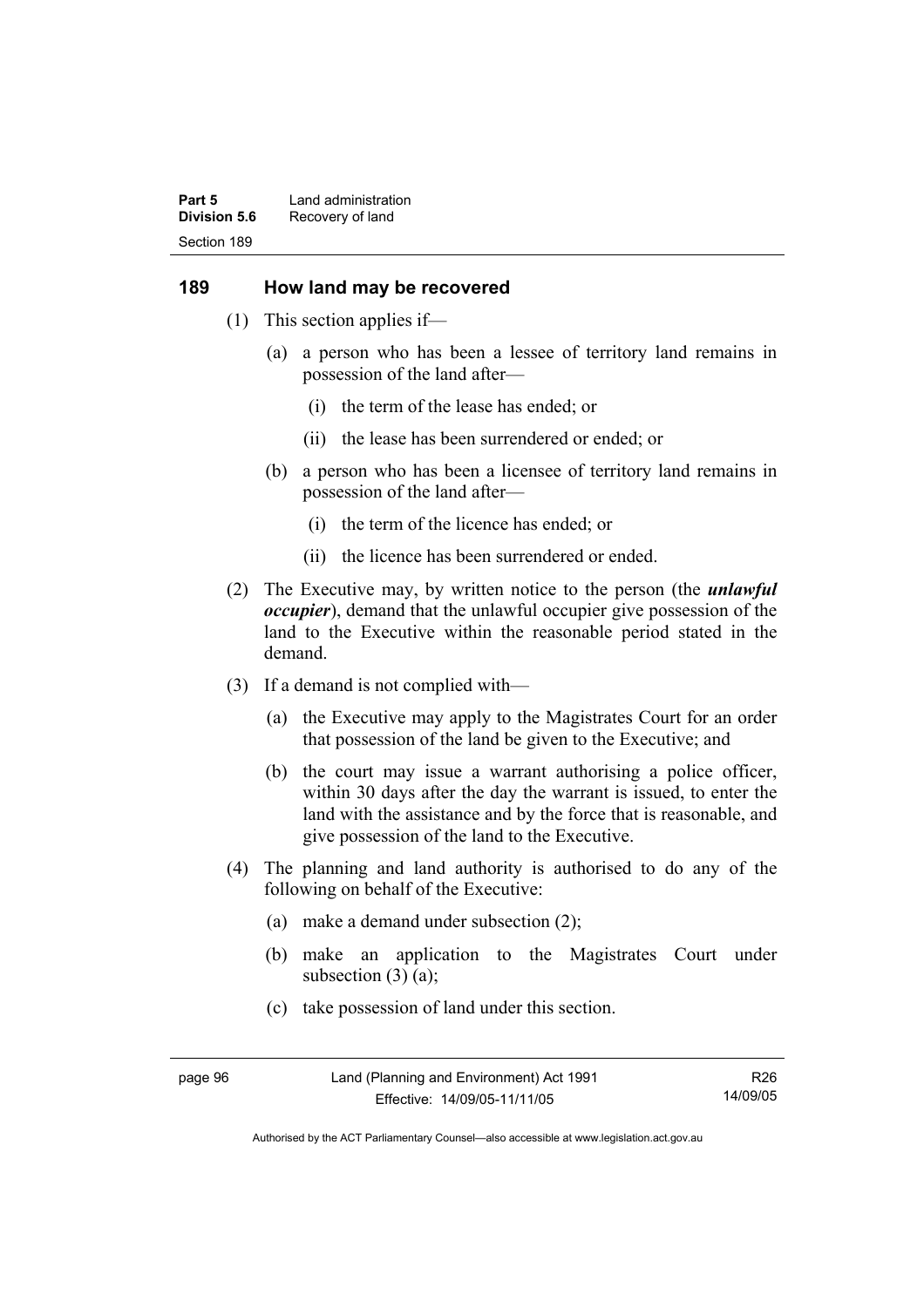## 189 How land may be recovered

(1) This section applies if—

(a) a person who has been a lessee of territory land remains in possession of the land after—

(i) the term of the lease has ended; or

(ii) the lease has been surrendered or ended; or

(b) a person who has been a licensee of territory land remains in possession of the land after—

(i) the term of the licence has ended; or

(ii) the licence has been surrendered or ended.

(2) The Executive may, by written notice to the person (the ***unlawful occupier***), demand that the unlawful occupier give possession of the land to the Executive within the reasonable period stated in the demand.

(3) If a demand is not complied with—

(a) the Executive may apply to the Magistrates Court for an order that possession of the land be given to the Executive; and

(b) the court may issue a warrant authorising a police officer, within 30 days after the day the warrant is issued, to enter the land with the assistance and by the force that is reasonable, and give possession of the land to the Executive.

(4) The planning and land authority is authorised to do any of the following on behalf of the Executive:

(a) make a demand under subsection (2);

(b) make an application to the Magistrates Court under subsection (3) (a);

(c) take possession of land under this section.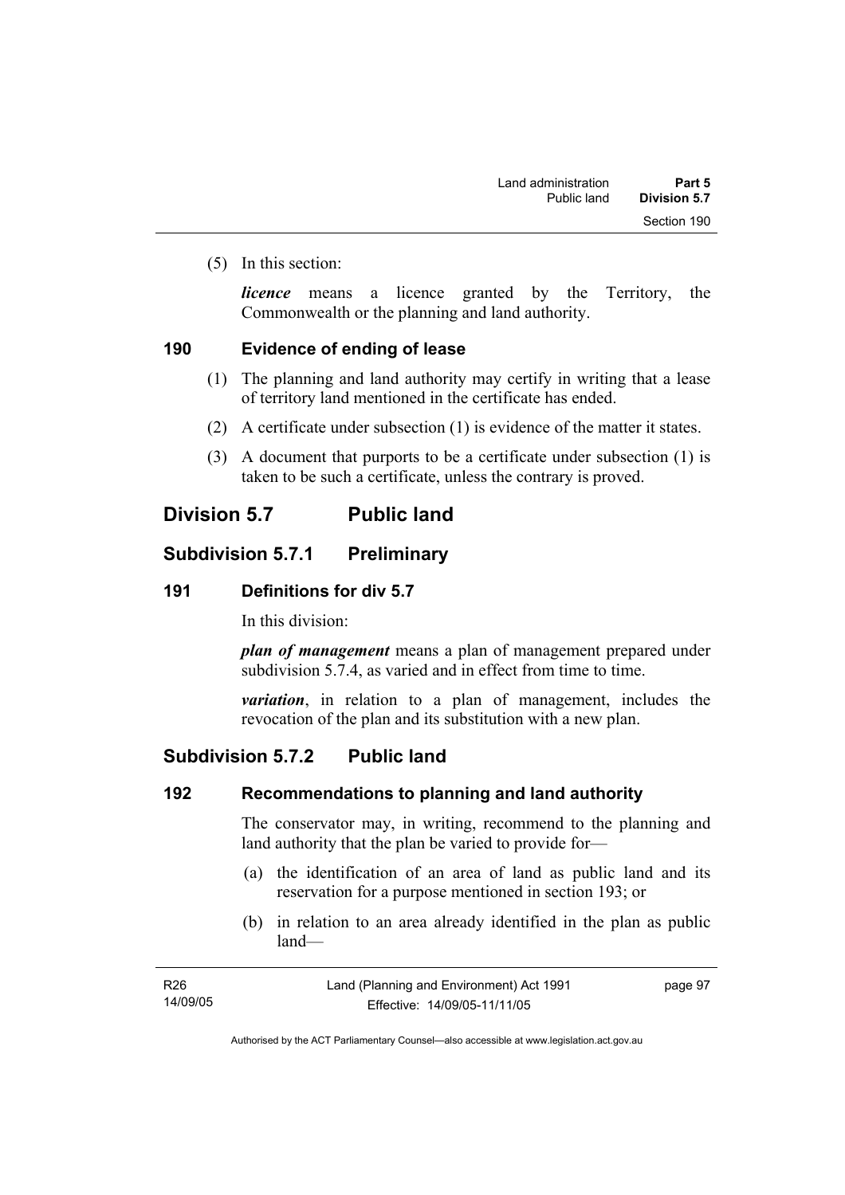(5) In this section:

***licence*** means a licence granted by the Territory, the Commonwealth or the planning and land authority.

### 190 Evidence of ending of lease

(1) The planning and land authority may certify in writing that a lease of territory land mentioned in the certificate has ended.

(2) A certificate under subsection (1) is evidence of the matter it states.

(3) A document that purports to be a certificate under subsection (1) is taken to be such a certificate, unless the contrary is proved.

## Division 5.7 Public land

## Subdivision 5.7.1 Preliminary

### 191 Definitions for div 5.7

In this division:

***plan of management*** means a plan of management prepared under subdivision 5.7.4, as varied and in effect from time to time.

***variation***, in relation to a plan of management, includes the revocation of the plan and its substitution with a new plan.

## Subdivision 5.7.2 Public land

### 192 Recommendations to planning and land authority

The conservator may, in writing, recommend to the planning and land authority that the plan be varied to provide for—

(a) the identification of an area of land as public land and its reservation for a purpose mentioned in section 193; or

(b) in relation to an area already identified in the plan as public land—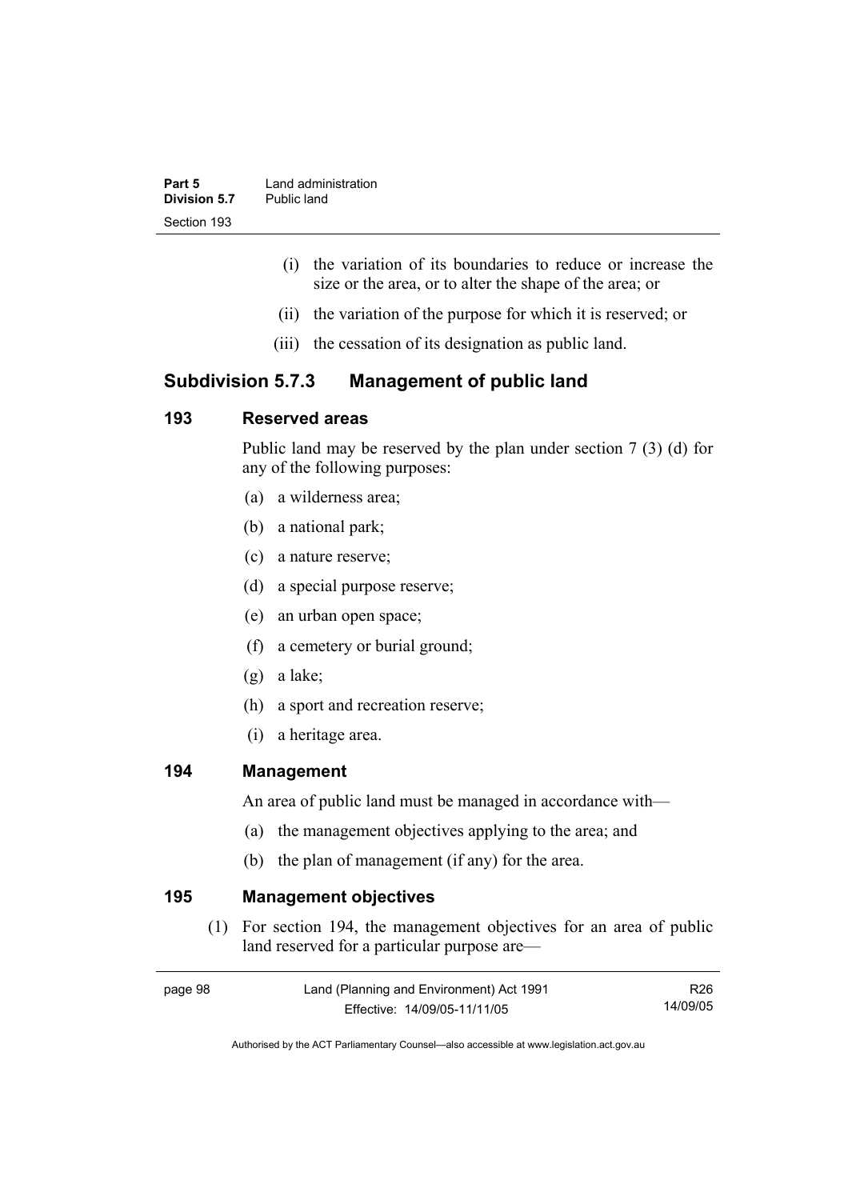(i) the variation of its boundaries to reduce or increase the size or the area, or to alter the shape of the area; or

(ii) the variation of the purpose for which it is reserved; or

(iii) the cessation of its designation as public land.

## Subdivision 5.7.3 Management of public land

### 193 Reserved areas

Public land may be reserved by the plan under section 7 (3) (d) for any of the following purposes:

(a) a wilderness area;

(b) a national park;

(c) a nature reserve;

(d) a special purpose reserve;

(e) an urban open space;

(f) a cemetery or burial ground;

(g) a lake;

(h) a sport and recreation reserve;

(i) a heritage area.

### 194 Management

An area of public land must be managed in accordance with—

(a) the management objectives applying to the area; and

(b) the plan of management (if any) for the area.

### 195 Management objectives

(1) For section 194, the management objectives for an area of public land reserved for a particular purpose are—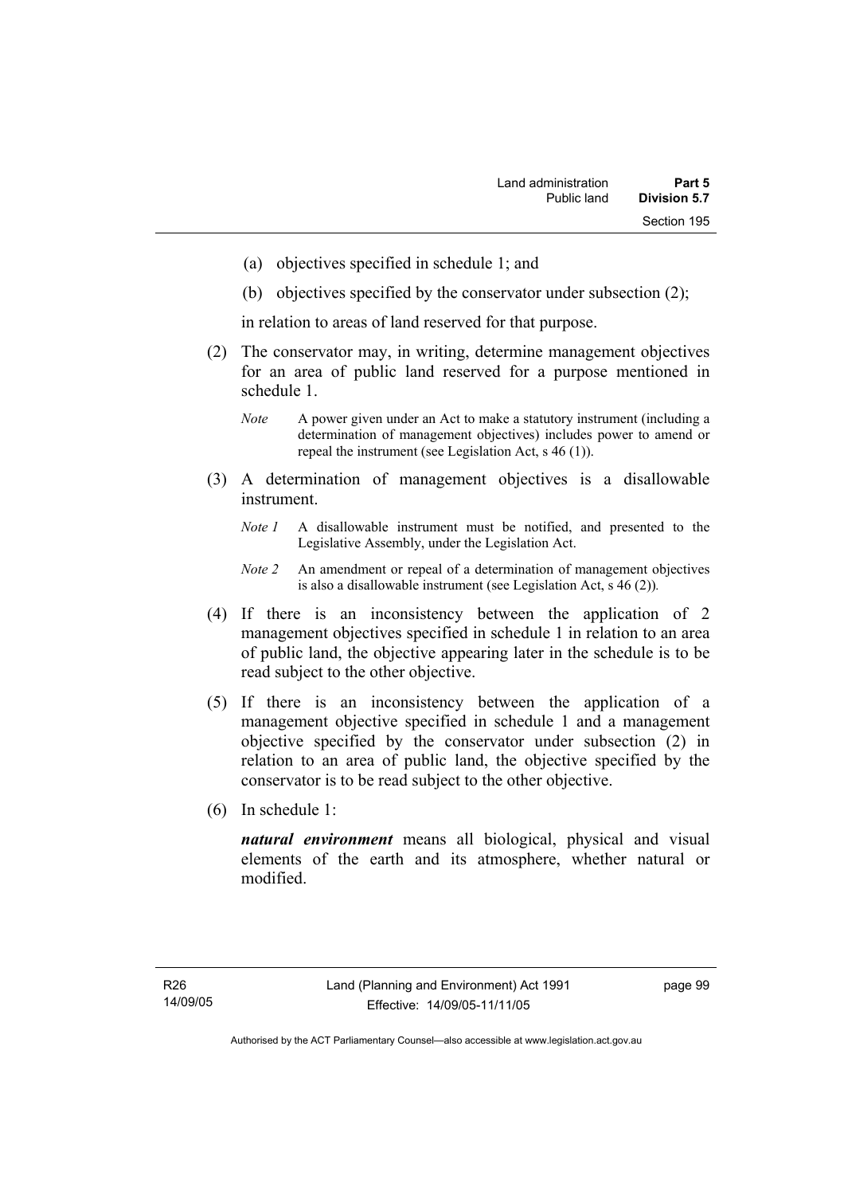(a) objectives specified in schedule 1; and

(b) objectives specified by the conservator under subsection (2);

in relation to areas of land reserved for that purpose.

(2) The conservator may, in writing, determine management objectives for an area of public land reserved for a purpose mentioned in schedule 1.

*Note* A power given under an Act to make a statutory instrument (including a determination of management objectives) includes power to amend or repeal the instrument (see Legislation Act, s 46 (1)).

(3) A determination of management objectives is a disallowable instrument.

*Note 1* A disallowable instrument must be notified, and presented to the Legislative Assembly, under the Legislation Act.

*Note 2* An amendment or repeal of a determination of management objectives is also a disallowable instrument (see Legislation Act, s 46 (2)).

(4) If there is an inconsistency between the application of 2 management objectives specified in schedule 1 in relation to an area of public land, the objective appearing later in the schedule is to be read subject to the other objective.

(5) If there is an inconsistency between the application of a management objective specified in schedule 1 and a management objective specified by the conservator under subsection (2) in relation to an area of public land, the objective specified by the conservator is to be read subject to the other objective.

(6) In schedule 1:

***natural environment*** means all biological, physical and visual elements of the earth and its atmosphere, whether natural or modified.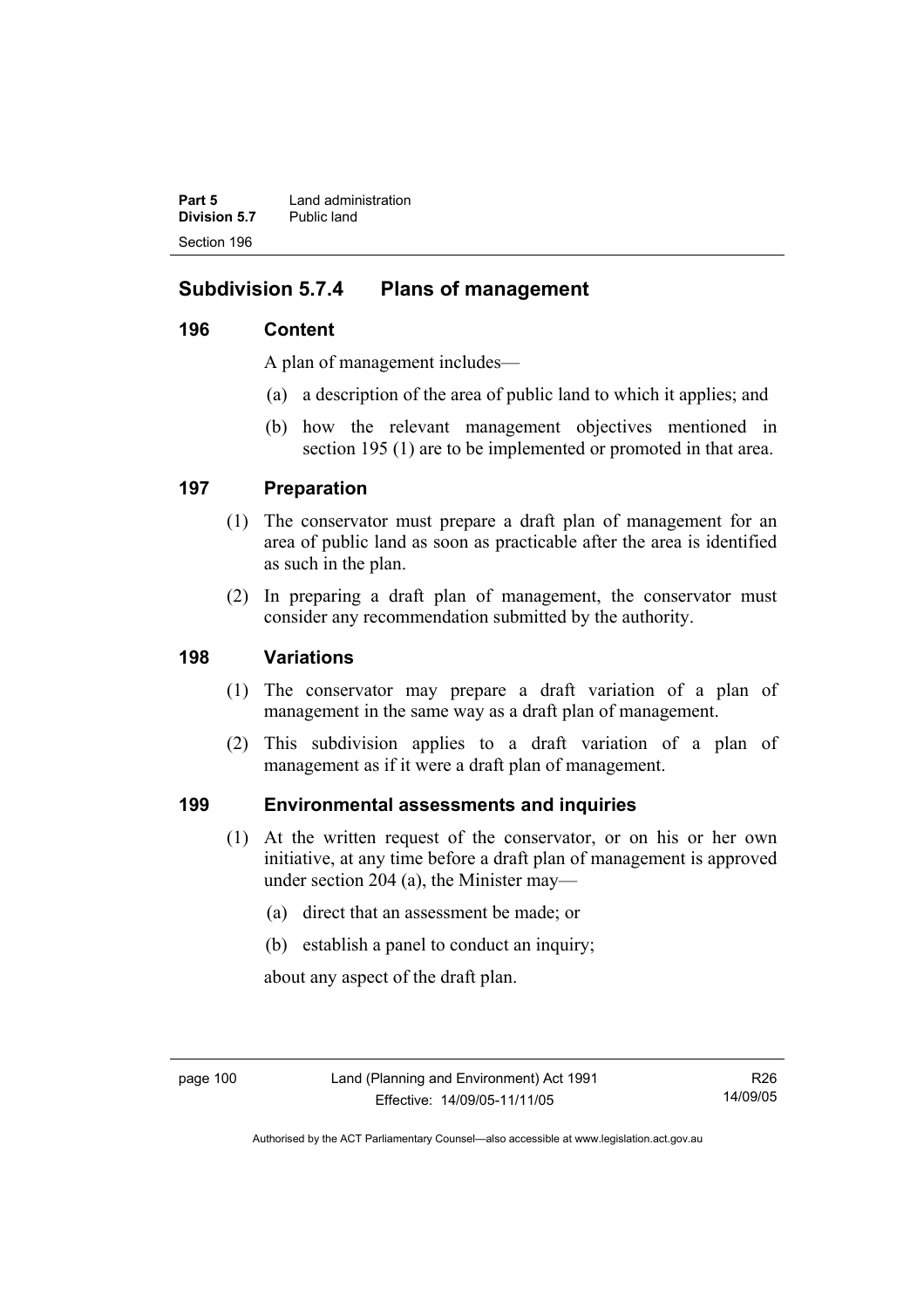## Subdivision 5.7.4 Plans of management

### 196 Content

A plan of management includes—

(a) a description of the area of public land to which it applies; and

(b) how the relevant management objectives mentioned in section 195 (1) are to be implemented or promoted in that area.

### 197 Preparation

(1) The conservator must prepare a draft plan of management for an area of public land as soon as practicable after the area is identified as such in the plan.

(2) In preparing a draft plan of management, the conservator must consider any recommendation submitted by the authority.

### 198 Variations

(1) The conservator may prepare a draft variation of a plan of management in the same way as a draft plan of management.

(2) This subdivision applies to a draft variation of a plan of management as if it were a draft plan of management.

### 199 Environmental assessments and inquiries

(1) At the written request of the conservator, or on his or her own initiative, at any time before a draft plan of management is approved under section 204 (a), the Minister may—

(a) direct that an assessment be made; or

(b) establish a panel to conduct an inquiry;

about any aspect of the draft plan.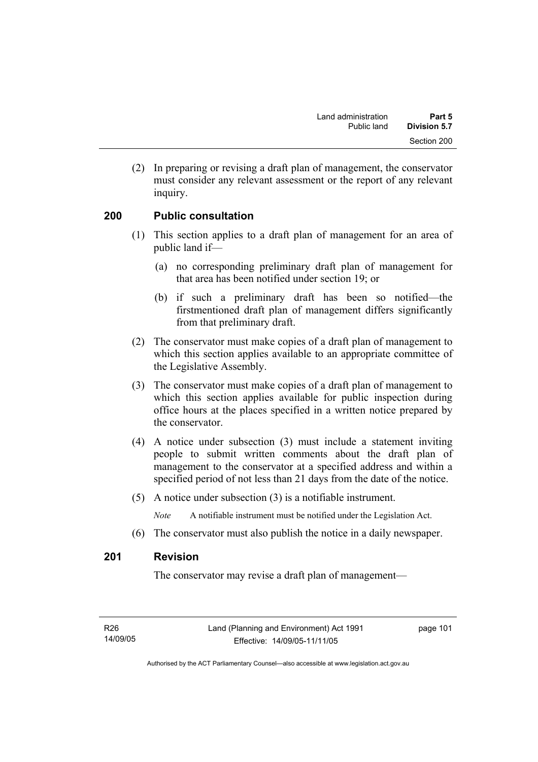(2) In preparing or revising a draft plan of management, the conservator must consider any relevant assessment or the report of any relevant inquiry.

### 200 Public consultation

(1) This section applies to a draft plan of management for an area of public land if—

(a) no corresponding preliminary draft plan of management for that area has been notified under section 19; or

(b) if such a preliminary draft has been so notified—the firstmentioned draft plan of management differs significantly from that preliminary draft.

(2) The conservator must make copies of a draft plan of management to which this section applies available to an appropriate committee of the Legislative Assembly.

(3) The conservator must make copies of a draft plan of management to which this section applies available for public inspection during office hours at the places specified in a written notice prepared by the conservator.

(4) A notice under subsection (3) must include a statement inviting people to submit written comments about the draft plan of management to the conservator at a specified address and within a specified period of not less than 21 days from the date of the notice.

(5) A notice under subsection (3) is a notifiable instrument.

*Note* A notifiable instrument must be notified under the Legislation Act.

(6) The conservator must also publish the notice in a daily newspaper.

### 201 Revision

The conservator may revise a draft plan of management—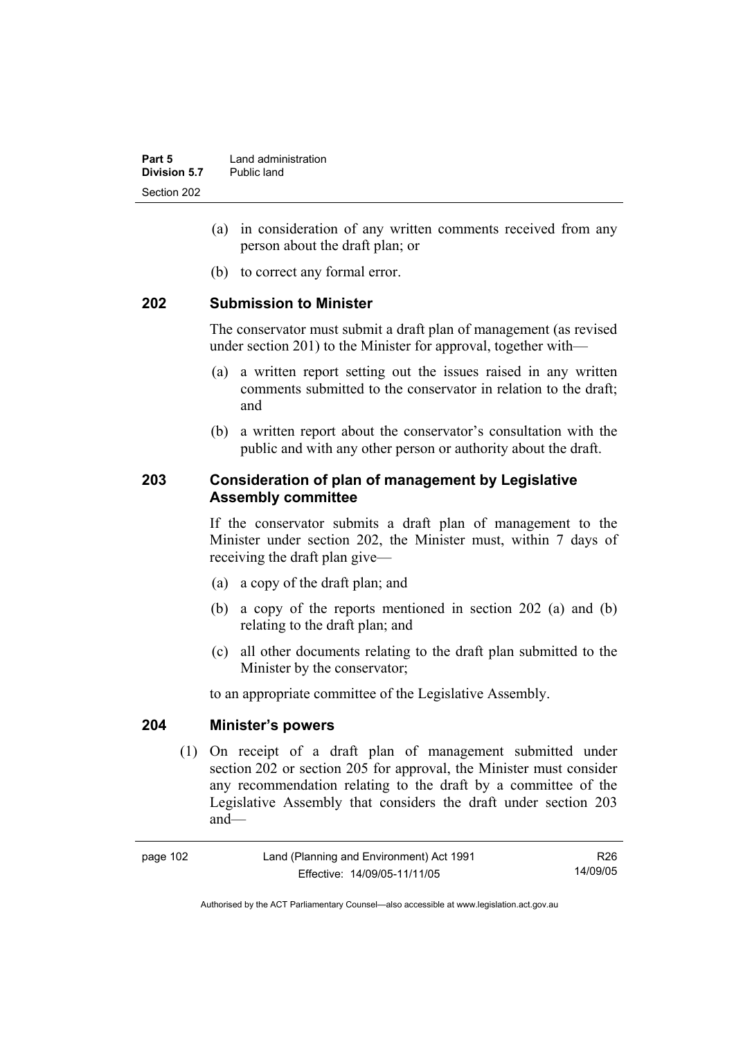(a) in consideration of any written comments received from any person about the draft plan; or

(b) to correct any formal error.

## 202 Submission to Minister

The conservator must submit a draft plan of management (as revised under section 201) to the Minister for approval, together with—

(a) a written report setting out the issues raised in any written comments submitted to the conservator in relation to the draft; and

(b) a written report about the conservator's consultation with the public and with any other person or authority about the draft.

## 203 Consideration of plan of management by Legislative Assembly committee

If the conservator submits a draft plan of management to the Minister under section 202, the Minister must, within 7 days of receiving the draft plan give—

(a) a copy of the draft plan; and

(b) a copy of the reports mentioned in section 202 (a) and (b) relating to the draft plan; and

(c) all other documents relating to the draft plan submitted to the Minister by the conservator;

to an appropriate committee of the Legislative Assembly.

## 204 Minister's powers

(1) On receipt of a draft plan of management submitted under section 202 or section 205 for approval, the Minister must consider any recommendation relating to the draft by a committee of the Legislative Assembly that considers the draft under section 203 and—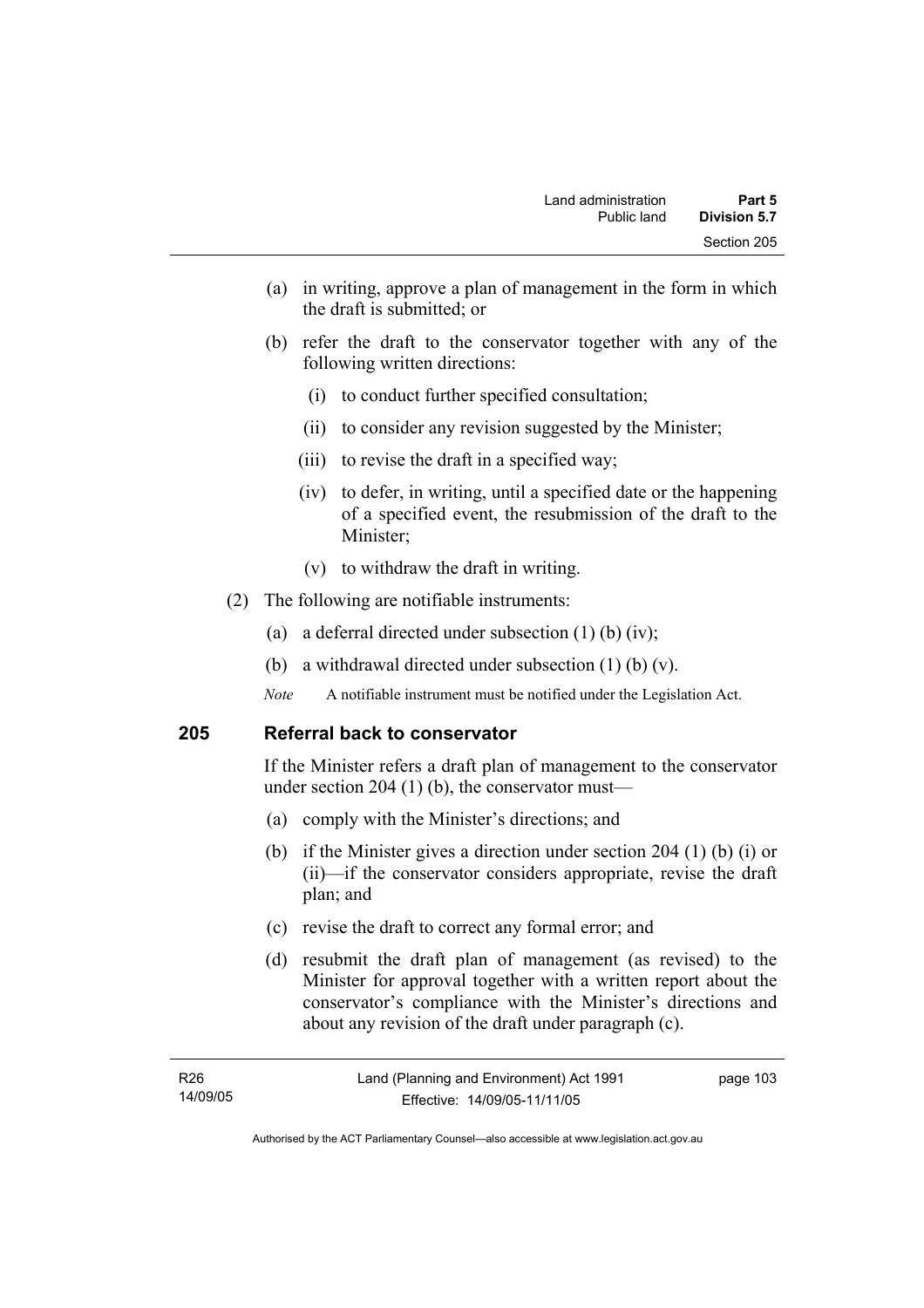(a) in writing, approve a plan of management in the form in which the draft is submitted; or

(b) refer the draft to the conservator together with any of the following written directions:

   (i) to conduct further specified consultation;

   (ii) to consider any revision suggested by the Minister;

   (iii) to revise the draft in a specified way;

   (iv) to defer, in writing, until a specified date or the happening of a specified event, the resubmission of the draft to the Minister;

   (v) to withdraw the draft in writing.

(2) The following are notifiable instruments:

   (a) a deferral directed under subsection (1) (b) (iv);

   (b) a withdrawal directed under subsection (1) (b) (v).

*Note* A notifiable instrument must be notified under the Legislation Act.

## 205 Referral back to conservator

If the Minister refers a draft plan of management to the conservator under section 204 (1) (b), the conservator must—

(a) comply with the Minister's directions; and

(b) if the Minister gives a direction under section 204 (1) (b) (i) or (ii)—if the conservator considers appropriate, revise the draft plan; and

(c) revise the draft to correct any formal error; and

(d) resubmit the draft plan of management (as revised) to the Minister for approval together with a written report about the conservator's compliance with the Minister's directions and about any revision of the draft under paragraph (c).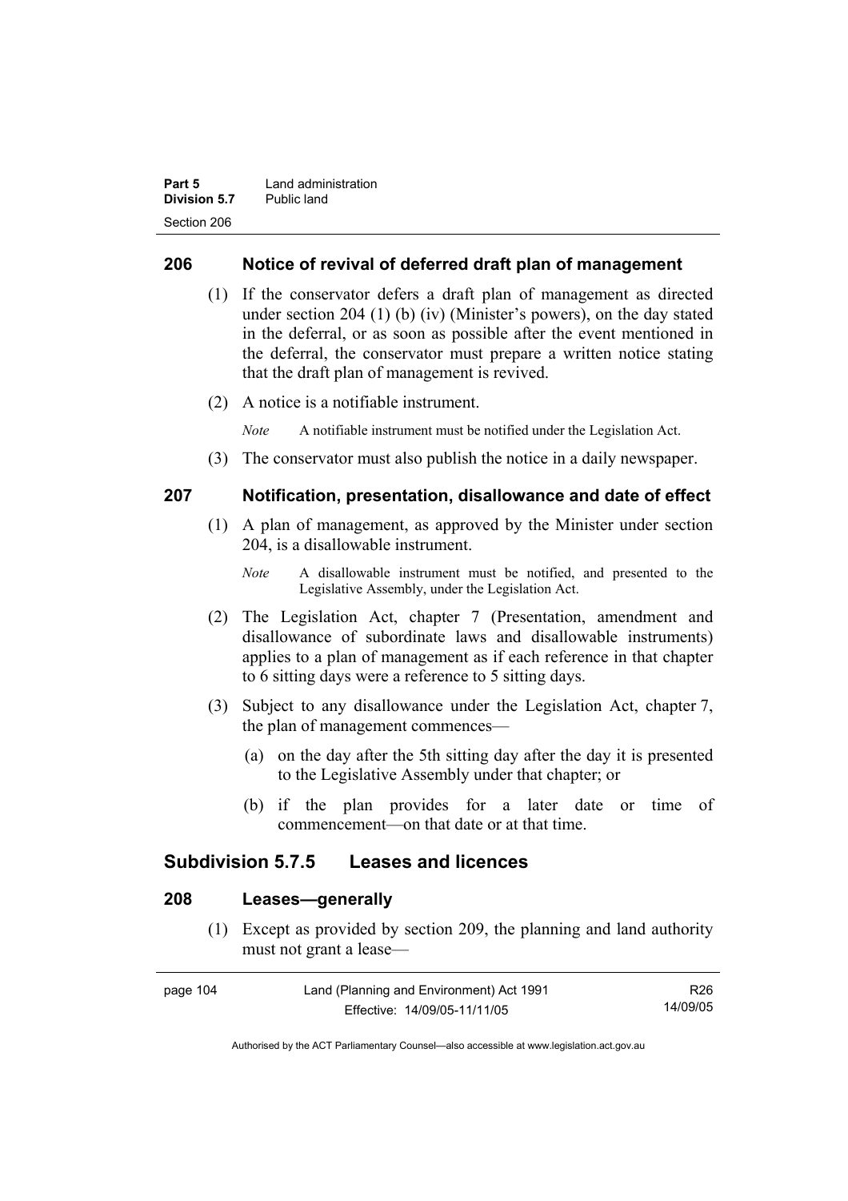## 206 Notice of revival of deferred draft plan of management

(1) If the conservator defers a draft plan of management as directed under section 204 (1) (b) (iv) (Minister's powers), on the day stated in the deferral, or as soon as possible after the event mentioned in the deferral, the conservator must prepare a written notice stating that the draft plan of management is revived.

(2) A notice is a notifiable instrument.

*Note* A notifiable instrument must be notified under the Legislation Act.

(3) The conservator must also publish the notice in a daily newspaper.

## 207 Notification, presentation, disallowance and date of effect

(1) A plan of management, as approved by the Minister under section 204, is a disallowable instrument.

*Note* A disallowable instrument must be notified, and presented to the Legislative Assembly, under the Legislation Act.

(2) The Legislation Act, chapter 7 (Presentation, amendment and disallowance of subordinate laws and disallowable instruments) applies to a plan of management as if each reference in that chapter to 6 sitting days were a reference to 5 sitting days.

(3) Subject to any disallowance under the Legislation Act, chapter 7, the plan of management commences—

(a) on the day after the 5th sitting day after the day it is presented to the Legislative Assembly under that chapter; or

(b) if the plan provides for a later date or time of commencement—on that date or at that time.

# Subdivision 5.7.5 Leases and licences

## 208 Leases—generally

(1) Except as provided by section 209, the planning and land authority must not grant a lease—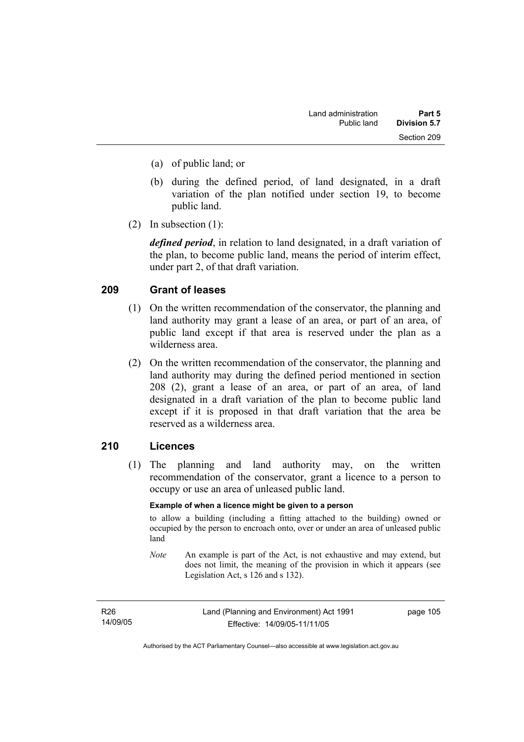(a) of public land; or

(b) during the defined period, of land designated, in a draft variation of the plan notified under section 19, to become public land.

(2) In subsection (1):

***defined period***, in relation to land designated, in a draft variation of the plan, to become public land, means the period of interim effect, under part 2, of that draft variation.

## 209 Grant of leases

(1) On the written recommendation of the conservator, the planning and land authority may grant a lease of an area, or part of an area, of public land except if that area is reserved under the plan as a wilderness area.

(2) On the written recommendation of the conservator, the planning and land authority may during the defined period mentioned in section 208 (2), grant a lease of an area, or part of an area, of land designated in a draft variation of the plan to become public land except if it is proposed in that draft variation that the area be reserved as a wilderness area.

## 210 Licences

(1) The planning and land authority may, on the written recommendation of the conservator, grant a licence to a person to occupy or use an area of unleased public land.

**Example of when a licence might be given to a person**

to allow a building (including a fitting attached to the building) owned or occupied by the person to encroach onto, over or under an area of unleased public land

*Note* An example is part of the Act, is not exhaustive and may extend, but does not limit, the meaning of the provision in which it appears (see Legislation Act, s 126 and s 132).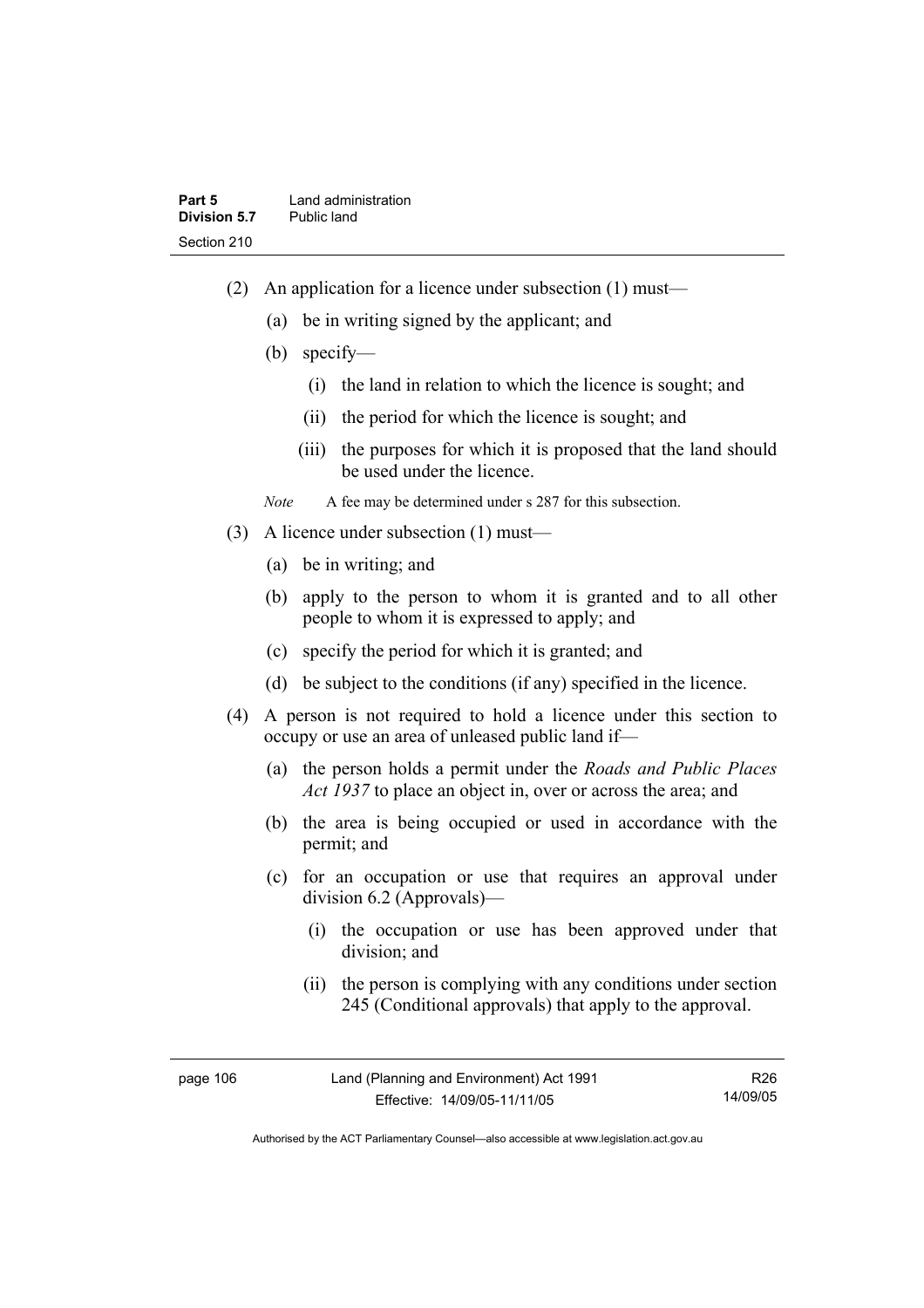(2) An application for a licence under subsection (1) must—

(a) be in writing signed by the applicant; and

(b) specify—

(i) the land in relation to which the licence is sought; and

(ii) the period for which the licence is sought; and

(iii) the purposes for which it is proposed that the land should be used under the licence.

*Note* A fee may be determined under s 287 for this subsection.

(3) A licence under subsection (1) must—

(a) be in writing; and

(b) apply to the person to whom it is granted and to all other people to whom it is expressed to apply; and

(c) specify the period for which it is granted; and

(d) be subject to the conditions (if any) specified in the licence.

(4) A person is not required to hold a licence under this section to occupy or use an area of unleased public land if—

(a) the person holds a permit under the *Roads and Public Places Act 1937* to place an object in, over or across the area; and

(b) the area is being occupied or used in accordance with the permit; and

(c) for an occupation or use that requires an approval under division 6.2 (Approvals)—

(i) the occupation or use has been approved under that division; and

(ii) the person is complying with any conditions under section 245 (Conditional approvals) that apply to the approval.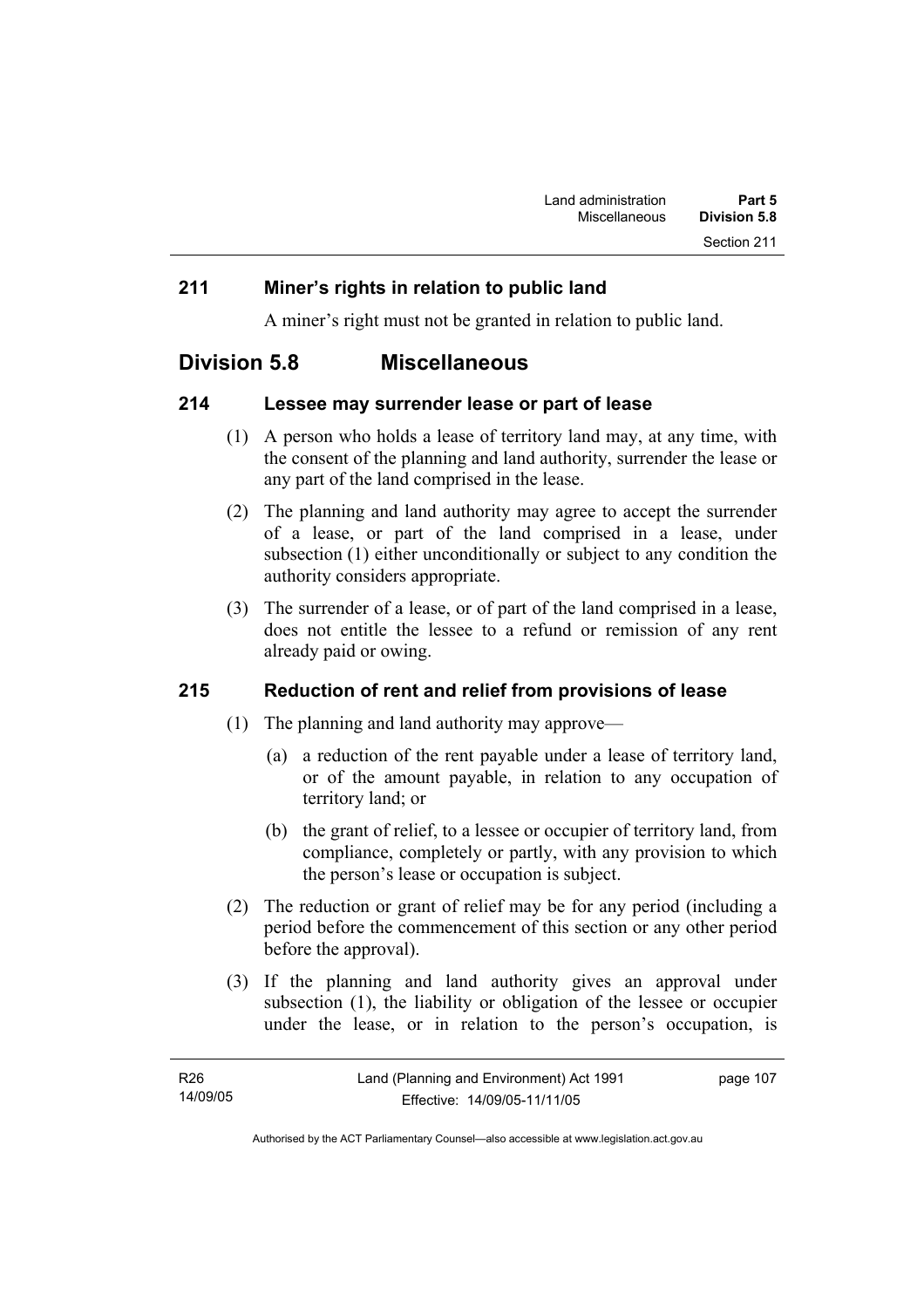### 211 Miner's rights in relation to public land

A miner's right must not be granted in relation to public land.

## Division 5.8 Miscellaneous

### 214 Lessee may surrender lease or part of lease

(1) A person who holds a lease of territory land may, at any time, with the consent of the planning and land authority, surrender the lease or any part of the land comprised in the lease.

(2) The planning and land authority may agree to accept the surrender of a lease, or part of the land comprised in a lease, under subsection (1) either unconditionally or subject to any condition the authority considers appropriate.

(3) The surrender of a lease, or of part of the land comprised in a lease, does not entitle the lessee to a refund or remission of any rent already paid or owing.

### 215 Reduction of rent and relief from provisions of lease

(1) The planning and land authority may approve—

(a) a reduction of the rent payable under a lease of territory land, or of the amount payable, in relation to any occupation of territory land; or

(b) the grant of relief, to a lessee or occupier of territory land, from compliance, completely or partly, with any provision to which the person's lease or occupation is subject.

(2) The reduction or grant of relief may be for any period (including a period before the commencement of this section or any other period before the approval).

(3) If the planning and land authority gives an approval under subsection (1), the liability or obligation of the lessee or occupier under the lease, or in relation to the person's occupation, is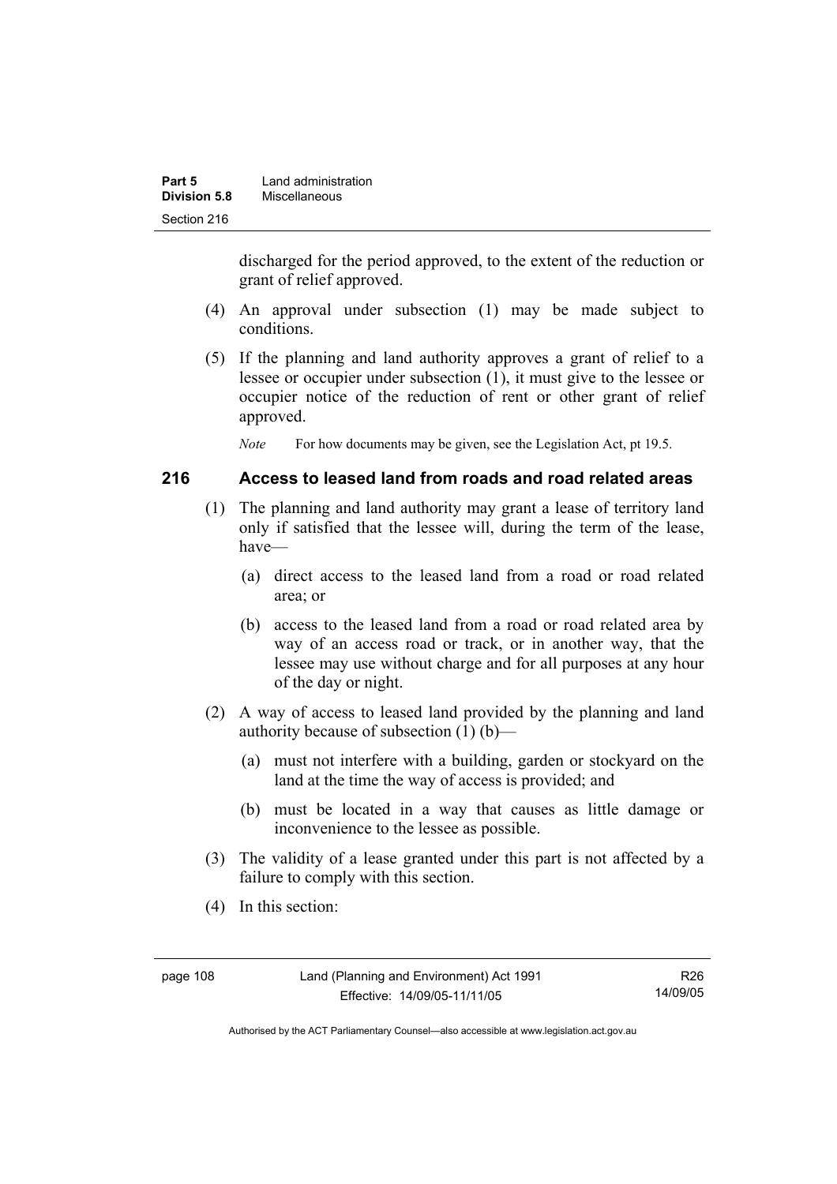discharged for the period approved, to the extent of the reduction or grant of relief approved.

(4) An approval under subsection (1) may be made subject to conditions.

(5) If the planning and land authority approves a grant of relief to a lessee or occupier under subsection (1), it must give to the lessee or occupier notice of the reduction of rent or other grant of relief approved.

*Note* For how documents may be given, see the Legislation Act, pt 19.5.

## 216 Access to leased land from roads and road related areas

(1) The planning and land authority may grant a lease of territory land only if satisfied that the lessee will, during the term of the lease, have—

(a) direct access to the leased land from a road or road related area; or

(b) access to the leased land from a road or road related area by way of an access road or track, or in another way, that the lessee may use without charge and for all purposes at any hour of the day or night.

(2) A way of access to leased land provided by the planning and land authority because of subsection (1) (b)—

(a) must not interfere with a building, garden or stockyard on the land at the time the way of access is provided; and

(b) must be located in a way that causes as little damage or inconvenience to the lessee as possible.

(3) The validity of a lease granted under this part is not affected by a failure to comply with this section.

(4) In this section: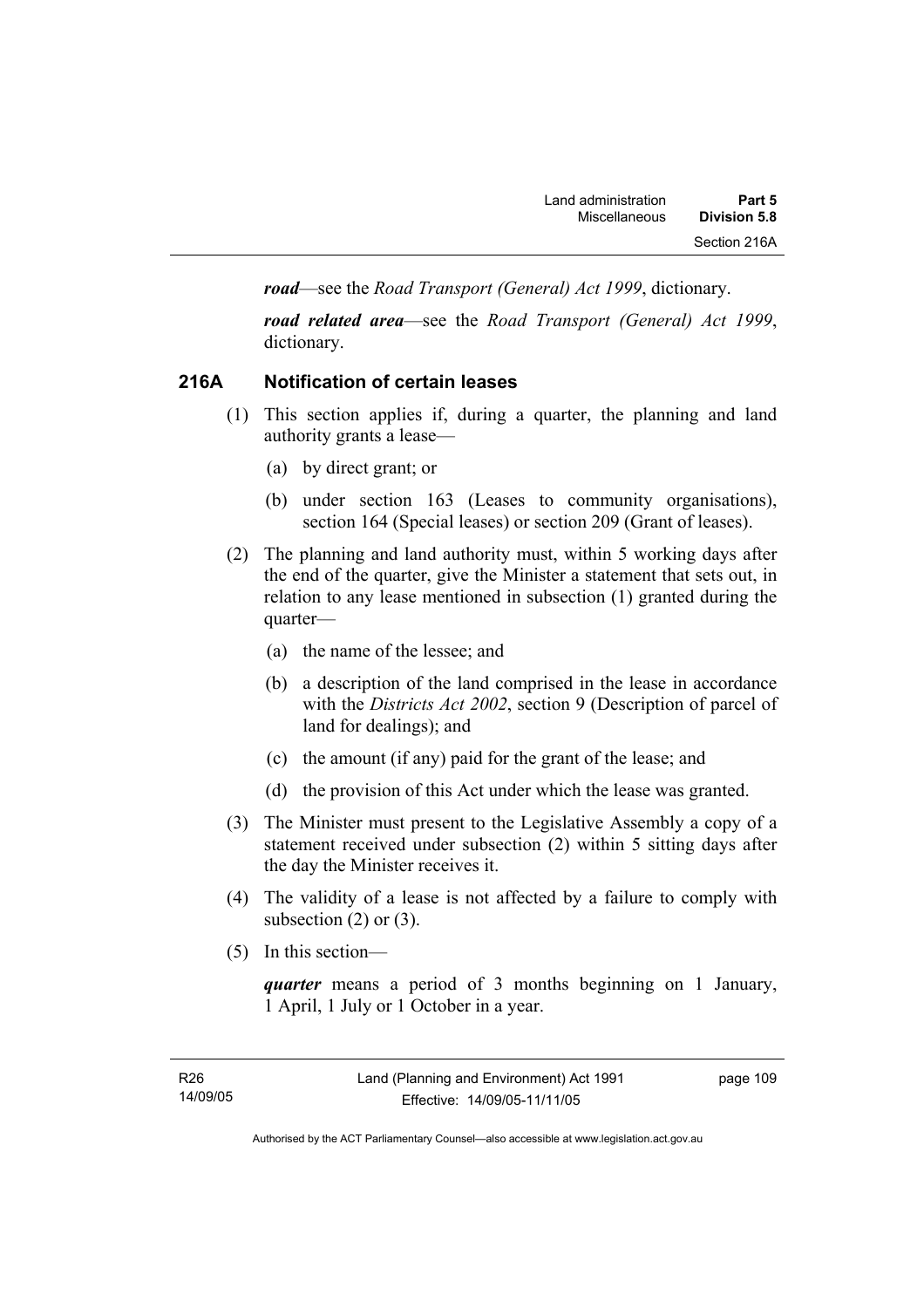***road***—see the *Road Transport (General) Act 1999*, dictionary.

***road related area***—see the *Road Transport (General) Act 1999*, dictionary.

### 216A Notification of certain leases

(1) This section applies if, during a quarter, the planning and land authority grants a lease—

(a) by direct grant; or

(b) under section 163 (Leases to community organisations), section 164 (Special leases) or section 209 (Grant of leases).

(2) The planning and land authority must, within 5 working days after the end of the quarter, give the Minister a statement that sets out, in relation to any lease mentioned in subsection (1) granted during the quarter—

(a) the name of the lessee; and

(b) a description of the land comprised in the lease in accordance with the *Districts Act 2002*, section 9 (Description of parcel of land for dealings); and

(c) the amount (if any) paid for the grant of the lease; and

(d) the provision of this Act under which the lease was granted.

(3) The Minister must present to the Legislative Assembly a copy of a statement received under subsection (2) within 5 sitting days after the day the Minister receives it.

(4) The validity of a lease is not affected by a failure to comply with subsection (2) or (3).

(5) In this section—

***quarter*** means a period of 3 months beginning on 1 January, 1 April, 1 July or 1 October in a year.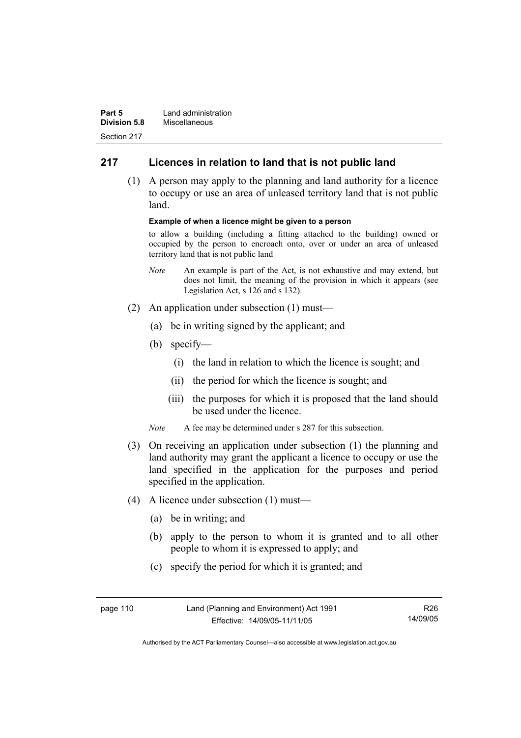## 217 Licences in relation to land that is not public land

(1) A person may apply to the planning and land authority for a licence to occupy or use an area of unleased territory land that is not public land.

**Example of when a licence might be given to a person**

to allow a building (including a fitting attached to the building) owned or occupied by the person to encroach onto, over or under an area of unleased territory land that is not public land

*Note* An example is part of the Act, is not exhaustive and may extend, but does not limit, the meaning of the provision in which it appears (see Legislation Act, s 126 and s 132).

(2) An application under subsection (1) must—

(a) be in writing signed by the applicant; and

(b) specify—

(i) the land in relation to which the licence is sought; and

(ii) the period for which the licence is sought; and

(iii) the purposes for which it is proposed that the land should be used under the licence.

*Note* A fee may be determined under s 287 for this subsection.

(3) On receiving an application under subsection (1) the planning and land authority may grant the applicant a licence to occupy or use the land specified in the application for the purposes and period specified in the application.

(4) A licence under subsection (1) must—

(a) be in writing; and

(b) apply to the person to whom it is granted and to all other people to whom it is expressed to apply; and

(c) specify the period for which it is granted; and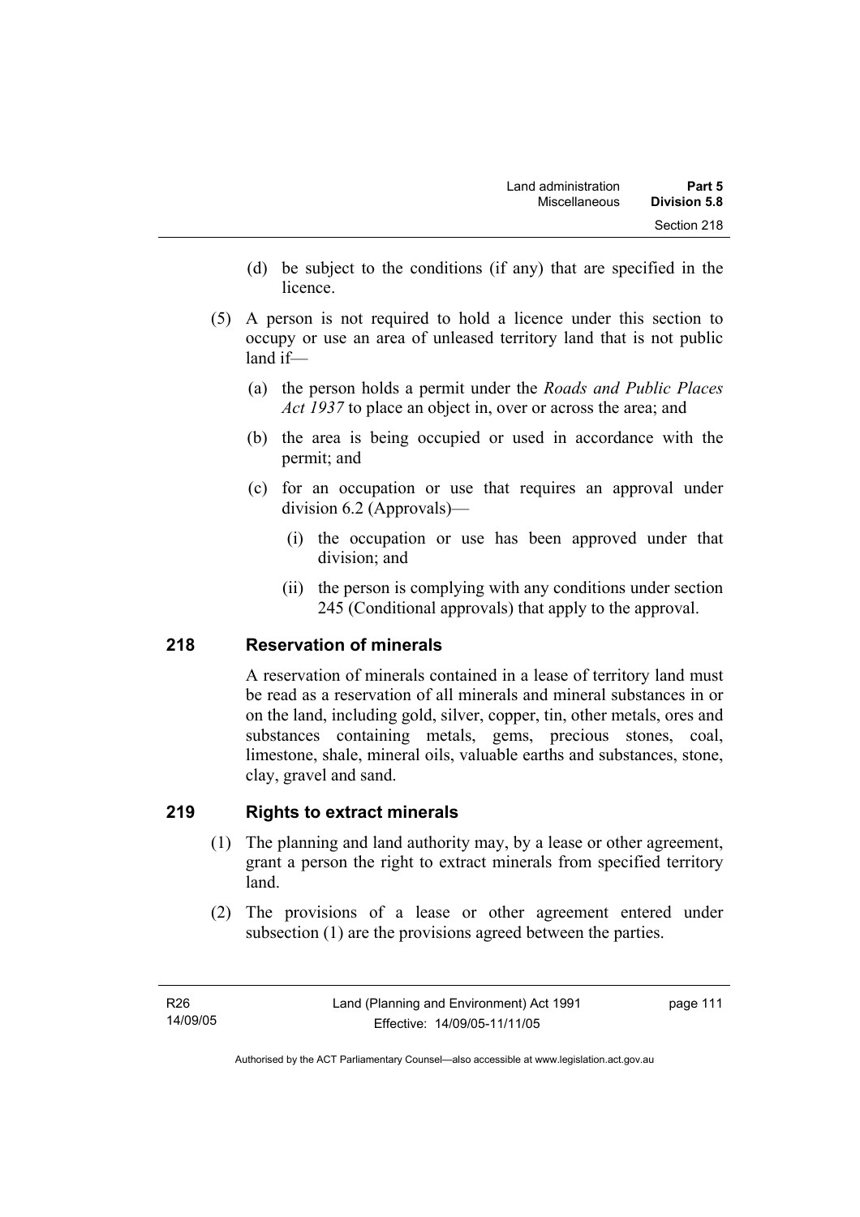(d) be subject to the conditions (if any) that are specified in the licence.

(5) A person is not required to hold a licence under this section to occupy or use an area of unleased territory land that is not public land if—

(a) the person holds a permit under the *Roads and Public Places Act 1937* to place an object in, over or across the area; and

(b) the area is being occupied or used in accordance with the permit; and

(c) for an occupation or use that requires an approval under division 6.2 (Approvals)—

(i) the occupation or use has been approved under that division; and

(ii) the person is complying with any conditions under section 245 (Conditional approvals) that apply to the approval.

## 218 Reservation of minerals

A reservation of minerals contained in a lease of territory land must be read as a reservation of all minerals and mineral substances in or on the land, including gold, silver, copper, tin, other metals, ores and substances containing metals, gems, precious stones, coal, limestone, shale, mineral oils, valuable earths and substances, stone, clay, gravel and sand.

## 219 Rights to extract minerals

(1) The planning and land authority may, by a lease or other agreement, grant a person the right to extract minerals from specified territory land.

(2) The provisions of a lease or other agreement entered under subsection (1) are the provisions agreed between the parties.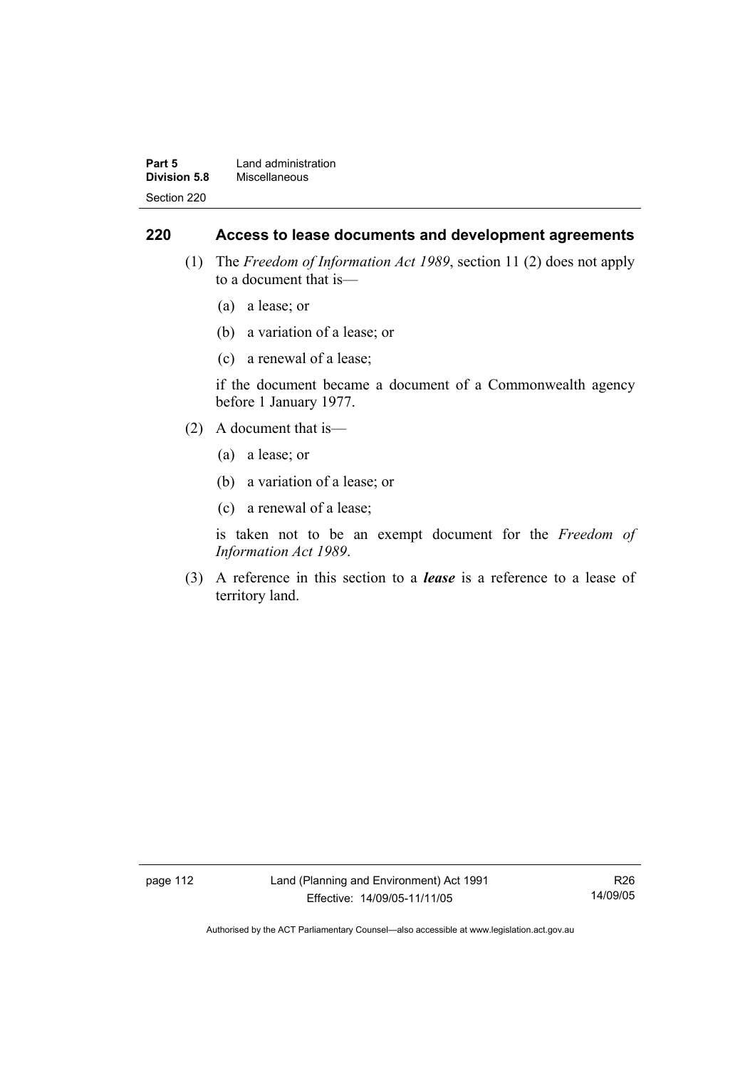## 220 Access to lease documents and development agreements

(1) The *Freedom of Information Act 1989*, section 11 (2) does not apply to a document that is—

(a) a lease; or

(b) a variation of a lease; or

(c) a renewal of a lease;

if the document became a document of a Commonwealth agency before 1 January 1977.

(2) A document that is—

(a) a lease; or

(b) a variation of a lease; or

(c) a renewal of a lease;

is taken not to be an exempt document for the *Freedom of Information Act 1989*.

(3) A reference in this section to a ***lease*** is a reference to a lease of territory land.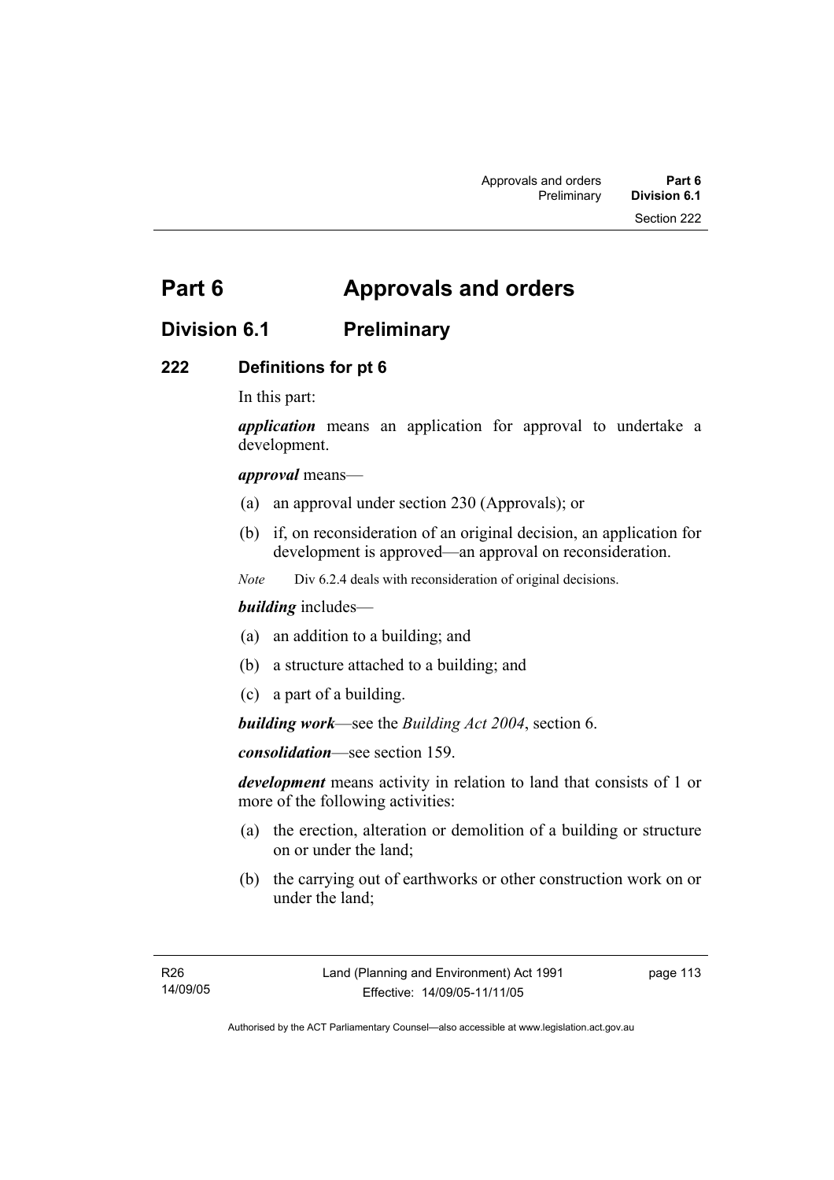# Part 6 Approvals and orders

## Division 6.1 Preliminary

### 222 Definitions for pt 6

In this part:

***application*** means an application for approval to undertake a development.

***approval*** means—

(a) an approval under section 230 (Approvals); or

(b) if, on reconsideration of an original decision, an application for development is approved—an approval on reconsideration.

*Note* Div 6.2.4 deals with reconsideration of original decisions.

***building*** includes—

(a) an addition to a building; and

(b) a structure attached to a building; and

(c) a part of a building.

***building work***—see the *Building Act 2004*, section 6.

***consolidation***—see section 159.

***development*** means activity in relation to land that consists of 1 or more of the following activities:

(a) the erection, alteration or demolition of a building or structure on or under the land;

(b) the carrying out of earthworks or other construction work on or under the land;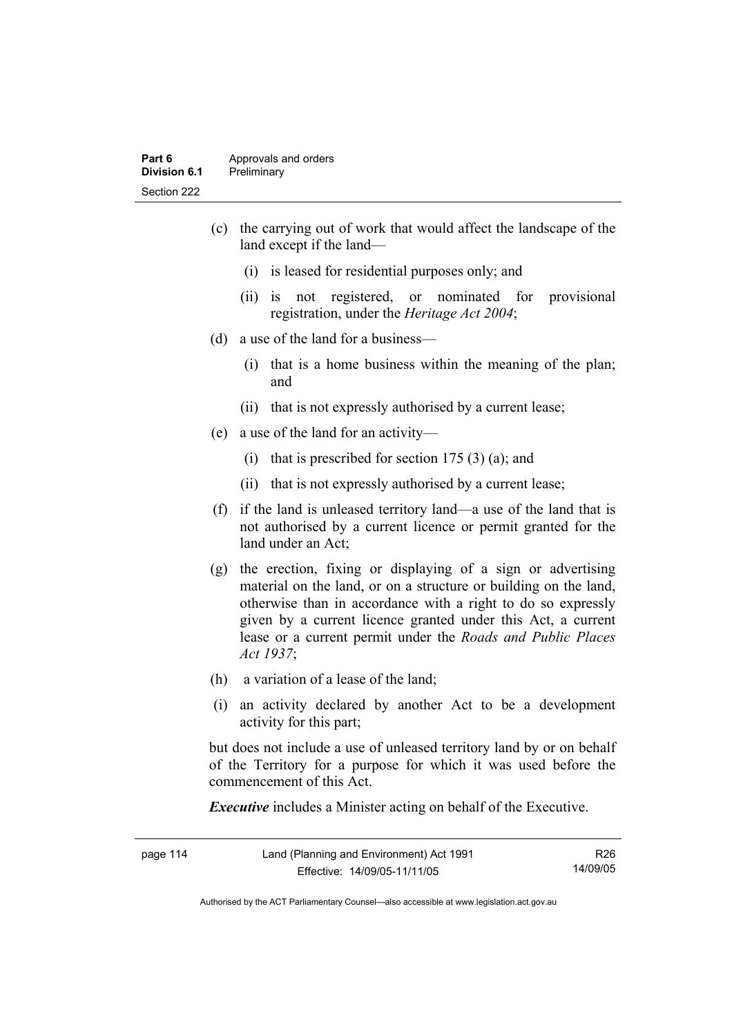(c) the carrying out of work that would affect the landscape of the land except if the land—

(i) is leased for residential purposes only; and

(ii) is not registered, or nominated for provisional registration, under the *Heritage Act 2004*;

(d) a use of the land for a business—

(i) that is a home business within the meaning of the plan; and

(ii) that is not expressly authorised by a current lease;

(e) a use of the land for an activity—

(i) that is prescribed for section 175 (3) (a); and

(ii) that is not expressly authorised by a current lease;

(f) if the land is unleased territory land—a use of the land that is not authorised by a current licence or permit granted for the land under an Act;

(g) the erection, fixing or displaying of a sign or advertising material on the land, or on a structure or building on the land, otherwise than in accordance with a right to do so expressly given by a current licence granted under this Act, a current lease or a current permit under the *Roads and Public Places Act 1937*;

(h) a variation of a lease of the land;

(i) an activity declared by another Act to be a development activity for this part;

but does not include a use of unleased territory land by or on behalf of the Territory for a purpose for which it was used before the commencement of this Act.

***Executive*** includes a Minister acting on behalf of the Executive.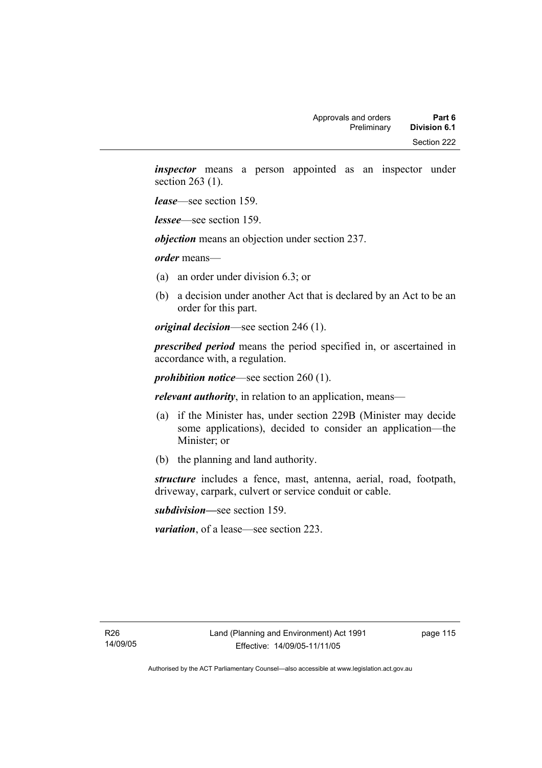***inspector*** means a person appointed as an inspector under section 263 (1).

***lease***—see section 159.

***lessee***—see section 159.

***objection*** means an objection under section 237.

***order*** means—

(a) an order under division 6.3; or

(b) a decision under another Act that is declared by an Act to be an order for this part.

***original decision***—see section 246 (1).

***prescribed period*** means the period specified in, or ascertained in accordance with, a regulation.

***prohibition notice***—see section 260 (1).

***relevant authority***, in relation to an application, means—

(a) if the Minister has, under section 229B (Minister may decide some applications), decided to consider an application—the Minister; or

(b) the planning and land authority.

***structure*** includes a fence, mast, antenna, aerial, road, footpath, driveway, carpark, culvert or service conduit or cable.

***subdivision***—see section 159.

***variation***, of a lease—see section 223.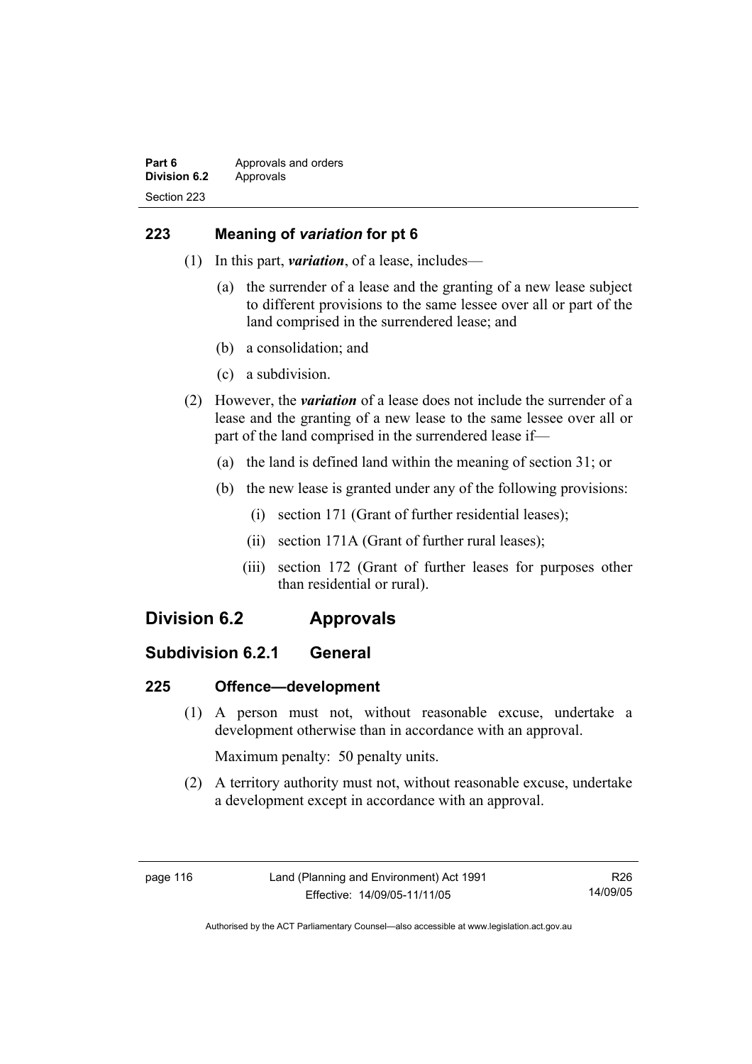## 223 Meaning of *variation* for pt 6

(1) In this part, ***variation***, of a lease, includes—

(a) the surrender of a lease and the granting of a new lease subject to different provisions to the same lessee over all or part of the land comprised in the surrendered lease; and

(b) a consolidation; and

(c) a subdivision.

(2) However, the ***variation*** of a lease does not include the surrender of a lease and the granting of a new lease to the same lessee over all or part of the land comprised in the surrendered lease if—

(a) the land is defined land within the meaning of section 31; or

(b) the new lease is granted under any of the following provisions:

(i) section 171 (Grant of further residential leases);

(ii) section 171A (Grant of further rural leases);

(iii) section 172 (Grant of further leases for purposes other than residential or rural).

# Division 6.2 Approvals

## Subdivision 6.2.1 General

## 225 Offence—development

(1) A person must not, without reasonable excuse, undertake a development otherwise than in accordance with an approval.

Maximum penalty: 50 penalty units.

(2) A territory authority must not, without reasonable excuse, undertake a development except in accordance with an approval.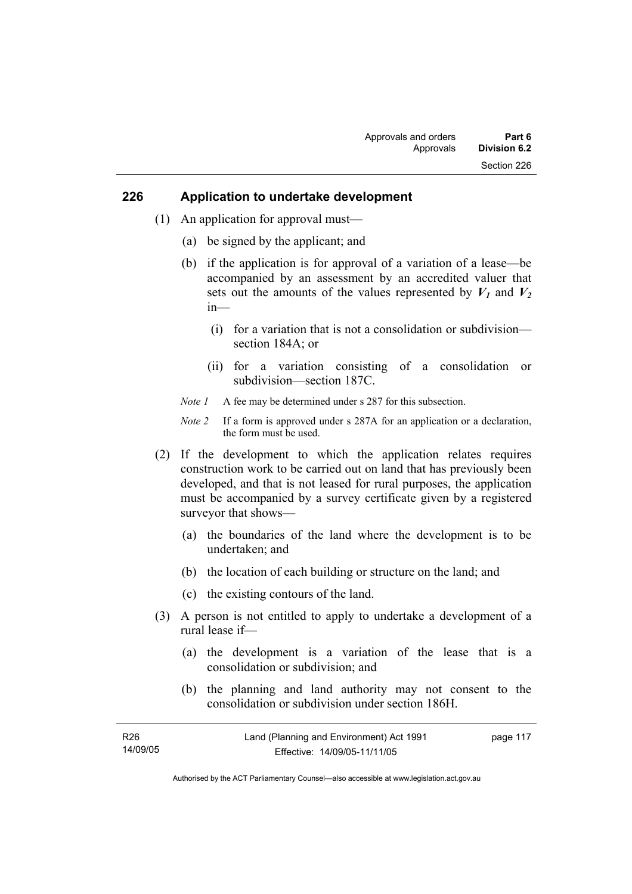## 226 Application to undertake development

(1) An application for approval must—

(a) be signed by the applicant; and

(b) if the application is for approval of a variation of a lease—be accompanied by an assessment by an accredited valuer that sets out the amounts of the values represented by $V_1$ and $V_2$ in—

(i) for a variation that is not a consolidation or subdivision—section 184A; or

(ii) for a variation consisting of a consolidation or subdivision—section 187C.

*Note 1* A fee may be determined under s 287 for this subsection.

*Note 2* If a form is approved under s 287A for an application or a declaration, the form must be used.

(2) If the development to which the application relates requires construction work to be carried out on land that has previously been developed, and that is not leased for rural purposes, the application must be accompanied by a survey certificate given by a registered surveyor that shows—

(a) the boundaries of the land where the development is to be undertaken; and

(b) the location of each building or structure on the land; and

(c) the existing contours of the land.

(3) A person is not entitled to apply to undertake a development of a rural lease if—

(a) the development is a variation of the lease that is a consolidation or subdivision; and

(b) the planning and land authority may not consent to the consolidation or subdivision under section 186H.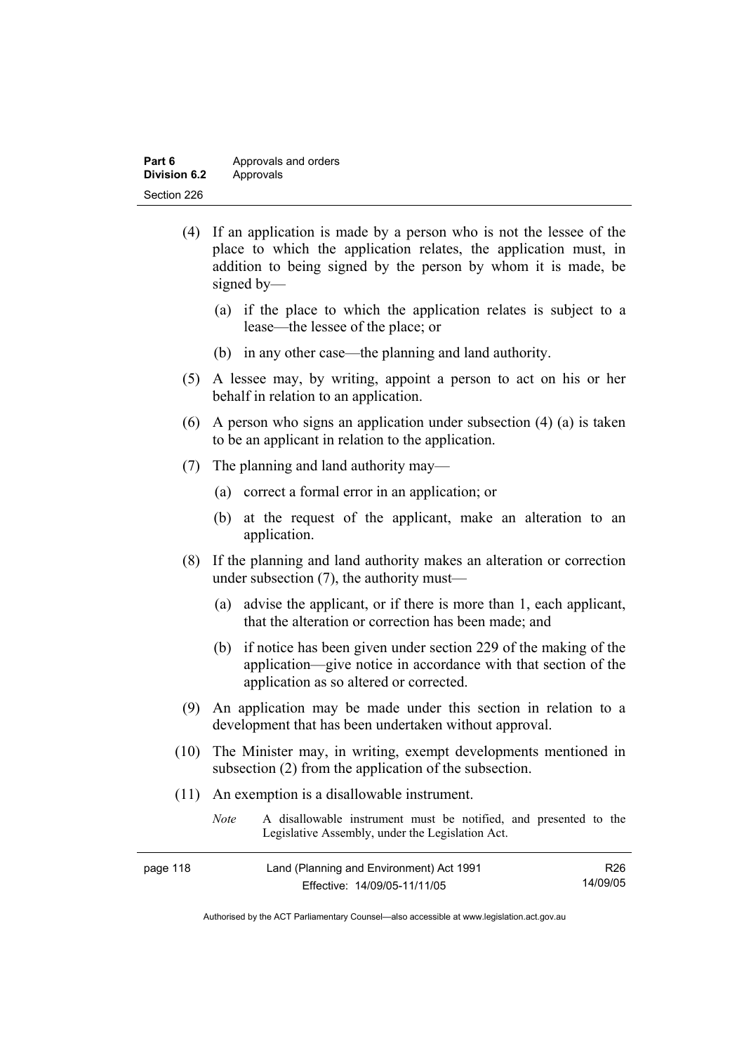(4) If an application is made by a person who is not the lessee of the place to which the application relates, the application must, in addition to being signed by the person by whom it is made, be signed by—

  (a) if the place to which the application relates is subject to a lease—the lessee of the place; or

  (b) in any other case—the planning and land authority.

(5) A lessee may, by writing, appoint a person to act on his or her behalf in relation to an application.

(6) A person who signs an application under subsection (4) (a) is taken to be an applicant in relation to the application.

(7) The planning and land authority may—

  (a) correct a formal error in an application; or

  (b) at the request of the applicant, make an alteration to an application.

(8) If the planning and land authority makes an alteration or correction under subsection (7), the authority must—

  (a) advise the applicant, or if there is more than 1, each applicant, that the alteration or correction has been made; and

  (b) if notice has been given under section 229 of the making of the application—give notice in accordance with that section of the application as so altered or corrected.

(9) An application may be made under this section in relation to a development that has been undertaken without approval.

(10) The Minister may, in writing, exempt developments mentioned in subsection (2) from the application of the subsection.

(11) An exemption is a disallowable instrument.

*Note* A disallowable instrument must be notified, and presented to the Legislative Assembly, under the Legislation Act.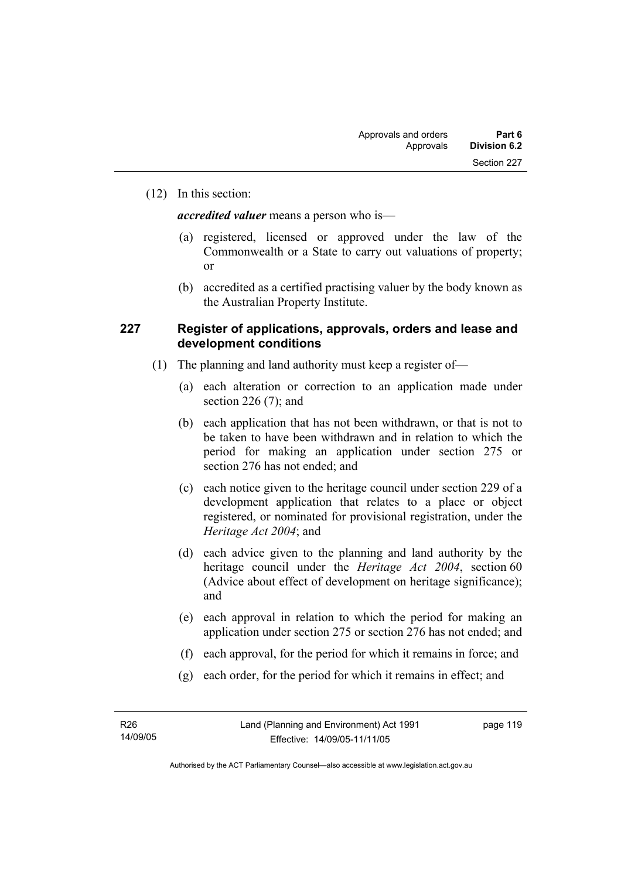(12) In this section:

***accredited valuer*** means a person who is—

(a) registered, licensed or approved under the law of the Commonwealth or a State to carry out valuations of property; or

(b) accredited as a certified practising valuer by the body known as the Australian Property Institute.

### 227 Register of applications, approvals, orders and lease and development conditions

(1) The planning and land authority must keep a register of—

(a) each alteration or correction to an application made under section 226 (7); and

(b) each application that has not been withdrawn, or that is not to be taken to have been withdrawn and in relation to which the period for making an application under section 275 or section 276 has not ended; and

(c) each notice given to the heritage council under section 229 of a development application that relates to a place or object registered, or nominated for provisional registration, under the *Heritage Act 2004*; and

(d) each advice given to the planning and land authority by the heritage council under the *Heritage Act 2004*, section 60 (Advice about effect of development on heritage significance); and

(e) each approval in relation to which the period for making an application under section 275 or section 276 has not ended; and

(f) each approval, for the period for which it remains in force; and

(g) each order, for the period for which it remains in effect; and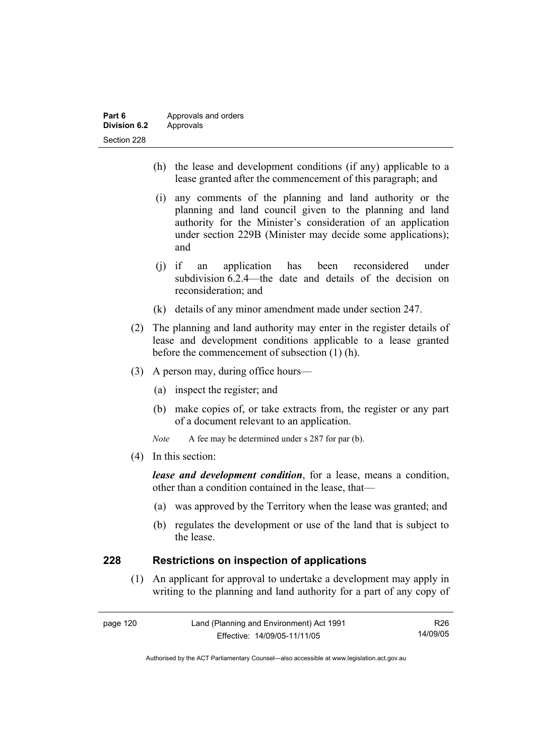(h) the lease and development conditions (if any) applicable to a lease granted after the commencement of this paragraph; and

(i) any comments of the planning and land authority or the planning and land council given to the planning and land authority for the Minister's consideration of an application under section 229B (Minister may decide some applications); and

(j) if an application has been reconsidered under subdivision 6.2.4—the date and details of the decision on reconsideration; and

(k) details of any minor amendment made under section 247.

(2) The planning and land authority may enter in the register details of lease and development conditions applicable to a lease granted before the commencement of subsection (1) (h).

(3) A person may, during office hours—

(a) inspect the register; and

(b) make copies of, or take extracts from, the register or any part of a document relevant to an application.

*Note* A fee may be determined under s 287 for par (b).

(4) In this section:

***lease and development condition***, for a lease, means a condition, other than a condition contained in the lease, that—

(a) was approved by the Territory when the lease was granted; and

(b) regulates the development or use of the land that is subject to the lease.

## 228 Restrictions on inspection of applications

(1) An applicant for approval to undertake a development may apply in writing to the planning and land authority for a part of any copy of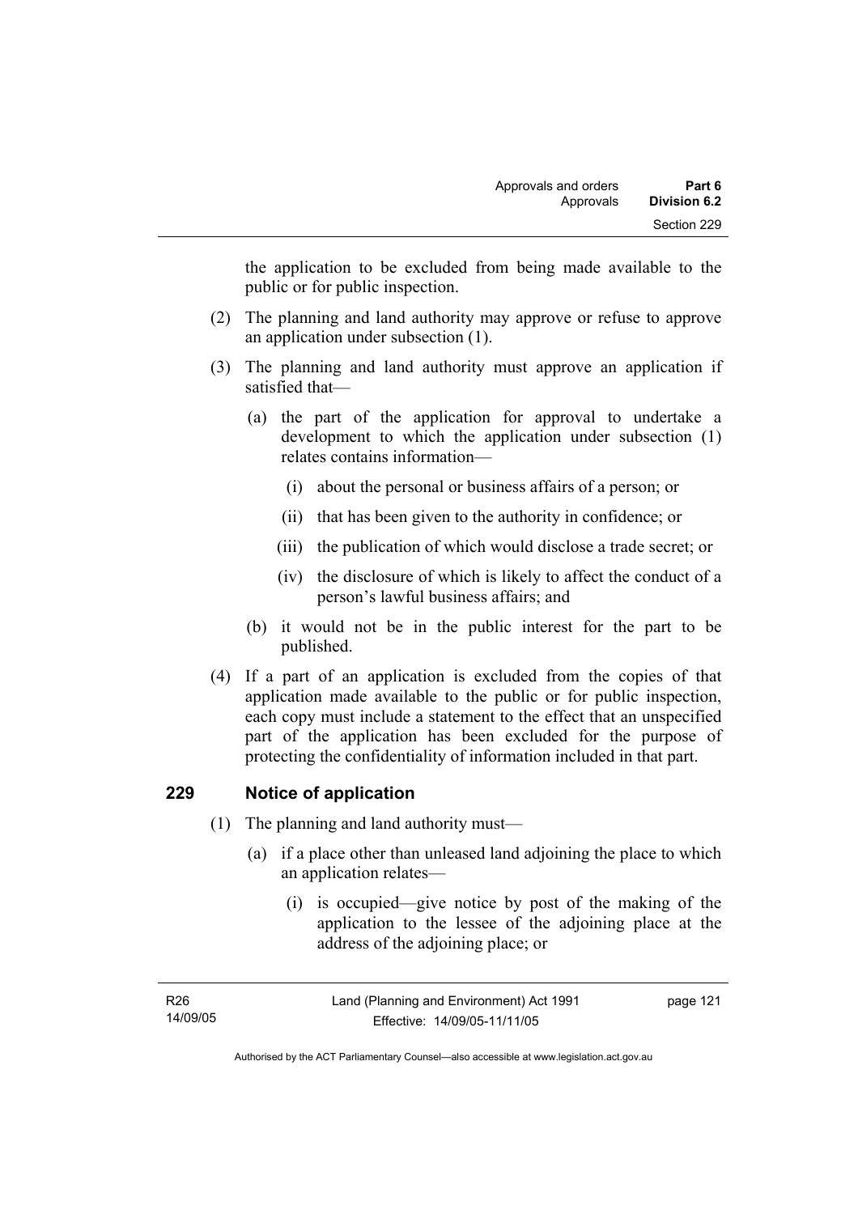the application to be excluded from being made available to the public or for public inspection.

(2) The planning and land authority may approve or refuse to approve an application under subsection (1).

(3) The planning and land authority must approve an application if satisfied that—

(a) the part of the application for approval to undertake a development to which the application under subsection (1) relates contains information—

(i) about the personal or business affairs of a person; or

(ii) that has been given to the authority in confidence; or

(iii) the publication of which would disclose a trade secret; or

(iv) the disclosure of which is likely to affect the conduct of a person's lawful business affairs; and

(b) it would not be in the public interest for the part to be published.

(4) If a part of an application is excluded from the copies of that application made available to the public or for public inspection, each copy must include a statement to the effect that an unspecified part of the application has been excluded for the purpose of protecting the confidentiality of information included in that part.

## 229 Notice of application

(1) The planning and land authority must—

(a) if a place other than unleased land adjoining the place to which an application relates—

(i) is occupied—give notice by post of the making of the application to the lessee of the adjoining place at the address of the adjoining place; or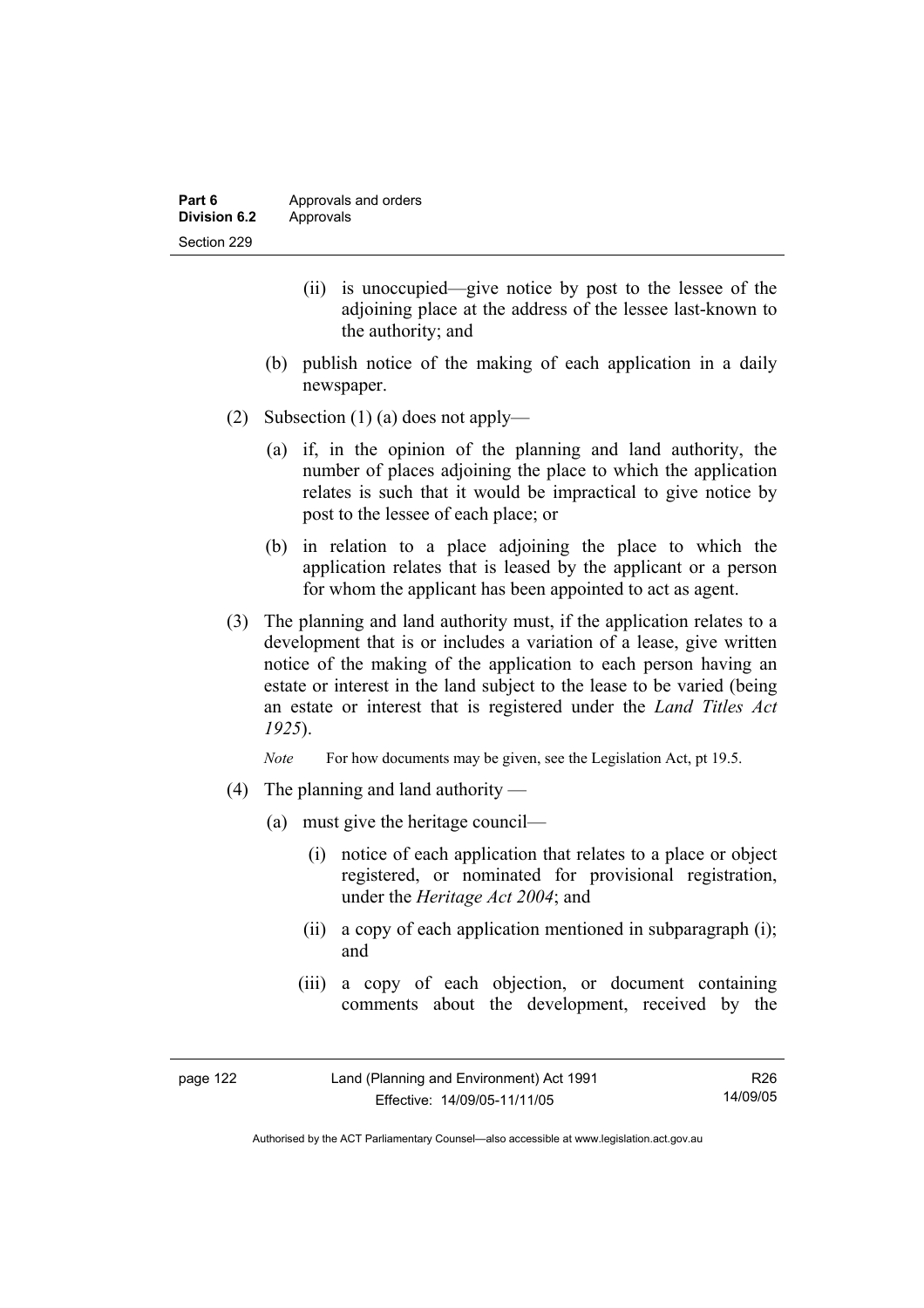(ii) is unoccupied—give notice by post to the lessee of the adjoining place at the address of the lessee last-known to the authority; and

(b) publish notice of the making of each application in a daily newspaper.

(2) Subsection (1) (a) does not apply—

(a) if, in the opinion of the planning and land authority, the number of places adjoining the place to which the application relates is such that it would be impractical to give notice by post to the lessee of each place; or

(b) in relation to a place adjoining the place to which the application relates that is leased by the applicant or a person for whom the applicant has been appointed to act as agent.

(3) The planning and land authority must, if the application relates to a development that is or includes a variation of a lease, give written notice of the making of the application to each person having an estate or interest in the land subject to the lease to be varied (being an estate or interest that is registered under the *Land Titles Act 1925*).

*Note* For how documents may be given, see the Legislation Act, pt 19.5.

(4) The planning and land authority —

(a) must give the heritage council—

(i) notice of each application that relates to a place or object registered, or nominated for provisional registration, under the *Heritage Act 2004*; and

(ii) a copy of each application mentioned in subparagraph (i); and

(iii) a copy of each objection, or document containing comments about the development, received by the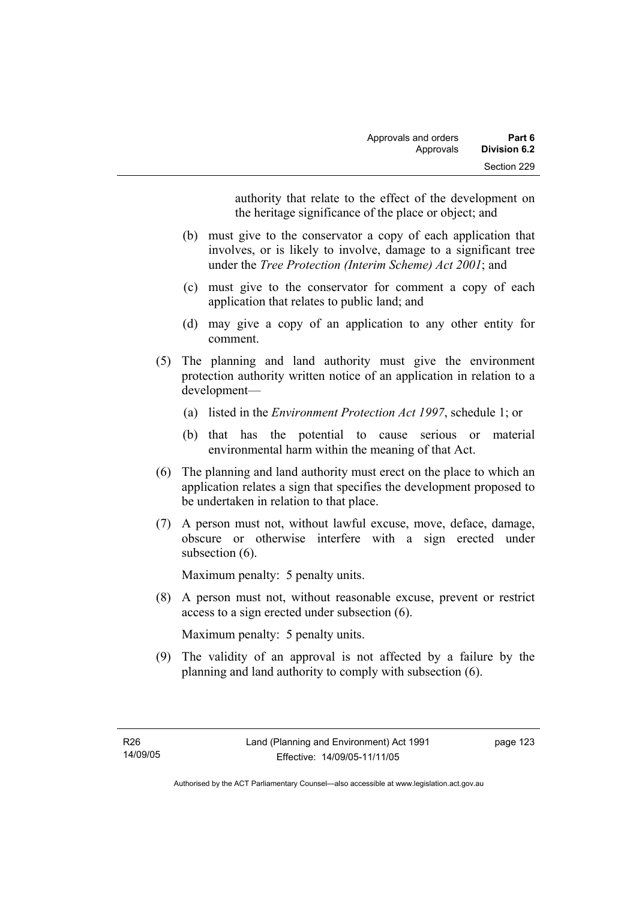authority that relate to the effect of the development on the heritage significance of the place or object; and

(b) must give to the conservator a copy of each application that involves, or is likely to involve, damage to a significant tree under the *Tree Protection (Interim Scheme) Act 2001*; and

(c) must give to the conservator for comment a copy of each application that relates to public land; and

(d) may give a copy of an application to any other entity for comment.

(5) The planning and land authority must give the environment protection authority written notice of an application in relation to a development—

(a) listed in the *Environment Protection Act 1997*, schedule 1; or

(b) that has the potential to cause serious or material environmental harm within the meaning of that Act.

(6) The planning and land authority must erect on the place to which an application relates a sign that specifies the development proposed to be undertaken in relation to that place.

(7) A person must not, without lawful excuse, move, deface, damage, obscure or otherwise interfere with a sign erected under subsection (6).

Maximum penalty: 5 penalty units.

(8) A person must not, without reasonable excuse, prevent or restrict access to a sign erected under subsection (6).

Maximum penalty: 5 penalty units.

(9) The validity of an approval is not affected by a failure by the planning and land authority to comply with subsection (6).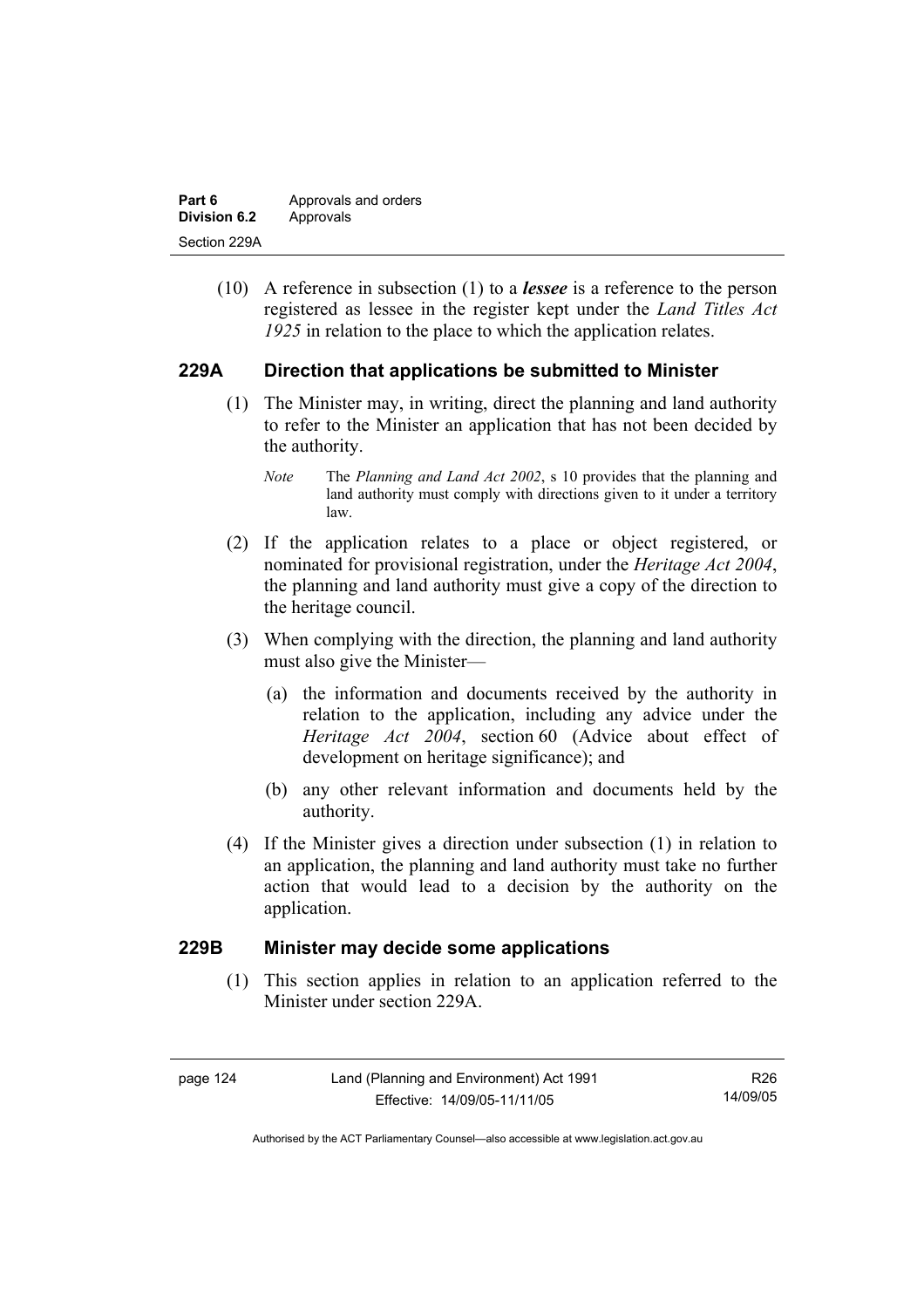(10) A reference in subsection (1) to a ***lessee*** is a reference to the person registered as lessee in the register kept under the *Land Titles Act 1925* in relation to the place to which the application relates.

### 229A Direction that applications be submitted to Minister

(1) The Minister may, in writing, direct the planning and land authority to refer to the Minister an application that has not been decided by the authority.

*Note* The *Planning and Land Act 2002*, s 10 provides that the planning and land authority must comply with directions given to it under a territory law.

(2) If the application relates to a place or object registered, or nominated for provisional registration, under the *Heritage Act 2004*, the planning and land authority must give a copy of the direction to the heritage council.

(3) When complying with the direction, the planning and land authority must also give the Minister—

(a) the information and documents received by the authority in relation to the application, including any advice under the *Heritage Act 2004*, section 60 (Advice about effect of development on heritage significance); and

(b) any other relevant information and documents held by the authority.

(4) If the Minister gives a direction under subsection (1) in relation to an application, the planning and land authority must take no further action that would lead to a decision by the authority on the application.

### 229B Minister may decide some applications

(1) This section applies in relation to an application referred to the Minister under section 229A.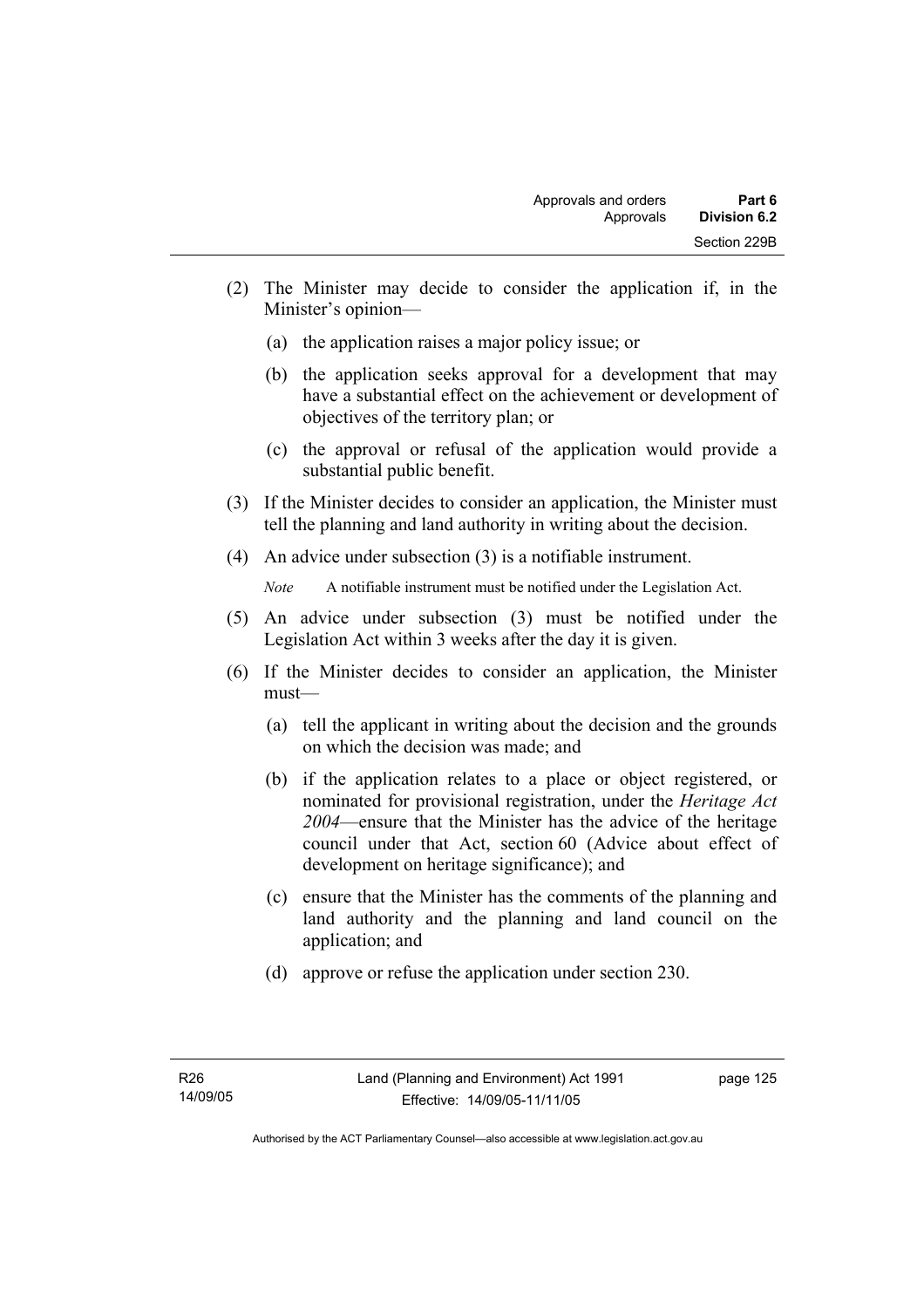(2) The Minister may decide to consider the application if, in the Minister's opinion—

(a) the application raises a major policy issue; or

(b) the application seeks approval for a development that may have a substantial effect on the achievement or development of objectives of the territory plan; or

(c) the approval or refusal of the application would provide a substantial public benefit.

(3) If the Minister decides to consider an application, the Minister must tell the planning and land authority in writing about the decision.

(4) An advice under subsection (3) is a notifiable instrument.

*Note* A notifiable instrument must be notified under the Legislation Act.

(5) An advice under subsection (3) must be notified under the Legislation Act within 3 weeks after the day it is given.

(6) If the Minister decides to consider an application, the Minister must—

(a) tell the applicant in writing about the decision and the grounds on which the decision was made; and

(b) if the application relates to a place or object registered, or nominated for provisional registration, under the *Heritage Act 2004*—ensure that the Minister has the advice of the heritage council under that Act, section 60 (Advice about effect of development on heritage significance); and

(c) ensure that the Minister has the comments of the planning and land authority and the planning and land council on the application; and

(d) approve or refuse the application under section 230.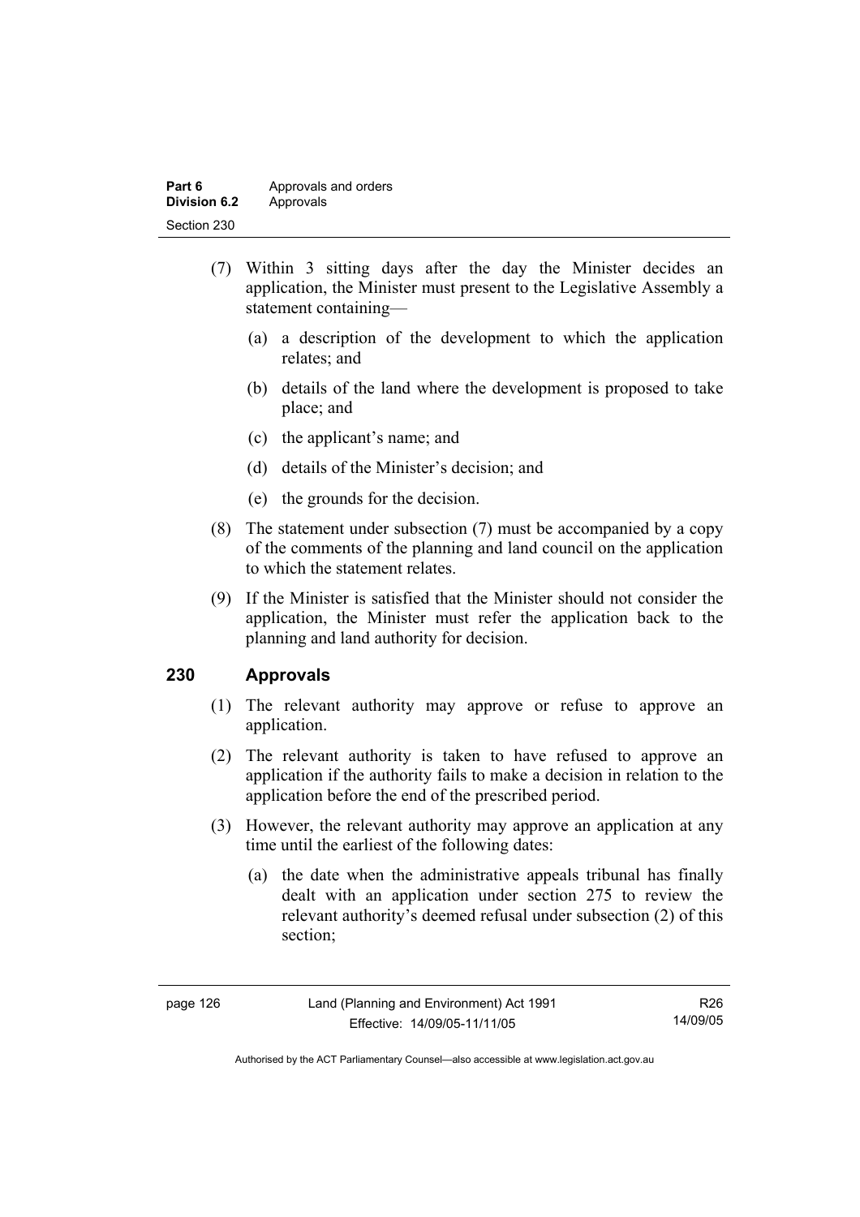(7) Within 3 sitting days after the day the Minister decides an application, the Minister must present to the Legislative Assembly a statement containing—

(a) a description of the development to which the application relates; and

(b) details of the land where the development is proposed to take place; and

(c) the applicant's name; and

(d) details of the Minister's decision; and

(e) the grounds for the decision.

(8) The statement under subsection (7) must be accompanied by a copy of the comments of the planning and land council on the application to which the statement relates.

(9) If the Minister is satisfied that the Minister should not consider the application, the Minister must refer the application back to the planning and land authority for decision.

## 230 Approvals

(1) The relevant authority may approve or refuse to approve an application.

(2) The relevant authority is taken to have refused to approve an application if the authority fails to make a decision in relation to the application before the end of the prescribed period.

(3) However, the relevant authority may approve an application at any time until the earliest of the following dates:

(a) the date when the administrative appeals tribunal has finally dealt with an application under section 275 to review the relevant authority's deemed refusal under subsection (2) of this section;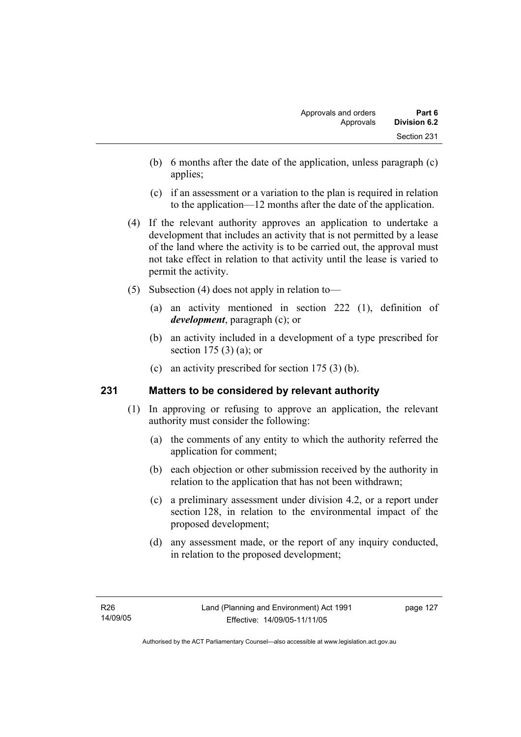(b) 6 months after the date of the application, unless paragraph (c) applies;

(c) if an assessment or a variation to the plan is required in relation to the application—12 months after the date of the application.

(4) If the relevant authority approves an application to undertake a development that includes an activity that is not permitted by a lease of the land where the activity is to be carried out, the approval must not take effect in relation to that activity until the lease is varied to permit the activity.

(5) Subsection (4) does not apply in relation to—

(a) an activity mentioned in section 222 (1), definition of ***development***, paragraph (c); or

(b) an activity included in a development of a type prescribed for section 175 (3) (a); or

(c) an activity prescribed for section 175 (3) (b).

## 231 Matters to be considered by relevant authority

(1) In approving or refusing to approve an application, the relevant authority must consider the following:

(a) the comments of any entity to which the authority referred the application for comment;

(b) each objection or other submission received by the authority in relation to the application that has not been withdrawn;

(c) a preliminary assessment under division 4.2, or a report under section 128, in relation to the environmental impact of the proposed development;

(d) any assessment made, or the report of any inquiry conducted, in relation to the proposed development;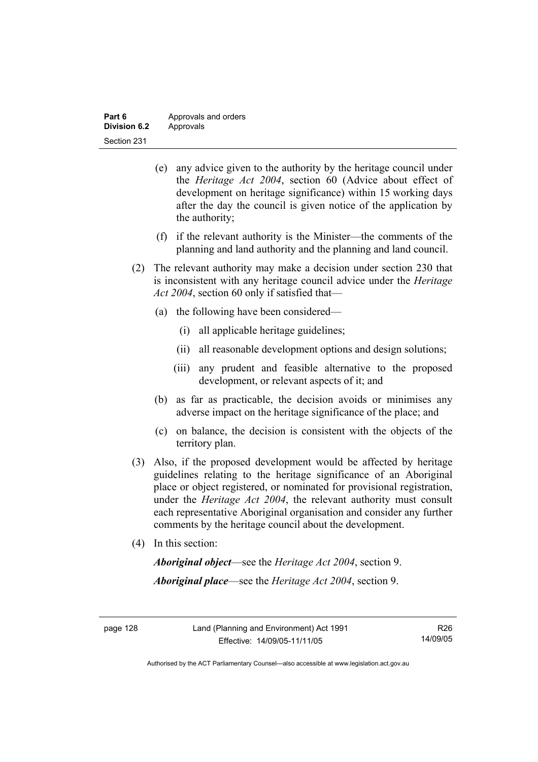(e) any advice given to the authority by the heritage council under the *Heritage Act 2004*, section 60 (Advice about effect of development on heritage significance) within 15 working days after the day the council is given notice of the application by the authority;

(f) if the relevant authority is the Minister—the comments of the planning and land authority and the planning and land council.

(2) The relevant authority may make a decision under section 230 that is inconsistent with any heritage council advice under the *Heritage Act 2004*, section 60 only if satisfied that—

(a) the following have been considered—

(i) all applicable heritage guidelines;

(ii) all reasonable development options and design solutions;

(iii) any prudent and feasible alternative to the proposed development, or relevant aspects of it; and

(b) as far as practicable, the decision avoids or minimises any adverse impact on the heritage significance of the place; and

(c) on balance, the decision is consistent with the objects of the territory plan.

(3) Also, if the proposed development would be affected by heritage guidelines relating to the heritage significance of an Aboriginal place or object registered, or nominated for provisional registration, under the *Heritage Act 2004*, the relevant authority must consult each representative Aboriginal organisation and consider any further comments by the heritage council about the development.

(4) In this section:

***Aboriginal object***—see the *Heritage Act 2004*, section 9.

***Aboriginal place***—see the *Heritage Act 2004*, section 9.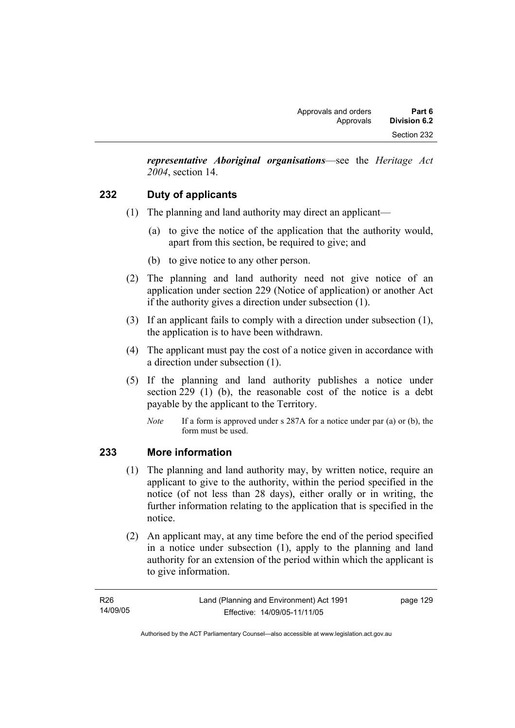***representative Aboriginal organisations***—see the *Heritage Act 2004*, section 14.

## 232 Duty of applicants

(1) The planning and land authority may direct an applicant—

(a) to give the notice of the application that the authority would, apart from this section, be required to give; and

(b) to give notice to any other person.

(2) The planning and land authority need not give notice of an application under section 229 (Notice of application) or another Act if the authority gives a direction under subsection (1).

(3) If an applicant fails to comply with a direction under subsection (1), the application is to have been withdrawn.

(4) The applicant must pay the cost of a notice given in accordance with a direction under subsection (1).

(5) If the planning and land authority publishes a notice under section 229 (1) (b), the reasonable cost of the notice is a debt payable by the applicant to the Territory.

*Note* If a form is approved under s 287A for a notice under par (a) or (b), the form must be used.

## 233 More information

(1) The planning and land authority may, by written notice, require an applicant to give to the authority, within the period specified in the notice (of not less than 28 days), either orally or in writing, the further information relating to the application that is specified in the notice.

(2) An applicant may, at any time before the end of the period specified in a notice under subsection (1), apply to the planning and land authority for an extension of the period within which the applicant is to give information.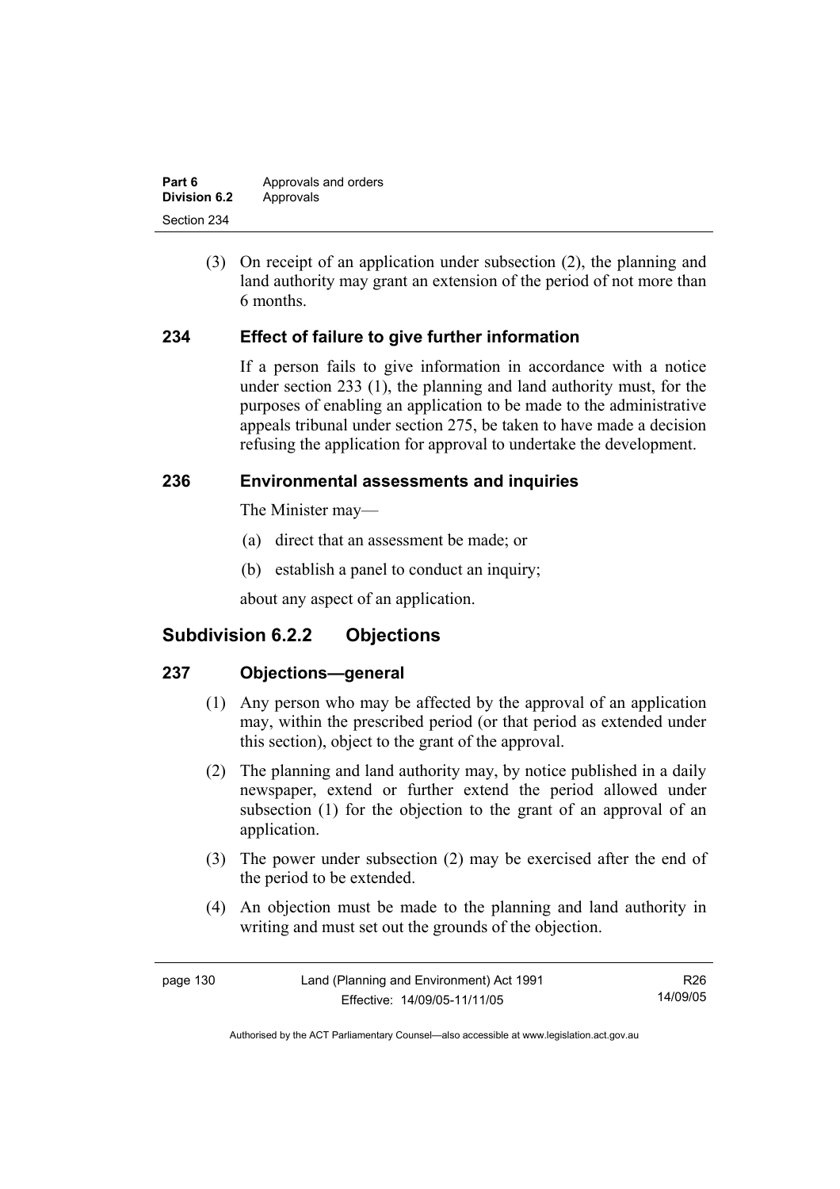(3) On receipt of an application under subsection (2), the planning and land authority may grant an extension of the period of not more than 6 months.

## 234 Effect of failure to give further information

If a person fails to give information in accordance with a notice under section 233 (1), the planning and land authority must, for the purposes of enabling an application to be made to the administrative appeals tribunal under section 275, be taken to have made a decision refusing the application for approval to undertake the development.

## 236 Environmental assessments and inquiries

The Minister may—

(a) direct that an assessment be made; or

(b) establish a panel to conduct an inquiry;

about any aspect of an application.

# Subdivision 6.2.2 Objections

## 237 Objections—general

(1) Any person who may be affected by the approval of an application may, within the prescribed period (or that period as extended under this section), object to the grant of the approval.

(2) The planning and land authority may, by notice published in a daily newspaper, extend or further extend the period allowed under subsection (1) for the objection to the grant of an approval of an application.

(3) The power under subsection (2) may be exercised after the end of the period to be extended.

(4) An objection must be made to the planning and land authority in writing and must set out the grounds of the objection.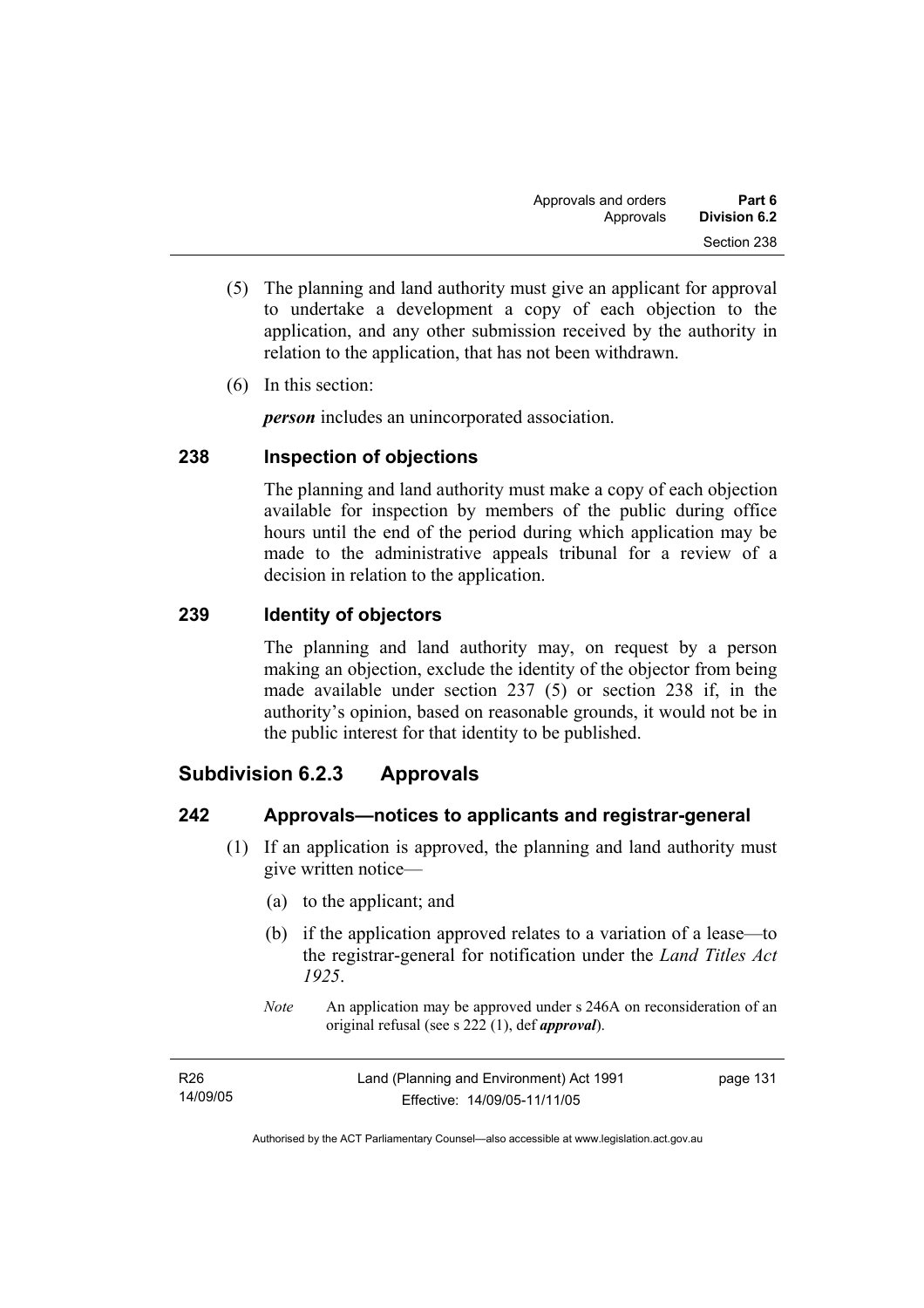(5) The planning and land authority must give an applicant for approval to undertake a development a copy of each objection to the application, and any other submission received by the authority in relation to the application, that has not been withdrawn.

(6) In this section:

***person*** includes an unincorporated association.

### 238 Inspection of objections

The planning and land authority must make a copy of each objection available for inspection by members of the public during office hours until the end of the period during which application may be made to the administrative appeals tribunal for a review of a decision in relation to the application.

### 239 Identity of objectors

The planning and land authority may, on request by a person making an objection, exclude the identity of the objector from being made available under section 237 (5) or section 238 if, in the authority's opinion, based on reasonable grounds, it would not be in the public interest for that identity to be published.

## Subdivision 6.2.3 Approvals

### 242 Approvals—notices to applicants and registrar-general

(1) If an application is approved, the planning and land authority must give written notice—

(a) to the applicant; and

(b) if the application approved relates to a variation of a lease—to the registrar-general for notification under the *Land Titles Act 1925*.

*Note* An application may be approved under s 246A on reconsideration of an original refusal (see s 222 (1), def ***approval***).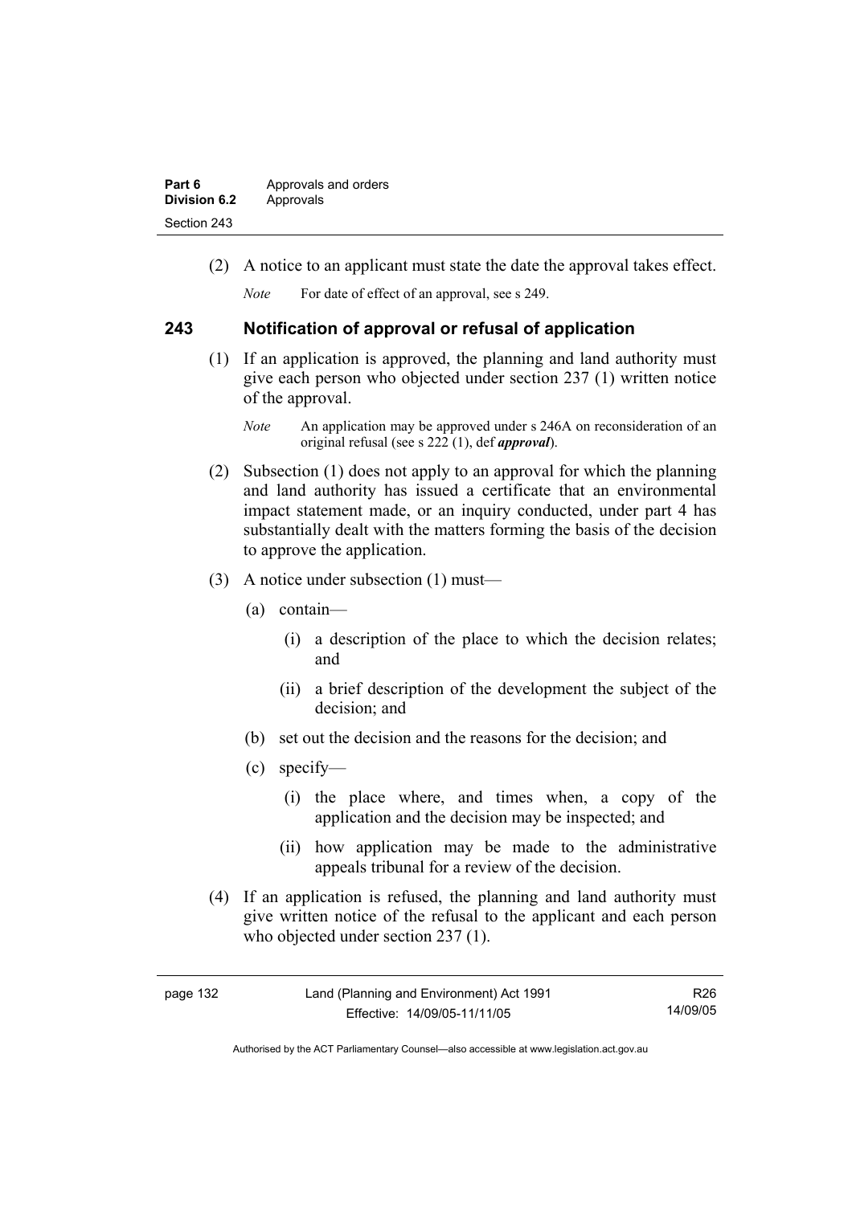(2) A notice to an applicant must state the date the approval takes effect.

*Note* For date of effect of an approval, see s 249.

## 243 Notification of approval or refusal of application

(1) If an application is approved, the planning and land authority must give each person who objected under section 237 (1) written notice of the approval.

*Note* An application may be approved under s 246A on reconsideration of an original refusal (see s 222 (1), def ***approval***).

(2) Subsection (1) does not apply to an approval for which the planning and land authority has issued a certificate that an environmental impact statement made, or an inquiry conducted, under part 4 has substantially dealt with the matters forming the basis of the decision to approve the application.

(3) A notice under subsection (1) must—

(a) contain—

(i) a description of the place to which the decision relates; and

(ii) a brief description of the development the subject of the decision; and

(b) set out the decision and the reasons for the decision; and

(c) specify—

(i) the place where, and times when, a copy of the application and the decision may be inspected; and

(ii) how application may be made to the administrative appeals tribunal for a review of the decision.

(4) If an application is refused, the planning and land authority must give written notice of the refusal to the applicant and each person who objected under section 237 (1).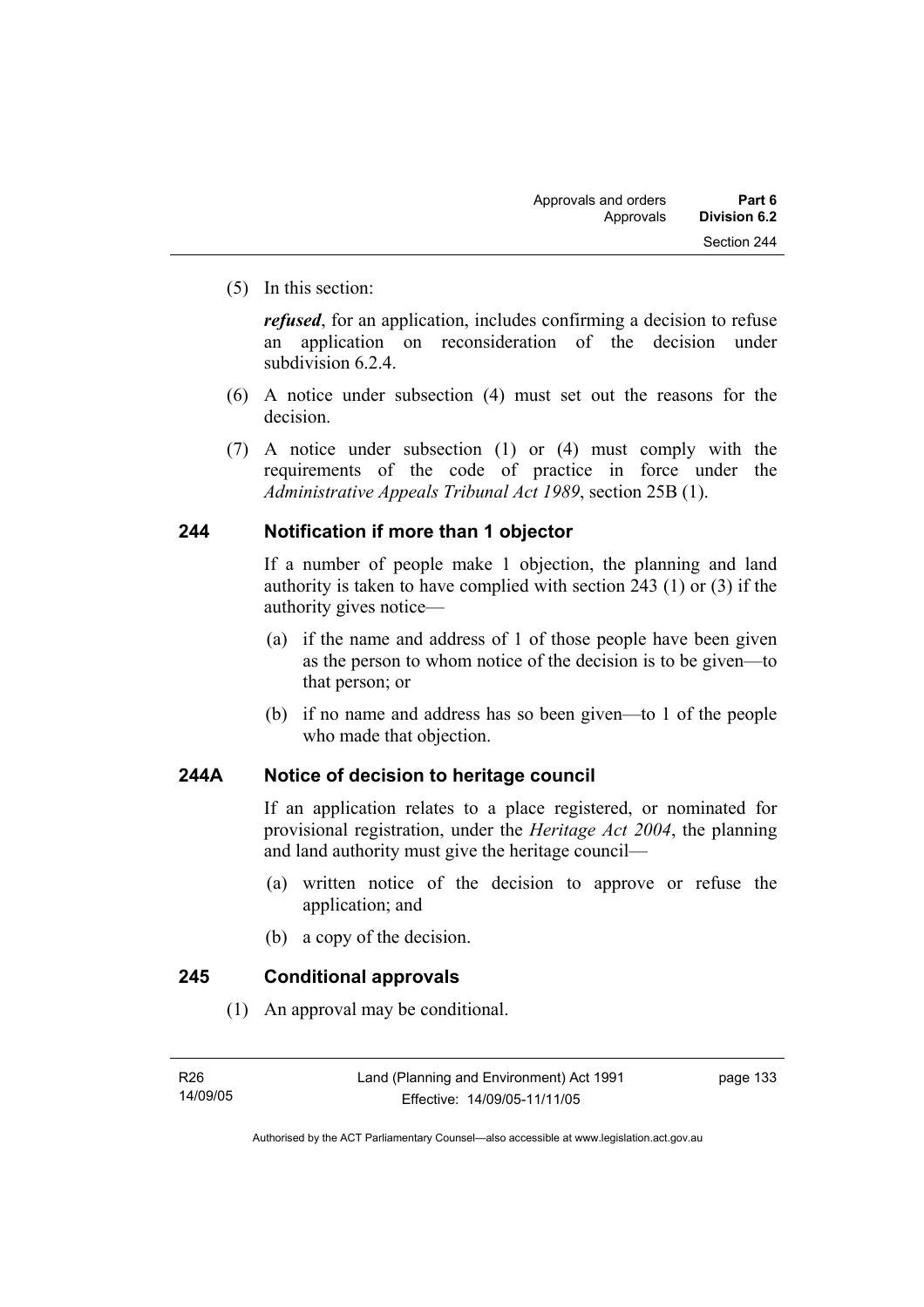(5) In this section:

***refused***, for an application, includes confirming a decision to refuse an application on reconsideration of the decision under subdivision 6.2.4.

(6) A notice under subsection (4) must set out the reasons for the decision.

(7) A notice under subsection (1) or (4) must comply with the requirements of the code of practice in force under the *Administrative Appeals Tribunal Act 1989*, section 25B (1).

## 244 Notification if more than 1 objector

If a number of people make 1 objection, the planning and land authority is taken to have complied with section 243 (1) or (3) if the authority gives notice—

(a) if the name and address of 1 of those people have been given as the person to whom notice of the decision is to be given—to that person; or

(b) if no name and address has so been given—to 1 of the people who made that objection.

## 244A Notice of decision to heritage council

If an application relates to a place registered, or nominated for provisional registration, under the *Heritage Act 2004*, the planning and land authority must give the heritage council—

(a) written notice of the decision to approve or refuse the application; and

(b) a copy of the decision.

## 245 Conditional approvals

(1) An approval may be conditional.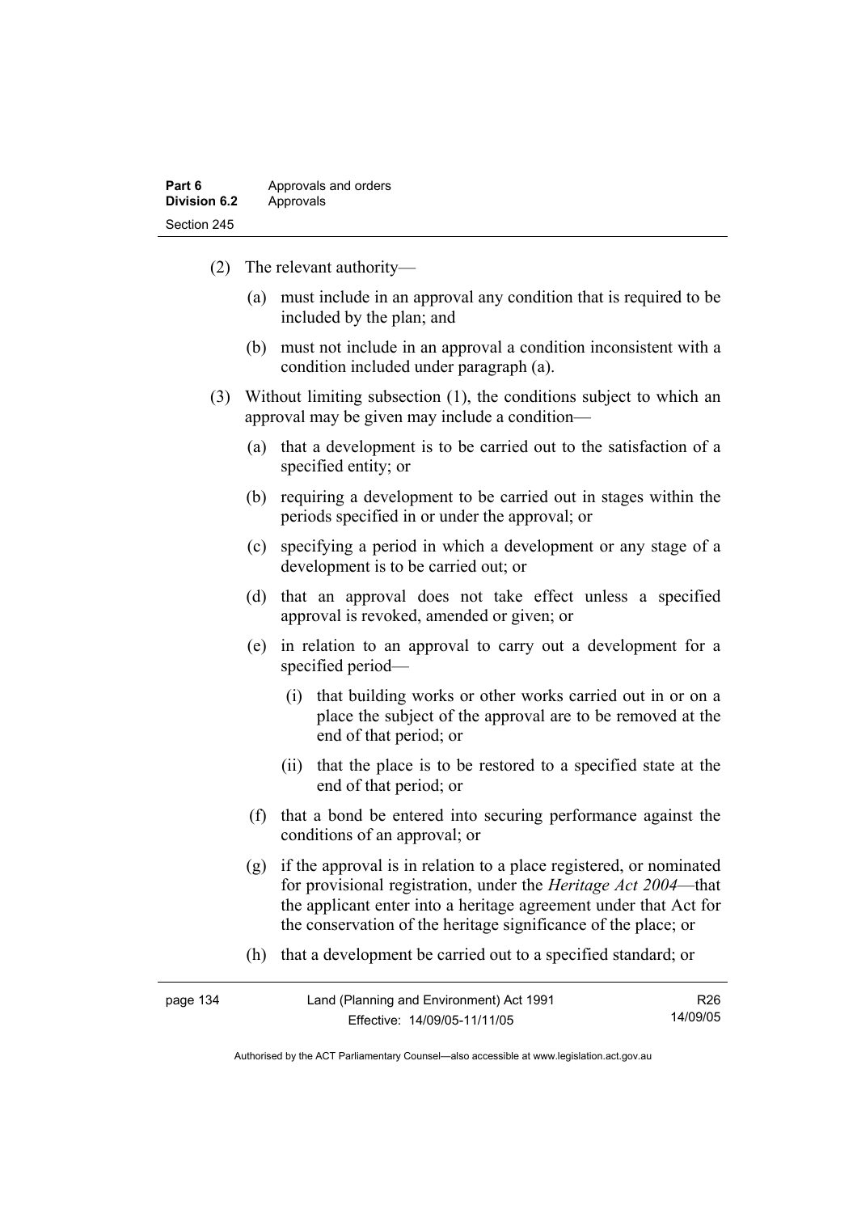(2) The relevant authority—

(a) must include in an approval any condition that is required to be included by the plan; and

(b) must not include in an approval a condition inconsistent with a condition included under paragraph (a).

(3) Without limiting subsection (1), the conditions subject to which an approval may be given may include a condition—

(a) that a development is to be carried out to the satisfaction of a specified entity; or

(b) requiring a development to be carried out in stages within the periods specified in or under the approval; or

(c) specifying a period in which a development or any stage of a development is to be carried out; or

(d) that an approval does not take effect unless a specified approval is revoked, amended or given; or

(e) in relation to an approval to carry out a development for a specified period—

(i) that building works or other works carried out in or on a place the subject of the approval are to be removed at the end of that period; or

(ii) that the place is to be restored to a specified state at the end of that period; or

(f) that a bond be entered into securing performance against the conditions of an approval; or

(g) if the approval is in relation to a place registered, or nominated for provisional registration, under the *Heritage Act 2004*—that the applicant enter into a heritage agreement under that Act for the conservation of the heritage significance of the place; or

(h) that a development be carried out to a specified standard; or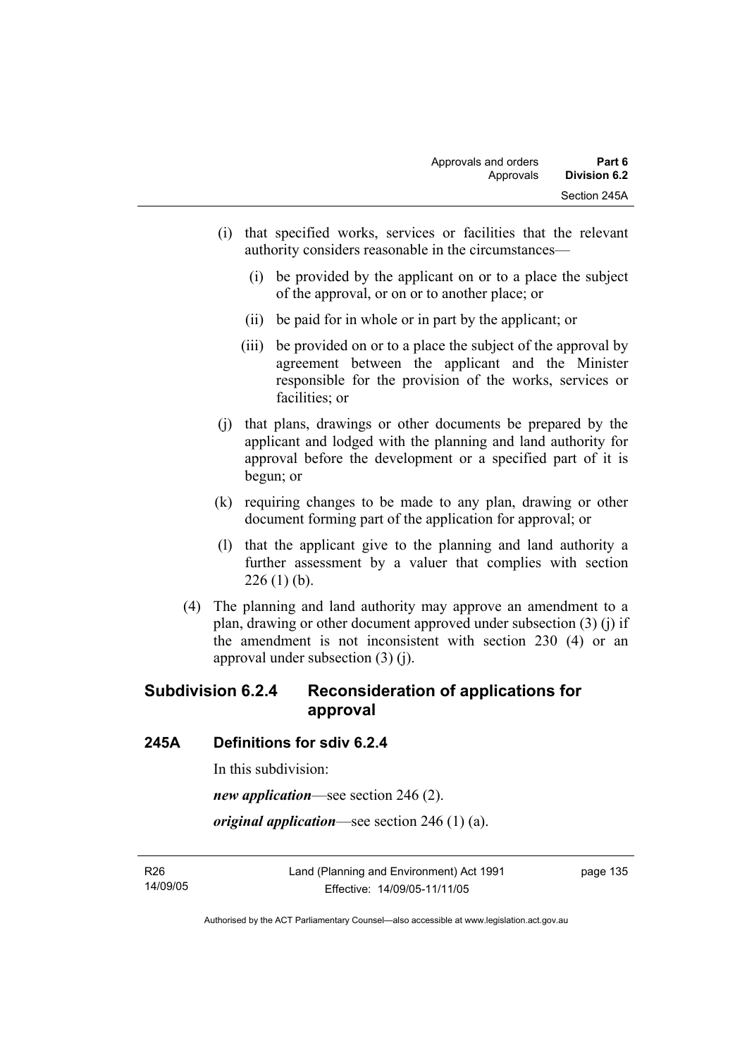(i) that specified works, services or facilities that the relevant authority considers reasonable in the circumstances—

  (i) be provided by the applicant on or to a place the subject of the approval, or on or to another place; or

  (ii) be paid for in whole or in part by the applicant; or

  (iii) be provided on or to a place the subject of the approval by agreement between the applicant and the Minister responsible for the provision of the works, services or facilities; or

(j) that plans, drawings or other documents be prepared by the applicant and lodged with the planning and land authority for approval before the development or a specified part of it is begun; or

(k) requiring changes to be made to any plan, drawing or other document forming part of the application for approval; or

(l) that the applicant give to the planning and land authority a further assessment by a valuer that complies with section 226 (1) (b).

(4) The planning and land authority may approve an amendment to a plan, drawing or other document approved under subsection (3) (j) if the amendment is not inconsistent with section 230 (4) or an approval under subsection (3) (j).

## Subdivision 6.2.4 Reconsideration of applications for approval

### 245A Definitions for sdiv 6.2.4

In this subdivision:

***new application***—see section 246 (2).

***original application***—see section 246 (1) (a).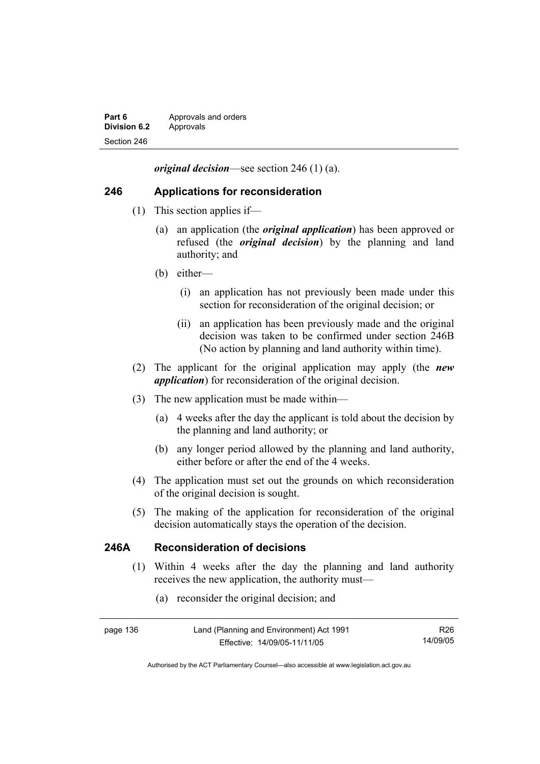***original decision***—see section 246 (1) (a).

## 246 Applications for reconsideration

(1) This section applies if—

(a) an application (the ***original application***) has been approved or refused (the ***original decision***) by the planning and land authority; and

(b) either—

(i) an application has not previously been made under this section for reconsideration of the original decision; or

(ii) an application has been previously made and the original decision was taken to be confirmed under section 246B (No action by planning and land authority within time).

(2) The applicant for the original application may apply (the ***new application***) for reconsideration of the original decision.

(3) The new application must be made within—

(a) 4 weeks after the day the applicant is told about the decision by the planning and land authority; or

(b) any longer period allowed by the planning and land authority, either before or after the end of the 4 weeks.

(4) The application must set out the grounds on which reconsideration of the original decision is sought.

(5) The making of the application for reconsideration of the original decision automatically stays the operation of the decision.

## 246A Reconsideration of decisions

(1) Within 4 weeks after the day the planning and land authority receives the new application, the authority must—

(a) reconsider the original decision; and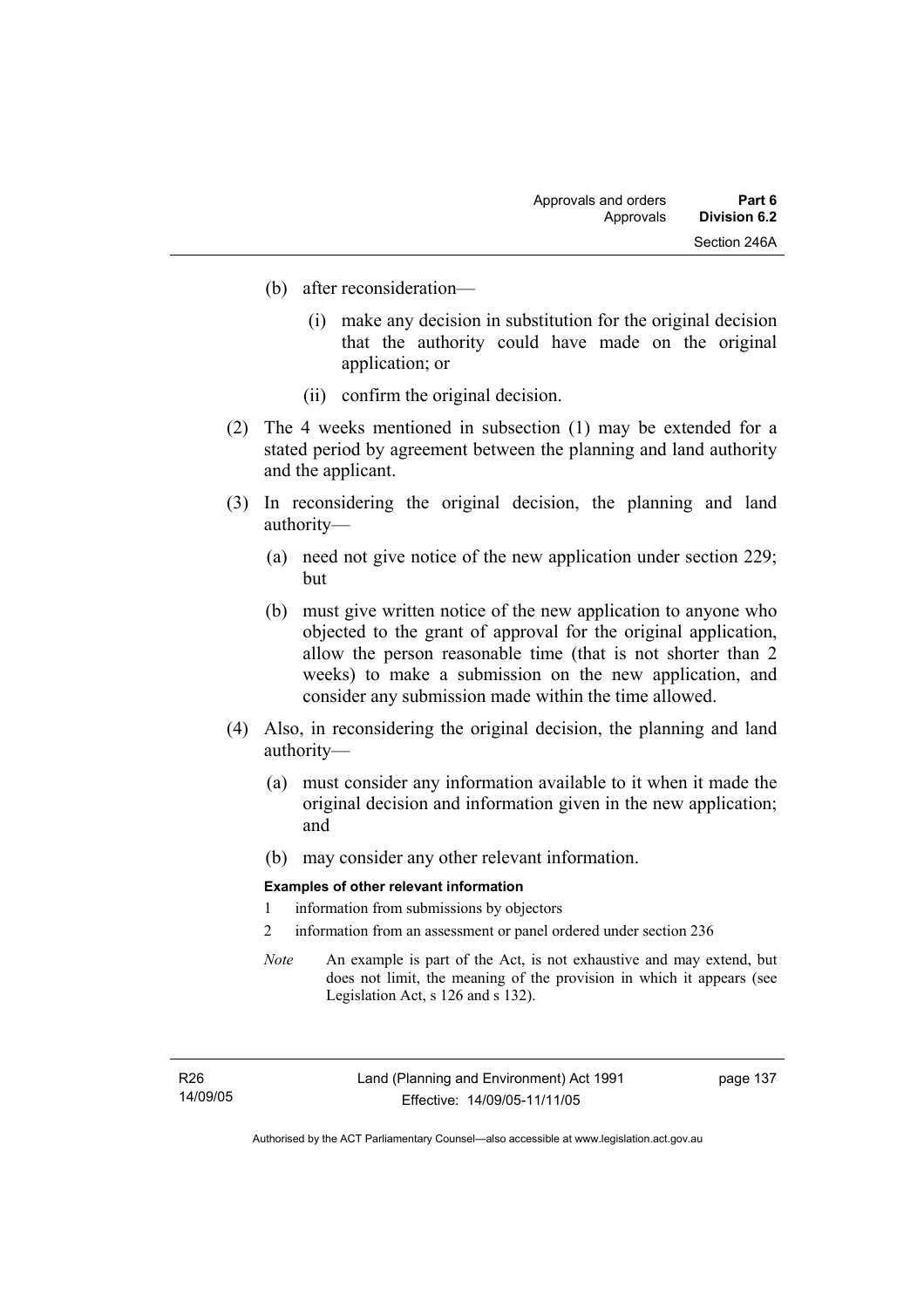(b) after reconsideration—

(i) make any decision in substitution for the original decision that the authority could have made on the original application; or

(ii) confirm the original decision.

(2) The 4 weeks mentioned in subsection (1) may be extended for a stated period by agreement between the planning and land authority and the applicant.

(3) In reconsidering the original decision, the planning and land authority—

(a) need not give notice of the new application under section 229; but

(b) must give written notice of the new application to anyone who objected to the grant of approval for the original application, allow the person reasonable time (that is not shorter than 2 weeks) to make a submission on the new application, and consider any submission made within the time allowed.

(4) Also, in reconsidering the original decision, the planning and land authority—

(a) must consider any information available to it when it made the original decision and information given in the new application; and

(b) may consider any other relevant information.

**Examples of other relevant information**

1 information from submissions by objectors

2 information from an assessment or panel ordered under section 236

*Note* An example is part of the Act, is not exhaustive and may extend, but does not limit, the meaning of the provision in which it appears (see Legislation Act, s 126 and s 132).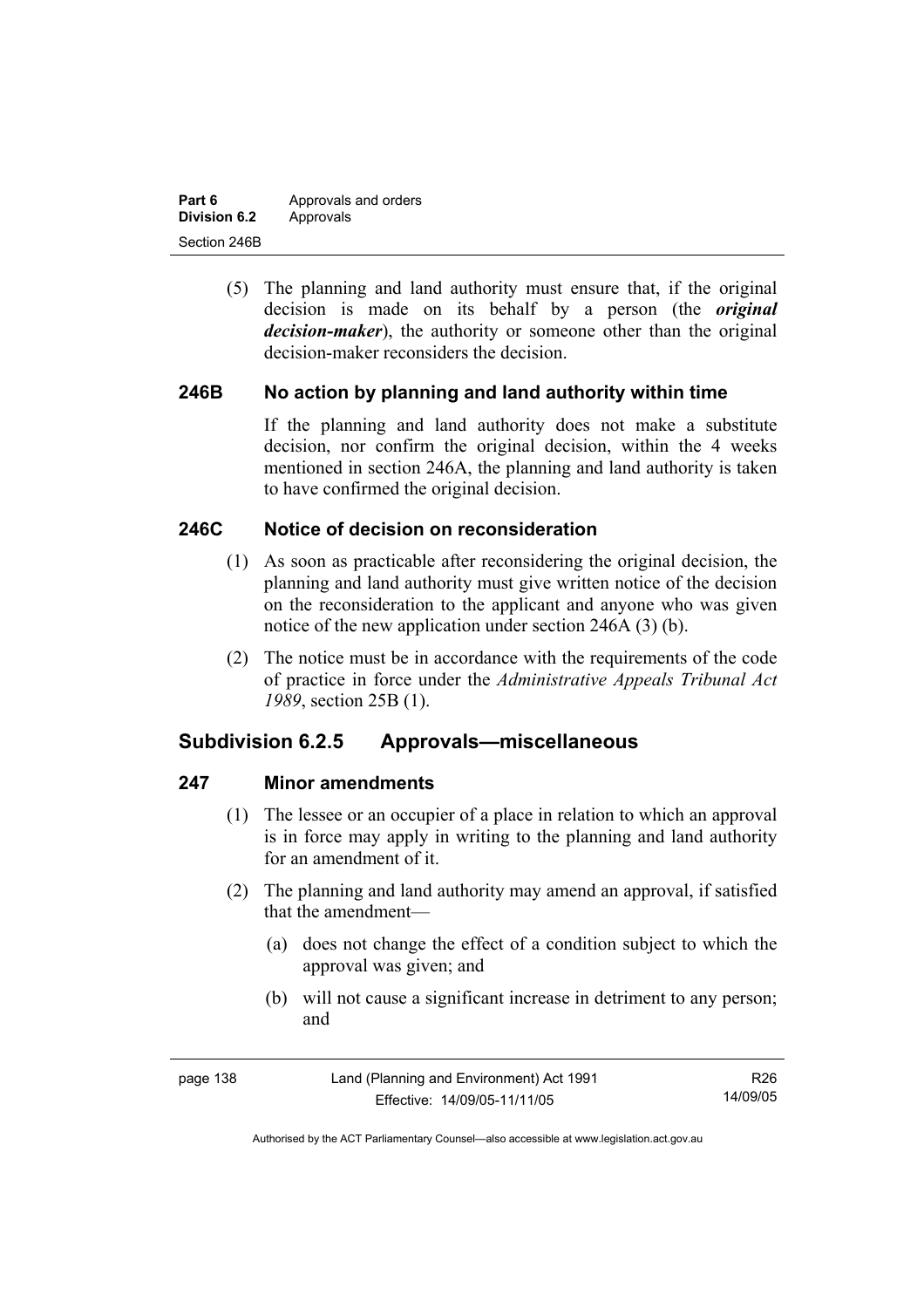(5) The planning and land authority must ensure that, if the original decision is made on its behalf by a person (the ***original decision-maker***), the authority or someone other than the original decision-maker reconsiders the decision.

### 246B No action by planning and land authority within time

If the planning and land authority does not make a substitute decision, nor confirm the original decision, within the 4 weeks mentioned in section 246A, the planning and land authority is taken to have confirmed the original decision.

### 246C Notice of decision on reconsideration

(1) As soon as practicable after reconsidering the original decision, the planning and land authority must give written notice of the decision on the reconsideration to the applicant and anyone who was given notice of the new application under section 246A (3) (b).

(2) The notice must be in accordance with the requirements of the code of practice in force under the *Administrative Appeals Tribunal Act 1989*, section 25B (1).

## Subdivision 6.2.5 Approvals—miscellaneous

### 247 Minor amendments

(1) The lessee or an occupier of a place in relation to which an approval is in force may apply in writing to the planning and land authority for an amendment of it.

(2) The planning and land authority may amend an approval, if satisfied that the amendment—

(a) does not change the effect of a condition subject to which the approval was given; and

(b) will not cause a significant increase in detriment to any person; and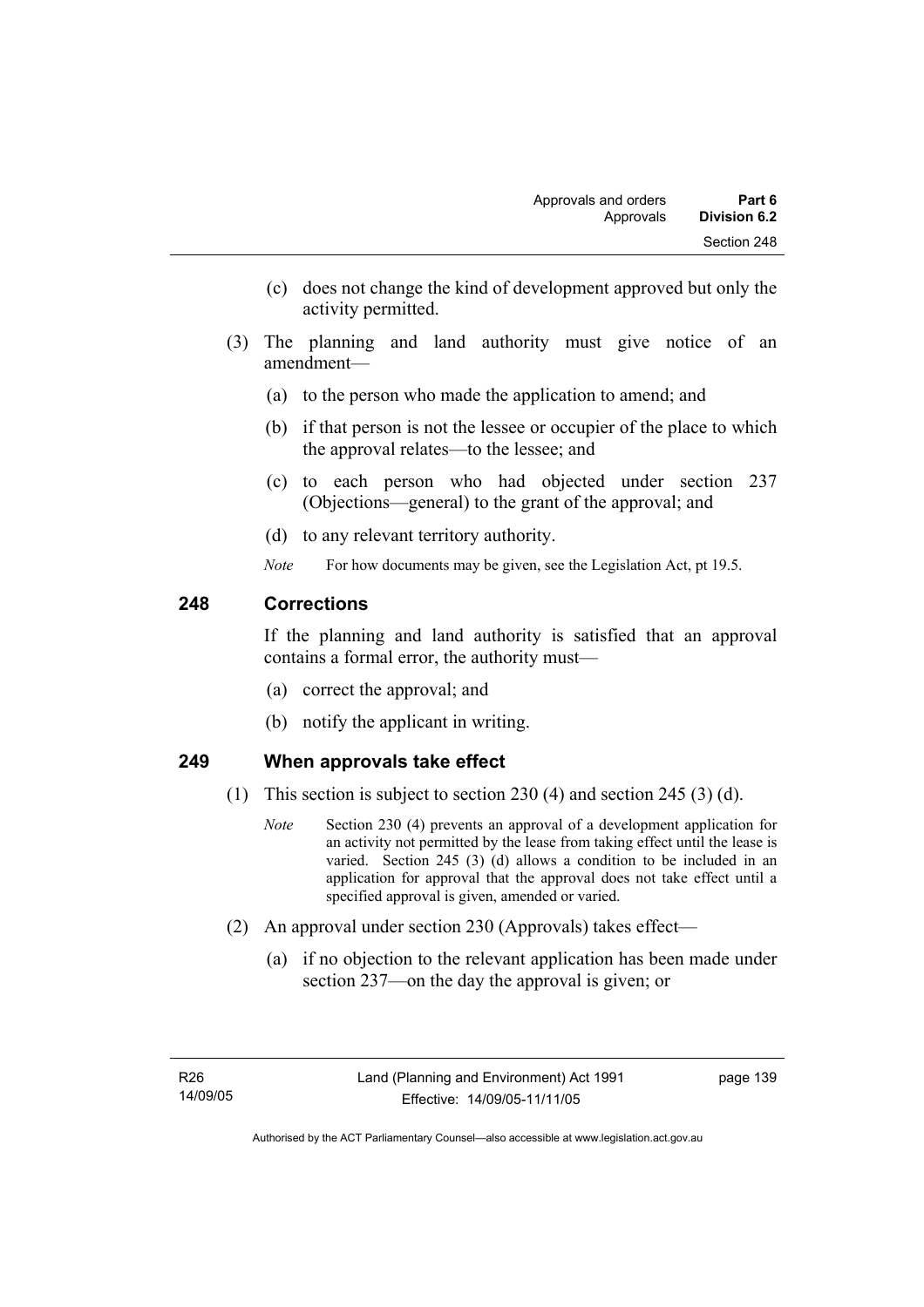(c) does not change the kind of development approved but only the activity permitted.

(3) The planning and land authority must give notice of an amendment—

(a) to the person who made the application to amend; and

(b) if that person is not the lessee or occupier of the place to which the approval relates—to the lessee; and

(c) to each person who had objected under section 237 (Objections—general) to the grant of the approval; and

(d) to any relevant territory authority.

*Note* For how documents may be given, see the Legislation Act, pt 19.5.

## 248 Corrections

If the planning and land authority is satisfied that an approval contains a formal error, the authority must—

(a) correct the approval; and

(b) notify the applicant in writing.

## 249 When approvals take effect

(1) This section is subject to section 230 (4) and section 245 (3) (d).

*Note* Section 230 (4) prevents an approval of a development application for an activity not permitted by the lease from taking effect until the lease is varied. Section 245 (3) (d) allows a condition to be included in an application for approval that the approval does not take effect until a specified approval is given, amended or varied.

(2) An approval under section 230 (Approvals) takes effect—

(a) if no objection to the relevant application has been made under section 237—on the day the approval is given; or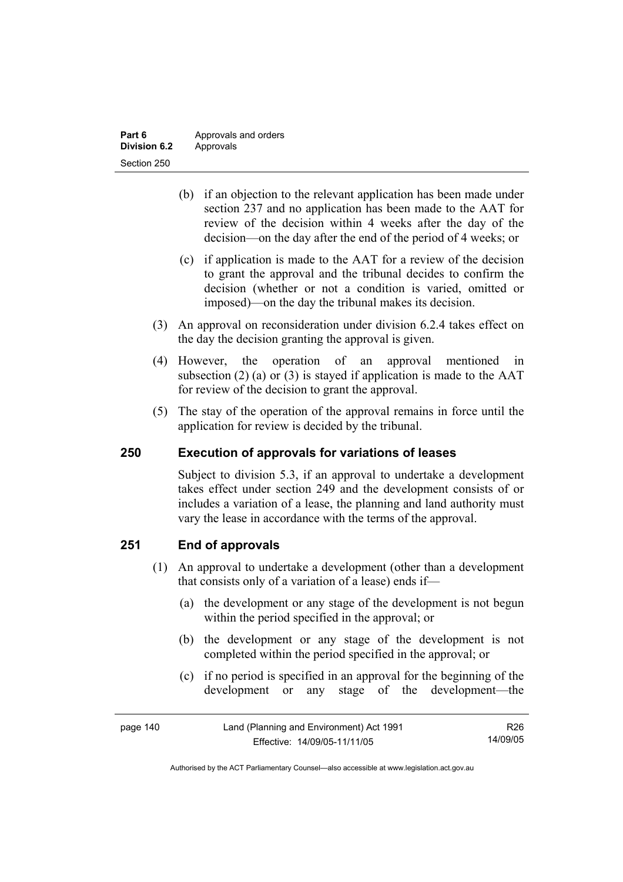(b) if an objection to the relevant application has been made under section 237 and no application has been made to the AAT for review of the decision within 4 weeks after the day of the decision—on the day after the end of the period of 4 weeks; or

(c) if application is made to the AAT for a review of the decision to grant the approval and the tribunal decides to confirm the decision (whether or not a condition is varied, omitted or imposed)—on the day the tribunal makes its decision.

(3) An approval on reconsideration under division 6.2.4 takes effect on the day the decision granting the approval is given.

(4) However, the operation of an approval mentioned in subsection (2) (a) or (3) is stayed if application is made to the AAT for review of the decision to grant the approval.

(5) The stay of the operation of the approval remains in force until the application for review is decided by the tribunal.

## 250 Execution of approvals for variations of leases

Subject to division 5.3, if an approval to undertake a development takes effect under section 249 and the development consists of or includes a variation of a lease, the planning and land authority must vary the lease in accordance with the terms of the approval.

## 251 End of approvals

(1) An approval to undertake a development (other than a development that consists only of a variation of a lease) ends if—

(a) the development or any stage of the development is not begun within the period specified in the approval; or

(b) the development or any stage of the development is not completed within the period specified in the approval; or

(c) if no period is specified in an approval for the beginning of the development or any stage of the development—the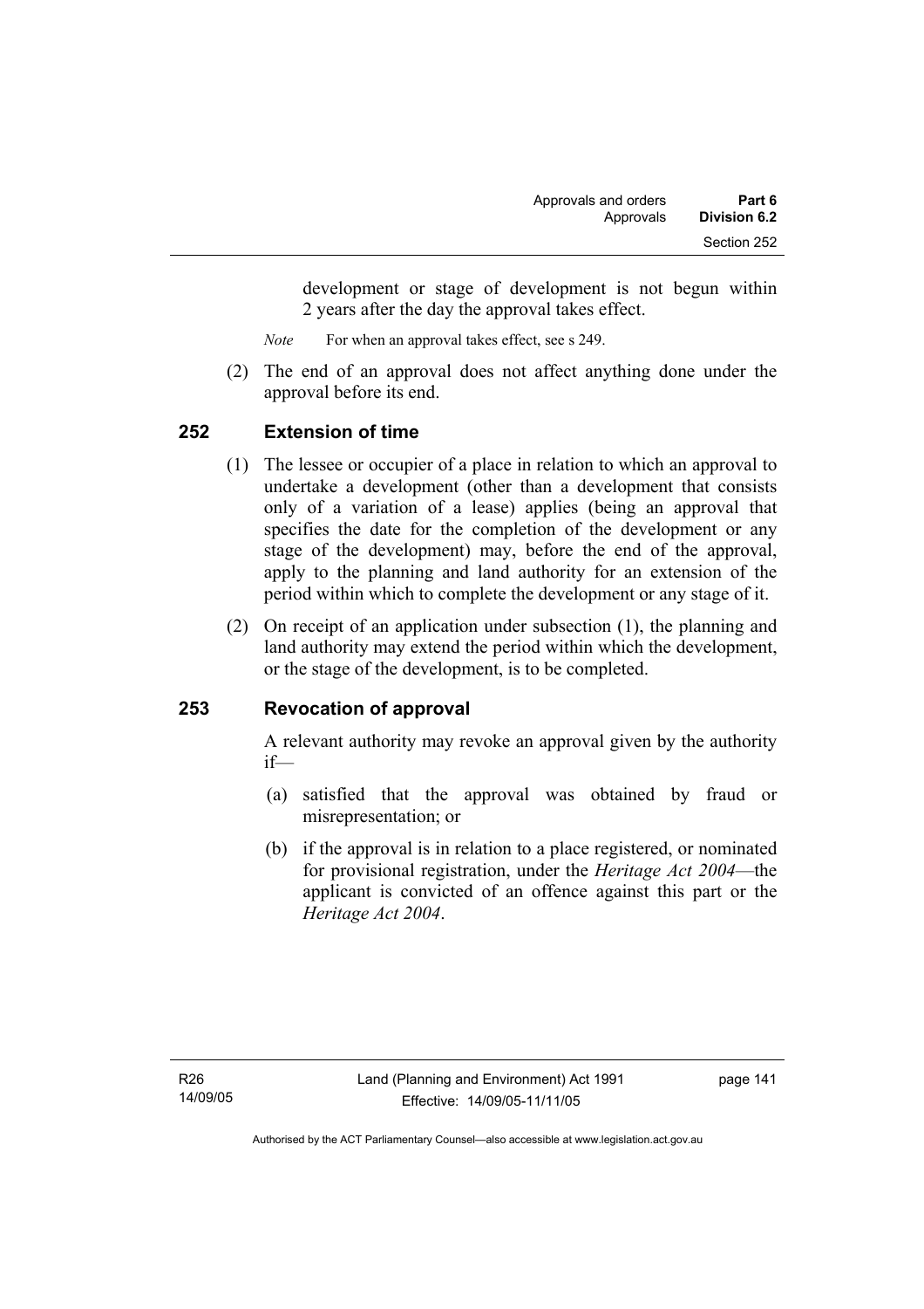development or stage of development is not begun within 2 years after the day the approval takes effect.

*Note* For when an approval takes effect, see s 249.

(2) The end of an approval does not affect anything done under the approval before its end.

## 252 Extension of time

(1) The lessee or occupier of a place in relation to which an approval to undertake a development (other than a development that consists only of a variation of a lease) applies (being an approval that specifies the date for the completion of the development or any stage of the development) may, before the end of the approval, apply to the planning and land authority for an extension of the period within which to complete the development or any stage of it.

(2) On receipt of an application under subsection (1), the planning and land authority may extend the period within which the development, or the stage of the development, is to be completed.

## 253 Revocation of approval

A relevant authority may revoke an approval given by the authority if—

(a) satisfied that the approval was obtained by fraud or misrepresentation; or

(b) if the approval is in relation to a place registered, or nominated for provisional registration, under the *Heritage Act 2004*—the applicant is convicted of an offence against this part or the *Heritage Act 2004*.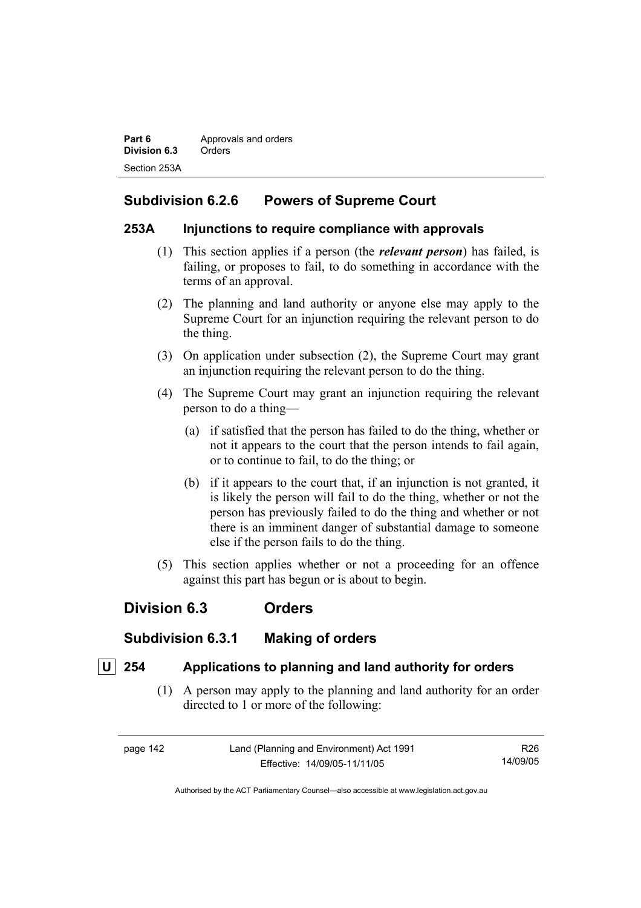### Subdivision 6.2.6 Powers of Supreme Court

#### 253A Injunctions to require compliance with approvals

(1) This section applies if a person (the ***relevant person***) has failed, is failing, or proposes to fail, to do something in accordance with the terms of an approval.

(2) The planning and land authority or anyone else may apply to the Supreme Court for an injunction requiring the relevant person to do the thing.

(3) On application under subsection (2), the Supreme Court may grant an injunction requiring the relevant person to do the thing.

(4) The Supreme Court may grant an injunction requiring the relevant person to do a thing—

(a) if satisfied that the person has failed to do the thing, whether or not it appears to the court that the person intends to fail again, or to continue to fail, to do the thing; or

(b) if it appears to the court that, if an injunction is not granted, it is likely the person will fail to do the thing, whether or not the person has previously failed to do the thing and whether or not there is an imminent danger of substantial damage to someone else if the person fails to do the thing.

(5) This section applies whether or not a proceeding for an offence against this part has begun or is about to begin.

## Division 6.3 Orders

### Subdivision 6.3.1 Making of orders

#### U 254 Applications to planning and land authority for orders

(1) A person may apply to the planning and land authority for an order directed to 1 or more of the following: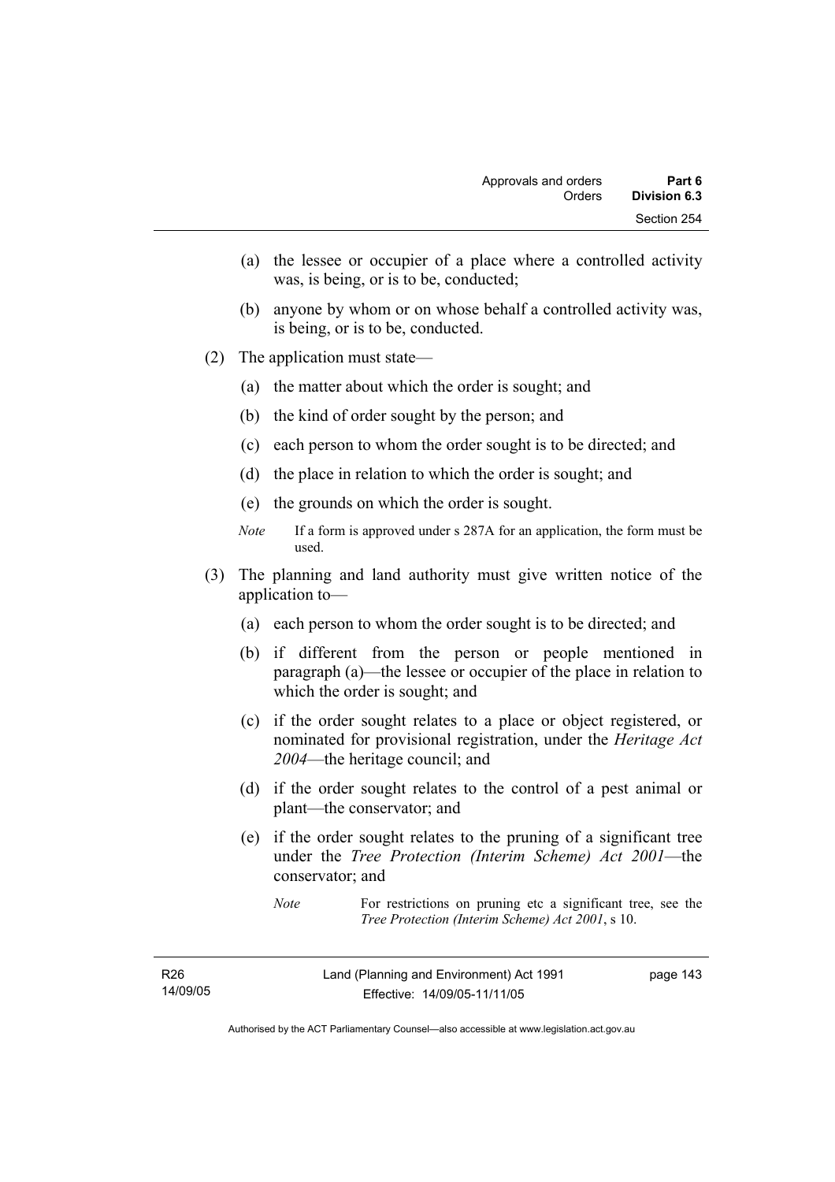(a) the lessee or occupier of a place where a controlled activity was, is being, or is to be, conducted;

(b) anyone by whom or on whose behalf a controlled activity was, is being, or is to be, conducted.

(2) The application must state—

(a) the matter about which the order is sought; and

(b) the kind of order sought by the person; and

(c) each person to whom the order sought is to be directed; and

(d) the place in relation to which the order is sought; and

(e) the grounds on which the order is sought.

*Note* If a form is approved under s 287A for an application, the form must be used.

(3) The planning and land authority must give written notice of the application to—

(a) each person to whom the order sought is to be directed; and

(b) if different from the person or people mentioned in paragraph (a)—the lessee or occupier of the place in relation to which the order is sought; and

(c) if the order sought relates to a place or object registered, or nominated for provisional registration, under the *Heritage Act 2004*—the heritage council; and

(d) if the order sought relates to the control of a pest animal or plant—the conservator; and

(e) if the order sought relates to the pruning of a significant tree under the *Tree Protection (Interim Scheme) Act 2001*—the conservator; and

*Note* For restrictions on pruning etc a significant tree, see the *Tree Protection (Interim Scheme) Act 2001*, s 10.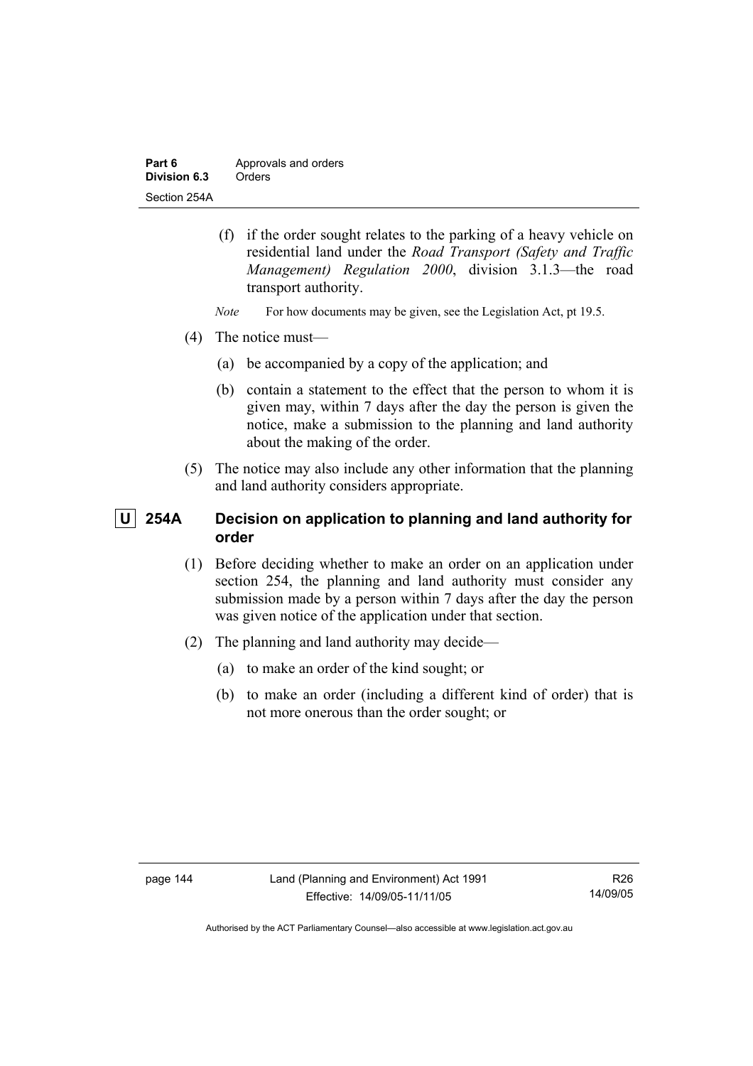(f) if the order sought relates to the parking of a heavy vehicle on residential land under the *Road Transport (Safety and Traffic Management) Regulation 2000*, division 3.1.3—the road transport authority.

*Note* For how documents may be given, see the Legislation Act, pt 19.5.

(4) The notice must—

(a) be accompanied by a copy of the application; and

(b) contain a statement to the effect that the person to whom it is given may, within 7 days after the day the person is given the notice, make a submission to the planning and land authority about the making of the order.

(5) The notice may also include any other information that the planning and land authority considers appropriate.

## U 254A Decision on application to planning and land authority for order

(1) Before deciding whether to make an order on an application under section 254, the planning and land authority must consider any submission made by a person within 7 days after the day the person was given notice of the application under that section.

(2) The planning and land authority may decide—

(a) to make an order of the kind sought; or

(b) to make an order (including a different kind of order) that is not more onerous than the order sought; or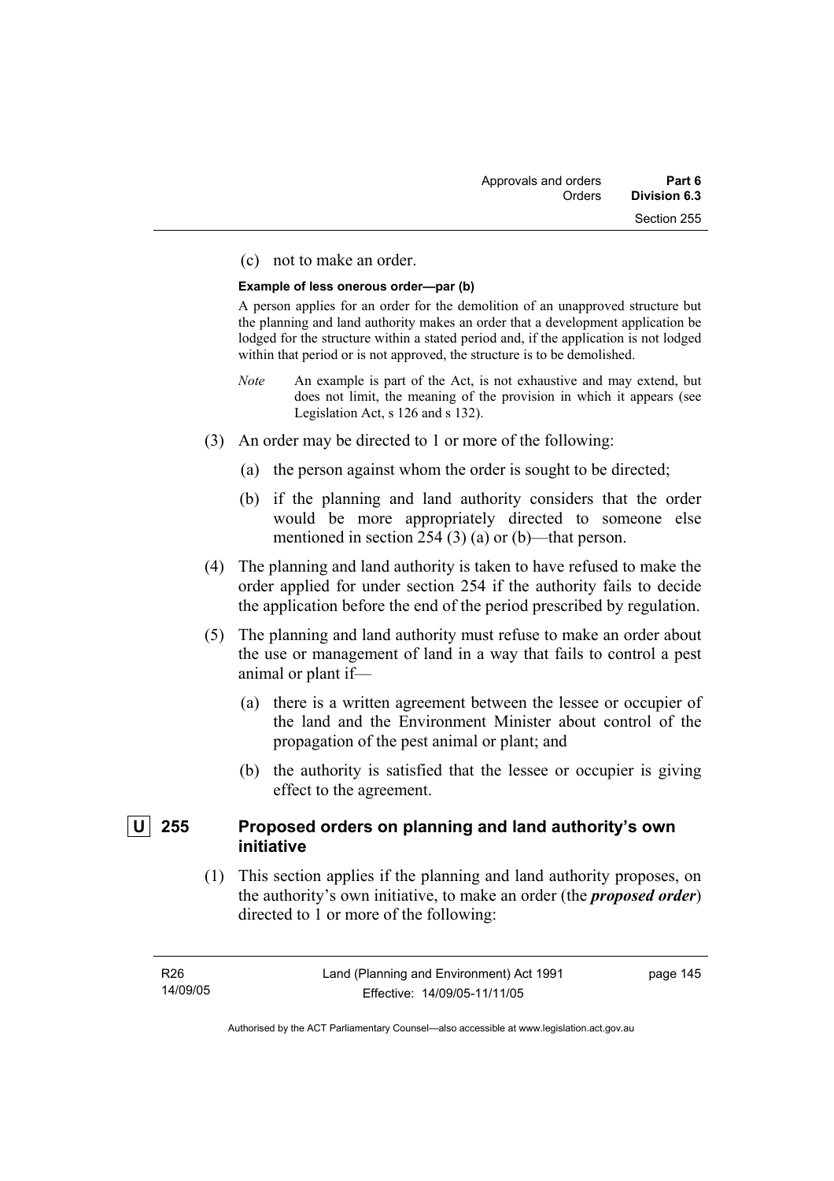(c) not to make an order.

**Example of less onerous order—par (b)**

A person applies for an order for the demolition of an unapproved structure but the planning and land authority makes an order that a development application be lodged for the structure within a stated period and, if the application is not lodged within that period or is not approved, the structure is to be demolished.

*Note* An example is part of the Act, is not exhaustive and may extend, but does not limit, the meaning of the provision in which it appears (see Legislation Act, s 126 and s 132).

(3) An order may be directed to 1 or more of the following:

(a) the person against whom the order is sought to be directed;

(b) if the planning and land authority considers that the order would be more appropriately directed to someone else mentioned in section 254 (3) (a) or (b)—that person.

(4) The planning and land authority is taken to have refused to make the order applied for under section 254 if the authority fails to decide the application before the end of the period prescribed by regulation.

(5) The planning and land authority must refuse to make an order about the use or management of land in a way that fails to control a pest animal or plant if—

(a) there is a written agreement between the lessee or occupier of the land and the Environment Minister about control of the propagation of the pest animal or plant; and

(b) the authority is satisfied that the lessee or occupier is giving effect to the agreement.

### U 255 Proposed orders on planning and land authority's own initiative

(1) This section applies if the planning and land authority proposes, on the authority's own initiative, to make an order (the ***proposed order***) directed to 1 or more of the following: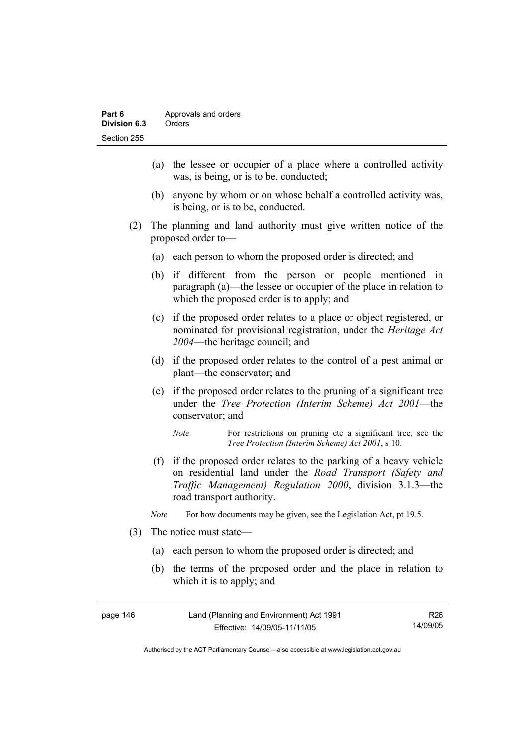(a) the lessee or occupier of a place where a controlled activity was, is being, or is to be, conducted;

(b) anyone by whom or on whose behalf a controlled activity was, is being, or is to be, conducted.

(2) The planning and land authority must give written notice of the proposed order to—

(a) each person to whom the proposed order is directed; and

(b) if different from the person or people mentioned in paragraph (a)—the lessee or occupier of the place in relation to which the proposed order is to apply; and

(c) if the proposed order relates to a place or object registered, or nominated for provisional registration, under the *Heritage Act 2004*—the heritage council; and

(d) if the proposed order relates to the control of a pest animal or plant—the conservator; and

(e) if the proposed order relates to the pruning of a significant tree under the *Tree Protection (Interim Scheme) Act 2001*—the conservator; and

*Note* For restrictions on pruning etc a significant tree, see the *Tree Protection (Interim Scheme) Act 2001*, s 10.

(f) if the proposed order relates to the parking of a heavy vehicle on residential land under the *Road Transport (Safety and Traffic Management) Regulation 2000*, division 3.1.3—the road transport authority.

*Note* For how documents may be given, see the Legislation Act, pt 19.5.

(3) The notice must state—

(a) each person to whom the proposed order is directed; and

(b) the terms of the proposed order and the place in relation to which it is to apply; and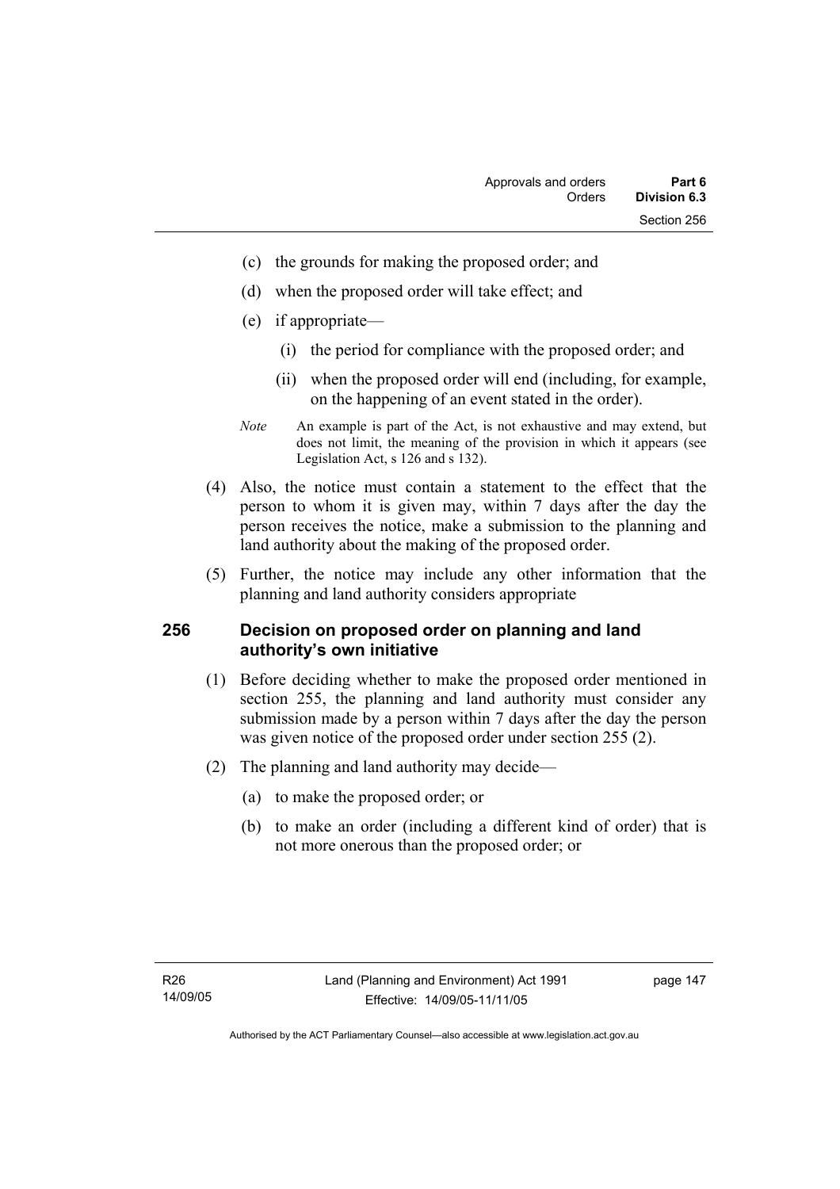(c) the grounds for making the proposed order; and

(d) when the proposed order will take effect; and

(e) if appropriate—

(i) the period for compliance with the proposed order; and

(ii) when the proposed order will end (including, for example, on the happening of an event stated in the order).

*Note* An example is part of the Act, is not exhaustive and may extend, but does not limit, the meaning of the provision in which it appears (see Legislation Act, s 126 and s 132).

(4) Also, the notice must contain a statement to the effect that the person to whom it is given may, within 7 days after the day the person receives the notice, make a submission to the planning and land authority about the making of the proposed order.

(5) Further, the notice may include any other information that the planning and land authority considers appropriate

### 256 Decision on proposed order on planning and land authority's own initiative

(1) Before deciding whether to make the proposed order mentioned in section 255, the planning and land authority must consider any submission made by a person within 7 days after the day the person was given notice of the proposed order under section 255 (2).

(2) The planning and land authority may decide—

(a) to make the proposed order; or

(b) to make an order (including a different kind of order) that is not more onerous than the proposed order; or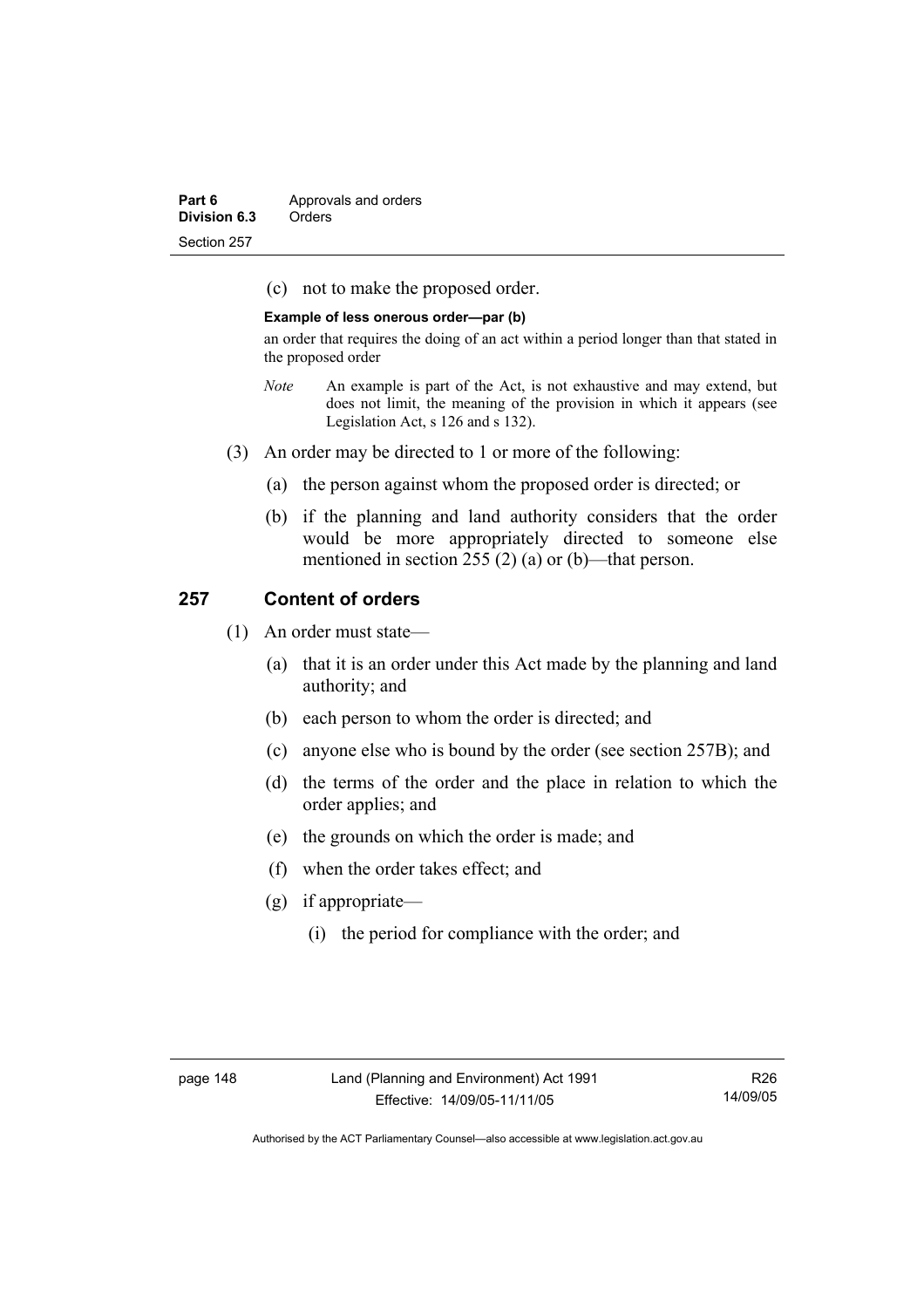(c) not to make the proposed order.

**Example of less onerous order—par (b)**

an order that requires the doing of an act within a period longer than that stated in the proposed order

*Note* An example is part of the Act, is not exhaustive and may extend, but does not limit, the meaning of the provision in which it appears (see Legislation Act, s 126 and s 132).

(3) An order may be directed to 1 or more of the following:

(a) the person against whom the proposed order is directed; or

(b) if the planning and land authority considers that the order would be more appropriately directed to someone else mentioned in section 255 (2) (a) or (b)—that person.

## 257 Content of orders

(1) An order must state—

(a) that it is an order under this Act made by the planning and land authority; and

(b) each person to whom the order is directed; and

(c) anyone else who is bound by the order (see section 257B); and

(d) the terms of the order and the place in relation to which the order applies; and

(e) the grounds on which the order is made; and

(f) when the order takes effect; and

(g) if appropriate—

(i) the period for compliance with the order; and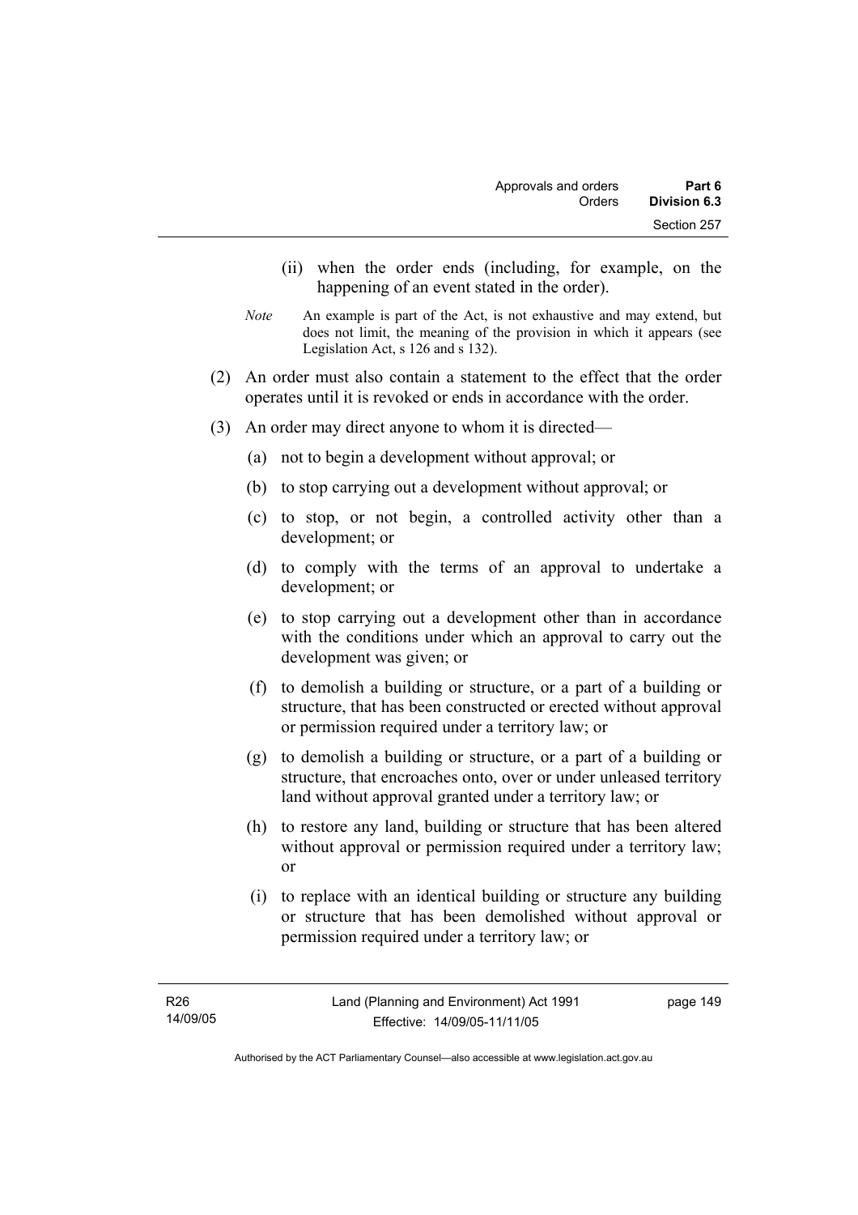(ii) when the order ends (including, for example, on the happening of an event stated in the order).

*Note* An example is part of the Act, is not exhaustive and may extend, but does not limit, the meaning of the provision in which it appears (see Legislation Act, s 126 and s 132).

(2) An order must also contain a statement to the effect that the order operates until it is revoked or ends in accordance with the order.

(3) An order may direct anyone to whom it is directed—

(a) not to begin a development without approval; or

(b) to stop carrying out a development without approval; or

(c) to stop, or not begin, a controlled activity other than a development; or

(d) to comply with the terms of an approval to undertake a development; or

(e) to stop carrying out a development other than in accordance with the conditions under which an approval to carry out the development was given; or

(f) to demolish a building or structure, or a part of a building or structure, that has been constructed or erected without approval or permission required under a territory law; or

(g) to demolish a building or structure, or a part of a building or structure, that encroaches onto, over or under unleased territory land without approval granted under a territory law; or

(h) to restore any land, building or structure that has been altered without approval or permission required under a territory law; or

(i) to replace with an identical building or structure any building or structure that has been demolished without approval or permission required under a territory law; or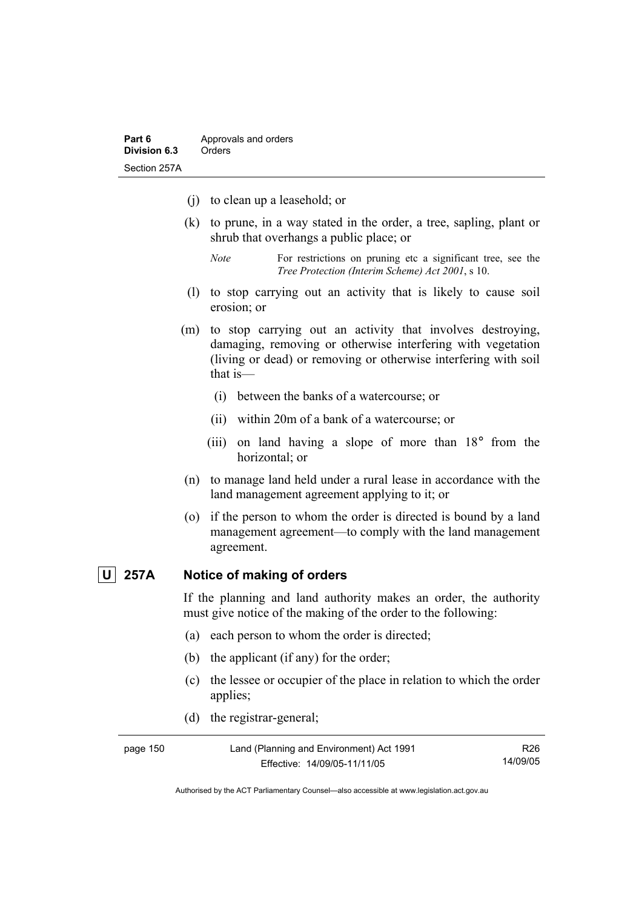(j) to clean up a leasehold; or

(k) to prune, in a way stated in the order, a tree, sapling, plant or shrub that overhangs a public place; or

*Note* For restrictions on pruning etc a significant tree, see the *Tree Protection (Interim Scheme) Act 2001*, s 10.

(l) to stop carrying out an activity that is likely to cause soil erosion; or

(m) to stop carrying out an activity that involves destroying, damaging, removing or otherwise interfering with vegetation (living or dead) or removing or otherwise interfering with soil that is—

(i) between the banks of a watercourse; or

(ii) within 20m of a bank of a watercourse; or

(iii) on land having a slope of more than 18° from the horizontal; or

(n) to manage land held under a rural lease in accordance with the land management agreement applying to it; or

(o) if the person to whom the order is directed is bound by a land management agreement—to comply with the land management agreement.

### U 257A Notice of making of orders

If the planning and land authority makes an order, the authority must give notice of the making of the order to the following:

(a) each person to whom the order is directed;

(b) the applicant (if any) for the order;

(c) the lessee or occupier of the place in relation to which the order applies;

(d) the registrar-general;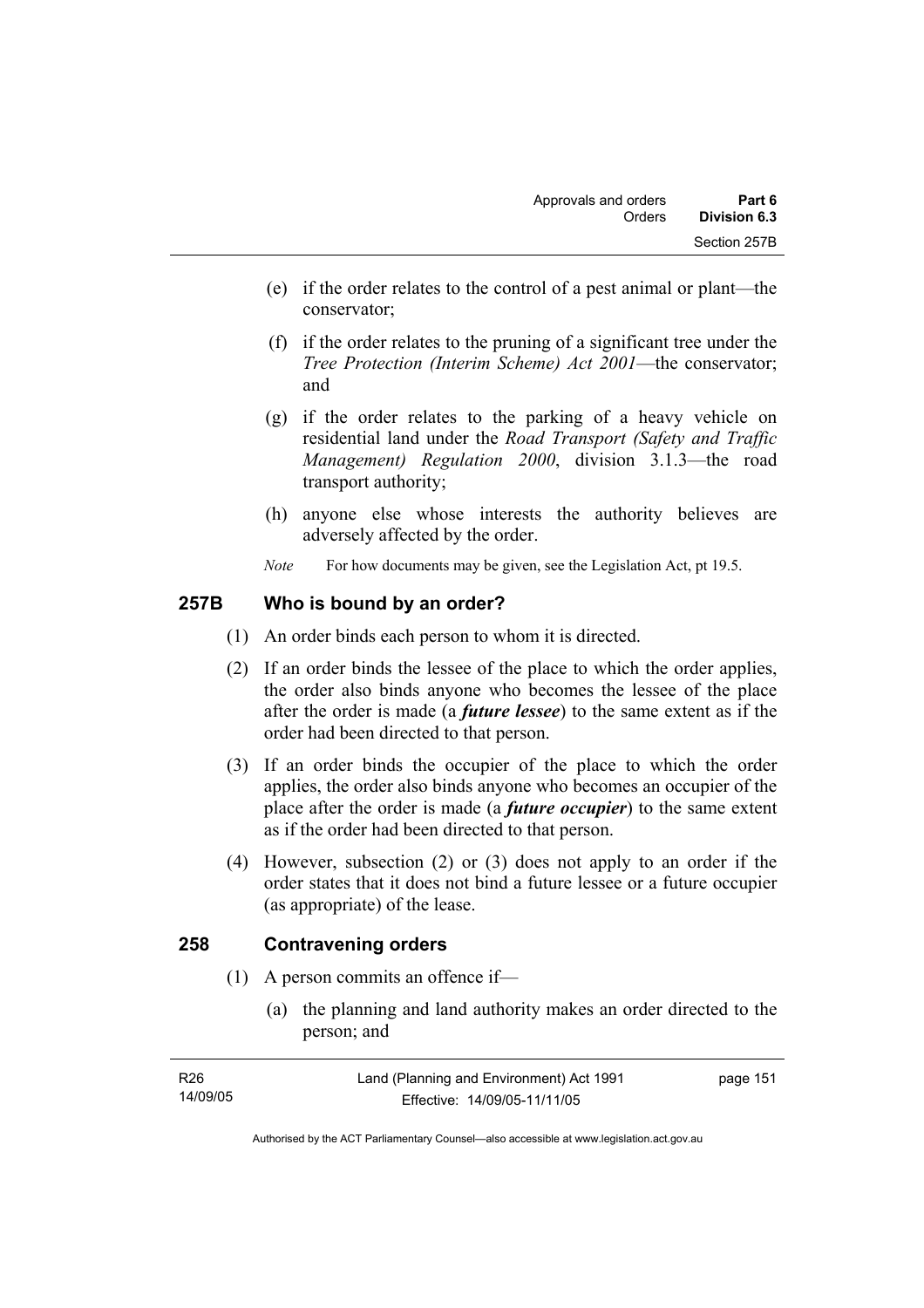(e) if the order relates to the control of a pest animal or plant—the conservator;

(f) if the order relates to the pruning of a significant tree under the *Tree Protection (Interim Scheme) Act 2001*—the conservator; and

(g) if the order relates to the parking of a heavy vehicle on residential land under the *Road Transport (Safety and Traffic Management) Regulation 2000*, division 3.1.3—the road transport authority;

(h) anyone else whose interests the authority believes are adversely affected by the order.

*Note* For how documents may be given, see the Legislation Act, pt 19.5.

## 257B Who is bound by an order?

(1) An order binds each person to whom it is directed.

(2) If an order binds the lessee of the place to which the order applies, the order also binds anyone who becomes the lessee of the place after the order is made (a ***future lessee***) to the same extent as if the order had been directed to that person.

(3) If an order binds the occupier of the place to which the order applies, the order also binds anyone who becomes an occupier of the place after the order is made (a ***future occupier***) to the same extent as if the order had been directed to that person.

(4) However, subsection (2) or (3) does not apply to an order if the order states that it does not bind a future lessee or a future occupier (as appropriate) of the lease.

## 258 Contravening orders

(1) A person commits an offence if—

(a) the planning and land authority makes an order directed to the person; and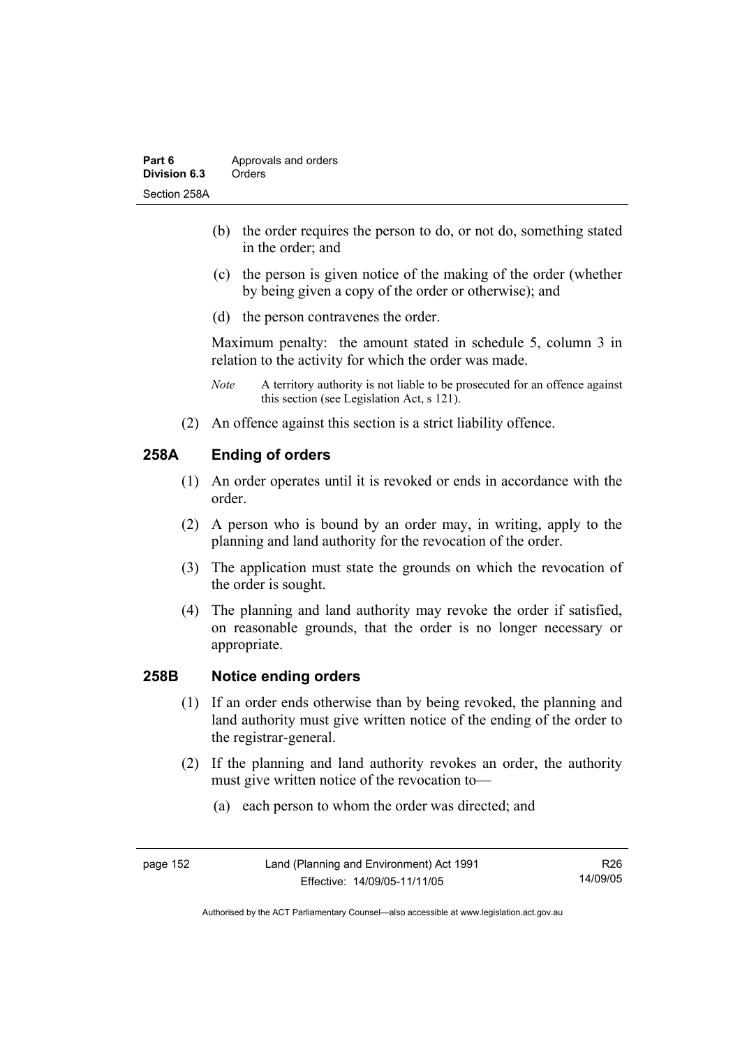(b) the order requires the person to do, or not do, something stated in the order; and

(c) the person is given notice of the making of the order (whether by being given a copy of the order or otherwise); and

(d) the person contravenes the order.

Maximum penalty: the amount stated in schedule 5, column 3 in relation to the activity for which the order was made.

*Note* A territory authority is not liable to be prosecuted for an offence against this section (see Legislation Act, s 121).

(2) An offence against this section is a strict liability offence.

## 258A Ending of orders

(1) An order operates until it is revoked or ends in accordance with the order.

(2) A person who is bound by an order may, in writing, apply to the planning and land authority for the revocation of the order.

(3) The application must state the grounds on which the revocation of the order is sought.

(4) The planning and land authority may revoke the order if satisfied, on reasonable grounds, that the order is no longer necessary or appropriate.

## 258B Notice ending orders

(1) If an order ends otherwise than by being revoked, the planning and land authority must give written notice of the ending of the order to the registrar-general.

(2) If the planning and land authority revokes an order, the authority must give written notice of the revocation to—

(a) each person to whom the order was directed; and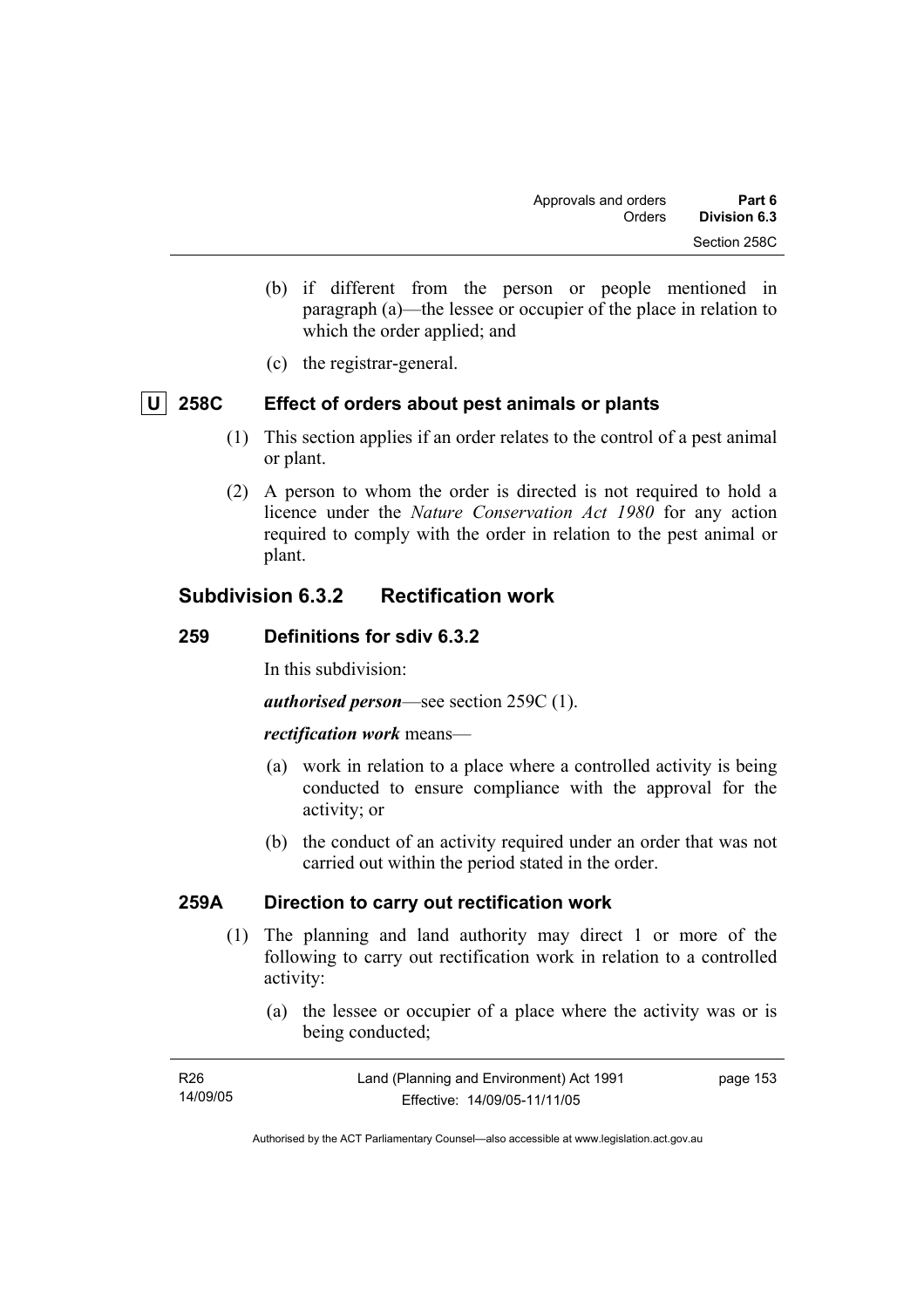(b) if different from the person or people mentioned in paragraph (a)—the lessee or occupier of the place in relation to which the order applied; and

(c) the registrar-general.

### U 258C Effect of orders about pest animals or plants

(1) This section applies if an order relates to the control of a pest animal or plant.

(2) A person to whom the order is directed is not required to hold a licence under the *Nature Conservation Act 1980* for any action required to comply with the order in relation to the pest animal or plant.

## Subdivision 6.3.2 Rectification work

### 259 Definitions for sdiv 6.3.2

In this subdivision:

***authorised person***—see section 259C (1).

***rectification work*** means—

(a) work in relation to a place where a controlled activity is being conducted to ensure compliance with the approval for the activity; or

(b) the conduct of an activity required under an order that was not carried out within the period stated in the order.

### 259A Direction to carry out rectification work

(1) The planning and land authority may direct 1 or more of the following to carry out rectification work in relation to a controlled activity:

(a) the lessee or occupier of a place where the activity was or is being conducted;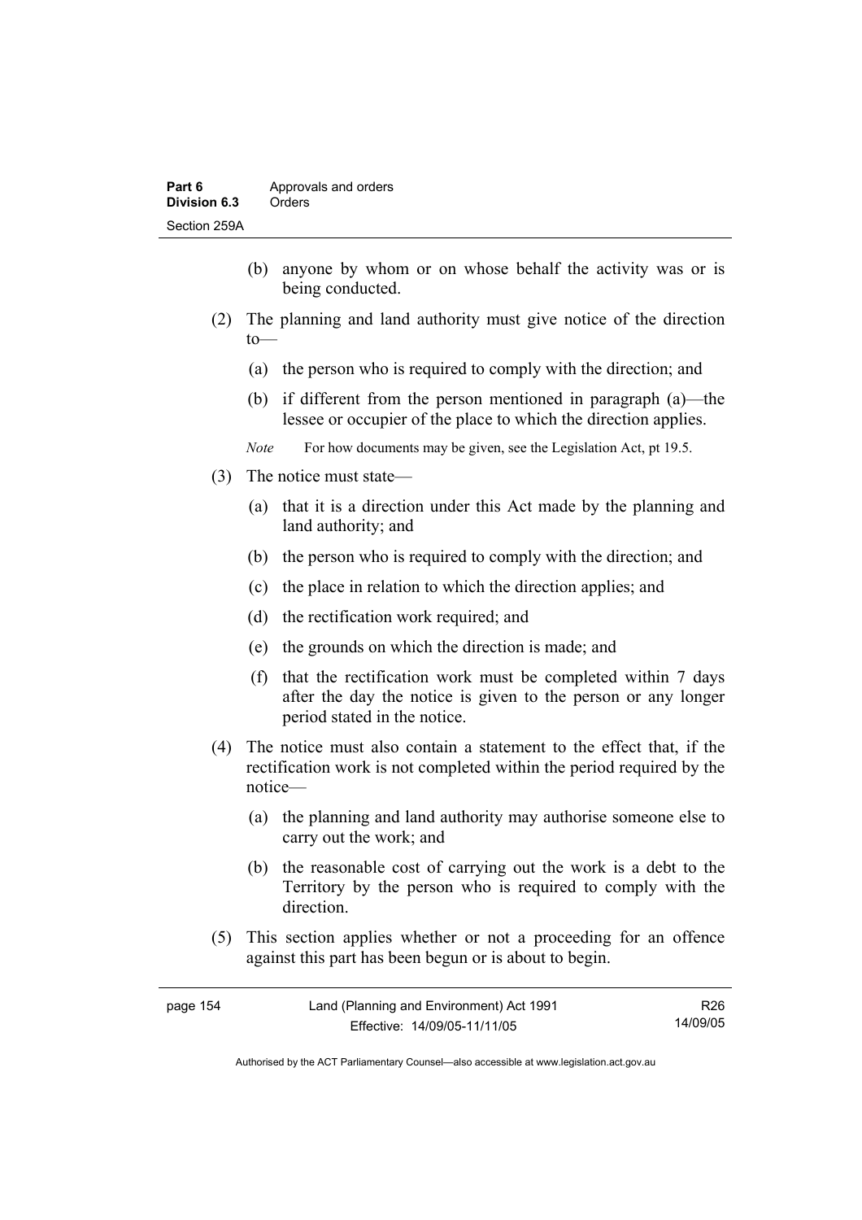(b) anyone by whom or on whose behalf the activity was or is being conducted.

(2) The planning and land authority must give notice of the direction to—

(a) the person who is required to comply with the direction; and

(b) if different from the person mentioned in paragraph (a)—the lessee or occupier of the place to which the direction applies.

*Note* For how documents may be given, see the Legislation Act, pt 19.5.

(3) The notice must state—

(a) that it is a direction under this Act made by the planning and land authority; and

(b) the person who is required to comply with the direction; and

(c) the place in relation to which the direction applies; and

(d) the rectification work required; and

(e) the grounds on which the direction is made; and

(f) that the rectification work must be completed within 7 days after the day the notice is given to the person or any longer period stated in the notice.

(4) The notice must also contain a statement to the effect that, if the rectification work is not completed within the period required by the notice—

(a) the planning and land authority may authorise someone else to carry out the work; and

(b) the reasonable cost of carrying out the work is a debt to the Territory by the person who is required to comply with the direction.

(5) This section applies whether or not a proceeding for an offence against this part has been begun or is about to begin.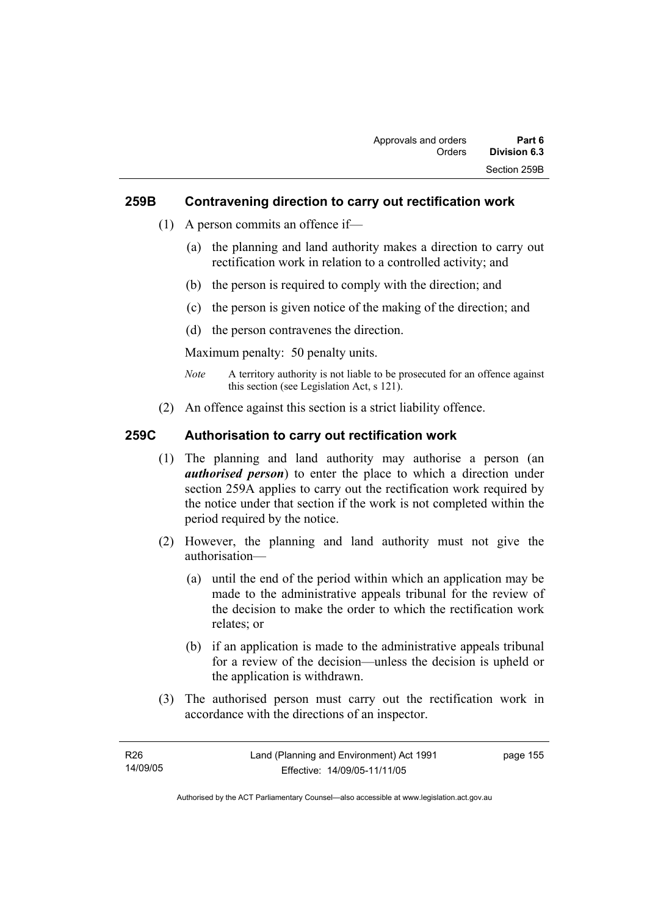### 259B Contravening direction to carry out rectification work

(1) A person commits an offence if—

(a) the planning and land authority makes a direction to carry out rectification work in relation to a controlled activity; and

(b) the person is required to comply with the direction; and

(c) the person is given notice of the making of the direction; and

(d) the person contravenes the direction.

Maximum penalty: 50 penalty units.

*Note* A territory authority is not liable to be prosecuted for an offence against this section (see Legislation Act, s 121).

(2) An offence against this section is a strict liability offence.

### 259C Authorisation to carry out rectification work

(1) The planning and land authority may authorise a person (an ***authorised person***) to enter the place to which a direction under section 259A applies to carry out the rectification work required by the notice under that section if the work is not completed within the period required by the notice.

(2) However, the planning and land authority must not give the authorisation—

(a) until the end of the period within which an application may be made to the administrative appeals tribunal for the review of the decision to make the order to which the rectification work relates; or

(b) if an application is made to the administrative appeals tribunal for a review of the decision—unless the decision is upheld or the application is withdrawn.

(3) The authorised person must carry out the rectification work in accordance with the directions of an inspector.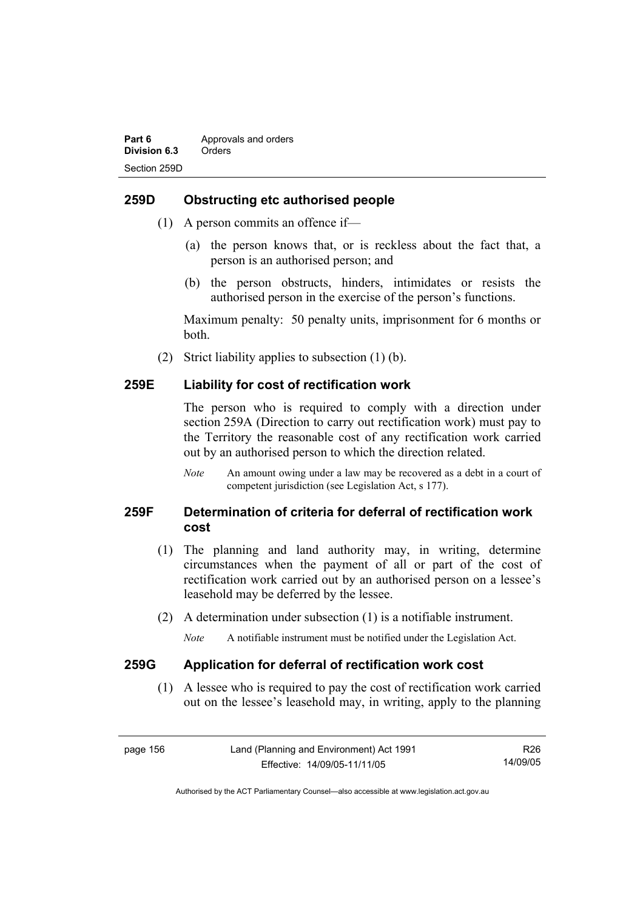## 259D Obstructing etc authorised people

(1) A person commits an offence if—

(a) the person knows that, or is reckless about the fact that, a person is an authorised person; and

(b) the person obstructs, hinders, intimidates or resists the authorised person in the exercise of the person's functions.

Maximum penalty: 50 penalty units, imprisonment for 6 months or both.

(2) Strict liability applies to subsection (1) (b).

## 259E Liability for cost of rectification work

The person who is required to comply with a direction under section 259A (Direction to carry out rectification work) must pay to the Territory the reasonable cost of any rectification work carried out by an authorised person to which the direction related.

*Note* An amount owing under a law may be recovered as a debt in a court of competent jurisdiction (see Legislation Act, s 177).

## 259F Determination of criteria for deferral of rectification work cost

(1) The planning and land authority may, in writing, determine circumstances when the payment of all or part of the cost of rectification work carried out by an authorised person on a lessee's leasehold may be deferred by the lessee.

(2) A determination under subsection (1) is a notifiable instrument.

*Note* A notifiable instrument must be notified under the Legislation Act.

## 259G Application for deferral of rectification work cost

(1) A lessee who is required to pay the cost of rectification work carried out on the lessee's leasehold may, in writing, apply to the planning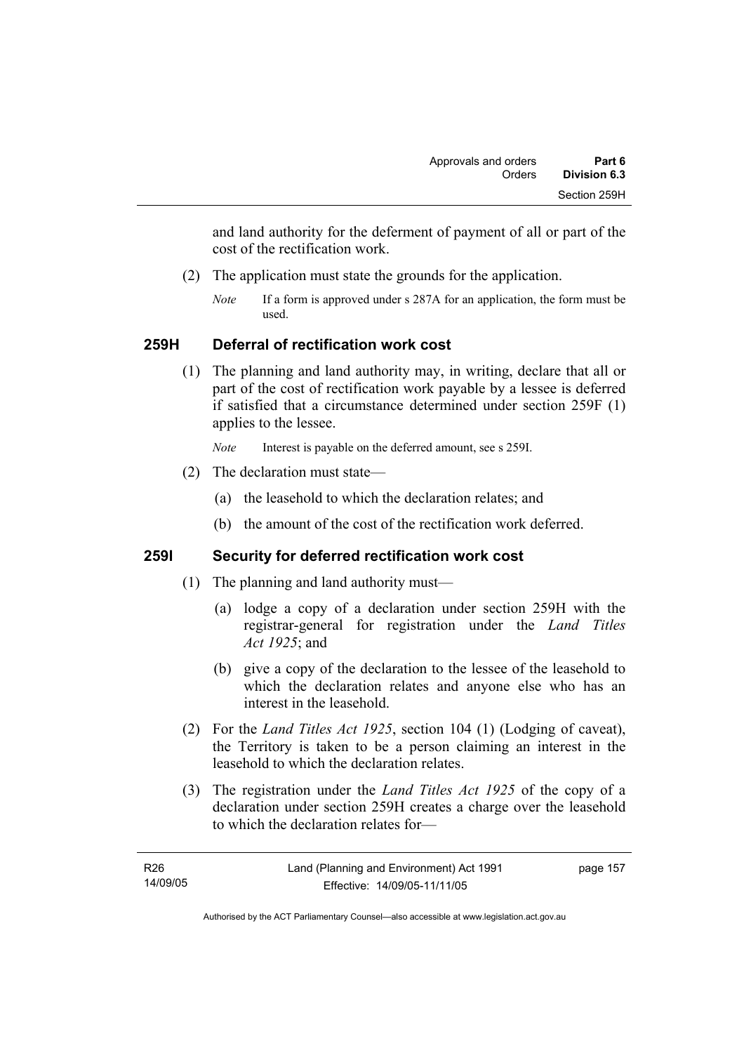and land authority for the deferment of payment of all or part of the cost of the rectification work.

(2) The application must state the grounds for the application.

*Note* If a form is approved under s 287A for an application, the form must be used.

### 259H Deferral of rectification work cost

(1) The planning and land authority may, in writing, declare that all or part of the cost of rectification work payable by a lessee is deferred if satisfied that a circumstance determined under section 259F (1) applies to the lessee.

*Note* Interest is payable on the deferred amount, see s 259I.

(2) The declaration must state—

(a) the leasehold to which the declaration relates; and

(b) the amount of the cost of the rectification work deferred.

### 259I Security for deferred rectification work cost

(1) The planning and land authority must—

(a) lodge a copy of a declaration under section 259H with the registrar-general for registration under the *Land Titles Act 1925*; and

(b) give a copy of the declaration to the lessee of the leasehold to which the declaration relates and anyone else who has an interest in the leasehold.

(2) For the *Land Titles Act 1925*, section 104 (1) (Lodging of caveat), the Territory is taken to be a person claiming an interest in the leasehold to which the declaration relates.

(3) The registration under the *Land Titles Act 1925* of the copy of a declaration under section 259H creates a charge over the leasehold to which the declaration relates for—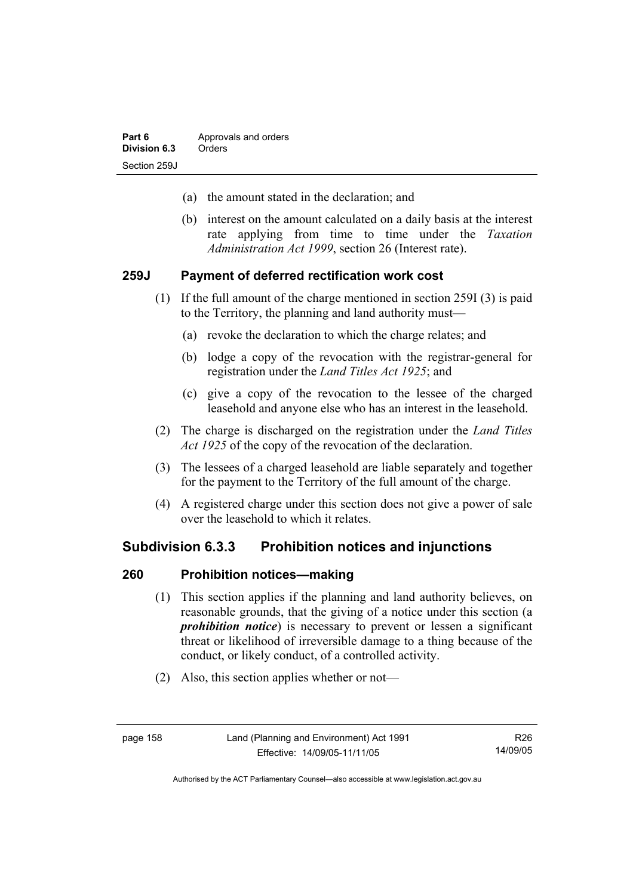(a) the amount stated in the declaration; and

(b) interest on the amount calculated on a daily basis at the interest rate applying from time to time under the *Taxation Administration Act 1999*, section 26 (Interest rate).

### 259J Payment of deferred rectification work cost

(1) If the full amount of the charge mentioned in section 259I (3) is paid to the Territory, the planning and land authority must—

(a) revoke the declaration to which the charge relates; and

(b) lodge a copy of the revocation with the registrar-general for registration under the *Land Titles Act 1925*; and

(c) give a copy of the revocation to the lessee of the charged leasehold and anyone else who has an interest in the leasehold.

(2) The charge is discharged on the registration under the *Land Titles Act 1925* of the copy of the revocation of the declaration.

(3) The lessees of a charged leasehold are liable separately and together for the payment to the Territory of the full amount of the charge.

(4) A registered charge under this section does not give a power of sale over the leasehold to which it relates.

## Subdivision 6.3.3 Prohibition notices and injunctions

### 260 Prohibition notices—making

(1) This section applies if the planning and land authority believes, on reasonable grounds, that the giving of a notice under this section (a ***prohibition notice***) is necessary to prevent or lessen a significant threat or likelihood of irreversible damage to a thing because of the conduct, or likely conduct, of a controlled activity.

(2) Also, this section applies whether or not—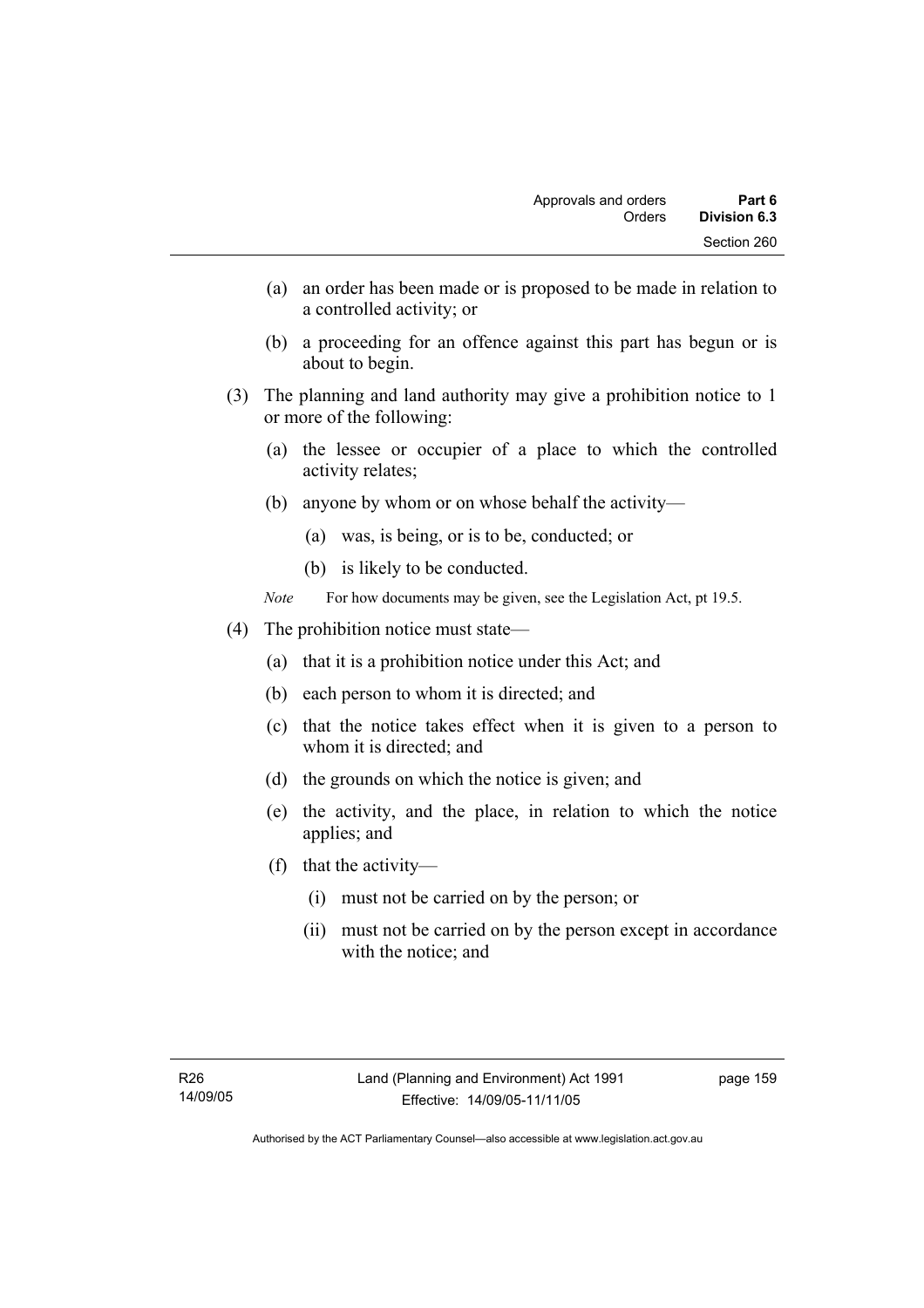(a) an order has been made or is proposed to be made in relation to a controlled activity; or

(b) a proceeding for an offence against this part has begun or is about to begin.

(3) The planning and land authority may give a prohibition notice to 1 or more of the following:

(a) the lessee or occupier of a place to which the controlled activity relates;

(b) anyone by whom or on whose behalf the activity—

(a) was, is being, or is to be, conducted; or

(b) is likely to be conducted.

*Note* For how documents may be given, see the Legislation Act, pt 19.5.

(4) The prohibition notice must state—

(a) that it is a prohibition notice under this Act; and

(b) each person to whom it is directed; and

(c) that the notice takes effect when it is given to a person to whom it is directed; and

(d) the grounds on which the notice is given; and

(e) the activity, and the place, in relation to which the notice applies; and

(f) that the activity—

(i) must not be carried on by the person; or

(ii) must not be carried on by the person except in accordance with the notice; and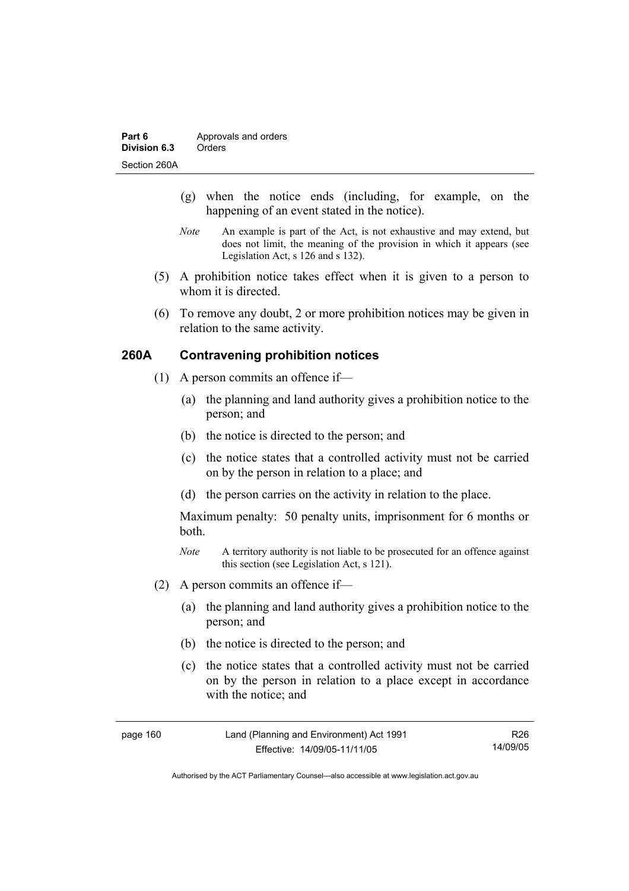(g) when the notice ends (including, for example, on the happening of an event stated in the notice).

*Note* An example is part of the Act, is not exhaustive and may extend, but does not limit, the meaning of the provision in which it appears (see Legislation Act, s 126 and s 132).

(5) A prohibition notice takes effect when it is given to a person to whom it is directed.

(6) To remove any doubt, 2 or more prohibition notices may be given in relation to the same activity.

## 260A Contravening prohibition notices

(1) A person commits an offence if—

(a) the planning and land authority gives a prohibition notice to the person; and

(b) the notice is directed to the person; and

(c) the notice states that a controlled activity must not be carried on by the person in relation to a place; and

(d) the person carries on the activity in relation to the place.

Maximum penalty: 50 penalty units, imprisonment for 6 months or both.

*Note* A territory authority is not liable to be prosecuted for an offence against this section (see Legislation Act, s 121).

(2) A person commits an offence if—

(a) the planning and land authority gives a prohibition notice to the person; and

(b) the notice is directed to the person; and

(c) the notice states that a controlled activity must not be carried on by the person in relation to a place except in accordance with the notice; and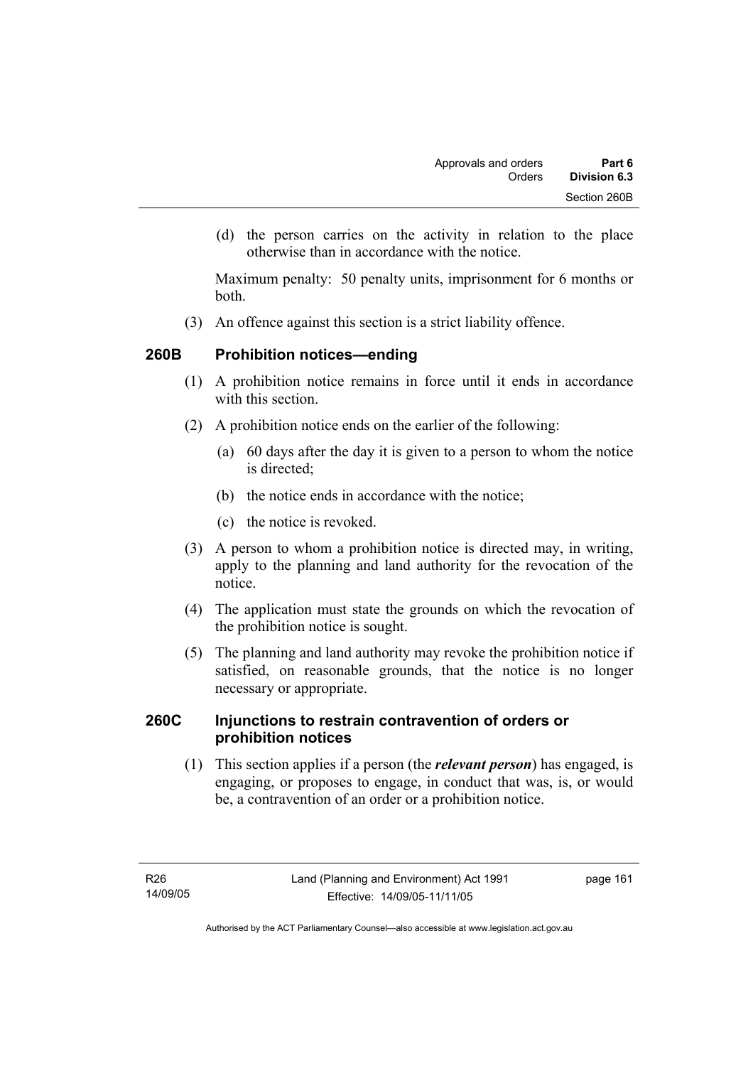(d) the person carries on the activity in relation to the place otherwise than in accordance with the notice.

Maximum penalty: 50 penalty units, imprisonment for 6 months or both.

(3) An offence against this section is a strict liability offence.

### 260B Prohibition notices—ending

(1) A prohibition notice remains in force until it ends in accordance with this section.

(2) A prohibition notice ends on the earlier of the following:

(a) 60 days after the day it is given to a person to whom the notice is directed;

(b) the notice ends in accordance with the notice;

(c) the notice is revoked.

(3) A person to whom a prohibition notice is directed may, in writing, apply to the planning and land authority for the revocation of the notice.

(4) The application must state the grounds on which the revocation of the prohibition notice is sought.

(5) The planning and land authority may revoke the prohibition notice if satisfied, on reasonable grounds, that the notice is no longer necessary or appropriate.

### 260C Injunctions to restrain contravention of orders or prohibition notices

(1) This section applies if a person (the ***relevant person***) has engaged, is engaging, or proposes to engage, in conduct that was, is, or would be, a contravention of an order or a prohibition notice.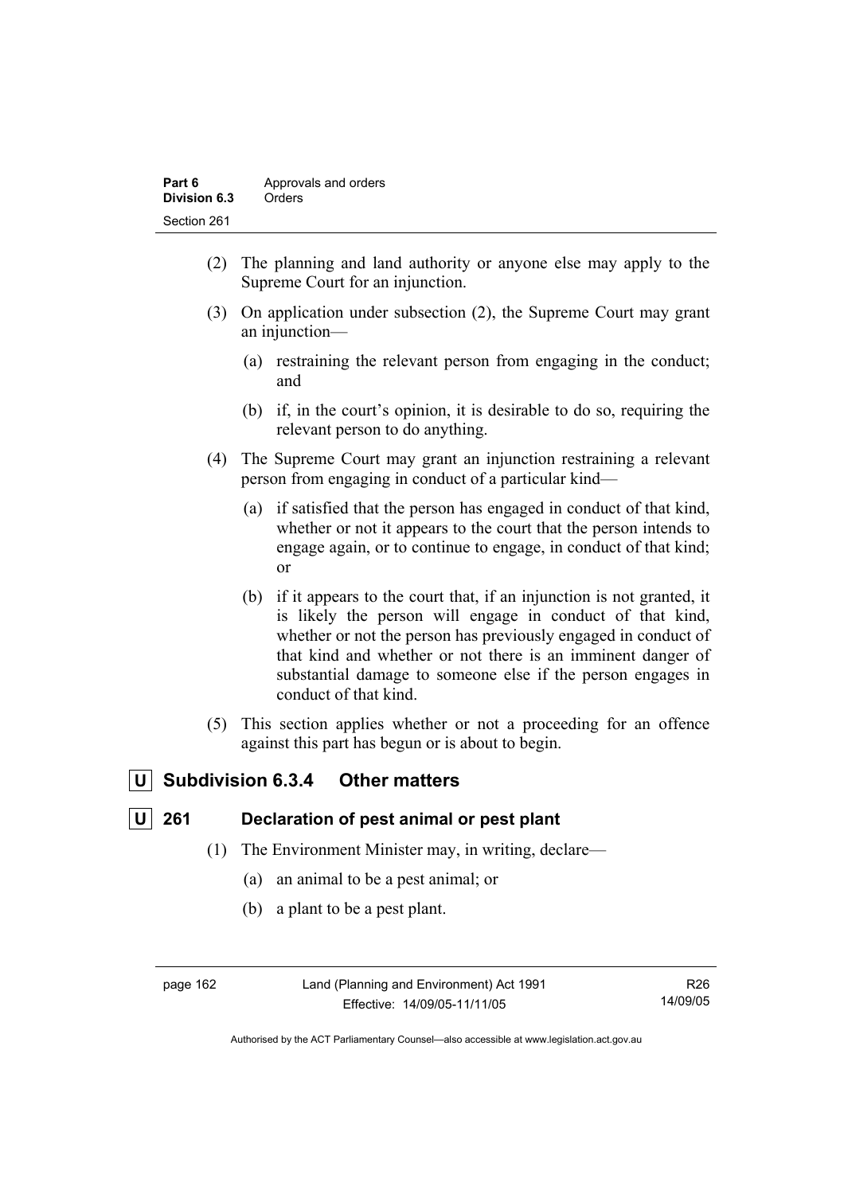(2) The planning and land authority or anyone else may apply to the Supreme Court for an injunction.

(3) On application under subsection (2), the Supreme Court may grant an injunction—

(a) restraining the relevant person from engaging in the conduct; and

(b) if, in the court's opinion, it is desirable to do so, requiring the relevant person to do anything.

(4) The Supreme Court may grant an injunction restraining a relevant person from engaging in conduct of a particular kind—

(a) if satisfied that the person has engaged in conduct of that kind, whether or not it appears to the court that the person intends to engage again, or to continue to engage, in conduct of that kind; or

(b) if it appears to the court that, if an injunction is not granted, it is likely the person will engage in conduct of that kind, whether or not the person has previously engaged in conduct of that kind and whether or not there is an imminent danger of substantial damage to someone else if the person engages in conduct of that kind.

(5) This section applies whether or not a proceeding for an offence against this part has begun or is about to begin.

## U Subdivision 6.3.4 Other matters

### U 261 Declaration of pest animal or pest plant

(1) The Environment Minister may, in writing, declare—

(a) an animal to be a pest animal; or

(b) a plant to be a pest plant.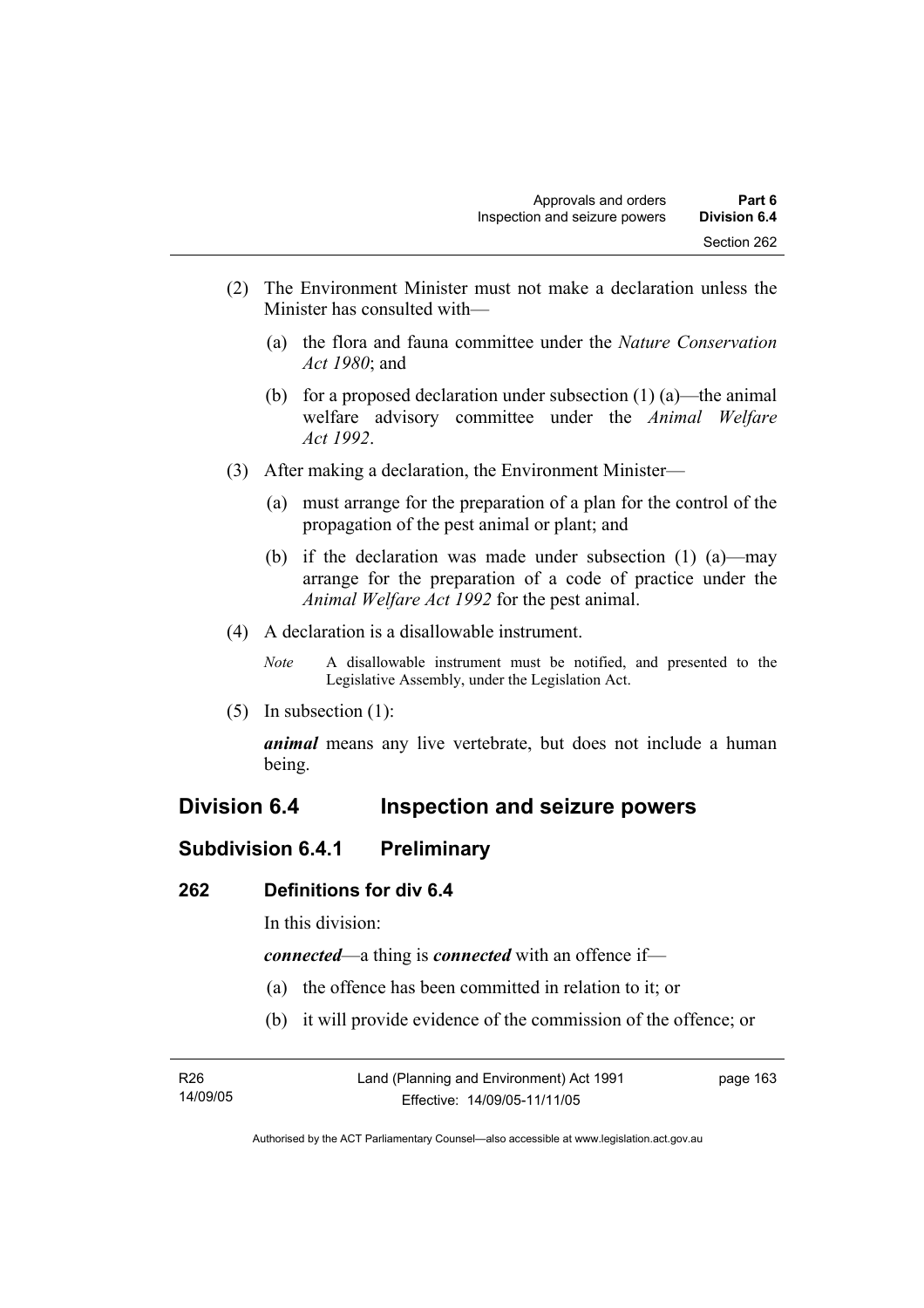(2) The Environment Minister must not make a declaration unless the Minister has consulted with—

(a) the flora and fauna committee under the *Nature Conservation Act 1980*; and

(b) for a proposed declaration under subsection (1) (a)—the animal welfare advisory committee under the *Animal Welfare Act 1992*.

(3) After making a declaration, the Environment Minister—

(a) must arrange for the preparation of a plan for the control of the propagation of the pest animal or plant; and

(b) if the declaration was made under subsection (1) (a)—may arrange for the preparation of a code of practice under the *Animal Welfare Act 1992* for the pest animal.

(4) A declaration is a disallowable instrument.

*Note* A disallowable instrument must be notified, and presented to the Legislative Assembly, under the Legislation Act.

(5) In subsection (1):

***animal*** means any live vertebrate, but does not include a human being.

## Division 6.4 Inspection and seizure powers

### Subdivision 6.4.1 Preliminary

#### 262 Definitions for div 6.4

In this division:

***connected***—a thing is ***connected*** with an offence if—

(a) the offence has been committed in relation to it; or

(b) it will provide evidence of the commission of the offence; or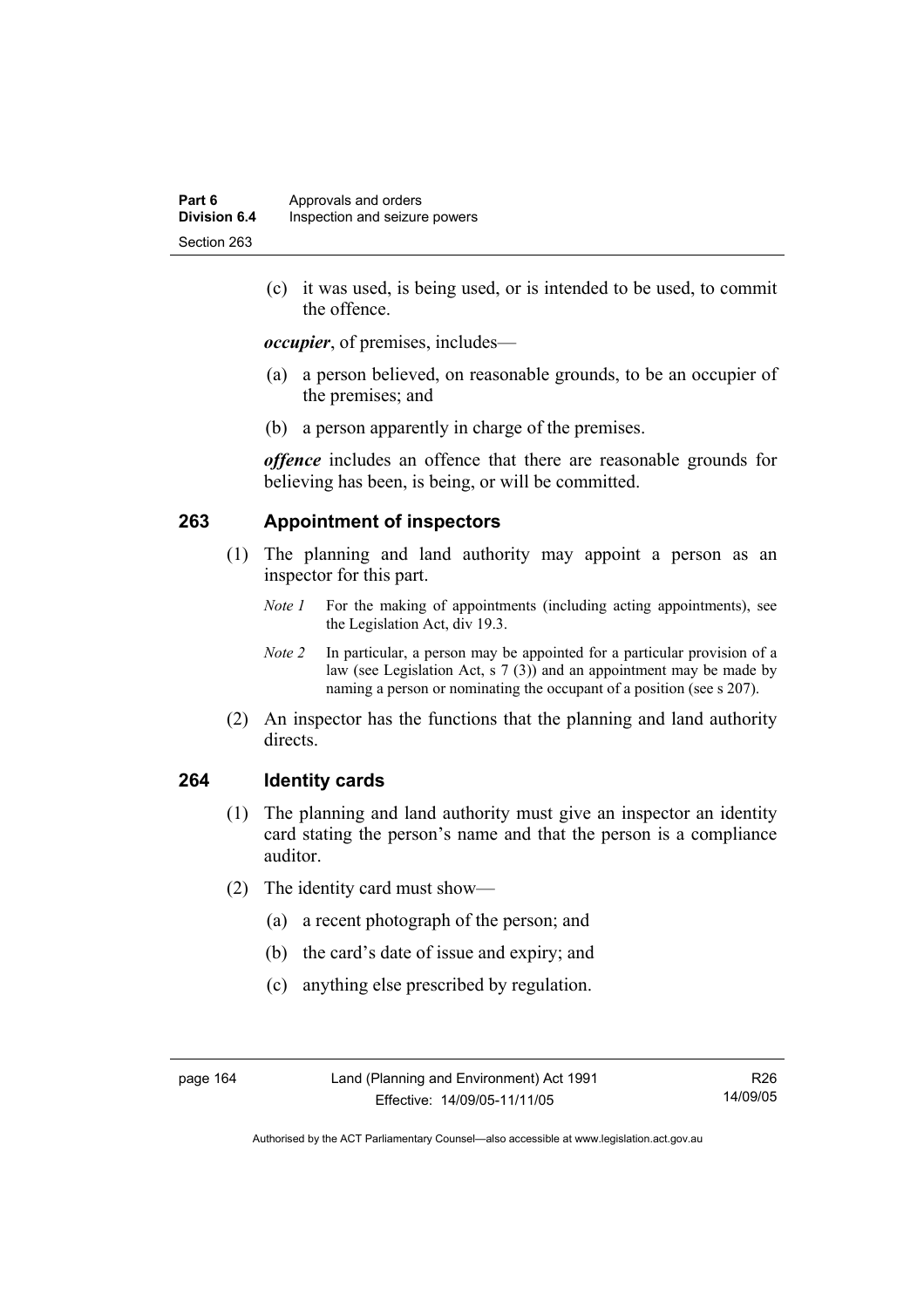(c) it was used, is being used, or is intended to be used, to commit the offence.

***occupier***, of premises, includes—

(a) a person believed, on reasonable grounds, to be an occupier of the premises; and

(b) a person apparently in charge of the premises.

***offence*** includes an offence that there are reasonable grounds for believing has been, is being, or will be committed.

## 263 Appointment of inspectors

(1) The planning and land authority may appoint a person as an inspector for this part.

*Note 1* For the making of appointments (including acting appointments), see the Legislation Act, div 19.3.

*Note 2* In particular, a person may be appointed for a particular provision of a law (see Legislation Act, s 7 (3)) and an appointment may be made by naming a person or nominating the occupant of a position (see s 207).

(2) An inspector has the functions that the planning and land authority directs.

## 264 Identity cards

(1) The planning and land authority must give an inspector an identity card stating the person's name and that the person is a compliance auditor.

(2) The identity card must show—

(a) a recent photograph of the person; and

(b) the card's date of issue and expiry; and

(c) anything else prescribed by regulation.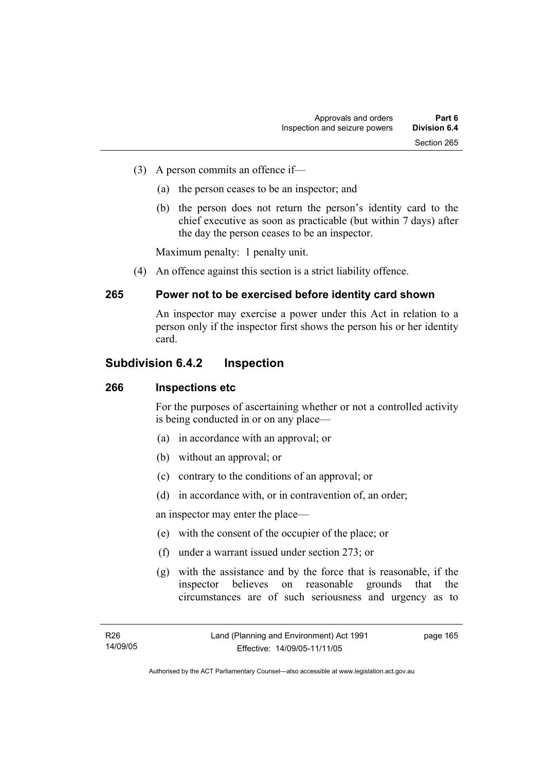(3) A person commits an offence if—

(a) the person ceases to be an inspector; and

(b) the person does not return the person's identity card to the chief executive as soon as practicable (but within 7 days) after the day the person ceases to be an inspector.

Maximum penalty: 1 penalty unit.

(4) An offence against this section is a strict liability offence.

### 265 Power not to be exercised before identity card shown

An inspector may exercise a power under this Act in relation to a person only if the inspector first shows the person his or her identity card.

## Subdivision 6.4.2 Inspection

### 266 Inspections etc

For the purposes of ascertaining whether or not a controlled activity is being conducted in or on any place—

(a) in accordance with an approval; or

(b) without an approval; or

(c) contrary to the conditions of an approval; or

(d) in accordance with, or in contravention of, an order;

an inspector may enter the place—

(e) with the consent of the occupier of the place; or

(f) under a warrant issued under section 273; or

(g) with the assistance and by the force that is reasonable, if the inspector believes on reasonable grounds that the circumstances are of such seriousness and urgency as to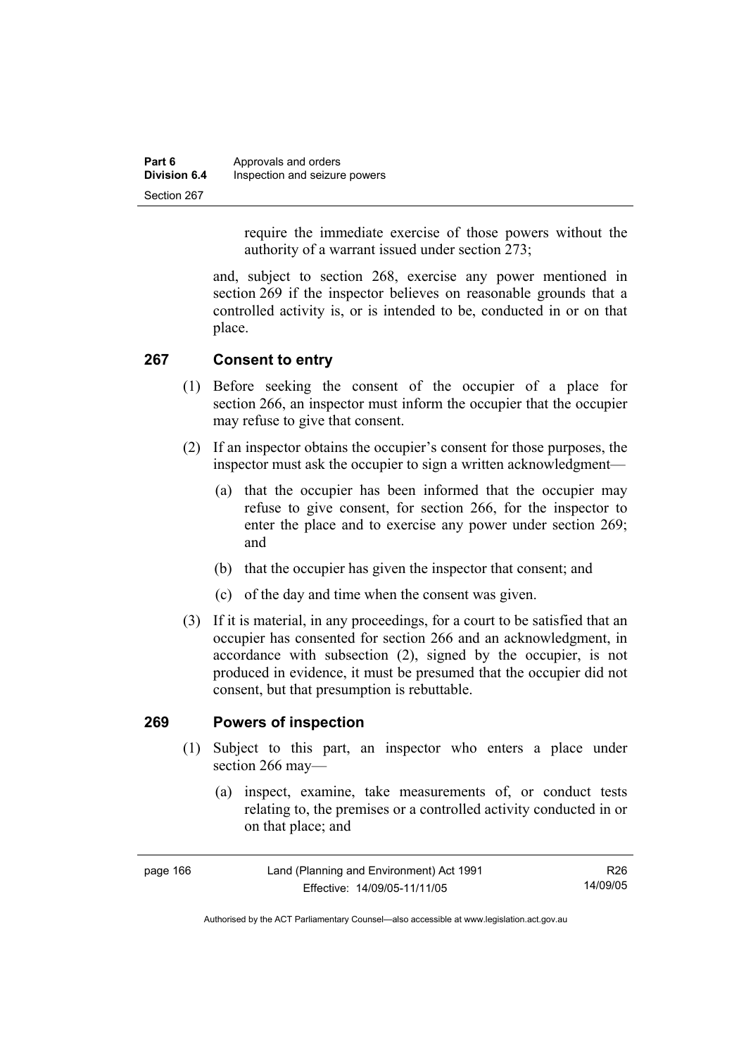require the immediate exercise of those powers without the authority of a warrant issued under section 273;

and, subject to section 268, exercise any power mentioned in section 269 if the inspector believes on reasonable grounds that a controlled activity is, or is intended to be, conducted in or on that place.

## 267 Consent to entry

(1) Before seeking the consent of the occupier of a place for section 266, an inspector must inform the occupier that the occupier may refuse to give that consent.

(2) If an inspector obtains the occupier's consent for those purposes, the inspector must ask the occupier to sign a written acknowledgment—

(a) that the occupier has been informed that the occupier may refuse to give consent, for section 266, for the inspector to enter the place and to exercise any power under section 269; and

(b) that the occupier has given the inspector that consent; and

(c) of the day and time when the consent was given.

(3) If it is material, in any proceedings, for a court to be satisfied that an occupier has consented for section 266 and an acknowledgment, in accordance with subsection (2), signed by the occupier, is not produced in evidence, it must be presumed that the occupier did not consent, but that presumption is rebuttable.

## 269 Powers of inspection

(1) Subject to this part, an inspector who enters a place under section 266 may—

(a) inspect, examine, take measurements of, or conduct tests relating to, the premises or a controlled activity conducted in or on that place; and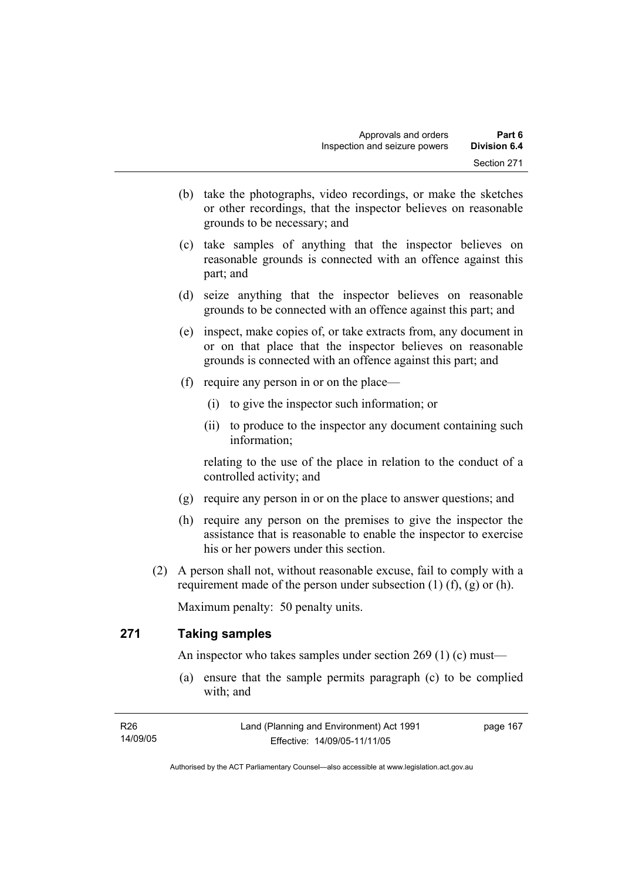(b) take the photographs, video recordings, or make the sketches or other recordings, that the inspector believes on reasonable grounds to be necessary; and

(c) take samples of anything that the inspector believes on reasonable grounds is connected with an offence against this part; and

(d) seize anything that the inspector believes on reasonable grounds to be connected with an offence against this part; and

(e) inspect, make copies of, or take extracts from, any document in or on that place that the inspector believes on reasonable grounds is connected with an offence against this part; and

(f) require any person in or on the place—

(i) to give the inspector such information; or

(ii) to produce to the inspector any document containing such information;

relating to the use of the place in relation to the conduct of a controlled activity; and

(g) require any person in or on the place to answer questions; and

(h) require any person on the premises to give the inspector the assistance that is reasonable to enable the inspector to exercise his or her powers under this section.

(2) A person shall not, without reasonable excuse, fail to comply with a requirement made of the person under subsection (1) (f), (g) or (h).

Maximum penalty: 50 penalty units.

## 271 Taking samples

An inspector who takes samples under section 269 (1) (c) must—

(a) ensure that the sample permits paragraph (c) to be complied with; and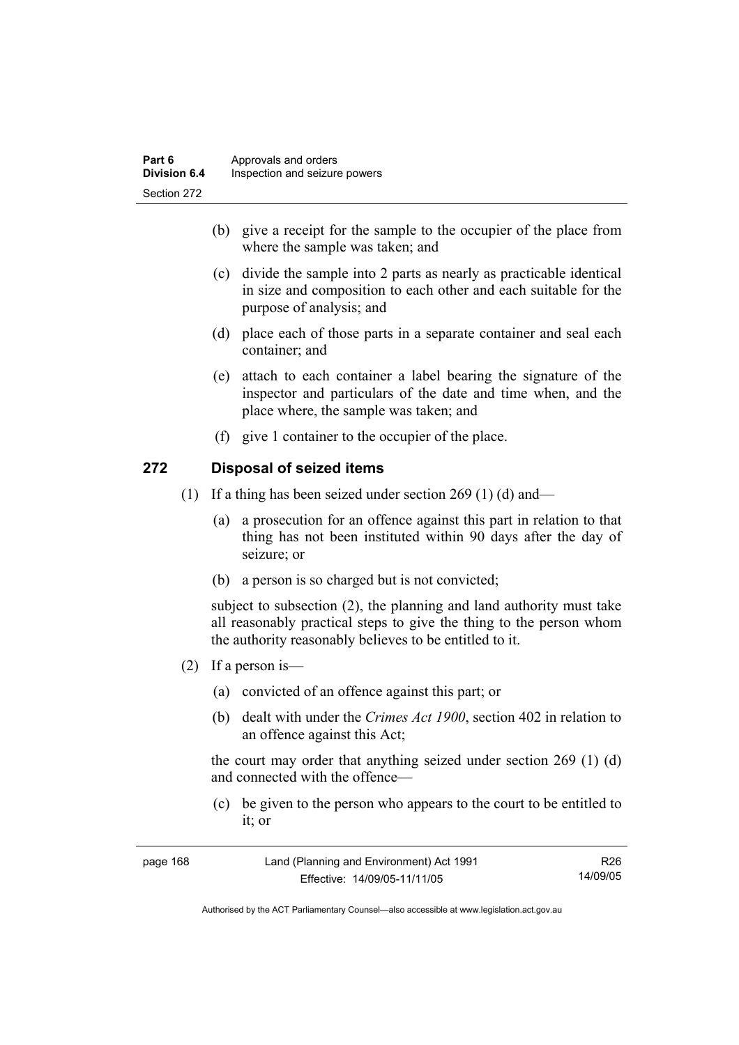(b) give a receipt for the sample to the occupier of the place from where the sample was taken; and

(c) divide the sample into 2 parts as nearly as practicable identical in size and composition to each other and each suitable for the purpose of analysis; and

(d) place each of those parts in a separate container and seal each container; and

(e) attach to each container a label bearing the signature of the inspector and particulars of the date and time when, and the place where, the sample was taken; and

(f) give 1 container to the occupier of the place.

## 272 Disposal of seized items

(1) If a thing has been seized under section 269 (1) (d) and—

(a) a prosecution for an offence against this part in relation to that thing has not been instituted within 90 days after the day of seizure; or

(b) a person is so charged but is not convicted;

subject to subsection (2), the planning and land authority must take all reasonably practical steps to give the thing to the person whom the authority reasonably believes to be entitled to it.

(2) If a person is—

(a) convicted of an offence against this part; or

(b) dealt with under the *Crimes Act 1900*, section 402 in relation to an offence against this Act;

the court may order that anything seized under section 269 (1) (d) and connected with the offence—

(c) be given to the person who appears to the court to be entitled to it; or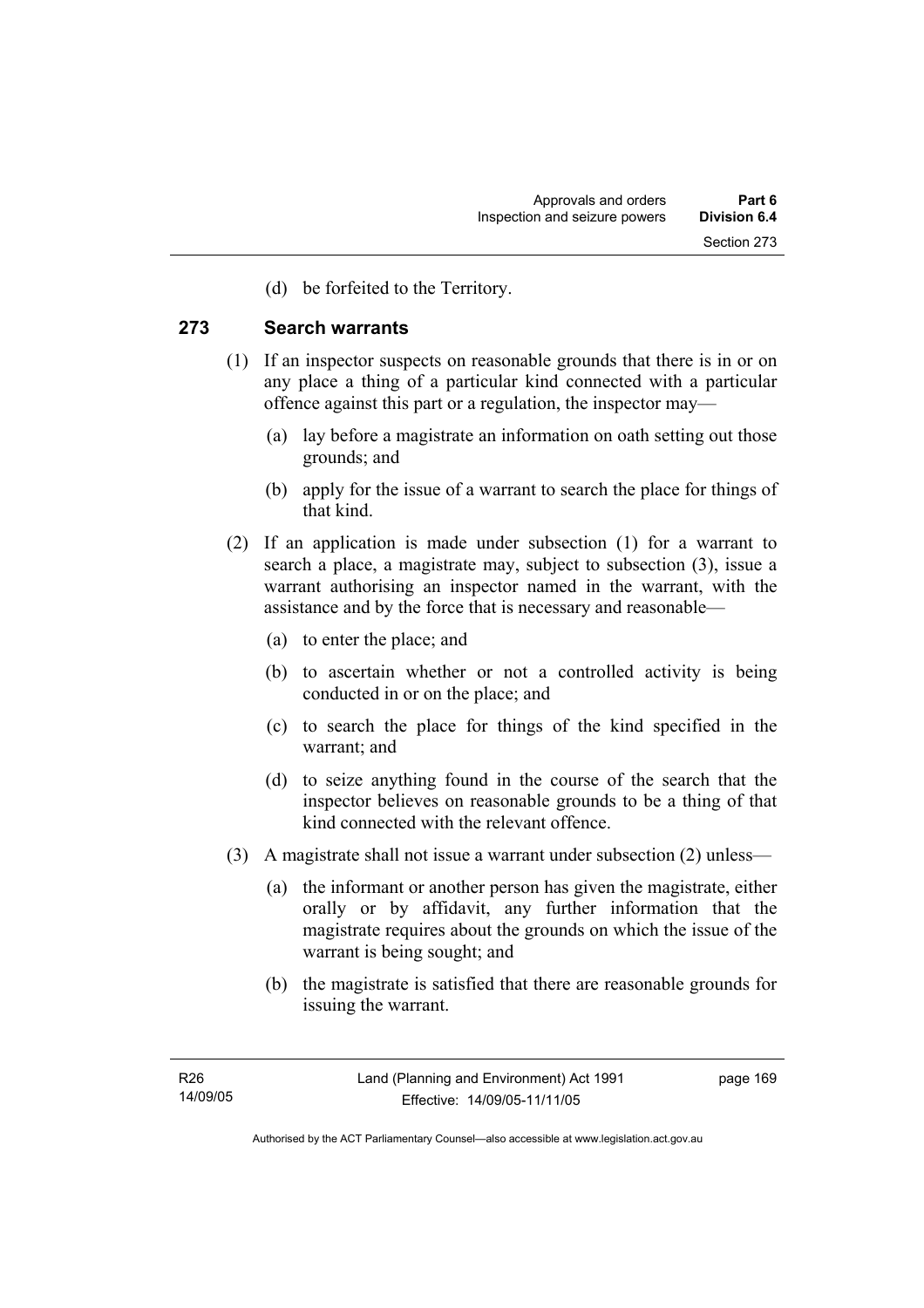(d) be forfeited to the Territory.

## 273 Search warrants

(1) If an inspector suspects on reasonable grounds that there is in or on any place a thing of a particular kind connected with a particular offence against this part or a regulation, the inspector may—

(a) lay before a magistrate an information on oath setting out those grounds; and

(b) apply for the issue of a warrant to search the place for things of that kind.

(2) If an application is made under subsection (1) for a warrant to search a place, a magistrate may, subject to subsection (3), issue a warrant authorising an inspector named in the warrant, with the assistance and by the force that is necessary and reasonable—

(a) to enter the place; and

(b) to ascertain whether or not a controlled activity is being conducted in or on the place; and

(c) to search the place for things of the kind specified in the warrant; and

(d) to seize anything found in the course of the search that the inspector believes on reasonable grounds to be a thing of that kind connected with the relevant offence.

(3) A magistrate shall not issue a warrant under subsection (2) unless—

(a) the informant or another person has given the magistrate, either orally or by affidavit, any further information that the magistrate requires about the grounds on which the issue of the warrant is being sought; and

(b) the magistrate is satisfied that there are reasonable grounds for issuing the warrant.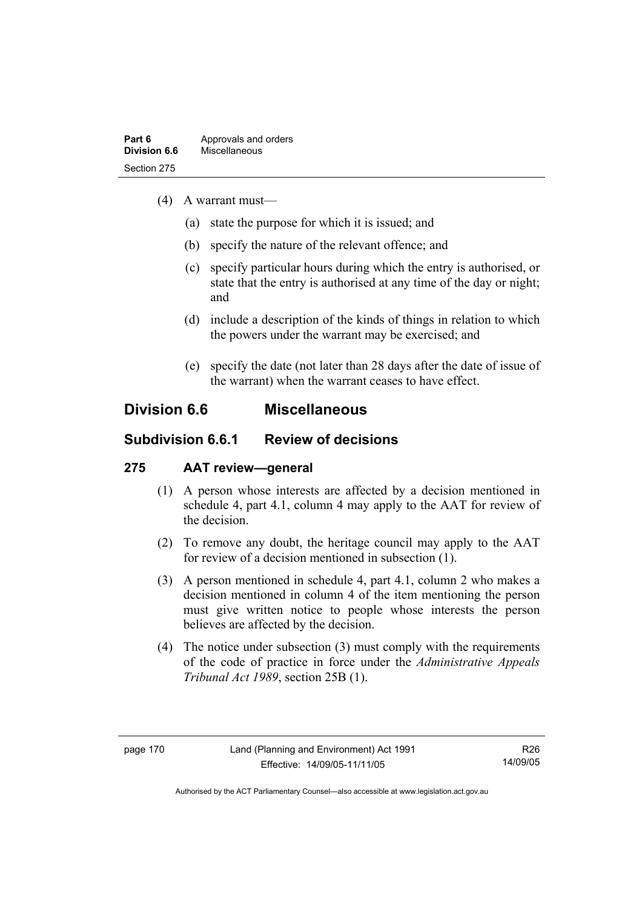(4) A warrant must—

(a) state the purpose for which it is issued; and

(b) specify the nature of the relevant offence; and

(c) specify particular hours during which the entry is authorised, or state that the entry is authorised at any time of the day or night; and

(d) include a description of the kinds of things in relation to which the powers under the warrant may be exercised; and

(e) specify the date (not later than 28 days after the date of issue of the warrant) when the warrant ceases to have effect.

## Division 6.6 Miscellaneous

### Subdivision 6.6.1 Review of decisions

#### 275 AAT review—general

(1) A person whose interests are affected by a decision mentioned in schedule 4, part 4.1, column 4 may apply to the AAT for review of the decision.

(2) To remove any doubt, the heritage council may apply to the AAT for review of a decision mentioned in subsection (1).

(3) A person mentioned in schedule 4, part 4.1, column 2 who makes a decision mentioned in column 4 of the item mentioning the person must give written notice to people whose interests the person believes are affected by the decision.

(4) The notice under subsection (3) must comply with the requirements of the code of practice in force under the *Administrative Appeals Tribunal Act 1989*, section 25B (1).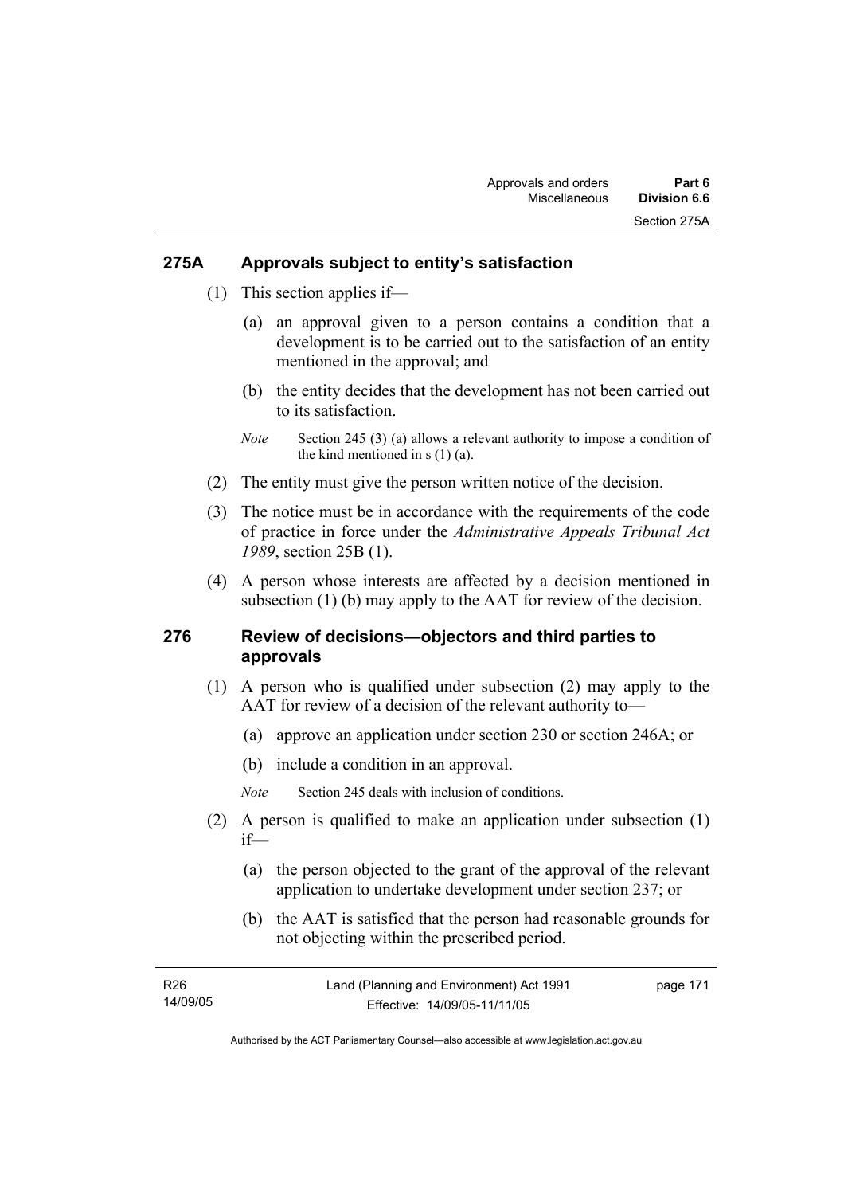### 275A Approvals subject to entity's satisfaction

(1) This section applies if—

(a) an approval given to a person contains a condition that a development is to be carried out to the satisfaction of an entity mentioned in the approval; and

(b) the entity decides that the development has not been carried out to its satisfaction.

*Note* Section 245 (3) (a) allows a relevant authority to impose a condition of the kind mentioned in s (1) (a).

(2) The entity must give the person written notice of the decision.

(3) The notice must be in accordance with the requirements of the code of practice in force under the *Administrative Appeals Tribunal Act 1989*, section 25B (1).

(4) A person whose interests are affected by a decision mentioned in subsection (1) (b) may apply to the AAT for review of the decision.

### 276 Review of decisions—objectors and third parties to approvals

(1) A person who is qualified under subsection (2) may apply to the AAT for review of a decision of the relevant authority to—

(a) approve an application under section 230 or section 246A; or

(b) include a condition in an approval.

*Note* Section 245 deals with inclusion of conditions.

(2) A person is qualified to make an application under subsection (1) if—

(a) the person objected to the grant of the approval of the relevant application to undertake development under section 237; or

(b) the AAT is satisfied that the person had reasonable grounds for not objecting within the prescribed period.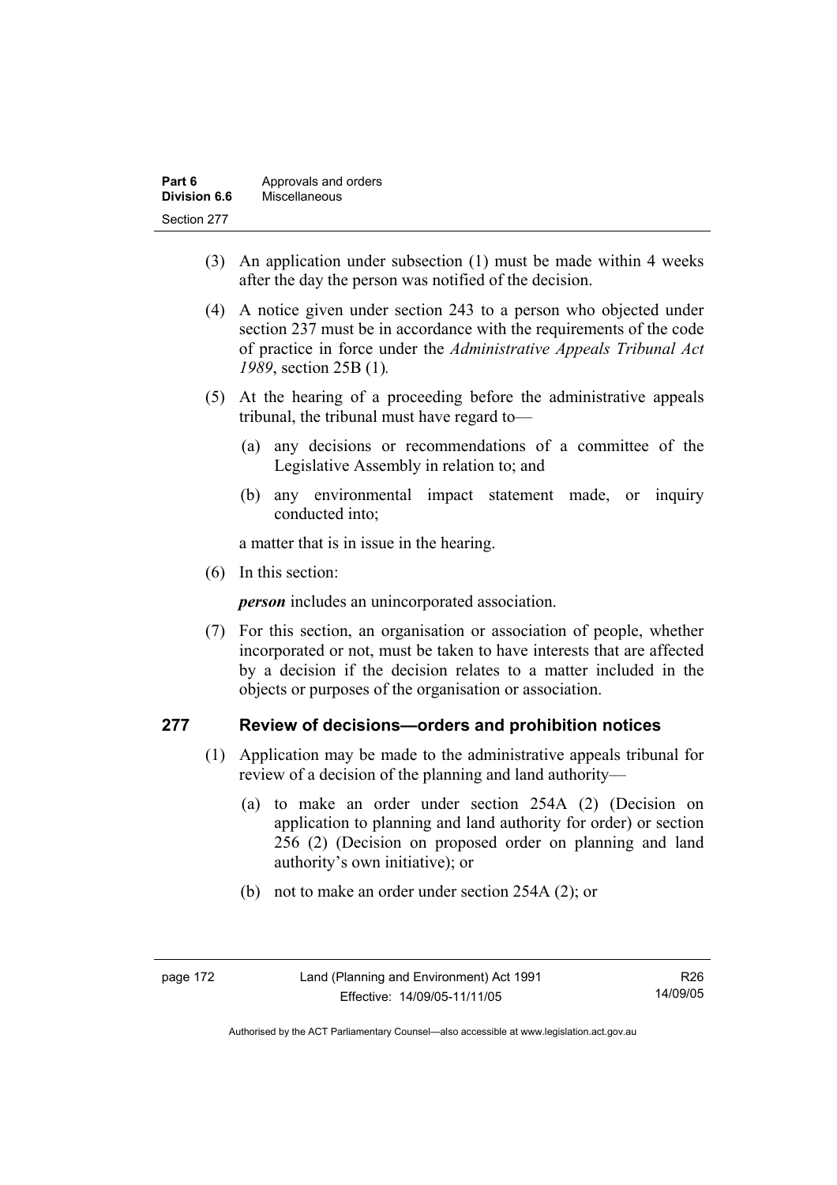(3) An application under subsection (1) must be made within 4 weeks after the day the person was notified of the decision.

(4) A notice given under section 243 to a person who objected under section 237 must be in accordance with the requirements of the code of practice in force under the *Administrative Appeals Tribunal Act 1989*, section 25B (1).

(5) At the hearing of a proceeding before the administrative appeals tribunal, the tribunal must have regard to—

(a) any decisions or recommendations of a committee of the Legislative Assembly in relation to; and

(b) any environmental impact statement made, or inquiry conducted into;

a matter that is in issue in the hearing.

(6) In this section:

***person*** includes an unincorporated association.

(7) For this section, an organisation or association of people, whether incorporated or not, must be taken to have interests that are affected by a decision if the decision relates to a matter included in the objects or purposes of the organisation or association.

## 277 Review of decisions—orders and prohibition notices

(1) Application may be made to the administrative appeals tribunal for review of a decision of the planning and land authority—

(a) to make an order under section 254A (2) (Decision on application to planning and land authority for order) or section 256 (2) (Decision on proposed order on planning and land authority's own initiative); or

(b) not to make an order under section 254A (2); or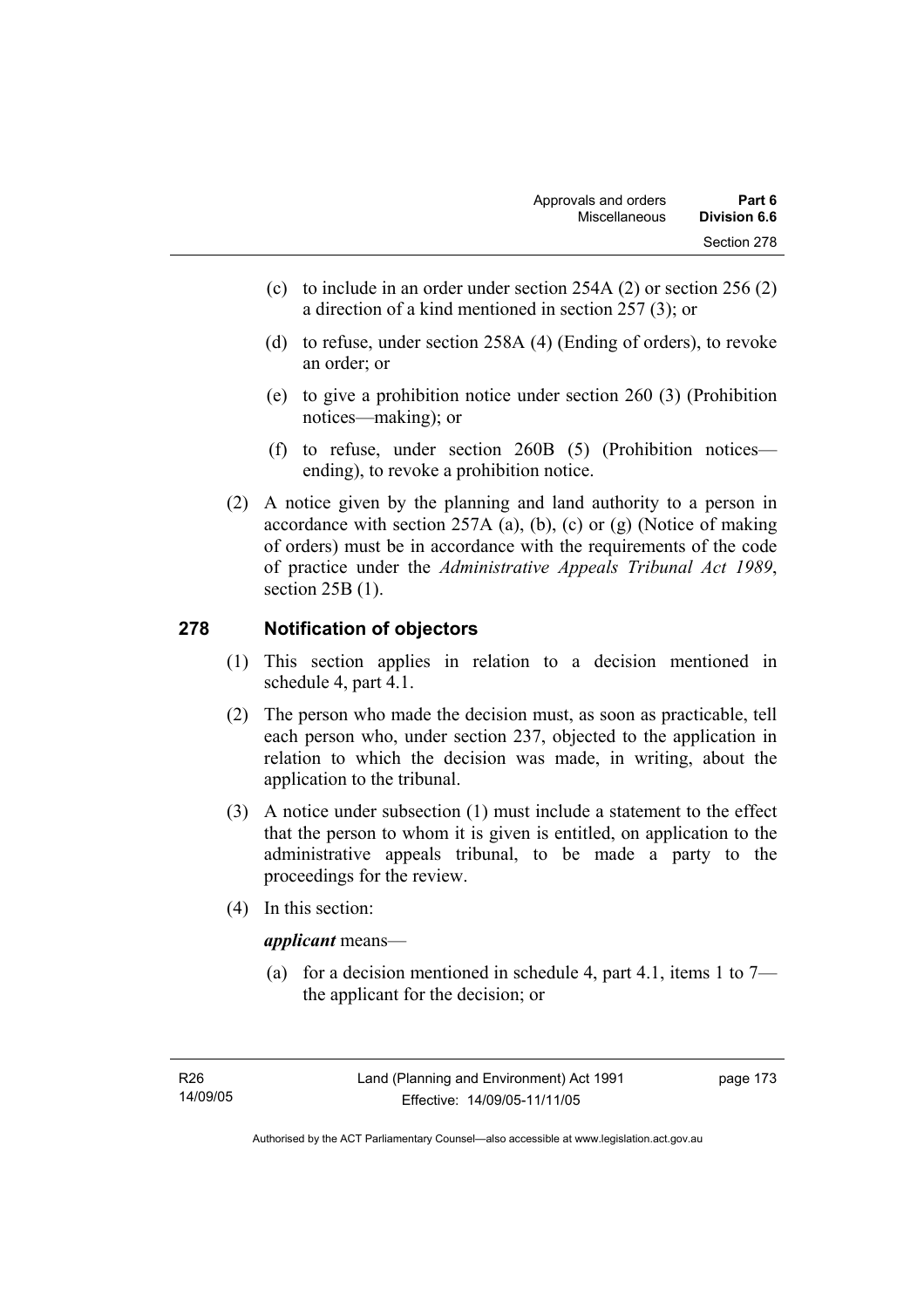(c) to include in an order under section 254A (2) or section 256 (2) a direction of a kind mentioned in section 257 (3); or

(d) to refuse, under section 258A (4) (Ending of orders), to revoke an order; or

(e) to give a prohibition notice under section 260 (3) (Prohibition notices—making); or

(f) to refuse, under section 260B (5) (Prohibition notices—ending), to revoke a prohibition notice.

(2) A notice given by the planning and land authority to a person in accordance with section 257A (a), (b), (c) or (g) (Notice of making of orders) must be in accordance with the requirements of the code of practice under the *Administrative Appeals Tribunal Act 1989*, section 25B (1).

## 278 Notification of objectors

(1) This section applies in relation to a decision mentioned in schedule 4, part 4.1.

(2) The person who made the decision must, as soon as practicable, tell each person who, under section 237, objected to the application in relation to which the decision was made, in writing, about the application to the tribunal.

(3) A notice under subsection (1) must include a statement to the effect that the person to whom it is given is entitled, on application to the administrative appeals tribunal, to be made a party to the proceedings for the review.

(4) In this section:

***applicant*** means—

(a) for a decision mentioned in schedule 4, part 4.1, items 1 to 7—the applicant for the decision; or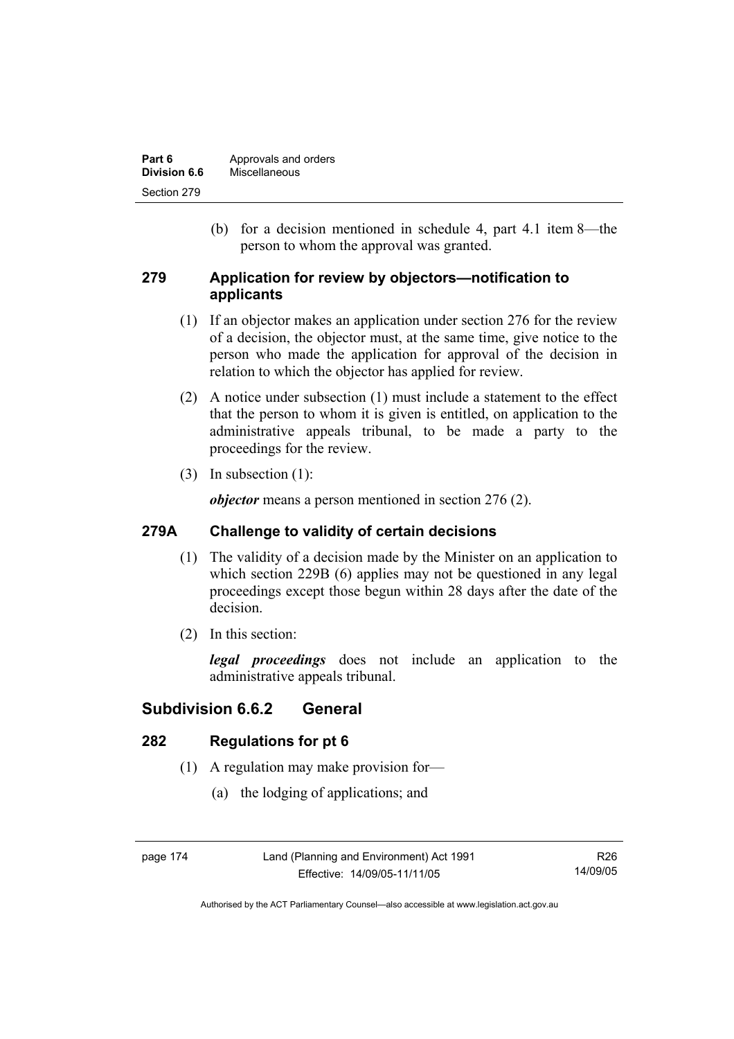(b) for a decision mentioned in schedule 4, part 4.1 item 8—the person to whom the approval was granted.

### 279 Application for review by objectors—notification to applicants

(1) If an objector makes an application under section 276 for the review of a decision, the objector must, at the same time, give notice to the person who made the application for approval of the decision in relation to which the objector has applied for review.

(2) A notice under subsection (1) must include a statement to the effect that the person to whom it is given is entitled, on application to the administrative appeals tribunal, to be made a party to the proceedings for the review.

(3) In subsection (1):

***objector*** means a person mentioned in section 276 (2).

### 279A Challenge to validity of certain decisions

(1) The validity of a decision made by the Minister on an application to which section 229B (6) applies may not be questioned in any legal proceedings except those begun within 28 days after the date of the decision.

(2) In this section:

***legal proceedings*** does not include an application to the administrative appeals tribunal.

## Subdivision 6.6.2 General

### 282 Regulations for pt 6

(1) A regulation may make provision for—

(a) the lodging of applications; and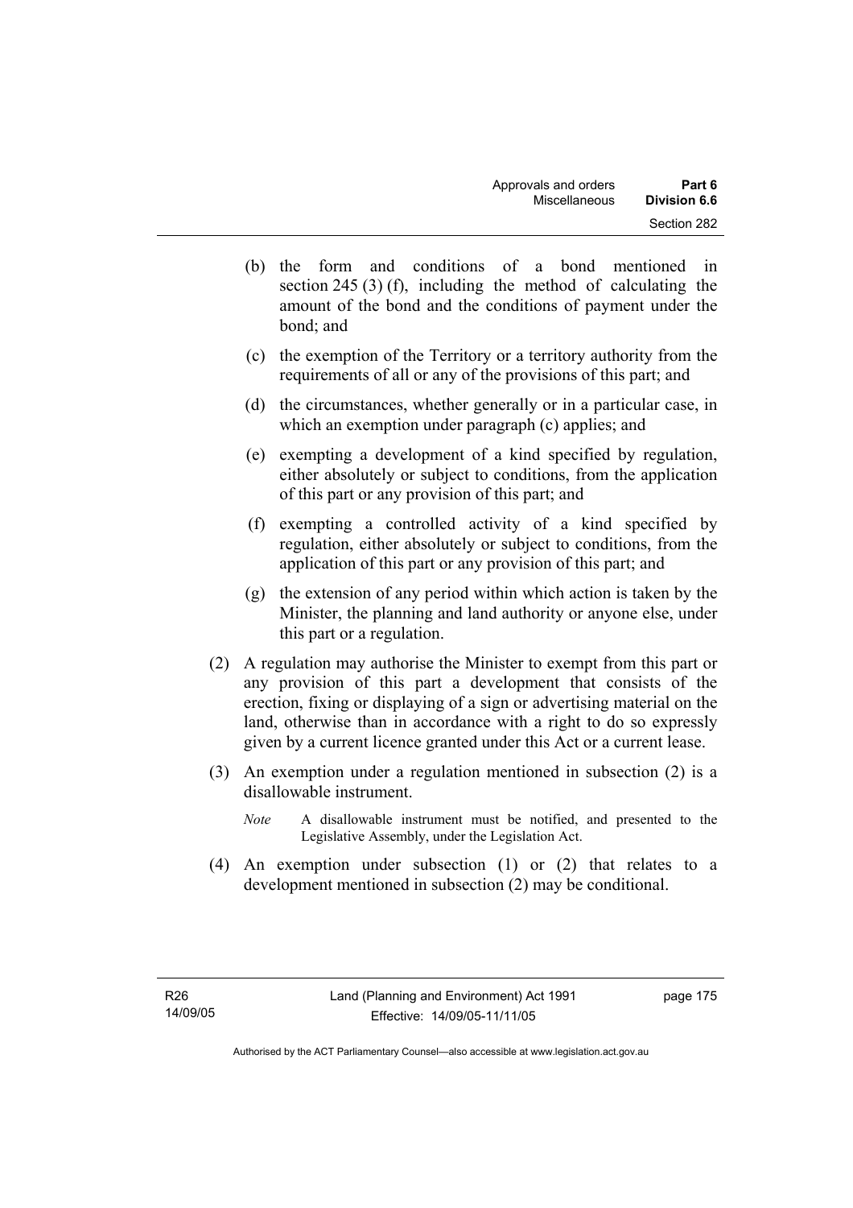(b) the form and conditions of a bond mentioned in section 245 (3) (f), including the method of calculating the amount of the bond and the conditions of payment under the bond; and

(c) the exemption of the Territory or a territory authority from the requirements of all or any of the provisions of this part; and

(d) the circumstances, whether generally or in a particular case, in which an exemption under paragraph (c) applies; and

(e) exempting a development of a kind specified by regulation, either absolutely or subject to conditions, from the application of this part or any provision of this part; and

(f) exempting a controlled activity of a kind specified by regulation, either absolutely or subject to conditions, from the application of this part or any provision of this part; and

(g) the extension of any period within which action is taken by the Minister, the planning and land authority or anyone else, under this part or a regulation.

(2) A regulation may authorise the Minister to exempt from this part or any provision of this part a development that consists of the erection, fixing or displaying of a sign or advertising material on the land, otherwise than in accordance with a right to do so expressly given by a current licence granted under this Act or a current lease.

(3) An exemption under a regulation mentioned in subsection (2) is a disallowable instrument.

*Note* A disallowable instrument must be notified, and presented to the Legislative Assembly, under the Legislation Act.

(4) An exemption under subsection (1) or (2) that relates to a development mentioned in subsection (2) may be conditional.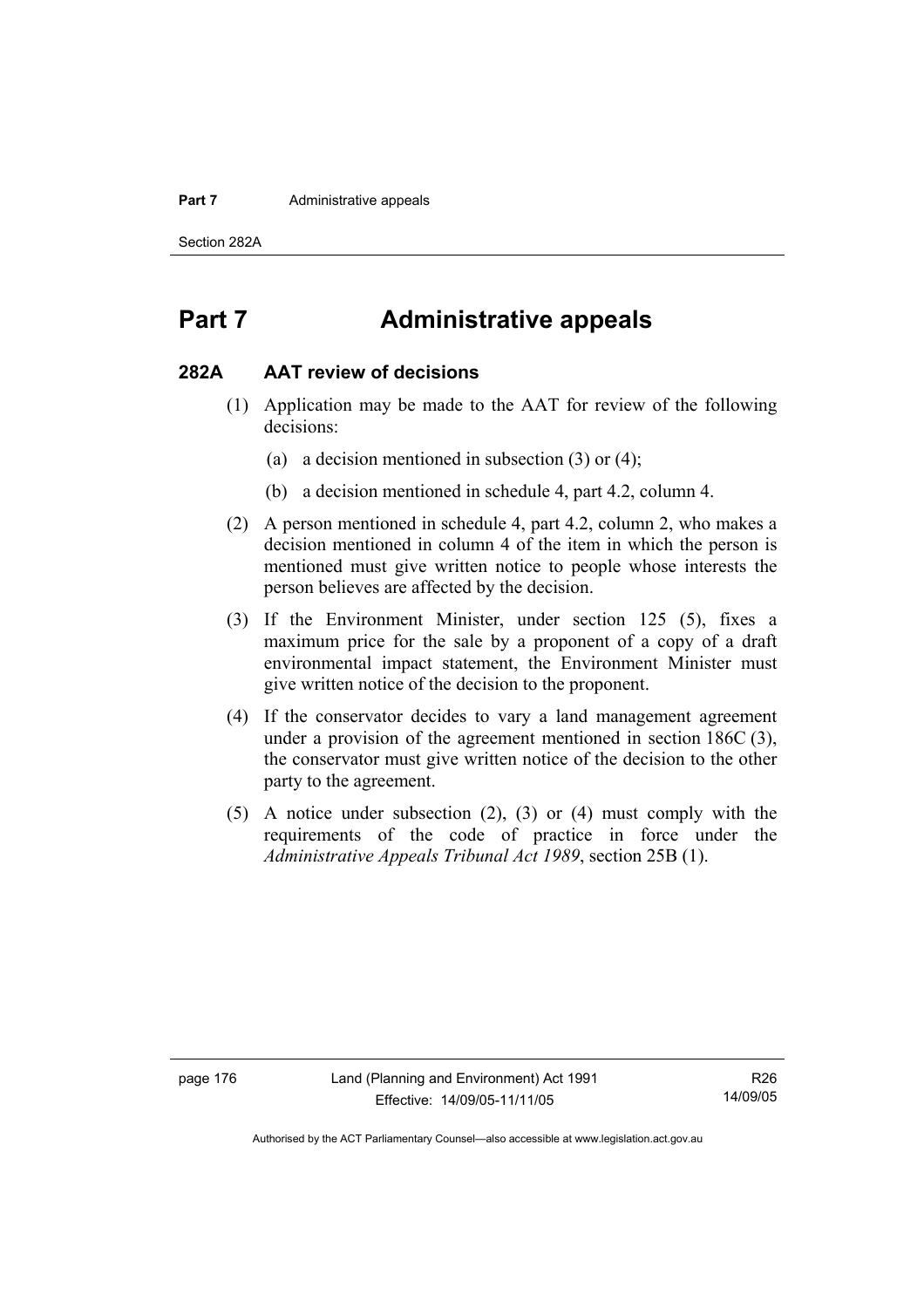# Part 7 Administrative appeals

## 282A AAT review of decisions

(1) Application may be made to the AAT for review of the following decisions:

  (a) a decision mentioned in subsection (3) or (4);

  (b) a decision mentioned in schedule 4, part 4.2, column 4.

(2) A person mentioned in schedule 4, part 4.2, column 2, who makes a decision mentioned in column 4 of the item in which the person is mentioned must give written notice to people whose interests the person believes are affected by the decision.

(3) If the Environment Minister, under section 125 (5), fixes a maximum price for the sale by a proponent of a copy of a draft environmental impact statement, the Environment Minister must give written notice of the decision to the proponent.

(4) If the conservator decides to vary a land management agreement under a provision of the agreement mentioned in section 186C (3), the conservator must give written notice of the decision to the other party to the agreement.

(5) A notice under subsection (2), (3) or (4) must comply with the requirements of the code of practice in force under the *Administrative Appeals Tribunal Act 1989*, section 25B (1).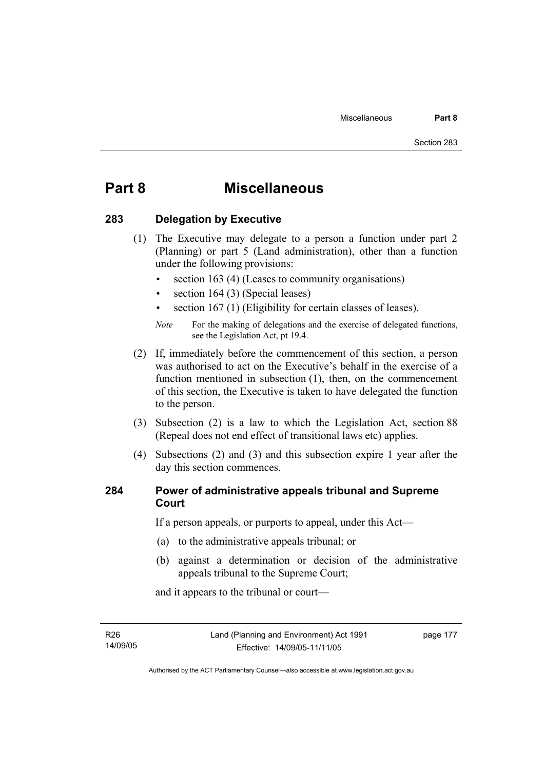# Part 8 Miscellaneous

## 283 Delegation by Executive

(1) The Executive may delegate to a person a function under part 2 (Planning) or part 5 (Land administration), other than a function under the following provisions:

- section 163 (4) (Leases to community organisations)
- section 164 (3) (Special leases)
- section 167 (1) (Eligibility for certain classes of leases).

*Note* For the making of delegations and the exercise of delegated functions, see the Legislation Act, pt 19.4.

(2) If, immediately before the commencement of this section, a person was authorised to act on the Executive's behalf in the exercise of a function mentioned in subsection (1), then, on the commencement of this section, the Executive is taken to have delegated the function to the person.

(3) Subsection (2) is a law to which the Legislation Act, section 88 (Repeal does not end effect of transitional laws etc) applies.

(4) Subsections (2) and (3) and this subsection expire 1 year after the day this section commences.

## 284 Power of administrative appeals tribunal and Supreme Court

If a person appeals, or purports to appeal, under this Act—

(a) to the administrative appeals tribunal; or

(b) against a determination or decision of the administrative appeals tribunal to the Supreme Court;

and it appears to the tribunal or court—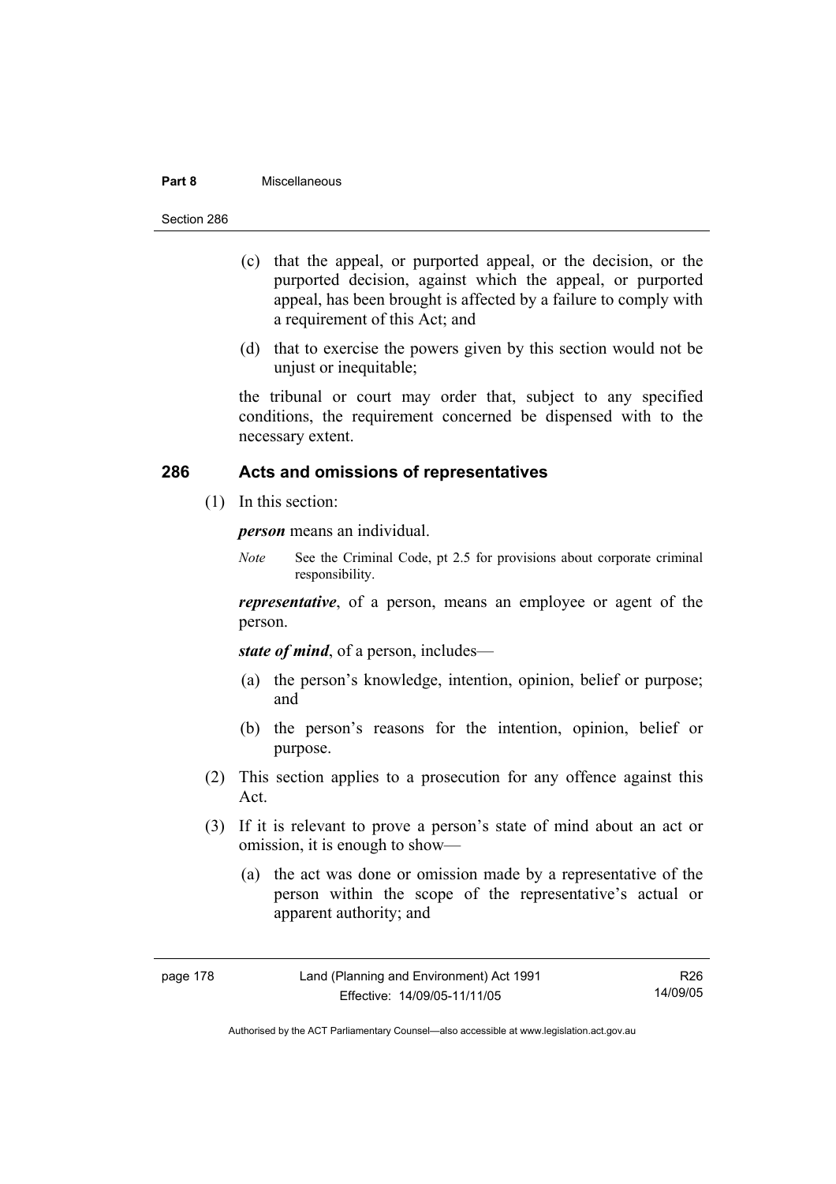(c) that the appeal, or purported appeal, or the decision, or the purported decision, against which the appeal, or purported appeal, has been brought is affected by a failure to comply with a requirement of this Act; and

(d) that to exercise the powers given by this section would not be unjust or inequitable;

the tribunal or court may order that, subject to any specified conditions, the requirement concerned be dispensed with to the necessary extent.

## 286 Acts and omissions of representatives

(1) In this section:

***person*** means an individual.

*Note* See the Criminal Code, pt 2.5 for provisions about corporate criminal responsibility.

***representative***, of a person, means an employee or agent of the person.

***state of mind***, of a person, includes—

(a) the person's knowledge, intention, opinion, belief or purpose; and

(b) the person's reasons for the intention, opinion, belief or purpose.

(2) This section applies to a prosecution for any offence against this Act.

(3) If it is relevant to prove a person's state of mind about an act or omission, it is enough to show—

(a) the act was done or omission made by a representative of the person within the scope of the representative's actual or apparent authority; and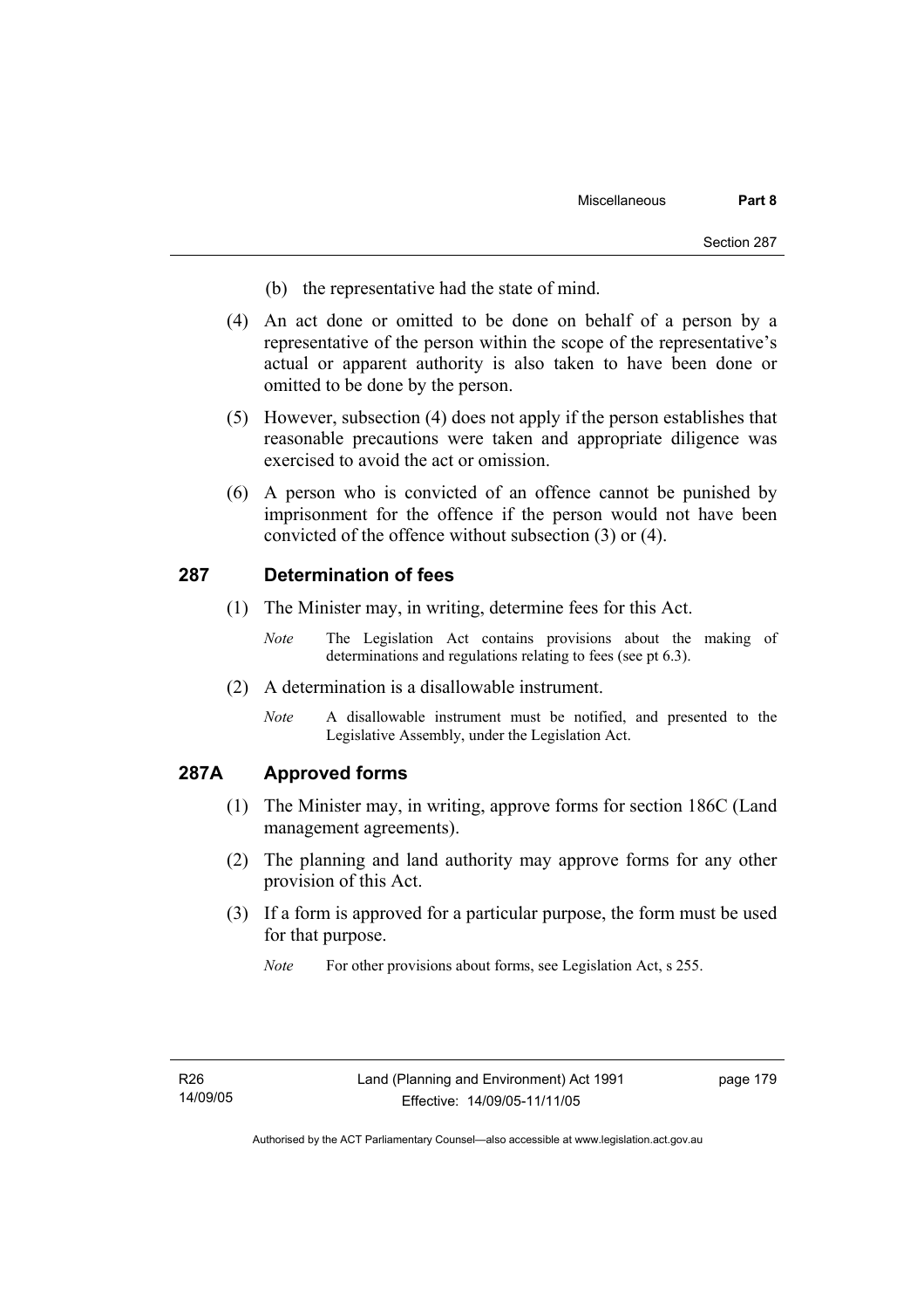(b) the representative had the state of mind.

(4) An act done or omitted to be done on behalf of a person by a representative of the person within the scope of the representative's actual or apparent authority is also taken to have been done or omitted to be done by the person.

(5) However, subsection (4) does not apply if the person establishes that reasonable precautions were taken and appropriate diligence was exercised to avoid the act or omission.

(6) A person who is convicted of an offence cannot be punished by imprisonment for the offence if the person would not have been convicted of the offence without subsection (3) or (4).

## 287 Determination of fees

(1) The Minister may, in writing, determine fees for this Act.

*Note* The Legislation Act contains provisions about the making of determinations and regulations relating to fees (see pt 6.3).

(2) A determination is a disallowable instrument.

*Note* A disallowable instrument must be notified, and presented to the Legislative Assembly, under the Legislation Act.

## 287A Approved forms

(1) The Minister may, in writing, approve forms for section 186C (Land management agreements).

(2) The planning and land authority may approve forms for any other provision of this Act.

(3) If a form is approved for a particular purpose, the form must be used for that purpose.

*Note* For other provisions about forms, see Legislation Act, s 255.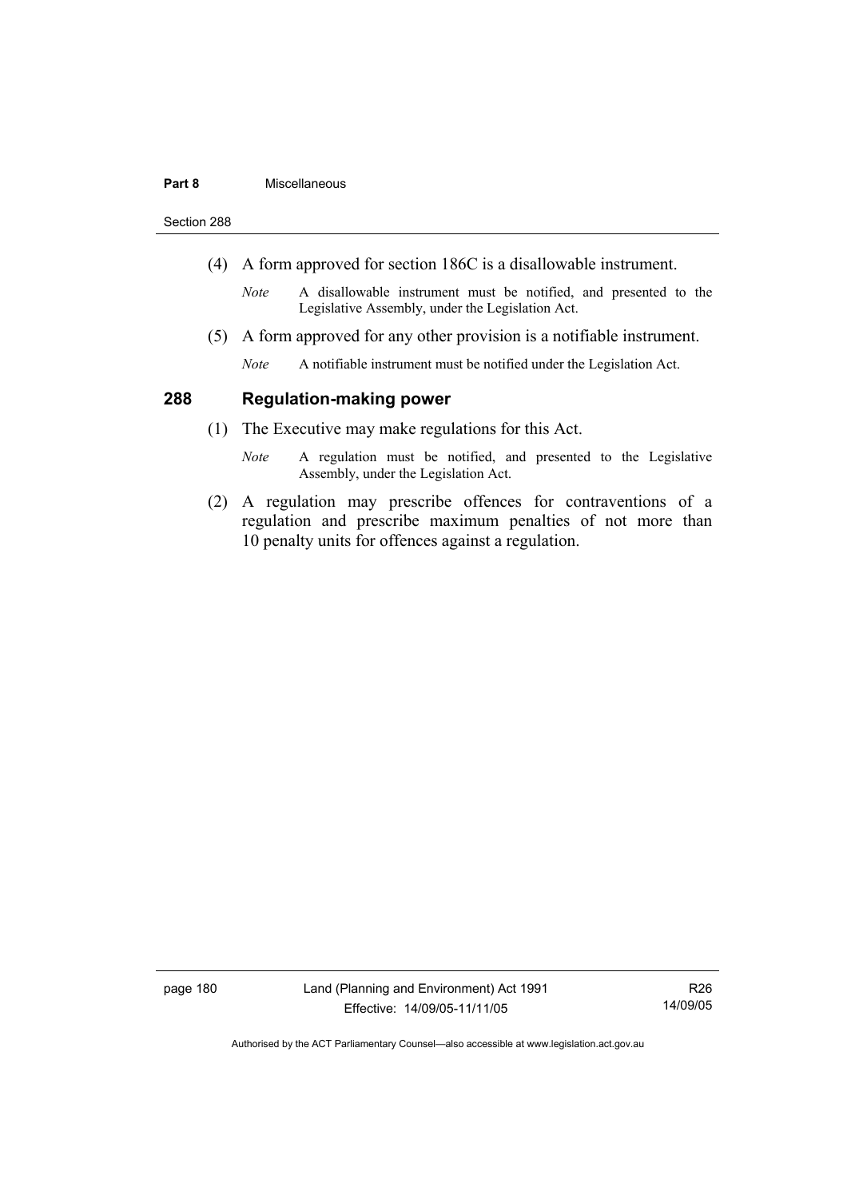(4) A form approved for section 186C is a disallowable instrument.

*Note* A disallowable instrument must be notified, and presented to the Legislative Assembly, under the Legislation Act.

(5) A form approved for any other provision is a notifiable instrument.

*Note* A notifiable instrument must be notified under the Legislation Act.

## 288 Regulation-making power

(1) The Executive may make regulations for this Act.

*Note* A regulation must be notified, and presented to the Legislative Assembly, under the Legislation Act.

(2) A regulation may prescribe offences for contraventions of a regulation and prescribe maximum penalties of not more than 10 penalty units for offences against a regulation.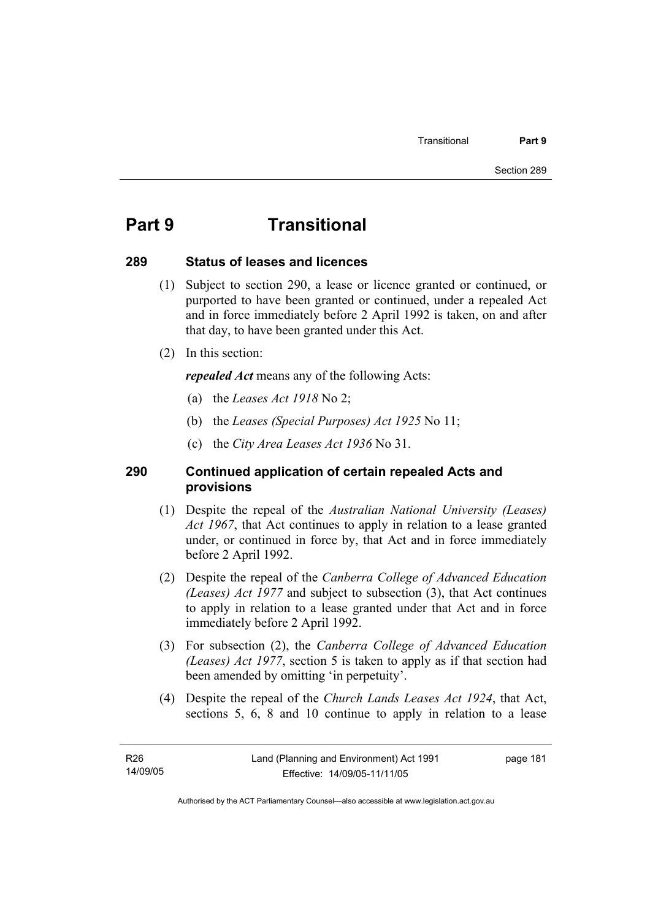# Part 9 Transitional

## 289 Status of leases and licences

(1) Subject to section 290, a lease or licence granted or continued, or purported to have been granted or continued, under a repealed Act and in force immediately before 2 April 1992 is taken, on and after that day, to have been granted under this Act.

(2) In this section:

***repealed Act*** means any of the following Acts:

(a) the *Leases Act 1918* No 2;

(b) the *Leases (Special Purposes) Act 1925* No 11;

(c) the *City Area Leases Act 1936* No 31.

## 290 Continued application of certain repealed Acts and provisions

(1) Despite the repeal of the *Australian National University (Leases) Act 1967*, that Act continues to apply in relation to a lease granted under, or continued in force by, that Act and in force immediately before 2 April 1992.

(2) Despite the repeal of the *Canberra College of Advanced Education (Leases) Act 1977* and subject to subsection (3), that Act continues to apply in relation to a lease granted under that Act and in force immediately before 2 April 1992.

(3) For subsection (2), the *Canberra College of Advanced Education (Leases) Act 1977*, section 5 is taken to apply as if that section had been amended by omitting 'in perpetuity'.

(4) Despite the repeal of the *Church Lands Leases Act 1924*, that Act, sections 5, 6, 8 and 10 continue to apply in relation to a lease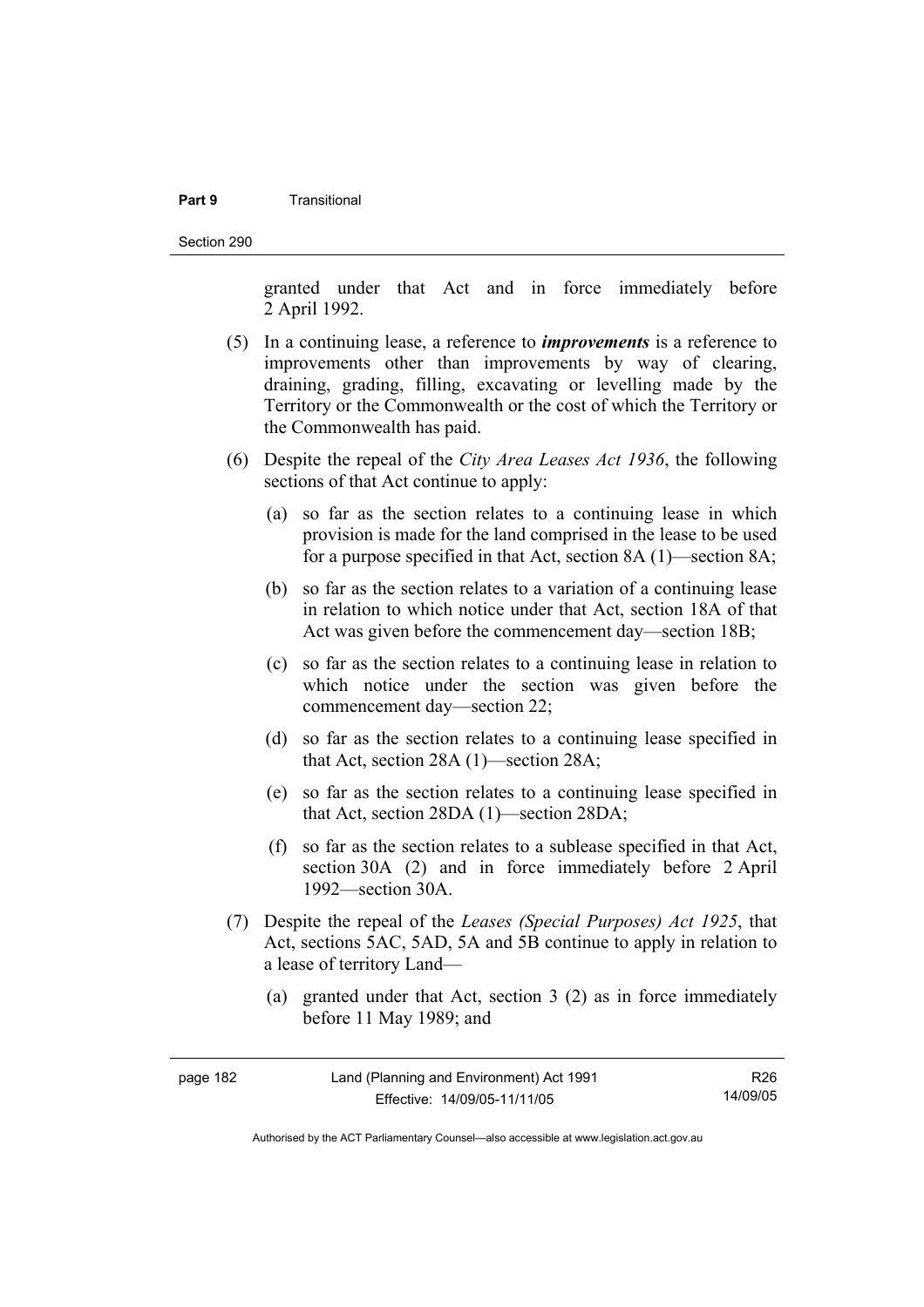granted under that Act and in force immediately before 2 April 1992.

(5) In a continuing lease, a reference to ***improvements*** is a reference to improvements other than improvements by way of clearing, draining, grading, filling, excavating or levelling made by the Territory or the Commonwealth or the cost of which the Territory or the Commonwealth has paid.

(6) Despite the repeal of the *City Area Leases Act 1936*, the following sections of that Act continue to apply:

(a) so far as the section relates to a continuing lease in which provision is made for the land comprised in the lease to be used for a purpose specified in that Act, section 8A (1)—section 8A;

(b) so far as the section relates to a variation of a continuing lease in relation to which notice under that Act, section 18A of that Act was given before the commencement day—section 18B;

(c) so far as the section relates to a continuing lease in relation to which notice under the section was given before the commencement day—section 22;

(d) so far as the section relates to a continuing lease specified in that Act, section 28A (1)—section 28A;

(e) so far as the section relates to a continuing lease specified in that Act, section 28DA (1)—section 28DA;

(f) so far as the section relates to a sublease specified in that Act, section 30A (2) and in force immediately before 2 April 1992—section 30A.

(7) Despite the repeal of the *Leases (Special Purposes) Act 1925*, that Act, sections 5AC, 5AD, 5A and 5B continue to apply in relation to a lease of territory Land—

(a) granted under that Act, section 3 (2) as in force immediately before 11 May 1989; and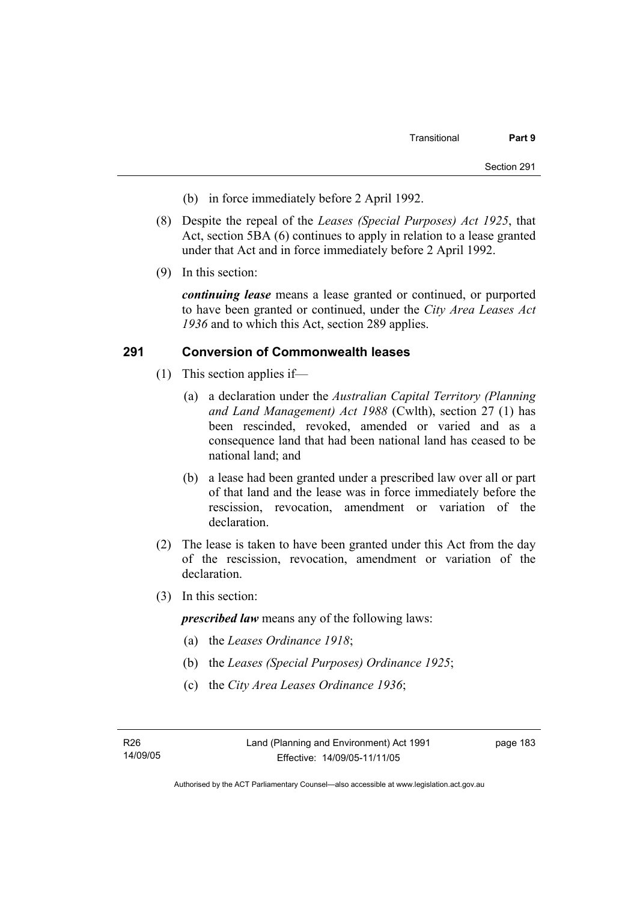(b) in force immediately before 2 April 1992.

(8) Despite the repeal of the *Leases (Special Purposes) Act 1925*, that Act, section 5BA (6) continues to apply in relation to a lease granted under that Act and in force immediately before 2 April 1992.

(9) In this section:

***continuing lease*** means a lease granted or continued, or purported to have been granted or continued, under the *City Area Leases Act 1936* and to which this Act, section 289 applies.

## 291 Conversion of Commonwealth leases

(1) This section applies if—

(a) a declaration under the *Australian Capital Territory (Planning and Land Management) Act 1988* (Cwlth), section 27 (1) has been rescinded, revoked, amended or varied and as a consequence land that had been national land has ceased to be national land; and

(b) a lease had been granted under a prescribed law over all or part of that land and the lease was in force immediately before the rescission, revocation, amendment or variation of the declaration.

(2) The lease is taken to have been granted under this Act from the day of the rescission, revocation, amendment or variation of the declaration.

(3) In this section:

***prescribed law*** means any of the following laws:

(a) the *Leases Ordinance 1918*;

(b) the *Leases (Special Purposes) Ordinance 1925*;

(c) the *City Area Leases Ordinance 1936*;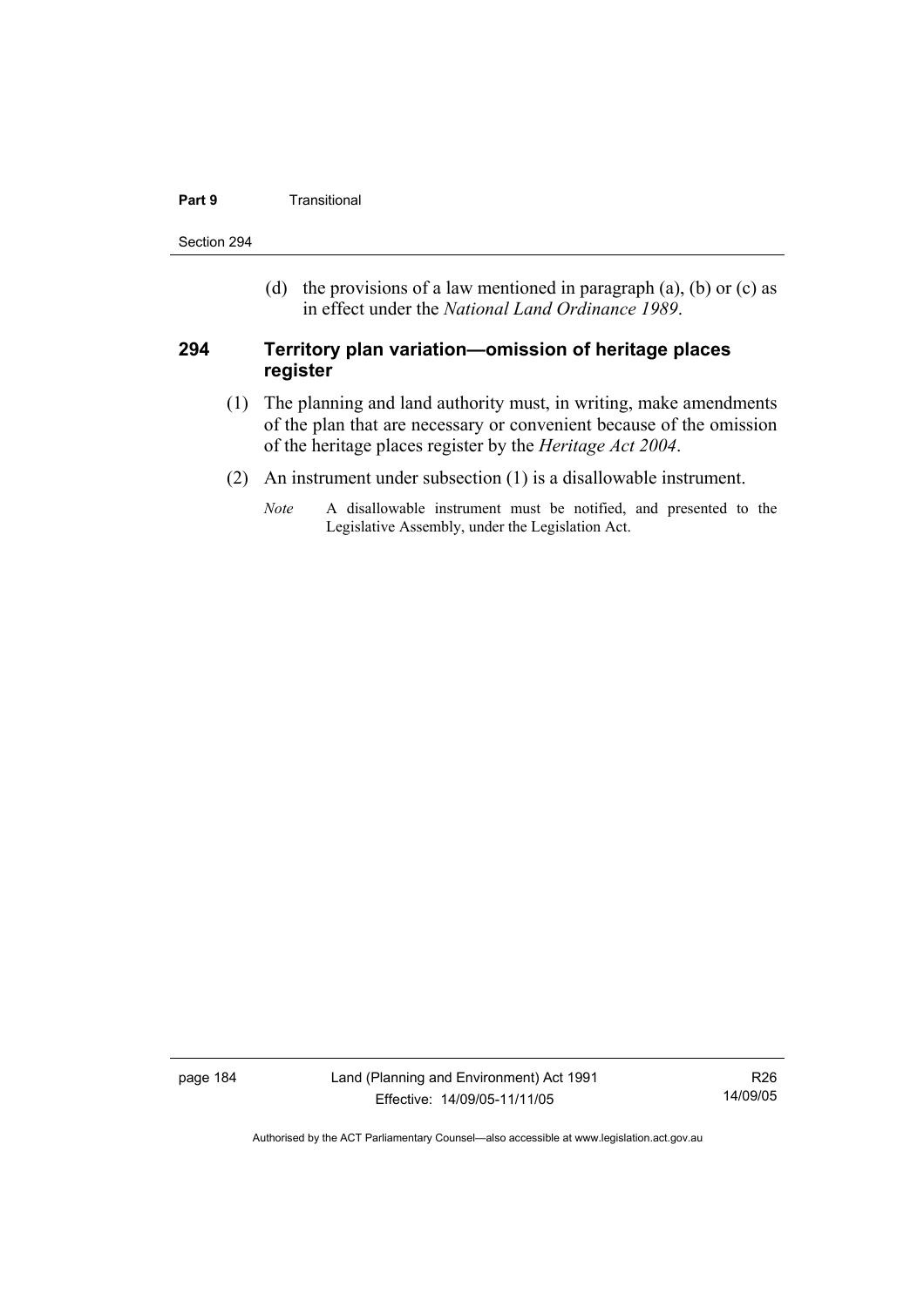(d) the provisions of a law mentioned in paragraph (a), (b) or (c) as in effect under the *National Land Ordinance 1989*.

### 294 Territory plan variation—omission of heritage places register

(1) The planning and land authority must, in writing, make amendments of the plan that are necessary or convenient because of the omission of the heritage places register by the *Heritage Act 2004*.

(2) An instrument under subsection (1) is a disallowable instrument.

*Note* A disallowable instrument must be notified, and presented to the Legislative Assembly, under the Legislation Act.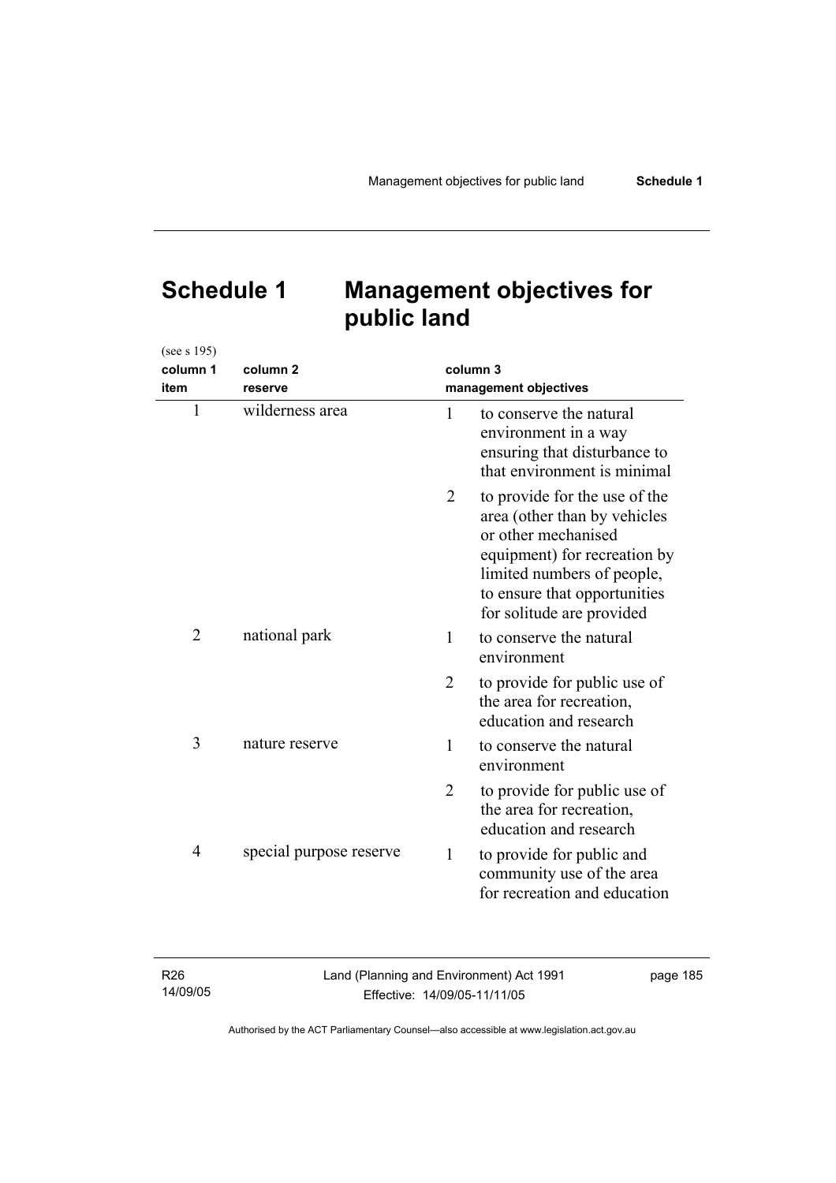# Schedule 1 Management objectives for public land

(see s 195)

| column 1 item | column 2 reserve | column 3 management objectives |
|---|---|---|
| 1 | wilderness area | 1 to conserve the natural environment in a way ensuring that disturbance to that environment is minimal |
| | | 2 to provide for the use of the area (other than by vehicles or other mechanised equipment) for recreation by limited numbers of people, to ensure that opportunities for solitude are provided |
| 2 | national park | 1 to conserve the natural environment |
| | | 2 to provide for public use of the area for recreation, education and research |
| 3 | nature reserve | 1 to conserve the natural environment |
| | | 2 to provide for public use of the area for recreation, education and research |
| 4 | special purpose reserve | 1 to provide for public and community use of the area for recreation and education |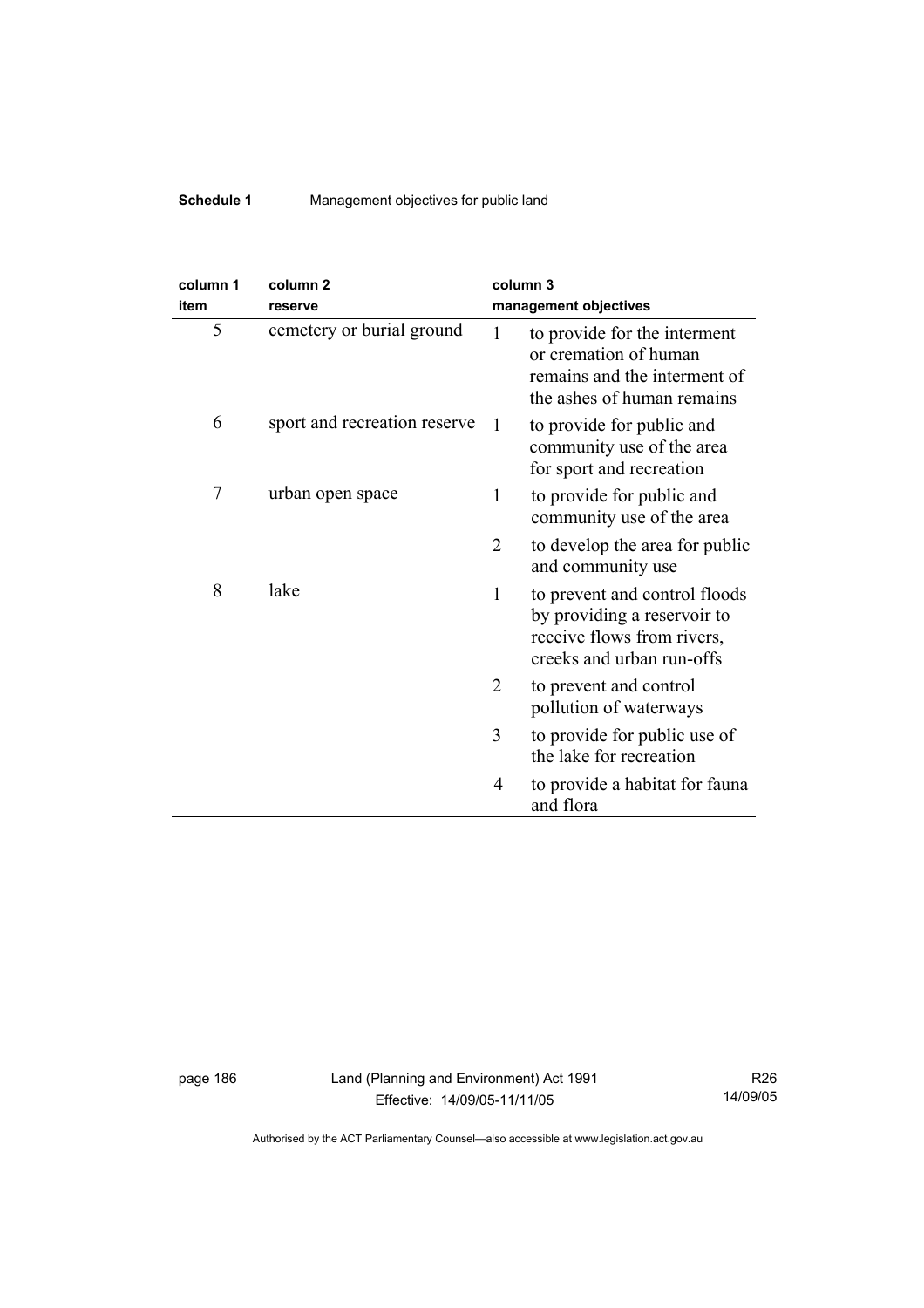| column 1<br>item | column 2<br>reserve | column 3<br>management objectives |
|---|---|---|
| 5 | cemetery or burial ground | 1 to provide for the interment or cremation of human remains and the interment of the ashes of human remains |
| 6 | sport and recreation reserve | 1 to provide for public and community use of the area for sport and recreation |
| 7 | urban open space | 1 to provide for public and community use of the area |
| | | 2 to develop the area for public and community use |
| 8 | lake | 1 to prevent and control floods by providing a reservoir to receive flows from rivers, creeks and urban run-offs |
| | | 2 to prevent and control pollution of waterways |
| | | 3 to provide for public use of the lake for recreation |
| | | 4 to provide a habitat for fauna and flora |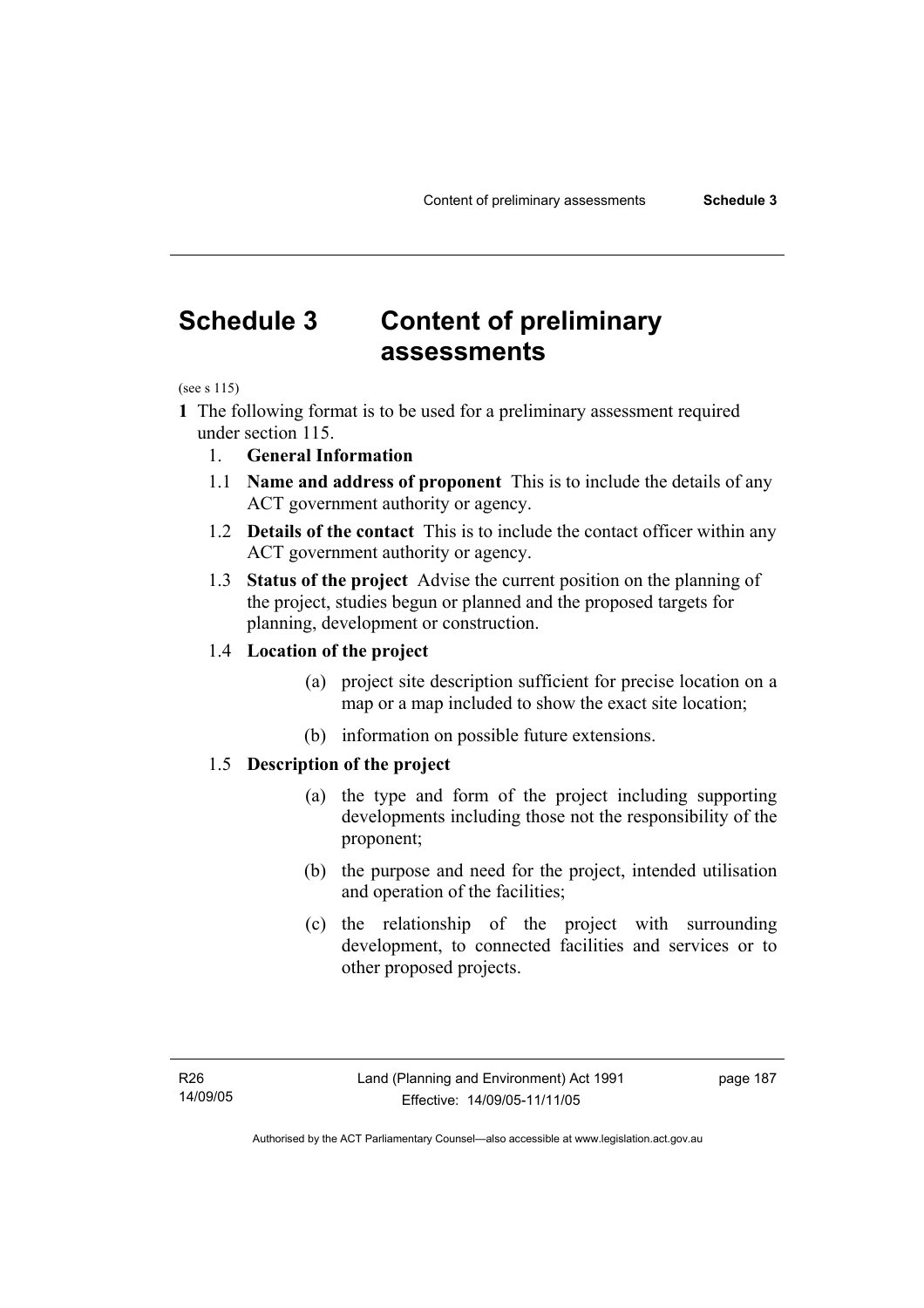# Schedule 3 Content of preliminary assessments

(see s 115)

**1** The following format is to be used for a preliminary assessment required under section 115.

1. **General Information**

1.1 **Name and address of proponent** This is to include the details of any ACT government authority or agency.

1.2 **Details of the contact** This is to include the contact officer within any ACT government authority or agency.

1.3 **Status of the project** Advise the current position on the planning of the project, studies begun or planned and the proposed targets for planning, development or construction.

1.4 **Location of the project**

(a) project site description sufficient for precise location on a map or a map included to show the exact site location;

(b) information on possible future extensions.

1.5 **Description of the project**

(a) the type and form of the project including supporting developments including those not the responsibility of the proponent;

(b) the purpose and need for the project, intended utilisation and operation of the facilities;

(c) the relationship of the project with surrounding development, to connected facilities and services or to other proposed projects.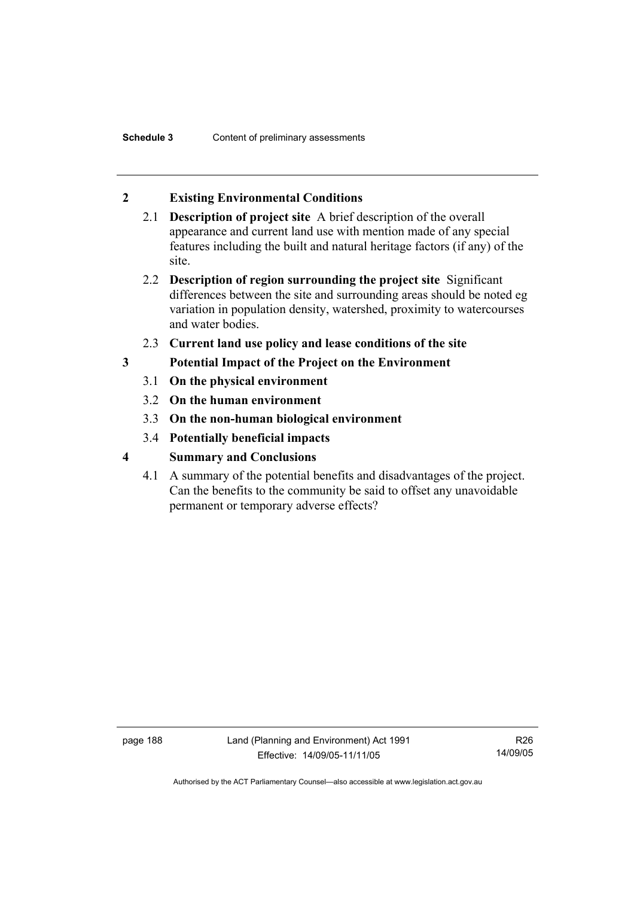## 2 Existing Environmental Conditions

2.1 **Description of project site** A brief description of the overall appearance and current land use with mention made of any special features including the built and natural heritage factors (if any) of the site.

2.2 **Description of region surrounding the project site** Significant differences between the site and surrounding areas should be noted eg variation in population density, watershed, proximity to watercourses and water bodies.

2.3 **Current land use policy and lease conditions of the site**

## 3 Potential Impact of the Project on the Environment

3.1 **On the physical environment**

3.2 **On the human environment**

3.3 **On the non-human biological environment**

3.4 **Potentially beneficial impacts**

## 4 Summary and Conclusions

4.1 A summary of the potential benefits and disadvantages of the project. Can the benefits to the community be said to offset any unavoidable permanent or temporary adverse effects?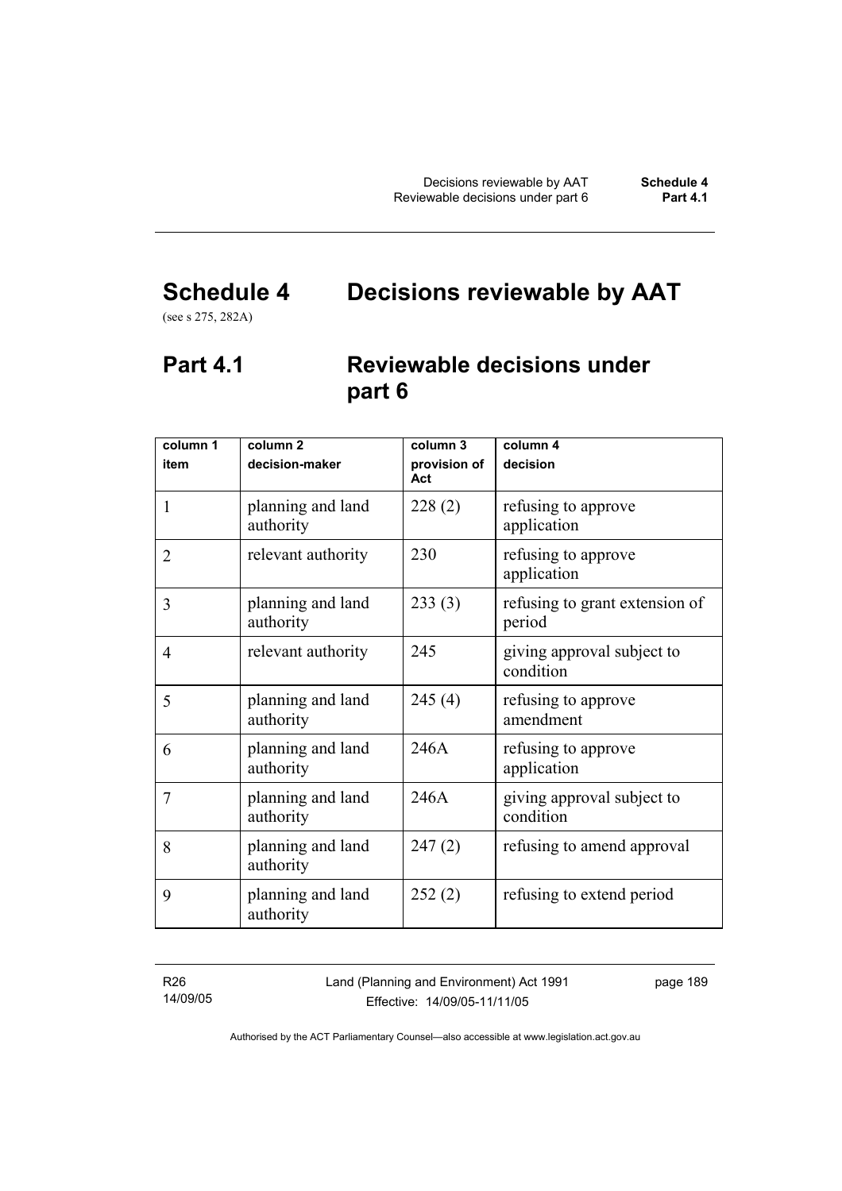# Schedule 4 Decisions reviewable by AAT

(see s 275, 282A)

## Part 4.1 Reviewable decisions under part 6

| column 1<br>item | column 2<br>decision-maker | column 3<br>provision of Act | column 4<br>decision |
|---|---|---|---|
| 1 | planning and land authority | 228 (2) | refusing to approve application |
| 2 | relevant authority | 230 | refusing to approve application |
| 3 | planning and land authority | 233 (3) | refusing to grant extension of period |
| 4 | relevant authority | 245 | giving approval subject to condition |
| 5 | planning and land authority | 245 (4) | refusing to approve amendment |
| 6 | planning and land authority | 246A | refusing to approve application |
| 7 | planning and land authority | 246A | giving approval subject to condition |
| 8 | planning and land authority | 247 (2) | refusing to amend approval |
| 9 | planning and land authority | 252 (2) | refusing to extend period |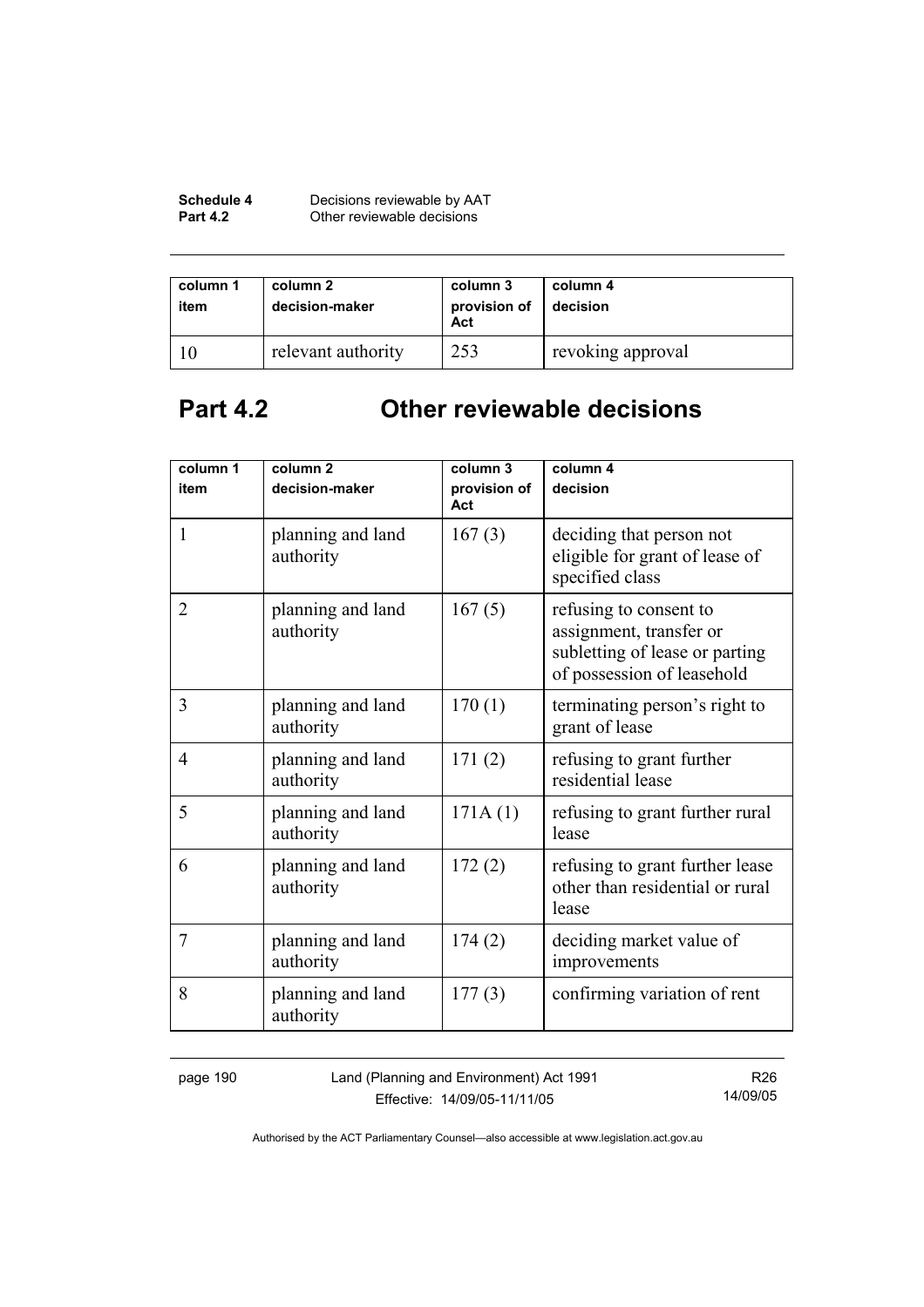| column 1<br>item | column 2<br>decision-maker | column 3<br>provision of Act | column 4<br>decision |
|---|---|---|---|
| 10 | relevant authority | 253 | revoking approval |

## Part 4.2 Other reviewable decisions

| column 1<br>item | column 2<br>decision-maker | column 3<br>provision of Act | column 4<br>decision |
|---|---|---|---|
| 1 | planning and land authority | 167 (3) | deciding that person not eligible for grant of lease of specified class |
| 2 | planning and land authority | 167 (5) | refusing to consent to assignment, transfer or subletting of lease or parting of possession of leasehold |
| 3 | planning and land authority | 170 (1) | terminating person's right to grant of lease |
| 4 | planning and land authority | 171 (2) | refusing to grant further residential lease |
| 5 | planning and land authority | 171A (1) | refusing to grant further rural lease |
| 6 | planning and land authority | 172 (2) | refusing to grant further lease other than residential or rural lease |
| 7 | planning and land authority | 174 (2) | deciding market value of improvements |
| 8 | planning and land authority | 177 (3) | confirming variation of rent |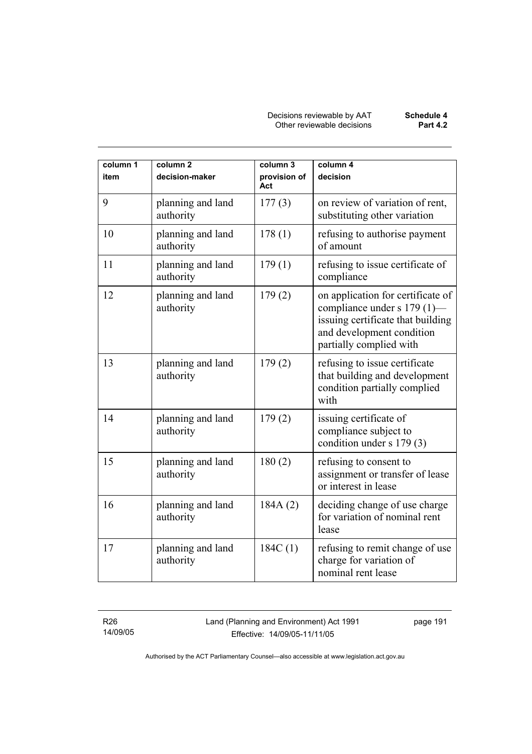| column 1 item | column 2 decision-maker | column 3 provision of Act | column 4 decision |
|---|---|---|---|
| 9 | planning and land authority | 177 (3) | on review of variation of rent, substituting other variation |
| 10 | planning and land authority | 178 (1) | refusing to authorise payment of amount |
| 11 | planning and land authority | 179 (1) | refusing to issue certificate of compliance |
| 12 | planning and land authority | 179 (2) | on application for certificate of compliance under s 179 (1)—issuing certificate that building and development condition partially complied with |
| 13 | planning and land authority | 179 (2) | refusing to issue certificate that building and development condition partially complied with |
| 14 | planning and land authority | 179 (2) | issuing certificate of compliance subject to condition under s 179 (3) |
| 15 | planning and land authority | 180 (2) | refusing to consent to assignment or transfer of lease or interest in lease |
| 16 | planning and land authority | 184A (2) | deciding change of use charge for variation of nominal rent lease |
| 17 | planning and land authority | 184C (1) | refusing to remit change of use charge for variation of nominal rent lease |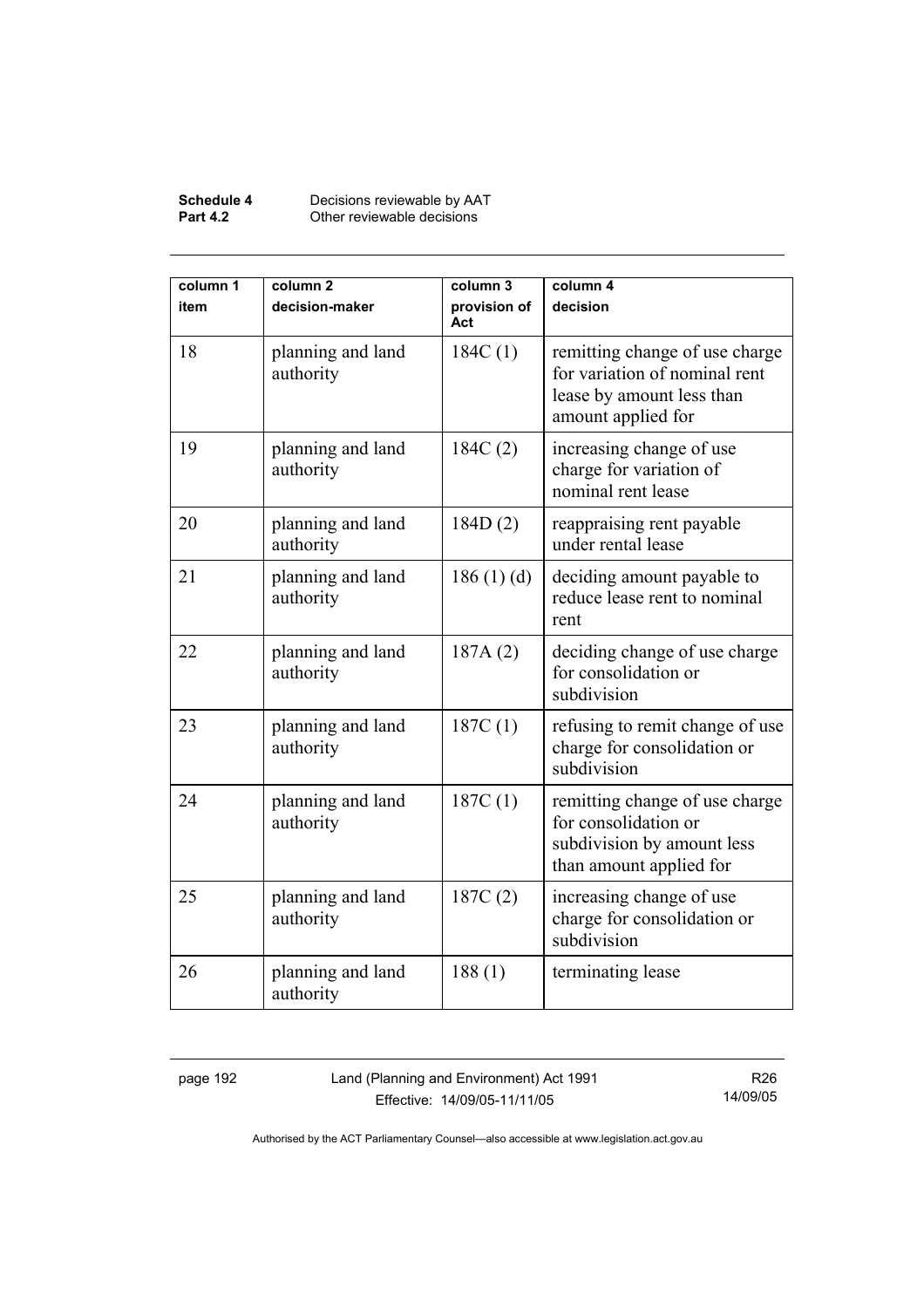| column 1 item | column 2 decision-maker | column 3 provision of Act | column 4 decision |
|---|---|---|---|
| 18 | planning and land authority | 184C (1) | remitting change of use charge for variation of nominal rent lease by amount less than amount applied for |
| 19 | planning and land authority | 184C (2) | increasing change of use charge for variation of nominal rent lease |
| 20 | planning and land authority | 184D (2) | reappraising rent payable under rental lease |
| 21 | planning and land authority | 186 (1) (d) | deciding amount payable to reduce lease rent to nominal rent |
| 22 | planning and land authority | 187A (2) | deciding change of use charge for consolidation or subdivision |
| 23 | planning and land authority | 187C (1) | refusing to remit change of use charge for consolidation or subdivision |
| 24 | planning and land authority | 187C (1) | remitting change of use charge for consolidation or subdivision by amount less than amount applied for |
| 25 | planning and land authority | 187C (2) | increasing change of use charge for consolidation or subdivision |
| 26 | planning and land authority | 188 (1) | terminating lease |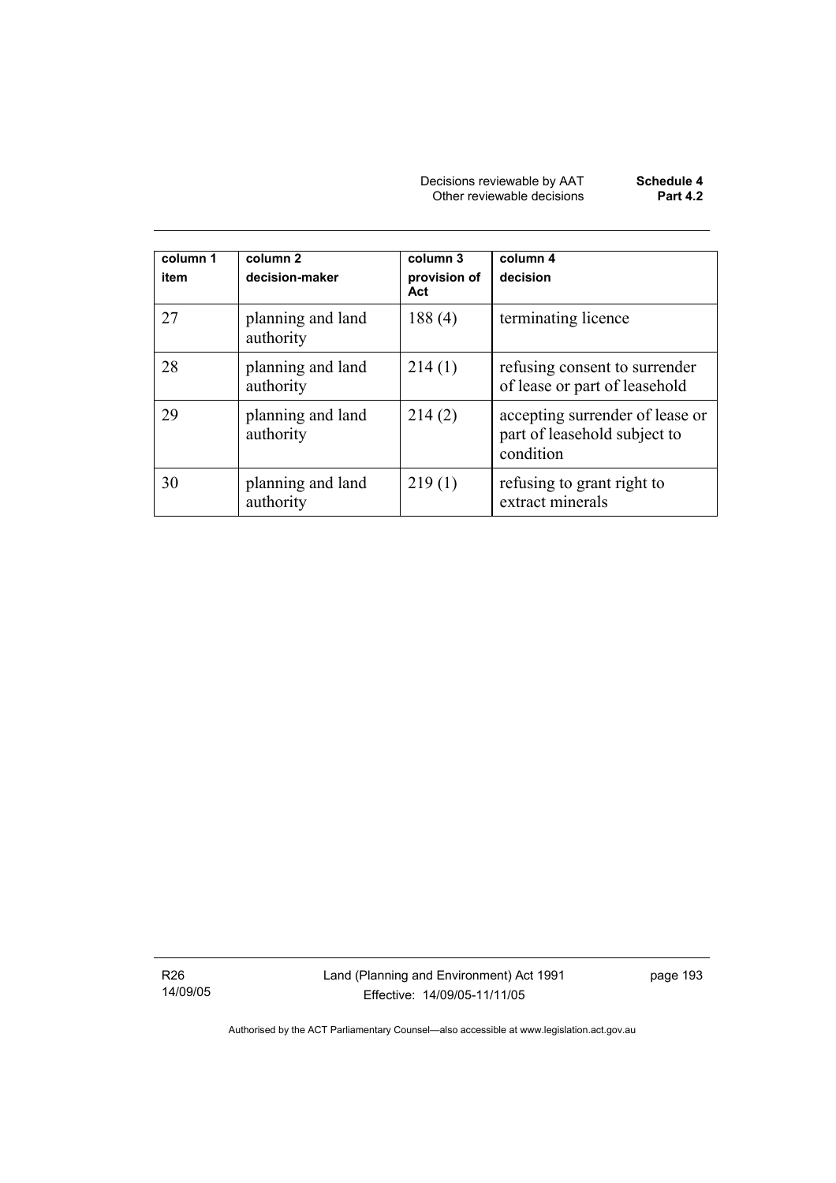| column 1 item | column 2 decision-maker | column 3 provision of Act | column 4 decision |
|---|---|---|---|
| 27 | planning and land authority | 188 (4) | terminating licence |
| 28 | planning and land authority | 214 (1) | refusing consent to surrender of lease or part of leasehold |
| 29 | planning and land authority | 214 (2) | accepting surrender of lease or part of leasehold subject to condition |
| 30 | planning and land authority | 219 (1) | refusing to grant right to extract minerals |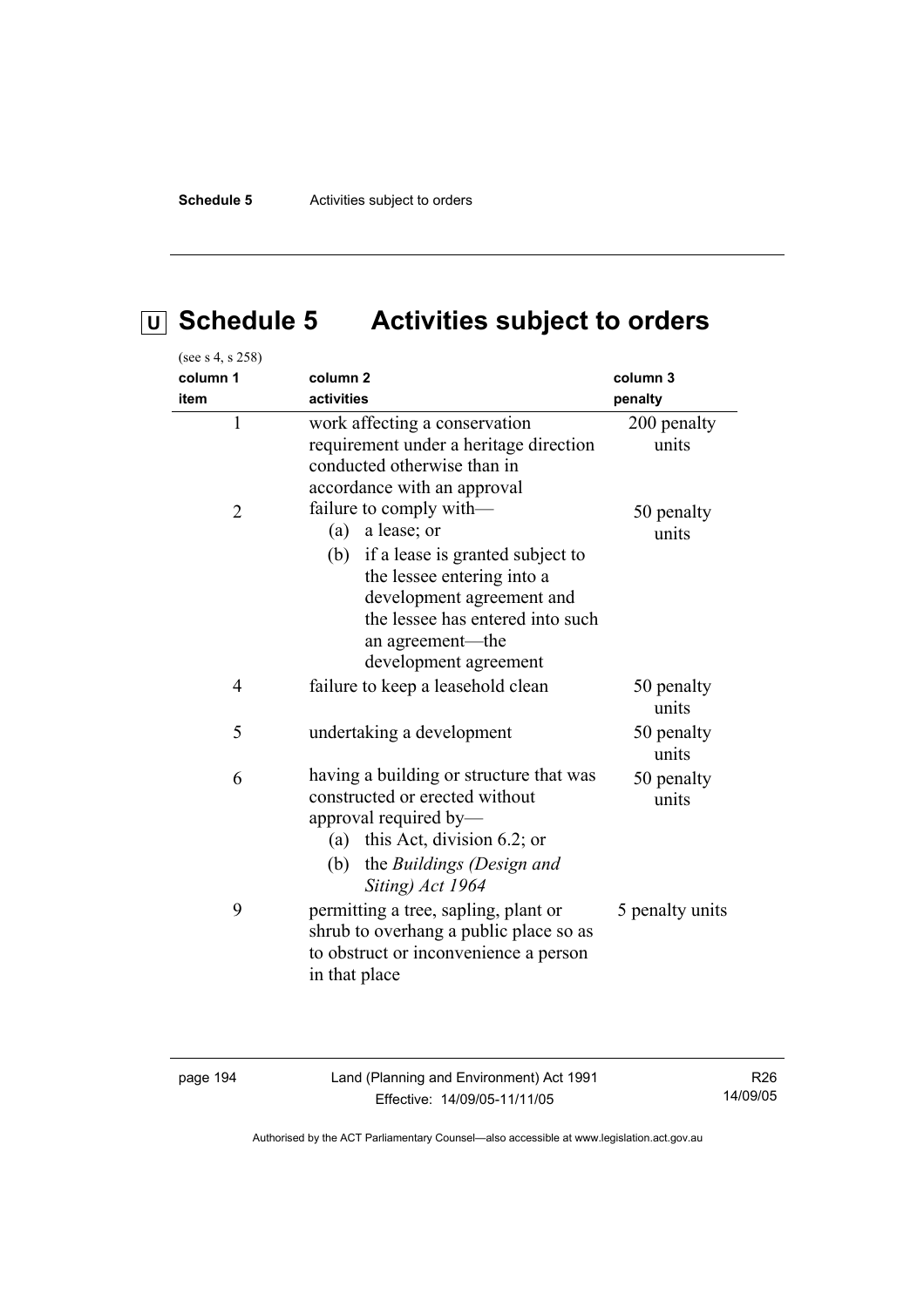# U Schedule 5 Activities subject to orders

(see s 4, s 258)

| column 1<br>item | column 2<br>activities | column 3<br>penalty |
|---|---|---|
| 1 | work affecting a conservation requirement under a heritage direction conducted otherwise than in accordance with an approval | 200 penalty units |
| 2 | failure to comply with—<br>(a) a lease; or<br>(b) if a lease is granted subject to the lessee entering into a development agreement and the lessee has entered into such an agreement—the development agreement | 50 penalty units |
| 4 | failure to keep a leasehold clean | 50 penalty units |
| 5 | undertaking a development | 50 penalty units |
| 6 | having a building or structure that was constructed or erected without approval required by—<br>(a) this Act, division 6.2; or<br>(b) the *Buildings (Design and Siting) Act 1964* | 50 penalty units |
| 9 | permitting a tree, sapling, plant or shrub to overhang a public place so as to obstruct or inconvenience a person in that place | 5 penalty units |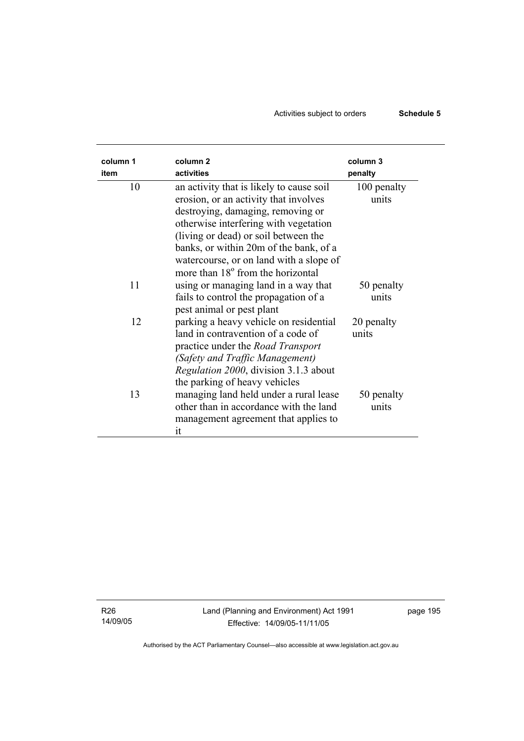| column 1 item | column 2 activities | column 3 penalty |
| --- | --- | --- |
| 10 | an activity that is likely to cause soil erosion, or an activity that involves destroying, damaging, removing or otherwise interfering with vegetation (living or dead) or soil between the banks, or within 20m of the bank, of a watercourse, or on land with a slope of more than 18° from the horizontal | 100 penalty units |
| 11 | using or managing land in a way that fails to control the propagation of a pest animal or pest plant | 50 penalty units |
| 12 | parking a heavy vehicle on residential land in contravention of a code of practice under the *Road Transport (Safety and Traffic Management) Regulation 2000*, division 3.1.3 about the parking of heavy vehicles | 20 penalty units |
| 13 | managing land held under a rural lease other than in accordance with the land management agreement that applies to it | 50 penalty units |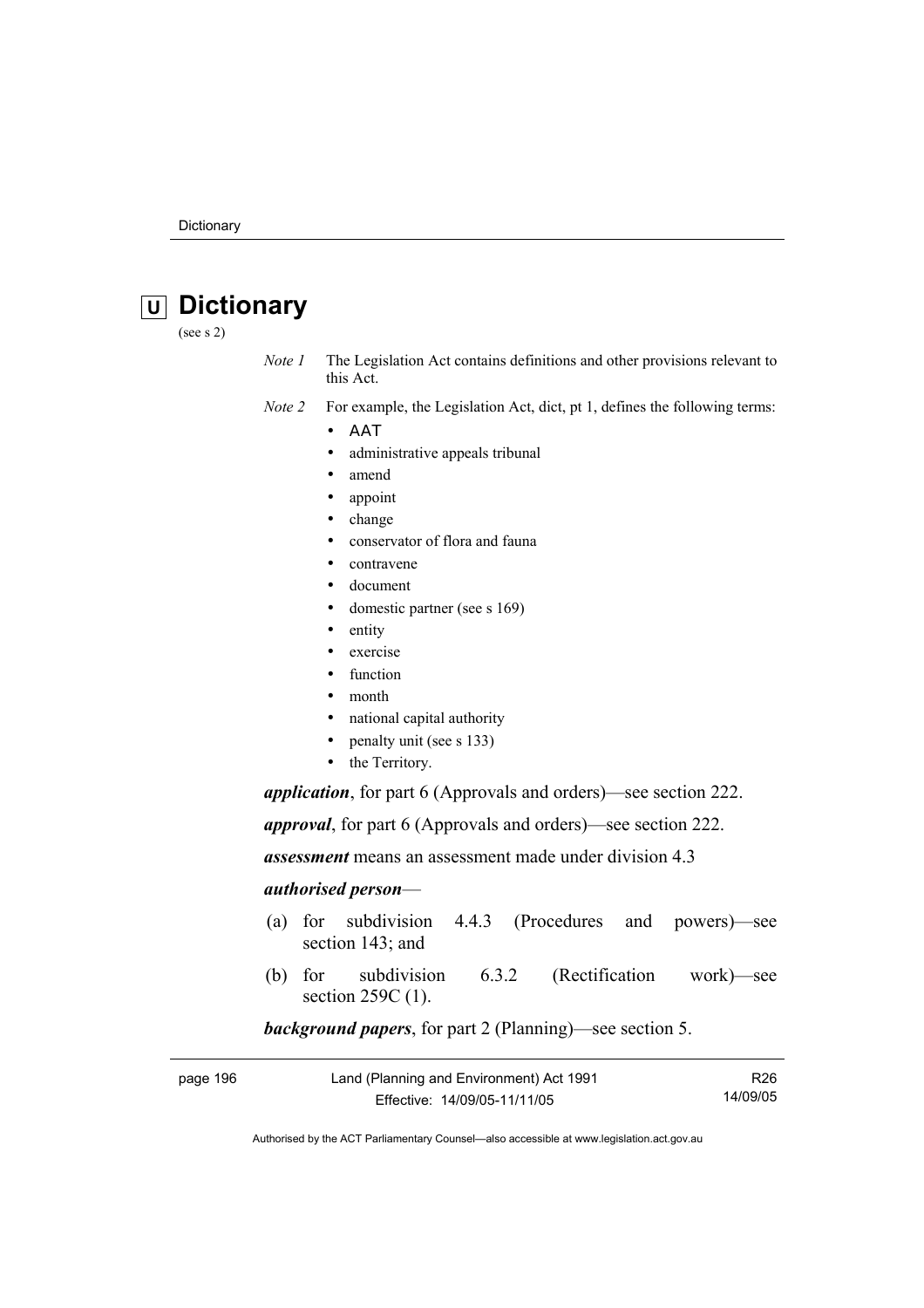# U Dictionary

(see s 2)

*Note 1* The Legislation Act contains definitions and other provisions relevant to this Act.

*Note 2* For example, the Legislation Act, dict, pt 1, defines the following terms:

- AAT
- administrative appeals tribunal
- amend
- appoint
- change
- conservator of flora and fauna
- contravene
- document
- domestic partner (see s 169)
- entity
- exercise
- function
- month
- national capital authority
- penalty unit (see s 133)
- the Territory.

***application***, for part 6 (Approvals and orders)—see section 222.

***approval***, for part 6 (Approvals and orders)—see section 222.

***assessment*** means an assessment made under division 4.3

***authorised person***—

(a) for subdivision 4.4.3 (Procedures and powers)—see section 143; and

(b) for subdivision 6.3.2 (Rectification work)—see section 259C (1).

***background papers***, for part 2 (Planning)—see section 5.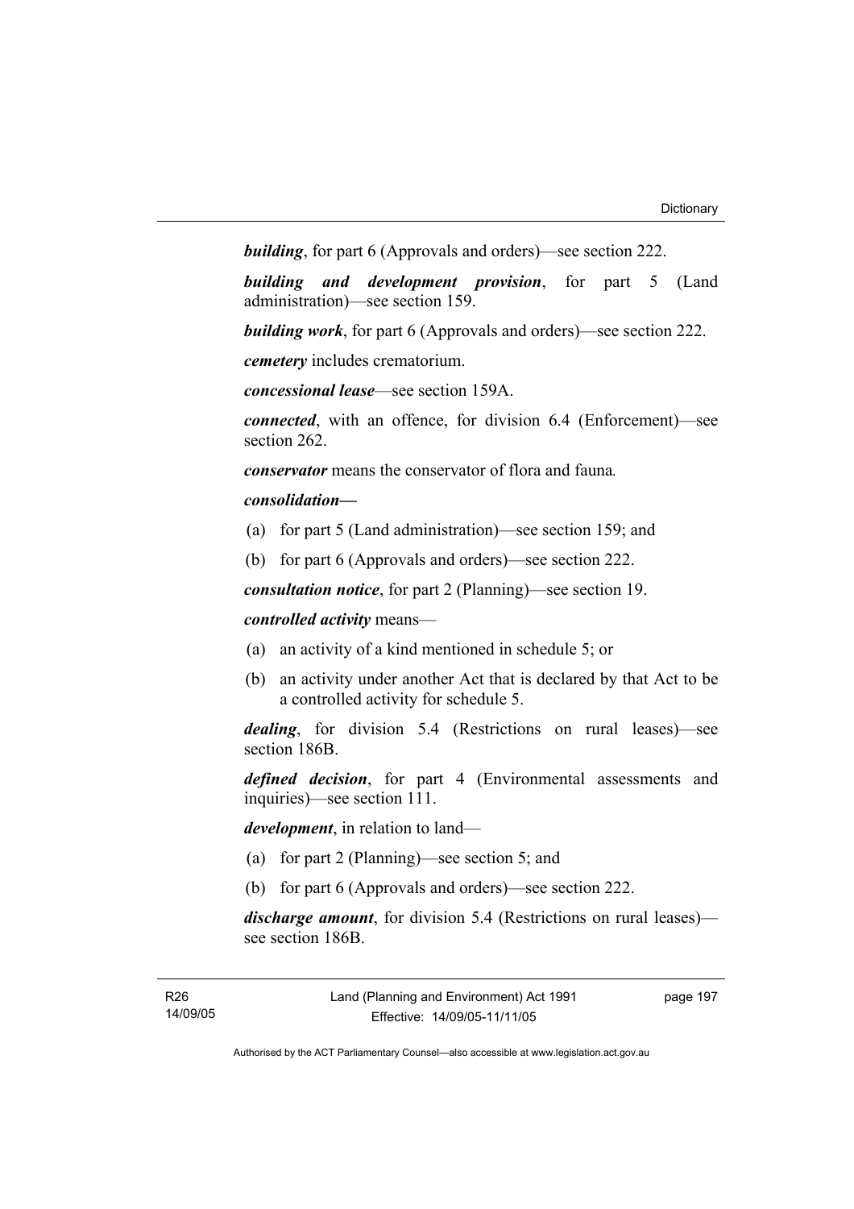***building***, for part 6 (Approvals and orders)—see section 222.

***building and development provision***, for part 5 (Land administration)—see section 159.

***building work***, for part 6 (Approvals and orders)—see section 222.

***cemetery*** includes crematorium.

***concessional lease***—see section 159A.

***connected***, with an offence, for division 6.4 (Enforcement)—see section 262.

***conservator*** means the conservator of flora and fauna*.*

***consolidation—***

(a) for part 5 (Land administration)—see section 159; and

(b) for part 6 (Approvals and orders)—see section 222.

***consultation notice***, for part 2 (Planning)—see section 19.

***controlled activity*** means—

(a) an activity of a kind mentioned in schedule 5; or

(b) an activity under another Act that is declared by that Act to be a controlled activity for schedule 5.

***dealing***, for division 5.4 (Restrictions on rural leases)—see section 186B.

***defined decision***, for part 4 (Environmental assessments and inquiries)—see section 111.

***development***, in relation to land—

(a) for part 2 (Planning)—see section 5; and

(b) for part 6 (Approvals and orders)—see section 222.

***discharge amount***, for division 5.4 (Restrictions on rural leases)—see section 186B.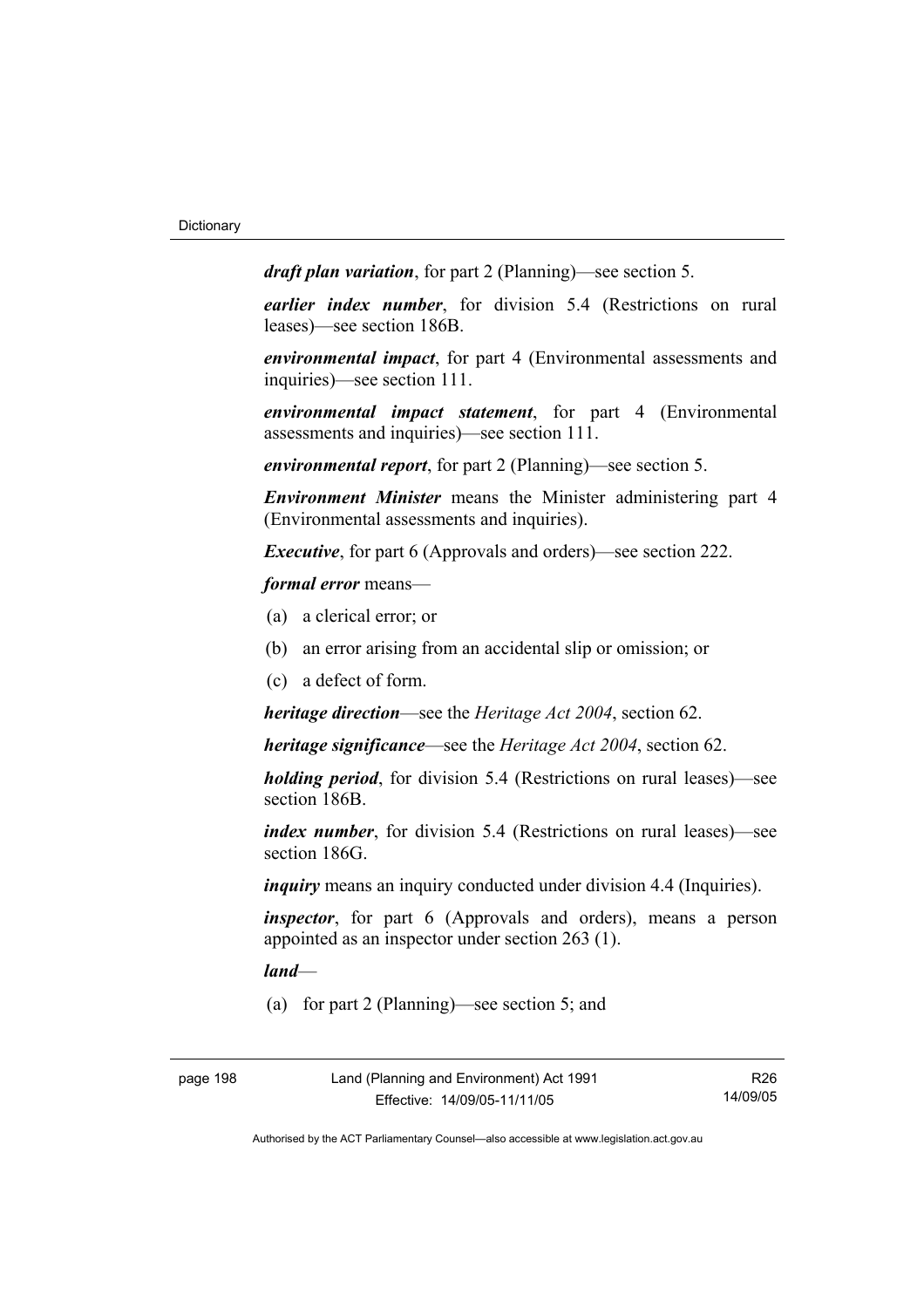***draft plan variation***, for part 2 (Planning)—see section 5.

***earlier index number***, for division 5.4 (Restrictions on rural leases)—see section 186B.

***environmental impact***, for part 4 (Environmental assessments and inquiries)—see section 111.

***environmental impact statement***, for part 4 (Environmental assessments and inquiries)—see section 111.

***environmental report***, for part 2 (Planning)—see section 5.

***Environment Minister*** means the Minister administering part 4 (Environmental assessments and inquiries).

***Executive***, for part 6 (Approvals and orders)—see section 222.

***formal error*** means—

(a) a clerical error; or

(b) an error arising from an accidental slip or omission; or

(c) a defect of form.

***heritage direction***—see the *Heritage Act 2004*, section 62.

***heritage significance***—see the *Heritage Act 2004*, section 62.

***holding period***, for division 5.4 (Restrictions on rural leases)—see section 186B.

***index number***, for division 5.4 (Restrictions on rural leases)—see section 186G.

***inquiry*** means an inquiry conducted under division 4.4 (Inquiries).

***inspector***, for part 6 (Approvals and orders), means a person appointed as an inspector under section 263 (1).

***land***—

(a) for part 2 (Planning)—see section 5; and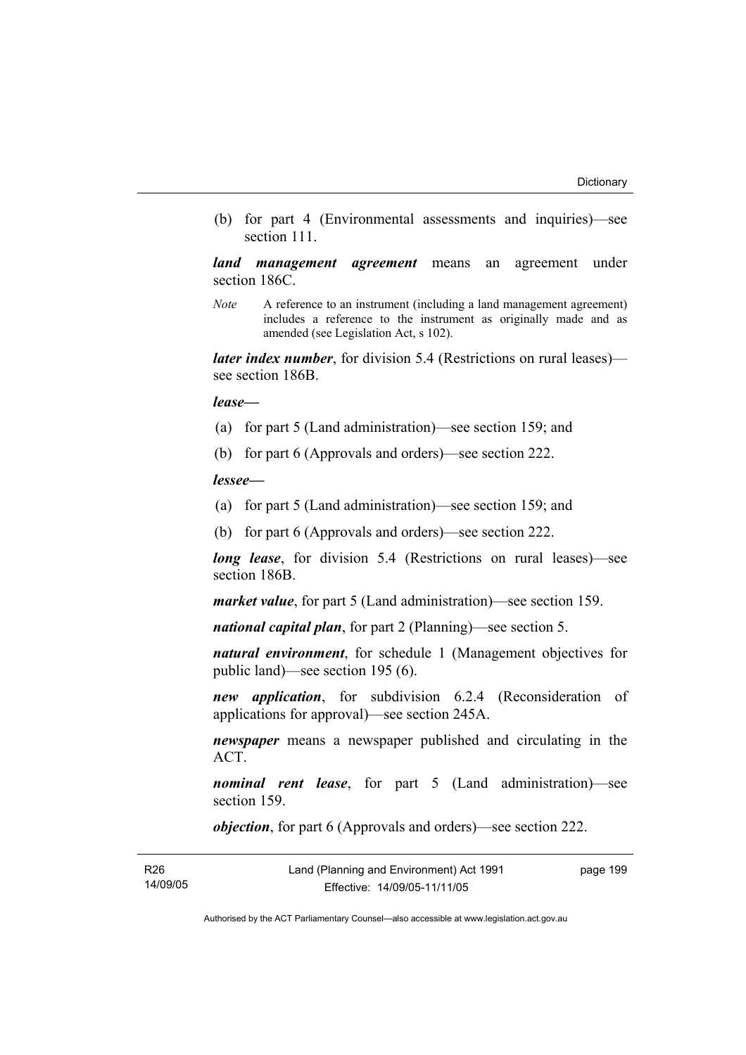(b) for part 4 (Environmental assessments and inquiries)—see section 111.

***land management agreement*** means an agreement under section 186C.

*Note* A reference to an instrument (including a land management agreement) includes a reference to the instrument as originally made and as amended (see Legislation Act, s 102).

***later index number***, for division 5.4 (Restrictions on rural leases)—see section 186B.

***lease***—

(a) for part 5 (Land administration)—see section 159; and

(b) for part 6 (Approvals and orders)—see section 222.

***lessee***—

(a) for part 5 (Land administration)—see section 159; and

(b) for part 6 (Approvals and orders)—see section 222.

***long lease***, for division 5.4 (Restrictions on rural leases)—see section 186B.

***market value***, for part 5 (Land administration)—see section 159.

***national capital plan***, for part 2 (Planning)—see section 5.

***natural environment***, for schedule 1 (Management objectives for public land)—see section 195 (6).

***new application***, for subdivision 6.2.4 (Reconsideration of applications for approval)—see section 245A.

***newspaper*** means a newspaper published and circulating in the ACT.

***nominal rent lease***, for part 5 (Land administration)—see section 159.

***objection***, for part 6 (Approvals and orders)—see section 222.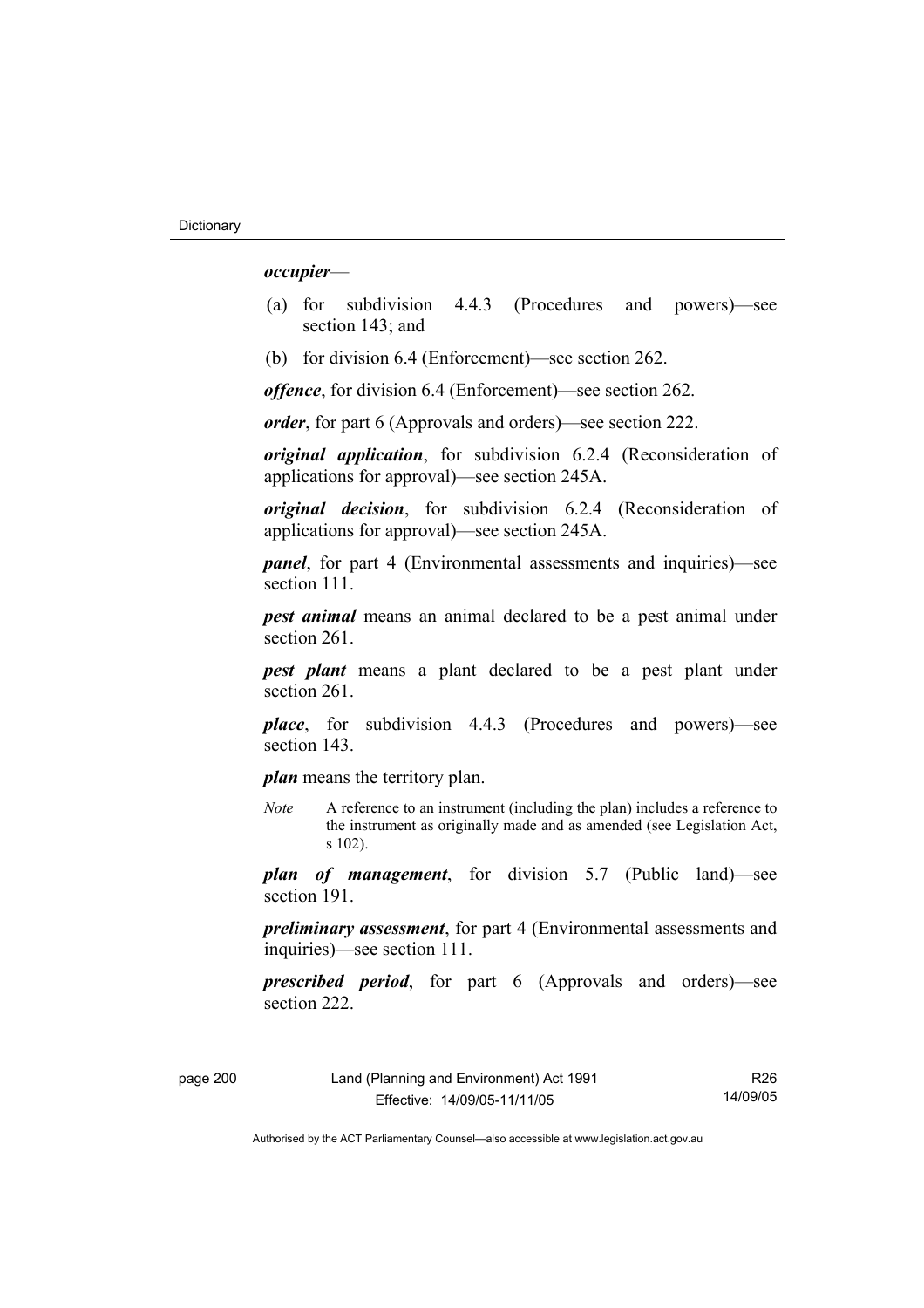***occupier***—

(a) for subdivision 4.4.3 (Procedures and powers)—see section 143; and

(b) for division 6.4 (Enforcement)—see section 262.

***offence***, for division 6.4 (Enforcement)—see section 262.

***order***, for part 6 (Approvals and orders)—see section 222.

***original application***, for subdivision 6.2.4 (Reconsideration of applications for approval)—see section 245A.

***original decision***, for subdivision 6.2.4 (Reconsideration of applications for approval)—see section 245A.

***panel***, for part 4 (Environmental assessments and inquiries)—see section 111.

***pest animal*** means an animal declared to be a pest animal under section 261.

***pest plant*** means a plant declared to be a pest plant under section 261.

***place***, for subdivision 4.4.3 (Procedures and powers)—see section 143.

***plan*** means the territory plan.

*Note* A reference to an instrument (including the plan) includes a reference to the instrument as originally made and as amended (see Legislation Act, s 102).

***plan of management***, for division 5.7 (Public land)—see section 191.

***preliminary assessment***, for part 4 (Environmental assessments and inquiries)—see section 111.

***prescribed period***, for part 6 (Approvals and orders)—see section 222.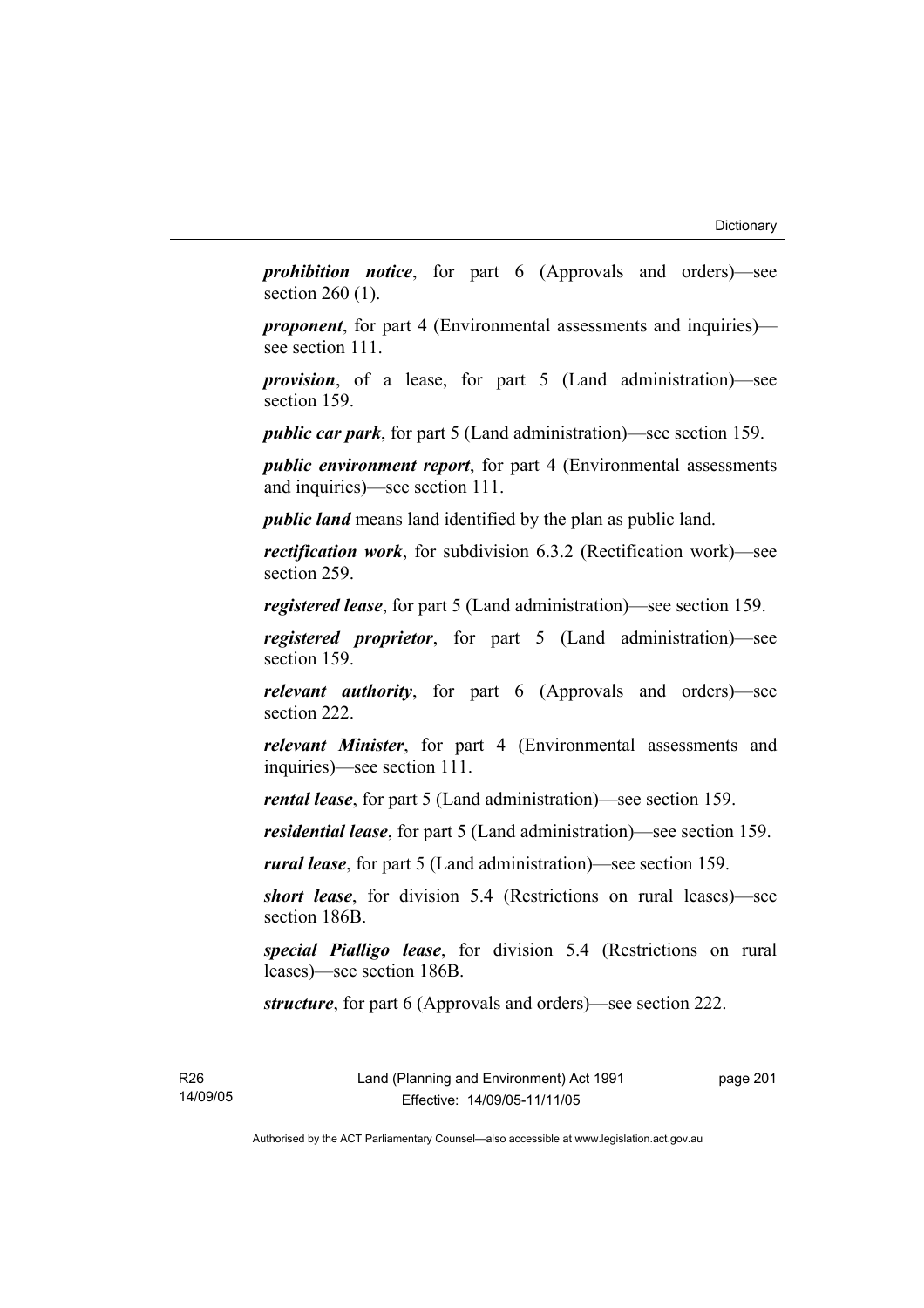***prohibition notice***, for part 6 (Approvals and orders)—see section 260 (1).

***proponent***, for part 4 (Environmental assessments and inquiries)—see section 111.

***provision***, of a lease, for part 5 (Land administration)—see section 159.

***public car park***, for part 5 (Land administration)—see section 159.

***public environment report***, for part 4 (Environmental assessments and inquiries)—see section 111.

***public land*** means land identified by the plan as public land.

***rectification work***, for subdivision 6.3.2 (Rectification work)—see section 259.

***registered lease***, for part 5 (Land administration)—see section 159.

***registered proprietor***, for part 5 (Land administration)—see section 159.

***relevant authority***, for part 6 (Approvals and orders)—see section 222.

***relevant Minister***, for part 4 (Environmental assessments and inquiries)—see section 111.

***rental lease***, for part 5 (Land administration)—see section 159.

***residential lease***, for part 5 (Land administration)—see section 159.

***rural lease***, for part 5 (Land administration)—see section 159.

***short lease***, for division 5.4 (Restrictions on rural leases)—see section 186B.

***special Pialligo lease***, for division 5.4 (Restrictions on rural leases)—see section 186B.

***structure***, for part 6 (Approvals and orders)—see section 222.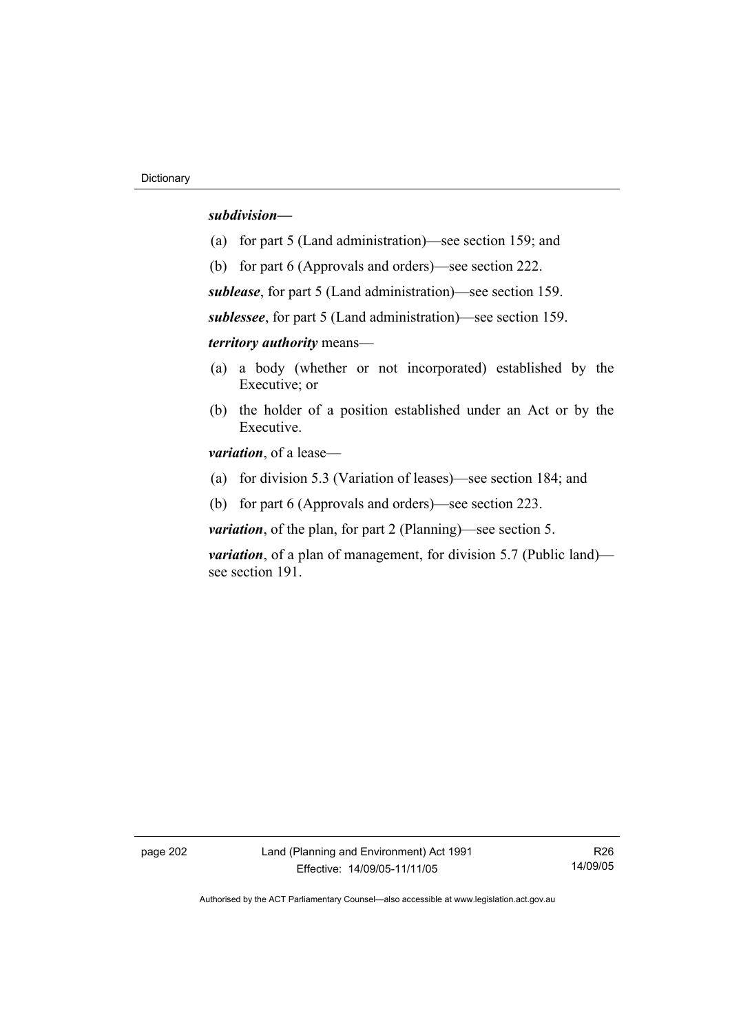***subdivision—***

(a) for part 5 (Land administration)—see section 159; and

(b) for part 6 (Approvals and orders)—see section 222.

***sublease***, for part 5 (Land administration)—see section 159.

***sublessee***, for part 5 (Land administration)—see section 159.

***territory authority*** means—

(a) a body (whether or not incorporated) established by the Executive; or

(b) the holder of a position established under an Act or by the Executive.

***variation***, of a lease—

(a) for division 5.3 (Variation of leases)—see section 184; and

(b) for part 6 (Approvals and orders)—see section 223.

***variation***, of the plan, for part 2 (Planning)—see section 5.

***variation***, of a plan of management, for division 5.7 (Public land)—see section 191.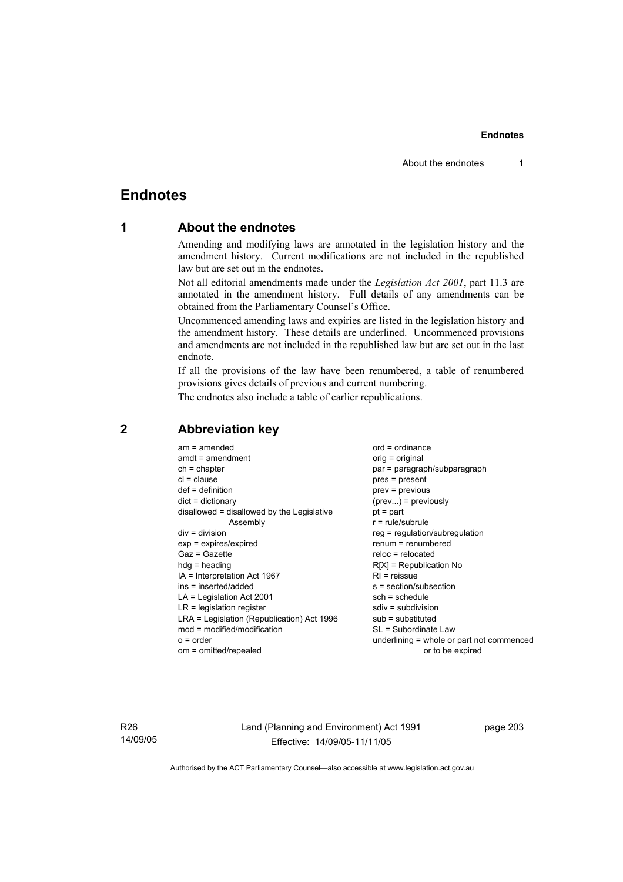# Endnotes

## 1 About the endnotes

Amending and modifying laws are annotated in the legislation history and the amendment history. Current modifications are not included in the republished law but are set out in the endnotes.

Not all editorial amendments made under the *Legislation Act 2001*, part 11.3 are annotated in the amendment history. Full details of any amendments can be obtained from the Parliamentary Counsel's Office.

Uncommenced amending laws and expiries are listed in the legislation history and the amendment history. These details are underlined. Uncommenced provisions and amendments are not included in the republished law but are set out in the last endnote.

If all the provisions of the law have been renumbered, a table of renumbered provisions gives details of previous and current numbering.

The endnotes also include a table of earlier republications.

## 2 Abbreviation key

am = amended
amdt = amendment
ch = chapter
cl = clause
def = definition
dict = dictionary
disallowed = disallowed by the Legislative Assembly
div = division
exp = expires/expired
Gaz = Gazette
hdg = heading
IA = Interpretation Act 1967
ins = inserted/added
LA = Legislation Act 2001
LR = legislation register
LRA = Legislation (Republication) Act 1996
mod = modified/modification
o = order
om = omitted/repealed
ord = ordinance
orig = original
par = paragraph/subparagraph
pres = present
prev = previous
(prev...) = previously
pt = part
r = rule/subrule
reg = regulation/subregulation
renum = renumbered
reloc = relocated
R[X] = Republication No
RI = reissue
s = section/subsection
sch = schedule
sdiv = subdivision
sub = substituted
SL = Subordinate Law
underlining = whole or part not commenced or to be expired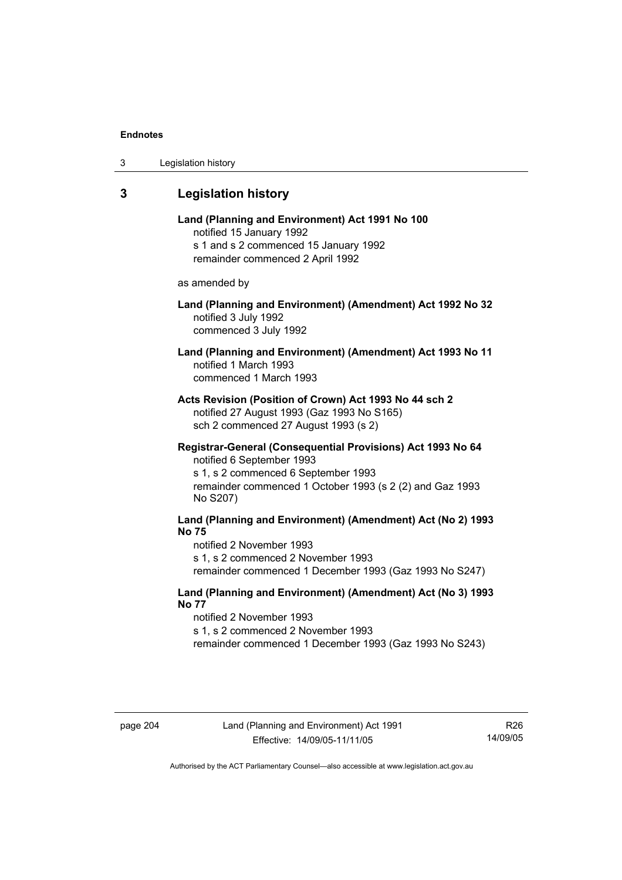## 3 Legislation history

**Land (Planning and Environment) Act 1991 No 100**
notified 15 January 1992
s 1 and s 2 commenced 15 January 1992
remainder commenced 2 April 1992

as amended by

**Land (Planning and Environment) (Amendment) Act 1992 No 32**
notified 3 July 1992
commenced 3 July 1992

**Land (Planning and Environment) (Amendment) Act 1993 No 11**
notified 1 March 1993
commenced 1 March 1993

**Acts Revision (Position of Crown) Act 1993 No 44 sch 2**
notified 27 August 1993 (Gaz 1993 No S165)
sch 2 commenced 27 August 1993 (s 2)

**Registrar-General (Consequential Provisions) Act 1993 No 64**
notified 6 September 1993
s 1, s 2 commenced 6 September 1993
remainder commenced 1 October 1993 (s 2 (2) and Gaz 1993 No S207)

**Land (Planning and Environment) (Amendment) Act (No 2) 1993 No 75**
notified 2 November 1993
s 1, s 2 commenced 2 November 1993
remainder commenced 1 December 1993 (Gaz 1993 No S247)

**Land (Planning and Environment) (Amendment) Act (No 3) 1993 No 77**
notified 2 November 1993
s 1, s 2 commenced 2 November 1993
remainder commenced 1 December 1993 (Gaz 1993 No S243)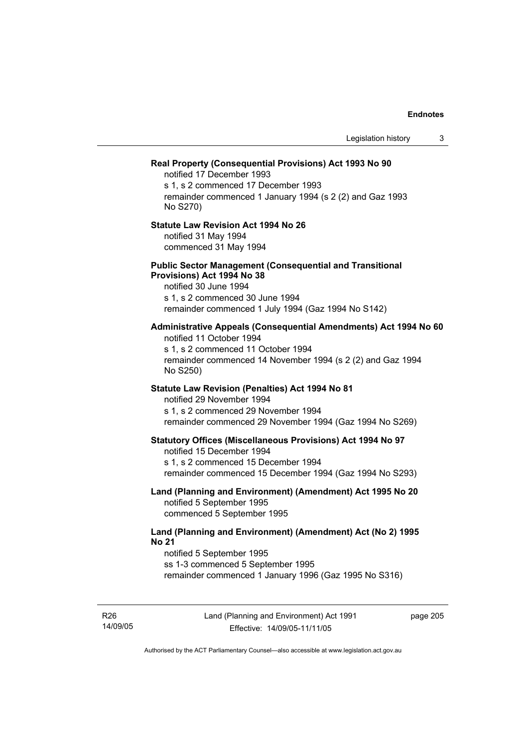**Real Property (Consequential Provisions) Act 1993 No 90**

notified 17 December 1993

s 1, s 2 commenced 17 December 1993

remainder commenced 1 January 1994 (s 2 (2) and Gaz 1993 No S270)

**Statute Law Revision Act 1994 No 26**

notified 31 May 1994

commenced 31 May 1994

**Public Sector Management (Consequential and Transitional Provisions) Act 1994 No 38**

notified 30 June 1994

s 1, s 2 commenced 30 June 1994

remainder commenced 1 July 1994 (Gaz 1994 No S142)

**Administrative Appeals (Consequential Amendments) Act 1994 No 60**

notified 11 October 1994

s 1, s 2 commenced 11 October 1994

remainder commenced 14 November 1994 (s 2 (2) and Gaz 1994 No S250)

**Statute Law Revision (Penalties) Act 1994 No 81**

notified 29 November 1994

s 1, s 2 commenced 29 November 1994

remainder commenced 29 November 1994 (Gaz 1994 No S269)

**Statutory Offices (Miscellaneous Provisions) Act 1994 No 97**

notified 15 December 1994

s 1, s 2 commenced 15 December 1994

remainder commenced 15 December 1994 (Gaz 1994 No S293)

**Land (Planning and Environment) (Amendment) Act 1995 No 20**

notified 5 September 1995

commenced 5 September 1995

**Land (Planning and Environment) (Amendment) Act (No 2) 1995 No 21**

notified 5 September 1995

ss 1-3 commenced 5 September 1995

remainder commenced 1 January 1996 (Gaz 1995 No S316)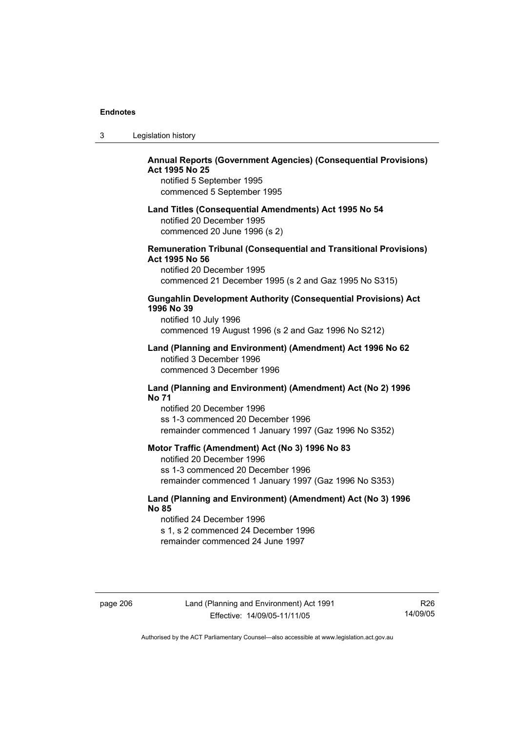**Annual Reports (Government Agencies) (Consequential Provisions) Act 1995 No 25**

notified 5 September 1995
commenced 5 September 1995

**Land Titles (Consequential Amendments) Act 1995 No 54**

notified 20 December 1995
commenced 20 June 1996 (s 2)

**Remuneration Tribunal (Consequential and Transitional Provisions) Act 1995 No 56**

notified 20 December 1995
commenced 21 December 1995 (s 2 and Gaz 1995 No S315)

**Gungahlin Development Authority (Consequential Provisions) Act 1996 No 39**

notified 10 July 1996
commenced 19 August 1996 (s 2 and Gaz 1996 No S212)

**Land (Planning and Environment) (Amendment) Act 1996 No 62**

notified 3 December 1996
commenced 3 December 1996

**Land (Planning and Environment) (Amendment) Act (No 2) 1996 No 71**

notified 20 December 1996
ss 1-3 commenced 20 December 1996
remainder commenced 1 January 1997 (Gaz 1996 No S352)

**Motor Traffic (Amendment) Act (No 3) 1996 No 83**

notified 20 December 1996
ss 1-3 commenced 20 December 1996
remainder commenced 1 January 1997 (Gaz 1996 No S353)

**Land (Planning and Environment) (Amendment) Act (No 3) 1996 No 85**

notified 24 December 1996
s 1, s 2 commenced 24 December 1996
remainder commenced 24 June 1997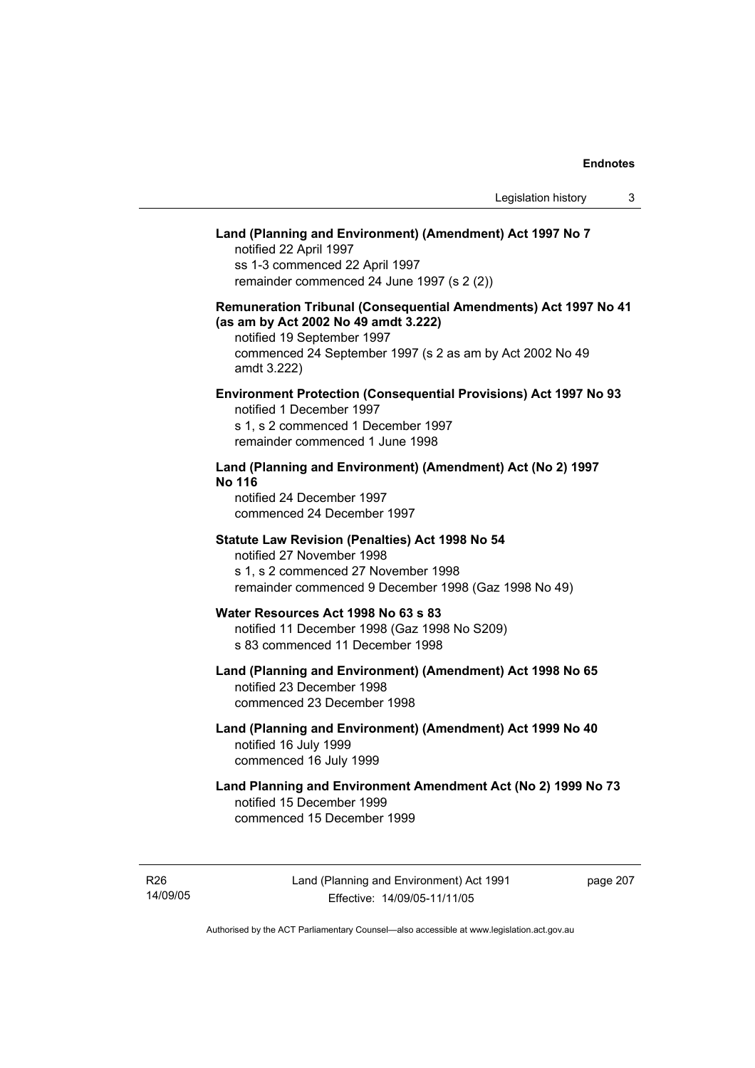**Land (Planning and Environment) (Amendment) Act 1997 No 7**
notified 22 April 1997
ss 1-3 commenced 22 April 1997
remainder commenced 24 June 1997 (s 2 (2))

**Remuneration Tribunal (Consequential Amendments) Act 1997 No 41 (as am by Act 2002 No 49 amdt 3.222)**
notified 19 September 1997
commenced 24 September 1997 (s 2 as am by Act 2002 No 49 amdt 3.222)

**Environment Protection (Consequential Provisions) Act 1997 No 93**
notified 1 December 1997
s 1, s 2 commenced 1 December 1997
remainder commenced 1 June 1998

**Land (Planning and Environment) (Amendment) Act (No 2) 1997 No 116**
notified 24 December 1997
commenced 24 December 1997

**Statute Law Revision (Penalties) Act 1998 No 54**
notified 27 November 1998
s 1, s 2 commenced 27 November 1998
remainder commenced 9 December 1998 (Gaz 1998 No 49)

**Water Resources Act 1998 No 63 s 83**
notified 11 December 1998 (Gaz 1998 No S209)
s 83 commenced 11 December 1998

**Land (Planning and Environment) (Amendment) Act 1998 No 65**
notified 23 December 1998
commenced 23 December 1998

**Land (Planning and Environment) (Amendment) Act 1999 No 40**
notified 16 July 1999
commenced 16 July 1999

**Land Planning and Environment Amendment Act (No 2) 1999 No 73**
notified 15 December 1999
commenced 15 December 1999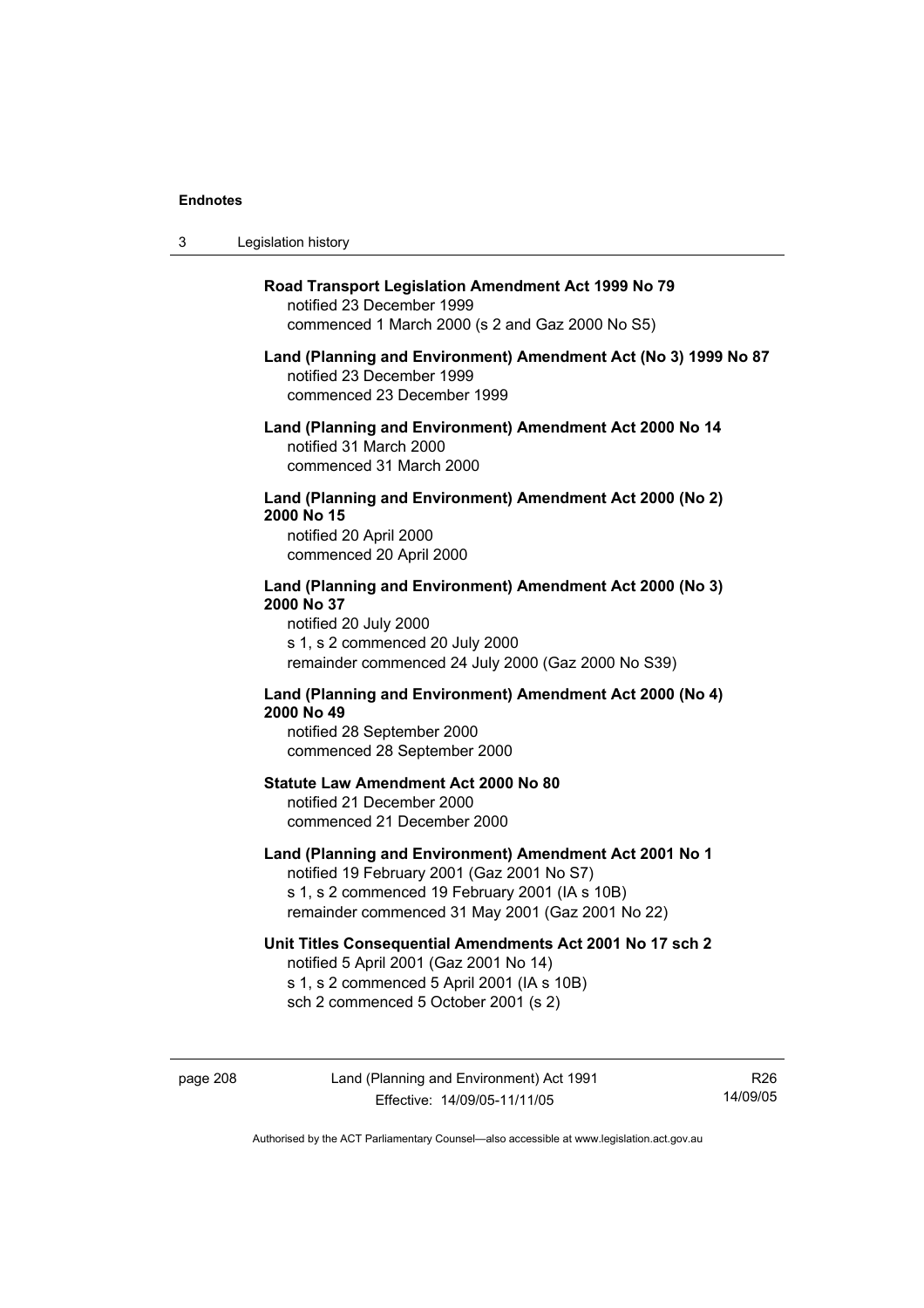**Road Transport Legislation Amendment Act 1999 No 79**
notified 23 December 1999
commenced 1 March 2000 (s 2 and Gaz 2000 No S5)

**Land (Planning and Environment) Amendment Act (No 3) 1999 No 87**
notified 23 December 1999
commenced 23 December 1999

**Land (Planning and Environment) Amendment Act 2000 No 14**
notified 31 March 2000
commenced 31 March 2000

**Land (Planning and Environment) Amendment Act 2000 (No 2) 2000 No 15**
notified 20 April 2000
commenced 20 April 2000

**Land (Planning and Environment) Amendment Act 2000 (No 3) 2000 No 37**
notified 20 July 2000
s 1, s 2 commenced 20 July 2000
remainder commenced 24 July 2000 (Gaz 2000 No S39)

**Land (Planning and Environment) Amendment Act 2000 (No 4) 2000 No 49**
notified 28 September 2000
commenced 28 September 2000

**Statute Law Amendment Act 2000 No 80**
notified 21 December 2000
commenced 21 December 2000

**Land (Planning and Environment) Amendment Act 2001 No 1**
notified 19 February 2001 (Gaz 2001 No S7)
s 1, s 2 commenced 19 February 2001 (IA s 10B)
remainder commenced 31 May 2001 (Gaz 2001 No 22)

**Unit Titles Consequential Amendments Act 2001 No 17 sch 2**
notified 5 April 2001 (Gaz 2001 No 14)
s 1, s 2 commenced 5 April 2001 (IA s 10B)
sch 2 commenced 5 October 2001 (s 2)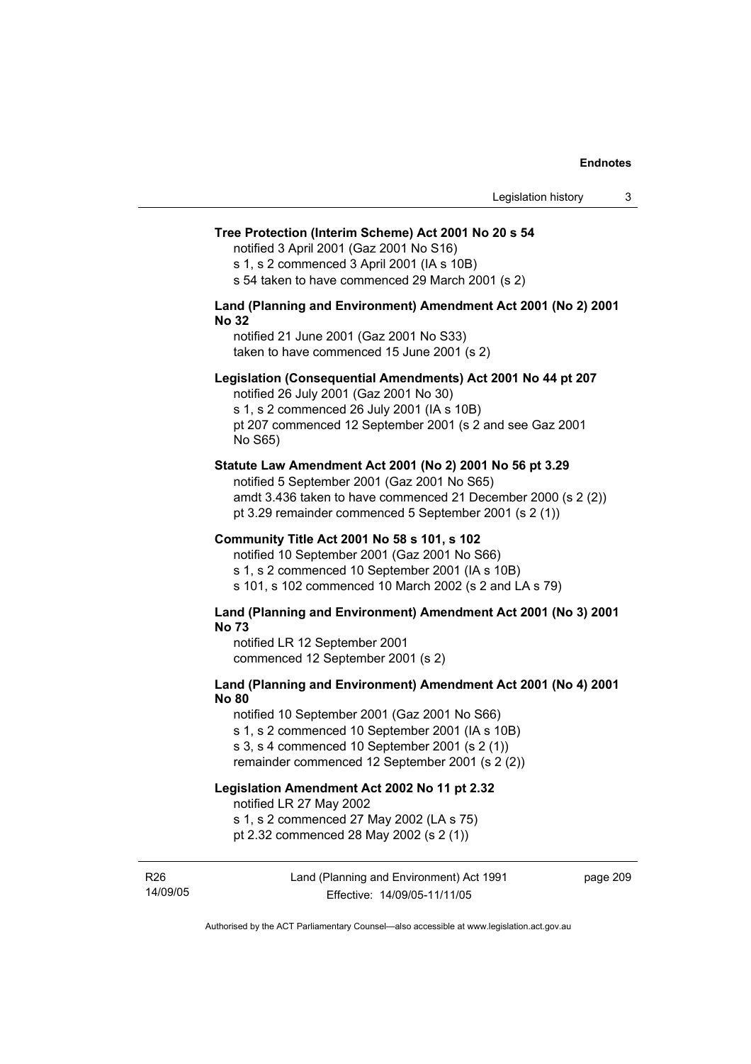**Tree Protection (Interim Scheme) Act 2001 No 20 s 54**

notified 3 April 2001 (Gaz 2001 No S16)
s 1, s 2 commenced 3 April 2001 (IA s 10B)
s 54 taken to have commenced 29 March 2001 (s 2)

**Land (Planning and Environment) Amendment Act 2001 (No 2) 2001 No 32**

notified 21 June 2001 (Gaz 2001 No S33)
taken to have commenced 15 June 2001 (s 2)

**Legislation (Consequential Amendments) Act 2001 No 44 pt 207**

notified 26 July 2001 (Gaz 2001 No 30)
s 1, s 2 commenced 26 July 2001 (IA s 10B)
pt 207 commenced 12 September 2001 (s 2 and see Gaz 2001 No S65)

**Statute Law Amendment Act 2001 (No 2) 2001 No 56 pt 3.29**

notified 5 September 2001 (Gaz 2001 No S65)
amdt 3.436 taken to have commenced 21 December 2000 (s 2 (2))
pt 3.29 remainder commenced 5 September 2001 (s 2 (1))

**Community Title Act 2001 No 58 s 101, s 102**

notified 10 September 2001 (Gaz 2001 No S66)
s 1, s 2 commenced 10 September 2001 (IA s 10B)
s 101, s 102 commenced 10 March 2002 (s 2 and LA s 79)

**Land (Planning and Environment) Amendment Act 2001 (No 3) 2001 No 73**

notified LR 12 September 2001
commenced 12 September 2001 (s 2)

**Land (Planning and Environment) Amendment Act 2001 (No 4) 2001 No 80**

notified 10 September 2001 (Gaz 2001 No S66)
s 1, s 2 commenced 10 September 2001 (IA s 10B)
s 3, s 4 commenced 10 September 2001 (s 2 (1))
remainder commenced 12 September 2001 (s 2 (2))

**Legislation Amendment Act 2002 No 11 pt 2.32**

notified LR 27 May 2002
s 1, s 2 commenced 27 May 2002 (LA s 75)
pt 2.32 commenced 28 May 2002 (s 2 (1))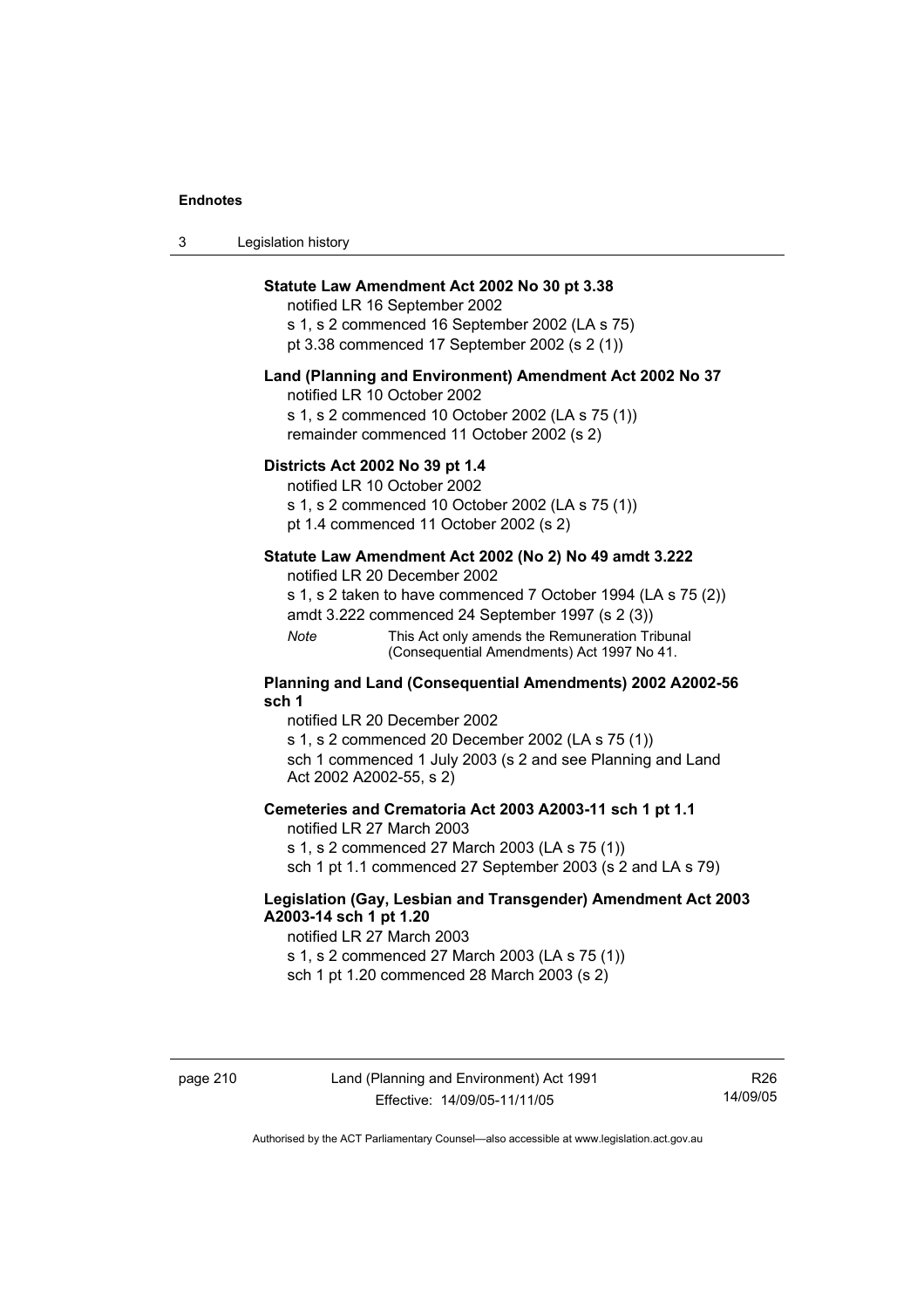**Statute Law Amendment Act 2002 No 30 pt 3.38**

notified LR 16 September 2002

s 1, s 2 commenced 16 September 2002 (LA s 75)

pt 3.38 commenced 17 September 2002 (s 2 (1))

**Land (Planning and Environment) Amendment Act 2002 No 37**

notified LR 10 October 2002

s 1, s 2 commenced 10 October 2002 (LA s 75 (1))

remainder commenced 11 October 2002 (s 2)

**Districts Act 2002 No 39 pt 1.4**

notified LR 10 October 2002

s 1, s 2 commenced 10 October 2002 (LA s 75 (1))

pt 1.4 commenced 11 October 2002 (s 2)

**Statute Law Amendment Act 2002 (No 2) No 49 amdt 3.222**

notified LR 20 December 2002

s 1, s 2 taken to have commenced 7 October 1994 (LA s 75 (2))

amdt 3.222 commenced 24 September 1997 (s 2 (3))

*Note* This Act only amends the Remuneration Tribunal (Consequential Amendments) Act 1997 No 41.

**Planning and Land (Consequential Amendments) 2002 A2002-56 sch 1**

notified LR 20 December 2002

s 1, s 2 commenced 20 December 2002 (LA s 75 (1))

sch 1 commenced 1 July 2003 (s 2 and see Planning and Land Act 2002 A2002-55, s 2)

**Cemeteries and Crematoria Act 2003 A2003-11 sch 1 pt 1.1**

notified LR 27 March 2003

s 1, s 2 commenced 27 March 2003 (LA s 75 (1))

sch 1 pt 1.1 commenced 27 September 2003 (s 2 and LA s 79)

**Legislation (Gay, Lesbian and Transgender) Amendment Act 2003 A2003-14 sch 1 pt 1.20**

notified LR 27 March 2003

s 1, s 2 commenced 27 March 2003 (LA s 75 (1))

sch 1 pt 1.20 commenced 28 March 2003 (s 2)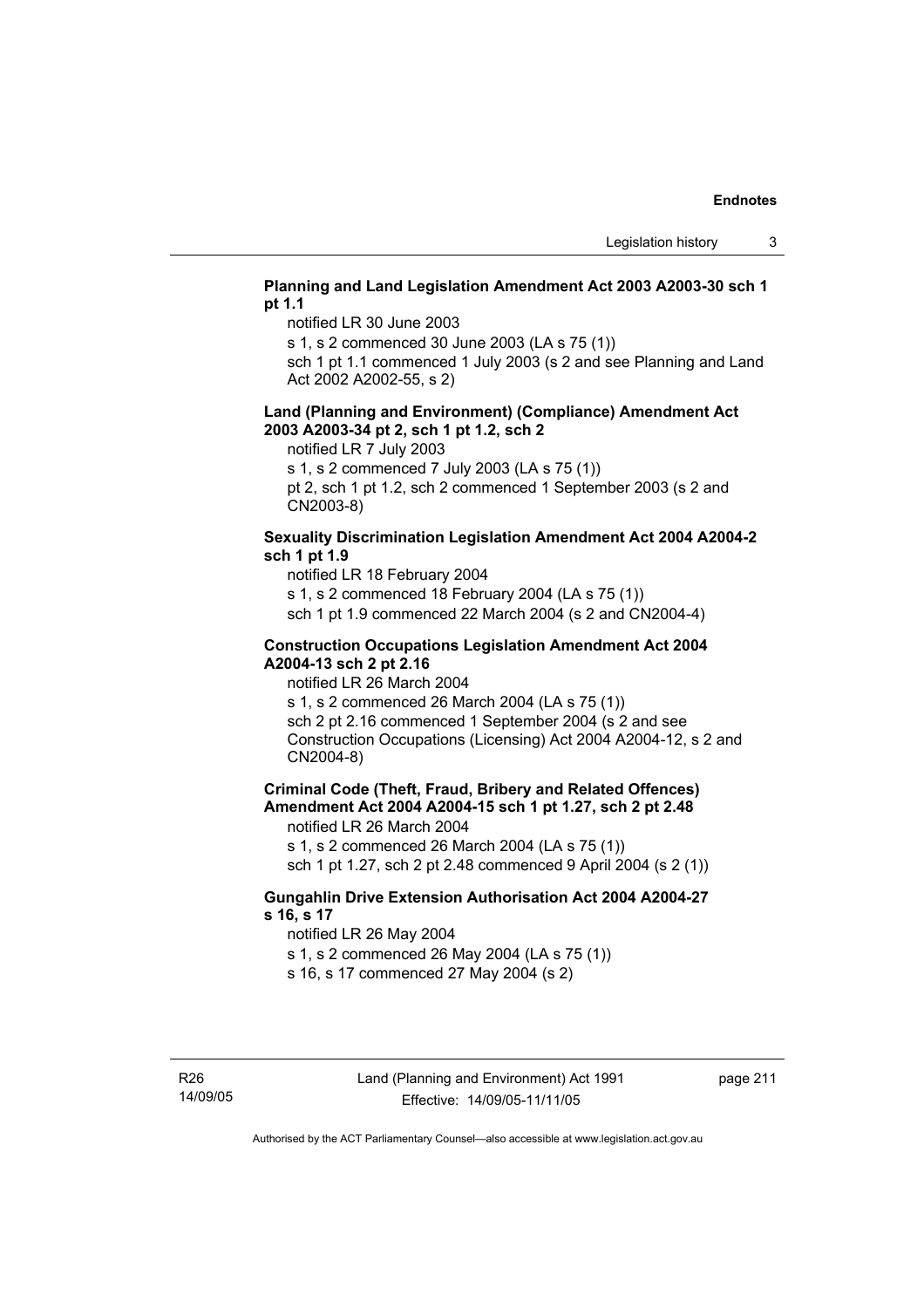**Planning and Land Legislation Amendment Act 2003 A2003-30 sch 1 pt 1.1**

notified LR 30 June 2003

s 1, s 2 commenced 30 June 2003 (LA s 75 (1))

sch 1 pt 1.1 commenced 1 July 2003 (s 2 and see Planning and Land Act 2002 A2002-55, s 2)

**Land (Planning and Environment) (Compliance) Amendment Act 2003 A2003-34 pt 2, sch 1 pt 1.2, sch 2**

notified LR 7 July 2003

s 1, s 2 commenced 7 July 2003 (LA s 75 (1))

pt 2, sch 1 pt 1.2, sch 2 commenced 1 September 2003 (s 2 and CN2003-8)

**Sexuality Discrimination Legislation Amendment Act 2004 A2004-2 sch 1 pt 1.9**

notified LR 18 February 2004

s 1, s 2 commenced 18 February 2004 (LA s 75 (1))

sch 1 pt 1.9 commenced 22 March 2004 (s 2 and CN2004-4)

**Construction Occupations Legislation Amendment Act 2004 A2004-13 sch 2 pt 2.16**

notified LR 26 March 2004

s 1, s 2 commenced 26 March 2004 (LA s 75 (1))

sch 2 pt 2.16 commenced 1 September 2004 (s 2 and see Construction Occupations (Licensing) Act 2004 A2004-12, s 2 and CN2004-8)

**Criminal Code (Theft, Fraud, Bribery and Related Offences) Amendment Act 2004 A2004-15 sch 1 pt 1.27, sch 2 pt 2.48**

notified LR 26 March 2004

s 1, s 2 commenced 26 March 2004 (LA s 75 (1))

sch 1 pt 1.27, sch 2 pt 2.48 commenced 9 April 2004 (s 2 (1))

**Gungahlin Drive Extension Authorisation Act 2004 A2004-27 s 16, s 17**

notified LR 26 May 2004

s 1, s 2 commenced 26 May 2004 (LA s 75 (1))

s 16, s 17 commenced 27 May 2004 (s 2)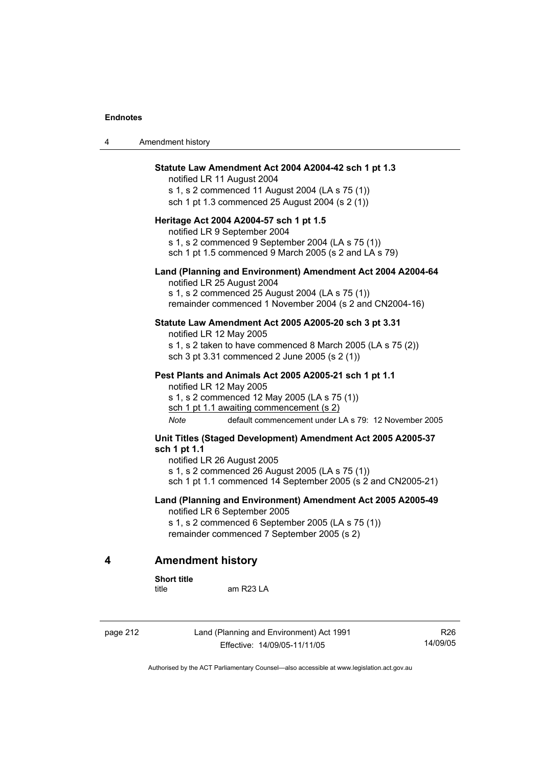**Statute Law Amendment Act 2004 A2004-42 sch 1 pt 1.3**

notified LR 11 August 2004

s 1, s 2 commenced 11 August 2004 (LA s 75 (1))

sch 1 pt 1.3 commenced 25 August 2004 (s 2 (1))

**Heritage Act 2004 A2004-57 sch 1 pt 1.5**

notified LR 9 September 2004

s 1, s 2 commenced 9 September 2004 (LA s 75 (1))

sch 1 pt 1.5 commenced 9 March 2005 (s 2 and LA s 79)

**Land (Planning and Environment) Amendment Act 2004 A2004-64**

notified LR 25 August 2004

s 1, s 2 commenced 25 August 2004 (LA s 75 (1))

remainder commenced 1 November 2004 (s 2 and CN2004-16)

**Statute Law Amendment Act 2005 A2005-20 sch 3 pt 3.31**

notified LR 12 May 2005

s 1, s 2 taken to have commenced 8 March 2005 (LA s 75 (2))

sch 3 pt 3.31 commenced 2 June 2005 (s 2 (1))

**Pest Plants and Animals Act 2005 A2005-21 sch 1 pt 1.1**

notified LR 12 May 2005

s 1, s 2 commenced 12 May 2005 (LA s 75 (1))

sch 1 pt 1.1 awaiting commencement (s 2)

*Note* default commencement under LA s 79: 12 November 2005

**Unit Titles (Staged Development) Amendment Act 2005 A2005-37 sch 1 pt 1.1**

notified LR 26 August 2005

s 1, s 2 commenced 26 August 2005 (LA s 75 (1))

sch 1 pt 1.1 commenced 14 September 2005 (s 2 and CN2005-21)

**Land (Planning and Environment) Amendment Act 2005 A2005-49**

notified LR 6 September 2005

s 1, s 2 commenced 6 September 2005 (LA s 75 (1))

remainder commenced 7 September 2005 (s 2)

## 4 Amendment history

**Short title**

title am R23 LA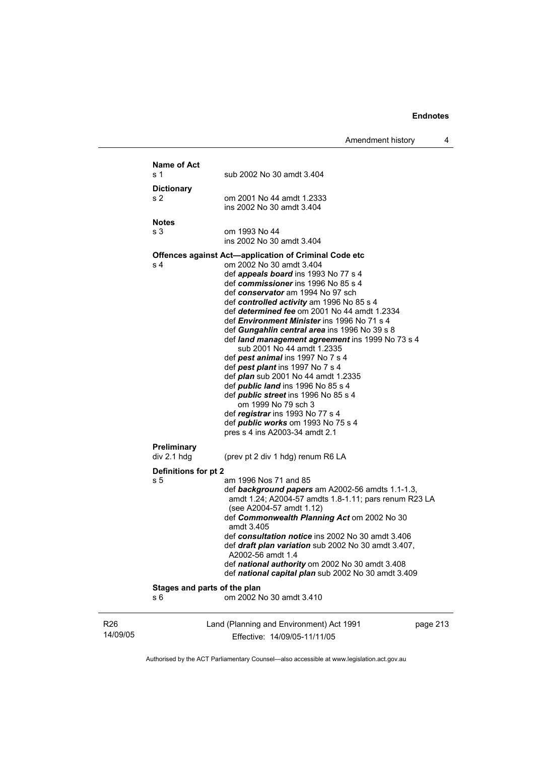**Name of Act**

s 1 sub 2002 No 30 amdt 3.404

**Dictionary**

s 2 om 2001 No 44 amdt 1.2333
ins 2002 No 30 amdt 3.404

**Notes**

s 3 om 1993 No 44
ins 2002 No 30 amdt 3.404

**Offences against Act—application of Criminal Code etc**

s 4 om 2002 No 30 amdt 3.404
def ***appeals board*** ins 1993 No 77 s 4
def ***commissioner*** ins 1996 No 85 s 4
def ***conservator*** am 1994 No 97 sch
def ***controlled activity*** am 1996 No 85 s 4
def ***determined fee*** om 2001 No 44 amdt 1.2334
def ***Environment Minister*** ins 1996 No 71 s 4
def ***Gungahlin central area*** ins 1996 No 39 s 8
def ***land management agreement*** ins 1999 No 73 s 4
sub 2001 No 44 amdt 1.2335
def ***pest animal*** ins 1997 No 7 s 4
def ***pest plant*** ins 1997 No 7 s 4
def ***plan*** sub 2001 No 44 amdt 1.2335
def ***public land*** ins 1996 No 85 s 4
def ***public street*** ins 1996 No 85 s 4
om 1999 No 79 sch 3
def ***registrar*** ins 1993 No 77 s 4
def ***public works*** om 1993 No 75 s 4
pres s 4 ins A2003-34 amdt 2.1

**Preliminary**

div 2.1 hdg (prev pt 2 div 1 hdg) renum R6 LA

**Definitions for pt 2**

s 5 am 1996 Nos 71 and 85
def ***background papers*** am A2002-56 amdts 1.1-1.3, amdt 1.24; A2004-57 amdts 1.8-1.11; pars renum R23 LA (see A2004-57 amdt 1.12)
def ***Commonwealth Planning Act*** om 2002 No 30 amdt 3.405
def ***consultation notice*** ins 2002 No 30 amdt 3.406
def ***draft plan variation*** sub 2002 No 30 amdt 3.407, A2002-56 amdt 1.4
def ***national authority*** om 2002 No 30 amdt 3.408
def ***national capital plan*** sub 2002 No 30 amdt 3.409

**Stages and parts of the plan**

s 6 om 2002 No 30 amdt 3.410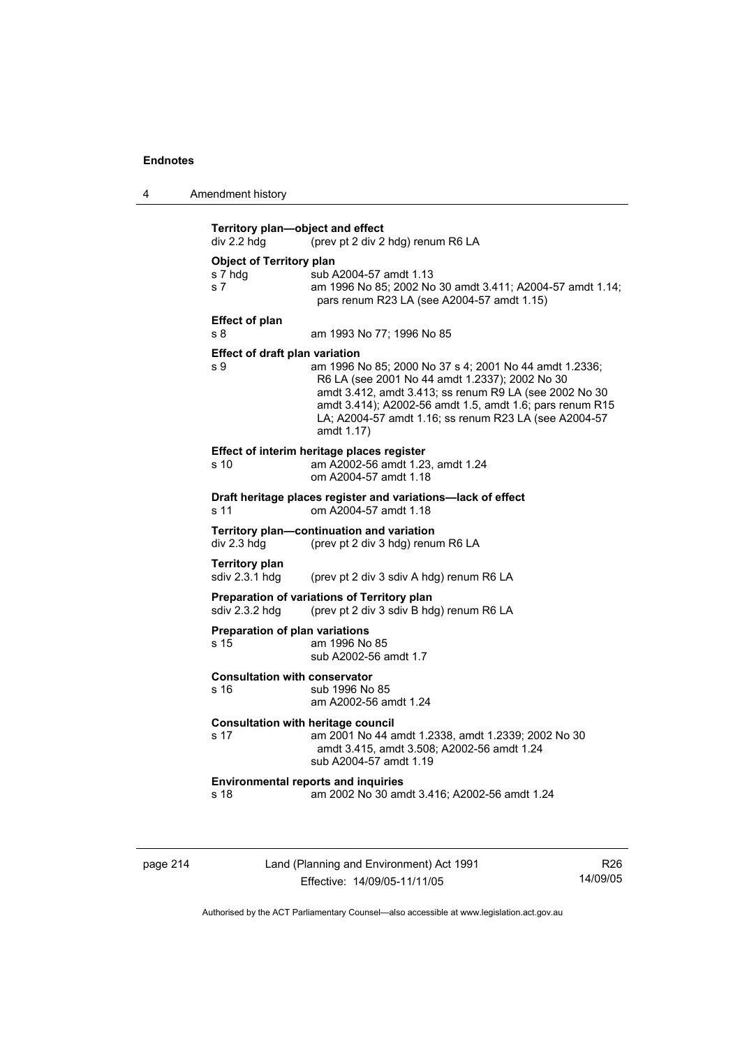**Territory plan—object and effect**
div 2.2 hdg (prev pt 2 div 2 hdg) renum R6 LA

**Object of Territory plan**
s 7 hdg sub A2004-57 amdt 1.13
s 7 am 1996 No 85; 2002 No 30 amdt 3.411; A2004-57 amdt 1.14; pars renum R23 LA (see A2004-57 amdt 1.15)

**Effect of plan**
s 8 am 1993 No 77; 1996 No 85

**Effect of draft plan variation**
s 9 am 1996 No 85; 2000 No 37 s 4; 2001 No 44 amdt 1.2336; R6 LA (see 2001 No 44 amdt 1.2337); 2002 No 30 amdt 3.412, amdt 3.413; ss renum R9 LA (see 2002 No 30 amdt 3.414); A2002-56 amdt 1.5, amdt 1.6; pars renum R15 LA; A2004-57 amdt 1.16; ss renum R23 LA (see A2004-57 amdt 1.17)

**Effect of interim heritage places register**
s 10 am A2002-56 amdt 1.23, amdt 1.24
om A2004-57 amdt 1.18

**Draft heritage places register and variations—lack of effect**
s 11 om A2004-57 amdt 1.18

**Territory plan—continuation and variation**
div 2.3 hdg (prev pt 2 div 3 hdg) renum R6 LA

**Territory plan**
sdiv 2.3.1 hdg (prev pt 2 div 3 sdiv A hdg) renum R6 LA

**Preparation of variations of Territory plan**
sdiv 2.3.2 hdg (prev pt 2 div 3 sdiv B hdg) renum R6 LA

**Preparation of plan variations**
s 15 am 1996 No 85
sub A2002-56 amdt 1.7

**Consultation with conservator**
s 16 sub 1996 No 85
am A2002-56 amdt 1.24

**Consultation with heritage council**
s 17 am 2001 No 44 amdt 1.2338, amdt 1.2339; 2002 No 30 amdt 3.415, amdt 3.508; A2002-56 amdt 1.24
sub A2004-57 amdt 1.19

**Environmental reports and inquiries**
s 18 am 2002 No 30 amdt 3.416; A2002-56 amdt 1.24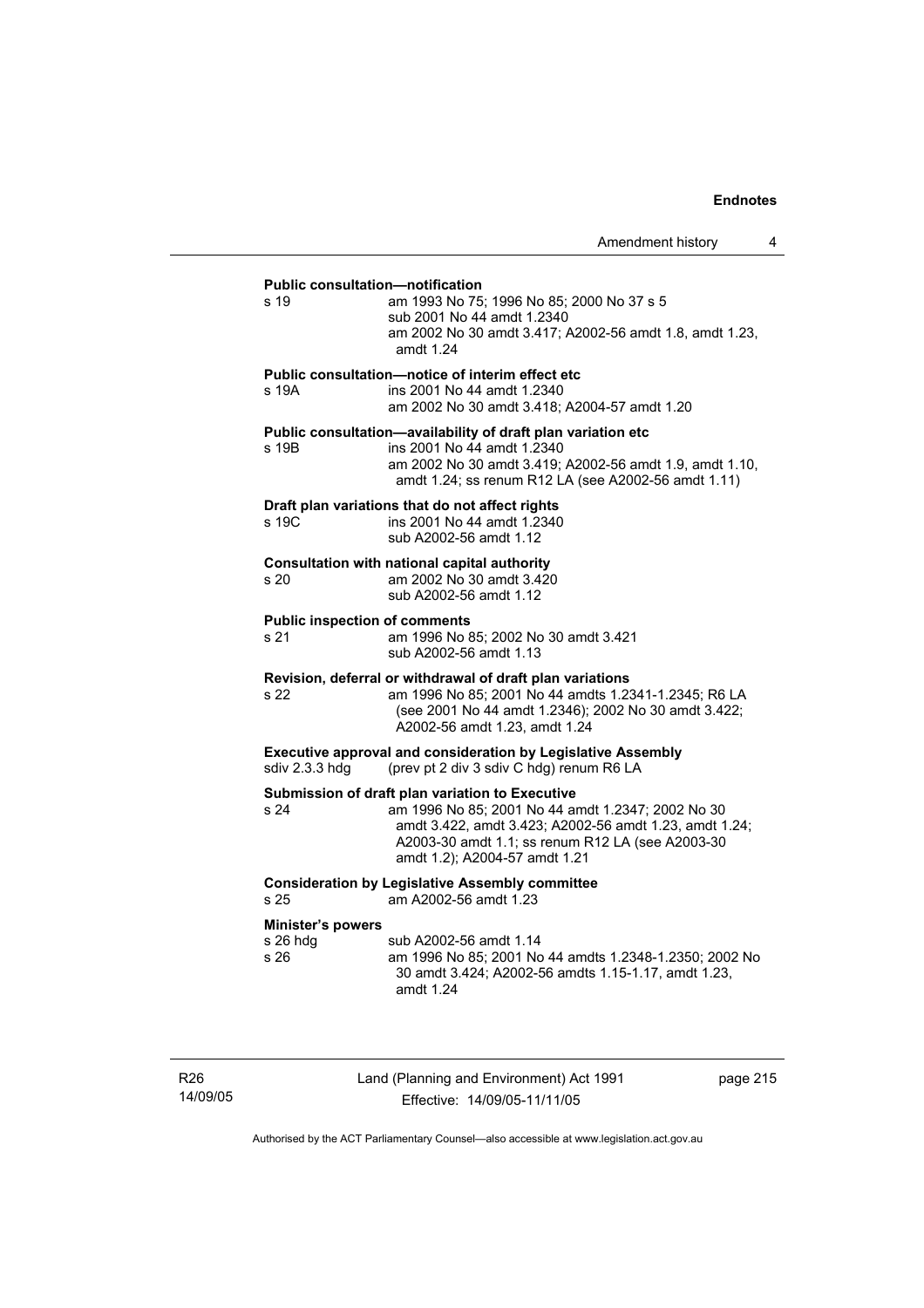**Public consultation—notification**

s 19 am 1993 No 75; 1996 No 85; 2000 No 37 s 5
sub 2001 No 44 amdt 1.2340
am 2002 No 30 amdt 3.417; A2002-56 amdt 1.8, amdt 1.23, amdt 1.24

**Public consultation—notice of interim effect etc**

s 19A ins 2001 No 44 amdt 1.2340
am 2002 No 30 amdt 3.418; A2004-57 amdt 1.20

**Public consultation—availability of draft plan variation etc**

s 19B ins 2001 No 44 amdt 1.2340
am 2002 No 30 amdt 3.419; A2002-56 amdt 1.9, amdt 1.10, amdt 1.24; ss renum R12 LA (see A2002-56 amdt 1.11)

**Draft plan variations that do not affect rights**

s 19C ins 2001 No 44 amdt 1.2340
sub A2002-56 amdt 1.12

**Consultation with national capital authority**

s 20 am 2002 No 30 amdt 3.420
sub A2002-56 amdt 1.12

**Public inspection of comments**

s 21 am 1996 No 85; 2002 No 30 amdt 3.421
sub A2002-56 amdt 1.13

**Revision, deferral or withdrawal of draft plan variations**

s 22 am 1996 No 85; 2001 No 44 amdts 1.2341-1.2345; R6 LA (see 2001 No 44 amdt 1.2346); 2002 No 30 amdt 3.422; A2002-56 amdt 1.23, amdt 1.24

**Executive approval and consideration by Legislative Assembly**

sdiv 2.3.3 hdg (prev pt 2 div 3 sdiv C hdg) renum R6 LA

**Submission of draft plan variation to Executive**

s 24 am 1996 No 85; 2001 No 44 amdt 1.2347; 2002 No 30 amdt 3.422, amdt 3.423; A2002-56 amdt 1.23, amdt 1.24; A2003-30 amdt 1.1; ss renum R12 LA (see A2003-30 amdt 1.2); A2004-57 amdt 1.21

**Consideration by Legislative Assembly committee**

s 25 am A2002-56 amdt 1.23

**Minister's powers**

s 26 hdg sub A2002-56 amdt 1.14
s 26 am 1996 No 85; 2001 No 44 amdts 1.2348-1.2350; 2002 No 30 amdt 3.424; A2002-56 amdts 1.15-1.17, amdt 1.23, amdt 1.24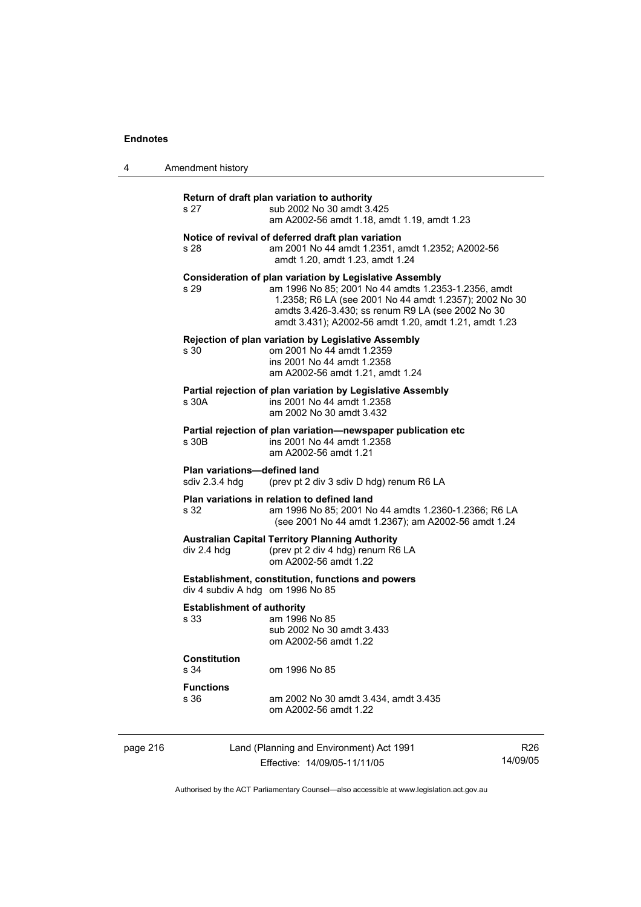**Return of draft plan variation to authority**

s 27 sub 2002 No 30 amdt 3.425
am A2002-56 amdt 1.18, amdt 1.19, amdt 1.23

**Notice of revival of deferred draft plan variation**

s 28 am 2001 No 44 amdt 1.2351, amdt 1.2352; A2002-56 amdt 1.20, amdt 1.23, amdt 1.24

**Consideration of plan variation by Legislative Assembly**

s 29 am 1996 No 85; 2001 No 44 amdts 1.2353-1.2356, amdt 1.2358; R6 LA (see 2001 No 44 amdt 1.2357); 2002 No 30 amdts 3.426-3.430; ss renum R9 LA (see 2002 No 30 amdt 3.431); A2002-56 amdt 1.20, amdt 1.21, amdt 1.23

**Rejection of plan variation by Legislative Assembly**

s 30 om 2001 No 44 amdt 1.2359
ins 2001 No 44 amdt 1.2358
am A2002-56 amdt 1.21, amdt 1.24

**Partial rejection of plan variation by Legislative Assembly**

s 30A ins 2001 No 44 amdt 1.2358
am 2002 No 30 amdt 3.432

**Partial rejection of plan variation—newspaper publication etc**

s 30B ins 2001 No 44 amdt 1.2358
am A2002-56 amdt 1.21

**Plan variations—defined land**

sdiv 2.3.4 hdg (prev pt 2 div 3 sdiv D hdg) renum R6 LA

**Plan variations in relation to defined land**

s 32 am 1996 No 85; 2001 No 44 amdts 1.2360-1.2366; R6 LA (see 2001 No 44 amdt 1.2367); am A2002-56 amdt 1.24

**Australian Capital Territory Planning Authority**

div 2.4 hdg (prev pt 2 div 4 hdg) renum R6 LA
om A2002-56 amdt 1.22

**Establishment, constitution, functions and powers**

div 4 subdiv A hdg om 1996 No 85

**Establishment of authority**

s 33 am 1996 No 85
sub 2002 No 30 amdt 3.433
om A2002-56 amdt 1.22

**Constitution**

s 34 om 1996 No 85

**Functions**

s 36 am 2002 No 30 amdt 3.434, amdt 3.435
om A2002-56 amdt 1.22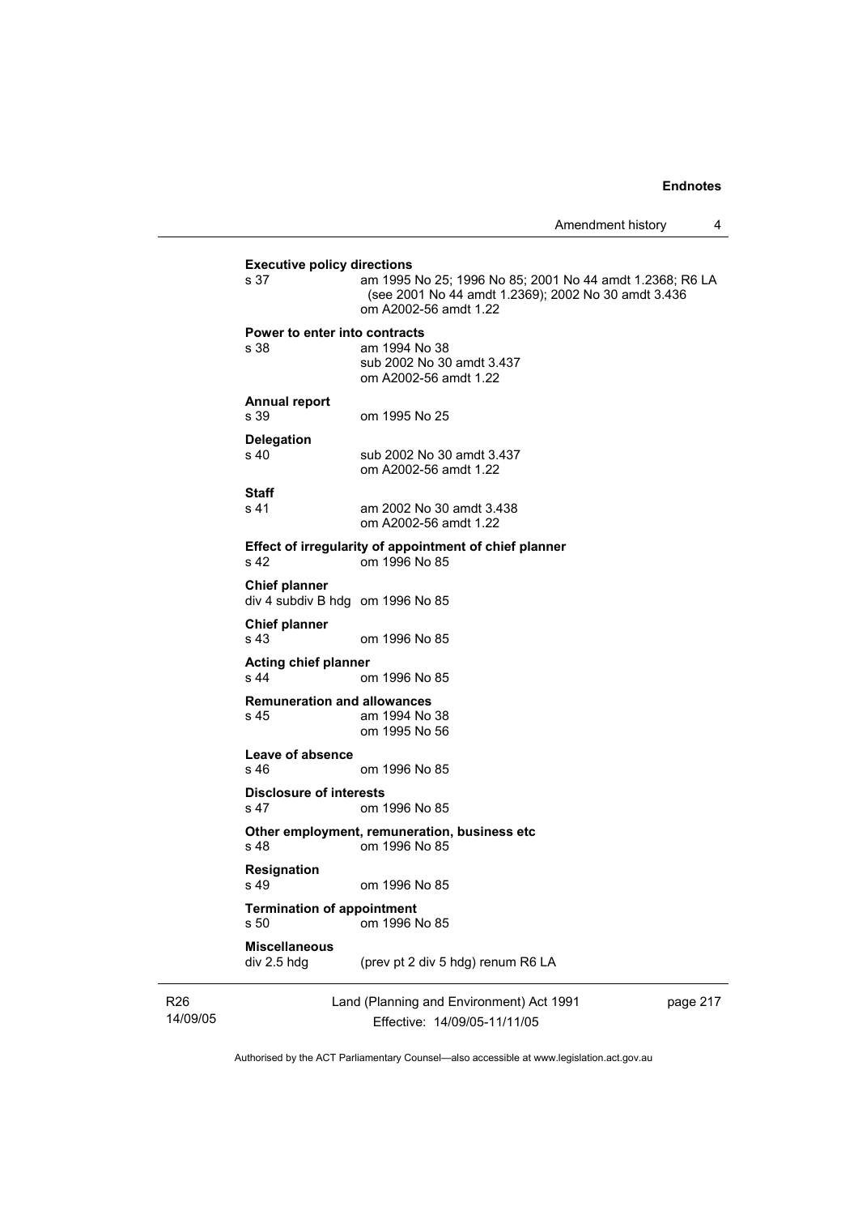**Executive policy directions**

| | |
|---|---|
| s 37 | am 1995 No 25; 1996 No 85; 2001 No 44 amdt 1.2368; R6 LA (see 2001 No 44 amdt 1.2369); 2002 No 30 amdt 3.436 |
| | om A2002-56 amdt 1.22 |

**Power to enter into contracts**

| | |
|---|---|
| s 38 | am 1994 No 38 |
| | sub 2002 No 30 amdt 3.437 |
| | om A2002-56 amdt 1.22 |

**Annual report**

| | |
|---|---|
| s 39 | om 1995 No 25 |

**Delegation**

| | |
|---|---|
| s 40 | sub 2002 No 30 amdt 3.437 |
| | om A2002-56 amdt 1.22 |

**Staff**

| | |
|---|---|
| s 41 | am 2002 No 30 amdt 3.438 |
| | om A2002-56 amdt 1.22 |

**Effect of irregularity of appointment of chief planner**

| | |
|---|---|
| s 42 | om 1996 No 85 |

**Chief planner**

| | |
|---|---|
| div 4 subdiv B hdg | om 1996 No 85 |

**Chief planner**

| | |
|---|---|
| s 43 | om 1996 No 85 |

**Acting chief planner**

| | |
|---|---|
| s 44 | om 1996 No 85 |

**Remuneration and allowances**

| | |
|---|---|
| s 45 | am 1994 No 38 |
| | om 1995 No 56 |

**Leave of absence**

| | |
|---|---|
| s 46 | om 1996 No 85 |

**Disclosure of interests**

| | |
|---|---|
| s 47 | om 1996 No 85 |

**Other employment, remuneration, business etc**

| | |
|---|---|
| s 48 | om 1996 No 85 |

**Resignation**

| | |
|---|---|
| s 49 | om 1996 No 85 |

**Termination of appointment**

| | |
|---|---|
| s 50 | om 1996 No 85 |

**Miscellaneous**

| | |
|---|---|
| div 2.5 hdg | (prev pt 2 div 5 hdg) renum R6 LA |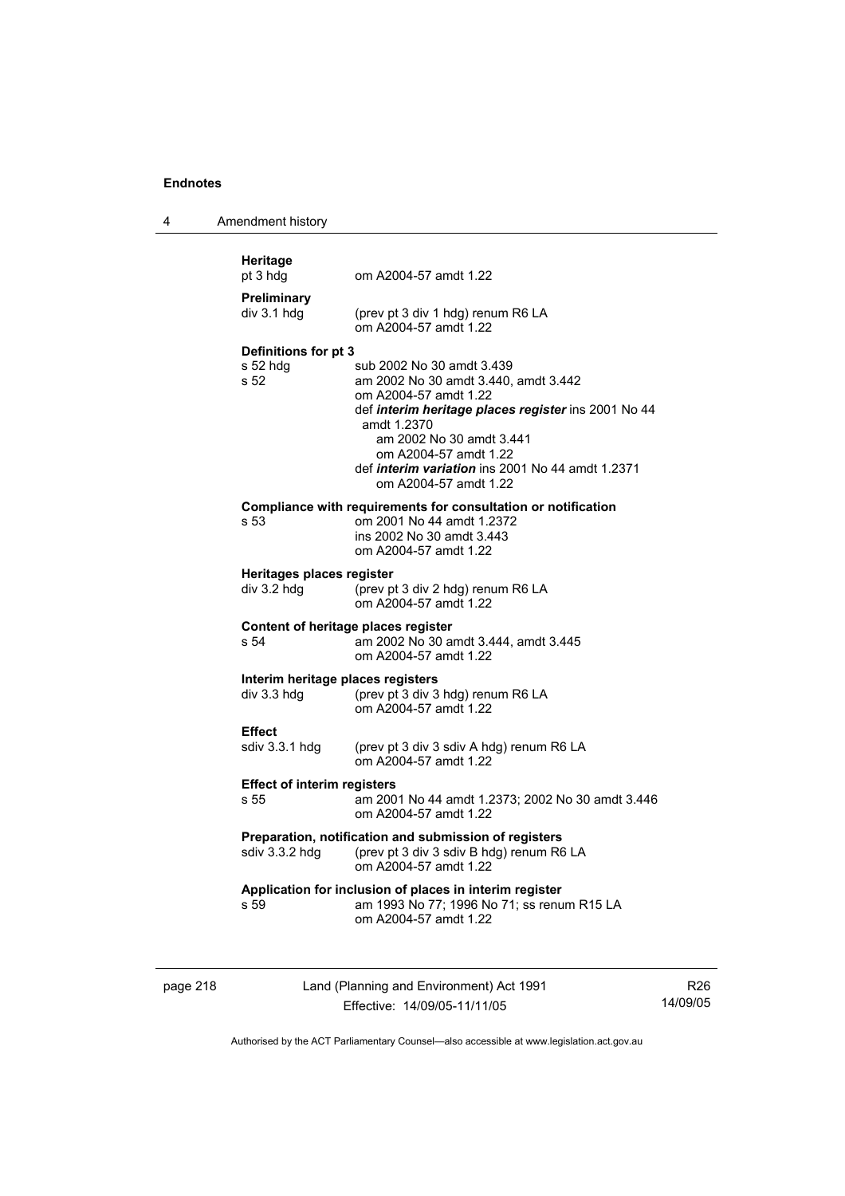**Heritage**
pt 3 hdg om A2004-57 amdt 1.22

**Preliminary**
div 3.1 hdg (prev pt 3 div 1 hdg) renum R6 LA
om A2004-57 amdt 1.22

**Definitions for pt 3**
s 52 hdg sub 2002 No 30 amdt 3.439
s 52 am 2002 No 30 amdt 3.440, amdt 3.442
om A2004-57 amdt 1.22
def ***interim heritage places register*** ins 2001 No 44 amdt 1.2370
am 2002 No 30 amdt 3.441
om A2004-57 amdt 1.22
def ***interim variation*** ins 2001 No 44 amdt 1.2371
om A2004-57 amdt 1.22

**Compliance with requirements for consultation or notification**
s 53 om 2001 No 44 amdt 1.2372
ins 2002 No 30 amdt 3.443
om A2004-57 amdt 1.22

**Heritages places register**
div 3.2 hdg (prev pt 3 div 2 hdg) renum R6 LA
om A2004-57 amdt 1.22

**Content of heritage places register**
s 54 am 2002 No 30 amdt 3.444, amdt 3.445
om A2004-57 amdt 1.22

**Interim heritage places registers**
div 3.3 hdg (prev pt 3 div 3 hdg) renum R6 LA
om A2004-57 amdt 1.22

**Effect**
sdiv 3.3.1 hdg (prev pt 3 div 3 sdiv A hdg) renum R6 LA
om A2004-57 amdt 1.22

**Effect of interim registers**
s 55 am 2001 No 44 amdt 1.2373; 2002 No 30 amdt 3.446
om A2004-57 amdt 1.22

**Preparation, notification and submission of registers**
sdiv 3.3.2 hdg (prev pt 3 div 3 sdiv B hdg) renum R6 LA
om A2004-57 amdt 1.22

**Application for inclusion of places in interim register**
s 59 am 1993 No 77; 1996 No 71; ss renum R15 LA
om A2004-57 amdt 1.22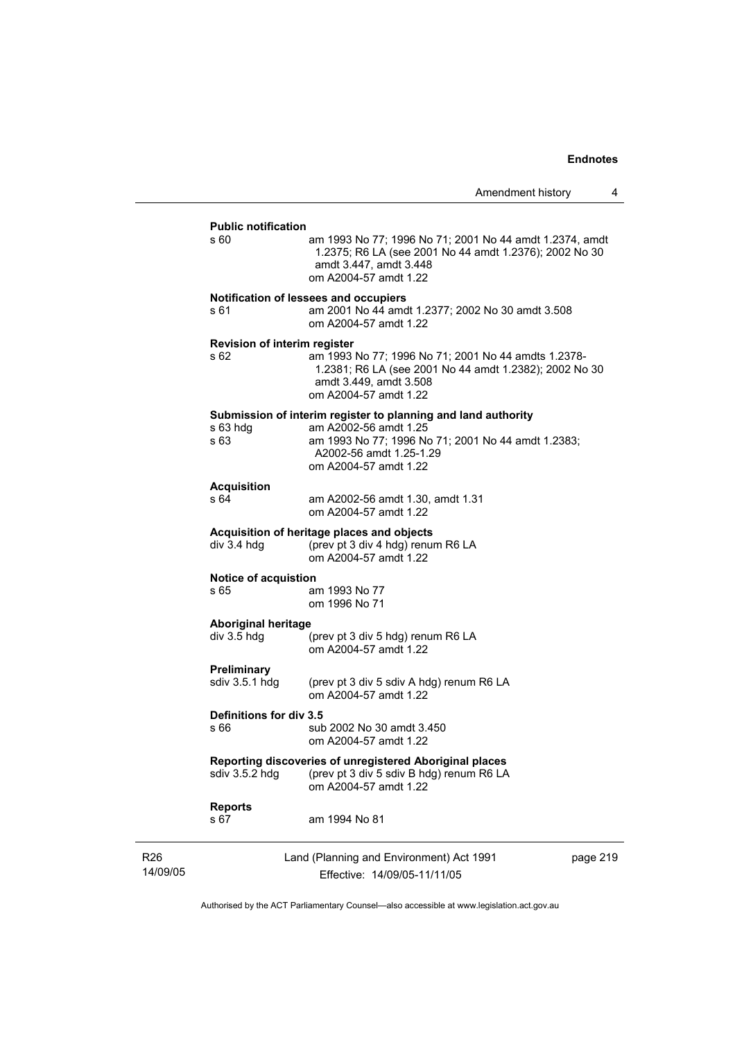**Public notification**

s 60 am 1993 No 77; 1996 No 71; 2001 No 44 amdt 1.2374, amdt 1.2375; R6 LA (see 2001 No 44 amdt 1.2376); 2002 No 30 amdt 3.447, amdt 3.448
om A2004-57 amdt 1.22

**Notification of lessees and occupiers**

s 61 am 2001 No 44 amdt 1.2377; 2002 No 30 amdt 3.508
om A2004-57 amdt 1.22

**Revision of interim register**

s 62 am 1993 No 77; 1996 No 71; 2001 No 44 amdts 1.2378-1.2381; R6 LA (see 2001 No 44 amdt 1.2382); 2002 No 30 amdt 3.449, amdt 3.508
om A2004-57 amdt 1.22

**Submission of interim register to planning and land authority**

s 63 hdg am A2002-56 amdt 1.25
s 63 am 1993 No 77; 1996 No 71; 2001 No 44 amdt 1.2383; A2002-56 amdt 1.25-1.29
om A2004-57 amdt 1.22

**Acquisition**

s 64 am A2002-56 amdt 1.30, amdt 1.31
om A2004-57 amdt 1.22

**Acquisition of heritage places and objects**

div 3.4 hdg (prev pt 3 div 4 hdg) renum R6 LA
om A2004-57 amdt 1.22

**Notice of acquistion**

s 65 am 1993 No 77
om 1996 No 71

**Aboriginal heritage**

div 3.5 hdg (prev pt 3 div 5 hdg) renum R6 LA
om A2004-57 amdt 1.22

**Preliminary**

sdiv 3.5.1 hdg (prev pt 3 div 5 sdiv A hdg) renum R6 LA
om A2004-57 amdt 1.22

**Definitions for div 3.5**

s 66 sub 2002 No 30 amdt 3.450
om A2004-57 amdt 1.22

**Reporting discoveries of unregistered Aboriginal places**

sdiv 3.5.2 hdg (prev pt 3 div 5 sdiv B hdg) renum R6 LA
om A2004-57 amdt 1.22

**Reports**

s 67 am 1994 No 81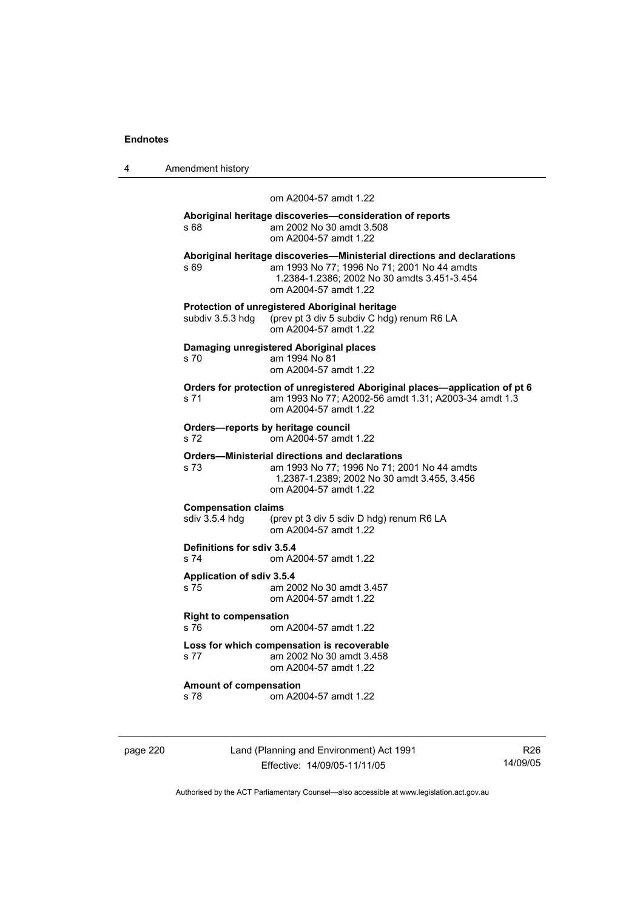om A2004-57 amdt 1.22

**Aboriginal heritage discoveries—consideration of reports**
s 68 am 2002 No 30 amdt 3.508
om A2004-57 amdt 1.22

**Aboriginal heritage discoveries—Ministerial directions and declarations**
s 69 am 1993 No 77; 1996 No 71; 2001 No 44 amdts 1.2384-1.2386; 2002 No 30 amdts 3.451-3.454
om A2004-57 amdt 1.22

**Protection of unregistered Aboriginal heritage**
subdiv 3.5.3 hdg (prev pt 3 div 5 subdiv C hdg) renum R6 LA
om A2004-57 amdt 1.22

**Damaging unregistered Aboriginal places**
s 70 am 1994 No 81
om A2004-57 amdt 1.22

**Orders for protection of unregistered Aboriginal places—application of pt 6**
s 71 am 1993 No 77; A2002-56 amdt 1.31; A2003-34 amdt 1.3
om A2004-57 amdt 1.22

**Orders—reports by heritage council**
s 72 om A2004-57 amdt 1.22

**Orders—Ministerial directions and declarations**
s 73 am 1993 No 77; 1996 No 71; 2001 No 44 amdts 1.2387-1.2389; 2002 No 30 amdt 3.455, 3.456
om A2004-57 amdt 1.22

**Compensation claims**
sdiv 3.5.4 hdg (prev pt 3 div 5 sdiv D hdg) renum R6 LA
om A2004-57 amdt 1.22

**Definitions for sdiv 3.5.4**
s 74 om A2004-57 amdt 1.22

**Application of sdiv 3.5.4**
s 75 am 2002 No 30 amdt 3.457
om A2004-57 amdt 1.22

**Right to compensation**
s 76 om A2004-57 amdt 1.22

**Loss for which compensation is recoverable**
s 77 am 2002 No 30 amdt 3.458
om A2004-57 amdt 1.22

**Amount of compensation**
s 78 om A2004-57 amdt 1.22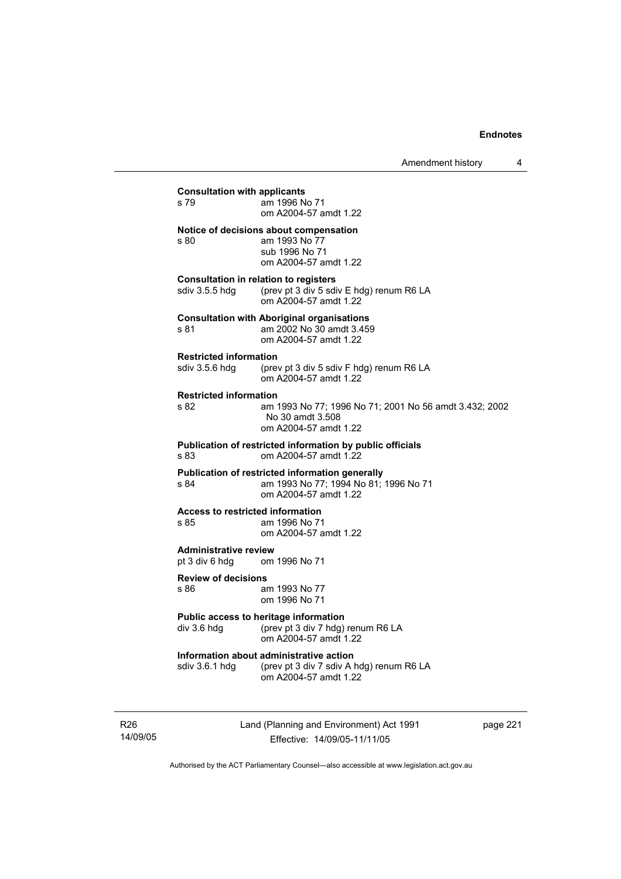**Consultation with applicants**

s 79 am 1996 No 71
om A2004-57 amdt 1.22

**Notice of decisions about compensation**

s 80 am 1993 No 77
sub 1996 No 71
om A2004-57 amdt 1.22

**Consultation in relation to registers**

sdiv 3.5.5 hdg (prev pt 3 div 5 sdiv E hdg) renum R6 LA
om A2004-57 amdt 1.22

**Consultation with Aboriginal organisations**

s 81 am 2002 No 30 amdt 3.459
om A2004-57 amdt 1.22

**Restricted information**

sdiv 3.5.6 hdg (prev pt 3 div 5 sdiv F hdg) renum R6 LA
om A2004-57 amdt 1.22

**Restricted information**

s 82 am 1993 No 77; 1996 No 71; 2001 No 56 amdt 3.432; 2002 No 30 amdt 3.508
om A2004-57 amdt 1.22

**Publication of restricted information by public officials**

s 83 om A2004-57 amdt 1.22

**Publication of restricted information generally**

s 84 am 1993 No 77; 1994 No 81; 1996 No 71
om A2004-57 amdt 1.22

**Access to restricted information**

s 85 am 1996 No 71
om A2004-57 amdt 1.22

**Administrative review**

pt 3 div 6 hdg om 1996 No 71

**Review of decisions**

s 86 am 1993 No 77
om 1996 No 71

**Public access to heritage information**

div 3.6 hdg (prev pt 3 div 7 hdg) renum R6 LA
om A2004-57 amdt 1.22

**Information about administrative action**

sdiv 3.6.1 hdg (prev pt 3 div 7 sdiv A hdg) renum R6 LA
om A2004-57 amdt 1.22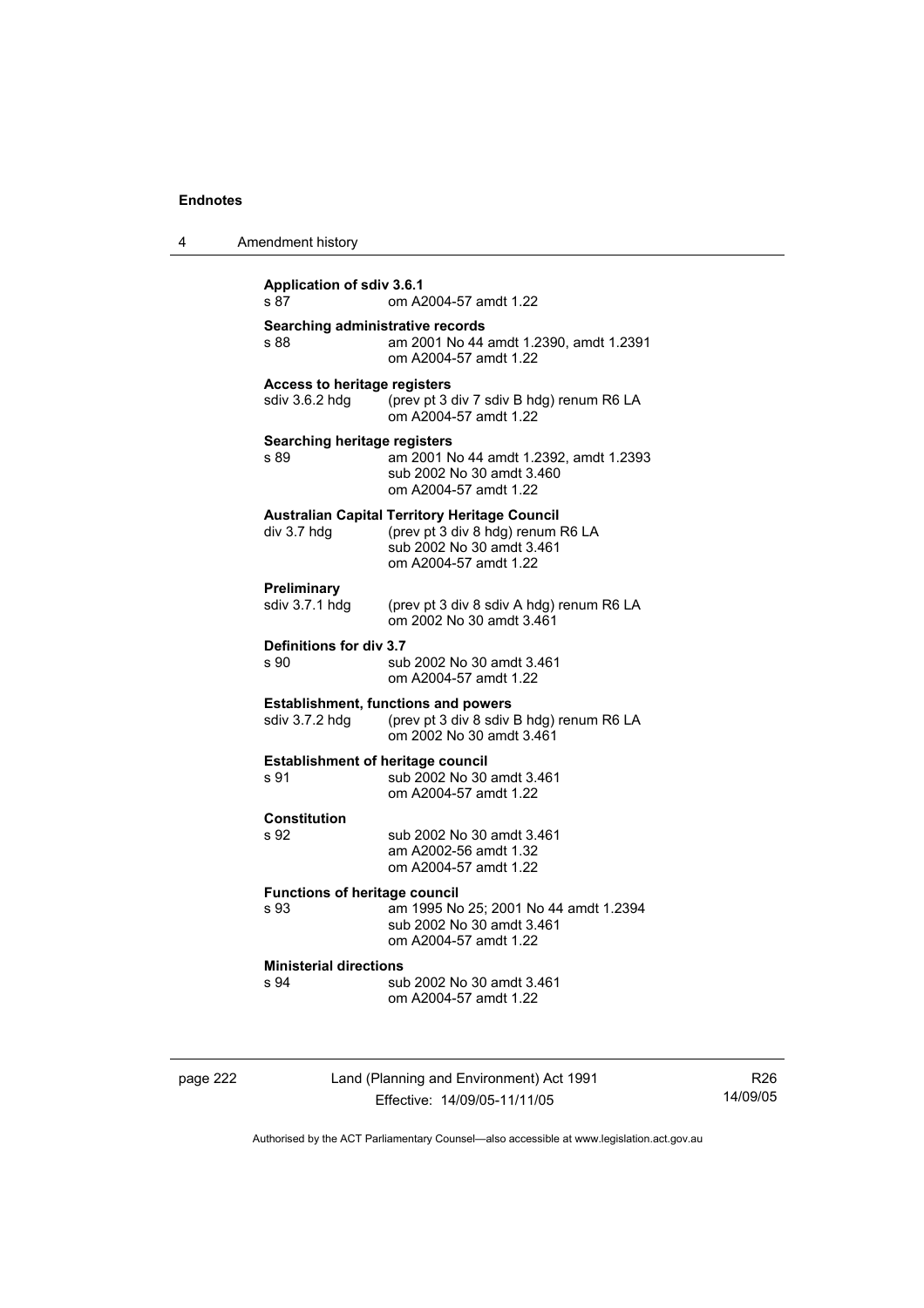**Application of sdiv 3.6.1**
s 87 om A2004-57 amdt 1.22

**Searching administrative records**
s 88 am 2001 No 44 amdt 1.2390, amdt 1.2391
om A2004-57 amdt 1.22

**Access to heritage registers**
sdiv 3.6.2 hdg (prev pt 3 div 7 sdiv B hdg) renum R6 LA
om A2004-57 amdt 1.22

**Searching heritage registers**
s 89 am 2001 No 44 amdt 1.2392, amdt 1.2393
sub 2002 No 30 amdt 3.460
om A2004-57 amdt 1.22

**Australian Capital Territory Heritage Council**
div 3.7 hdg (prev pt 3 div 8 hdg) renum R6 LA
sub 2002 No 30 amdt 3.461
om A2004-57 amdt 1.22

**Preliminary**
sdiv 3.7.1 hdg (prev pt 3 div 8 sdiv A hdg) renum R6 LA
om 2002 No 30 amdt 3.461

**Definitions for div 3.7**
s 90 sub 2002 No 30 amdt 3.461
om A2004-57 amdt 1.22

**Establishment, functions and powers**
sdiv 3.7.2 hdg (prev pt 3 div 8 sdiv B hdg) renum R6 LA
om 2002 No 30 amdt 3.461

**Establishment of heritage council**
s 91 sub 2002 No 30 amdt 3.461
om A2004-57 amdt 1.22

**Constitution**
s 92 sub 2002 No 30 amdt 3.461
am A2002-56 amdt 1.32
om A2004-57 amdt 1.22

**Functions of heritage council**
s 93 am 1995 No 25; 2001 No 44 amdt 1.2394
sub 2002 No 30 amdt 3.461
om A2004-57 amdt 1.22

**Ministerial directions**
s 94 sub 2002 No 30 amdt 3.461
om A2004-57 amdt 1.22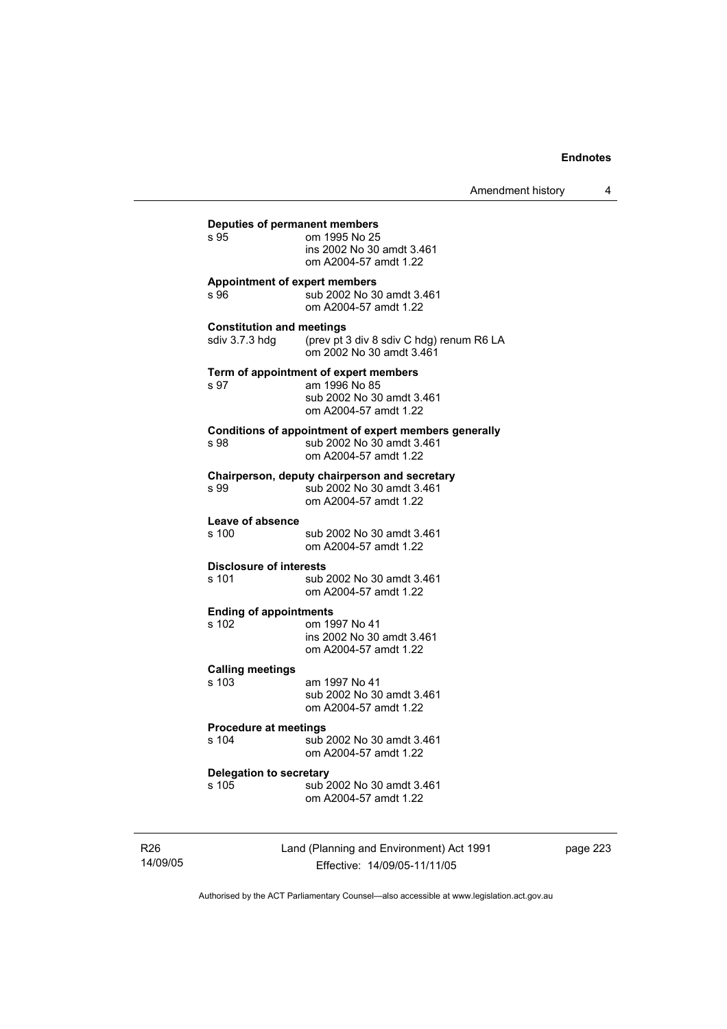**Deputies of permanent members**

s 95 om 1995 No 25
ins 2002 No 30 amdt 3.461
om A2004-57 amdt 1.22

**Appointment of expert members**

s 96 sub 2002 No 30 amdt 3.461
om A2004-57 amdt 1.22

**Constitution and meetings**

sdiv 3.7.3 hdg (prev pt 3 div 8 sdiv C hdg) renum R6 LA
om 2002 No 30 amdt 3.461

**Term of appointment of expert members**

s 97 am 1996 No 85
sub 2002 No 30 amdt 3.461
om A2004-57 amdt 1.22

**Conditions of appointment of expert members generally**

s 98 sub 2002 No 30 amdt 3.461
om A2004-57 amdt 1.22

**Chairperson, deputy chairperson and secretary**

s 99 sub 2002 No 30 amdt 3.461
om A2004-57 amdt 1.22

**Leave of absence**

s 100 sub 2002 No 30 amdt 3.461
om A2004-57 amdt 1.22

**Disclosure of interests**

s 101 sub 2002 No 30 amdt 3.461
om A2004-57 amdt 1.22

**Ending of appointments**

s 102 om 1997 No 41
ins 2002 No 30 amdt 3.461
om A2004-57 amdt 1.22

**Calling meetings**

s 103 am 1997 No 41
sub 2002 No 30 amdt 3.461
om A2004-57 amdt 1.22

**Procedure at meetings**

s 104 sub 2002 No 30 amdt 3.461
om A2004-57 amdt 1.22

**Delegation to secretary**

s 105 sub 2002 No 30 amdt 3.461
om A2004-57 amdt 1.22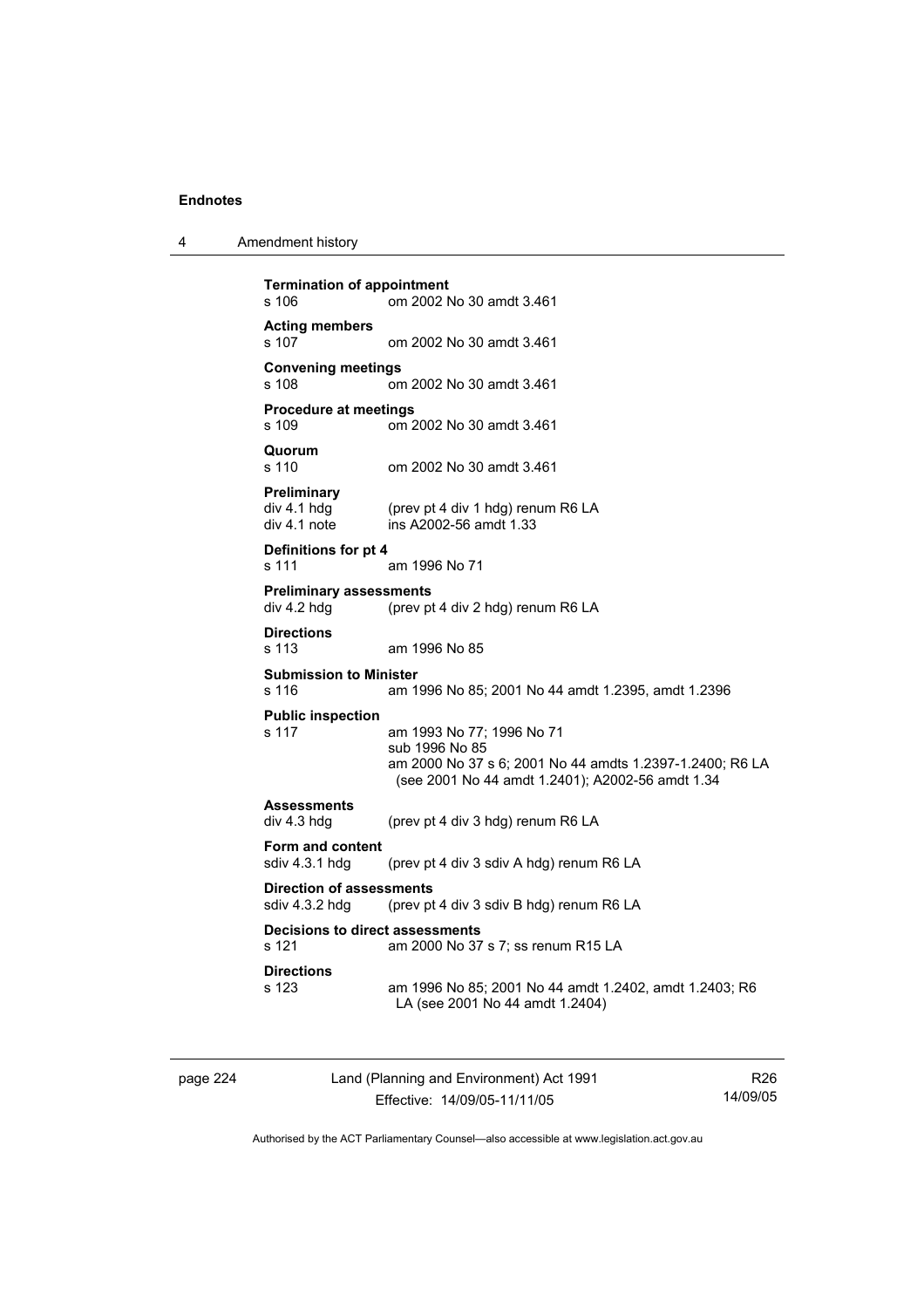**Termination of appointment**
s 106 om 2002 No 30 amdt 3.461

**Acting members**
s 107 om 2002 No 30 amdt 3.461

**Convening meetings**
s 108 om 2002 No 30 amdt 3.461

**Procedure at meetings**
s 109 om 2002 No 30 amdt 3.461

**Quorum**
s 110 om 2002 No 30 amdt 3.461

**Preliminary**
div 4.1 hdg (prev pt 4 div 1 hdg) renum R6 LA
div 4.1 note ins A2002-56 amdt 1.33

**Definitions for pt 4**
s 111 am 1996 No 71

**Preliminary assessments**
div 4.2 hdg (prev pt 4 div 2 hdg) renum R6 LA

**Directions**
s 113 am 1996 No 85

**Submission to Minister**
s 116 am 1996 No 85; 2001 No 44 amdt 1.2395, amdt 1.2396

**Public inspection**
s 117 am 1993 No 77; 1996 No 71
sub 1996 No 85
am 2000 No 37 s 6; 2001 No 44 amdts 1.2397-1.2400; R6 LA (see 2001 No 44 amdt 1.2401); A2002-56 amdt 1.34

**Assessments**
div 4.3 hdg (prev pt 4 div 3 hdg) renum R6 LA

**Form and content**
sdiv 4.3.1 hdg (prev pt 4 div 3 sdiv A hdg) renum R6 LA

**Direction of assessments**
sdiv 4.3.2 hdg (prev pt 4 div 3 sdiv B hdg) renum R6 LA

**Decisions to direct assessments**
s 121 am 2000 No 37 s 7; ss renum R15 LA

**Directions**
s 123 am 1996 No 85; 2001 No 44 amdt 1.2402, amdt 1.2403; R6 LA (see 2001 No 44 amdt 1.2404)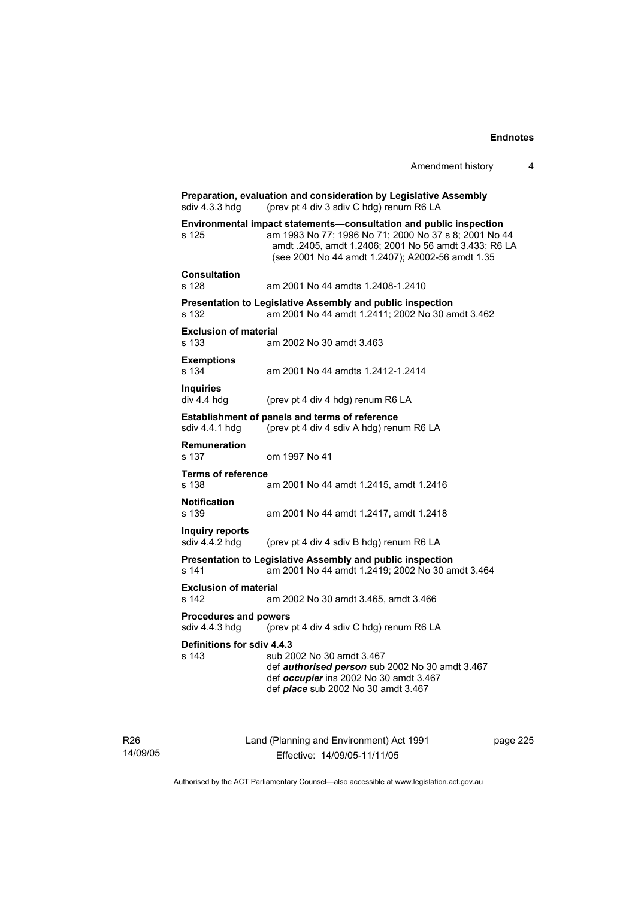**Preparation, evaluation and consideration by Legislative Assembly**
sdiv 4.3.3 hdg (prev pt 4 div 3 sdiv C hdg) renum R6 LA

**Environmental impact statements—consultation and public inspection**
s 125 am 1993 No 77; 1996 No 71; 2000 No 37 s 8; 2001 No 44 amdt .2405, amdt 1.2406; 2001 No 56 amdt 3.433; R6 LA (see 2001 No 44 amdt 1.2407); A2002-56 amdt 1.35

**Consultation**
s 128 am 2001 No 44 amdts 1.2408-1.2410

**Presentation to Legislative Assembly and public inspection**
s 132 am 2001 No 44 amdt 1.2411; 2002 No 30 amdt 3.462

**Exclusion of material**
s 133 am 2002 No 30 amdt 3.463

**Exemptions**
s 134 am 2001 No 44 amdts 1.2412-1.2414

**Inquiries**
div 4.4 hdg (prev pt 4 div 4 hdg) renum R6 LA

**Establishment of panels and terms of reference**
sdiv 4.4.1 hdg (prev pt 4 div 4 sdiv A hdg) renum R6 LA

**Remuneration**
s 137 om 1997 No 41

**Terms of reference**
s 138 am 2001 No 44 amdt 1.2415, amdt 1.2416

**Notification**
s 139 am 2001 No 44 amdt 1.2417, amdt 1.2418

**Inquiry reports**
sdiv 4.4.2 hdg (prev pt 4 div 4 sdiv B hdg) renum R6 LA

**Presentation to Legislative Assembly and public inspection**
s 141 am 2001 No 44 amdt 1.2419; 2002 No 30 amdt 3.464

**Exclusion of material**
s 142 am 2002 No 30 amdt 3.465, amdt 3.466

**Procedures and powers**
sdiv 4.4.3 hdg (prev pt 4 div 4 sdiv C hdg) renum R6 LA

**Definitions for sdiv 4.4.3**
s 143 sub 2002 No 30 amdt 3.467
def ***authorised person*** sub 2002 No 30 amdt 3.467
def ***occupier*** ins 2002 No 30 amdt 3.467
def ***place*** sub 2002 No 30 amdt 3.467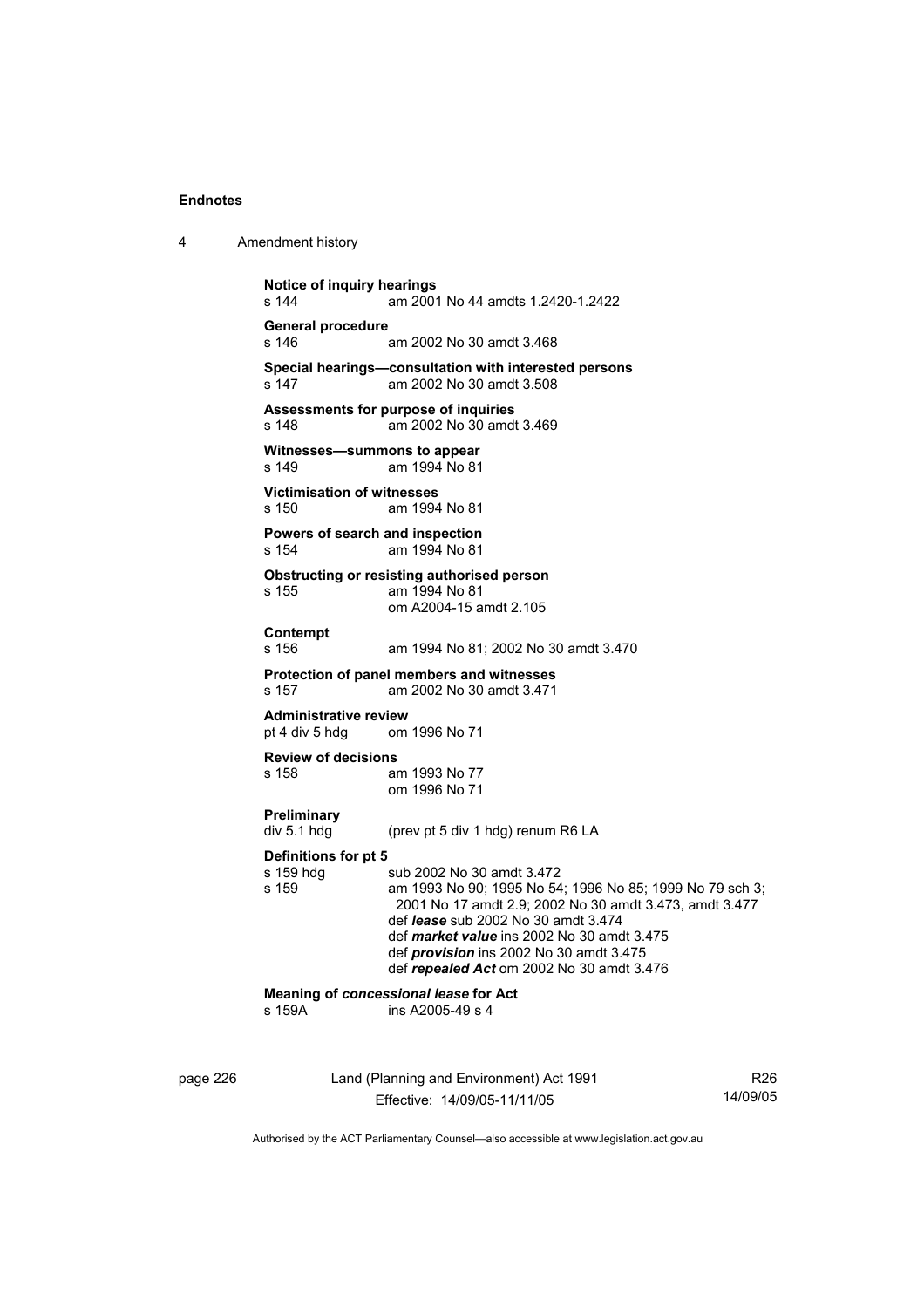**Notice of inquiry hearings**
s 144 am 2001 No 44 amdts 1.2420-1.2422

**General procedure**
s 146 am 2002 No 30 amdt 3.468

**Special hearings—consultation with interested persons**
s 147 am 2002 No 30 amdt 3.508

**Assessments for purpose of inquiries**
s 148 am 2002 No 30 amdt 3.469

**Witnesses—summons to appear**
s 149 am 1994 No 81

**Victimisation of witnesses**
s 150 am 1994 No 81

**Powers of search and inspection**
s 154 am 1994 No 81

**Obstructing or resisting authorised person**
s 155 am 1994 No 81
om A2004-15 amdt 2.105

**Contempt**
s 156 am 1994 No 81; 2002 No 30 amdt 3.470

**Protection of panel members and witnesses**
s 157 am 2002 No 30 amdt 3.471

**Administrative review**
pt 4 div 5 hdg om 1996 No 71

**Review of decisions**
s 158 am 1993 No 77
om 1996 No 71

**Preliminary**
div 5.1 hdg (prev pt 5 div 1 hdg) renum R6 LA

**Definitions for pt 5**
s 159 hdg sub 2002 No 30 amdt 3.472
s 159 am 1993 No 90; 1995 No 54; 1996 No 85; 1999 No 79 sch 3; 2001 No 17 amdt 2.9; 2002 No 30 amdt 3.473, amdt 3.477
def ***lease*** sub 2002 No 30 amdt 3.474
def ***market value*** ins 2002 No 30 amdt 3.475
def ***provision*** ins 2002 No 30 amdt 3.475
def ***repealed Act*** om 2002 No 30 amdt 3.476

**Meaning of *concessional lease* for Act**
s 159A ins A2005-49 s 4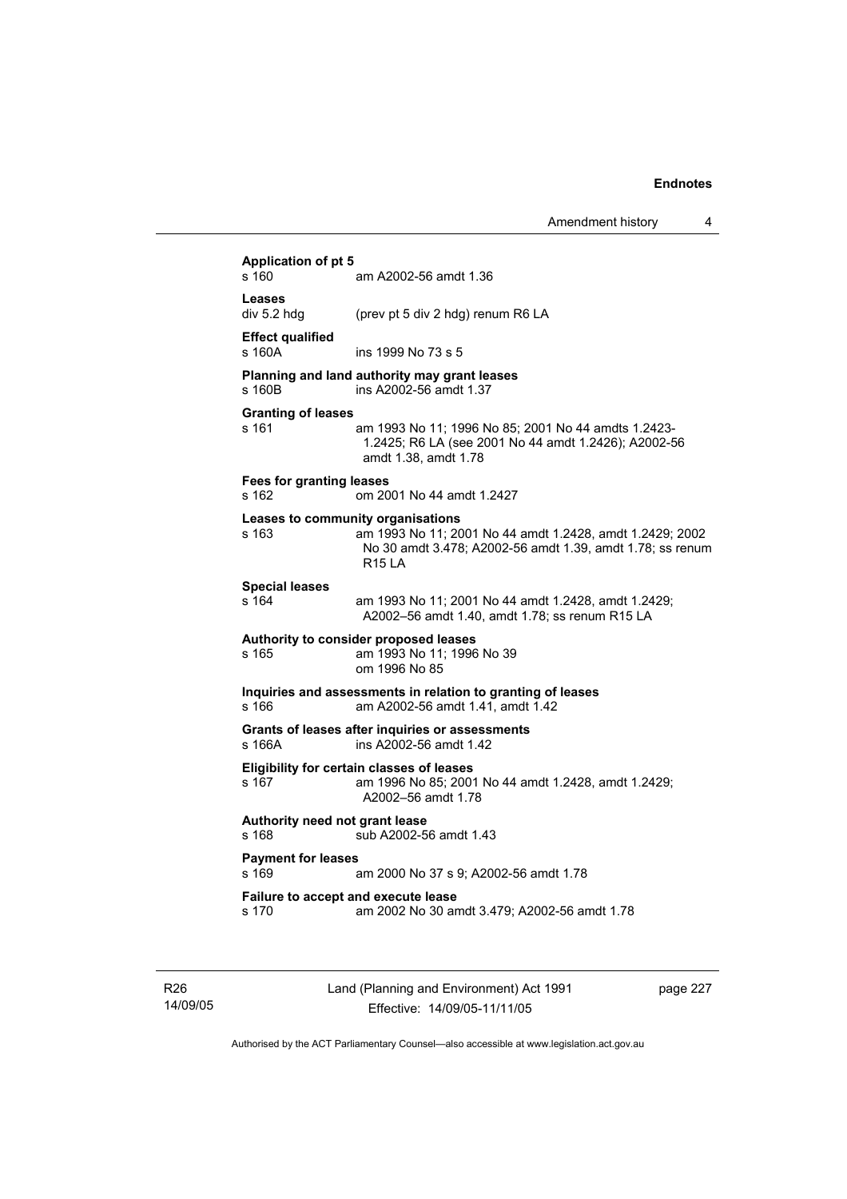**Application of pt 5**
s 160 am A2002-56 amdt 1.36

**Leases**
div 5.2 hdg (prev pt 5 div 2 hdg) renum R6 LA

**Effect qualified**
s 160A ins 1999 No 73 s 5

**Planning and land authority may grant leases**
s 160B ins A2002-56 amdt 1.37

**Granting of leases**
s 161 am 1993 No 11; 1996 No 85; 2001 No 44 amdts 1.2423-1.2425; R6 LA (see 2001 No 44 amdt 1.2426); A2002-56 amdt 1.38, amdt 1.78

**Fees for granting leases**
s 162 om 2001 No 44 amdt 1.2427

**Leases to community organisations**
s 163 am 1993 No 11; 2001 No 44 amdt 1.2428, amdt 1.2429; 2002 No 30 amdt 3.478; A2002-56 amdt 1.39, amdt 1.78; ss renum R15 LA

**Special leases**
s 164 am 1993 No 11; 2001 No 44 amdt 1.2428, amdt 1.2429; A2002–56 amdt 1.40, amdt 1.78; ss renum R15 LA

**Authority to consider proposed leases**
s 165 am 1993 No 11; 1996 No 39
om 1996 No 85

**Inquiries and assessments in relation to granting of leases**
s 166 am A2002-56 amdt 1.41, amdt 1.42

**Grants of leases after inquiries or assessments**
s 166A ins A2002-56 amdt 1.42

**Eligibility for certain classes of leases**
s 167 am 1996 No 85; 2001 No 44 amdt 1.2428, amdt 1.2429; A2002–56 amdt 1.78

**Authority need not grant lease**
s 168 sub A2002-56 amdt 1.43

**Payment for leases**
s 169 am 2000 No 37 s 9; A2002-56 amdt 1.78

**Failure to accept and execute lease**
s 170 am 2002 No 30 amdt 3.479; A2002-56 amdt 1.78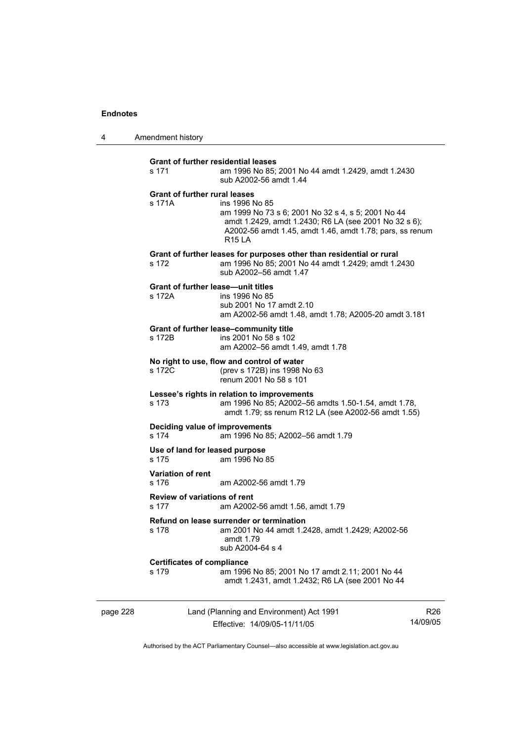**Grant of further residential leases**

s 171 — am 1996 No 85; 2001 No 44 amdt 1.2429, amdt 1.2430
sub A2002-56 amdt 1.44

**Grant of further rural leases**

s 171A — ins 1996 No 85
am 1999 No 73 s 6; 2001 No 32 s 4, s 5; 2001 No 44 amdt 1.2429, amdt 1.2430; R6 LA (see 2001 No 32 s 6); A2002-56 amdt 1.45, amdt 1.46, amdt 1.78; pars, ss renum R15 LA

**Grant of further leases for purposes other than residential or rural**

s 172 — am 1996 No 85; 2001 No 44 amdt 1.2429; amdt 1.2430
sub A2002–56 amdt 1.47

**Grant of further lease—unit titles**

s 172A — ins 1996 No 85
sub 2001 No 17 amdt 2.10
am A2002-56 amdt 1.48, amdt 1.78; A2005-20 amdt 3.181

**Grant of further lease–community title**

s 172B — ins 2001 No 58 s 102
am A2002–56 amdt 1.49, amdt 1.78

**No right to use, flow and control of water**

s 172C — (prev s 172B) ins 1998 No 63
renum 2001 No 58 s 101

**Lessee's rights in relation to improvements**

s 173 — am 1996 No 85; A2002–56 amdts 1.50-1.54, amdt 1.78, amdt 1.79; ss renum R12 LA (see A2002-56 amdt 1.55)

**Deciding value of improvements**

s 174 — am 1996 No 85; A2002–56 amdt 1.79

**Use of land for leased purpose**

s 175 — am 1996 No 85

**Variation of rent**

s 176 — am A2002-56 amdt 1.79

**Review of variations of rent**

s 177 — am A2002-56 amdt 1.56, amdt 1.79

**Refund on lease surrender or termination**

s 178 — am 2001 No 44 amdt 1.2428, amdt 1.2429; A2002-56 amdt 1.79
sub A2004-64 s 4

**Certificates of compliance**

s 179 — am 1996 No 85; 2001 No 17 amdt 2.11; 2001 No 44 amdt 1.2431, amdt 1.2432; R6 LA (see 2001 No 44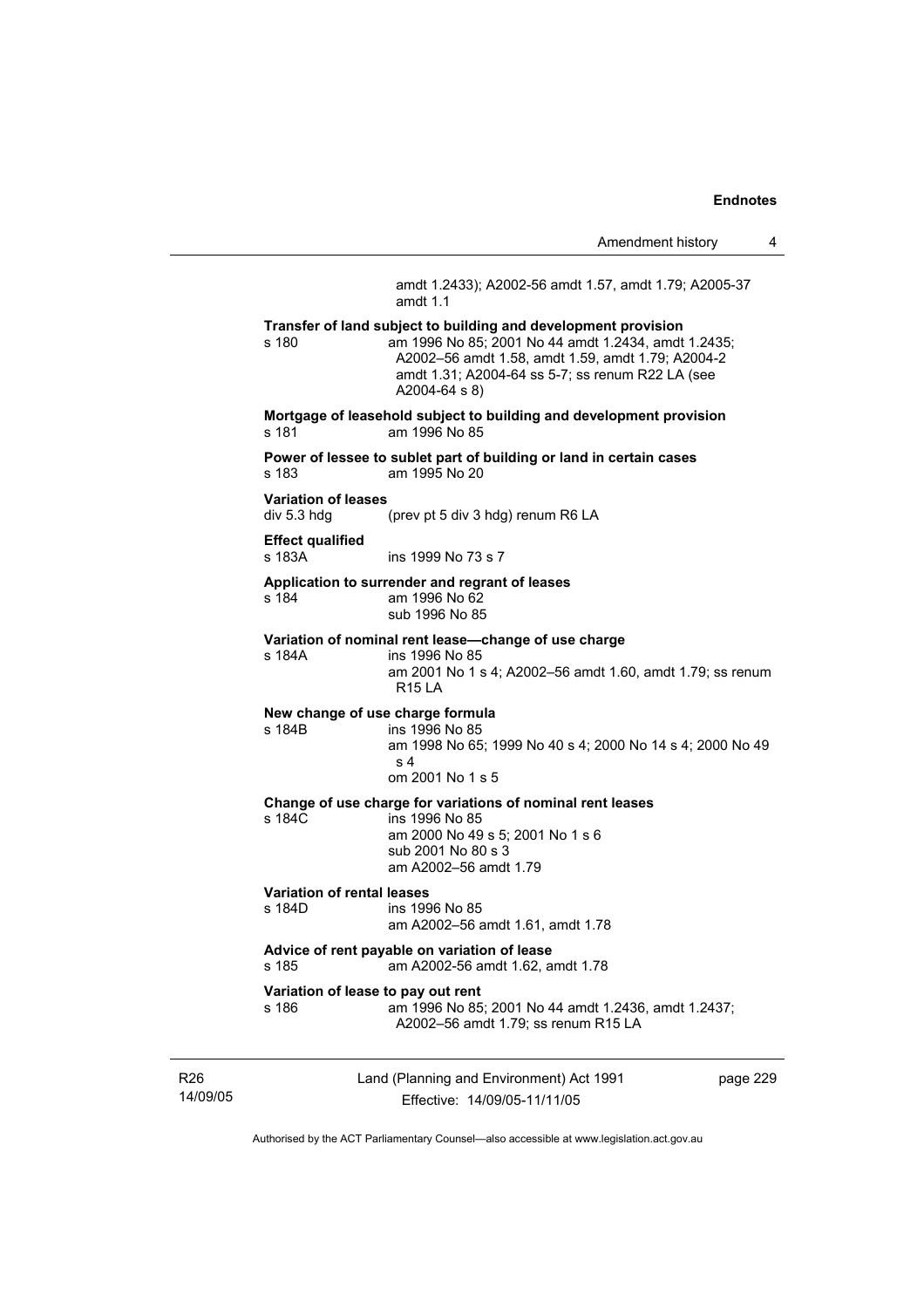amdt 1.2433); A2002-56 amdt 1.57, amdt 1.79; A2005-37 amdt 1.1

**Transfer of land subject to building and development provision**
s 180 am 1996 No 85; 2001 No 44 amdt 1.2434, amdt 1.2435; A2002–56 amdt 1.58, amdt 1.59, amdt 1.79; A2004-2 amdt 1.31; A2004-64 ss 5-7; ss renum R22 LA (see A2004-64 s 8)

**Mortgage of leasehold subject to building and development provision**
s 181 am 1996 No 85

**Power of lessee to sublet part of building or land in certain cases**
s 183 am 1995 No 20

**Variation of leases**
div 5.3 hdg (prev pt 5 div 3 hdg) renum R6 LA

**Effect qualified**
s 183A ins 1999 No 73 s 7

**Application to surrender and regrant of leases**
s 184 am 1996 No 62
sub 1996 No 85

**Variation of nominal rent lease—change of use charge**
s 184A ins 1996 No 85
am 2001 No 1 s 4; A2002–56 amdt 1.60, amdt 1.79; ss renum R15 LA

**New change of use charge formula**
s 184B ins 1996 No 85
am 1998 No 65; 1999 No 40 s 4; 2000 No 14 s 4; 2000 No 49 s 4
om 2001 No 1 s 5

**Change of use charge for variations of nominal rent leases**
s 184C ins 1996 No 85
am 2000 No 49 s 5; 2001 No 1 s 6
sub 2001 No 80 s 3
am A2002–56 amdt 1.79

**Variation of rental leases**
s 184D ins 1996 No 85
am A2002–56 amdt 1.61, amdt 1.78

**Advice of rent payable on variation of lease**
s 185 am A2002-56 amdt 1.62, amdt 1.78

**Variation of lease to pay out rent**
s 186 am 1996 No 85; 2001 No 44 amdt 1.2436, amdt 1.2437; A2002–56 amdt 1.79; ss renum R15 LA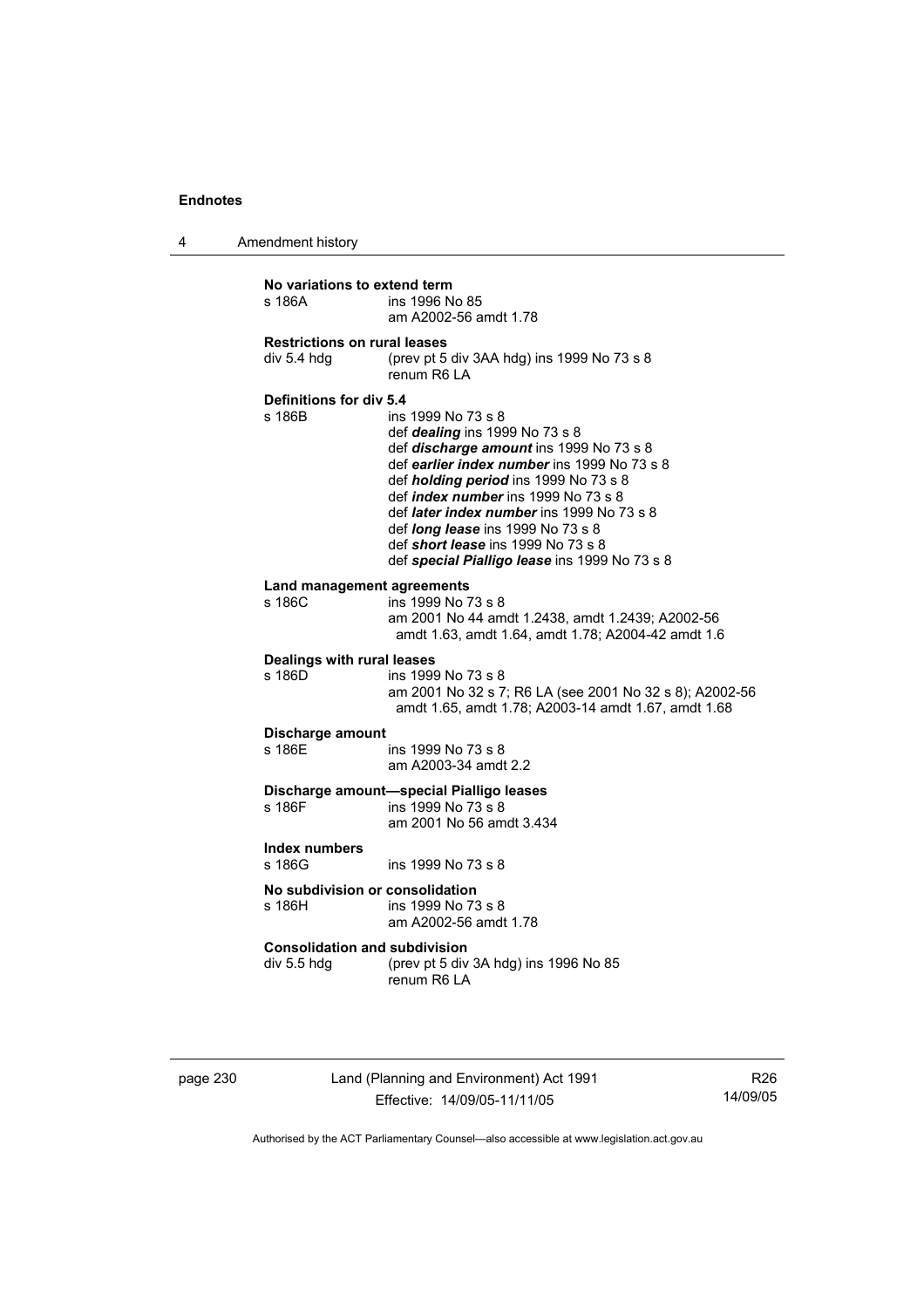**No variations to extend term**

s 186A ins 1996 No 85
am A2002-56 amdt 1.78

**Restrictions on rural leases**

div 5.4 hdg (prev pt 5 div 3AA hdg) ins 1999 No 73 s 8
renum R6 LA

**Definitions for div 5.4**

s 186B ins 1999 No 73 s 8
def ***dealing*** ins 1999 No 73 s 8
def ***discharge amount*** ins 1999 No 73 s 8
def ***earlier index number*** ins 1999 No 73 s 8
def ***holding period*** ins 1999 No 73 s 8
def ***index number*** ins 1999 No 73 s 8
def ***later index number*** ins 1999 No 73 s 8
def ***long lease*** ins 1999 No 73 s 8
def ***short lease*** ins 1999 No 73 s 8
def ***special Pialligo lease*** ins 1999 No 73 s 8

**Land management agreements**

s 186C ins 1999 No 73 s 8
am 2001 No 44 amdt 1.2438, amdt 1.2439; A2002-56 amdt 1.63, amdt 1.64, amdt 1.78; A2004-42 amdt 1.6

**Dealings with rural leases**

s 186D ins 1999 No 73 s 8
am 2001 No 32 s 7; R6 LA (see 2001 No 32 s 8); A2002-56 amdt 1.65, amdt 1.78; A2003-14 amdt 1.67, amdt 1.68

**Discharge amount**

s 186E ins 1999 No 73 s 8
am A2003-34 amdt 2.2

**Discharge amount—special Pialligo leases**

s 186F ins 1999 No 73 s 8
am 2001 No 56 amdt 3.434

**Index numbers**

s 186G ins 1999 No 73 s 8

**No subdivision or consolidation**

s 186H ins 1999 No 73 s 8
am A2002-56 amdt 1.78

**Consolidation and subdivision**

div 5.5 hdg (prev pt 5 div 3A hdg) ins 1996 No 85
renum R6 LA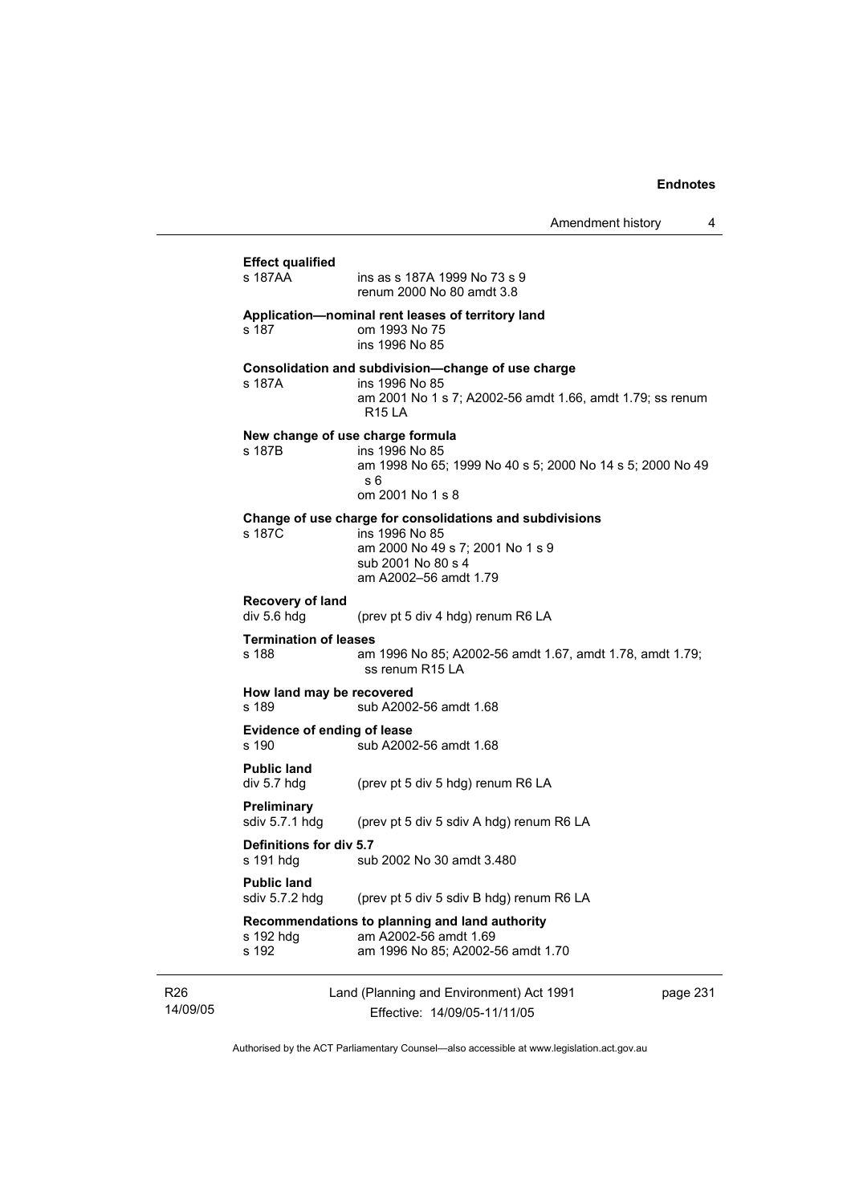**Effect qualified**

s 187AA ins as s 187A 1999 No 73 s 9
renum 2000 No 80 amdt 3.8

**Application—nominal rent leases of territory land**

s 187 om 1993 No 75
ins 1996 No 85

**Consolidation and subdivision—change of use charge**

s 187A ins 1996 No 85
am 2001 No 1 s 7; A2002-56 amdt 1.66, amdt 1.79; ss renum R15 LA

**New change of use charge formula**

s 187B ins 1996 No 85
am 1998 No 65; 1999 No 40 s 5; 2000 No 14 s 5; 2000 No 49 s 6
om 2001 No 1 s 8

**Change of use charge for consolidations and subdivisions**

s 187C ins 1996 No 85
am 2000 No 49 s 7; 2001 No 1 s 9
sub 2001 No 80 s 4
am A2002–56 amdt 1.79

**Recovery of land**

div 5.6 hdg (prev pt 5 div 4 hdg) renum R6 LA

**Termination of leases**

s 188 am 1996 No 85; A2002-56 amdt 1.67, amdt 1.78, amdt 1.79; ss renum R15 LA

**How land may be recovered**

s 189 sub A2002-56 amdt 1.68

**Evidence of ending of lease**

s 190 sub A2002-56 amdt 1.68

**Public land**

div 5.7 hdg (prev pt 5 div 5 hdg) renum R6 LA

**Preliminary**

sdiv 5.7.1 hdg (prev pt 5 div 5 sdiv A hdg) renum R6 LA

**Definitions for div 5.7**

s 191 hdg sub 2002 No 30 amdt 3.480

**Public land**

sdiv 5.7.2 hdg (prev pt 5 div 5 sdiv B hdg) renum R6 LA

**Recommendations to planning and land authority**

s 192 hdg am A2002-56 amdt 1.69
s 192 am 1996 No 85; A2002-56 amdt 1.70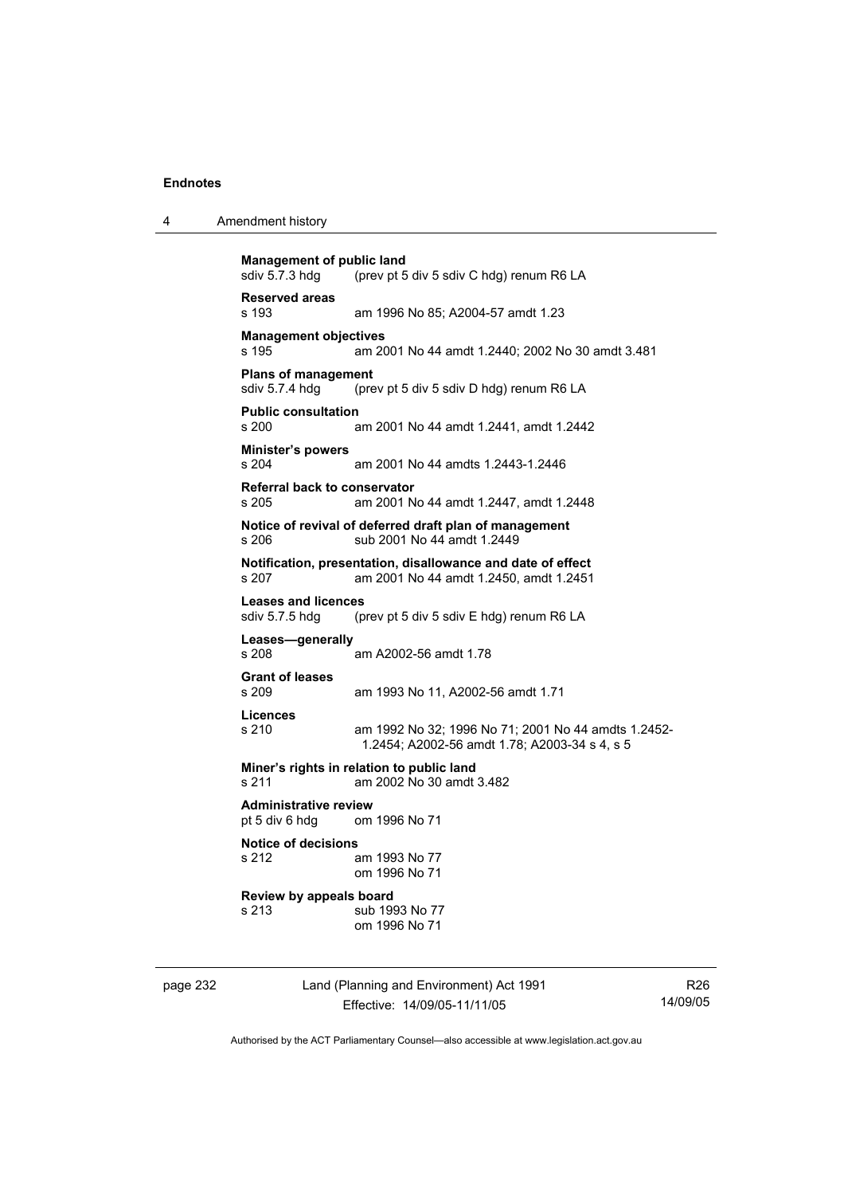**Management of public land**
sdiv 5.7.3 hdg (prev pt 5 div 5 sdiv C hdg) renum R6 LA

**Reserved areas**
s 193 am 1996 No 85; A2004-57 amdt 1.23

**Management objectives**
s 195 am 2001 No 44 amdt 1.2440; 2002 No 30 amdt 3.481

**Plans of management**
sdiv 5.7.4 hdg (prev pt 5 div 5 sdiv D hdg) renum R6 LA

**Public consultation**
s 200 am 2001 No 44 amdt 1.2441, amdt 1.2442

**Minister's powers**
s 204 am 2001 No 44 amdts 1.2443-1.2446

**Referral back to conservator**
s 205 am 2001 No 44 amdt 1.2447, amdt 1.2448

**Notice of revival of deferred draft plan of management**
s 206 sub 2001 No 44 amdt 1.2449

**Notification, presentation, disallowance and date of effect**
s 207 am 2001 No 44 amdt 1.2450, amdt 1.2451

**Leases and licences**
sdiv 5.7.5 hdg (prev pt 5 div 5 sdiv E hdg) renum R6 LA

**Leases—generally**
s 208 am A2002-56 amdt 1.78

**Grant of leases**
s 209 am 1993 No 11, A2002-56 amdt 1.71

**Licences**
s 210 am 1992 No 32; 1996 No 71; 2001 No 44 amdts 1.2452-1.2454; A2002-56 amdt 1.78; A2003-34 s 4, s 5

**Miner's rights in relation to public land**
s 211 am 2002 No 30 amdt 3.482

**Administrative review**
pt 5 div 6 hdg om 1996 No 71

**Notice of decisions**
s 212 am 1993 No 77
om 1996 No 71

**Review by appeals board**
s 213 sub 1993 No 77
om 1996 No 71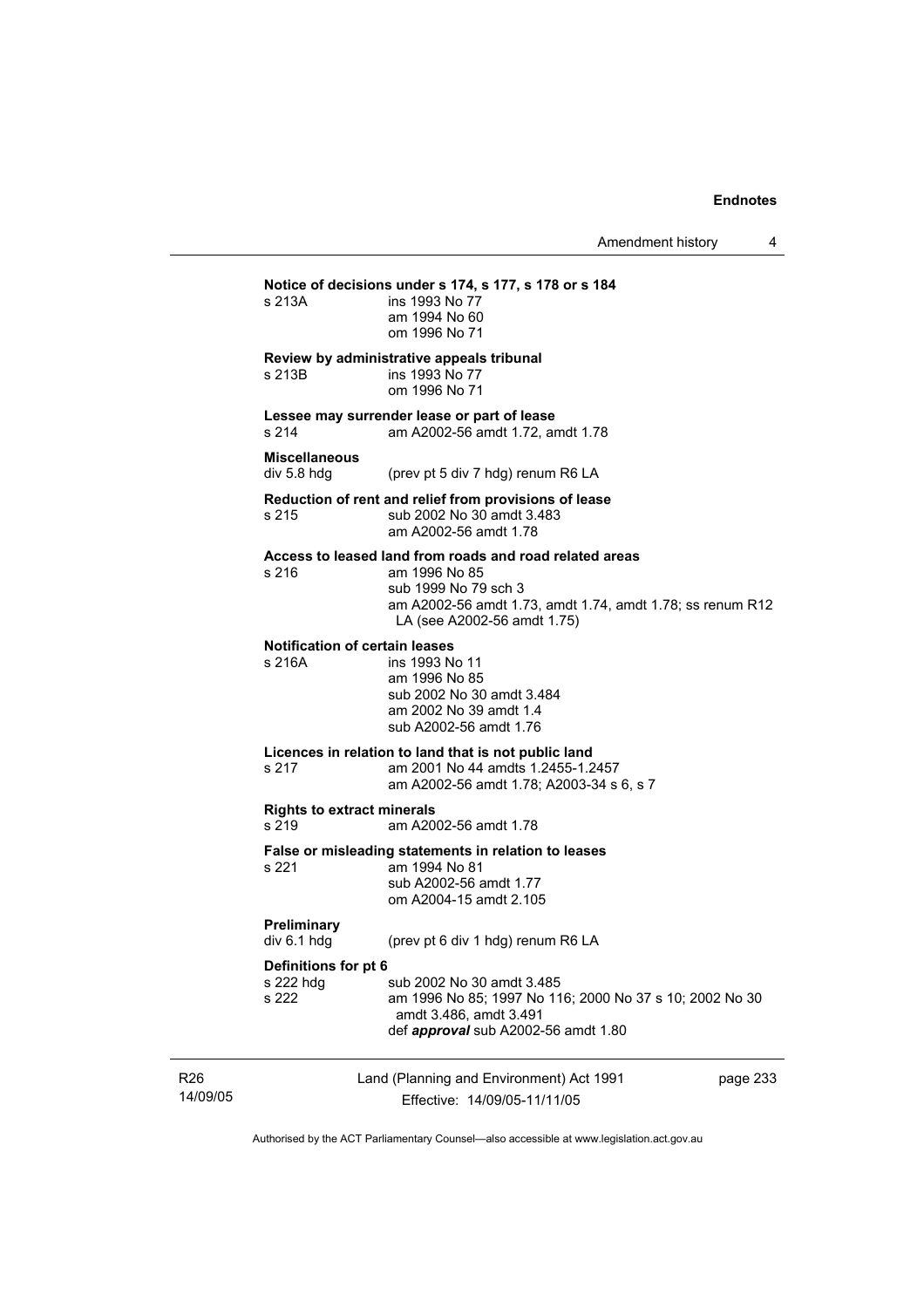**Notice of decisions under s 174, s 177, s 178 or s 184**

s 213A ins 1993 No 77
am 1994 No 60
om 1996 No 71

**Review by administrative appeals tribunal**

s 213B ins 1993 No 77
om 1996 No 71

**Lessee may surrender lease or part of lease**

s 214 am A2002-56 amdt 1.72, amdt 1.78

**Miscellaneous**

div 5.8 hdg (prev pt 5 div 7 hdg) renum R6 LA

**Reduction of rent and relief from provisions of lease**

s 215 sub 2002 No 30 amdt 3.483
am A2002-56 amdt 1.78

**Access to leased land from roads and road related areas**

s 216 am 1996 No 85
sub 1999 No 79 sch 3
am A2002-56 amdt 1.73, amdt 1.74, amdt 1.78; ss renum R12 LA (see A2002-56 amdt 1.75)

**Notification of certain leases**

s 216A ins 1993 No 11
am 1996 No 85
sub 2002 No 30 amdt 3.484
am 2002 No 39 amdt 1.4
sub A2002-56 amdt 1.76

**Licences in relation to land that is not public land**

s 217 am 2001 No 44 amdts 1.2455-1.2457
am A2002-56 amdt 1.78; A2003-34 s 6, s 7

**Rights to extract minerals**

s 219 am A2002-56 amdt 1.78

**False or misleading statements in relation to leases**

s 221 am 1994 No 81
sub A2002-56 amdt 1.77
om A2004-15 amdt 2.105

**Preliminary**

div 6.1 hdg (prev pt 6 div 1 hdg) renum R6 LA

**Definitions for pt 6**

s 222 hdg sub 2002 No 30 amdt 3.485
s 222 am 1996 No 85; 1997 No 116; 2000 No 37 s 10; 2002 No 30 amdt 3.486, amdt 3.491
def ***approval*** sub A2002-56 amdt 1.80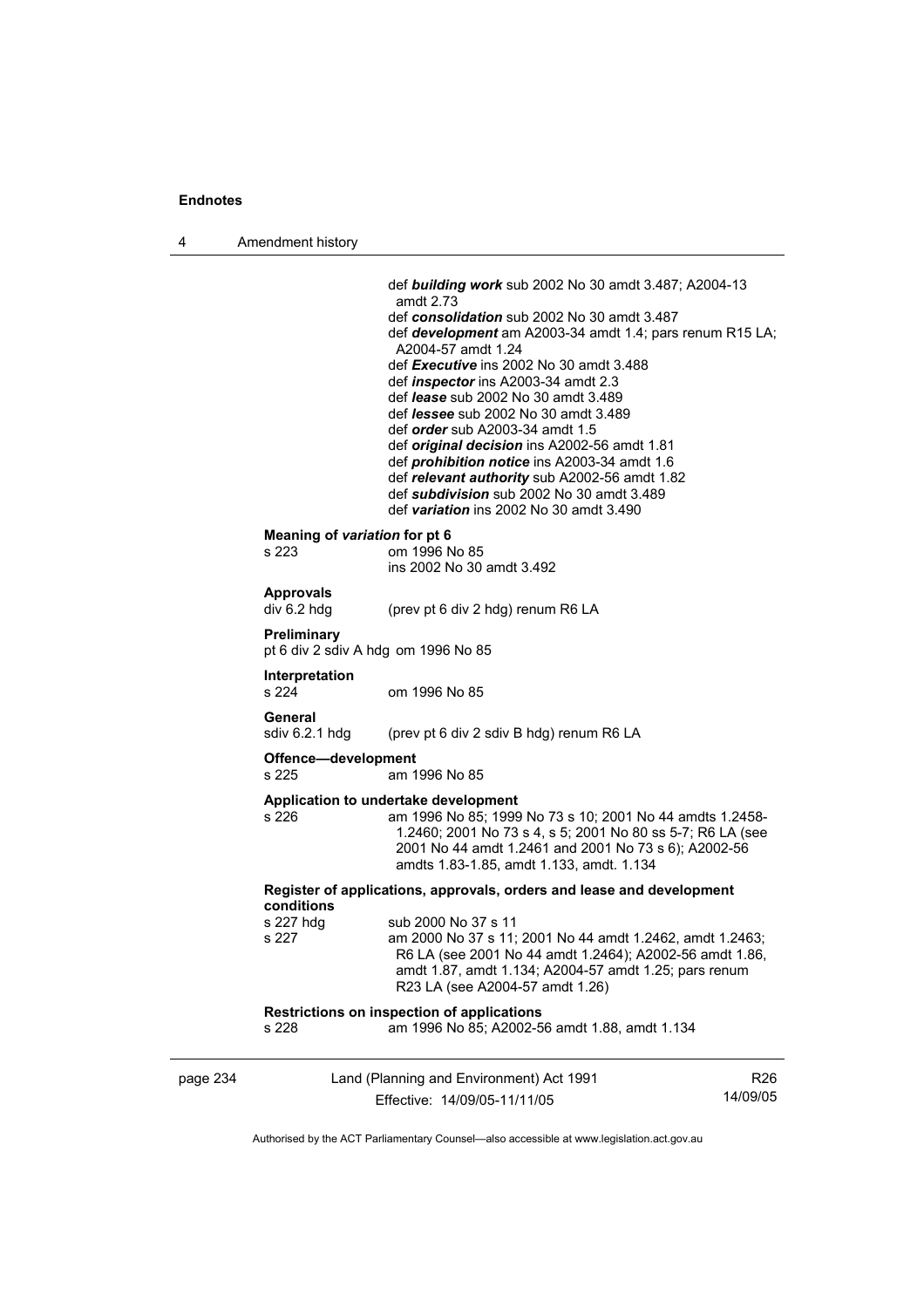def ***building work*** sub 2002 No 30 amdt 3.487; A2004-13 amdt 2.73
def ***consolidation*** sub 2002 No 30 amdt 3.487
def ***development*** am A2003-34 amdt 1.4; pars renum R15 LA; A2004-57 amdt 1.24
def ***Executive*** ins 2002 No 30 amdt 3.488
def ***inspector*** ins A2003-34 amdt 2.3
def ***lease*** sub 2002 No 30 amdt 3.489
def ***lessee*** sub 2002 No 30 amdt 3.489
def ***order*** sub A2003-34 amdt 1.5
def ***original decision*** ins A2002-56 amdt 1.81
def ***prohibition notice*** ins A2003-34 amdt 1.6
def ***relevant authority*** sub A2002-56 amdt 1.82
def ***subdivision*** sub 2002 No 30 amdt 3.489
def ***variation*** ins 2002 No 30 amdt 3.490

**Meaning of *variation* for pt 6**
s 223 om 1996 No 85
ins 2002 No 30 amdt 3.492

**Approvals**
div 6.2 hdg (prev pt 6 div 2 hdg) renum R6 LA

**Preliminary**
pt 6 div 2 sdiv A hdg om 1996 No 85

**Interpretation**
s 224 om 1996 No 85

**General**
sdiv 6.2.1 hdg (prev pt 6 div 2 sdiv B hdg) renum R6 LA

**Offence—development**
s 225 am 1996 No 85

**Application to undertake development**
s 226 am 1996 No 85; 1999 No 73 s 10; 2001 No 44 amdts 1.2458-1.2460; 2001 No 73 s 4, s 5; 2001 No 80 ss 5-7; R6 LA (see 2001 No 44 amdt 1.2461 and 2001 No 73 s 6); A2002-56 amdts 1.83-1.85, amdt 1.133, amdt. 1.134

**Register of applications, approvals, orders and lease and development conditions**
s 227 hdg sub 2000 No 37 s 11
s 227 am 2000 No 37 s 11; 2001 No 44 amdt 1.2462, amdt 1.2463; R6 LA (see 2001 No 44 amdt 1.2464); A2002-56 amdt 1.86, amdt 1.87, amdt 1.134; A2004-57 amdt 1.25; pars renum R23 LA (see A2004-57 amdt 1.26)

**Restrictions on inspection of applications**
s 228 am 1996 No 85; A2002-56 amdt 1.88, amdt 1.134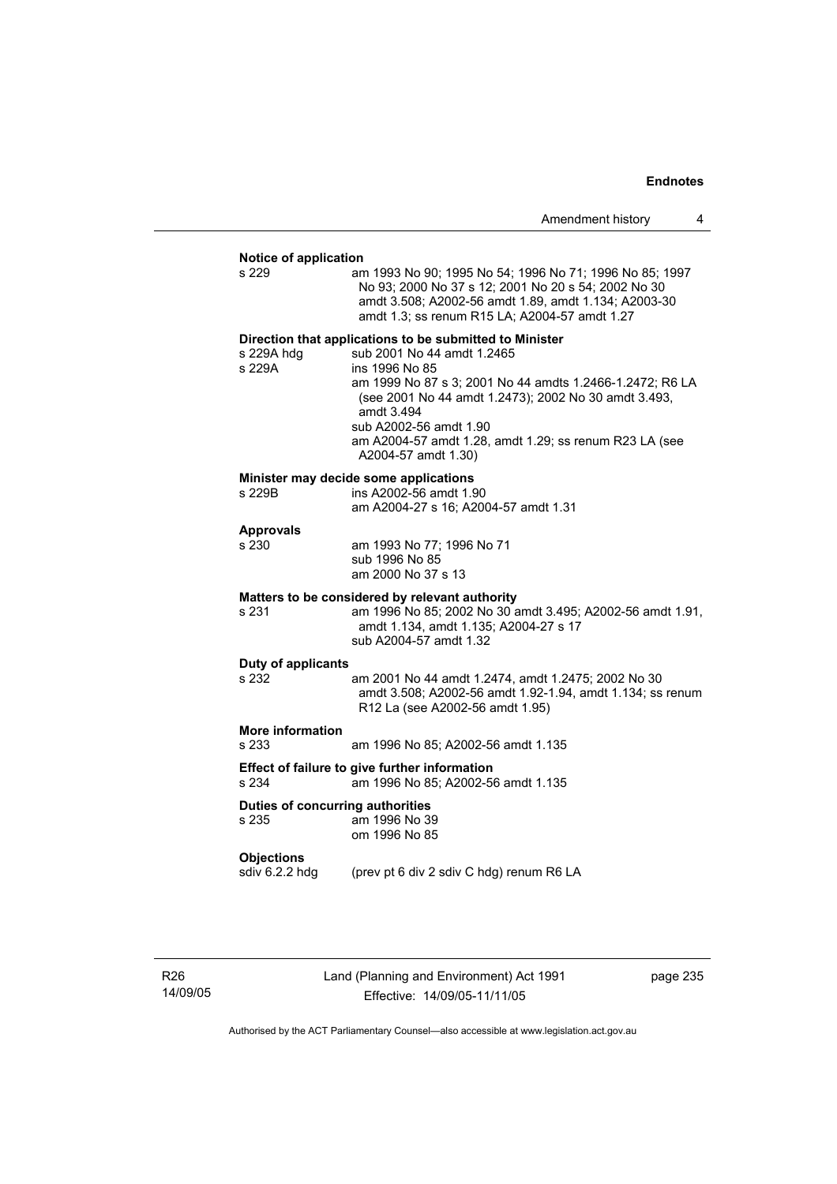**Notice of application**

s 229 am 1993 No 90; 1995 No 54; 1996 No 71; 1996 No 85; 1997 No 93; 2000 No 37 s 12; 2001 No 20 s 54; 2002 No 30 amdt 3.508; A2002-56 amdt 1.89, amdt 1.134; A2003-30 amdt 1.3; ss renum R15 LA; A2004-57 amdt 1.27

**Direction that applications to be submitted to Minister**

s 229A hdg sub 2001 No 44 amdt 1.2465

s 229A ins 1996 No 85
am 1999 No 87 s 3; 2001 No 44 amdts 1.2466-1.2472; R6 LA (see 2001 No 44 amdt 1.2473); 2002 No 30 amdt 3.493, amdt 3.494
sub A2002-56 amdt 1.90
am A2004-57 amdt 1.28, amdt 1.29; ss renum R23 LA (see A2004-57 amdt 1.30)

**Minister may decide some applications**

s 229B ins A2002-56 amdt 1.90
am A2004-27 s 16; A2004-57 amdt 1.31

**Approvals**

s 230 am 1993 No 77; 1996 No 71
sub 1996 No 85
am 2000 No 37 s 13

**Matters to be considered by relevant authority**

s 231 am 1996 No 85; 2002 No 30 amdt 3.495; A2002-56 amdt 1.91, amdt 1.134, amdt 1.135; A2004-27 s 17
sub A2004-57 amdt 1.32

**Duty of applicants**

s 232 am 2001 No 44 amdt 1.2474, amdt 1.2475; 2002 No 30 amdt 3.508; A2002-56 amdt 1.92-1.94, amdt 1.134; ss renum R12 La (see A2002-56 amdt 1.95)

**More information**

s 233 am 1996 No 85; A2002-56 amdt 1.135

**Effect of failure to give further information**

s 234 am 1996 No 85; A2002-56 amdt 1.135

**Duties of concurring authorities**

s 235 am 1996 No 39
om 1996 No 85

**Objections**

sdiv 6.2.2 hdg (prev pt 6 div 2 sdiv C hdg) renum R6 LA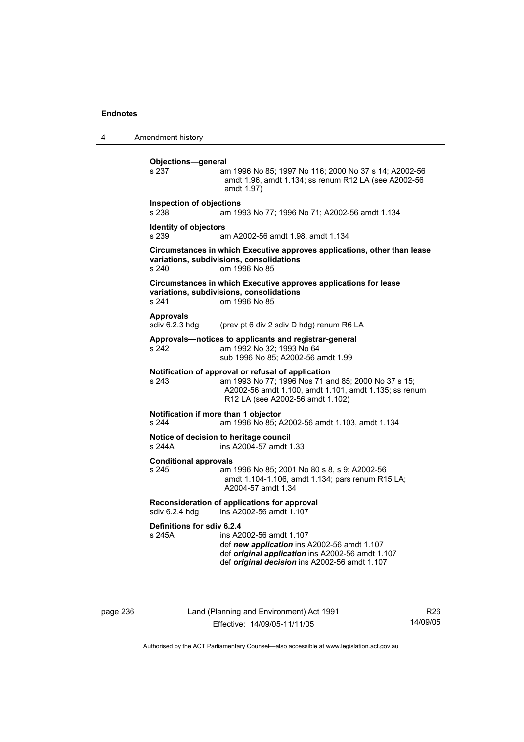**Objections—general**
s 237 am 1996 No 85; 1997 No 116; 2000 No 37 s 14; A2002-56 amdt 1.96, amdt 1.134; ss renum R12 LA (see A2002-56 amdt 1.97)

**Inspection of objections**
s 238 am 1993 No 77; 1996 No 71; A2002-56 amdt 1.134

**Identity of objectors**
s 239 am A2002-56 amdt 1.98, amdt 1.134

**Circumstances in which Executive approves applications, other than lease variations, subdivisions, consolidations**
s 240 om 1996 No 85

**Circumstances in which Executive approves applications for lease variations, subdivisions, consolidations**
s 241 om 1996 No 85

**Approvals**
sdiv 6.2.3 hdg (prev pt 6 div 2 sdiv D hdg) renum R6 LA

**Approvals—notices to applicants and registrar-general**
s 242 am 1992 No 32; 1993 No 64
sub 1996 No 85; A2002-56 amdt 1.99

**Notification of approval or refusal of application**
s 243 am 1993 No 77; 1996 Nos 71 and 85; 2000 No 37 s 15; A2002-56 amdt 1.100, amdt 1.101, amdt 1.135; ss renum R12 LA (see A2002-56 amdt 1.102)

**Notification if more than 1 objector**
s 244 am 1996 No 85; A2002-56 amdt 1.103, amdt 1.134

**Notice of decision to heritage council**
s 244A ins A2004-57 amdt 1.33

**Conditional approvals**
s 245 am 1996 No 85; 2001 No 80 s 8, s 9; A2002-56 amdt 1.104-1.106, amdt 1.134; pars renum R15 LA; A2004-57 amdt 1.34

**Reconsideration of applications for approval**
sdiv 6.2.4 hdg ins A2002-56 amdt 1.107

**Definitions for sdiv 6.2.4**
s 245A ins A2002-56 amdt 1.107
def ***new application*** ins A2002-56 amdt 1.107
def ***original application*** ins A2002-56 amdt 1.107
def ***original decision*** ins A2002-56 amdt 1.107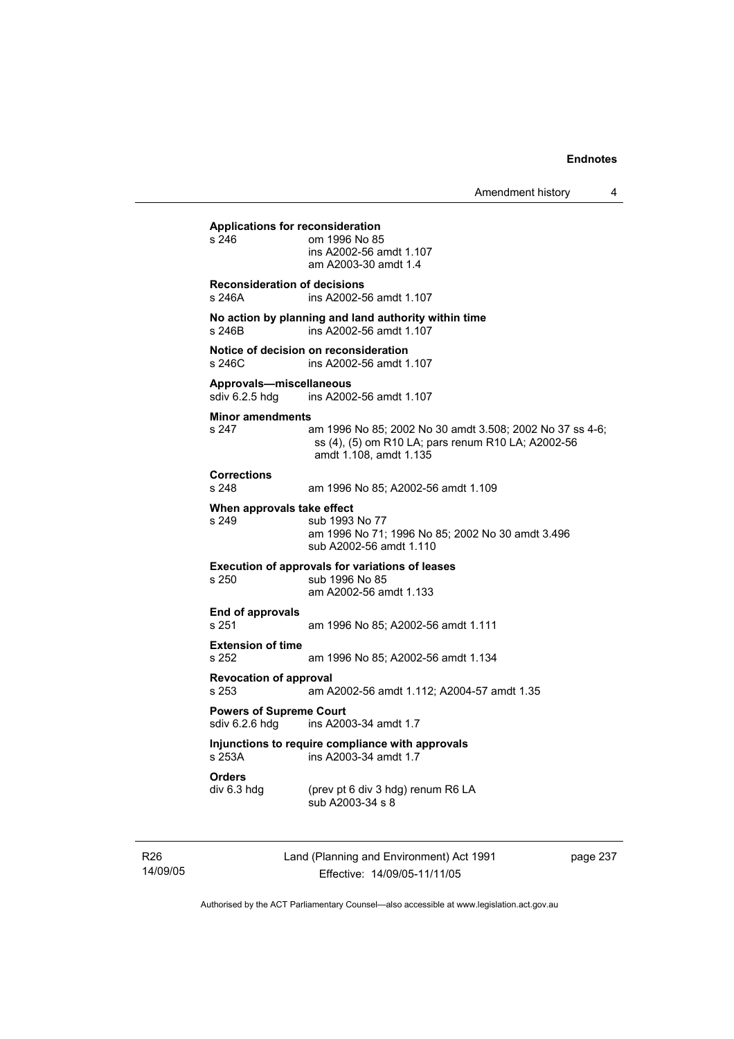**Applications for reconsideration**

s 246 om 1996 No 85
ins A2002-56 amdt 1.107
am A2003-30 amdt 1.4

**Reconsideration of decisions**

s 246A ins A2002-56 amdt 1.107

**No action by planning and land authority within time**

s 246B ins A2002-56 amdt 1.107

**Notice of decision on reconsideration**

s 246C ins A2002-56 amdt 1.107

**Approvals—miscellaneous**

sdiv 6.2.5 hdg ins A2002-56 amdt 1.107

**Minor amendments**

s 247 am 1996 No 85; 2002 No 30 amdt 3.508; 2002 No 37 ss 4-6; ss (4), (5) om R10 LA; pars renum R10 LA; A2002-56 amdt 1.108, amdt 1.135

**Corrections**

s 248 am 1996 No 85; A2002-56 amdt 1.109

**When approvals take effect**

s 249 sub 1993 No 77
am 1996 No 71; 1996 No 85; 2002 No 30 amdt 3.496
sub A2002-56 amdt 1.110

**Execution of approvals for variations of leases**

s 250 sub 1996 No 85
am A2002-56 amdt 1.133

**End of approvals**

s 251 am 1996 No 85; A2002-56 amdt 1.111

**Extension of time**

s 252 am 1996 No 85; A2002-56 amdt 1.134

**Revocation of approval**

s 253 am A2002-56 amdt 1.112; A2004-57 amdt 1.35

**Powers of Supreme Court**

sdiv 6.2.6 hdg ins A2003-34 amdt 1.7

**Injunctions to require compliance with approvals**

s 253A ins A2003-34 amdt 1.7

**Orders**

div 6.3 hdg (prev pt 6 div 3 hdg) renum R6 LA
sub A2003-34 s 8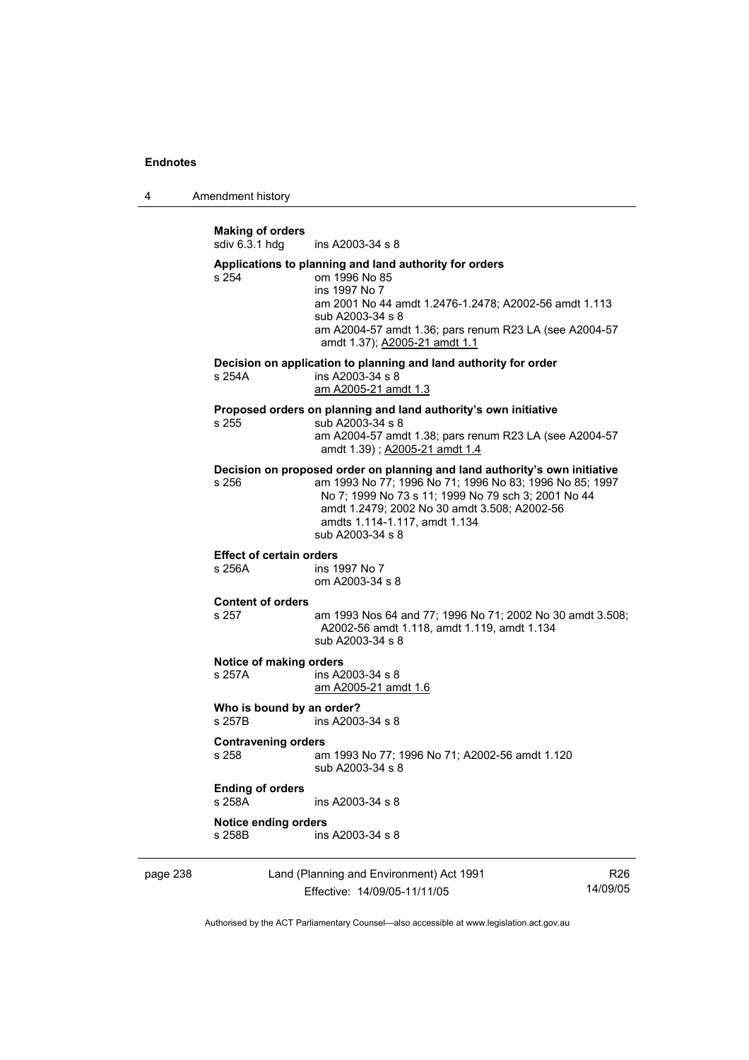**Making of orders**

sdiv 6.3.1 hdg ins A2003-34 s 8

**Applications to planning and land authority for orders**

s 254 om 1996 No 85
ins 1997 No 7
am 2001 No 44 amdt 1.2476-1.2478; A2002-56 amdt 1.113
sub A2003-34 s 8
am A2004-57 amdt 1.36; pars renum R23 LA (see A2004-57 amdt 1.37); A2005-21 amdt 1.1

**Decision on application to planning and land authority for order**

s 254A ins A2003-34 s 8
am A2005-21 amdt 1.3

**Proposed orders on planning and land authority's own initiative**

s 255 sub A2003-34 s 8
am A2004-57 amdt 1.38; pars renum R23 LA (see A2004-57 amdt 1.39) ; A2005-21 amdt 1.4

**Decision on proposed order on planning and land authority's own initiative**

s 256 am 1993 No 77; 1996 No 71; 1996 No 83; 1996 No 85; 1997 No 7; 1999 No 73 s 11; 1999 No 79 sch 3; 2001 No 44 amdt 1.2479; 2002 No 30 amdt 3.508; A2002-56 amdts 1.114-1.117, amdt 1.134
sub A2003-34 s 8

**Effect of certain orders**

s 256A ins 1997 No 7
om A2003-34 s 8

**Content of orders**

s 257 am 1993 Nos 64 and 77; 1996 No 71; 2002 No 30 amdt 3.508; A2002-56 amdt 1.118, amdt 1.119, amdt 1.134
sub A2003-34 s 8

**Notice of making orders**

s 257A ins A2003-34 s 8
am A2005-21 amdt 1.6

**Who is bound by an order?**

s 257B ins A2003-34 s 8

**Contravening orders**

s 258 am 1993 No 77; 1996 No 71; A2002-56 amdt 1.120
sub A2003-34 s 8

**Ending of orders**

s 258A ins A2003-34 s 8

**Notice ending orders**

s 258B ins A2003-34 s 8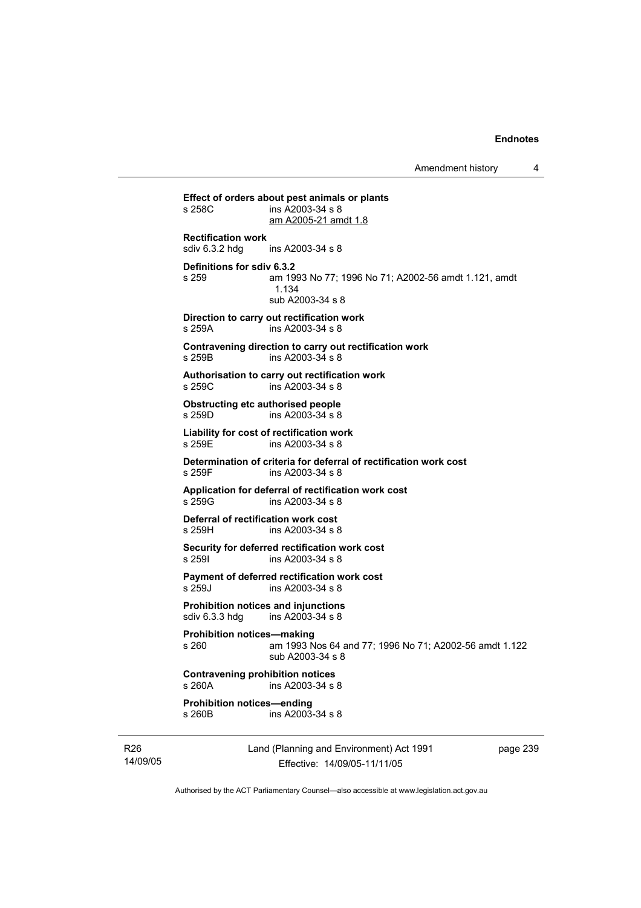**Effect of orders about pest animals or plants**
s 258C ins A2003-34 s 8
am A2005-21 amdt 1.8

**Rectification work**
sdiv 6.3.2 hdg ins A2003-34 s 8

**Definitions for sdiv 6.3.2**
s 259 am 1993 No 77; 1996 No 71; A2002-56 amdt 1.121, amdt 1.134
sub A2003-34 s 8

**Direction to carry out rectification work**
s 259A ins A2003-34 s 8

**Contravening direction to carry out rectification work**
s 259B ins A2003-34 s 8

**Authorisation to carry out rectification work**
s 259C ins A2003-34 s 8

**Obstructing etc authorised people**
s 259D ins A2003-34 s 8

**Liability for cost of rectification work**
s 259E ins A2003-34 s 8

**Determination of criteria for deferral of rectification work cost**
s 259F ins A2003-34 s 8

**Application for deferral of rectification work cost**
s 259G ins A2003-34 s 8

**Deferral of rectification work cost**
s 259H ins A2003-34 s 8

**Security for deferred rectification work cost**
s 259I ins A2003-34 s 8

**Payment of deferred rectification work cost**
s 259J ins A2003-34 s 8

**Prohibition notices and injunctions**
sdiv 6.3.3 hdg ins A2003-34 s 8

**Prohibition notices—making**
s 260 am 1993 Nos 64 and 77; 1996 No 71; A2002-56 amdt 1.122
sub A2003-34 s 8

**Contravening prohibition notices**
s 260A ins A2003-34 s 8

**Prohibition notices—ending**
s 260B ins A2003-34 s 8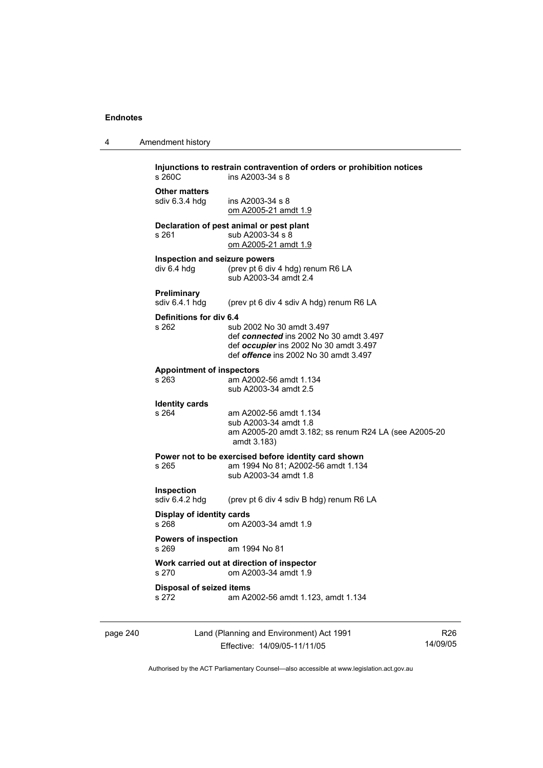**Injunctions to restrain contravention of orders or prohibition notices**
s 260C ins A2003-34 s 8

**Other matters**
sdiv 6.3.4 hdg ins A2003-34 s 8
om A2005-21 amdt 1.9

**Declaration of pest animal or pest plant**
s 261 sub A2003-34 s 8
om A2005-21 amdt 1.9

**Inspection and seizure powers**
div 6.4 hdg (prev pt 6 div 4 hdg) renum R6 LA
sub A2003-34 amdt 2.4

**Preliminary**
sdiv 6.4.1 hdg (prev pt 6 div 4 sdiv A hdg) renum R6 LA

**Definitions for div 6.4**
s 262 sub 2002 No 30 amdt 3.497
def ***connected*** ins 2002 No 30 amdt 3.497
def ***occupier*** ins 2002 No 30 amdt 3.497
def ***offence*** ins 2002 No 30 amdt 3.497

**Appointment of inspectors**
s 263 am A2002-56 amdt 1.134
sub A2003-34 amdt 2.5

**Identity cards**
s 264 am A2002-56 amdt 1.134
sub A2003-34 amdt 1.8
am A2005-20 amdt 3.182; ss renum R24 LA (see A2005-20 amdt 3.183)

**Power not to be exercised before identity card shown**
s 265 am 1994 No 81; A2002-56 amdt 1.134
sub A2003-34 amdt 1.8

**Inspection**
sdiv 6.4.2 hdg (prev pt 6 div 4 sdiv B hdg) renum R6 LA

**Display of identity cards**
s 268 om A2003-34 amdt 1.9

**Powers of inspection**
s 269 am 1994 No 81

**Work carried out at direction of inspector**
s 270 om A2003-34 amdt 1.9

**Disposal of seized items**
s 272 am A2002-56 amdt 1.123, amdt 1.134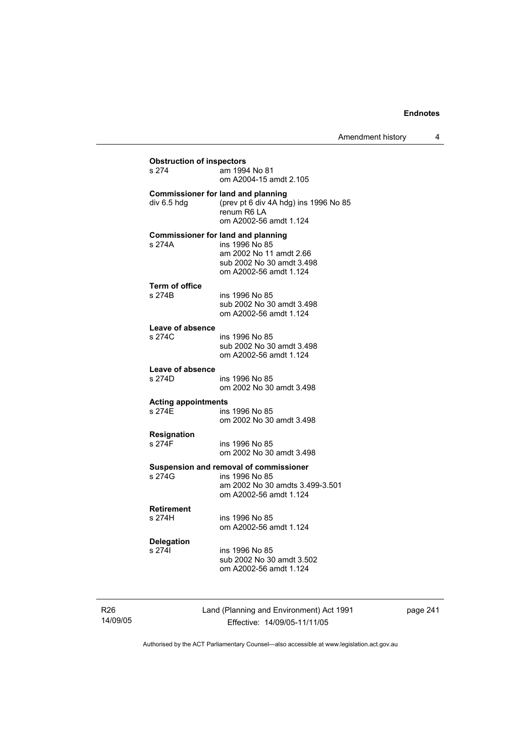**Obstruction of inspectors**

s 274 — am 1994 No 81
om A2004-15 amdt 2.105

**Commissioner for land and planning**

div 6.5 hdg — (prev pt 6 div 4A hdg) ins 1996 No 85
renum R6 LA
om A2002-56 amdt 1.124

**Commissioner for land and planning**

s 274A — ins 1996 No 85
am 2002 No 11 amdt 2.66
sub 2002 No 30 amdt 3.498
om A2002-56 amdt 1.124

**Term of office**

s 274B — ins 1996 No 85
sub 2002 No 30 amdt 3.498
om A2002-56 amdt 1.124

**Leave of absence**

s 274C — ins 1996 No 85
sub 2002 No 30 amdt 3.498
om A2002-56 amdt 1.124

**Leave of absence**

s 274D — ins 1996 No 85
om 2002 No 30 amdt 3.498

**Acting appointments**

s 274E — ins 1996 No 85
om 2002 No 30 amdt 3.498

**Resignation**

s 274F — ins 1996 No 85
om 2002 No 30 amdt 3.498

**Suspension and removal of commissioner**

s 274G — ins 1996 No 85
am 2002 No 30 amdts 3.499-3.501
om A2002-56 amdt 1.124

**Retirement**

s 274H — ins 1996 No 85
om A2002-56 amdt 1.124

**Delegation**

s 274I — ins 1996 No 85
sub 2002 No 30 amdt 3.502
om A2002-56 amdt 1.124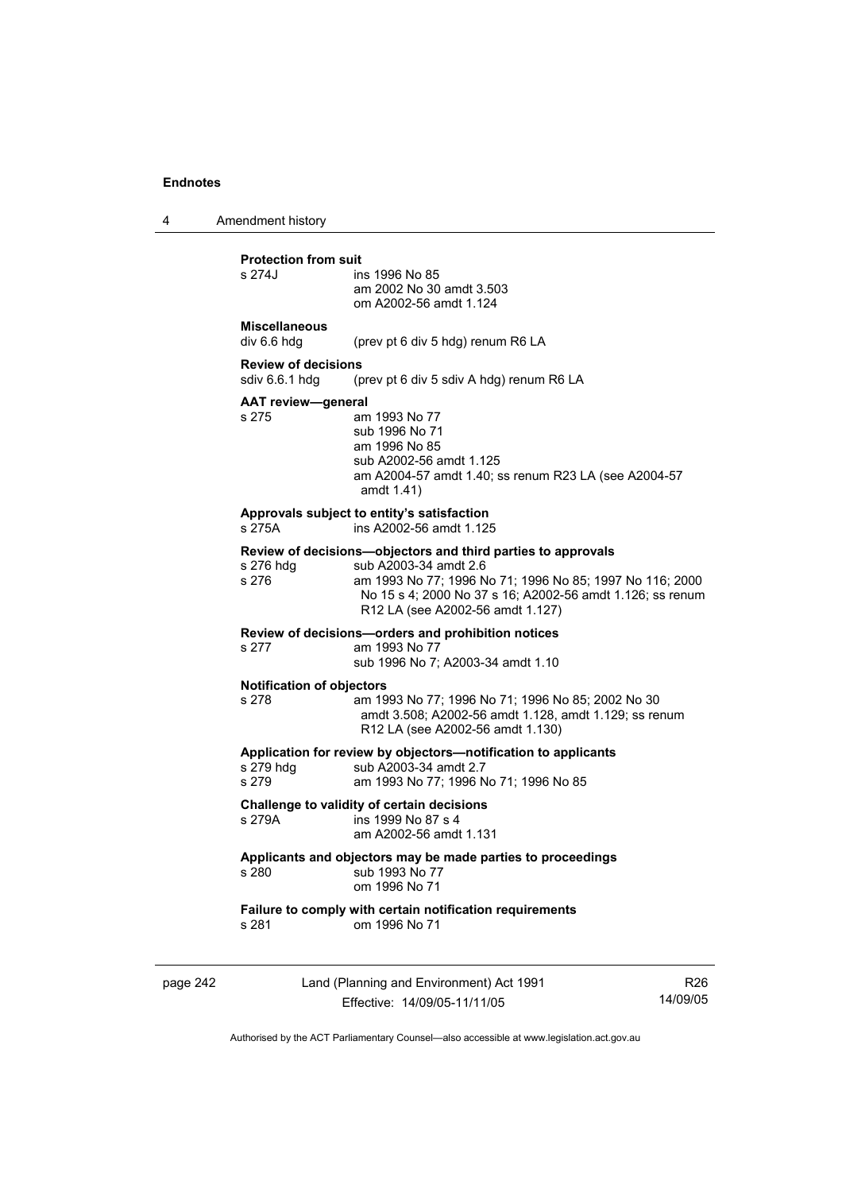**Protection from suit**

s 274J ins 1996 No 85
am 2002 No 30 amdt 3.503
om A2002-56 amdt 1.124

**Miscellaneous**

div 6.6 hdg (prev pt 6 div 5 hdg) renum R6 LA

**Review of decisions**

sdiv 6.6.1 hdg (prev pt 6 div 5 sdiv A hdg) renum R6 LA

**AAT review—general**

s 275 am 1993 No 77
sub 1996 No 71
am 1996 No 85
sub A2002-56 amdt 1.125
am A2004-57 amdt 1.40; ss renum R23 LA (see A2004-57 amdt 1.41)

**Approvals subject to entity's satisfaction**

s 275A ins A2002-56 amdt 1.125

**Review of decisions—objectors and third parties to approvals**

s 276 hdg sub A2003-34 amdt 2.6
s 276 am 1993 No 77; 1996 No 71; 1996 No 85; 1997 No 116; 2000 No 15 s 4; 2000 No 37 s 16; A2002-56 amdt 1.126; ss renum R12 LA (see A2002-56 amdt 1.127)

**Review of decisions—orders and prohibition notices**

s 277 am 1993 No 77
sub 1996 No 7; A2003-34 amdt 1.10

**Notification of objectors**

s 278 am 1993 No 77; 1996 No 71; 1996 No 85; 2002 No 30 amdt 3.508; A2002-56 amdt 1.128, amdt 1.129; ss renum R12 LA (see A2002-56 amdt 1.130)

**Application for review by objectors—notification to applicants**

s 279 hdg sub A2003-34 amdt 2.7
s 279 am 1993 No 77; 1996 No 71; 1996 No 85

**Challenge to validity of certain decisions**

s 279A ins 1999 No 87 s 4
am A2002-56 amdt 1.131

**Applicants and objectors may be made parties to proceedings**

s 280 sub 1993 No 77
om 1996 No 71

**Failure to comply with certain notification requirements**

s 281 om 1996 No 71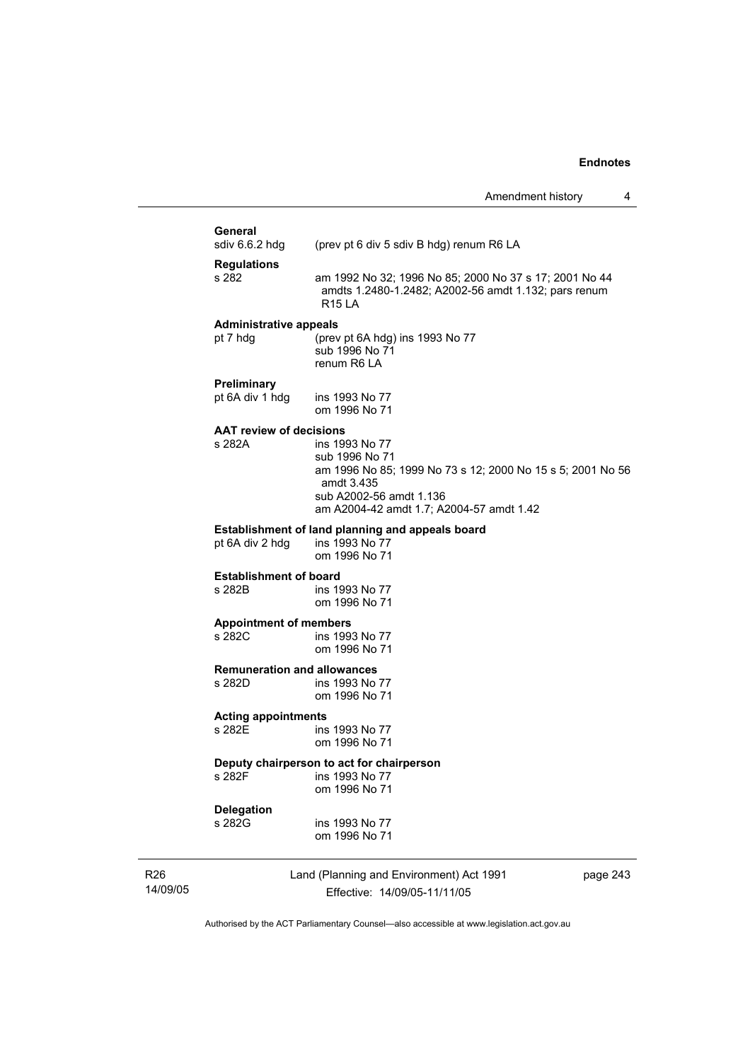**General**

sdiv 6.6.2 hdg (prev pt 6 div 5 sdiv B hdg) renum R6 LA

**Regulations**

s 282 am 1992 No 32; 1996 No 85; 2000 No 37 s 17; 2001 No 44 amdts 1.2480-1.2482; A2002-56 amdt 1.132; pars renum R15 LA

**Administrative appeals**

pt 7 hdg (prev pt 6A hdg) ins 1993 No 77
sub 1996 No 71
renum R6 LA

**Preliminary**

pt 6A div 1 hdg ins 1993 No 77
om 1996 No 71

**AAT review of decisions**

s 282A ins 1993 No 77
sub 1996 No 71
am 1996 No 85; 1999 No 73 s 12; 2000 No 15 s 5; 2001 No 56 amdt 3.435
sub A2002-56 amdt 1.136
am A2004-42 amdt 1.7; A2004-57 amdt 1.42

**Establishment of land planning and appeals board**

pt 6A div 2 hdg ins 1993 No 77
om 1996 No 71

**Establishment of board**

s 282B ins 1993 No 77
om 1996 No 71

**Appointment of members**

s 282C ins 1993 No 77
om 1996 No 71

**Remuneration and allowances**

s 282D ins 1993 No 77
om 1996 No 71

**Acting appointments**

s 282E ins 1993 No 77
om 1996 No 71

**Deputy chairperson to act for chairperson**

s 282F ins 1993 No 77
om 1996 No 71

**Delegation**

s 282G ins 1993 No 77
om 1996 No 71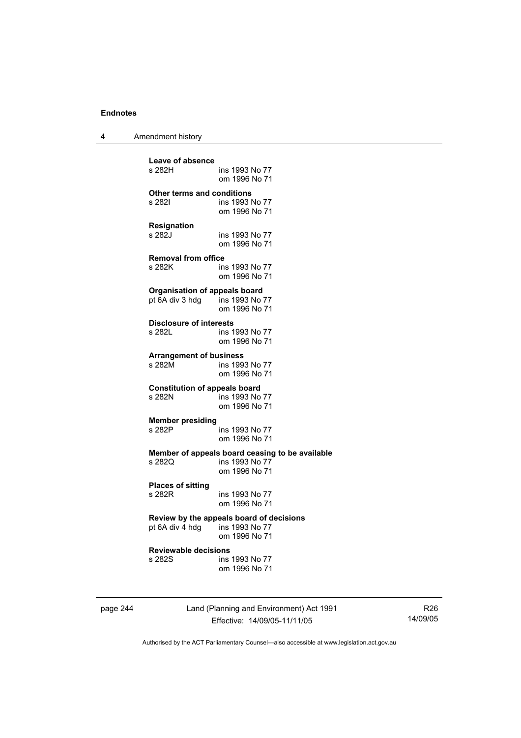**Leave of absence**
s 282H ins 1993 No 77
om 1996 No 71

**Other terms and conditions**
s 282I ins 1993 No 77
om 1996 No 71

**Resignation**
s 282J ins 1993 No 77
om 1996 No 71

**Removal from office**
s 282K ins 1993 No 77
om 1996 No 71

**Organisation of appeals board**
pt 6A div 3 hdg ins 1993 No 77
om 1996 No 71

**Disclosure of interests**
s 282L ins 1993 No 77
om 1996 No 71

**Arrangement of business**
s 282M ins 1993 No 77
om 1996 No 71

**Constitution of appeals board**
s 282N ins 1993 No 77
om 1996 No 71

**Member presiding**
s 282P ins 1993 No 77
om 1996 No 71

**Member of appeals board ceasing to be available**
s 282Q ins 1993 No 77
om 1996 No 71

**Places of sitting**
s 282R ins 1993 No 77
om 1996 No 71

**Review by the appeals board of decisions**
pt 6A div 4 hdg ins 1993 No 77
om 1996 No 71

**Reviewable decisions**
s 282S ins 1993 No 77
om 1996 No 71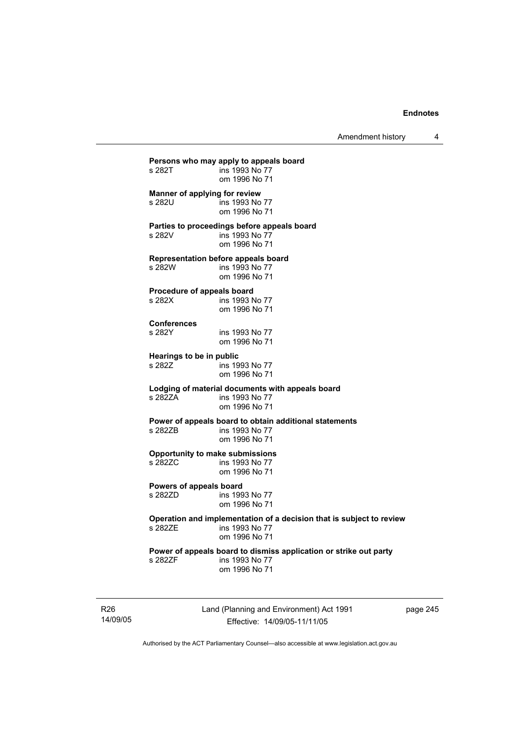**Persons who may apply to appeals board**

s 282T ins 1993 No 77
om 1996 No 71

**Manner of applying for review**

s 282U ins 1993 No 77
om 1996 No 71

**Parties to proceedings before appeals board**

s 282V ins 1993 No 77
om 1996 No 71

**Representation before appeals board**

s 282W ins 1993 No 77
om 1996 No 71

**Procedure of appeals board**

s 282X ins 1993 No 77
om 1996 No 71

**Conferences**

s 282Y ins 1993 No 77
om 1996 No 71

**Hearings to be in public**

s 282Z ins 1993 No 77
om 1996 No 71

**Lodging of material documents with appeals board**

s 282ZA ins 1993 No 77
om 1996 No 71

**Power of appeals board to obtain additional statements**

s 282ZB ins 1993 No 77
om 1996 No 71

**Opportunity to make submissions**

s 282ZC ins 1993 No 77
om 1996 No 71

**Powers of appeals board**

s 282ZD ins 1993 No 77
om 1996 No 71

**Operation and implementation of a decision that is subject to review**

s 282ZE ins 1993 No 77
om 1996 No 71

**Power of appeals board to dismiss application or strike out party**

s 282ZF ins 1993 No 77
om 1996 No 71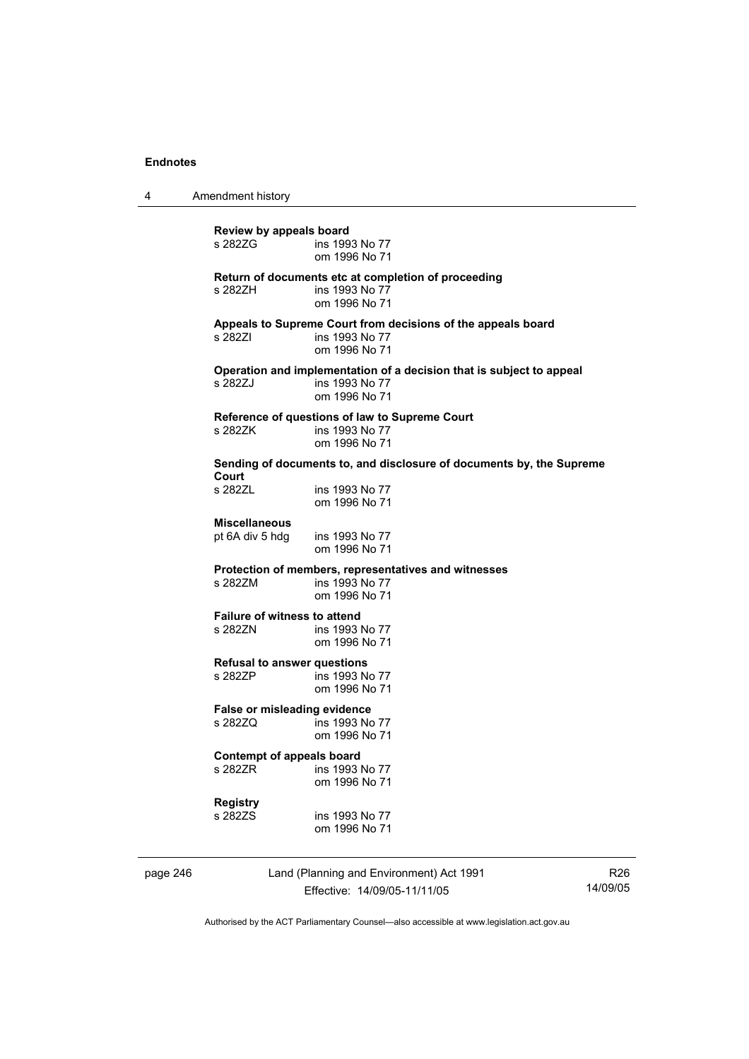**Review by appeals board**
s 282ZG ins 1993 No 77
om 1996 No 71

**Return of documents etc at completion of proceeding**
s 282ZH ins 1993 No 77
om 1996 No 71

**Appeals to Supreme Court from decisions of the appeals board**
s 282ZI ins 1993 No 77
om 1996 No 71

**Operation and implementation of a decision that is subject to appeal**
s 282ZJ ins 1993 No 77
om 1996 No 71

**Reference of questions of law to Supreme Court**
s 282ZK ins 1993 No 77
om 1996 No 71

**Sending of documents to, and disclosure of documents by, the Supreme Court**
s 282ZL ins 1993 No 77
om 1996 No 71

**Miscellaneous**
pt 6A div 5 hdg ins 1993 No 77
om 1996 No 71

**Protection of members, representatives and witnesses**
s 282ZM ins 1993 No 77
om 1996 No 71

**Failure of witness to attend**
s 282ZN ins 1993 No 77
om 1996 No 71

**Refusal to answer questions**
s 282ZP ins 1993 No 77
om 1996 No 71

**False or misleading evidence**
s 282ZQ ins 1993 No 77
om 1996 No 71

**Contempt of appeals board**
s 282ZR ins 1993 No 77
om 1996 No 71

**Registry**
s 282ZS ins 1993 No 77
om 1996 No 71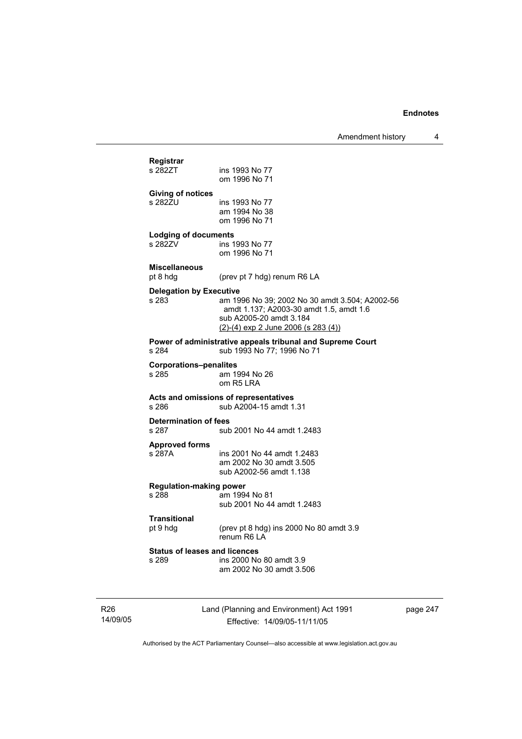**Registrar**
s 282ZT ins 1993 No 77
om 1996 No 71

**Giving of notices**
s 282ZU ins 1993 No 77
am 1994 No 38
om 1996 No 71

**Lodging of documents**
s 282ZV ins 1993 No 77
om 1996 No 71

**Miscellaneous**
pt 8 hdg (prev pt 7 hdg) renum R6 LA

**Delegation by Executive**
s 283 am 1996 No 39; 2002 No 30 amdt 3.504; A2002-56 amdt 1.137; A2003-30 amdt 1.5, amdt 1.6
sub A2005-20 amdt 3.184
(2)-(4) exp 2 June 2006 (s 283 (4))

**Power of administrative appeals tribunal and Supreme Court**
s 284 sub 1993 No 77; 1996 No 71

**Corporations–penalites**
s 285 am 1994 No 26
om R5 LRA

**Acts and omissions of representatives**
s 286 sub A2004-15 amdt 1.31

**Determination of fees**
s 287 sub 2001 No 44 amdt 1.2483

**Approved forms**
s 287A ins 2001 No 44 amdt 1.2483
am 2002 No 30 amdt 3.505
sub A2002-56 amdt 1.138

**Regulation-making power**
s 288 am 1994 No 81
sub 2001 No 44 amdt 1.2483

**Transitional**
pt 9 hdg (prev pt 8 hdg) ins 2000 No 80 amdt 3.9
renum R6 LA

**Status of leases and licences**
s 289 ins 2000 No 80 amdt 3.9
am 2002 No 30 amdt 3.506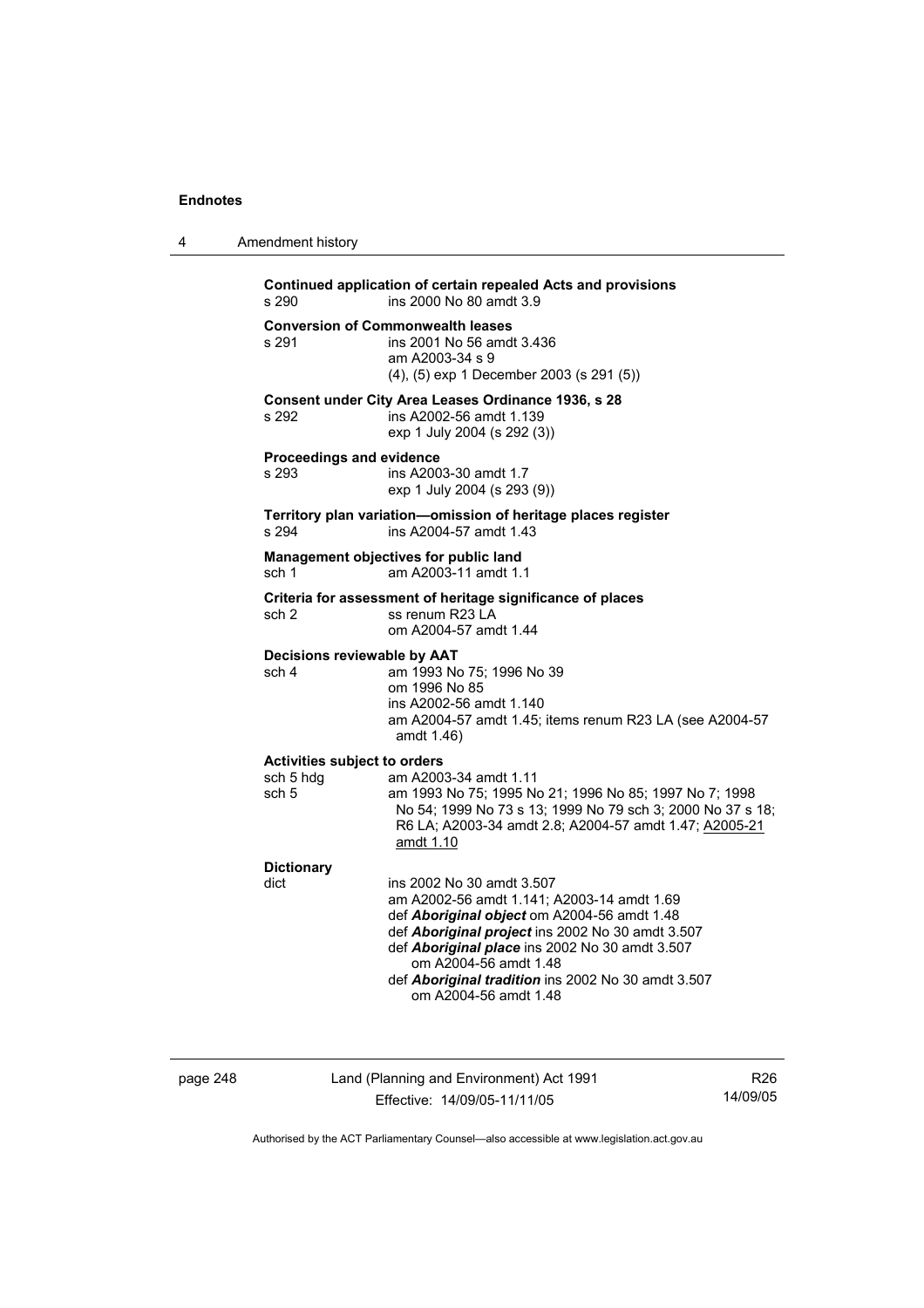**Continued application of certain repealed Acts and provisions**
s 290 ins 2000 No 80 amdt 3.9

**Conversion of Commonwealth leases**
s 291 ins 2001 No 56 amdt 3.436
am A2003-34 s 9
(4), (5) exp 1 December 2003 (s 291 (5))

**Consent under City Area Leases Ordinance 1936, s 28**
s 292 ins A2002-56 amdt 1.139
exp 1 July 2004 (s 292 (3))

**Proceedings and evidence**
s 293 ins A2003-30 amdt 1.7
exp 1 July 2004 (s 293 (9))

**Territory plan variation—omission of heritage places register**
s 294 ins A2004-57 amdt 1.43

**Management objectives for public land**
sch 1 am A2003-11 amdt 1.1

**Criteria for assessment of heritage significance of places**
sch 2 ss renum R23 LA
om A2004-57 amdt 1.44

**Decisions reviewable by AAT**
sch 4 am 1993 No 75; 1996 No 39
om 1996 No 85
ins A2002-56 amdt 1.140
am A2004-57 amdt 1.45; items renum R23 LA (see A2004-57 amdt 1.46)

**Activities subject to orders**
sch 5 hdg am A2003-34 amdt 1.11
sch 5 am 1993 No 75; 1995 No 21; 1996 No 85; 1997 No 7; 1998 No 54; 1999 No 73 s 13; 1999 No 79 sch 3; 2000 No 37 s 18; R6 LA; A2003-34 amdt 2.8; A2004-57 amdt 1.47; A2005-21 amdt 1.10

**Dictionary**
dict ins 2002 No 30 amdt 3.507
am A2002-56 amdt 1.141; A2003-14 amdt 1.69
def ***Aboriginal object*** om A2004-56 amdt 1.48
def ***Aboriginal project*** ins 2002 No 30 amdt 3.507
def ***Aboriginal place*** ins 2002 No 30 amdt 3.507
om A2004-56 amdt 1.48
def ***Aboriginal tradition*** ins 2002 No 30 amdt 3.507
om A2004-56 amdt 1.48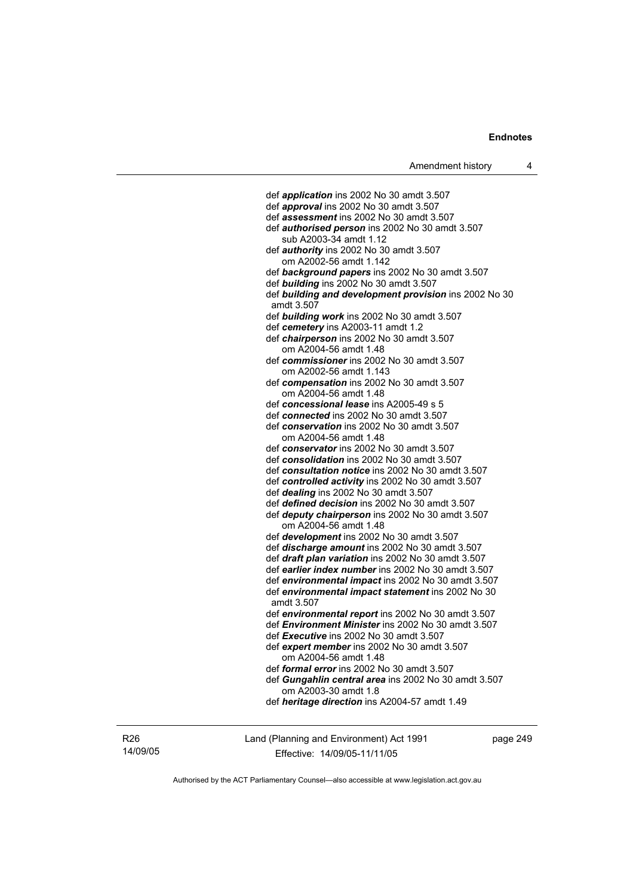def ***application*** ins 2002 No 30 amdt 3.507
def ***approval*** ins 2002 No 30 amdt 3.507
def ***assessment*** ins 2002 No 30 amdt 3.507
def ***authorised person*** ins 2002 No 30 amdt 3.507
    sub A2003-34 amdt 1.12
def ***authority*** ins 2002 No 30 amdt 3.507
    om A2002-56 amdt 1.142
def ***background papers*** ins 2002 No 30 amdt 3.507
def ***building*** ins 2002 No 30 amdt 3.507
def ***building and development provision*** ins 2002 No 30 amdt 3.507
def ***building work*** ins 2002 No 30 amdt 3.507
def ***cemetery*** ins A2003-11 amdt 1.2
def ***chairperson*** ins 2002 No 30 amdt 3.507
    om A2004-56 amdt 1.48
def ***commissioner*** ins 2002 No 30 amdt 3.507
    om A2002-56 amdt 1.143
def ***compensation*** ins 2002 No 30 amdt 3.507
    om A2004-56 amdt 1.48
def ***concessional lease*** ins A2005-49 s 5
def ***connected*** ins 2002 No 30 amdt 3.507
def ***conservation*** ins 2002 No 30 amdt 3.507
    om A2004-56 amdt 1.48
def ***conservator*** ins 2002 No 30 amdt 3.507
def ***consolidation*** ins 2002 No 30 amdt 3.507
def ***consultation notice*** ins 2002 No 30 amdt 3.507
def ***controlled activity*** ins 2002 No 30 amdt 3.507
def ***dealing*** ins 2002 No 30 amdt 3.507
def ***defined decision*** ins 2002 No 30 amdt 3.507
def ***deputy chairperson*** ins 2002 No 30 amdt 3.507
    om A2004-56 amdt 1.48
def ***development*** ins 2002 No 30 amdt 3.507
def ***discharge amount*** ins 2002 No 30 amdt 3.507
def ***draft plan variation*** ins 2002 No 30 amdt 3.507
def ***earlier index number*** ins 2002 No 30 amdt 3.507
def ***environmental impact*** ins 2002 No 30 amdt 3.507
def ***environmental impact statement*** ins 2002 No 30 amdt 3.507
def ***environmental report*** ins 2002 No 30 amdt 3.507
def ***Environment Minister*** ins 2002 No 30 amdt 3.507
def ***Executive*** ins 2002 No 30 amdt 3.507
def ***expert member*** ins 2002 No 30 amdt 3.507
    om A2004-56 amdt 1.48
def ***formal error*** ins 2002 No 30 amdt 3.507
def ***Gungahlin central area*** ins 2002 No 30 amdt 3.507
    om A2003-30 amdt 1.8
def ***heritage direction*** ins A2004-57 amdt 1.49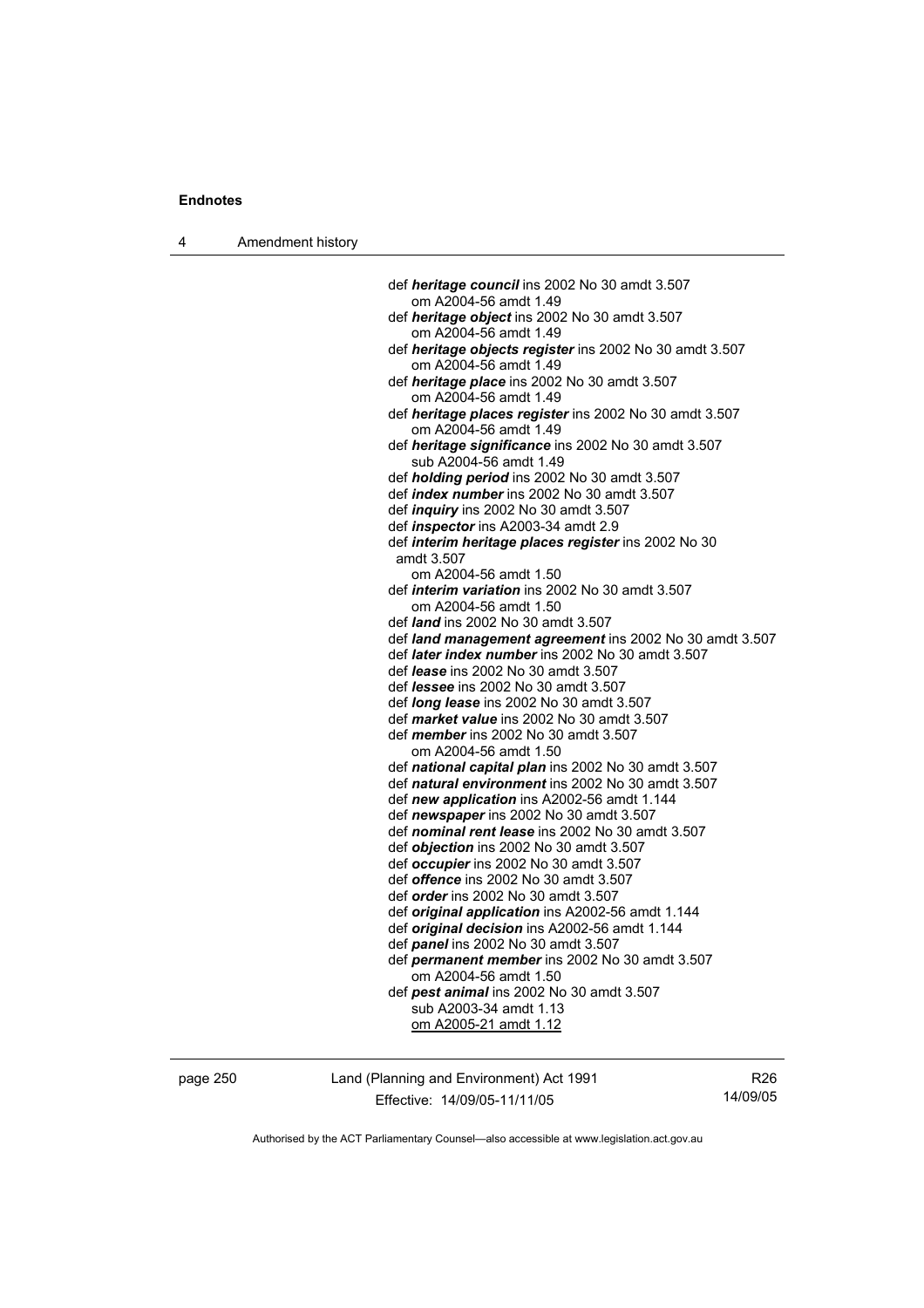def ***heritage council*** ins 2002 No 30 amdt 3.507
om A2004-56 amdt 1.49

def ***heritage object*** ins 2002 No 30 amdt 3.507
om A2004-56 amdt 1.49

def ***heritage objects register*** ins 2002 No 30 amdt 3.507
om A2004-56 amdt 1.49

def ***heritage place*** ins 2002 No 30 amdt 3.507
om A2004-56 amdt 1.49

def ***heritage places register*** ins 2002 No 30 amdt 3.507
om A2004-56 amdt 1.49

def ***heritage significance*** ins 2002 No 30 amdt 3.507
sub A2004-56 amdt 1.49

def ***holding period*** ins 2002 No 30 amdt 3.507

def ***index number*** ins 2002 No 30 amdt 3.507

def ***inquiry*** ins 2002 No 30 amdt 3.507

def ***inspector*** ins A2003-34 amdt 2.9

def ***interim heritage places register*** ins 2002 No 30 amdt 3.507
om A2004-56 amdt 1.50

def ***interim variation*** ins 2002 No 30 amdt 3.507
om A2004-56 amdt 1.50

def ***land*** ins 2002 No 30 amdt 3.507

def ***land management agreement*** ins 2002 No 30 amdt 3.507

def ***later index number*** ins 2002 No 30 amdt 3.507

def ***lease*** ins 2002 No 30 amdt 3.507

def ***lessee*** ins 2002 No 30 amdt 3.507

def ***long lease*** ins 2002 No 30 amdt 3.507

def ***market value*** ins 2002 No 30 amdt 3.507

def ***member*** ins 2002 No 30 amdt 3.507
om A2004-56 amdt 1.50

def ***national capital plan*** ins 2002 No 30 amdt 3.507

def ***natural environment*** ins 2002 No 30 amdt 3.507

def ***new application*** ins A2002-56 amdt 1.144

def ***newspaper*** ins 2002 No 30 amdt 3.507

def ***nominal rent lease*** ins 2002 No 30 amdt 3.507

def ***objection*** ins 2002 No 30 amdt 3.507

def ***occupier*** ins 2002 No 30 amdt 3.507

def ***offence*** ins 2002 No 30 amdt 3.507

def ***order*** ins 2002 No 30 amdt 3.507

def ***original application*** ins A2002-56 amdt 1.144

def ***original decision*** ins A2002-56 amdt 1.144

def ***panel*** ins 2002 No 30 amdt 3.507

def ***permanent member*** ins 2002 No 30 amdt 3.507
om A2004-56 amdt 1.50

def ***pest animal*** ins 2002 No 30 amdt 3.507
sub A2003-34 amdt 1.13
om A2005-21 amdt 1.12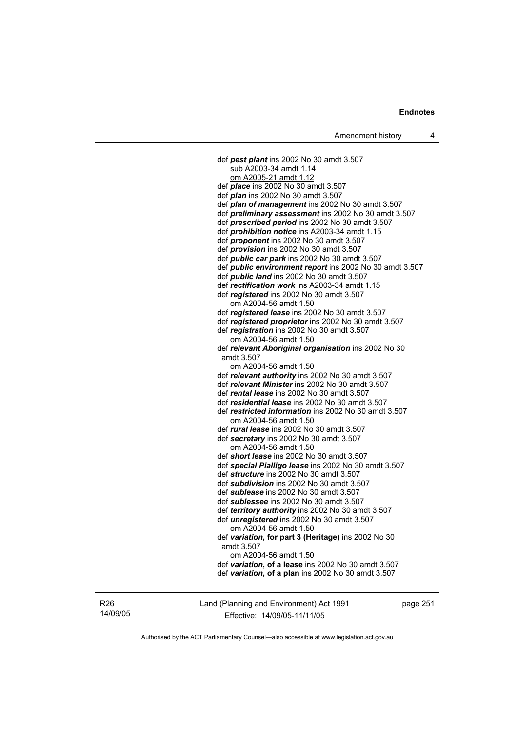def ***pest plant*** ins 2002 No 30 amdt 3.507
sub A2003-34 amdt 1.14
om A2005-21 amdt 1.12
def ***place*** ins 2002 No 30 amdt 3.507
def ***plan*** ins 2002 No 30 amdt 3.507
def ***plan of management*** ins 2002 No 30 amdt 3.507
def ***preliminary assessment*** ins 2002 No 30 amdt 3.507
def ***prescribed period*** ins 2002 No 30 amdt 3.507
def ***prohibition notice*** ins A2003-34 amdt 1.15
def ***proponent*** ins 2002 No 30 amdt 3.507
def ***provision*** ins 2002 No 30 amdt 3.507
def ***public car park*** ins 2002 No 30 amdt 3.507
def ***public environment report*** ins 2002 No 30 amdt 3.507
def ***public land*** ins 2002 No 30 amdt 3.507
def ***rectification work*** ins A2003-34 amdt 1.15
def ***registered*** ins 2002 No 30 amdt 3.507
om A2004-56 amdt 1.50
def ***registered lease*** ins 2002 No 30 amdt 3.507
def ***registered proprietor*** ins 2002 No 30 amdt 3.507
def ***registration*** ins 2002 No 30 amdt 3.507
om A2004-56 amdt 1.50
def ***relevant Aboriginal organisation*** ins 2002 No 30 amdt 3.507
om A2004-56 amdt 1.50
def ***relevant authority*** ins 2002 No 30 amdt 3.507
def ***relevant Minister*** ins 2002 No 30 amdt 3.507
def ***rental lease*** ins 2002 No 30 amdt 3.507
def ***residential lease*** ins 2002 No 30 amdt 3.507
def ***restricted information*** ins 2002 No 30 amdt 3.507
om A2004-56 amdt 1.50
def ***rural lease*** ins 2002 No 30 amdt 3.507
def ***secretary*** ins 2002 No 30 amdt 3.507
om A2004-56 amdt 1.50
def ***short lease*** ins 2002 No 30 amdt 3.507
def ***special Pialligo lease*** ins 2002 No 30 amdt 3.507
def ***structure*** ins 2002 No 30 amdt 3.507
def ***subdivision*** ins 2002 No 30 amdt 3.507
def ***sublease*** ins 2002 No 30 amdt 3.507
def ***sublessee*** ins 2002 No 30 amdt 3.507
def ***territory authority*** ins 2002 No 30 amdt 3.507
def ***unregistered*** ins 2002 No 30 amdt 3.507
om A2004-56 amdt 1.50
def ***variation*, for part 3 (Heritage)** ins 2002 No 30 amdt 3.507
om A2004-56 amdt 1.50
def ***variation*, of a lease** ins 2002 No 30 amdt 3.507
def ***variation*, of a plan** ins 2002 No 30 amdt 3.507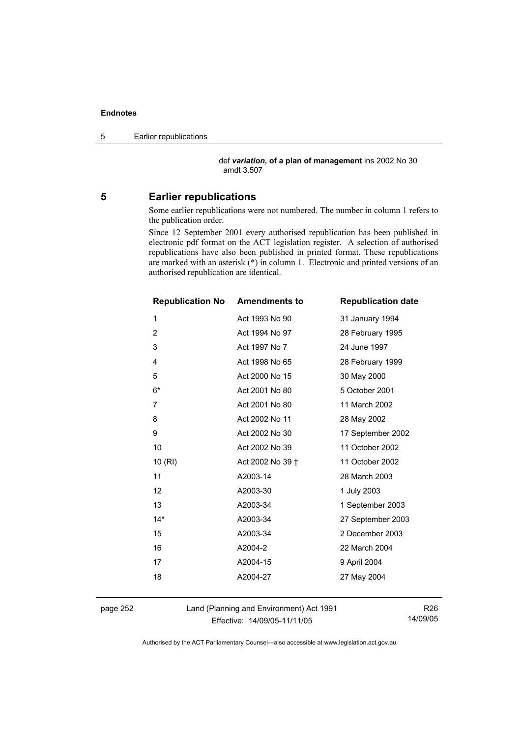def ***variation*, of a plan of management** ins 2002 No 30 amdt 3.507

## 5 Earlier republications

Some earlier republications were not numbered. The number in column 1 refers to the publication order.

Since 12 September 2001 every authorised republication has been published in electronic pdf format on the ACT legislation register. A selection of authorised republications have also been published in printed format. These republications are marked with an asterisk (*) in column 1. Electronic and printed versions of an authorised republication are identical.

| Republication No | Amendments to | Republication date |
|---|---|---|
| 1 | Act 1993 No 90 | 31 January 1994 |
| 2 | Act 1994 No 97 | 28 February 1995 |
| 3 | Act 1997 No 7 | 24 June 1997 |
| 4 | Act 1998 No 65 | 28 February 1999 |
| 5 | Act 2000 No 15 | 30 May 2000 |
| 6* | Act 2001 No 80 | 5 October 2001 |
| 7 | Act 2001 No 80 | 11 March 2002 |
| 8 | Act 2002 No 11 | 28 May 2002 |
| 9 | Act 2002 No 30 | 17 September 2002 |
| 10 | Act 2002 No 39 | 11 October 2002 |
| 10 (RI) | Act 2002 No 39 † | 11 October 2002 |
| 11 | A2003-14 | 28 March 2003 |
| 12 | A2003-30 | 1 July 2003 |
| 13 | A2003-34 | 1 September 2003 |
| 14* | A2003-34 | 27 September 2003 |
| 15 | A2003-34 | 2 December 2003 |
| 16 | A2004-2 | 22 March 2004 |
| 17 | A2004-15 | 9 April 2004 |
| 18 | A2004-27 | 27 May 2004 |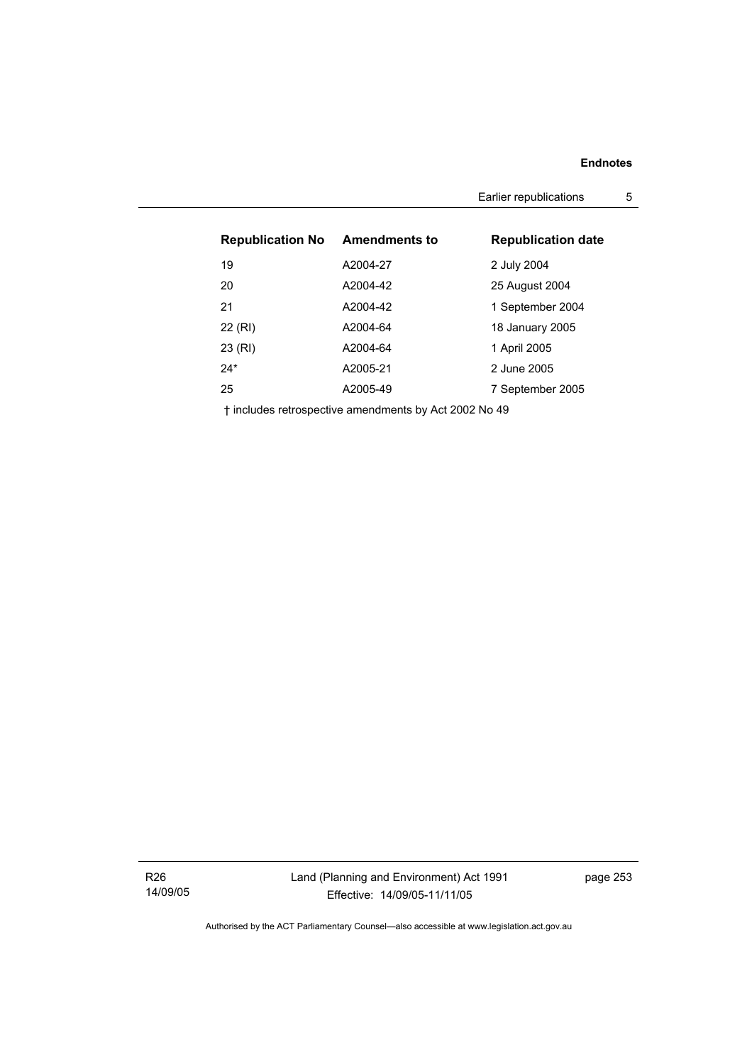| Republication No | Amendments to | Republication date |
| --- | --- | --- |
| 19 | A2004-27 | 2 July 2004 |
| 20 | A2004-42 | 25 August 2004 |
| 21 | A2004-42 | 1 September 2004 |
| 22 (RI) | A2004-64 | 18 January 2005 |
| 23 (RI) | A2004-64 | 1 April 2005 |
| 24* | A2005-21 | 2 June 2005 |
| 25 | A2005-49 | 7 September 2005 |

† includes retrospective amendments by Act 2002 No 49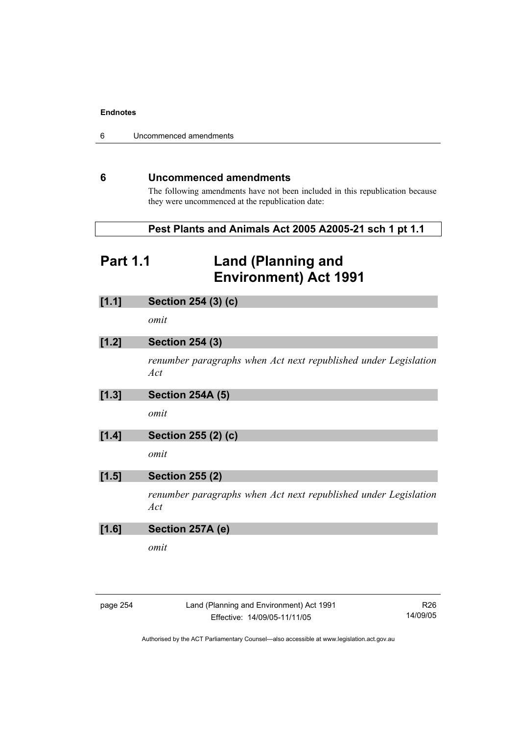## 6 Uncommenced amendments

The following amendments have not been included in this republication because they were uncommenced at the republication date:

**Pest Plants and Animals Act 2005 A2005-21 sch 1 pt 1.1**

# Part 1.1 Land (Planning and Environment) Act 1991

### [1.1] Section 254 (3) (c)

*omit*

### [1.2] Section 254 (3)

*renumber paragraphs when Act next republished under Legislation Act*

### [1.3] Section 254A (5)

*omit*

### [1.4] Section 255 (2) (c)

*omit*

### [1.5] Section 255 (2)

*renumber paragraphs when Act next republished under Legislation Act*

### [1.6] Section 257A (e)

*omit*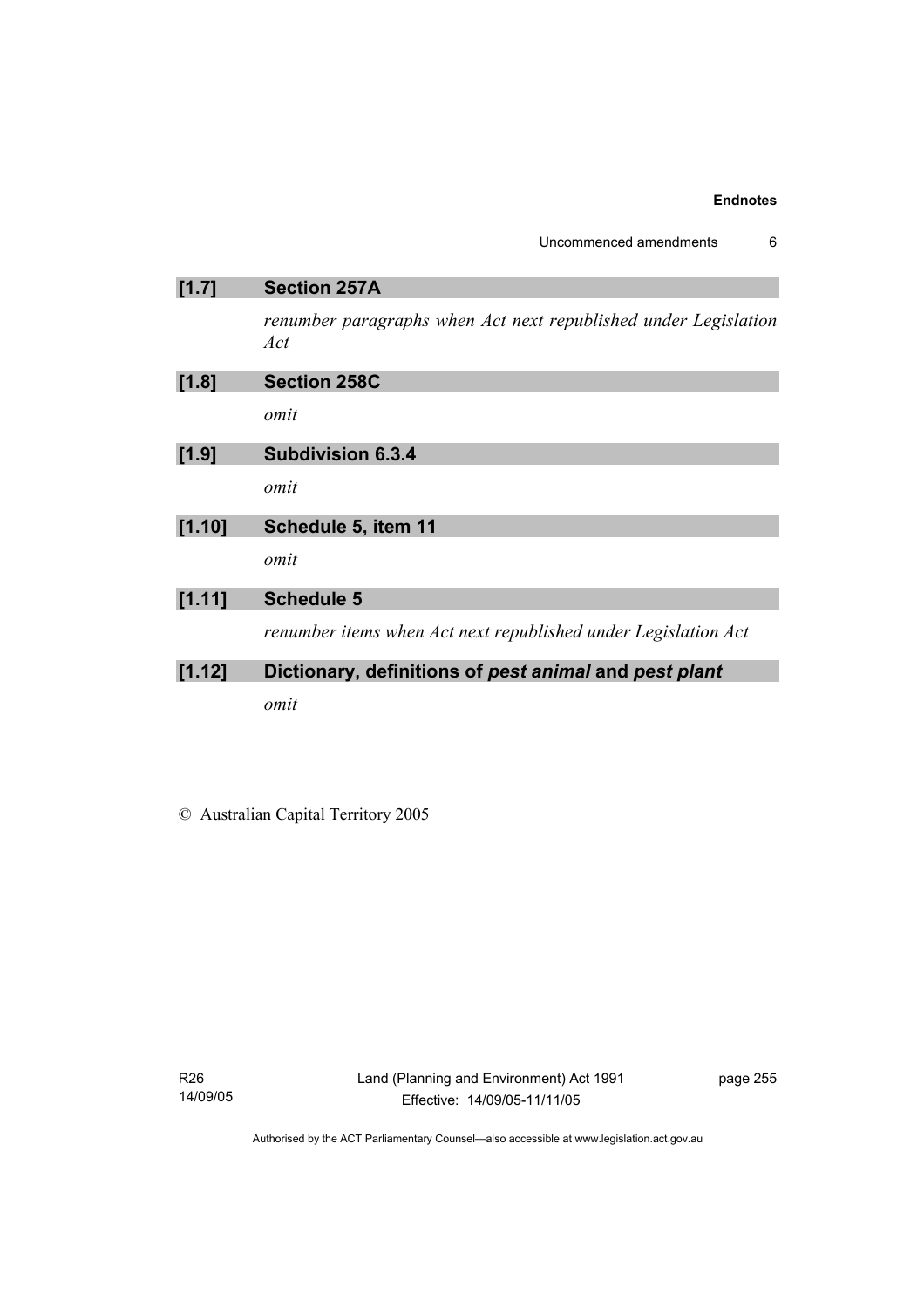**[1.7] Section 257A**

*renumber paragraphs when Act next republished under Legislation Act*

**[1.8] Section 258C**

*omit*

**[1.9] Subdivision 6.3.4**

*omit*

**[1.10] Schedule 5, item 11**

*omit*

**[1.11] Schedule 5**

*renumber items when Act next republished under Legislation Act*

**[1.12] Dictionary, definitions of *pest animal* and *pest plant***

*omit*

© Australian Capital Territory 2005